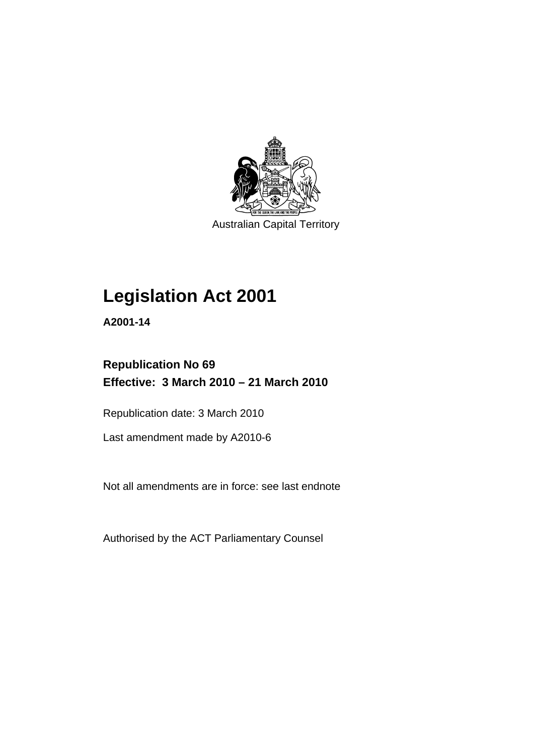Australian Capital Territory

# Legislation Act 2001

**A2001-14**

**Republication No 69**
**Effective: 3 March 2010 – 21 March 2010**

Republication date: 3 March 2010

Last amendment made by A2010-6

Not all amendments are in force: see last endnote

Authorised by the ACT Parliamentary Counsel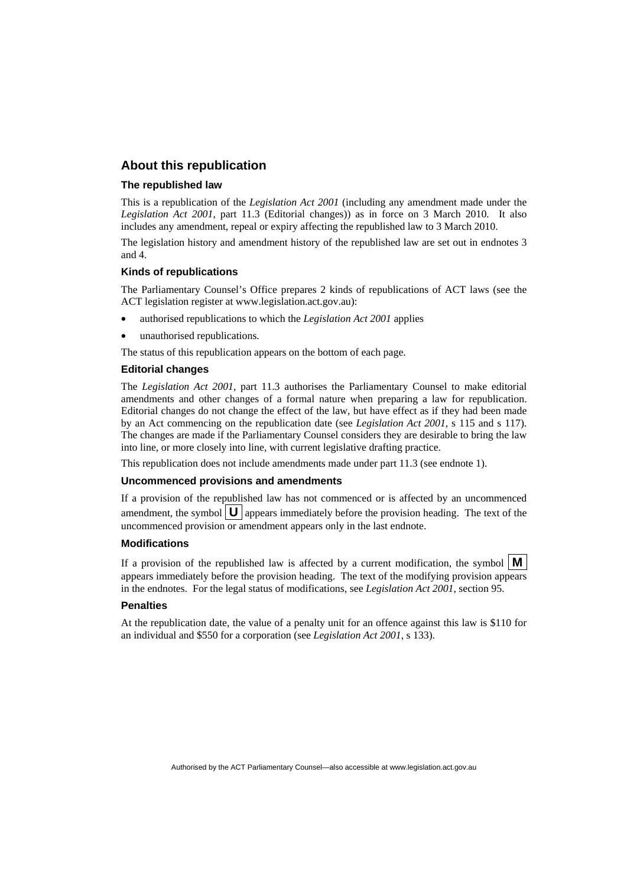## About this republication

### The republished law

This is a republication of the *Legislation Act 2001* (including any amendment made under the *Legislation Act 2001*, part 11.3 (Editorial changes)) as in force on 3 March 2010. It also includes any amendment, repeal or expiry affecting the republished law to 3 March 2010.

The legislation history and amendment history of the republished law are set out in endnotes 3 and 4.

### Kinds of republications

The Parliamentary Counsel's Office prepares 2 kinds of republications of ACT laws (see the ACT legislation register at www.legislation.act.gov.au):

- authorised republications to which the *Legislation Act 2001* applies
- unauthorised republications.

The status of this republication appears on the bottom of each page.

### Editorial changes

The *Legislation Act 2001*, part 11.3 authorises the Parliamentary Counsel to make editorial amendments and other changes of a formal nature when preparing a law for republication. Editorial changes do not change the effect of the law, but have effect as if they had been made by an Act commencing on the republication date (see *Legislation Act 2001*, s 115 and s 117). The changes are made if the Parliamentary Counsel considers they are desirable to bring the law into line, or more closely into line, with current legislative drafting practice.

This republication does not include amendments made under part 11.3 (see endnote 1).

### Uncommenced provisions and amendments

If a provision of the republished law has not commenced or is affected by an uncommenced amendment, the symbol **U** appears immediately before the provision heading. The text of the uncommenced provision or amendment appears only in the last endnote.

### Modifications

If a provision of the republished law is affected by a current modification, the symbol **M** appears immediately before the provision heading. The text of the modifying provision appears in the endnotes. For the legal status of modifications, see *Legislation Act 2001*, section 95.

### Penalties

At the republication date, the value of a penalty unit for an offence against this law is $110 for an individual and $550 for a corporation (see *Legislation Act 2001*, s 133).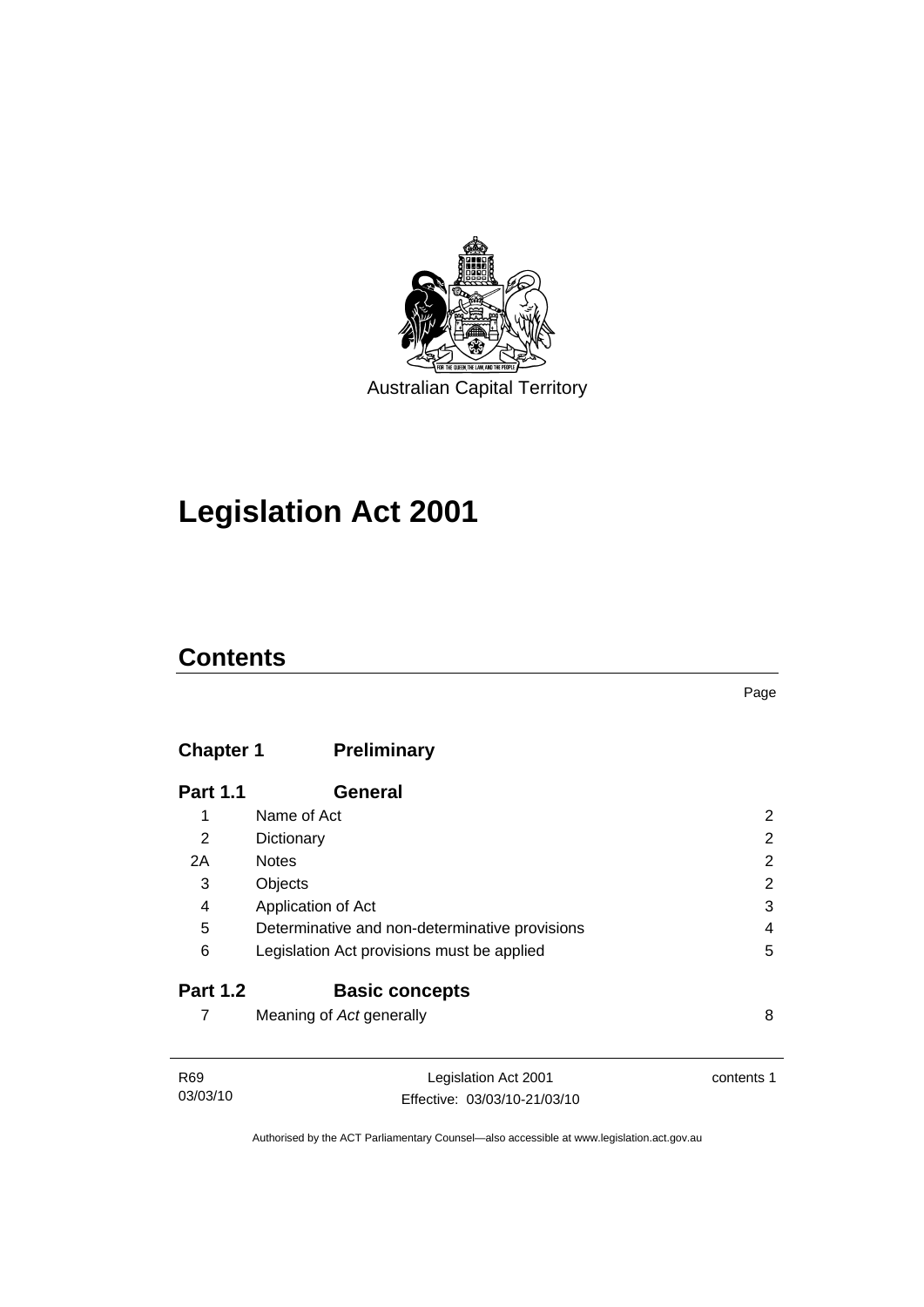Australian Capital Territory

# Legislation Act 2001

## Contents

| | | Page |
|---|---|---|
| **Chapter 1** | **Preliminary** | |
| **Part 1.1** | **General** | |
| 1 | Name of Act | 2 |
| 2 | Dictionary | 2 |
| 2A | Notes | 2 |
| 3 | Objects | 2 |
| 4 | Application of Act | 3 |
| 5 | Determinative and non-determinative provisions | 4 |
| 6 | Legislation Act provisions must be applied | 5 |
| **Part 1.2** | **Basic concepts** | |
| 7 | Meaning of *Act* generally | 8 |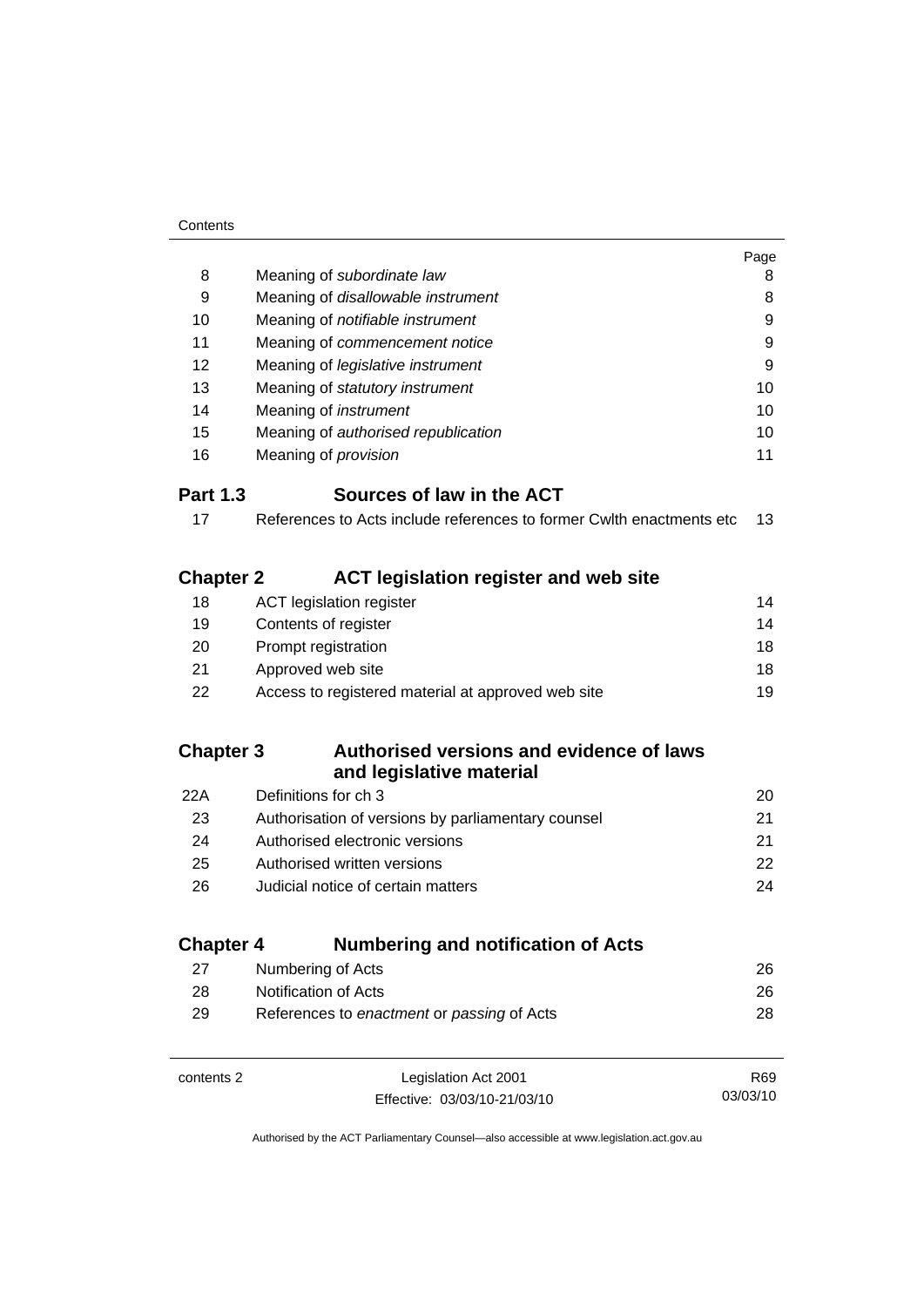| | | Page |
|---|---|---|
| 8 | Meaning of *subordinate law* | 8 |
| 9 | Meaning of *disallowable instrument* | 8 |
| 10 | Meaning of *notifiable instrument* | 9 |
| 11 | Meaning of *commencement notice* | 9 |
| 12 | Meaning of *legislative instrument* | 9 |
| 13 | Meaning of *statutory instrument* | 10 |
| 14 | Meaning of *instrument* | 10 |
| 15 | Meaning of *authorised republication* | 10 |
| 16 | Meaning of *provision* | 11 |

## Part 1.3 Sources of law in the ACT

| | | |
|---|---|---|
| 17 | References to Acts include references to former Cwlth enactments etc | 13 |

## Chapter 2 ACT legislation register and web site

| | | |
|---|---|---|
| 18 | ACT legislation register | 14 |
| 19 | Contents of register | 14 |
| 20 | Prompt registration | 18 |
| 21 | Approved web site | 18 |
| 22 | Access to registered material at approved web site | 19 |

## Chapter 3 Authorised versions and evidence of laws and legislative material

| | | |
|---|---|---|
| 22A | Definitions for ch 3 | 20 |
| 23 | Authorisation of versions by parliamentary counsel | 21 |
| 24 | Authorised electronic versions | 21 |
| 25 | Authorised written versions | 22 |
| 26 | Judicial notice of certain matters | 24 |

## Chapter 4 Numbering and notification of Acts

| | | |
|---|---|---|
| 27 | Numbering of Acts | 26 |
| 28 | Notification of Acts | 26 |
| 29 | References to *enactment* or *passing* of Acts | 28 |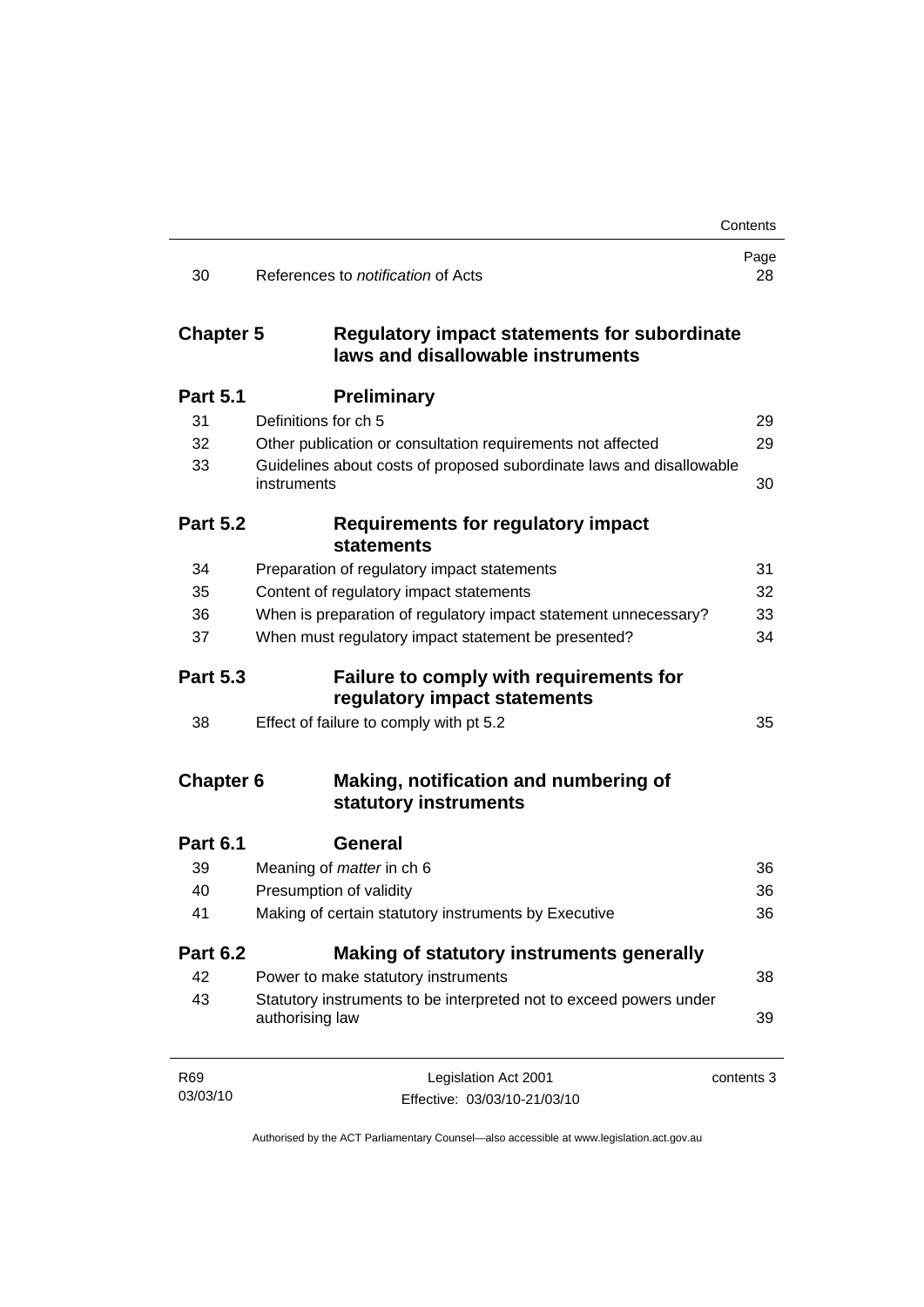| | | Page |
|---|---|---|
| 30 | References to *notification* of Acts | 28 |
| **Chapter 5** | **Regulatory impact statements for subordinate laws and disallowable instruments** | |
| **Part 5.1** | **Preliminary** | |
| 31 | Definitions for ch 5 | 29 |
| 32 | Other publication or consultation requirements not affected | 29 |
| 33 | Guidelines about costs of proposed subordinate laws and disallowable instruments | 30 |
| **Part 5.2** | **Requirements for regulatory impact statements** | |
| 34 | Preparation of regulatory impact statements | 31 |
| 35 | Content of regulatory impact statements | 32 |
| 36 | When is preparation of regulatory impact statement unnecessary? | 33 |
| 37 | When must regulatory impact statement be presented? | 34 |
| **Part 5.3** | **Failure to comply with requirements for regulatory impact statements** | |
| 38 | Effect of failure to comply with pt 5.2 | 35 |
| **Chapter 6** | **Making, notification and numbering of statutory instruments** | |
| **Part 6.1** | **General** | |
| 39 | Meaning of *matter* in ch 6 | 36 |
| 40 | Presumption of validity | 36 |
| 41 | Making of certain statutory instruments by Executive | 36 |
| **Part 6.2** | **Making of statutory instruments generally** | |
| 42 | Power to make statutory instruments | 38 |
| 43 | Statutory instruments to be interpreted not to exceed powers under authorising law | 39 |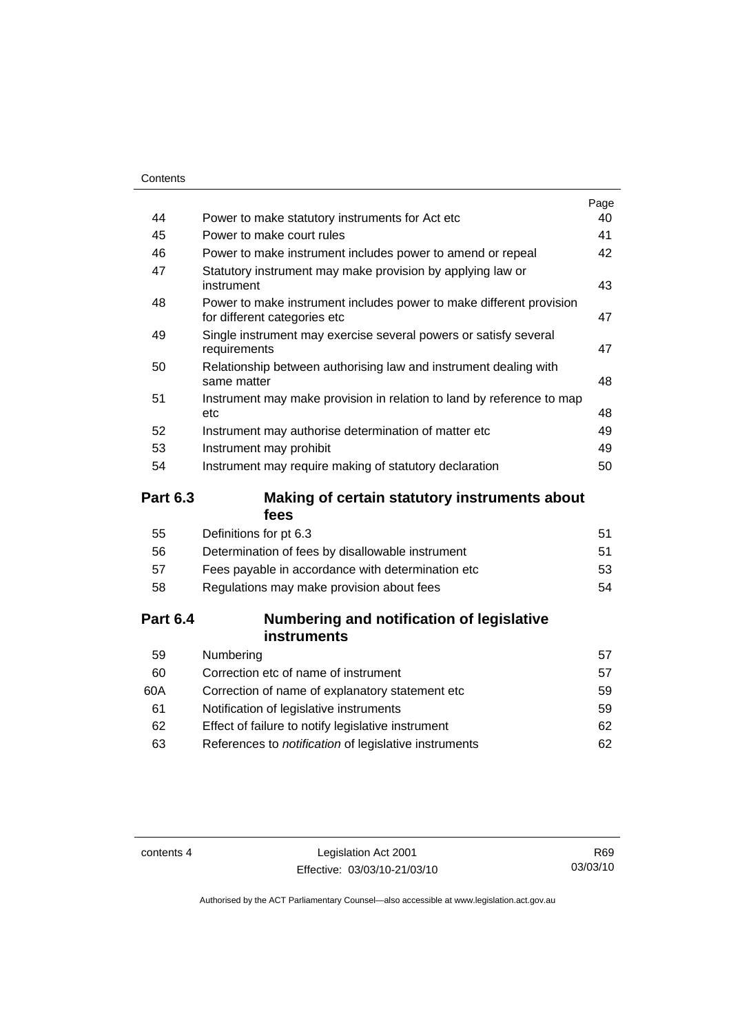| | | Page |
|---|---|---|
| 44 | Power to make statutory instruments for Act etc | 40 |
| 45 | Power to make court rules | 41 |
| 46 | Power to make instrument includes power to amend or repeal | 42 |
| 47 | Statutory instrument may make provision by applying law or instrument | 43 |
| 48 | Power to make instrument includes power to make different provision for different categories etc | 47 |
| 49 | Single instrument may exercise several powers or satisfy several requirements | 47 |
| 50 | Relationship between authorising law and instrument dealing with same matter | 48 |
| 51 | Instrument may make provision in relation to land by reference to map etc | 48 |
| 52 | Instrument may authorise determination of matter etc | 49 |
| 53 | Instrument may prohibit | 49 |
| 54 | Instrument may require making of statutory declaration | 50 |

## Part 6.3 Making of certain statutory instruments about fees

| | | |
|---|---|---|
| 55 | Definitions for pt 6.3 | 51 |
| 56 | Determination of fees by disallowable instrument | 51 |
| 57 | Fees payable in accordance with determination etc | 53 |
| 58 | Regulations may make provision about fees | 54 |

## Part 6.4 Numbering and notification of legislative instruments

| | | |
|---|---|---|
| 59 | Numbering | 57 |
| 60 | Correction etc of name of instrument | 57 |
| 60A | Correction of name of explanatory statement etc | 59 |
| 61 | Notification of legislative instruments | 59 |
| 62 | Effect of failure to notify legislative instrument | 62 |
| 63 | References to *notification* of legislative instruments | 62 |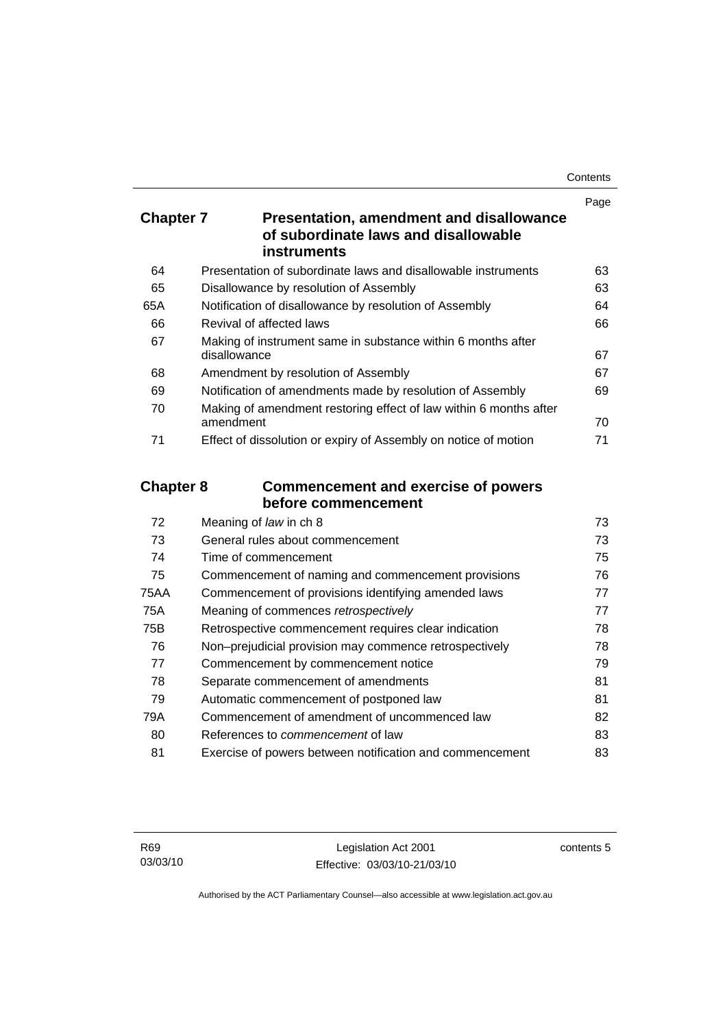## Chapter 7 Presentation, amendment and disallowance of subordinate laws and disallowable instruments

| | | Page |
|---|---|---|
| 64 | Presentation of subordinate laws and disallowable instruments | 63 |
| 65 | Disallowance by resolution of Assembly | 63 |
| 65A | Notification of disallowance by resolution of Assembly | 64 |
| 66 | Revival of affected laws | 66 |
| 67 | Making of instrument same in substance within 6 months after disallowance | 67 |
| 68 | Amendment by resolution of Assembly | 67 |
| 69 | Notification of amendments made by resolution of Assembly | 69 |
| 70 | Making of amendment restoring effect of law within 6 months after amendment | 70 |
| 71 | Effect of dissolution or expiry of Assembly on notice of motion | 71 |

## Chapter 8 Commencement and exercise of powers before commencement

| | | |
|---|---|---|
| 72 | Meaning of *law* in ch 8 | 73 |
| 73 | General rules about commencement | 73 |
| 74 | Time of commencement | 75 |
| 75 | Commencement of naming and commencement provisions | 76 |
| 75AA | Commencement of provisions identifying amended laws | 77 |
| 75A | Meaning of commences *retrospectively* | 77 |
| 75B | Retrospective commencement requires clear indication | 78 |
| 76 | Non–prejudicial provision may commence retrospectively | 78 |
| 77 | Commencement by commencement notice | 79 |
| 78 | Separate commencement of amendments | 81 |
| 79 | Automatic commencement of postponed law | 81 |
| 79A | Commencement of amendment of uncommenced law | 82 |
| 80 | References to *commencement* of law | 83 |
| 81 | Exercise of powers between notification and commencement | 83 |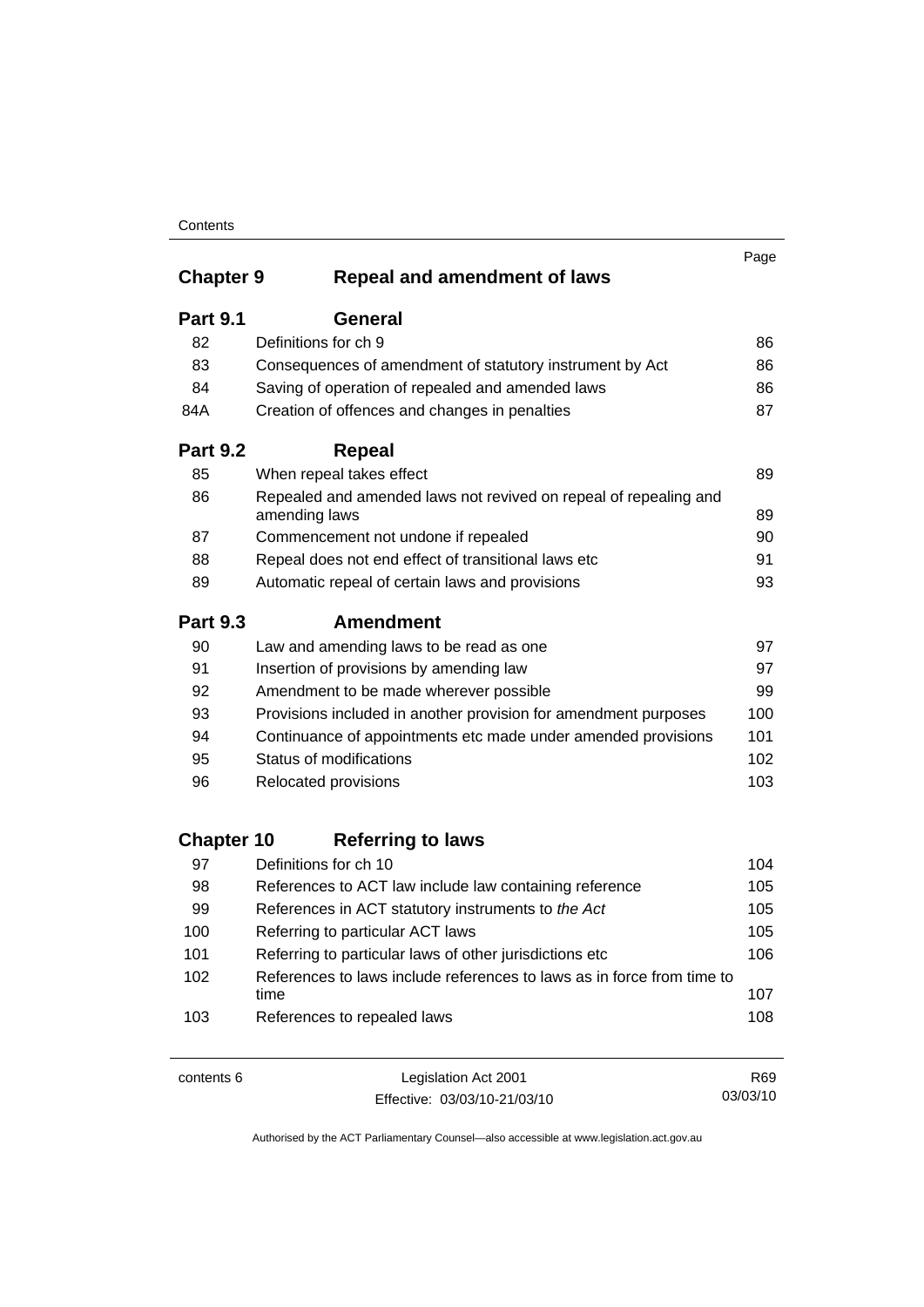| | | Page |
|---|---|---|
| **Chapter 9** | **Repeal and amendment of laws** | |
| **Part 9.1** | **General** | |
| 82 | Definitions for ch 9 | 86 |
| 83 | Consequences of amendment of statutory instrument by Act | 86 |
| 84 | Saving of operation of repealed and amended laws | 86 |
| 84A | Creation of offences and changes in penalties | 87 |
| **Part 9.2** | **Repeal** | |
| 85 | When repeal takes effect | 89 |
| 86 | Repealed and amended laws not revived on repeal of repealing and amending laws | 89 |
| 87 | Commencement not undone if repealed | 90 |
| 88 | Repeal does not end effect of transitional laws etc | 91 |
| 89 | Automatic repeal of certain laws and provisions | 93 |
| **Part 9.3** | **Amendment** | |
| 90 | Law and amending laws to be read as one | 97 |
| 91 | Insertion of provisions by amending law | 97 |
| 92 | Amendment to be made wherever possible | 99 |
| 93 | Provisions included in another provision for amendment purposes | 100 |
| 94 | Continuance of appointments etc made under amended provisions | 101 |
| 95 | Status of modifications | 102 |
| 96 | Relocated provisions | 103 |
| **Chapter 10** | **Referring to laws** | |
| 97 | Definitions for ch 10 | 104 |
| 98 | References to ACT law include law containing reference | 105 |
| 99 | References in ACT statutory instruments to *the Act* | 105 |
| 100 | Referring to particular ACT laws | 105 |
| 101 | Referring to particular laws of other jurisdictions etc | 106 |
| 102 | References to laws include references to laws as in force from time to time | 107 |
| 103 | References to repealed laws | 108 |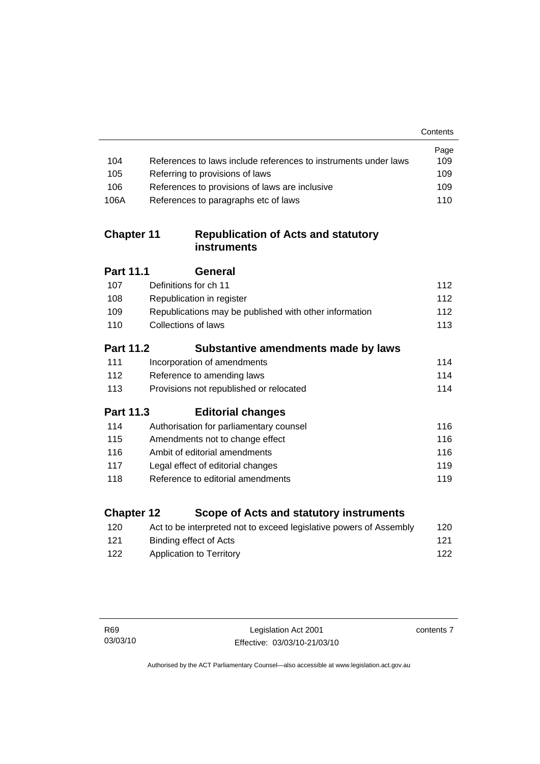| | | Page |
|---|---|---|
| 104 | References to laws include references to instruments under laws | 109 |
| 105 | Referring to provisions of laws | 109 |
| 106 | References to provisions of laws are inclusive | 109 |
| 106A | References to paragraphs etc of laws | 110 |

## Chapter 11 Republication of Acts and statutory instruments

### Part 11.1 General

| | | |
|---|---|---|
| 107 | Definitions for ch 11 | 112 |
| 108 | Republication in register | 112 |
| 109 | Republications may be published with other information | 112 |
| 110 | Collections of laws | 113 |

### Part 11.2 Substantive amendments made by laws

| | | |
|---|---|---|
| 111 | Incorporation of amendments | 114 |
| 112 | Reference to amending laws | 114 |
| 113 | Provisions not republished or relocated | 114 |

### Part 11.3 Editorial changes

| | | |
|---|---|---|
| 114 | Authorisation for parliamentary counsel | 116 |
| 115 | Amendments not to change effect | 116 |
| 116 | Ambit of editorial amendments | 116 |
| 117 | Legal effect of editorial changes | 119 |
| 118 | Reference to editorial amendments | 119 |

## Chapter 12 Scope of Acts and statutory instruments

| | | |
|---|---|---|
| 120 | Act to be interpreted not to exceed legislative powers of Assembly | 120 |
| 121 | Binding effect of Acts | 121 |
| 122 | Application to Territory | 122 |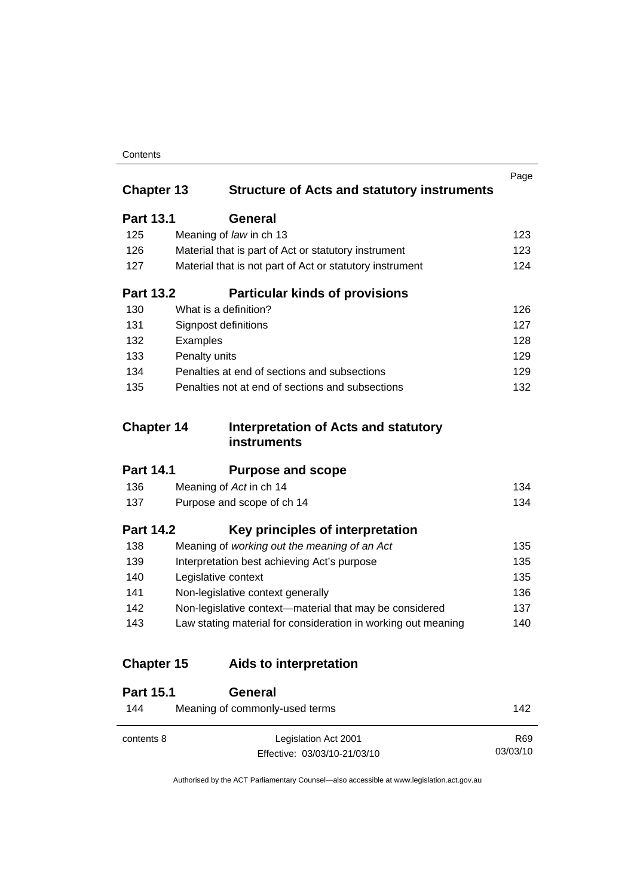| | | Page |
|---|---|---|
| **Chapter 13** | **Structure of Acts and statutory instruments** | |
| **Part 13.1** | **General** | |
| 125 | Meaning of *law* in ch 13 | 123 |
| 126 | Material that is part of Act or statutory instrument | 123 |
| 127 | Material that is not part of Act or statutory instrument | 124 |
| **Part 13.2** | **Particular kinds of provisions** | |
| 130 | What is a definition? | 126 |
| 131 | Signpost definitions | 127 |
| 132 | Examples | 128 |
| 133 | Penalty units | 129 |
| 134 | Penalties at end of sections and subsections | 129 |
| 135 | Penalties not at end of sections and subsections | 132 |
| **Chapter 14** | **Interpretation of Acts and statutory instruments** | |
| **Part 14.1** | **Purpose and scope** | |
| 136 | Meaning of *Act* in ch 14 | 134 |
| 137 | Purpose and scope of ch 14 | 134 |
| **Part 14.2** | **Key principles of interpretation** | |
| 138 | Meaning of *working out the meaning of an Act* | 135 |
| 139 | Interpretation best achieving Act's purpose | 135 |
| 140 | Legislative context | 135 |
| 141 | Non-legislative context generally | 136 |
| 142 | Non-legislative context—material that may be considered | 137 |
| 143 | Law stating material for consideration in working out meaning | 140 |
| **Chapter 15** | **Aids to interpretation** | |
| **Part 15.1** | **General** | |
| 144 | Meaning of commonly-used terms | 142 |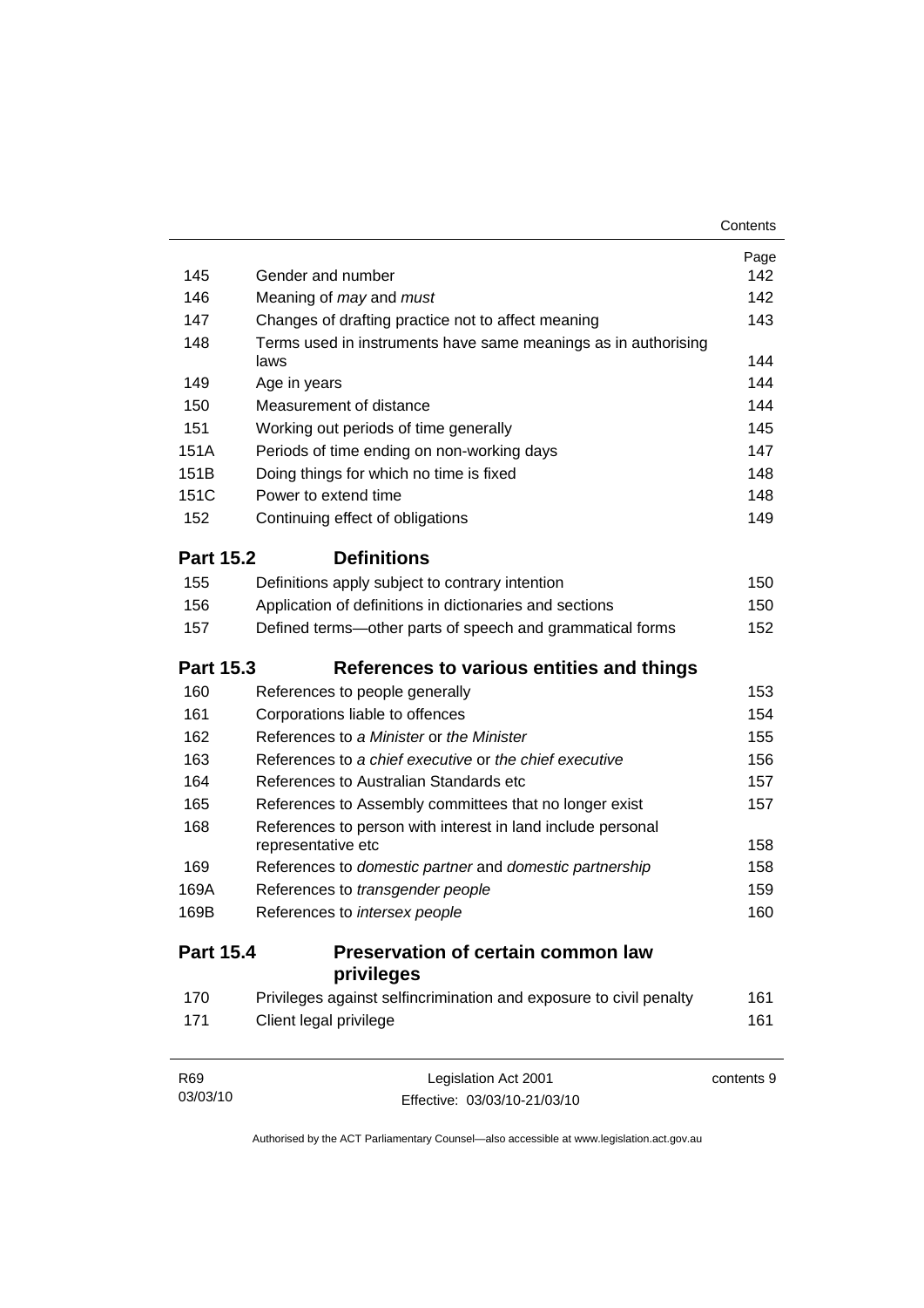| | | Page |
|---|---|---|
| 145 | Gender and number | 142 |
| 146 | Meaning of *may* and *must* | 142 |
| 147 | Changes of drafting practice not to affect meaning | 143 |
| 148 | Terms used in instruments have same meanings as in authorising laws | 144 |
| 149 | Age in years | 144 |
| 150 | Measurement of distance | 144 |
| 151 | Working out periods of time generally | 145 |
| 151A | Periods of time ending on non-working days | 147 |
| 151B | Doing things for which no time is fixed | 148 |
| 151C | Power to extend time | 148 |
| 152 | Continuing effect of obligations | 149 |

## Part 15.2 Definitions

| | | |
|---|---|---|
| 155 | Definitions apply subject to contrary intention | 150 |
| 156 | Application of definitions in dictionaries and sections | 150 |
| 157 | Defined terms—other parts of speech and grammatical forms | 152 |

## Part 15.3 References to various entities and things

| | | |
|---|---|---|
| 160 | References to people generally | 153 |
| 161 | Corporations liable to offences | 154 |
| 162 | References to *a Minister* or *the Minister* | 155 |
| 163 | References to *a chief executive* or *the chief executive* | 156 |
| 164 | References to Australian Standards etc | 157 |
| 165 | References to Assembly committees that no longer exist | 157 |
| 168 | References to person with interest in land include personal representative etc | 158 |
| 169 | References to *domestic partner* and *domestic partnership* | 158 |
| 169A | References to *transgender people* | 159 |
| 169B | References to *intersex people* | 160 |

## Part 15.4 Preservation of certain common law privileges

| | | |
|---|---|---|
| 170 | Privileges against selfincrimination and exposure to civil penalty | 161 |
| 171 | Client legal privilege | 161 |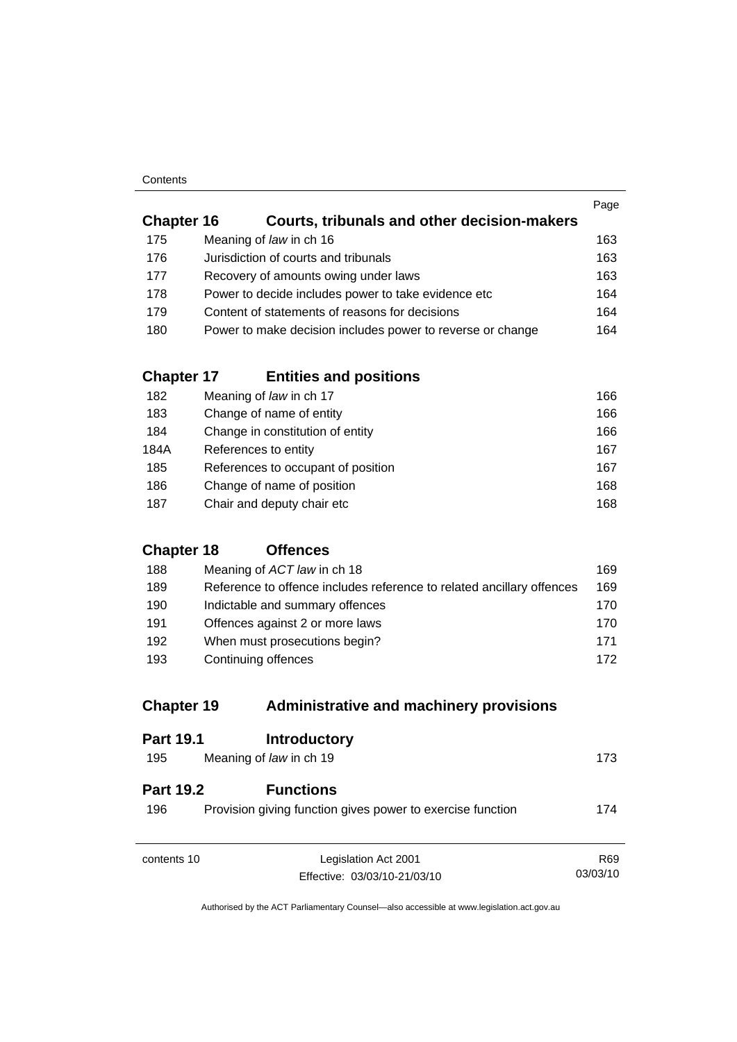| | | Page |
|---|---|---|
| **Chapter 16** | **Courts, tribunals and other decision-makers** | |
| 175 | Meaning of *law* in ch 16 | 163 |
| 176 | Jurisdiction of courts and tribunals | 163 |
| 177 | Recovery of amounts owing under laws | 163 |
| 178 | Power to decide includes power to take evidence etc | 164 |
| 179 | Content of statements of reasons for decisions | 164 |
| 180 | Power to make decision includes power to reverse or change | 164 |
| **Chapter 17** | **Entities and positions** | |
| 182 | Meaning of *law* in ch 17 | 166 |
| 183 | Change of name of entity | 166 |
| 184 | Change in constitution of entity | 166 |
| 184A | References to entity | 167 |
| 185 | References to occupant of position | 167 |
| 186 | Change of name of position | 168 |
| 187 | Chair and deputy chair etc | 168 |
| **Chapter 18** | **Offences** | |
| 188 | Meaning of *ACT law* in ch 18 | 169 |
| 189 | Reference to offence includes reference to related ancillary offences | 169 |
| 190 | Indictable and summary offences | 170 |
| 191 | Offences against 2 or more laws | 170 |
| 192 | When must prosecutions begin? | 171 |
| 193 | Continuing offences | 172 |
| **Chapter 19** | **Administrative and machinery provisions** | |
| **Part 19.1** | **Introductory** | |
| 195 | Meaning of *law* in ch 19 | 173 |
| **Part 19.2** | **Functions** | |
| 196 | Provision giving function gives power to exercise function | 174 |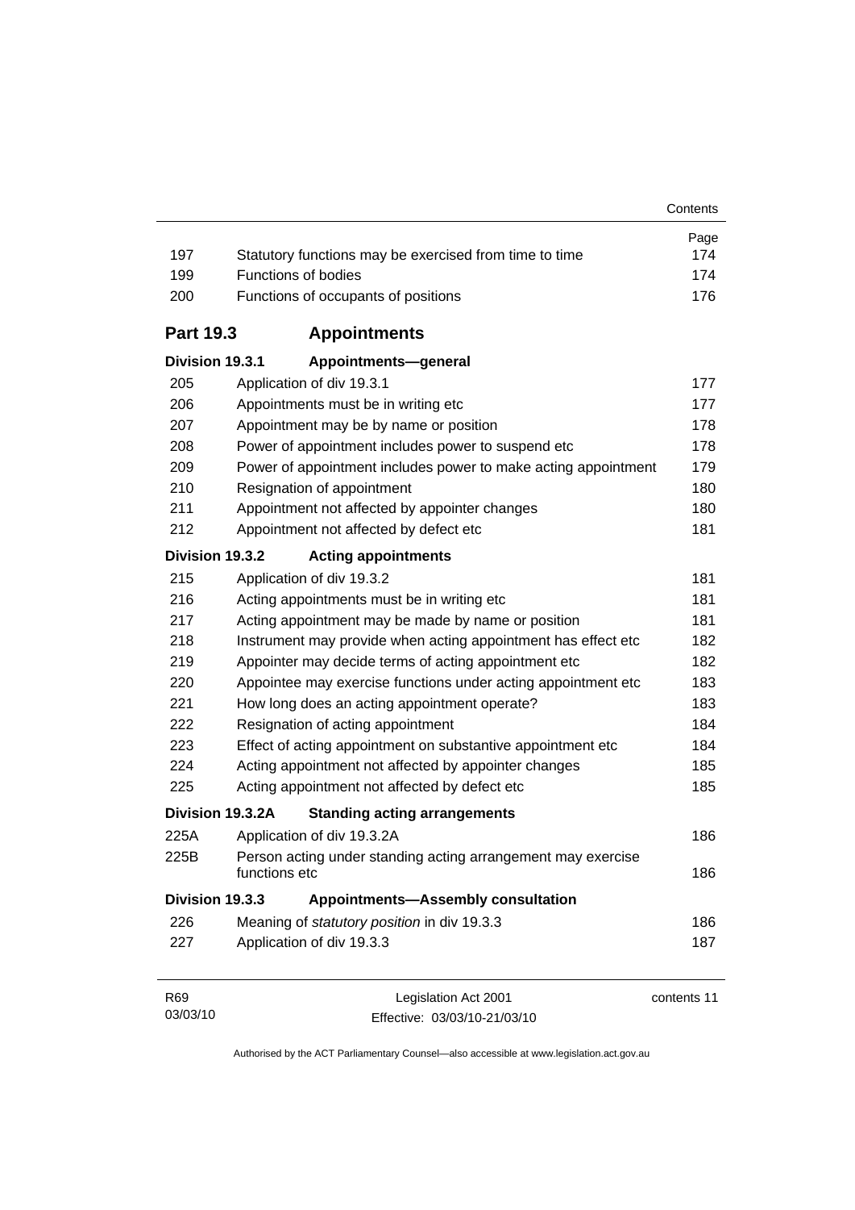| | | Page |
|---|---|---|
| 197 | Statutory functions may be exercised from time to time | 174 |
| 199 | Functions of bodies | 174 |
| 200 | Functions of occupants of positions | 176 |

## Part 19.3 Appointments

### Division 19.3.1 Appointments—general

| | | |
|---|---|---|
| 205 | Application of div 19.3.1 | 177 |
| 206 | Appointments must be in writing etc | 177 |
| 207 | Appointment may be by name or position | 178 |
| 208 | Power of appointment includes power to suspend etc | 178 |
| 209 | Power of appointment includes power to make acting appointment | 179 |
| 210 | Resignation of appointment | 180 |
| 211 | Appointment not affected by appointer changes | 180 |
| 212 | Appointment not affected by defect etc | 181 |

### Division 19.3.2 Acting appointments

| | | |
|---|---|---|
| 215 | Application of div 19.3.2 | 181 |
| 216 | Acting appointments must be in writing etc | 181 |
| 217 | Acting appointment may be made by name or position | 181 |
| 218 | Instrument may provide when acting appointment has effect etc | 182 |
| 219 | Appointer may decide terms of acting appointment etc | 182 |
| 220 | Appointee may exercise functions under acting appointment etc | 183 |
| 221 | How long does an acting appointment operate? | 183 |
| 222 | Resignation of acting appointment | 184 |
| 223 | Effect of acting appointment on substantive appointment etc | 184 |
| 224 | Acting appointment not affected by appointer changes | 185 |
| 225 | Acting appointment not affected by defect etc | 185 |

### Division 19.3.2A Standing acting arrangements

| | | |
|---|---|---|
| 225A | Application of div 19.3.2A | 186 |
| 225B | Person acting under standing acting arrangement may exercise functions etc | 186 |

### Division 19.3.3 Appointments—Assembly consultation

| | | |
|---|---|---|
| 226 | Meaning of *statutory position* in div 19.3.3 | 186 |
| 227 | Application of div 19.3.3 | 187 |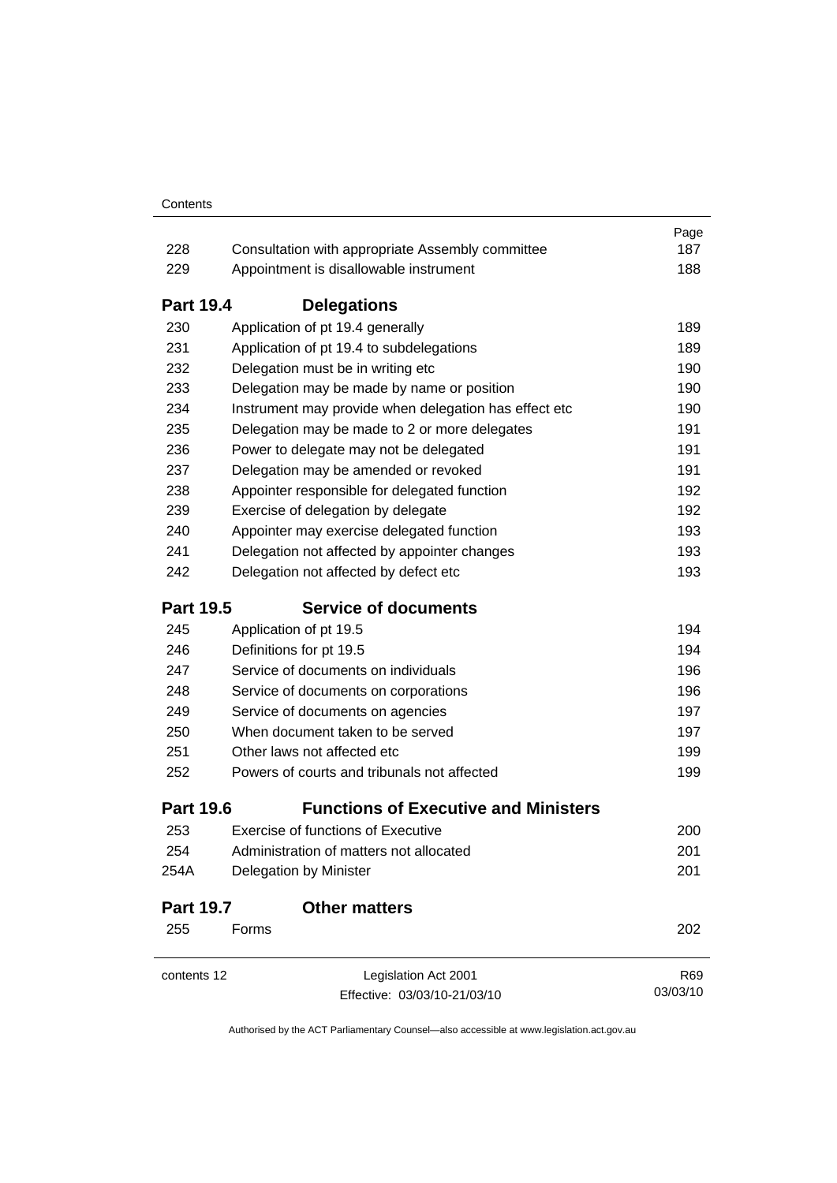| | | Page |
|---|---|---|
| 228 | Consultation with appropriate Assembly committee | 187 |
| 229 | Appointment is disallowable instrument | 188 |

## Part 19.4 Delegations

| | | |
|---|---|---|
| 230 | Application of pt 19.4 generally | 189 |
| 231 | Application of pt 19.4 to subdelegations | 189 |
| 232 | Delegation must be in writing etc | 190 |
| 233 | Delegation may be made by name or position | 190 |
| 234 | Instrument may provide when delegation has effect etc | 190 |
| 235 | Delegation may be made to 2 or more delegates | 191 |
| 236 | Power to delegate may not be delegated | 191 |
| 237 | Delegation may be amended or revoked | 191 |
| 238 | Appointer responsible for delegated function | 192 |
| 239 | Exercise of delegation by delegate | 192 |
| 240 | Appointer may exercise delegated function | 193 |
| 241 | Delegation not affected by appointer changes | 193 |
| 242 | Delegation not affected by defect etc | 193 |

## Part 19.5 Service of documents

| | | |
|---|---|---|
| 245 | Application of pt 19.5 | 194 |
| 246 | Definitions for pt 19.5 | 194 |
| 247 | Service of documents on individuals | 196 |
| 248 | Service of documents on corporations | 196 |
| 249 | Service of documents on agencies | 197 |
| 250 | When document taken to be served | 197 |
| 251 | Other laws not affected etc | 199 |
| 252 | Powers of courts and tribunals not affected | 199 |

## Part 19.6 Functions of Executive and Ministers

| | | |
|---|---|---|
| 253 | Exercise of functions of Executive | 200 |
| 254 | Administration of matters not allocated | 201 |
| 254A | Delegation by Minister | 201 |

## Part 19.7 Other matters

| | | |
|---|---|---|
| 255 | Forms | 202 |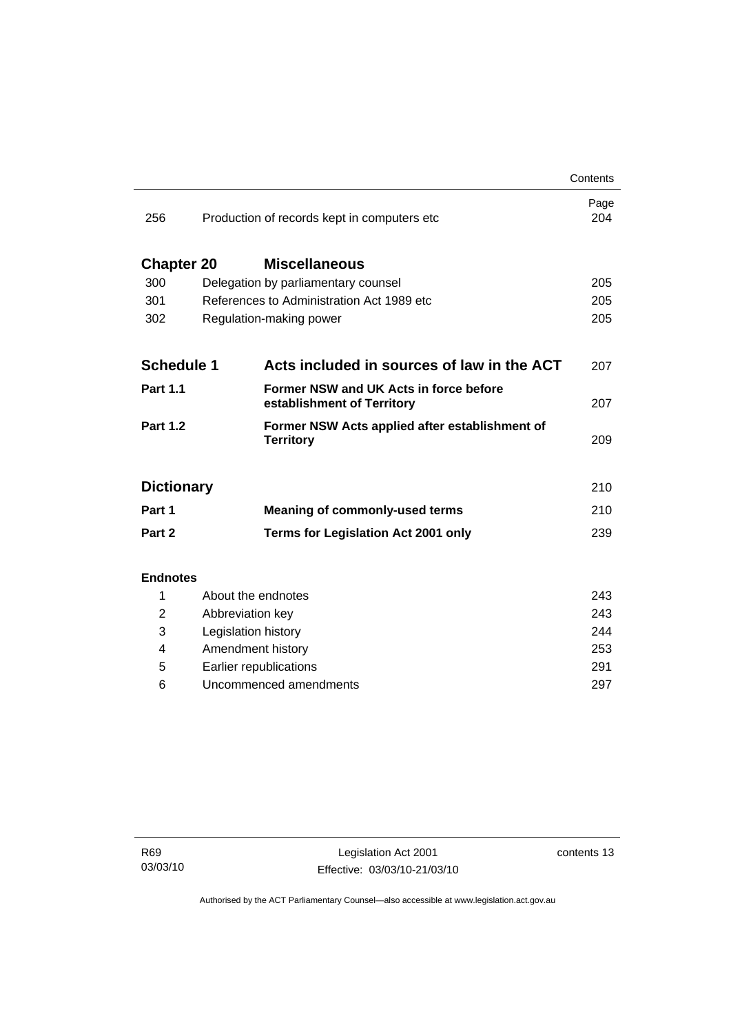| | | Page |
|---|---|---|
| 256 | Production of records kept in computers etc | 204 |

| **Chapter 20** | **Miscellaneous** | |
|---|---|---|
| 300 | Delegation by parliamentary counsel | 205 |
| 301 | References to Administration Act 1989 etc | 205 |
| 302 | Regulation-making power | 205 |

| **Schedule 1** | **Acts included in sources of law in the ACT** | 207 |
|---|---|---|
| **Part 1.1** | **Former NSW and UK Acts in force before establishment of Territory** | 207 |
| **Part 1.2** | **Former NSW Acts applied after establishment of Territory** | 209 |

| **Dictionary** | | 210 |
|---|---|---|
| **Part 1** | **Meaning of commonly-used terms** | 210 |
| **Part 2** | **Terms for Legislation Act 2001 only** | 239 |

| **Endnotes** | | |
|---|---|---|
| 1 | About the endnotes | 243 |
| 2 | Abbreviation key | 243 |
| 3 | Legislation history | 244 |
| 4 | Amendment history | 253 |
| 5 | Earlier republications | 291 |
| 6 | Uncommenced amendments | 297 |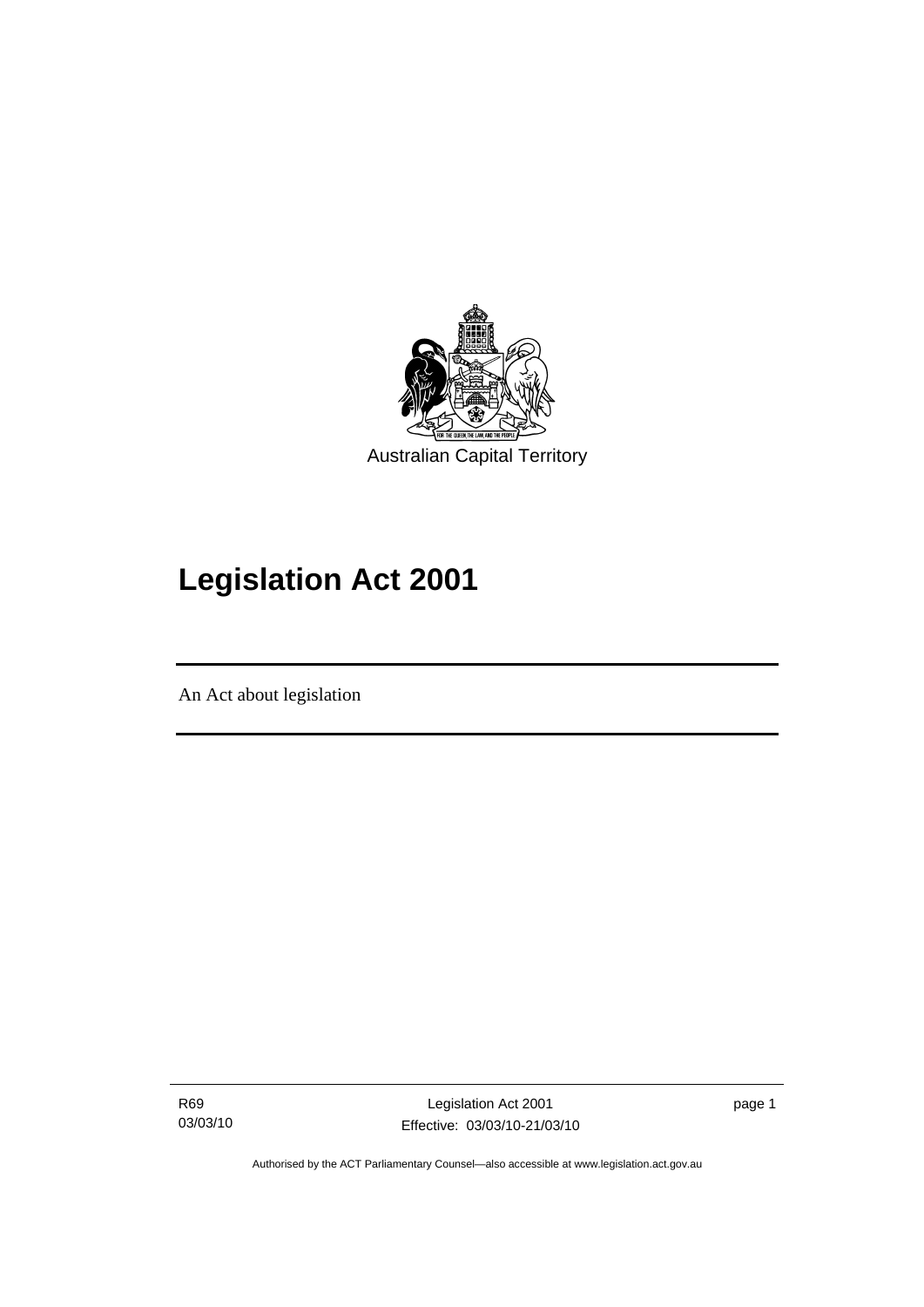Australian Capital Territory

# Legislation Act 2001

An Act about legislation

Authorised by the ACT Parliamentary Counsel—also accessible at www.legislation.act.gov.au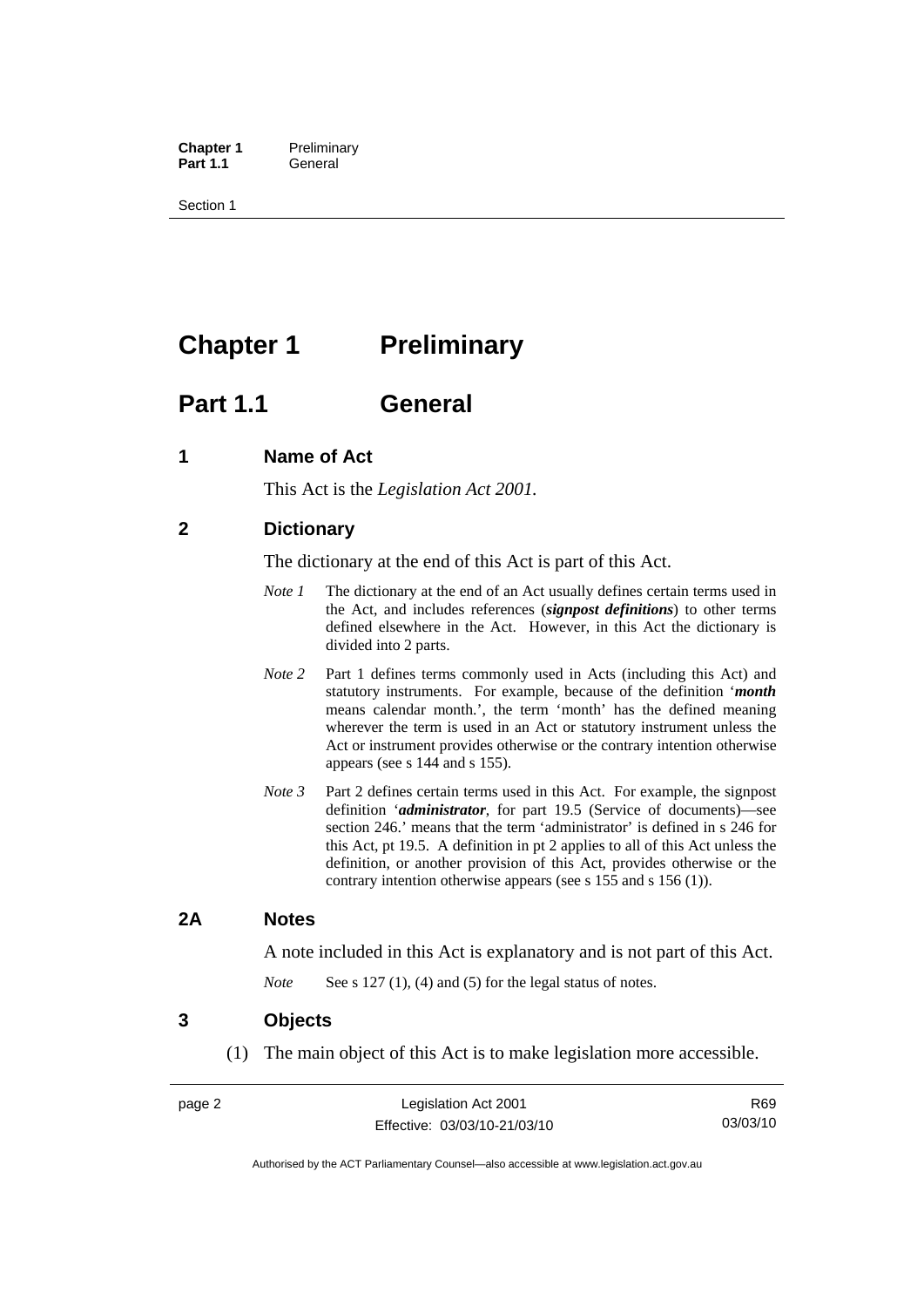# Chapter 1 Preliminary

## Part 1.1 General

### 1 Name of Act

This Act is the *Legislation Act 2001.*

### 2 Dictionary

The dictionary at the end of this Act is part of this Act.

*Note 1* The dictionary at the end of an Act usually defines certain terms used in the Act, and includes references (***signpost definitions***) to other terms defined elsewhere in the Act. However, in this Act the dictionary is divided into 2 parts.

*Note 2* Part 1 defines terms commonly used in Acts (including this Act) and statutory instruments. For example, because of the definition '***month*** means calendar month.', the term 'month' has the defined meaning wherever the term is used in an Act or statutory instrument unless the Act or instrument provides otherwise or the contrary intention otherwise appears (see s 144 and s 155).

*Note 3* Part 2 defines certain terms used in this Act. For example, the signpost definition '***administrator***, for part 19.5 (Service of documents)—see section 246.' means that the term 'administrator' is defined in s 246 for this Act, pt 19.5. A definition in pt 2 applies to all of this Act unless the definition, or another provision of this Act, provides otherwise or the contrary intention otherwise appears (see s 155 and s 156 (1)).

### 2A Notes

A note included in this Act is explanatory and is not part of this Act.

*Note* See s 127 (1), (4) and (5) for the legal status of notes.

### 3 Objects

(1) The main object of this Act is to make legislation more accessible.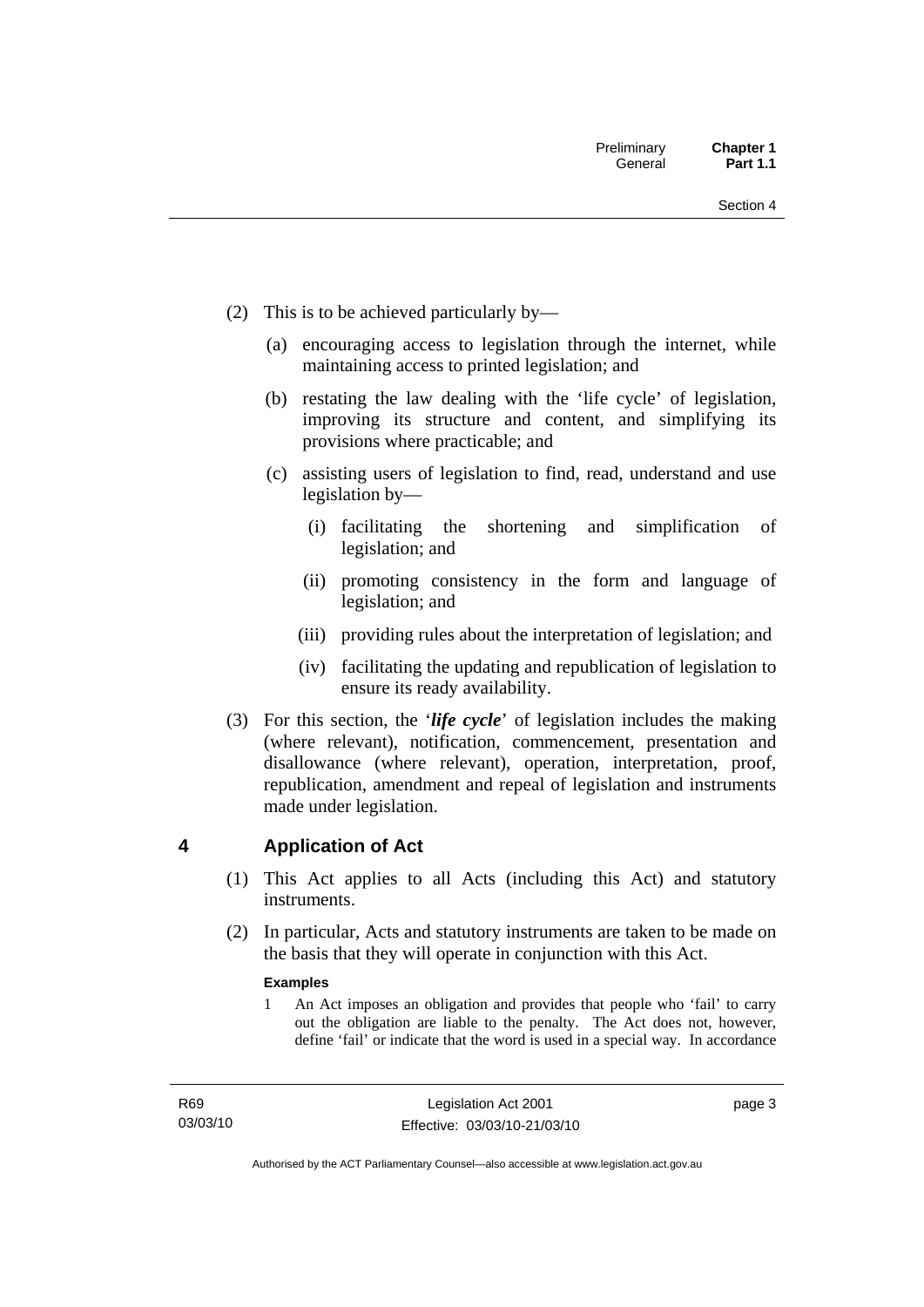(2) This is to be achieved particularly by—

(a) encouraging access to legislation through the internet, while maintaining access to printed legislation; and

(b) restating the law dealing with the 'life cycle' of legislation, improving its structure and content, and simplifying its provisions where practicable; and

(c) assisting users of legislation to find, read, understand and use legislation by—

(i) facilitating the shortening and simplification of legislation; and

(ii) promoting consistency in the form and language of legislation; and

(iii) providing rules about the interpretation of legislation; and

(iv) facilitating the updating and republication of legislation to ensure its ready availability.

(3) For this section, the '***life cycle***' of legislation includes the making (where relevant), notification, commencement, presentation and disallowance (where relevant), operation, interpretation, proof, republication, amendment and repeal of legislation and instruments made under legislation.

## 4 Application of Act

(1) This Act applies to all Acts (including this Act) and statutory instruments.

(2) In particular, Acts and statutory instruments are taken to be made on the basis that they will operate in conjunction with this Act.

**Examples**

1 An Act imposes an obligation and provides that people who 'fail' to carry out the obligation are liable to the penalty. The Act does not, however, define 'fail' or indicate that the word is used in a special way. In accordance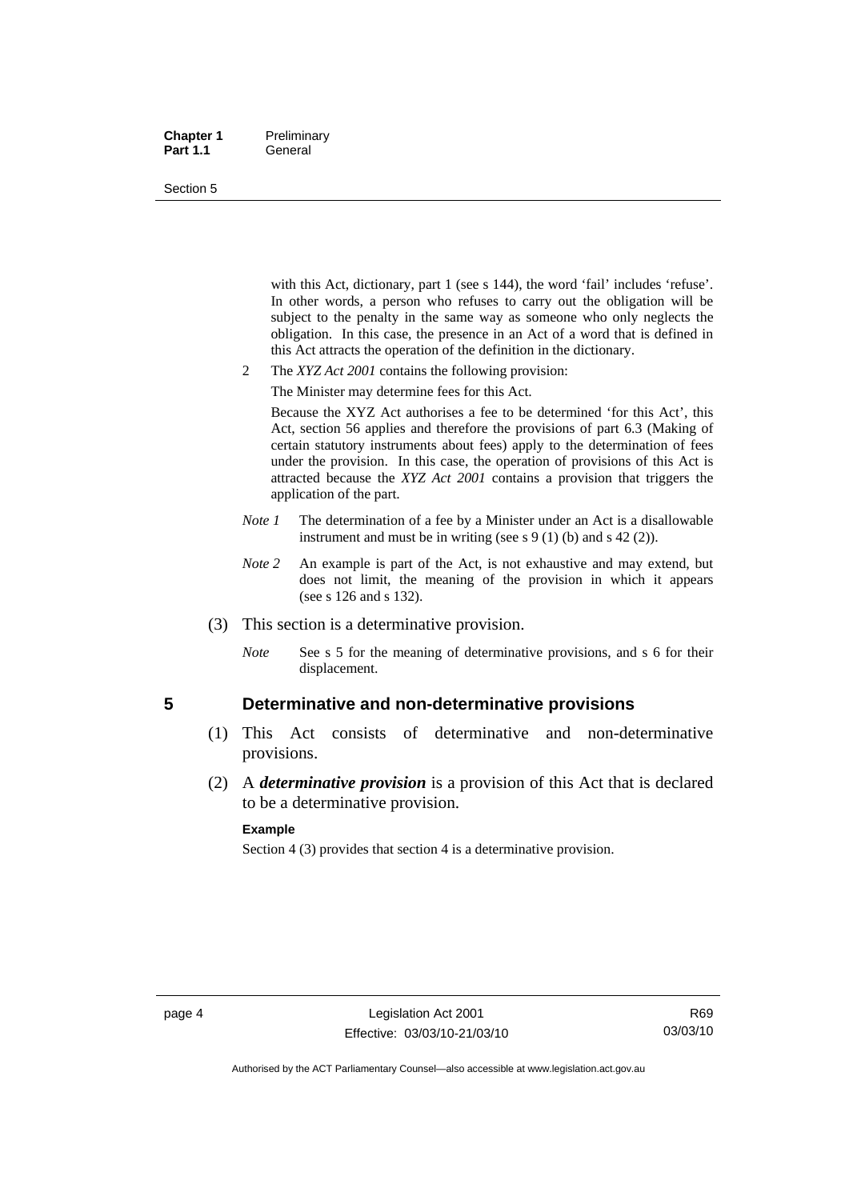with this Act, dictionary, part 1 (see s 144), the word 'fail' includes 'refuse'. In other words, a person who refuses to carry out the obligation will be subject to the penalty in the same way as someone who only neglects the obligation. In this case, the presence in an Act of a word that is defined in this Act attracts the operation of the definition in the dictionary.

2 The *XYZ Act 2001* contains the following provision:

The Minister may determine fees for this Act.

Because the XYZ Act authorises a fee to be determined 'for this Act', this Act, section 56 applies and therefore the provisions of part 6.3 (Making of certain statutory instruments about fees) apply to the determination of fees under the provision. In this case, the operation of provisions of this Act is attracted because the *XYZ Act 2001* contains a provision that triggers the application of the part.

*Note 1* The determination of a fee by a Minister under an Act is a disallowable instrument and must be in writing (see s 9 (1) (b) and s 42 (2)).

*Note 2* An example is part of the Act, is not exhaustive and may extend, but does not limit, the meaning of the provision in which it appears (see s 126 and s 132).

(3) This section is a determinative provision.

*Note* See s 5 for the meaning of determinative provisions, and s 6 for their displacement.

## 5 Determinative and non-determinative provisions

(1) This Act consists of determinative and non-determinative provisions.

(2) A ***determinative provision*** is a provision of this Act that is declared to be a determinative provision.

**Example**

Section 4 (3) provides that section 4 is a determinative provision.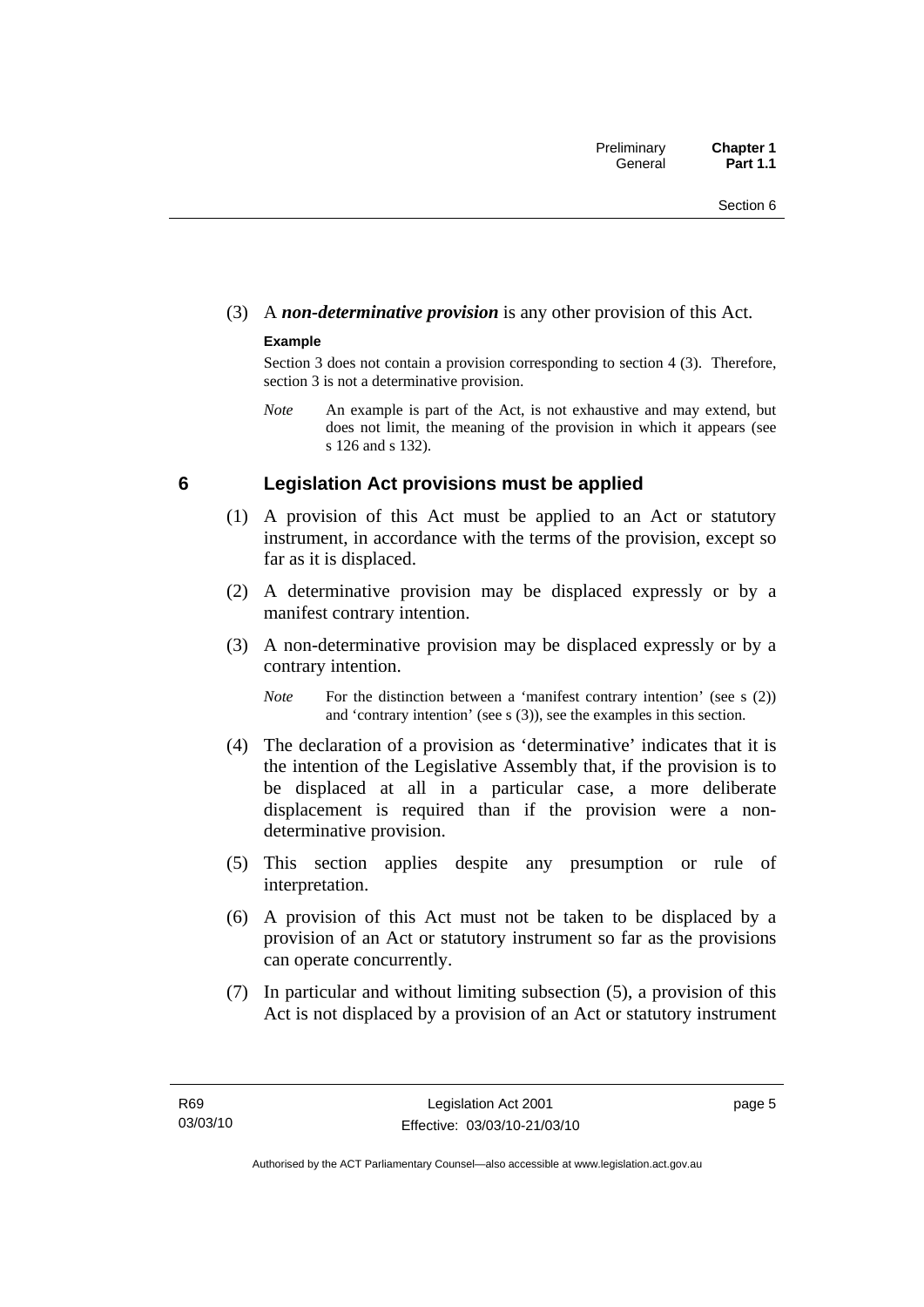(3) A ***non-determinative provision*** is any other provision of this Act.

**Example**

Section 3 does not contain a provision corresponding to section 4 (3). Therefore, section 3 is not a determinative provision.

*Note* An example is part of the Act, is not exhaustive and may extend, but does not limit, the meaning of the provision in which it appears (see s 126 and s 132).

## 6 Legislation Act provisions must be applied

(1) A provision of this Act must be applied to an Act or statutory instrument, in accordance with the terms of the provision, except so far as it is displaced.

(2) A determinative provision may be displaced expressly or by a manifest contrary intention.

(3) A non-determinative provision may be displaced expressly or by a contrary intention.

*Note* For the distinction between a 'manifest contrary intention' (see s (2)) and 'contrary intention' (see s (3)), see the examples in this section.

(4) The declaration of a provision as 'determinative' indicates that it is the intention of the Legislative Assembly that, if the provision is to be displaced at all in a particular case, a more deliberate displacement is required than if the provision were a non-determinative provision.

(5) This section applies despite any presumption or rule of interpretation.

(6) A provision of this Act must not be taken to be displaced by a provision of an Act or statutory instrument so far as the provisions can operate concurrently.

(7) In particular and without limiting subsection (5), a provision of this Act is not displaced by a provision of an Act or statutory instrument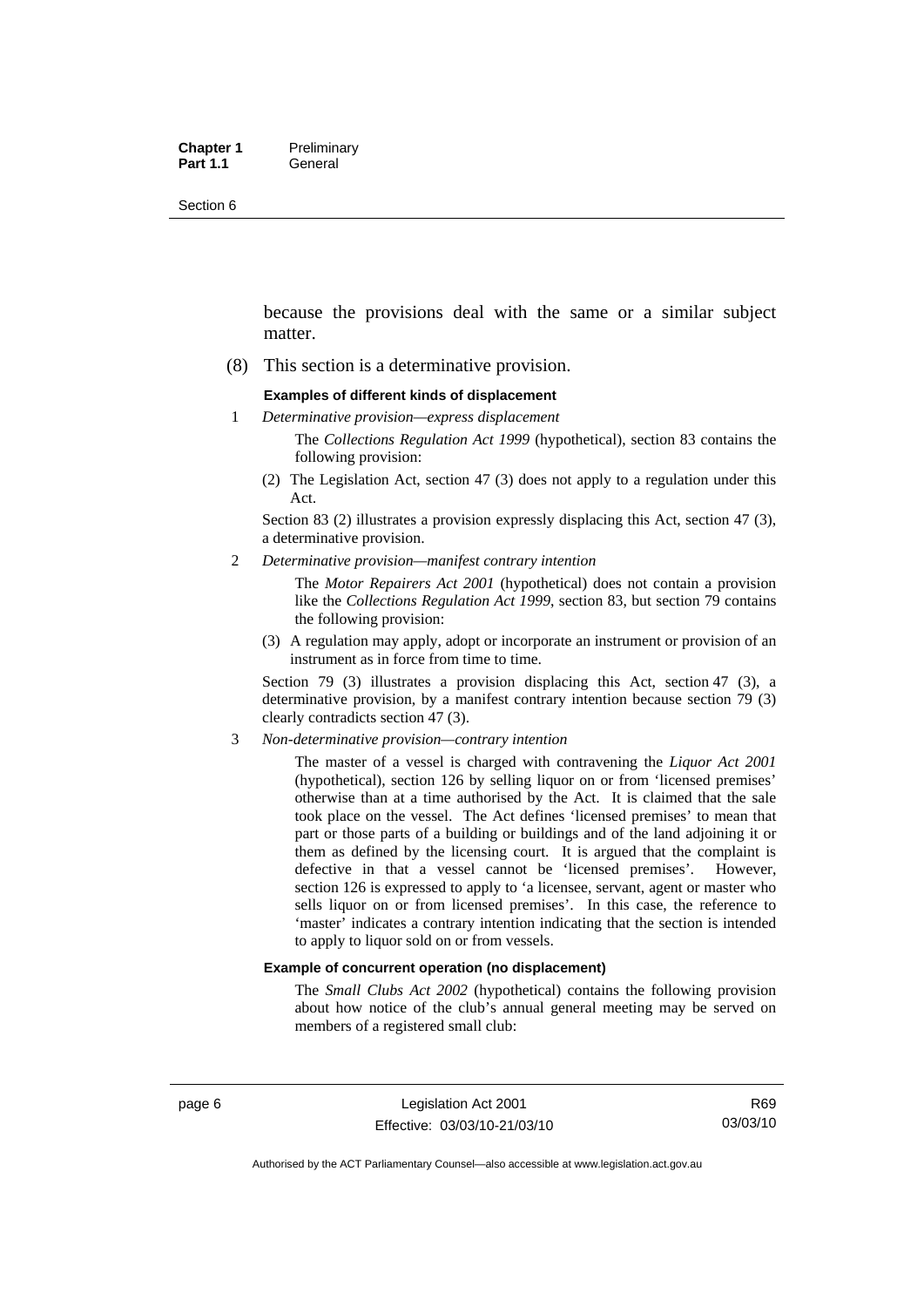because the provisions deal with the same or a similar subject matter.

(8) This section is a determinative provision.

**Examples of different kinds of displacement**

1 *Determinative provision—express displacement*

The *Collections Regulation Act 1999* (hypothetical), section 83 contains the following provision:

(2) The Legislation Act, section 47 (3) does not apply to a regulation under this Act.

Section 83 (2) illustrates a provision expressly displacing this Act, section 47 (3), a determinative provision.

2 *Determinative provision—manifest contrary intention*

The *Motor Repairers Act 2001* (hypothetical) does not contain a provision like the *Collections Regulation Act 1999*, section 83, but section 79 contains the following provision:

(3) A regulation may apply, adopt or incorporate an instrument or provision of an instrument as in force from time to time.

Section 79 (3) illustrates a provision displacing this Act, section 47 (3), a determinative provision, by a manifest contrary intention because section 79 (3) clearly contradicts section 47 (3).

3 *Non-determinative provision—contrary intention*

The master of a vessel is charged with contravening the *Liquor Act 2001* (hypothetical), section 126 by selling liquor on or from 'licensed premises' otherwise than at a time authorised by the Act. It is claimed that the sale took place on the vessel. The Act defines 'licensed premises' to mean that part or those parts of a building or buildings and of the land adjoining it or them as defined by the licensing court. It is argued that the complaint is defective in that a vessel cannot be 'licensed premises'. However, section 126 is expressed to apply to 'a licensee, servant, agent or master who sells liquor on or from licensed premises'. In this case, the reference to 'master' indicates a contrary intention indicating that the section is intended to apply to liquor sold on or from vessels.

**Example of concurrent operation (no displacement)**

The *Small Clubs Act 2002* (hypothetical) contains the following provision about how notice of the club's annual general meeting may be served on members of a registered small club: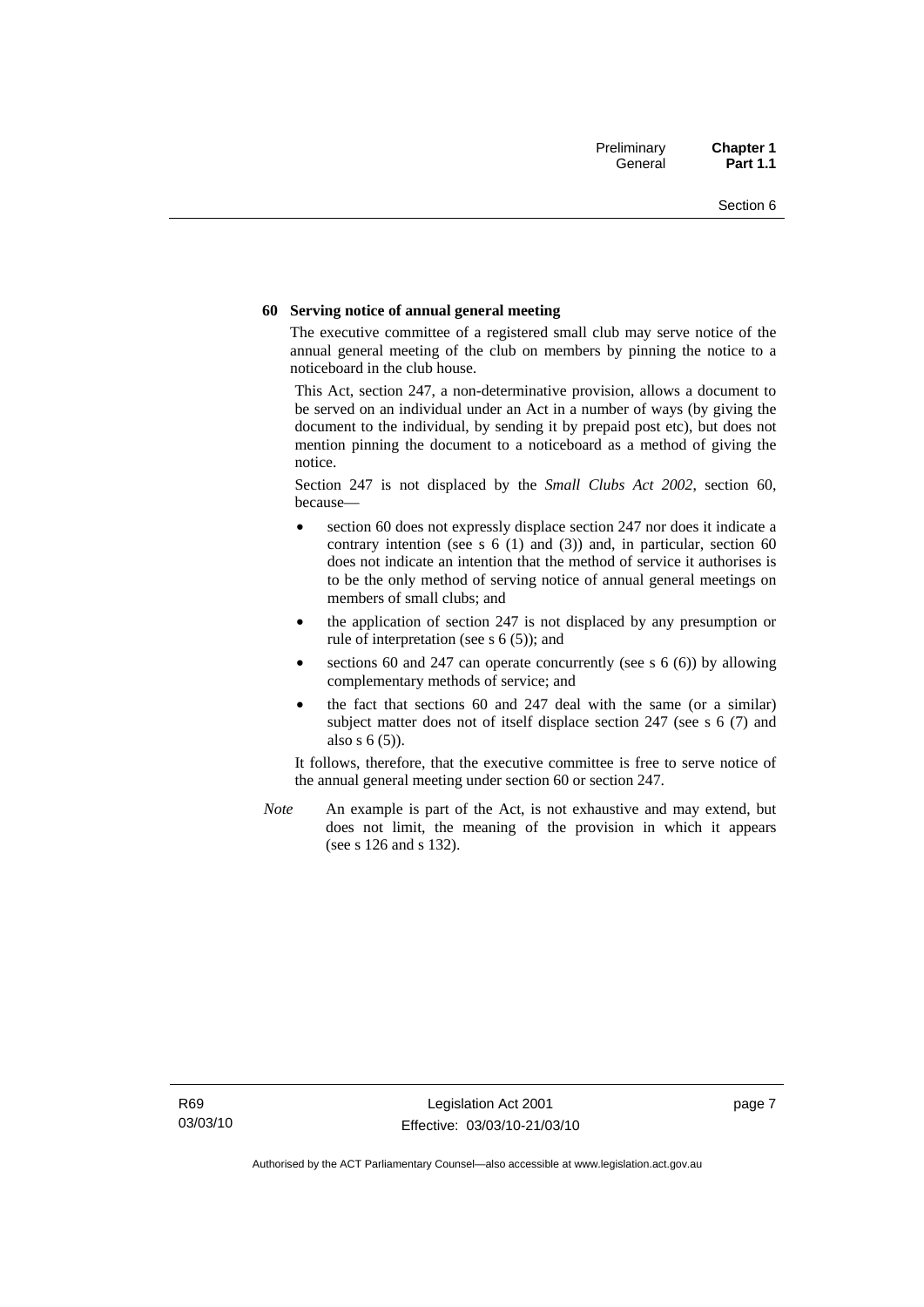**60 Serving notice of annual general meeting**

The executive committee of a registered small club may serve notice of the annual general meeting of the club on members by pinning the notice to a noticeboard in the club house.

This Act, section 247, a non-determinative provision, allows a document to be served on an individual under an Act in a number of ways (by giving the document to the individual, by sending it by prepaid post etc), but does not mention pinning the document to a noticeboard as a method of giving the notice.

Section 247 is not displaced by the *Small Clubs Act 2002*, section 60, because—

- section 60 does not expressly displace section 247 nor does it indicate a contrary intention (see s 6 (1) and (3)) and, in particular, section 60 does not indicate an intention that the method of service it authorises is to be the only method of serving notice of annual general meetings on members of small clubs; and
- the application of section 247 is not displaced by any presumption or rule of interpretation (see s 6 (5)); and
- sections 60 and 247 can operate concurrently (see s 6 (6)) by allowing complementary methods of service; and
- the fact that sections 60 and 247 deal with the same (or a similar) subject matter does not of itself displace section 247 (see s 6 (7) and also s 6 (5)).

It follows, therefore, that the executive committee is free to serve notice of the annual general meeting under section 60 or section 247.

*Note* An example is part of the Act, is not exhaustive and may extend, but does not limit, the meaning of the provision in which it appears (see s 126 and s 132).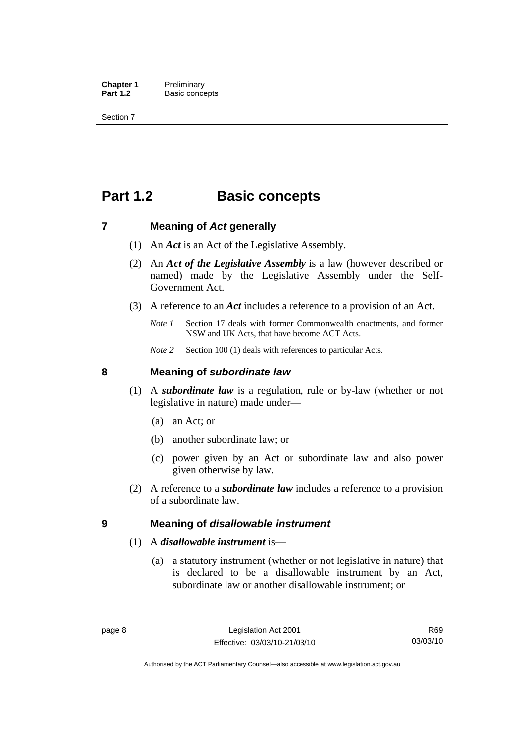# Part 1.2 Basic concepts

## 7 Meaning of *Act* generally

(1) An ***Act*** is an Act of the Legislative Assembly.

(2) An ***Act of the Legislative Assembly*** is a law (however described or named) made by the Legislative Assembly under the Self-Government Act.

(3) A reference to an ***Act*** includes a reference to a provision of an Act.

*Note 1* Section 17 deals with former Commonwealth enactments, and former NSW and UK Acts, that have become ACT Acts.

*Note 2* Section 100 (1) deals with references to particular Acts.

## 8 Meaning of *subordinate law*

(1) A ***subordinate law*** is a regulation, rule or by-law (whether or not legislative in nature) made under—

(a) an Act; or

(b) another subordinate law; or

(c) power given by an Act or subordinate law and also power given otherwise by law.

(2) A reference to a ***subordinate law*** includes a reference to a provision of a subordinate law.

## 9 Meaning of *disallowable instrument*

(1) A ***disallowable instrument*** is—

(a) a statutory instrument (whether or not legislative in nature) that is declared to be a disallowable instrument by an Act, subordinate law or another disallowable instrument; or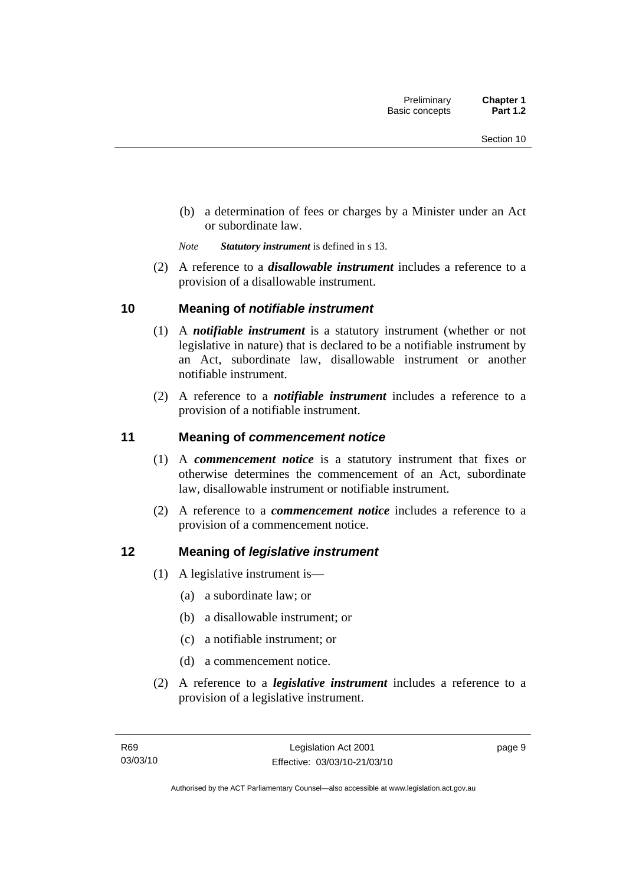(b) a determination of fees or charges by a Minister under an Act or subordinate law.

*Note* ***Statutory instrument*** is defined in s 13.

(2) A reference to a ***disallowable instrument*** includes a reference to a provision of a disallowable instrument.

## 10 Meaning of *notifiable instrument*

(1) A ***notifiable instrument*** is a statutory instrument (whether or not legislative in nature) that is declared to be a notifiable instrument by an Act, subordinate law, disallowable instrument or another notifiable instrument.

(2) A reference to a ***notifiable instrument*** includes a reference to a provision of a notifiable instrument.

## 11 Meaning of *commencement notice*

(1) A ***commencement notice*** is a statutory instrument that fixes or otherwise determines the commencement of an Act, subordinate law, disallowable instrument or notifiable instrument.

(2) A reference to a ***commencement notice*** includes a reference to a provision of a commencement notice.

## 12 Meaning of *legislative instrument*

(1) A legislative instrument is—

(a) a subordinate law; or

(b) a disallowable instrument; or

(c) a notifiable instrument; or

(d) a commencement notice.

(2) A reference to a ***legislative instrument*** includes a reference to a provision of a legislative instrument.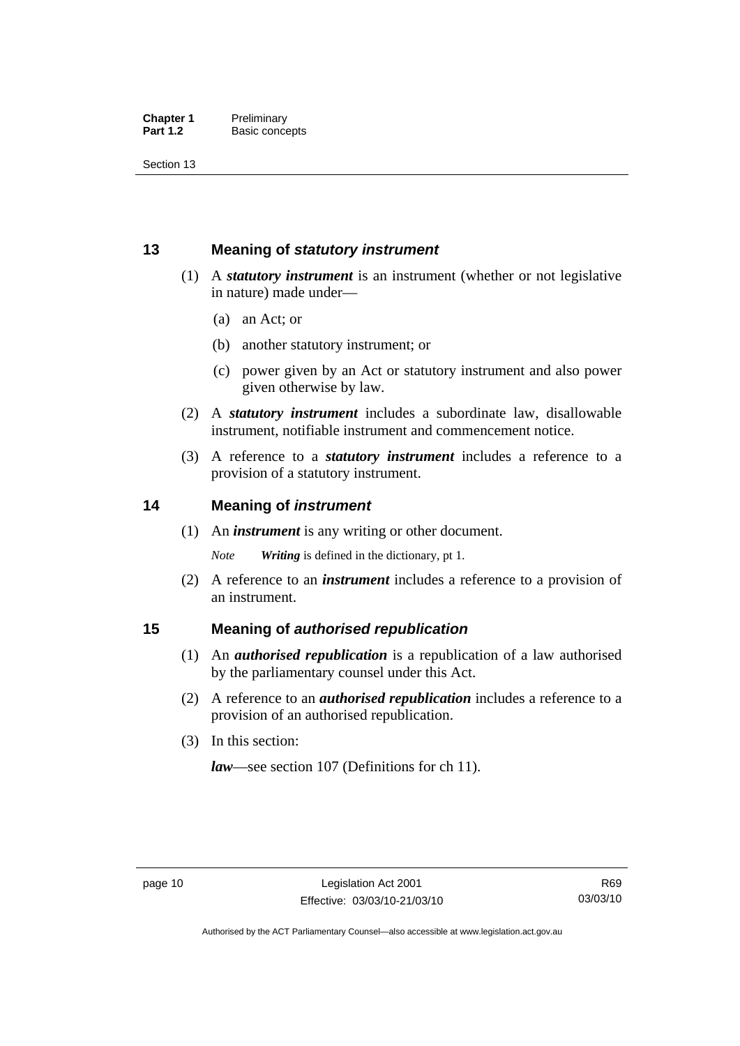## 13 Meaning of *statutory instrument*

(1) A ***statutory instrument*** is an instrument (whether or not legislative in nature) made under—

(a) an Act; or

(b) another statutory instrument; or

(c) power given by an Act or statutory instrument and also power given otherwise by law.

(2) A ***statutory instrument*** includes a subordinate law, disallowable instrument, notifiable instrument and commencement notice.

(3) A reference to a ***statutory instrument*** includes a reference to a provision of a statutory instrument.

## 14 Meaning of *instrument*

(1) An ***instrument*** is any writing or other document.

*Note* ***Writing*** is defined in the dictionary, pt 1.

(2) A reference to an ***instrument*** includes a reference to a provision of an instrument.

## 15 Meaning of *authorised republication*

(1) An ***authorised republication*** is a republication of a law authorised by the parliamentary counsel under this Act.

(2) A reference to an ***authorised republication*** includes a reference to a provision of an authorised republication.

(3) In this section:

***law***—see section 107 (Definitions for ch 11).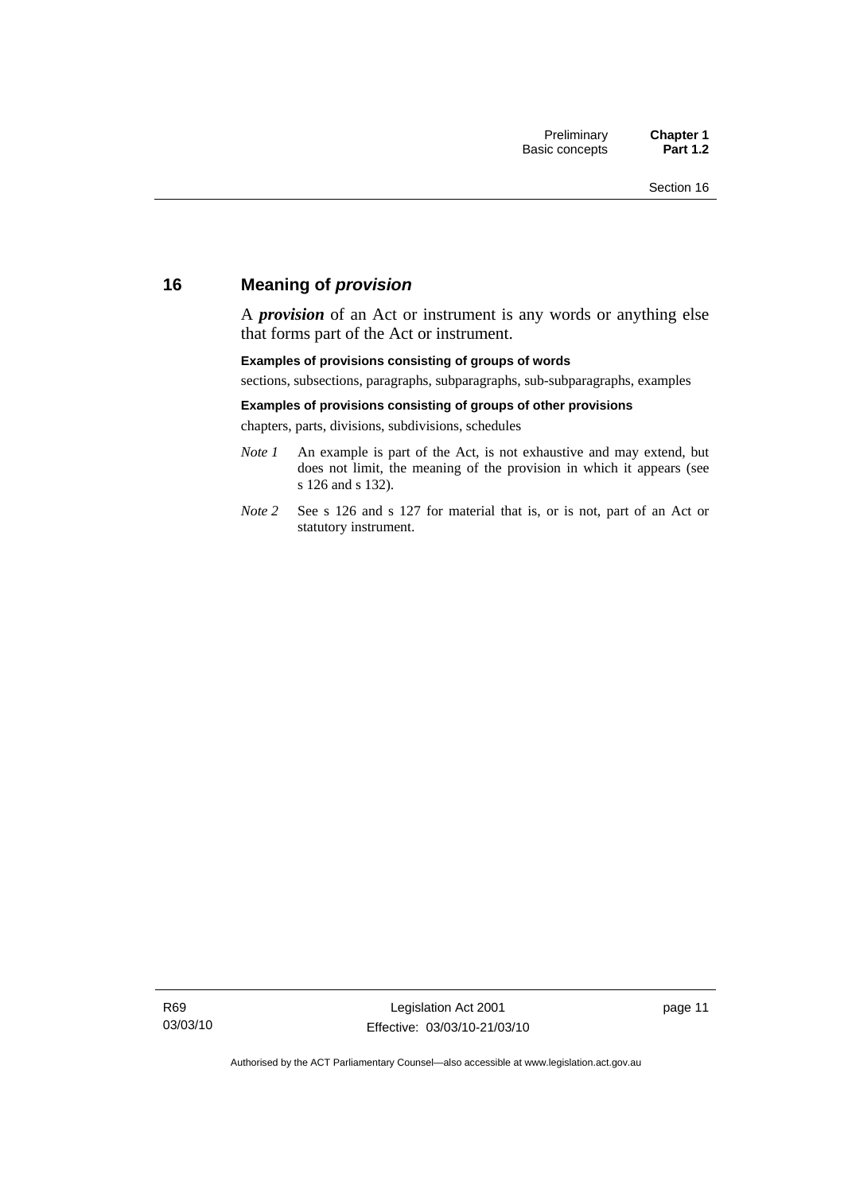## 16 Meaning of *provision*

A ***provision*** of an Act or instrument is any words or anything else that forms part of the Act or instrument.

**Examples of provisions consisting of groups of words**

sections, subsections, paragraphs, subparagraphs, sub-subparagraphs, examples

**Examples of provisions consisting of groups of other provisions**

chapters, parts, divisions, subdivisions, schedules

*Note 1* An example is part of the Act, is not exhaustive and may extend, but does not limit, the meaning of the provision in which it appears (see s 126 and s 132).

*Note 2* See s 126 and s 127 for material that is, or is not, part of an Act or statutory instrument.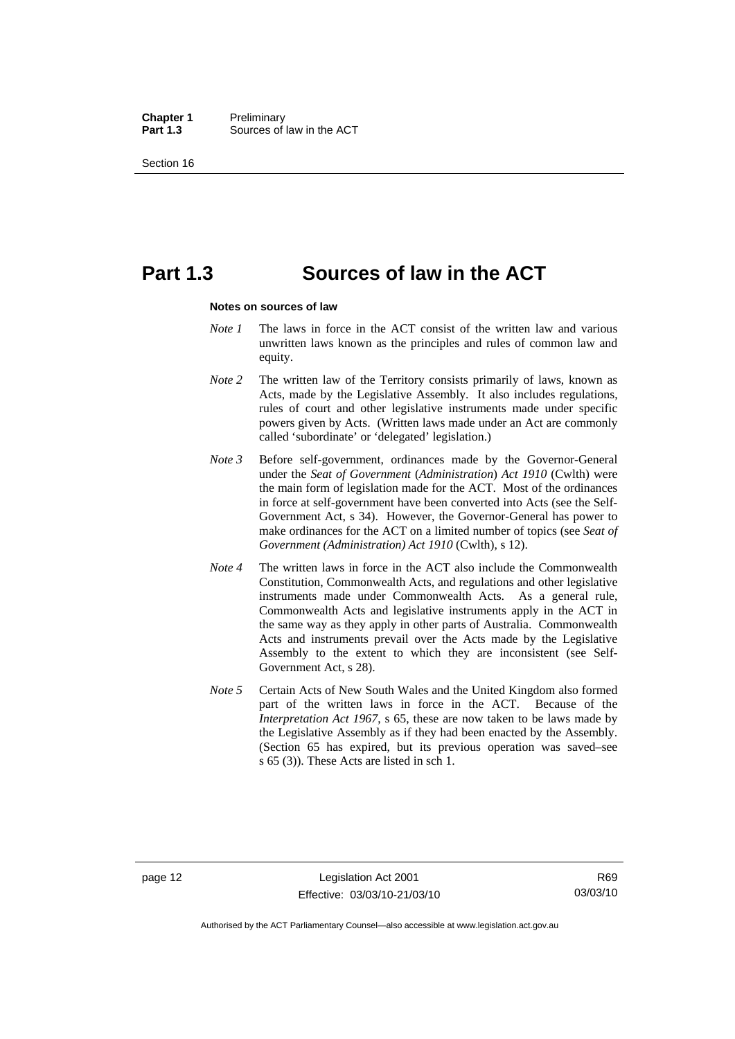# Part 1.3 Sources of law in the ACT

**Notes on sources of law**

*Note 1* The laws in force in the ACT consist of the written law and various unwritten laws known as the principles and rules of common law and equity.

*Note 2* The written law of the Territory consists primarily of laws, known as Acts, made by the Legislative Assembly. It also includes regulations, rules of court and other legislative instruments made under specific powers given by Acts. (Written laws made under an Act are commonly called 'subordinate' or 'delegated' legislation.)

*Note 3* Before self-government, ordinances made by the Governor-General under the *Seat of Government* (*Administration*) *Act 1910* (Cwlth) were the main form of legislation made for the ACT. Most of the ordinances in force at self-government have been converted into Acts (see the Self-Government Act, s 34). However, the Governor-General has power to make ordinances for the ACT on a limited number of topics (see *Seat of Government (Administration) Act 1910* (Cwlth), s 12).

*Note 4* The written laws in force in the ACT also include the Commonwealth Constitution, Commonwealth Acts, and regulations and other legislative instruments made under Commonwealth Acts. As a general rule, Commonwealth Acts and legislative instruments apply in the ACT in the same way as they apply in other parts of Australia. Commonwealth Acts and instruments prevail over the Acts made by the Legislative Assembly to the extent to which they are inconsistent (see Self-Government Act, s 28).

*Note 5* Certain Acts of New South Wales and the United Kingdom also formed part of the written laws in force in the ACT. Because of the *Interpretation Act 1967*, s 65, these are now taken to be laws made by the Legislative Assembly as if they had been enacted by the Assembly. (Section 65 has expired, but its previous operation was saved–see s 65 (3)). These Acts are listed in sch 1.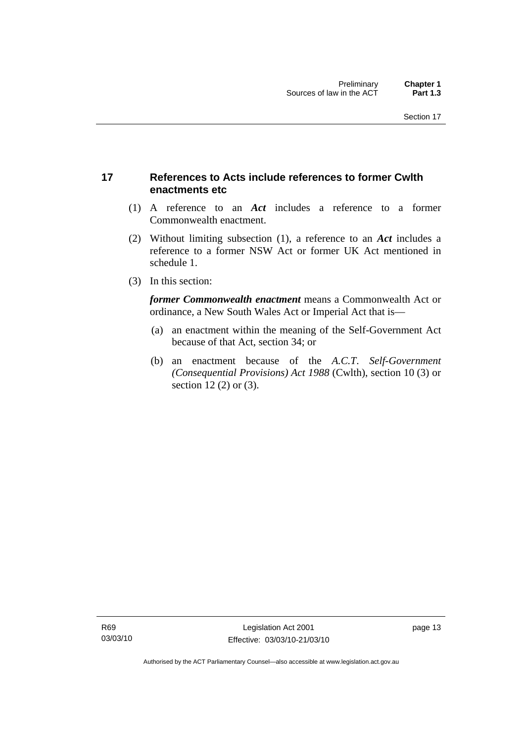## 17 References to Acts include references to former Cwlth enactments etc

(1) A reference to an ***Act*** includes a reference to a former Commonwealth enactment.

(2) Without limiting subsection (1), a reference to an ***Act*** includes a reference to a former NSW Act or former UK Act mentioned in schedule 1.

(3) In this section:

***former Commonwealth enactment*** means a Commonwealth Act or ordinance, a New South Wales Act or Imperial Act that is—

(a) an enactment within the meaning of the Self-Government Act because of that Act, section 34; or

(b) an enactment because of the *A.C.T. Self-Government (Consequential Provisions) Act 1988* (Cwlth), section 10 (3) or section 12 (2) or (3).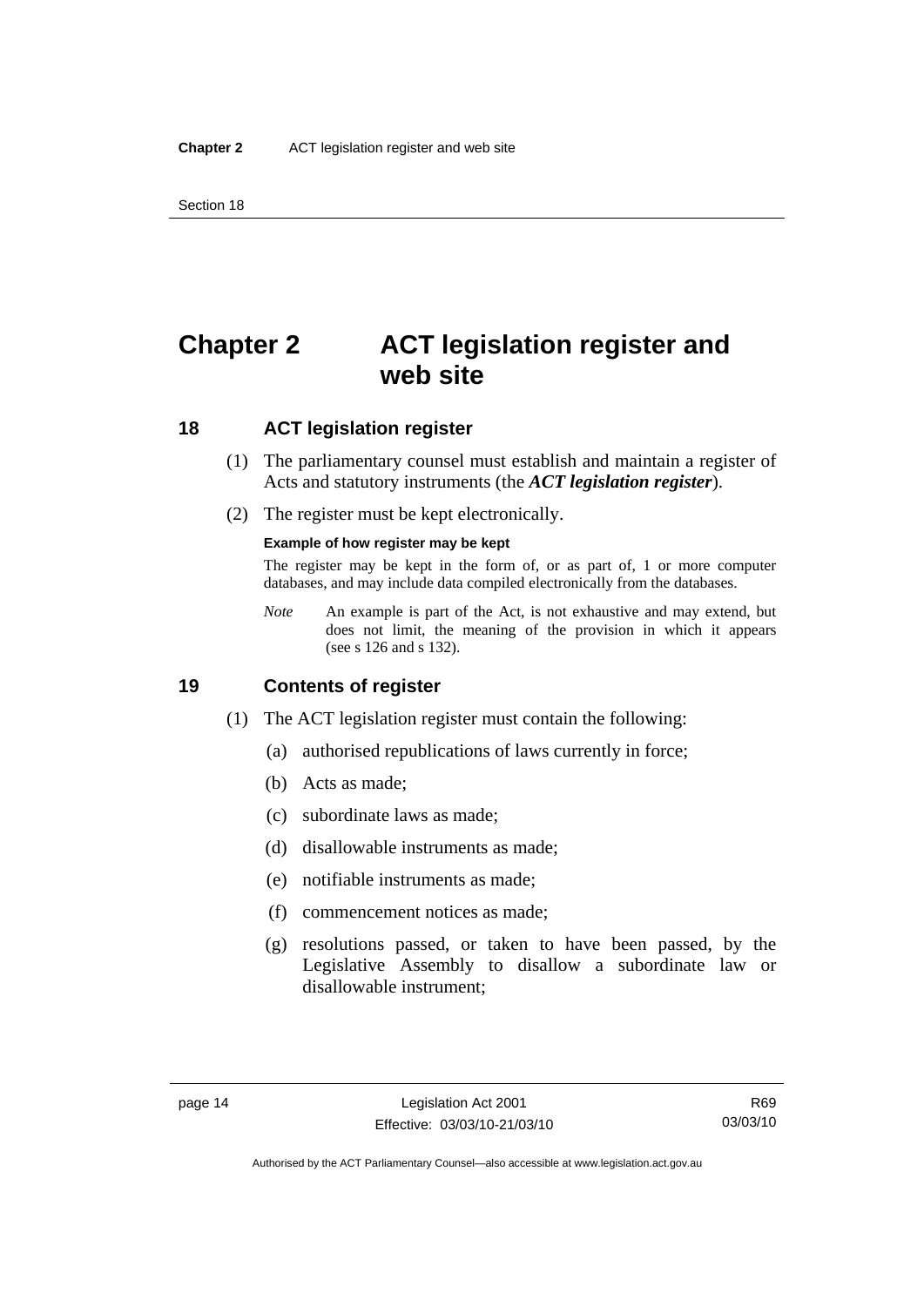# Chapter 2 ACT legislation register and web site

## 18 ACT legislation register

(1) The parliamentary counsel must establish and maintain a register of Acts and statutory instruments (the ***ACT legislation register***).

(2) The register must be kept electronically.

**Example of how register may be kept**

The register may be kept in the form of, or as part of, 1 or more computer databases, and may include data compiled electronically from the databases.

*Note* An example is part of the Act, is not exhaustive and may extend, but does not limit, the meaning of the provision in which it appears (see s 126 and s 132).

## 19 Contents of register

(1) The ACT legislation register must contain the following:

(a) authorised republications of laws currently in force;

(b) Acts as made;

(c) subordinate laws as made;

(d) disallowable instruments as made;

(e) notifiable instruments as made;

(f) commencement notices as made;

(g) resolutions passed, or taken to have been passed, by the Legislative Assembly to disallow a subordinate law or disallowable instrument;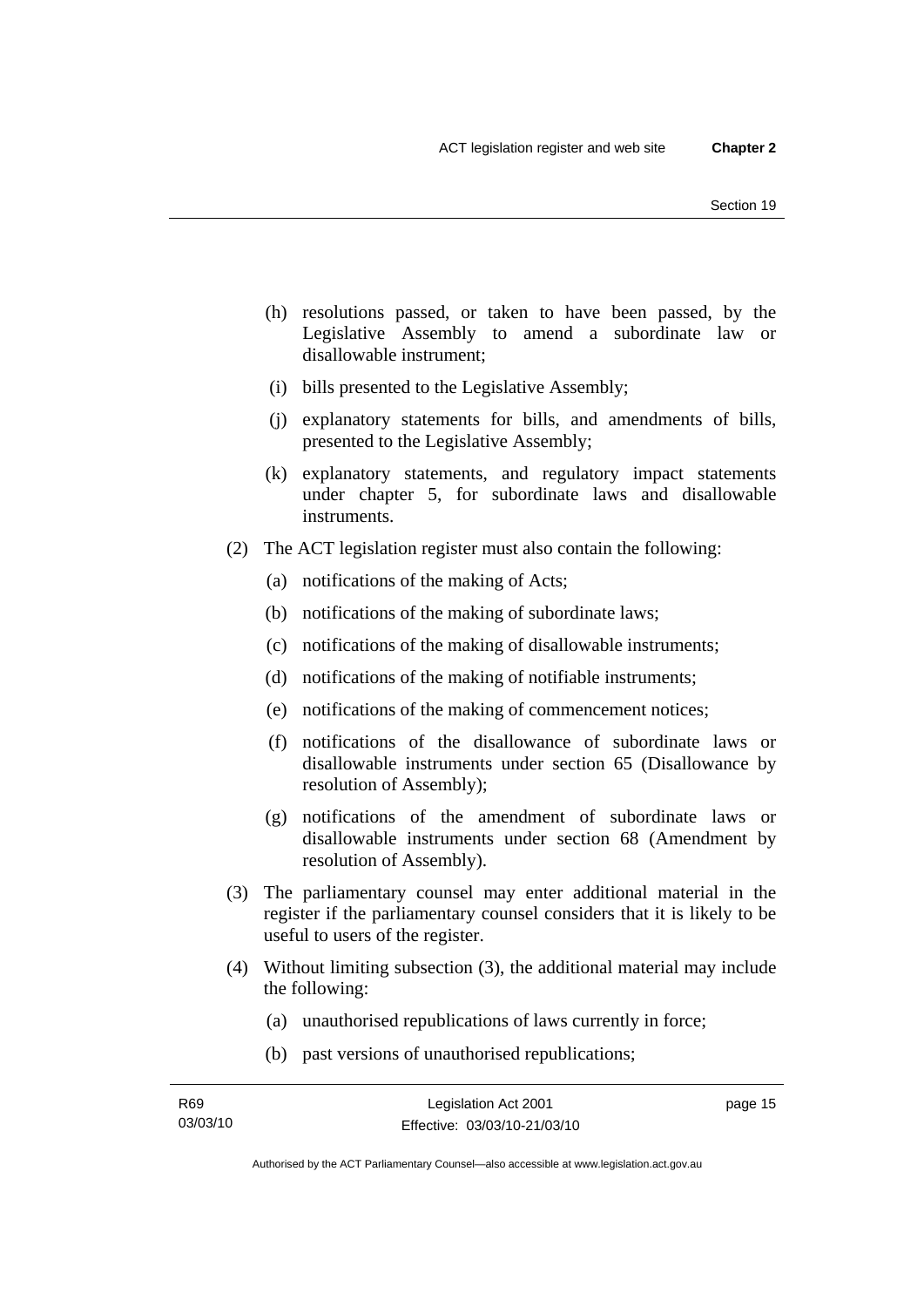(h) resolutions passed, or taken to have been passed, by the Legislative Assembly to amend a subordinate law or disallowable instrument;

(i) bills presented to the Legislative Assembly;

(j) explanatory statements for bills, and amendments of bills, presented to the Legislative Assembly;

(k) explanatory statements, and regulatory impact statements under chapter 5, for subordinate laws and disallowable instruments.

(2) The ACT legislation register must also contain the following:

(a) notifications of the making of Acts;

(b) notifications of the making of subordinate laws;

(c) notifications of the making of disallowable instruments;

(d) notifications of the making of notifiable instruments;

(e) notifications of the making of commencement notices;

(f) notifications of the disallowance of subordinate laws or disallowable instruments under section 65 (Disallowance by resolution of Assembly);

(g) notifications of the amendment of subordinate laws or disallowable instruments under section 68 (Amendment by resolution of Assembly).

(3) The parliamentary counsel may enter additional material in the register if the parliamentary counsel considers that it is likely to be useful to users of the register.

(4) Without limiting subsection (3), the additional material may include the following:

(a) unauthorised republications of laws currently in force;

(b) past versions of unauthorised republications;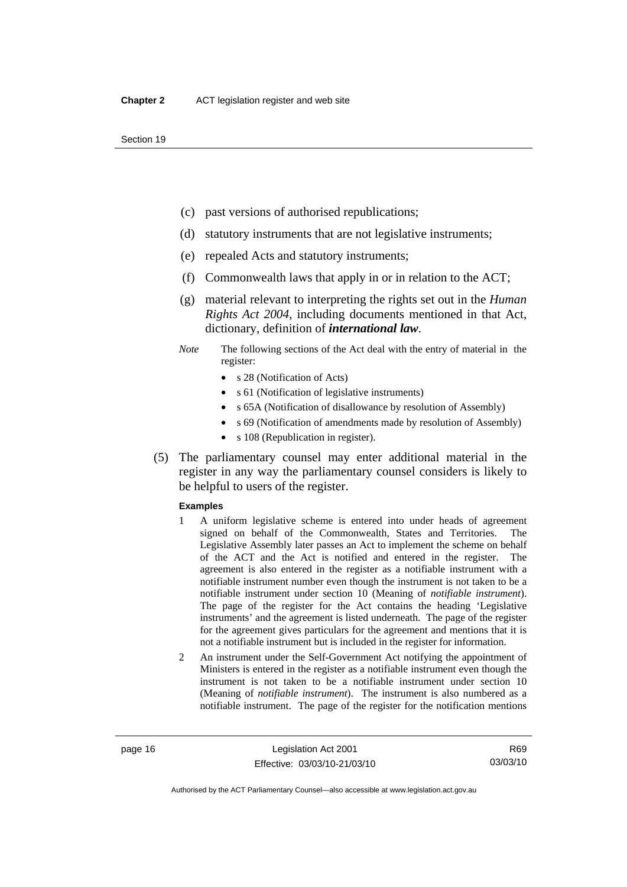(c) past versions of authorised republications;

(d) statutory instruments that are not legislative instruments;

(e) repealed Acts and statutory instruments;

(f) Commonwealth laws that apply in or in relation to the ACT;

(g) material relevant to interpreting the rights set out in the *Human Rights Act 2004*, including documents mentioned in that Act, dictionary, definition of ***international law***.

*Note* The following sections of the Act deal with the entry of material in the register:

- s 28 (Notification of Acts)
- s 61 (Notification of legislative instruments)
- s 65A (Notification of disallowance by resolution of Assembly)
- s 69 (Notification of amendments made by resolution of Assembly)
- s 108 (Republication in register).

(5) The parliamentary counsel may enter additional material in the register in any way the parliamentary counsel considers is likely to be helpful to users of the register.

**Examples**

1 A uniform legislative scheme is entered into under heads of agreement signed on behalf of the Commonwealth, States and Territories. The Legislative Assembly later passes an Act to implement the scheme on behalf of the ACT and the Act is notified and entered in the register. The agreement is also entered in the register as a notifiable instrument with a notifiable instrument number even though the instrument is not taken to be a notifiable instrument under section 10 (Meaning of *notifiable instrument*). The page of the register for the Act contains the heading 'Legislative instruments' and the agreement is listed underneath. The page of the register for the agreement gives particulars for the agreement and mentions that it is not a notifiable instrument but is included in the register for information.

2 An instrument under the Self-Government Act notifying the appointment of Ministers is entered in the register as a notifiable instrument even though the instrument is not taken to be a notifiable instrument under section 10 (Meaning of *notifiable instrument*). The instrument is also numbered as a notifiable instrument. The page of the register for the notification mentions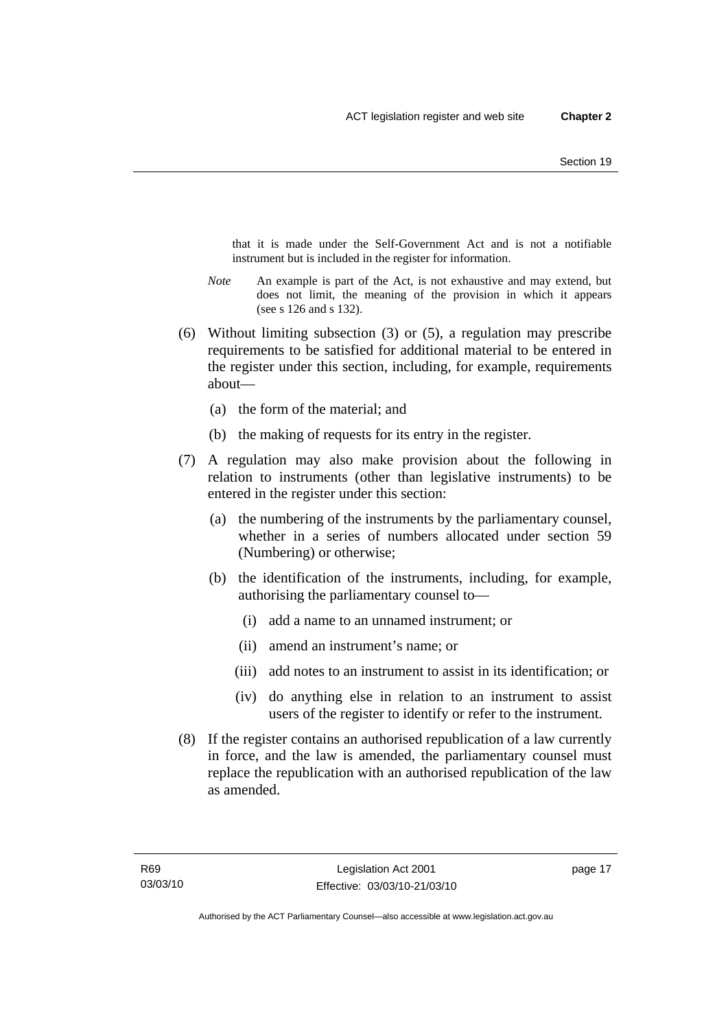that it is made under the Self-Government Act and is not a notifiable instrument but is included in the register for information.

*Note* An example is part of the Act, is not exhaustive and may extend, but does not limit, the meaning of the provision in which it appears (see s 126 and s 132).

(6) Without limiting subsection (3) or (5), a regulation may prescribe requirements to be satisfied for additional material to be entered in the register under this section, including, for example, requirements about—

(a) the form of the material; and

(b) the making of requests for its entry in the register.

(7) A regulation may also make provision about the following in relation to instruments (other than legislative instruments) to be entered in the register under this section:

(a) the numbering of the instruments by the parliamentary counsel, whether in a series of numbers allocated under section 59 (Numbering) or otherwise;

(b) the identification of the instruments, including, for example, authorising the parliamentary counsel to—

(i) add a name to an unnamed instrument; or

(ii) amend an instrument's name; or

(iii) add notes to an instrument to assist in its identification; or

(iv) do anything else in relation to an instrument to assist users of the register to identify or refer to the instrument.

(8) If the register contains an authorised republication of a law currently in force, and the law is amended, the parliamentary counsel must replace the republication with an authorised republication of the law as amended.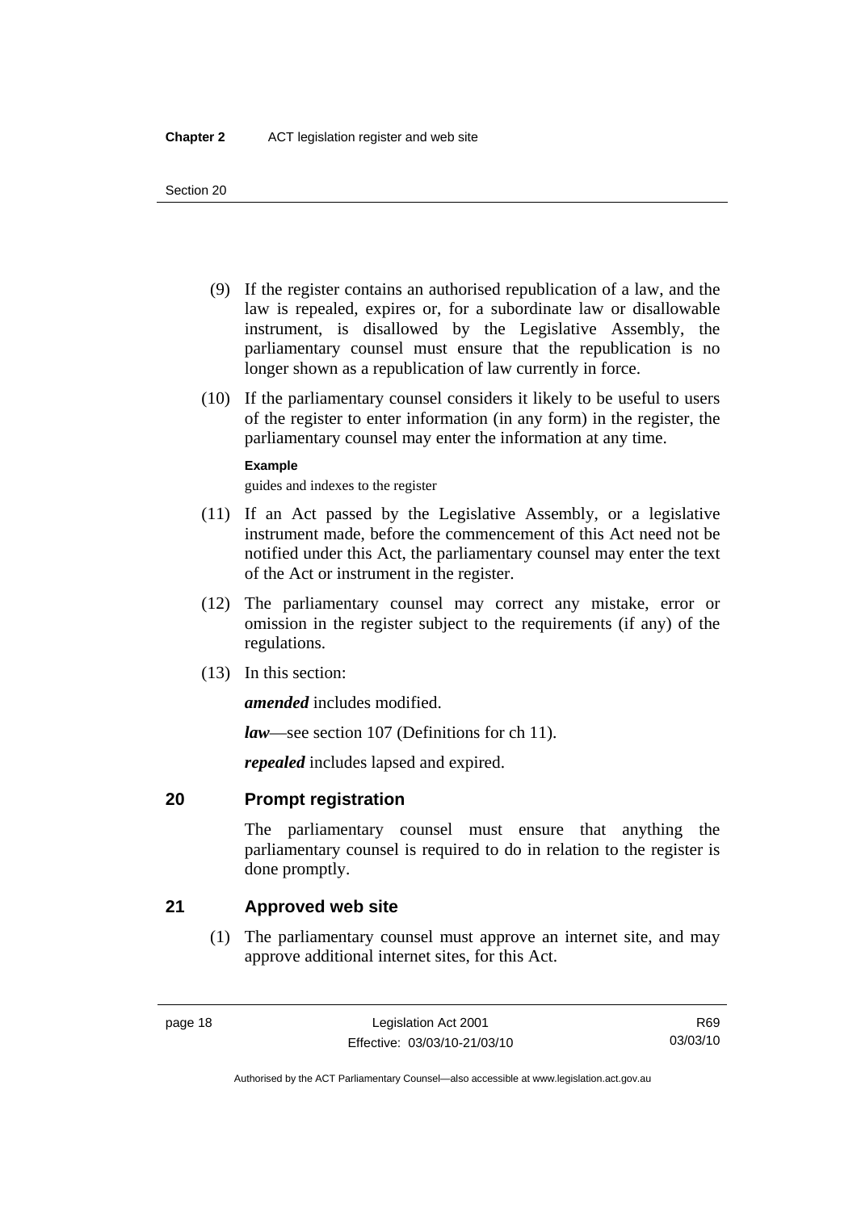(9) If the register contains an authorised republication of a law, and the law is repealed, expires or, for a subordinate law or disallowable instrument, is disallowed by the Legislative Assembly, the parliamentary counsel must ensure that the republication is no longer shown as a republication of law currently in force.

(10) If the parliamentary counsel considers it likely to be useful to users of the register to enter information (in any form) in the register, the parliamentary counsel may enter the information at any time.

**Example**

guides and indexes to the register

(11) If an Act passed by the Legislative Assembly, or a legislative instrument made, before the commencement of this Act need not be notified under this Act, the parliamentary counsel may enter the text of the Act or instrument in the register.

(12) The parliamentary counsel may correct any mistake, error or omission in the register subject to the requirements (if any) of the regulations.

(13) In this section:

***amended*** includes modified.

***law***—see section 107 (Definitions for ch 11).

***repealed*** includes lapsed and expired.

## 20 Prompt registration

The parliamentary counsel must ensure that anything the parliamentary counsel is required to do in relation to the register is done promptly.

## 21 Approved web site

(1) The parliamentary counsel must approve an internet site, and may approve additional internet sites, for this Act.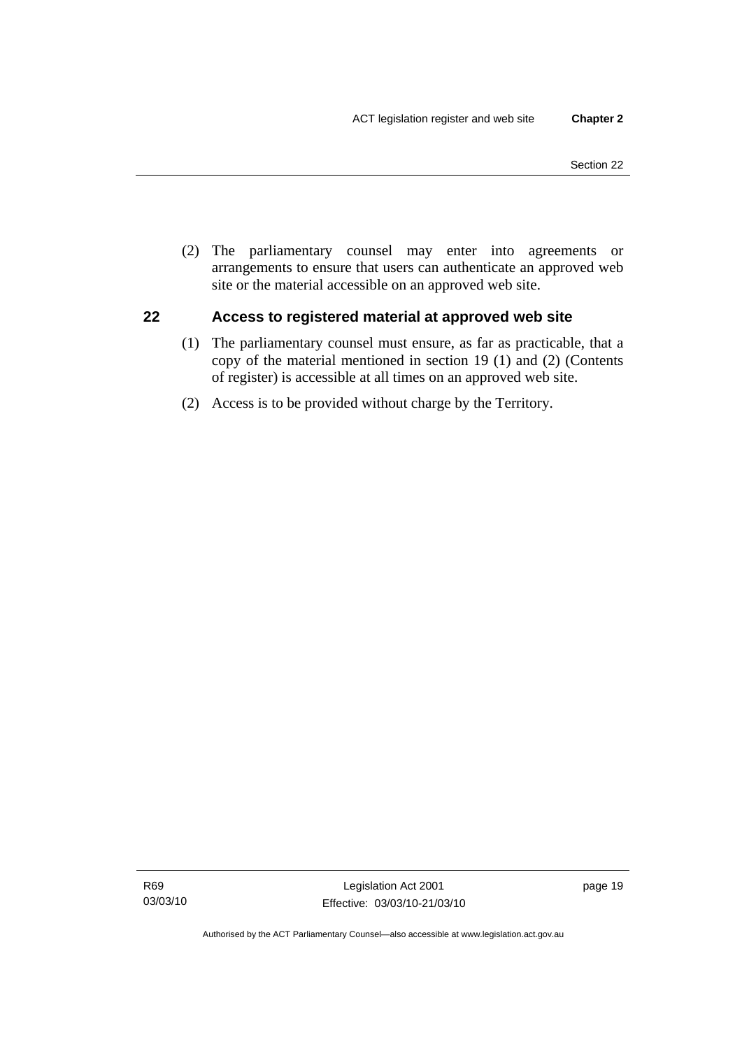(2) The parliamentary counsel may enter into agreements or arrangements to ensure that users can authenticate an approved web site or the material accessible on an approved web site.

## 22 Access to registered material at approved web site

(1) The parliamentary counsel must ensure, as far as practicable, that a copy of the material mentioned in section 19 (1) and (2) (Contents of register) is accessible at all times on an approved web site.

(2) Access is to be provided without charge by the Territory.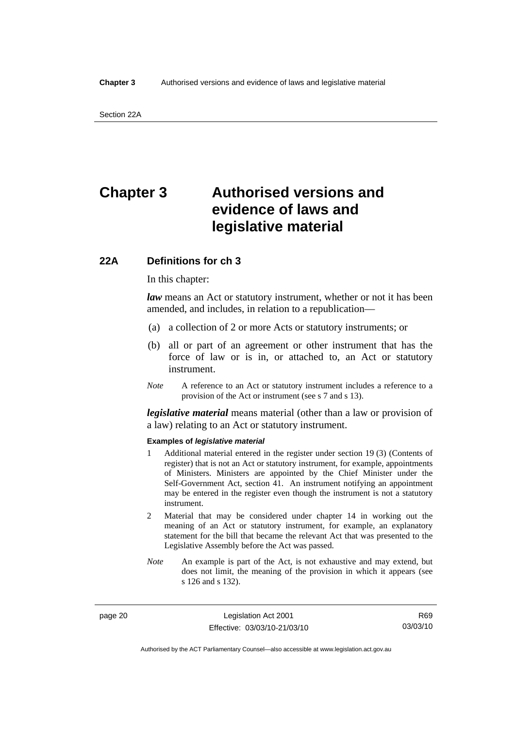# Chapter 3 Authorised versions and evidence of laws and legislative material

## 22A Definitions for ch 3

In this chapter:

***law*** means an Act or statutory instrument, whether or not it has been amended, and includes, in relation to a republication—

(a) a collection of 2 or more Acts or statutory instruments; or

(b) all or part of an agreement or other instrument that has the force of law or is in, or attached to, an Act or statutory instrument.

*Note* A reference to an Act or statutory instrument includes a reference to a provision of the Act or instrument (see s 7 and s 13).

***legislative material*** means material (other than a law or provision of a law) relating to an Act or statutory instrument.

**Examples of *legislative material***

1 Additional material entered in the register under section 19 (3) (Contents of register) that is not an Act or statutory instrument, for example, appointments of Ministers. Ministers are appointed by the Chief Minister under the Self-Government Act, section 41. An instrument notifying an appointment may be entered in the register even though the instrument is not a statutory instrument.

2 Material that may be considered under chapter 14 in working out the meaning of an Act or statutory instrument, for example, an explanatory statement for the bill that became the relevant Act that was presented to the Legislative Assembly before the Act was passed.

*Note* An example is part of the Act, is not exhaustive and may extend, but does not limit, the meaning of the provision in which it appears (see s 126 and s 132).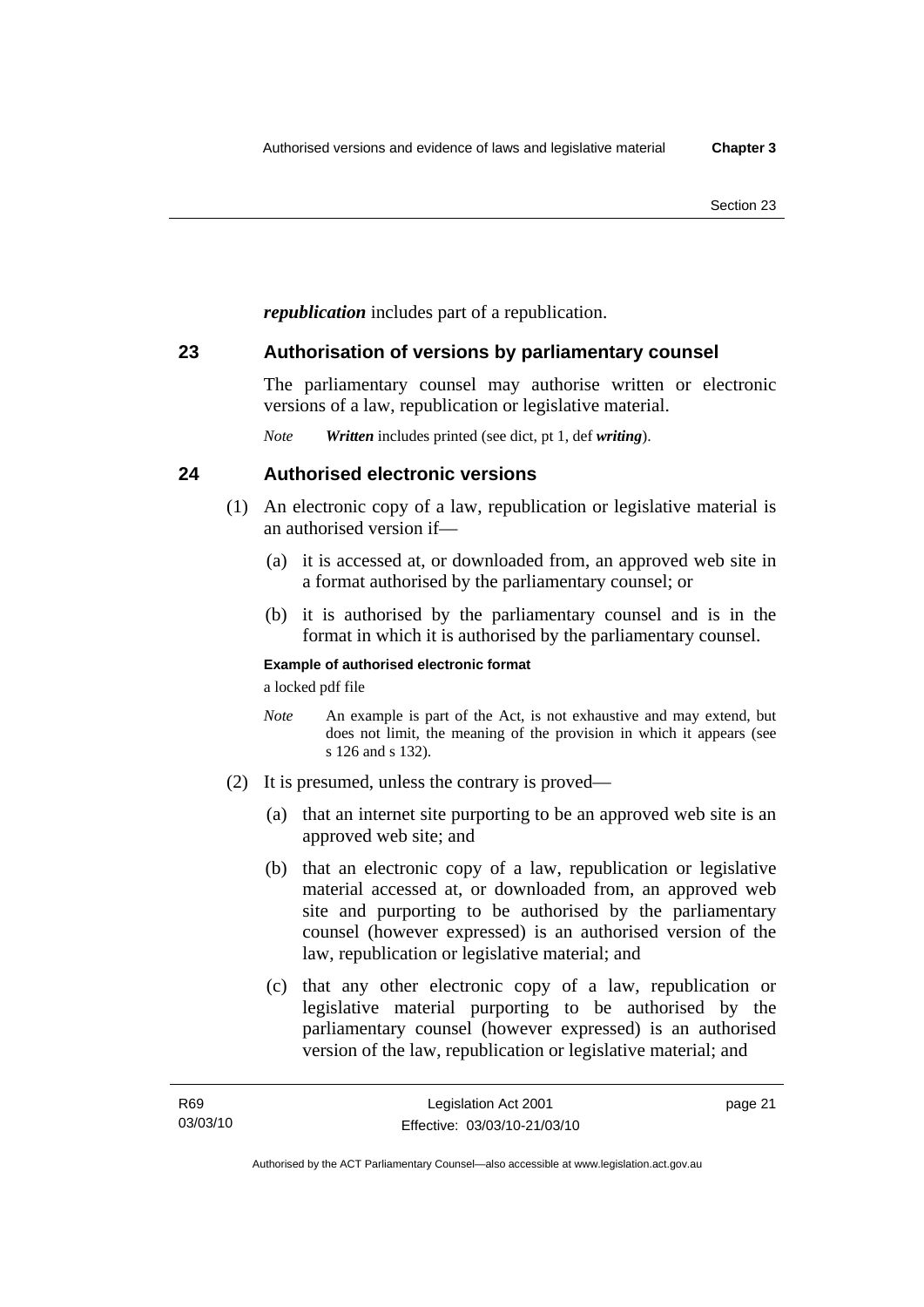***republication*** includes part of a republication.

## 23 Authorisation of versions by parliamentary counsel

The parliamentary counsel may authorise written or electronic versions of a law, republication or legislative material.

*Note* ***Written*** includes printed (see dict, pt 1, def ***writing***).

## 24 Authorised electronic versions

(1) An electronic copy of a law, republication or legislative material is an authorised version if—

(a) it is accessed at, or downloaded from, an approved web site in a format authorised by the parliamentary counsel; or

(b) it is authorised by the parliamentary counsel and is in the format in which it is authorised by the parliamentary counsel.

**Example of authorised electronic format**

a locked pdf file

*Note* An example is part of the Act, is not exhaustive and may extend, but does not limit, the meaning of the provision in which it appears (see s 126 and s 132).

(2) It is presumed, unless the contrary is proved—

(a) that an internet site purporting to be an approved web site is an approved web site; and

(b) that an electronic copy of a law, republication or legislative material accessed at, or downloaded from, an approved web site and purporting to be authorised by the parliamentary counsel (however expressed) is an authorised version of the law, republication or legislative material; and

(c) that any other electronic copy of a law, republication or legislative material purporting to be authorised by the parliamentary counsel (however expressed) is an authorised version of the law, republication or legislative material; and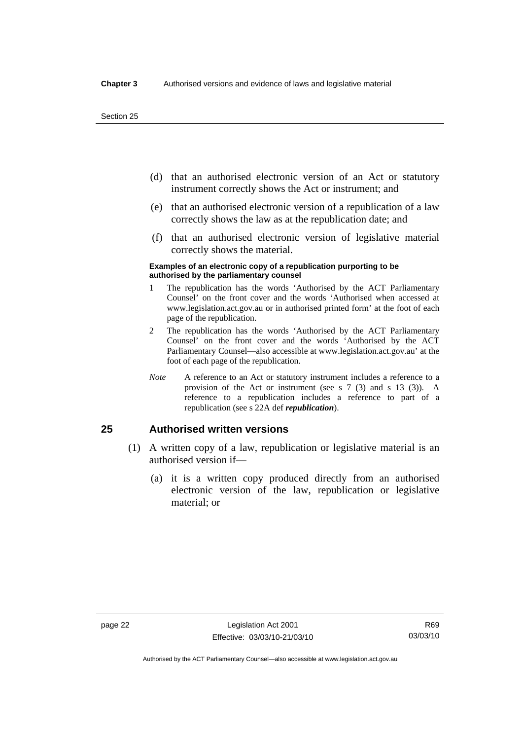(d) that an authorised electronic version of an Act or statutory instrument correctly shows the Act or instrument; and

(e) that an authorised electronic version of a republication of a law correctly shows the law as at the republication date; and

(f) that an authorised electronic version of legislative material correctly shows the material.

**Examples of an electronic copy of a republication purporting to be authorised by the parliamentary counsel**

1 The republication has the words 'Authorised by the ACT Parliamentary Counsel' on the front cover and the words 'Authorised when accessed at www.legislation.act.gov.au or in authorised printed form' at the foot of each page of the republication.

2 The republication has the words 'Authorised by the ACT Parliamentary Counsel' on the front cover and the words 'Authorised by the ACT Parliamentary Counsel—also accessible at www.legislation.act.gov.au' at the foot of each page of the republication.

*Note* A reference to an Act or statutory instrument includes a reference to a provision of the Act or instrument (see s 7 (3) and s 13 (3)). A reference to a republication includes a reference to part of a republication (see s 22A def ***republication***).

## 25 Authorised written versions

(1) A written copy of a law, republication or legislative material is an authorised version if—

(a) it is a written copy produced directly from an authorised electronic version of the law, republication or legislative material; or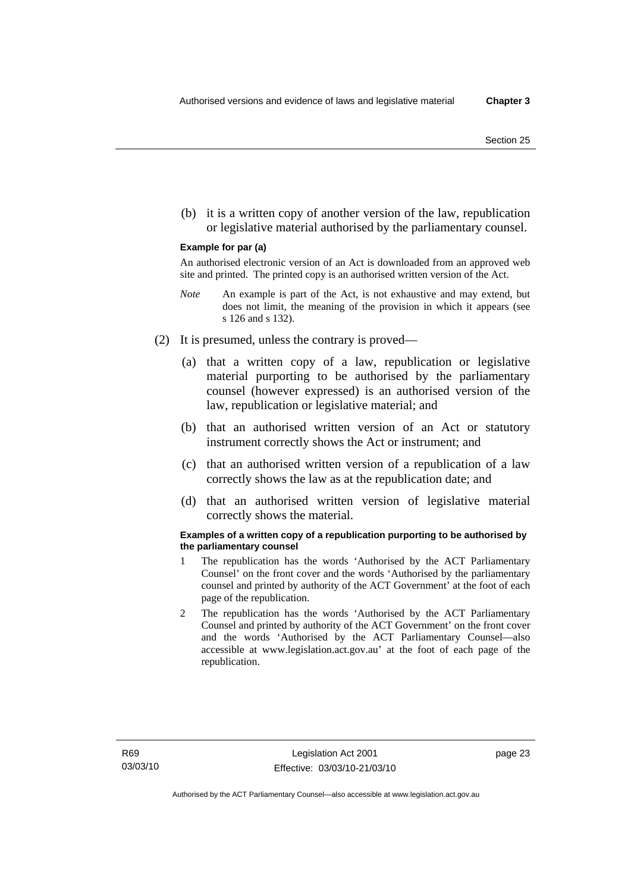(b) it is a written copy of another version of the law, republication or legislative material authorised by the parliamentary counsel.

**Example for par (a)**

An authorised electronic version of an Act is downloaded from an approved web site and printed. The printed copy is an authorised written version of the Act.

*Note* An example is part of the Act, is not exhaustive and may extend, but does not limit, the meaning of the provision in which it appears (see s 126 and s 132).

(2) It is presumed, unless the contrary is proved—

(a) that a written copy of a law, republication or legislative material purporting to be authorised by the parliamentary counsel (however expressed) is an authorised version of the law, republication or legislative material; and

(b) that an authorised written version of an Act or statutory instrument correctly shows the Act or instrument; and

(c) that an authorised written version of a republication of a law correctly shows the law as at the republication date; and

(d) that an authorised written version of legislative material correctly shows the material.

**Examples of a written copy of a republication purporting to be authorised by the parliamentary counsel**

1 The republication has the words 'Authorised by the ACT Parliamentary Counsel' on the front cover and the words 'Authorised by the parliamentary counsel and printed by authority of the ACT Government' at the foot of each page of the republication.

2 The republication has the words 'Authorised by the ACT Parliamentary Counsel and printed by authority of the ACT Government' on the front cover and the words 'Authorised by the ACT Parliamentary Counsel—also accessible at www.legislation.act.gov.au' at the foot of each page of the republication.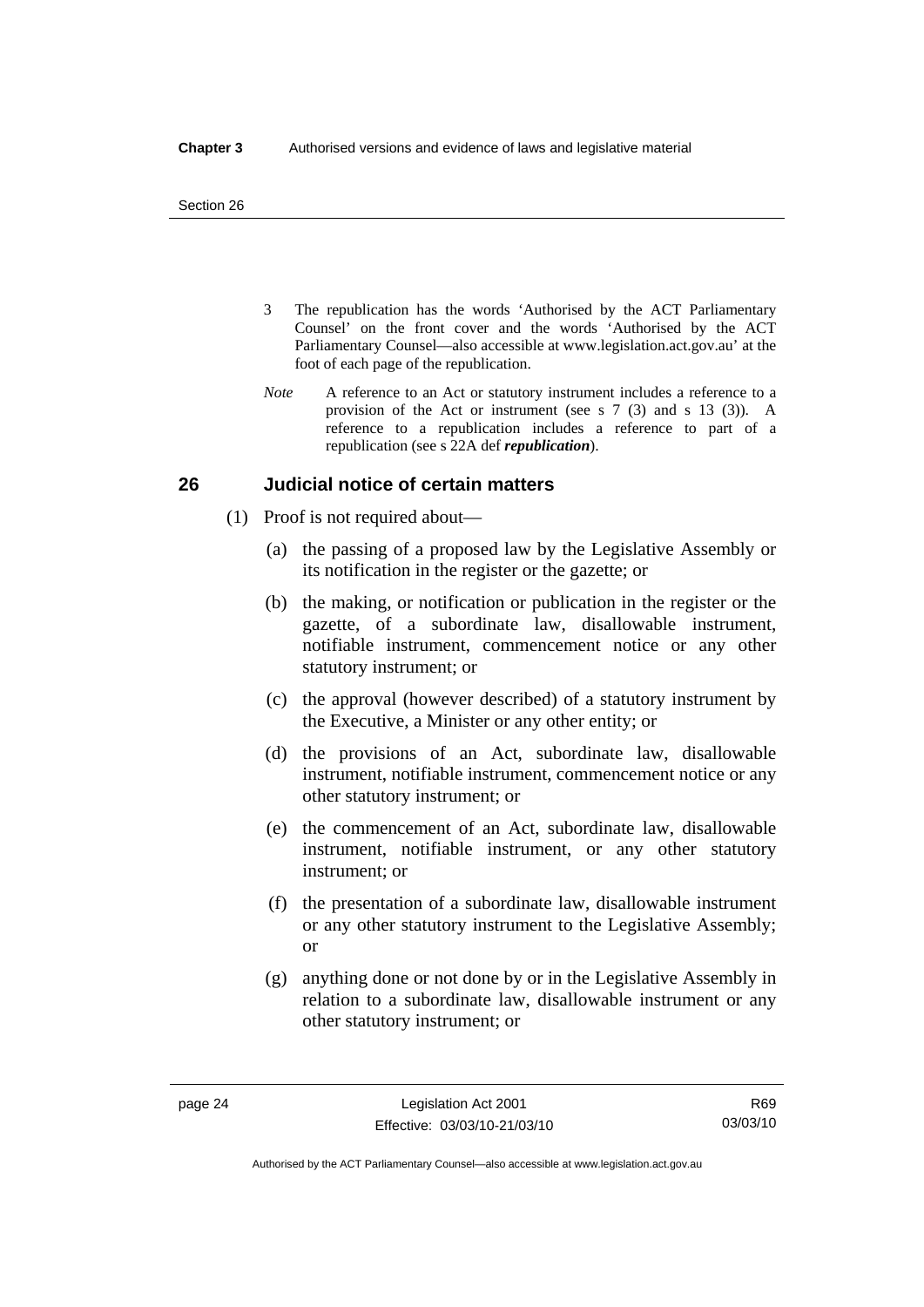3 The republication has the words 'Authorised by the ACT Parliamentary Counsel' on the front cover and the words 'Authorised by the ACT Parliamentary Counsel—also accessible at www.legislation.act.gov.au' at the foot of each page of the republication.

*Note* A reference to an Act or statutory instrument includes a reference to a provision of the Act or instrument (see s 7 (3) and s 13 (3)). A reference to a republication includes a reference to part of a republication (see s 22A def ***republication***).

## 26 Judicial notice of certain matters

(1) Proof is not required about—

(a) the passing of a proposed law by the Legislative Assembly or its notification in the register or the gazette; or

(b) the making, or notification or publication in the register or the gazette, of a subordinate law, disallowable instrument, notifiable instrument, commencement notice or any other statutory instrument; or

(c) the approval (however described) of a statutory instrument by the Executive, a Minister or any other entity; or

(d) the provisions of an Act, subordinate law, disallowable instrument, notifiable instrument, commencement notice or any other statutory instrument; or

(e) the commencement of an Act, subordinate law, disallowable instrument, notifiable instrument, or any other statutory instrument; or

(f) the presentation of a subordinate law, disallowable instrument or any other statutory instrument to the Legislative Assembly; or

(g) anything done or not done by or in the Legislative Assembly in relation to a subordinate law, disallowable instrument or any other statutory instrument; or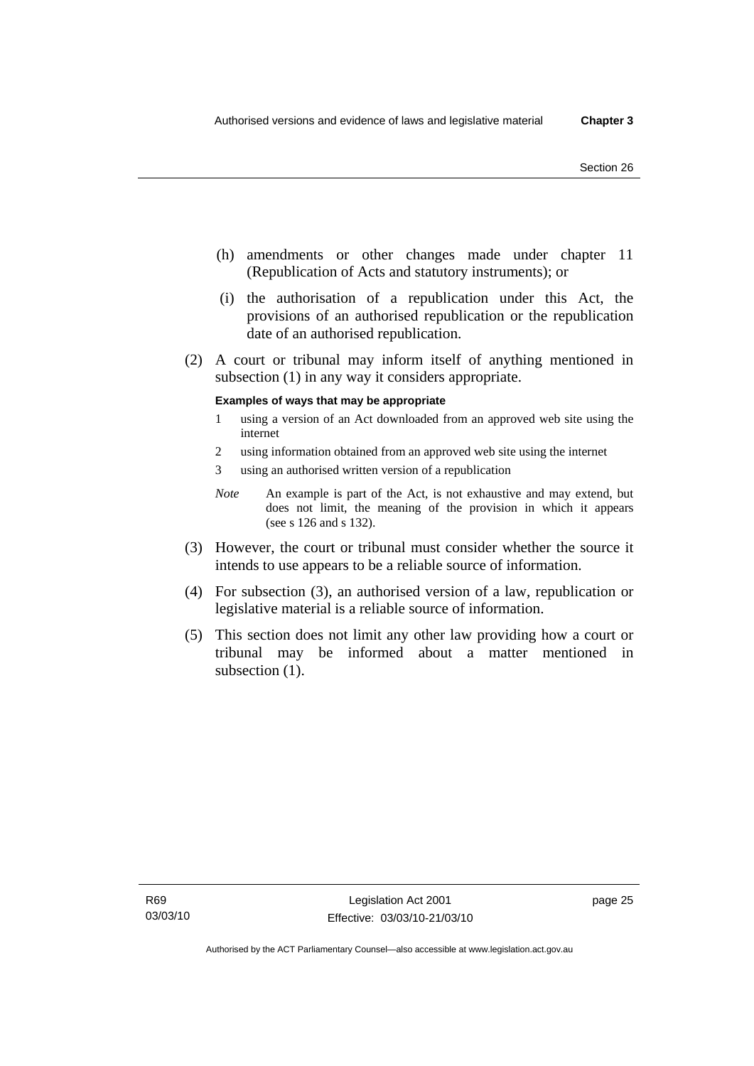(h) amendments or other changes made under chapter 11 (Republication of Acts and statutory instruments); or

(i) the authorisation of a republication under this Act, the provisions of an authorised republication or the republication date of an authorised republication.

(2) A court or tribunal may inform itself of anything mentioned in subsection (1) in any way it considers appropriate.

**Examples of ways that may be appropriate**

1 using a version of an Act downloaded from an approved web site using the internet

2 using information obtained from an approved web site using the internet

3 using an authorised written version of a republication

*Note* An example is part of the Act, is not exhaustive and may extend, but does not limit, the meaning of the provision in which it appears (see s 126 and s 132).

(3) However, the court or tribunal must consider whether the source it intends to use appears to be a reliable source of information.

(4) For subsection (3), an authorised version of a law, republication or legislative material is a reliable source of information.

(5) This section does not limit any other law providing how a court or tribunal may be informed about a matter mentioned in subsection (1).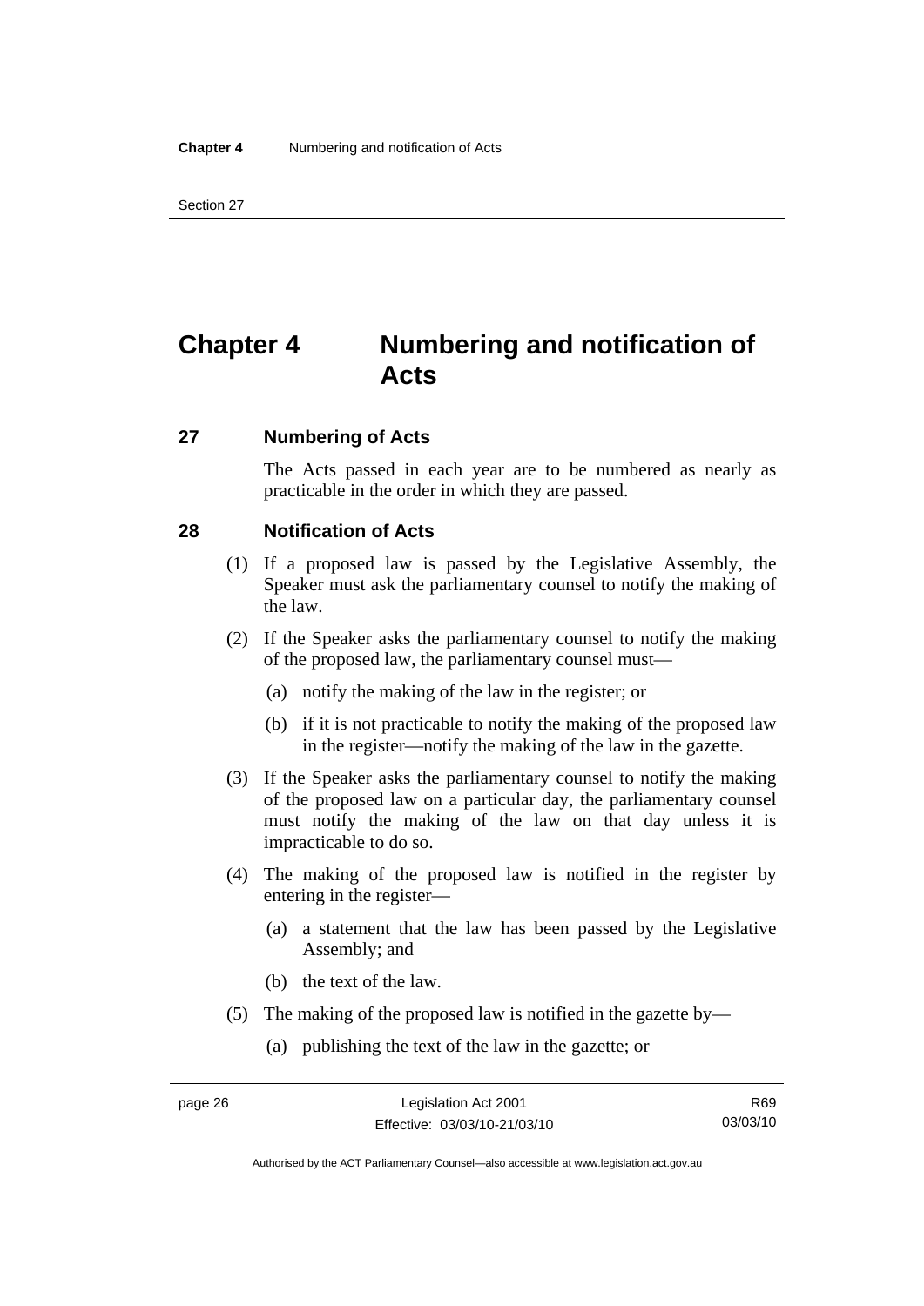# Chapter 4 Numbering and notification of Acts

## 27 Numbering of Acts

The Acts passed in each year are to be numbered as nearly as practicable in the order in which they are passed.

## 28 Notification of Acts

(1) If a proposed law is passed by the Legislative Assembly, the Speaker must ask the parliamentary counsel to notify the making of the law.

(2) If the Speaker asks the parliamentary counsel to notify the making of the proposed law, the parliamentary counsel must—

(a) notify the making of the law in the register; or

(b) if it is not practicable to notify the making of the proposed law in the register—notify the making of the law in the gazette.

(3) If the Speaker asks the parliamentary counsel to notify the making of the proposed law on a particular day, the parliamentary counsel must notify the making of the law on that day unless it is impracticable to do so.

(4) The making of the proposed law is notified in the register by entering in the register—

(a) a statement that the law has been passed by the Legislative Assembly; and

(b) the text of the law.

(5) The making of the proposed law is notified in the gazette by—

(a) publishing the text of the law in the gazette; or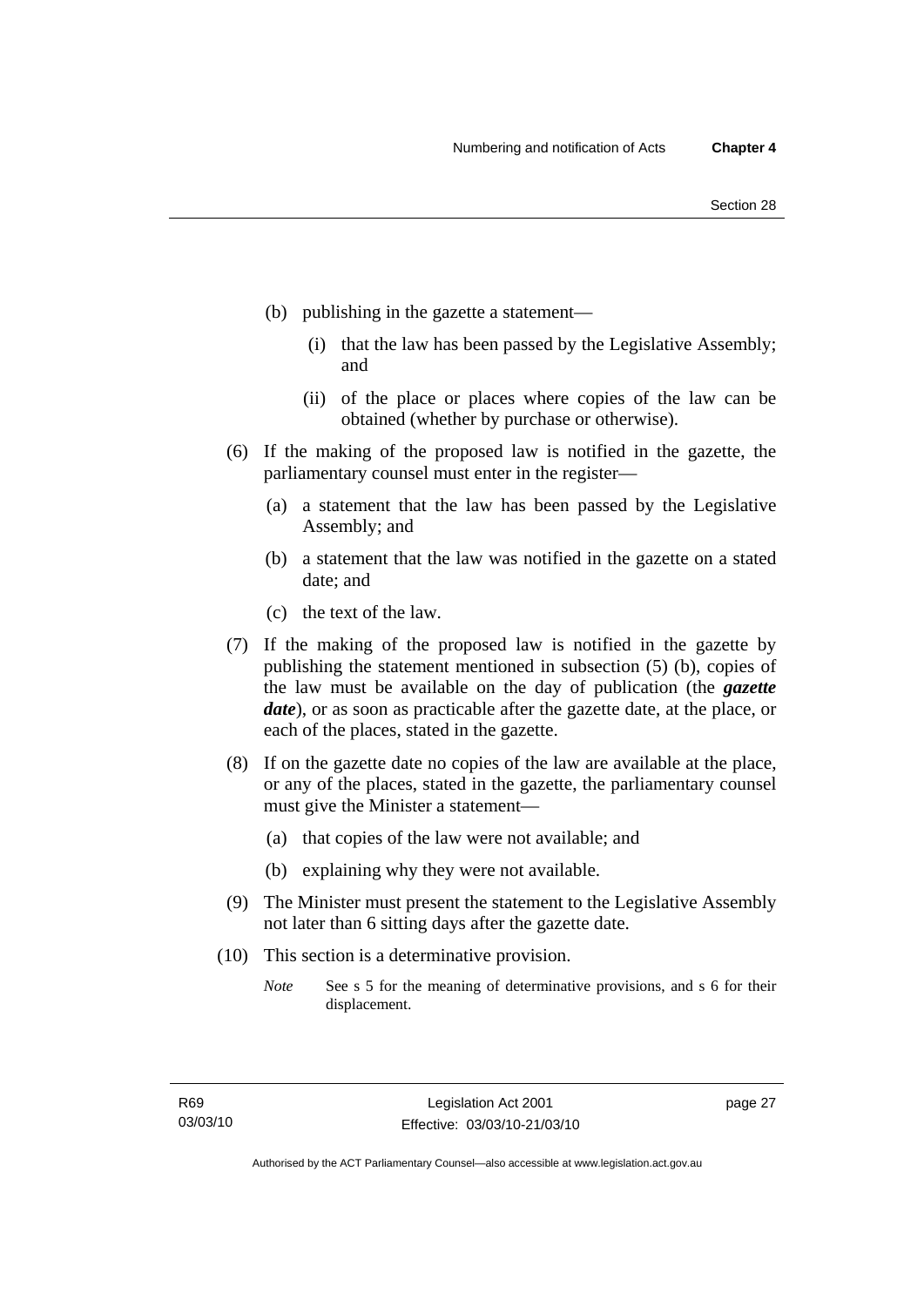(b) publishing in the gazette a statement—

(i) that the law has been passed by the Legislative Assembly; and

(ii) of the place or places where copies of the law can be obtained (whether by purchase or otherwise).

(6) If the making of the proposed law is notified in the gazette, the parliamentary counsel must enter in the register—

(a) a statement that the law has been passed by the Legislative Assembly; and

(b) a statement that the law was notified in the gazette on a stated date; and

(c) the text of the law.

(7) If the making of the proposed law is notified in the gazette by publishing the statement mentioned in subsection (5) (b), copies of the law must be available on the day of publication (the ***gazette date***), or as soon as practicable after the gazette date, at the place, or each of the places, stated in the gazette.

(8) If on the gazette date no copies of the law are available at the place, or any of the places, stated in the gazette, the parliamentary counsel must give the Minister a statement—

(a) that copies of the law were not available; and

(b) explaining why they were not available.

(9) The Minister must present the statement to the Legislative Assembly not later than 6 sitting days after the gazette date.

(10) This section is a determinative provision.

*Note* See s 5 for the meaning of determinative provisions, and s 6 for their displacement.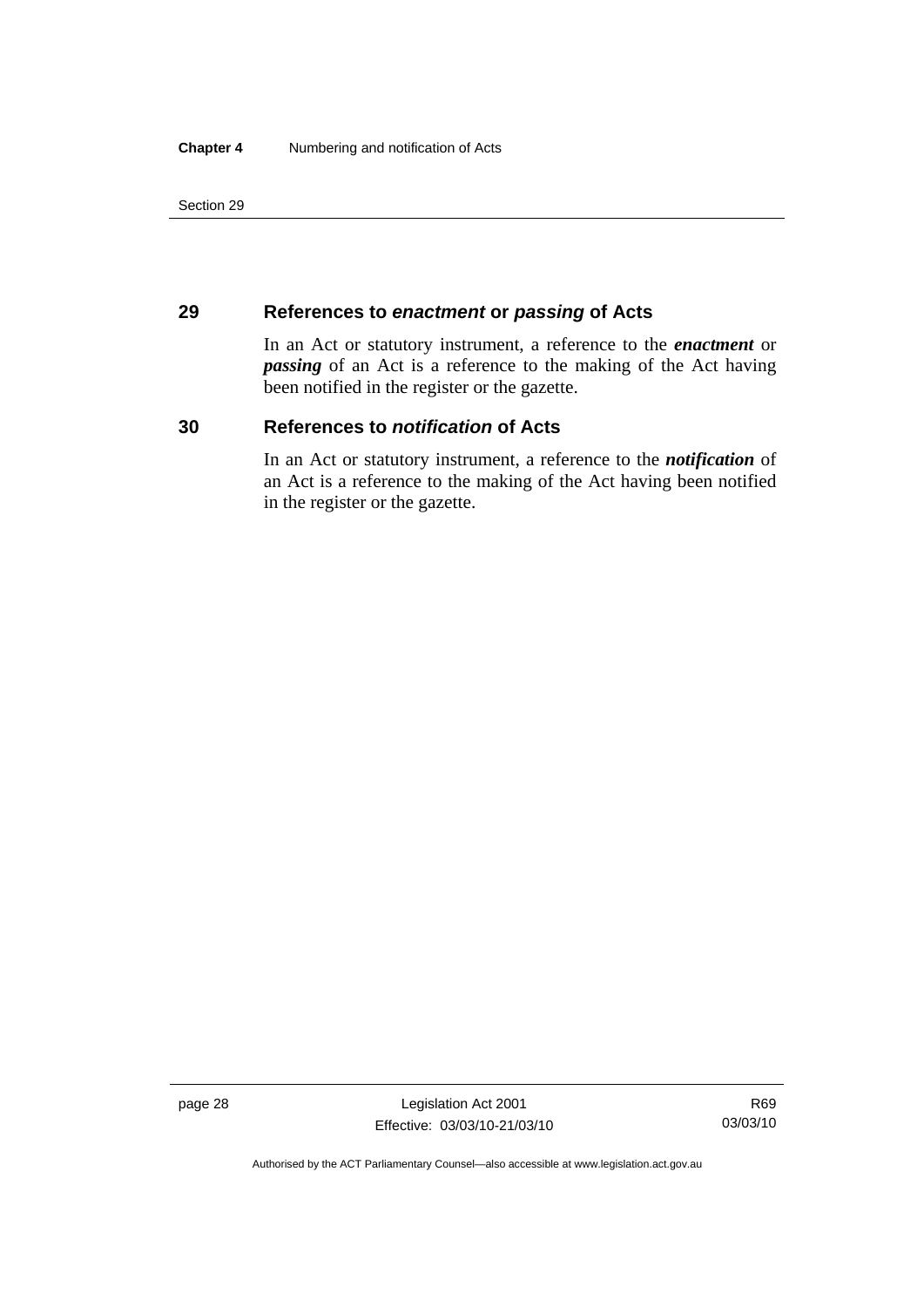## 29 References to *enactment* or *passing* of Acts

In an Act or statutory instrument, a reference to the ***enactment*** or ***passing*** of an Act is a reference to the making of the Act having been notified in the register or the gazette.

## 30 References to *notification* of Acts

In an Act or statutory instrument, a reference to the ***notification*** of an Act is a reference to the making of the Act having been notified in the register or the gazette.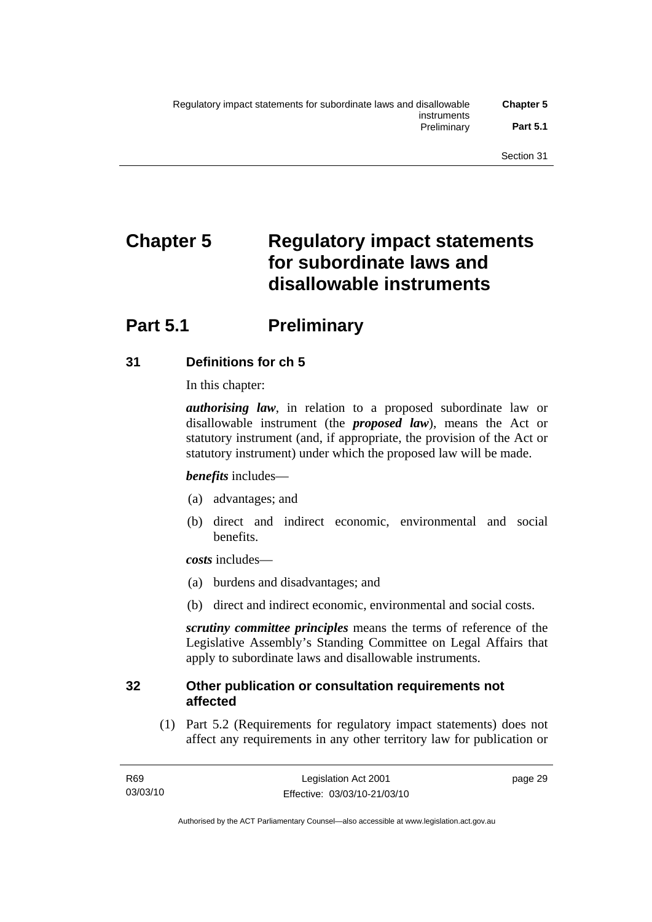# Chapter 5 Regulatory impact statements for subordinate laws and disallowable instruments

## Part 5.1 Preliminary

### 31 Definitions for ch 5

In this chapter:

***authorising law***, in relation to a proposed subordinate law or disallowable instrument (the ***proposed law***), means the Act or statutory instrument (and, if appropriate, the provision of the Act or statutory instrument) under which the proposed law will be made.

***benefits*** includes—

(a) advantages; and

(b) direct and indirect economic, environmental and social benefits.

***costs*** includes—

(a) burdens and disadvantages; and

(b) direct and indirect economic, environmental and social costs.

***scrutiny committee principles*** means the terms of reference of the Legislative Assembly's Standing Committee on Legal Affairs that apply to subordinate laws and disallowable instruments.

### 32 Other publication or consultation requirements not affected

(1) Part 5.2 (Requirements for regulatory impact statements) does not affect any requirements in any other territory law for publication or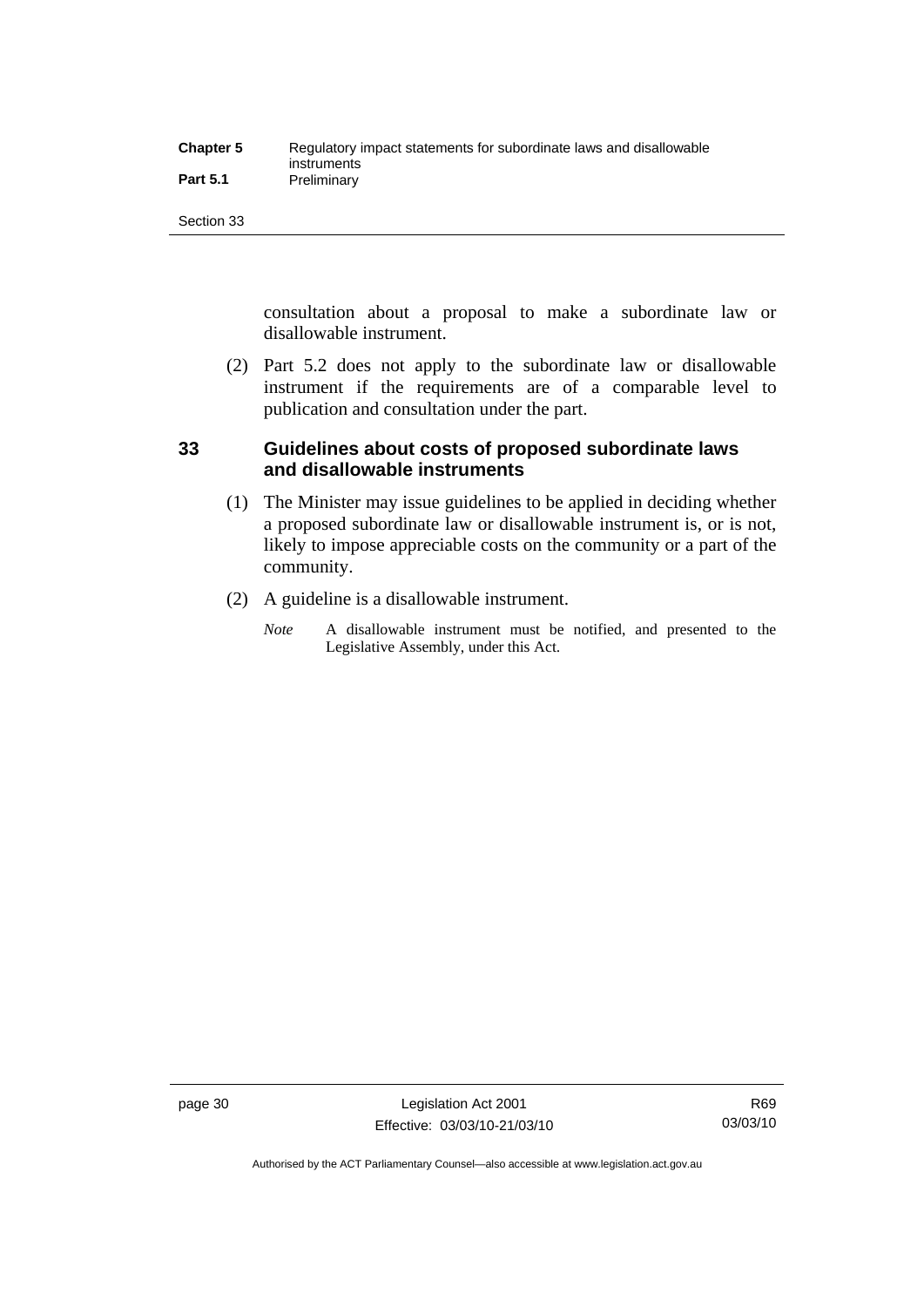consultation about a proposal to make a subordinate law or disallowable instrument.

(2) Part 5.2 does not apply to the subordinate law or disallowable instrument if the requirements are of a comparable level to publication and consultation under the part.

## 33 Guidelines about costs of proposed subordinate laws and disallowable instruments

(1) The Minister may issue guidelines to be applied in deciding whether a proposed subordinate law or disallowable instrument is, or is not, likely to impose appreciable costs on the community or a part of the community.

(2) A guideline is a disallowable instrument.

*Note* A disallowable instrument must be notified, and presented to the Legislative Assembly, under this Act.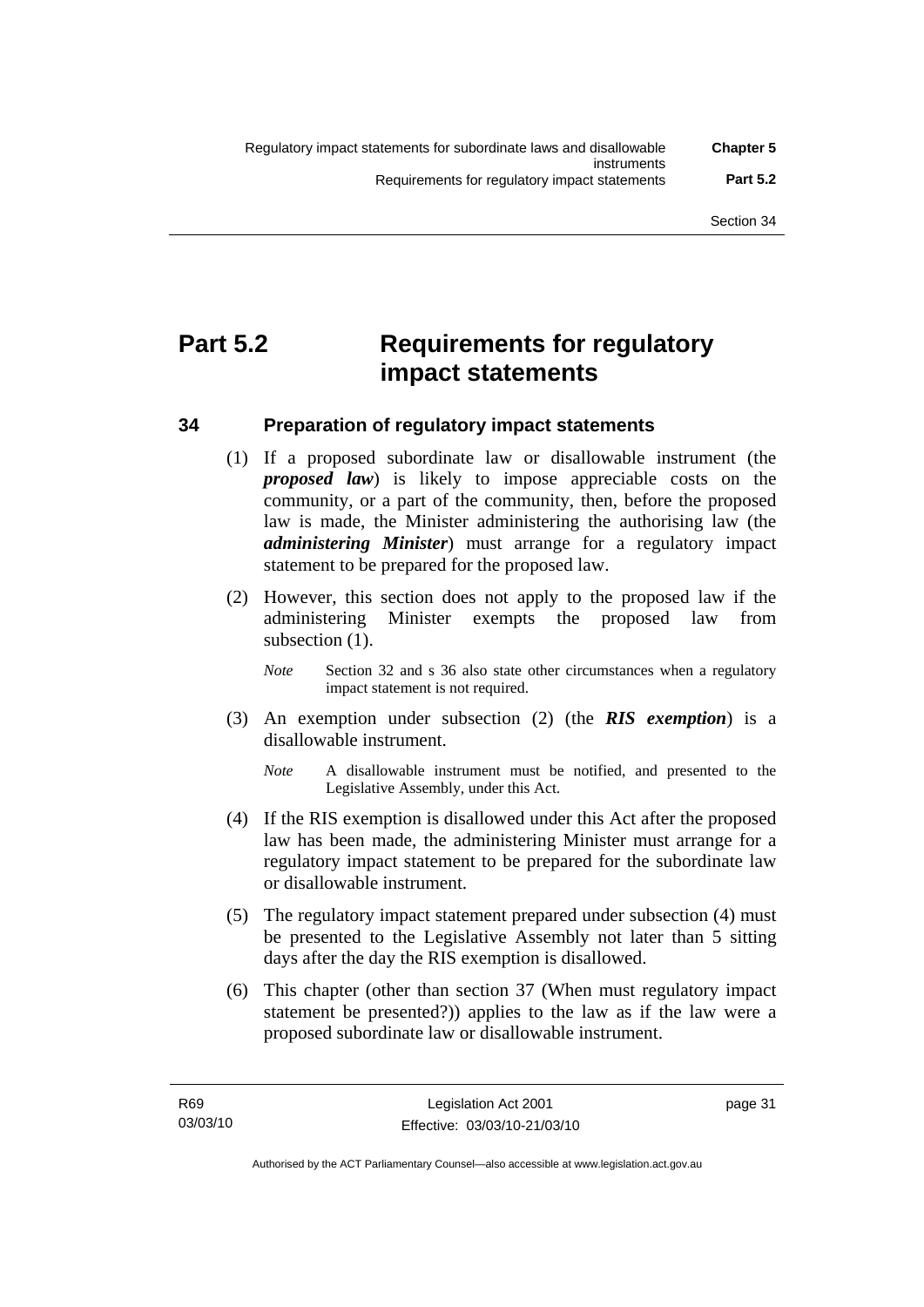# Part 5.2 Requirements for regulatory impact statements

## 34 Preparation of regulatory impact statements

(1) If a proposed subordinate law or disallowable instrument (the ***proposed law***) is likely to impose appreciable costs on the community, or a part of the community, then, before the proposed law is made, the Minister administering the authorising law (the ***administering Minister***) must arrange for a regulatory impact statement to be prepared for the proposed law.

(2) However, this section does not apply to the proposed law if the administering Minister exempts the proposed law from subsection (1).

> *Note* Section 32 and s 36 also state other circumstances when a regulatory impact statement is not required.

(3) An exemption under subsection (2) (the ***RIS exemption***) is a disallowable instrument.

> *Note* A disallowable instrument must be notified, and presented to the Legislative Assembly, under this Act.

(4) If the RIS exemption is disallowed under this Act after the proposed law has been made, the administering Minister must arrange for a regulatory impact statement to be prepared for the subordinate law or disallowable instrument.

(5) The regulatory impact statement prepared under subsection (4) must be presented to the Legislative Assembly not later than 5 sitting days after the day the RIS exemption is disallowed.

(6) This chapter (other than section 37 (When must regulatory impact statement be presented?)) applies to the law as if the law were a proposed subordinate law or disallowable instrument.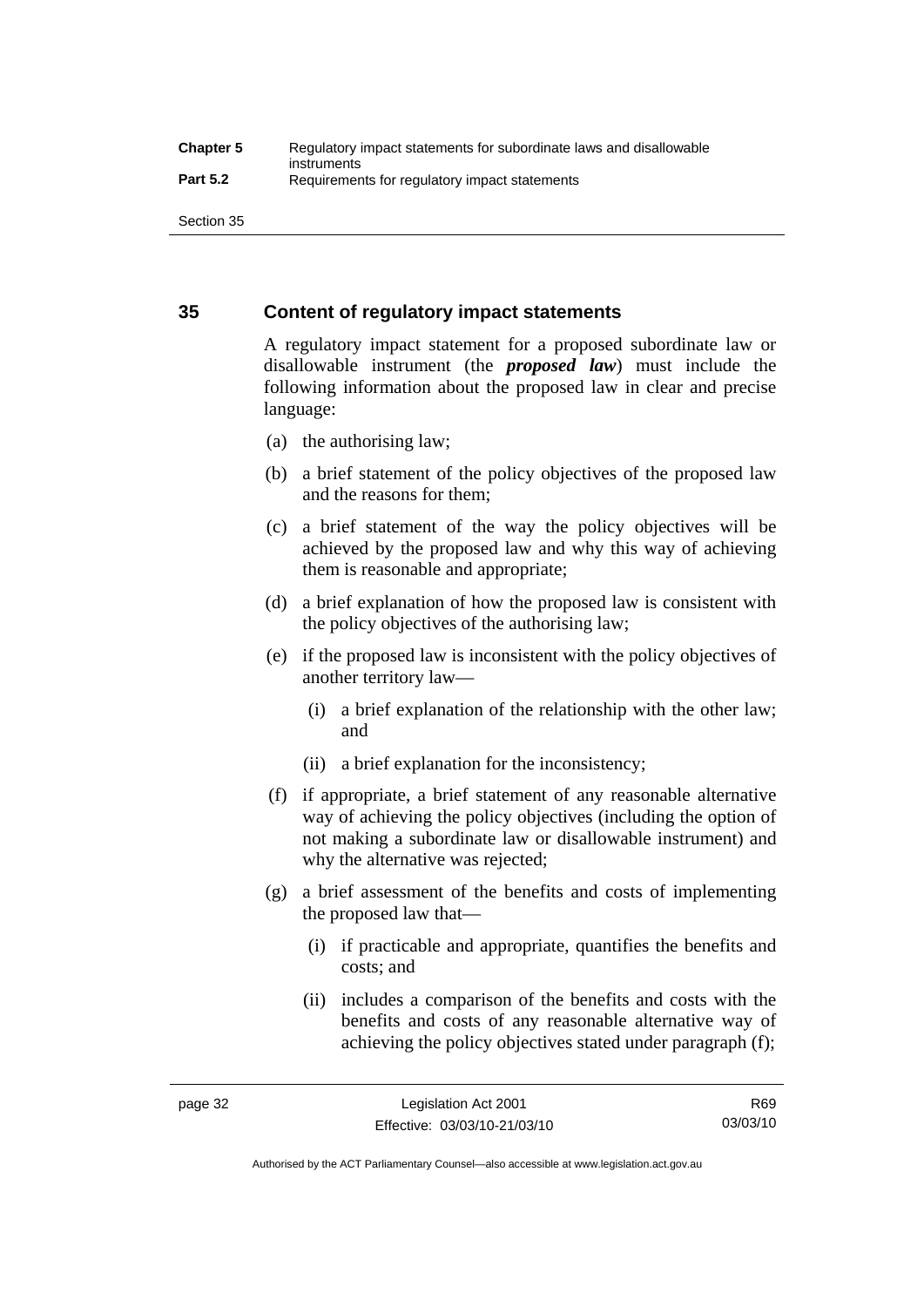## 35 Content of regulatory impact statements

A regulatory impact statement for a proposed subordinate law or disallowable instrument (the ***proposed law***) must include the following information about the proposed law in clear and precise language:

(a) the authorising law;

(b) a brief statement of the policy objectives of the proposed law and the reasons for them;

(c) a brief statement of the way the policy objectives will be achieved by the proposed law and why this way of achieving them is reasonable and appropriate;

(d) a brief explanation of how the proposed law is consistent with the policy objectives of the authorising law;

(e) if the proposed law is inconsistent with the policy objectives of another territory law—

(i) a brief explanation of the relationship with the other law; and

(ii) a brief explanation for the inconsistency;

(f) if appropriate, a brief statement of any reasonable alternative way of achieving the policy objectives (including the option of not making a subordinate law or disallowable instrument) and why the alternative was rejected;

(g) a brief assessment of the benefits and costs of implementing the proposed law that—

(i) if practicable and appropriate, quantifies the benefits and costs; and

(ii) includes a comparison of the benefits and costs with the benefits and costs of any reasonable alternative way of achieving the policy objectives stated under paragraph (f);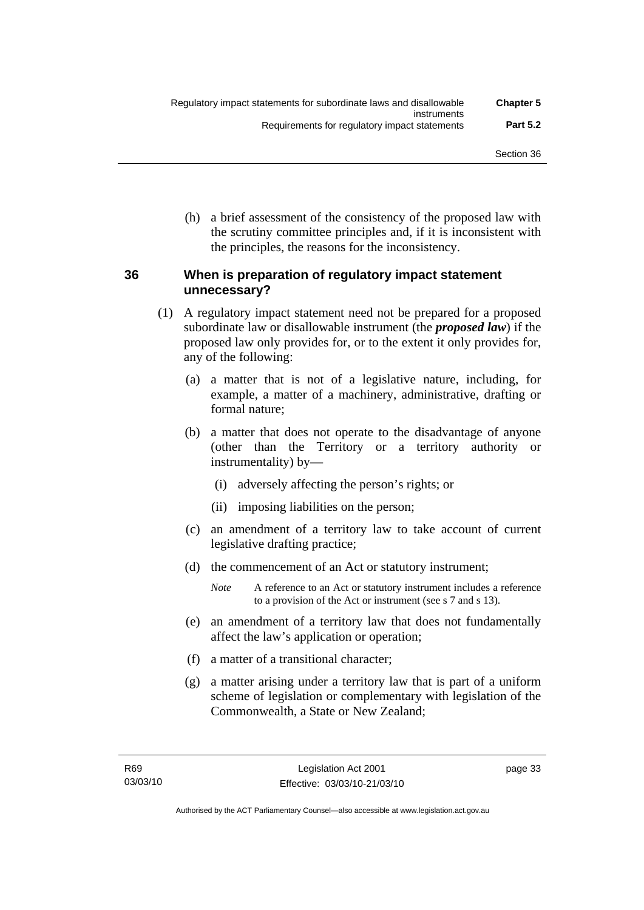(h) a brief assessment of the consistency of the proposed law with the scrutiny committee principles and, if it is inconsistent with the principles, the reasons for the inconsistency.

### 36 When is preparation of regulatory impact statement unnecessary?

(1) A regulatory impact statement need not be prepared for a proposed subordinate law or disallowable instrument (the ***proposed law***) if the proposed law only provides for, or to the extent it only provides for, any of the following:

(a) a matter that is not of a legislative nature, including, for example, a matter of a machinery, administrative, drafting or formal nature;

(b) a matter that does not operate to the disadvantage of anyone (other than the Territory or a territory authority or instrumentality) by—

(i) adversely affecting the person's rights; or

(ii) imposing liabilities on the person;

(c) an amendment of a territory law to take account of current legislative drafting practice;

(d) the commencement of an Act or statutory instrument;

*Note* A reference to an Act or statutory instrument includes a reference to a provision of the Act or instrument (see s 7 and s 13).

(e) an amendment of a territory law that does not fundamentally affect the law's application or operation;

(f) a matter of a transitional character;

(g) a matter arising under a territory law that is part of a uniform scheme of legislation or complementary with legislation of the Commonwealth, a State or New Zealand;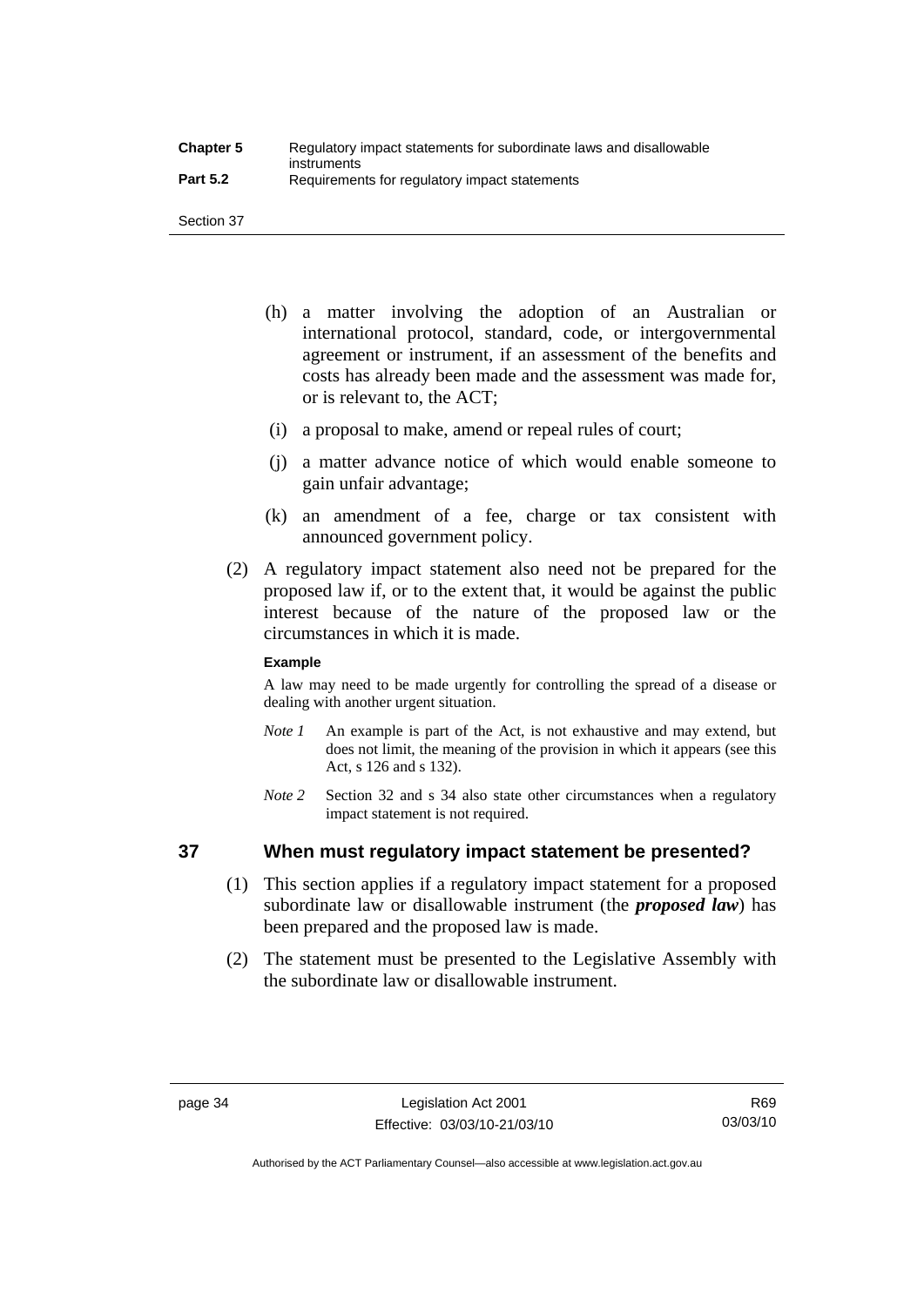(h) a matter involving the adoption of an Australian or international protocol, standard, code, or intergovernmental agreement or instrument, if an assessment of the benefits and costs has already been made and the assessment was made for, or is relevant to, the ACT;

(i) a proposal to make, amend or repeal rules of court;

(j) a matter advance notice of which would enable someone to gain unfair advantage;

(k) an amendment of a fee, charge or tax consistent with announced government policy.

(2) A regulatory impact statement also need not be prepared for the proposed law if, or to the extent that, it would be against the public interest because of the nature of the proposed law or the circumstances in which it is made.

**Example**

A law may need to be made urgently for controlling the spread of a disease or dealing with another urgent situation.

*Note 1* An example is part of the Act, is not exhaustive and may extend, but does not limit, the meaning of the provision in which it appears (see this Act, s 126 and s 132).

*Note 2* Section 32 and s 34 also state other circumstances when a regulatory impact statement is not required.

## 37 When must regulatory impact statement be presented?

(1) This section applies if a regulatory impact statement for a proposed subordinate law or disallowable instrument (the ***proposed law***) has been prepared and the proposed law is made.

(2) The statement must be presented to the Legislative Assembly with the subordinate law or disallowable instrument.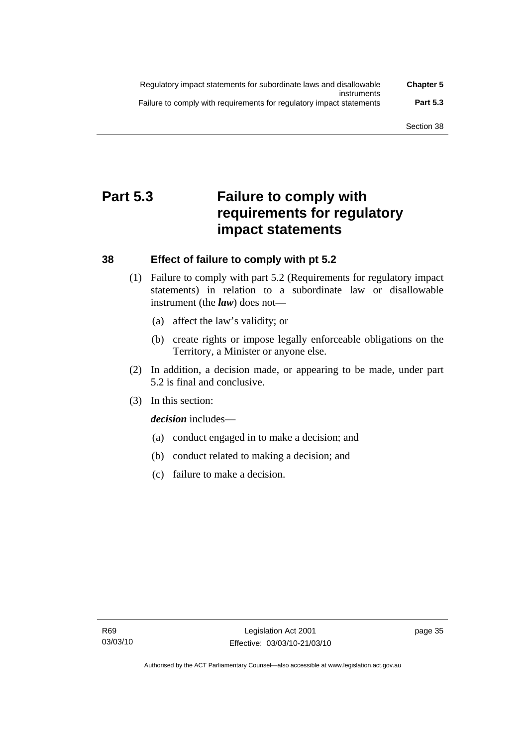# Part 5.3 Failure to comply with requirements for regulatory impact statements

## 38 Effect of failure to comply with pt 5.2

(1) Failure to comply with part 5.2 (Requirements for regulatory impact statements) in relation to a subordinate law or disallowable instrument (the ***law***) does not—

(a) affect the law's validity; or

(b) create rights or impose legally enforceable obligations on the Territory, a Minister or anyone else.

(2) In addition, a decision made, or appearing to be made, under part 5.2 is final and conclusive.

(3) In this section:

***decision*** includes—

(a) conduct engaged in to make a decision; and

(b) conduct related to making a decision; and

(c) failure to make a decision.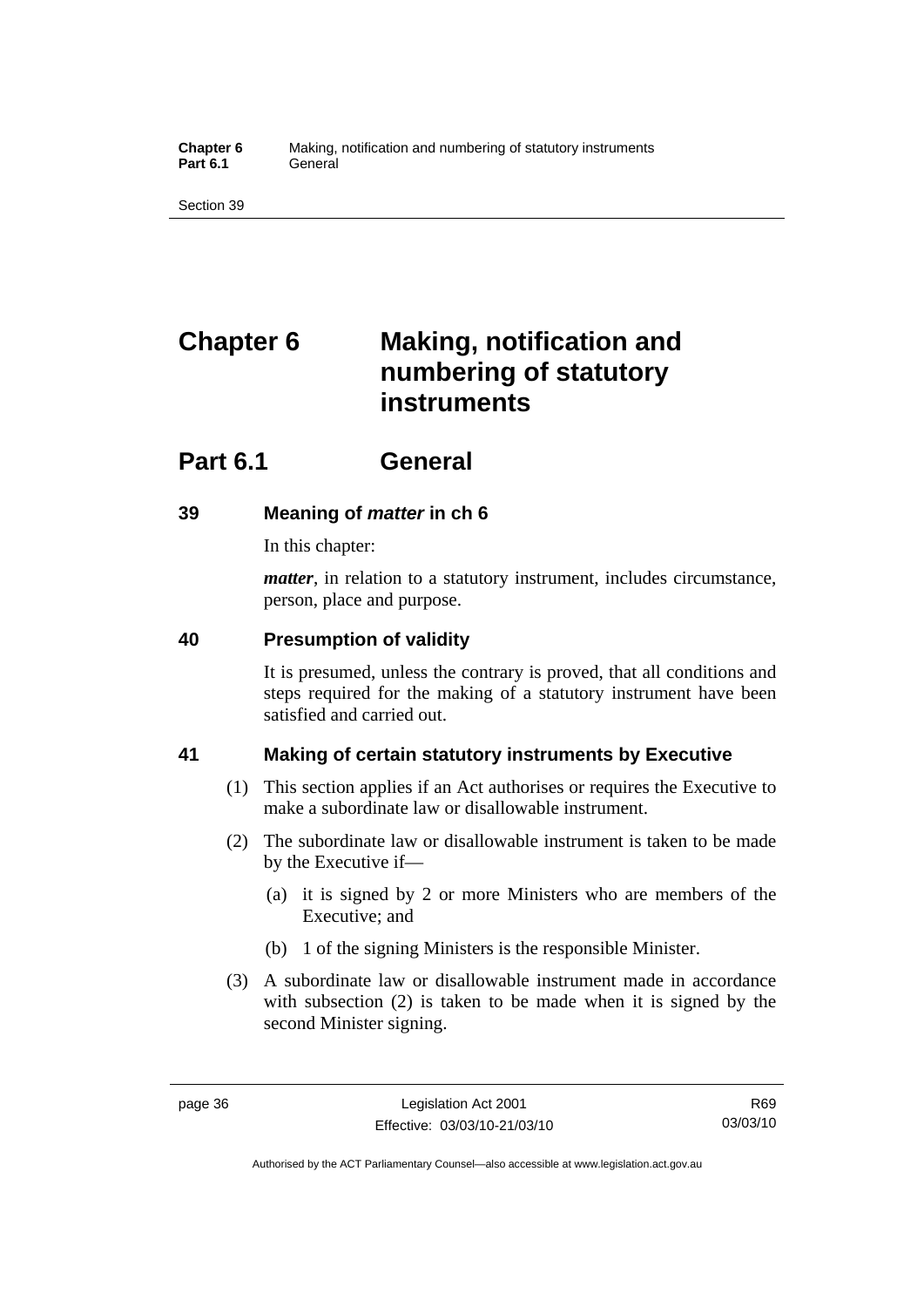# Chapter 6 Making, notification and numbering of statutory instruments

## Part 6.1 General

### 39 Meaning of *matter* in ch 6

In this chapter:

***matter***, in relation to a statutory instrument, includes circumstance, person, place and purpose.

### 40 Presumption of validity

It is presumed, unless the contrary is proved, that all conditions and steps required for the making of a statutory instrument have been satisfied and carried out.

### 41 Making of certain statutory instruments by Executive

(1) This section applies if an Act authorises or requires the Executive to make a subordinate law or disallowable instrument.

(2) The subordinate law or disallowable instrument is taken to be made by the Executive if—

(a) it is signed by 2 or more Ministers who are members of the Executive; and

(b) 1 of the signing Ministers is the responsible Minister.

(3) A subordinate law or disallowable instrument made in accordance with subsection (2) is taken to be made when it is signed by the second Minister signing.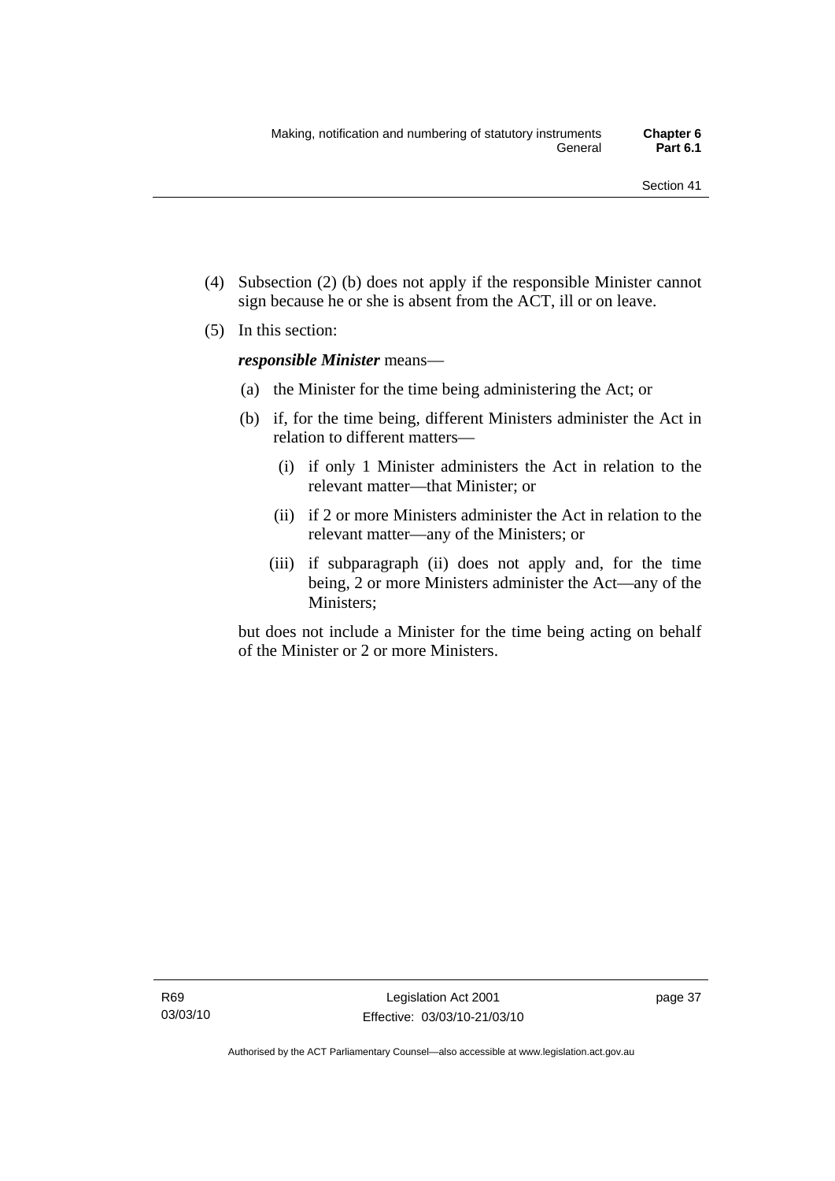(4) Subsection (2) (b) does not apply if the responsible Minister cannot sign because he or she is absent from the ACT, ill or on leave.

(5) In this section:

***responsible Minister*** means—

(a) the Minister for the time being administering the Act; or

(b) if, for the time being, different Ministers administer the Act in relation to different matters—

(i) if only 1 Minister administers the Act in relation to the relevant matter—that Minister; or

(ii) if 2 or more Ministers administer the Act in relation to the relevant matter—any of the Ministers; or

(iii) if subparagraph (ii) does not apply and, for the time being, 2 or more Ministers administer the Act—any of the Ministers;

but does not include a Minister for the time being acting on behalf of the Minister or 2 or more Ministers.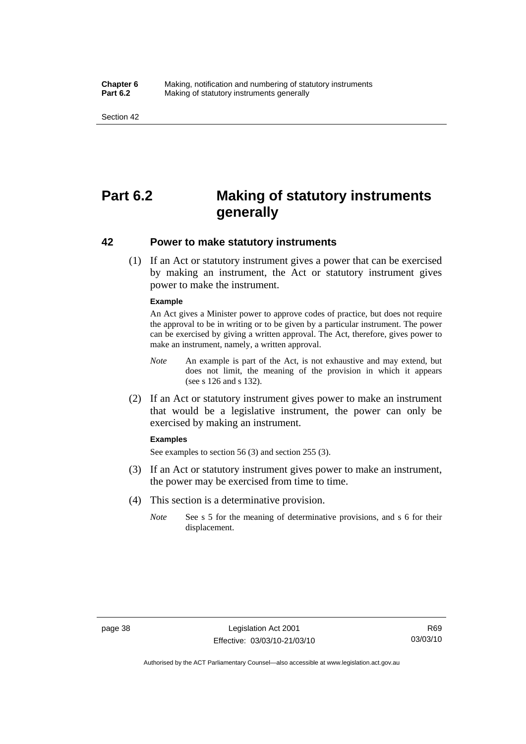# Part 6.2 Making of statutory instruments generally

## 42 Power to make statutory instruments

(1) If an Act or statutory instrument gives a power that can be exercised by making an instrument, the Act or statutory instrument gives power to make the instrument.

**Example**

An Act gives a Minister power to approve codes of practice, but does not require the approval to be in writing or to be given by a particular instrument. The power can be exercised by giving a written approval. The Act, therefore, gives power to make an instrument, namely, a written approval.

*Note* An example is part of the Act, is not exhaustive and may extend, but does not limit, the meaning of the provision in which it appears (see s 126 and s 132).

(2) If an Act or statutory instrument gives power to make an instrument that would be a legislative instrument, the power can only be exercised by making an instrument.

**Examples**

See examples to section 56 (3) and section 255 (3).

(3) If an Act or statutory instrument gives power to make an instrument, the power may be exercised from time to time.

(4) This section is a determinative provision.

*Note* See s 5 for the meaning of determinative provisions, and s 6 for their displacement.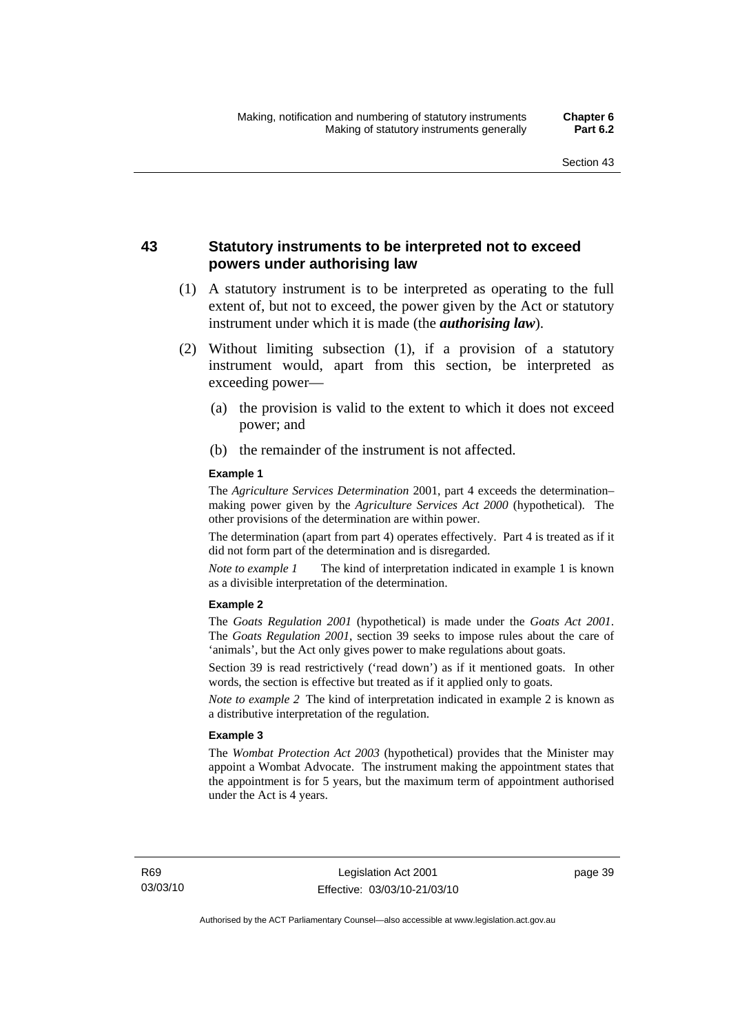## 43 Statutory instruments to be interpreted not to exceed powers under authorising law

(1) A statutory instrument is to be interpreted as operating to the full extent of, but not to exceed, the power given by the Act or statutory instrument under which it is made (the ***authorising law***).

(2) Without limiting subsection (1), if a provision of a statutory instrument would, apart from this section, be interpreted as exceeding power—

(a) the provision is valid to the extent to which it does not exceed power; and

(b) the remainder of the instrument is not affected.

**Example 1**

The *Agriculture Services Determination* 2001, part 4 exceeds the determination–making power given by the *Agriculture Services Act 2000* (hypothetical). The other provisions of the determination are within power.

The determination (apart from part 4) operates effectively. Part 4 is treated as if it did not form part of the determination and is disregarded.

*Note to example 1* The kind of interpretation indicated in example 1 is known as a divisible interpretation of the determination.

**Example 2**

The *Goats Regulation 2001* (hypothetical) is made under the *Goats Act 2001*. The *Goats Regulation 2001*, section 39 seeks to impose rules about the care of 'animals', but the Act only gives power to make regulations about goats.

Section 39 is read restrictively ('read down') as if it mentioned goats. In other words, the section is effective but treated as if it applied only to goats.

*Note to example 2* The kind of interpretation indicated in example 2 is known as a distributive interpretation of the regulation.

**Example 3**

The *Wombat Protection Act 2003* (hypothetical) provides that the Minister may appoint a Wombat Advocate. The instrument making the appointment states that the appointment is for 5 years, but the maximum term of appointment authorised under the Act is 4 years.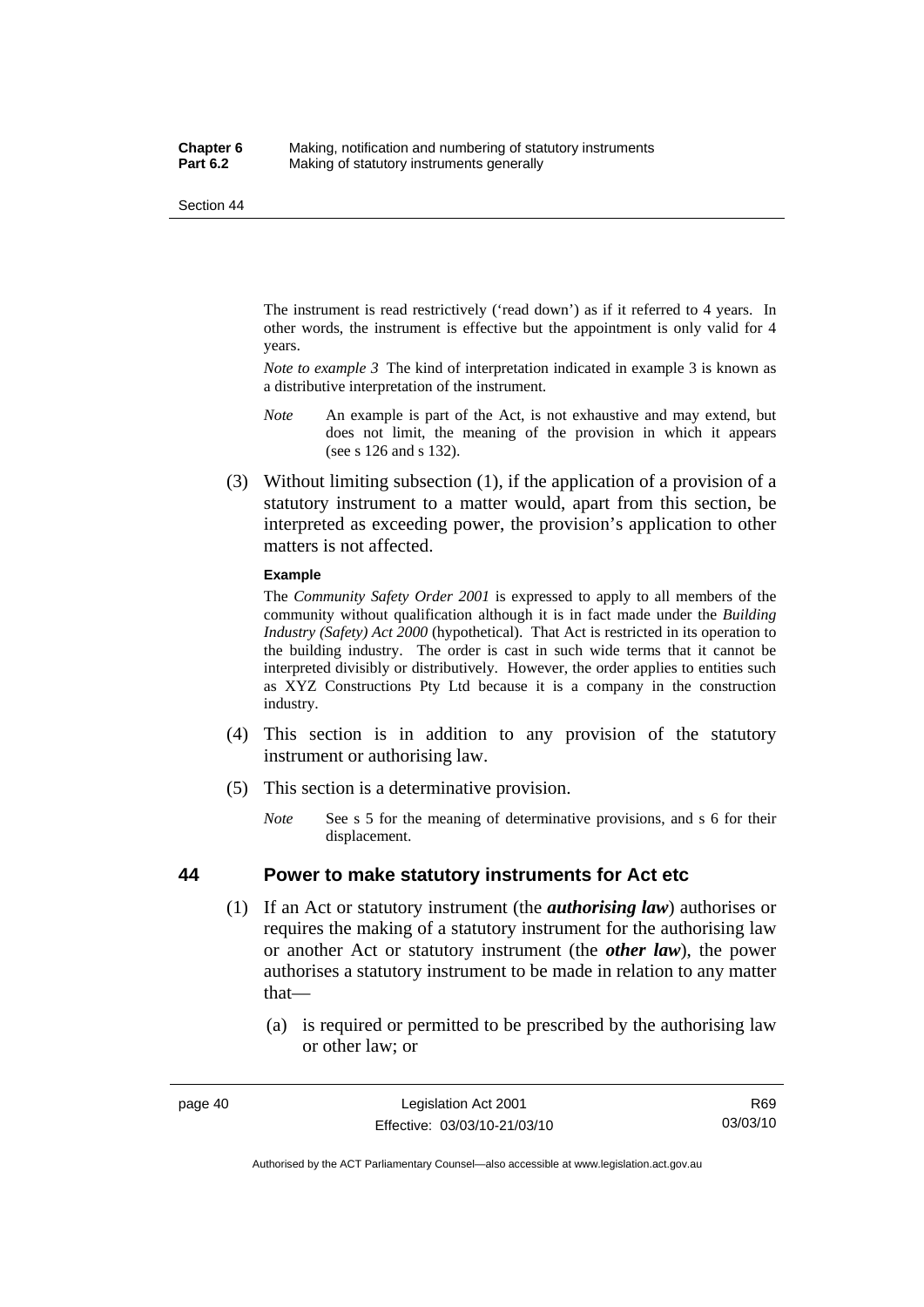The instrument is read restrictively ('read down') as if it referred to 4 years. In other words, the instrument is effective but the appointment is only valid for 4 years.

*Note to example 3* The kind of interpretation indicated in example 3 is known as a distributive interpretation of the instrument.

*Note* An example is part of the Act, is not exhaustive and may extend, but does not limit, the meaning of the provision in which it appears (see s 126 and s 132).

(3) Without limiting subsection (1), if the application of a provision of a statutory instrument to a matter would, apart from this section, be interpreted as exceeding power, the provision's application to other matters is not affected.

**Example**

The *Community Safety Order 2001* is expressed to apply to all members of the community without qualification although it is in fact made under the *Building Industry (Safety) Act 2000* (hypothetical). That Act is restricted in its operation to the building industry. The order is cast in such wide terms that it cannot be interpreted divisibly or distributively. However, the order applies to entities such as XYZ Constructions Pty Ltd because it is a company in the construction industry.

(4) This section is in addition to any provision of the statutory instrument or authorising law.

(5) This section is a determinative provision.

*Note* See s 5 for the meaning of determinative provisions, and s 6 for their displacement.

## 44 Power to make statutory instruments for Act etc

(1) If an Act or statutory instrument (the ***authorising law***) authorises or requires the making of a statutory instrument for the authorising law or another Act or statutory instrument (the ***other law***), the power authorises a statutory instrument to be made in relation to any matter that—

(a) is required or permitted to be prescribed by the authorising law or other law; or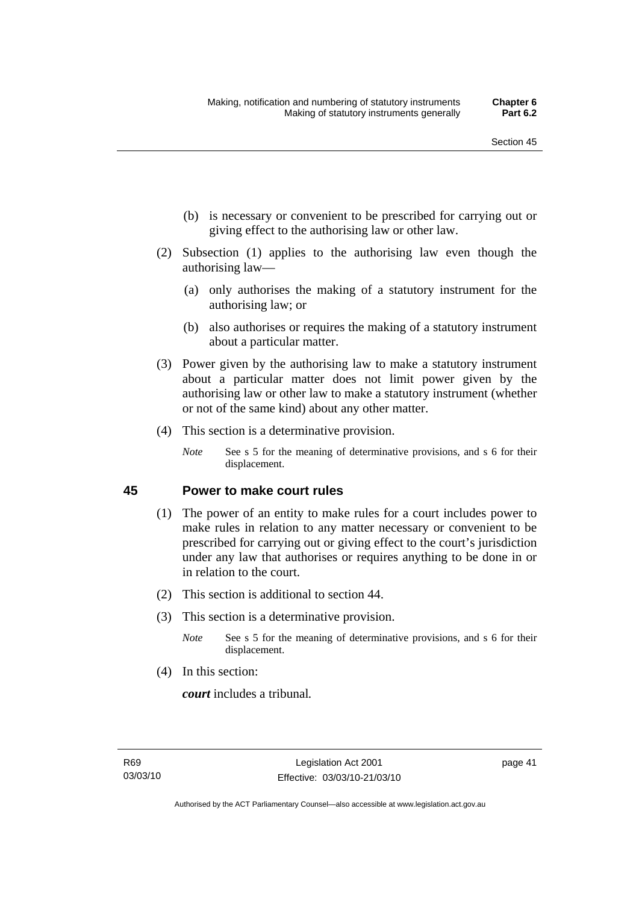(b) is necessary or convenient to be prescribed for carrying out or giving effect to the authorising law or other law.

(2) Subsection (1) applies to the authorising law even though the authorising law—

(a) only authorises the making of a statutory instrument for the authorising law; or

(b) also authorises or requires the making of a statutory instrument about a particular matter.

(3) Power given by the authorising law to make a statutory instrument about a particular matter does not limit power given by the authorising law or other law to make a statutory instrument (whether or not of the same kind) about any other matter.

(4) This section is a determinative provision.

*Note* See s 5 for the meaning of determinative provisions, and s 6 for their displacement.

## 45 Power to make court rules

(1) The power of an entity to make rules for a court includes power to make rules in relation to any matter necessary or convenient to be prescribed for carrying out or giving effect to the court's jurisdiction under any law that authorises or requires anything to be done in or in relation to the court.

(2) This section is additional to section 44.

(3) This section is a determinative provision.

*Note* See s 5 for the meaning of determinative provisions, and s 6 for their displacement.

(4) In this section:

***court*** includes a tribunal.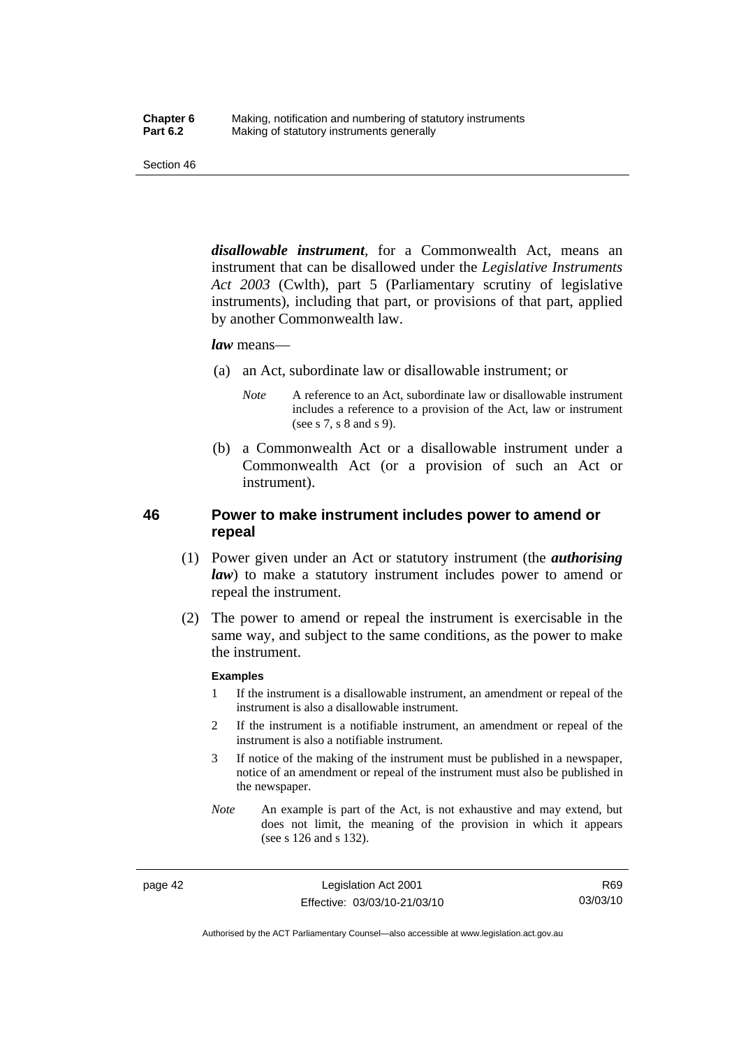***disallowable instrument***, for a Commonwealth Act, means an instrument that can be disallowed under the *Legislative Instruments Act 2003* (Cwlth), part 5 (Parliamentary scrutiny of legislative instruments), including that part, or provisions of that part, applied by another Commonwealth law.

***law*** means—

(a) an Act, subordinate law or disallowable instrument; or

*Note* A reference to an Act, subordinate law or disallowable instrument includes a reference to a provision of the Act, law or instrument (see s 7, s 8 and s 9).

(b) a Commonwealth Act or a disallowable instrument under a Commonwealth Act (or a provision of such an Act or instrument).

## 46 Power to make instrument includes power to amend or repeal

(1) Power given under an Act or statutory instrument (the ***authorising law***) to make a statutory instrument includes power to amend or repeal the instrument.

(2) The power to amend or repeal the instrument is exercisable in the same way, and subject to the same conditions, as the power to make the instrument.

**Examples**

1 If the instrument is a disallowable instrument, an amendment or repeal of the instrument is also a disallowable instrument.

2 If the instrument is a notifiable instrument, an amendment or repeal of the instrument is also a notifiable instrument.

3 If notice of the making of the instrument must be published in a newspaper, notice of an amendment or repeal of the instrument must also be published in the newspaper.

*Note* An example is part of the Act, is not exhaustive and may extend, but does not limit, the meaning of the provision in which it appears (see s 126 and s 132).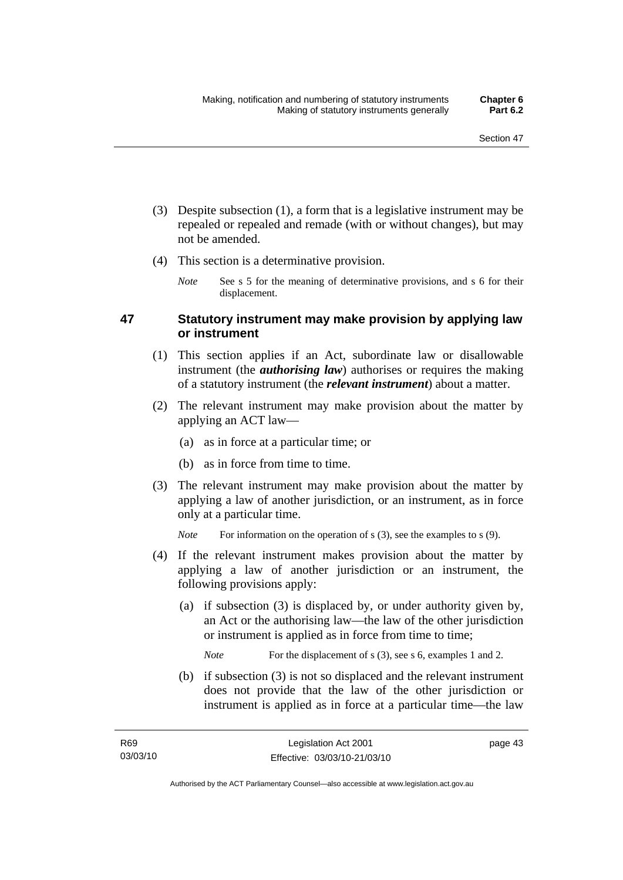(3) Despite subsection (1), a form that is a legislative instrument may be repealed or repealed and remade (with or without changes), but may not be amended.

(4) This section is a determinative provision.

*Note* See s 5 for the meaning of determinative provisions, and s 6 for their displacement.

## 47 Statutory instrument may make provision by applying law or instrument

(1) This section applies if an Act, subordinate law or disallowable instrument (the ***authorising law***) authorises or requires the making of a statutory instrument (the ***relevant instrument***) about a matter.

(2) The relevant instrument may make provision about the matter by applying an ACT law—

(a) as in force at a particular time; or

(b) as in force from time to time.

(3) The relevant instrument may make provision about the matter by applying a law of another jurisdiction, or an instrument, as in force only at a particular time.

*Note* For information on the operation of s (3), see the examples to s (9).

(4) If the relevant instrument makes provision about the matter by applying a law of another jurisdiction or an instrument, the following provisions apply:

(a) if subsection (3) is displaced by, or under authority given by, an Act or the authorising law—the law of the other jurisdiction or instrument is applied as in force from time to time;

*Note* For the displacement of s (3), see s 6, examples 1 and 2.

(b) if subsection (3) is not so displaced and the relevant instrument does not provide that the law of the other jurisdiction or instrument is applied as in force at a particular time—the law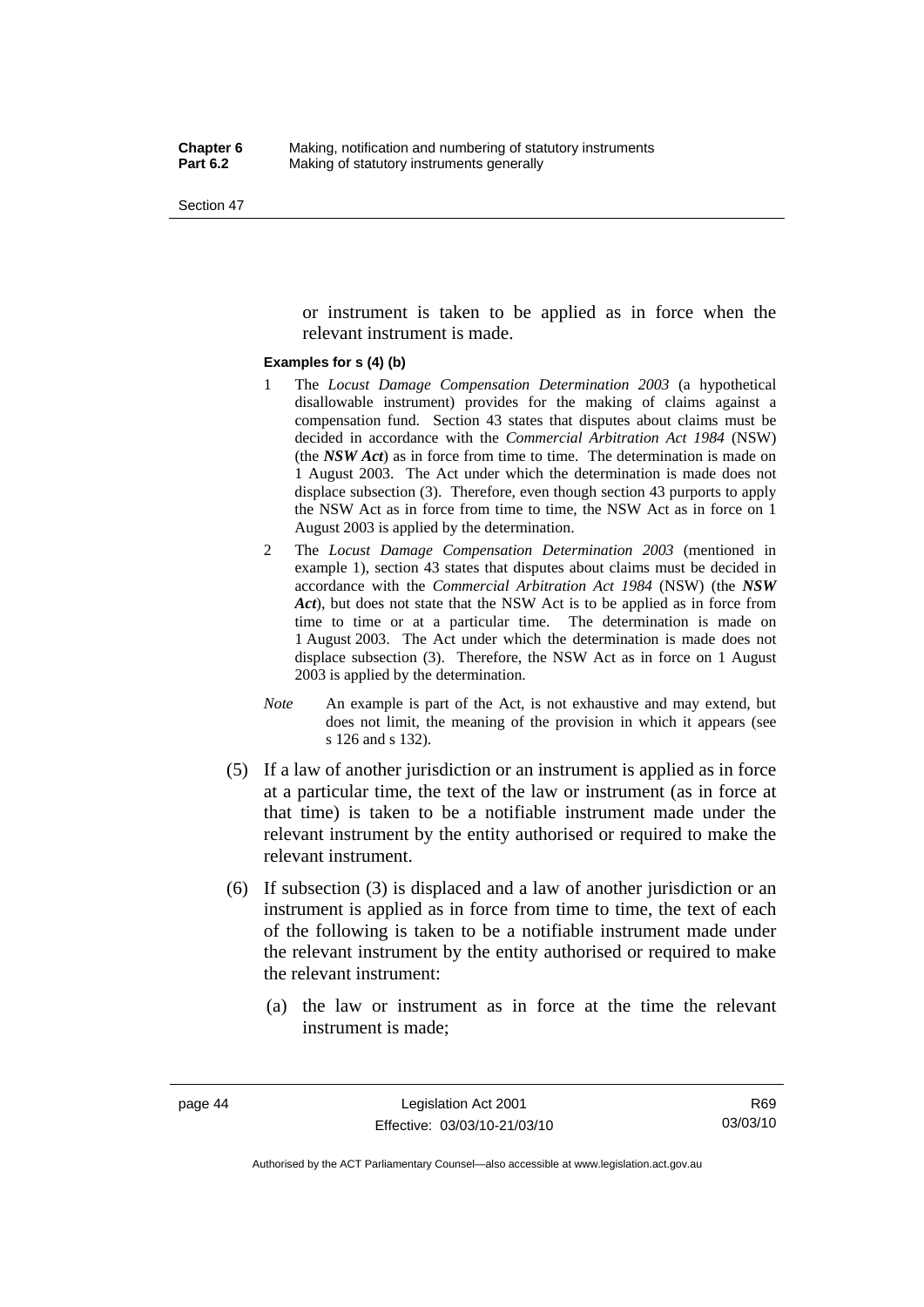or instrument is taken to be applied as in force when the relevant instrument is made.

**Examples for s (4) (b)**

1 The *Locust Damage Compensation Determination 2003* (a hypothetical disallowable instrument) provides for the making of claims against a compensation fund. Section 43 states that disputes about claims must be decided in accordance with the *Commercial Arbitration Act 1984* (NSW) (the ***NSW Act***) as in force from time to time. The determination is made on 1 August 2003. The Act under which the determination is made does not displace subsection (3). Therefore, even though section 43 purports to apply the NSW Act as in force from time to time, the NSW Act as in force on 1 August 2003 is applied by the determination.

2 The *Locust Damage Compensation Determination 2003* (mentioned in example 1), section 43 states that disputes about claims must be decided in accordance with the *Commercial Arbitration Act 1984* (NSW) (the ***NSW Act***), but does not state that the NSW Act is to be applied as in force from time to time or at a particular time. The determination is made on 1 August 2003. The Act under which the determination is made does not displace subsection (3). Therefore, the NSW Act as in force on 1 August 2003 is applied by the determination.

*Note* An example is part of the Act, is not exhaustive and may extend, but does not limit, the meaning of the provision in which it appears (see s 126 and s 132).

(5) If a law of another jurisdiction or an instrument is applied as in force at a particular time, the text of the law or instrument (as in force at that time) is taken to be a notifiable instrument made under the relevant instrument by the entity authorised or required to make the relevant instrument.

(6) If subsection (3) is displaced and a law of another jurisdiction or an instrument is applied as in force from time to time, the text of each of the following is taken to be a notifiable instrument made under the relevant instrument by the entity authorised or required to make the relevant instrument:

(a) the law or instrument as in force at the time the relevant instrument is made;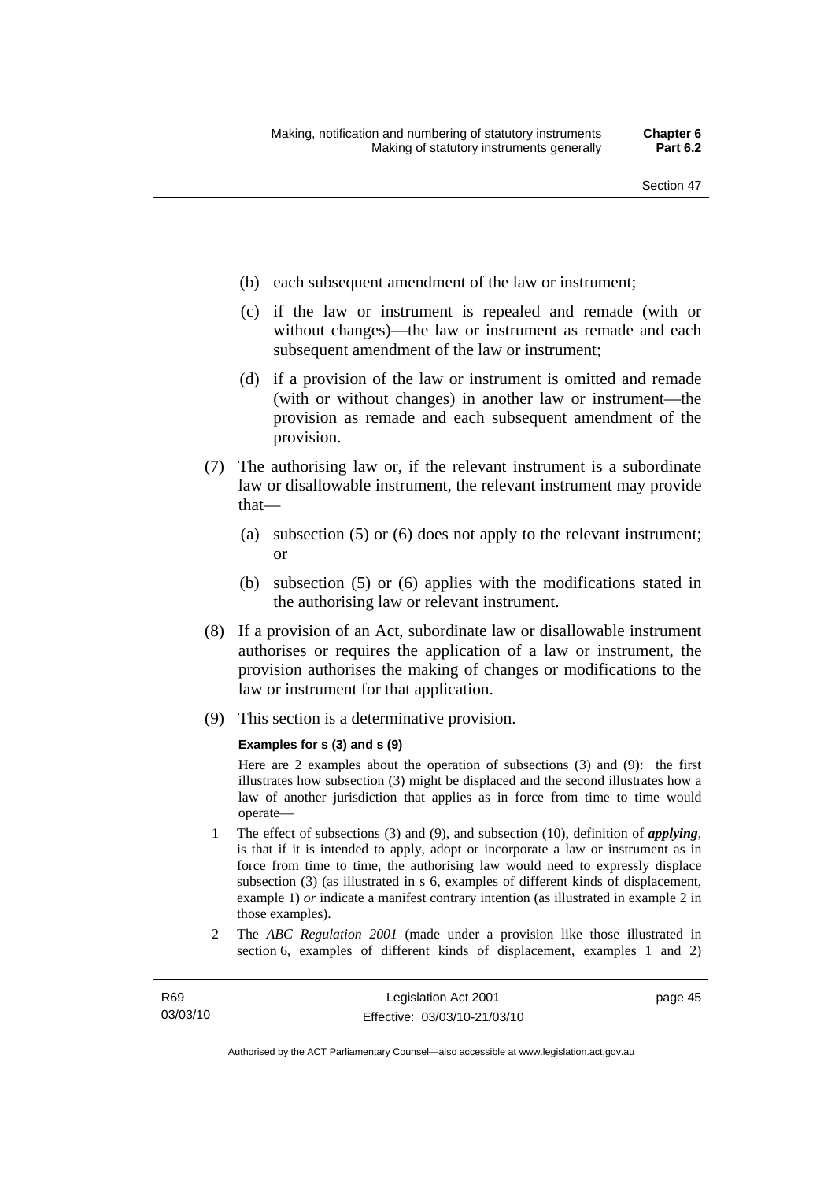(b) each subsequent amendment of the law or instrument;

(c) if the law or instrument is repealed and remade (with or without changes)—the law or instrument as remade and each subsequent amendment of the law or instrument;

(d) if a provision of the law or instrument is omitted and remade (with or without changes) in another law or instrument—the provision as remade and each subsequent amendment of the provision.

(7) The authorising law or, if the relevant instrument is a subordinate law or disallowable instrument, the relevant instrument may provide that—

(a) subsection (5) or (6) does not apply to the relevant instrument; or

(b) subsection (5) or (6) applies with the modifications stated in the authorising law or relevant instrument.

(8) If a provision of an Act, subordinate law or disallowable instrument authorises or requires the application of a law or instrument, the provision authorises the making of changes or modifications to the law or instrument for that application.

(9) This section is a determinative provision.

**Examples for s (3) and s (9)**

Here are 2 examples about the operation of subsections (3) and (9): the first illustrates how subsection (3) might be displaced and the second illustrates how a law of another jurisdiction that applies as in force from time to time would operate—

1 The effect of subsections (3) and (9), and subsection (10), definition of ***applying***, is that if it is intended to apply, adopt or incorporate a law or instrument as in force from time to time, the authorising law would need to expressly displace subsection (3) (as illustrated in s 6, examples of different kinds of displacement, example 1) *or* indicate a manifest contrary intention (as illustrated in example 2 in those examples).

2 The *ABC Regulation 2001* (made under a provision like those illustrated in section 6, examples of different kinds of displacement, examples 1 and 2)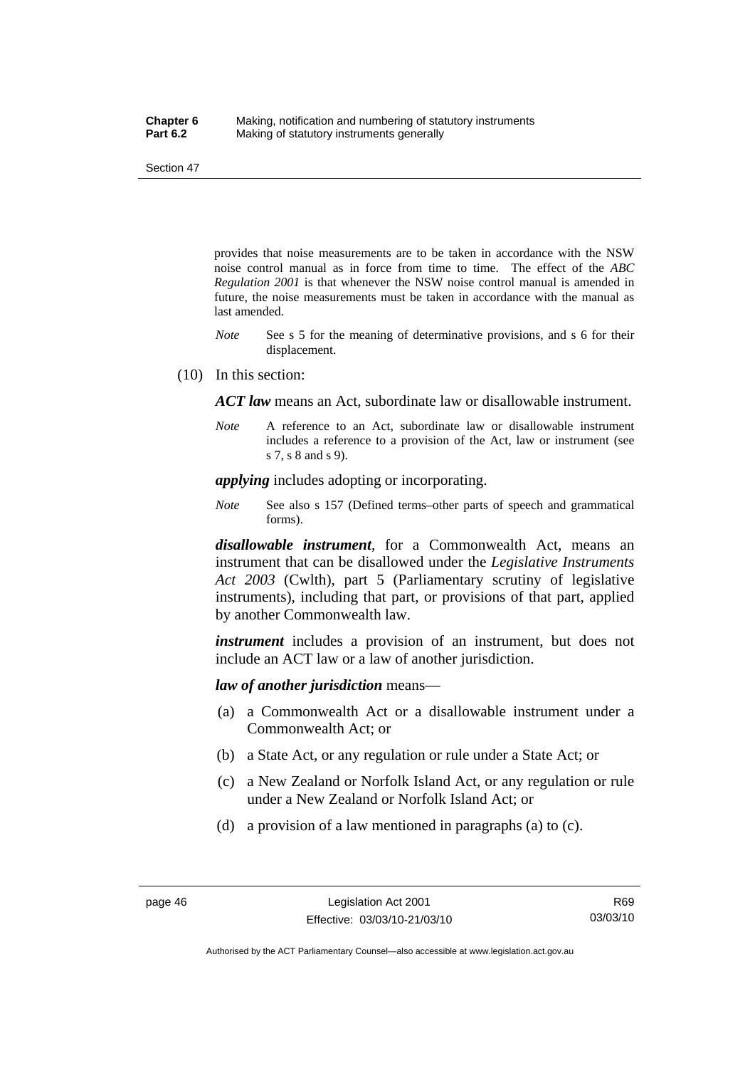provides that noise measurements are to be taken in accordance with the NSW noise control manual as in force from time to time. The effect of the *ABC Regulation 2001* is that whenever the NSW noise control manual is amended in future, the noise measurements must be taken in accordance with the manual as last amended.

*Note* See s 5 for the meaning of determinative provisions, and s 6 for their displacement.

(10) In this section:

***ACT law*** means an Act, subordinate law or disallowable instrument.

*Note* A reference to an Act, subordinate law or disallowable instrument includes a reference to a provision of the Act, law or instrument (see s 7, s 8 and s 9).

***applying*** includes adopting or incorporating.

*Note* See also s 157 (Defined terms–other parts of speech and grammatical forms).

***disallowable instrument***, for a Commonwealth Act, means an instrument that can be disallowed under the *Legislative Instruments Act 2003* (Cwlth), part 5 (Parliamentary scrutiny of legislative instruments), including that part, or provisions of that part, applied by another Commonwealth law.

***instrument*** includes a provision of an instrument, but does not include an ACT law or a law of another jurisdiction.

***law of another jurisdiction*** means—

(a) a Commonwealth Act or a disallowable instrument under a Commonwealth Act; or

(b) a State Act, or any regulation or rule under a State Act; or

(c) a New Zealand or Norfolk Island Act, or any regulation or rule under a New Zealand or Norfolk Island Act; or

(d) a provision of a law mentioned in paragraphs (a) to (c).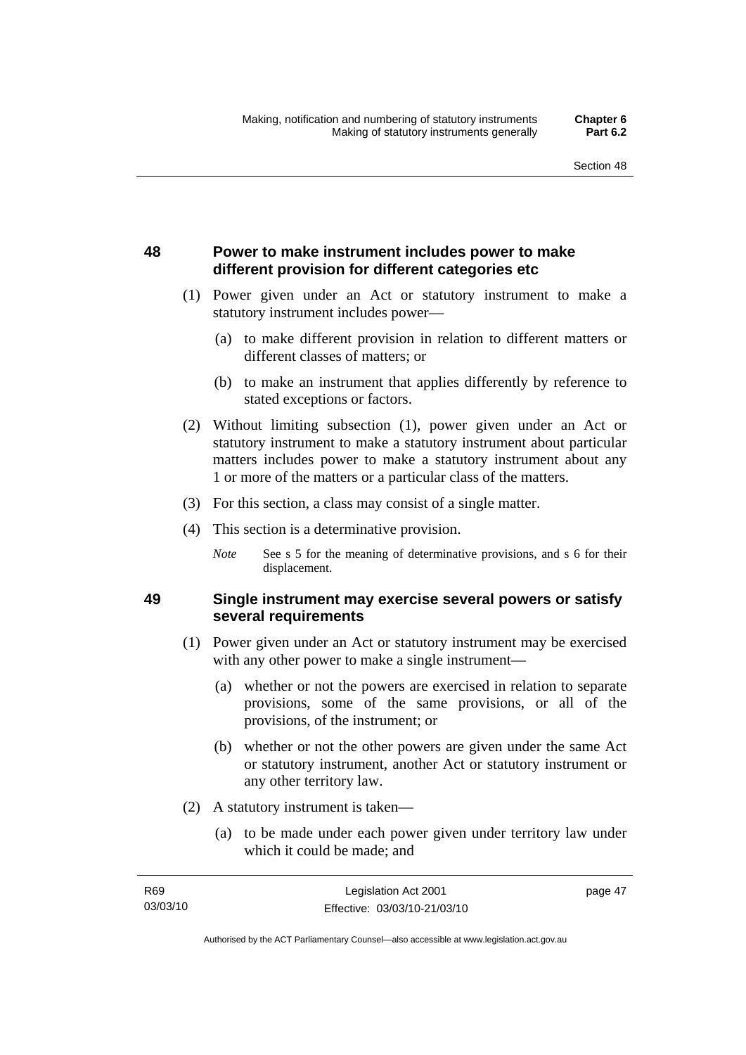## 48 Power to make instrument includes power to make different provision for different categories etc

(1) Power given under an Act or statutory instrument to make a statutory instrument includes power—

(a) to make different provision in relation to different matters or different classes of matters; or

(b) to make an instrument that applies differently by reference to stated exceptions or factors.

(2) Without limiting subsection (1), power given under an Act or statutory instrument to make a statutory instrument about particular matters includes power to make a statutory instrument about any 1 or more of the matters or a particular class of the matters.

(3) For this section, a class may consist of a single matter.

(4) This section is a determinative provision.

*Note* See s 5 for the meaning of determinative provisions, and s 6 for their displacement.

## 49 Single instrument may exercise several powers or satisfy several requirements

(1) Power given under an Act or statutory instrument may be exercised with any other power to make a single instrument—

(a) whether or not the powers are exercised in relation to separate provisions, some of the same provisions, or all of the provisions, of the instrument; or

(b) whether or not the other powers are given under the same Act or statutory instrument, another Act or statutory instrument or any other territory law.

(2) A statutory instrument is taken—

(a) to be made under each power given under territory law under which it could be made; and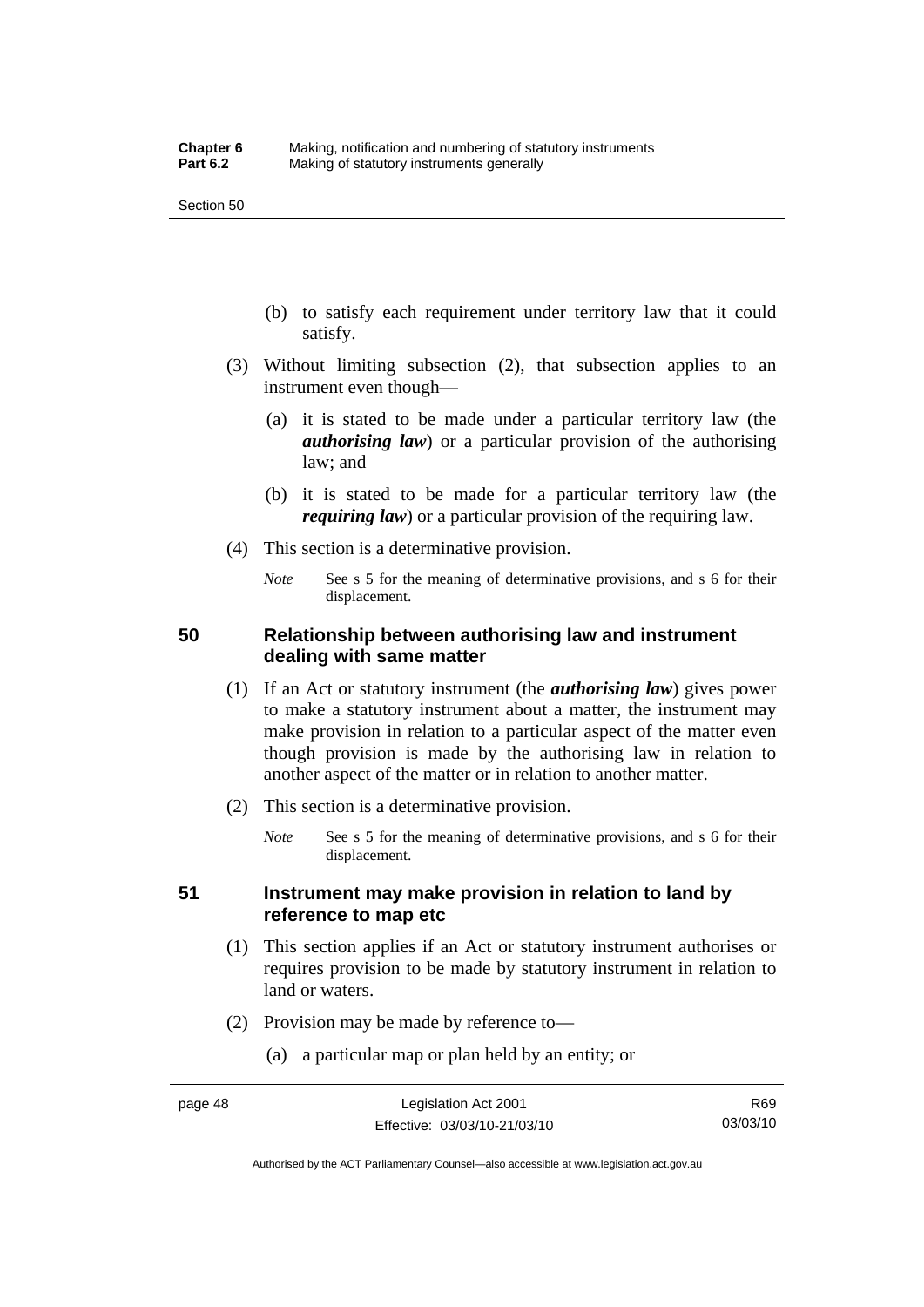(b) to satisfy each requirement under territory law that it could satisfy.

(3) Without limiting subsection (2), that subsection applies to an instrument even though—

(a) it is stated to be made under a particular territory law (the ***authorising law***) or a particular provision of the authorising law; and

(b) it is stated to be made for a particular territory law (the ***requiring law***) or a particular provision of the requiring law.

(4) This section is a determinative provision.

*Note* See s 5 for the meaning of determinative provisions, and s 6 for their displacement.

### 50 Relationship between authorising law and instrument dealing with same matter

(1) If an Act or statutory instrument (the ***authorising law***) gives power to make a statutory instrument about a matter, the instrument may make provision in relation to a particular aspect of the matter even though provision is made by the authorising law in relation to another aspect of the matter or in relation to another matter.

(2) This section is a determinative provision.

*Note* See s 5 for the meaning of determinative provisions, and s 6 for their displacement.

### 51 Instrument may make provision in relation to land by reference to map etc

(1) This section applies if an Act or statutory instrument authorises or requires provision to be made by statutory instrument in relation to land or waters.

(2) Provision may be made by reference to—

(a) a particular map or plan held by an entity; or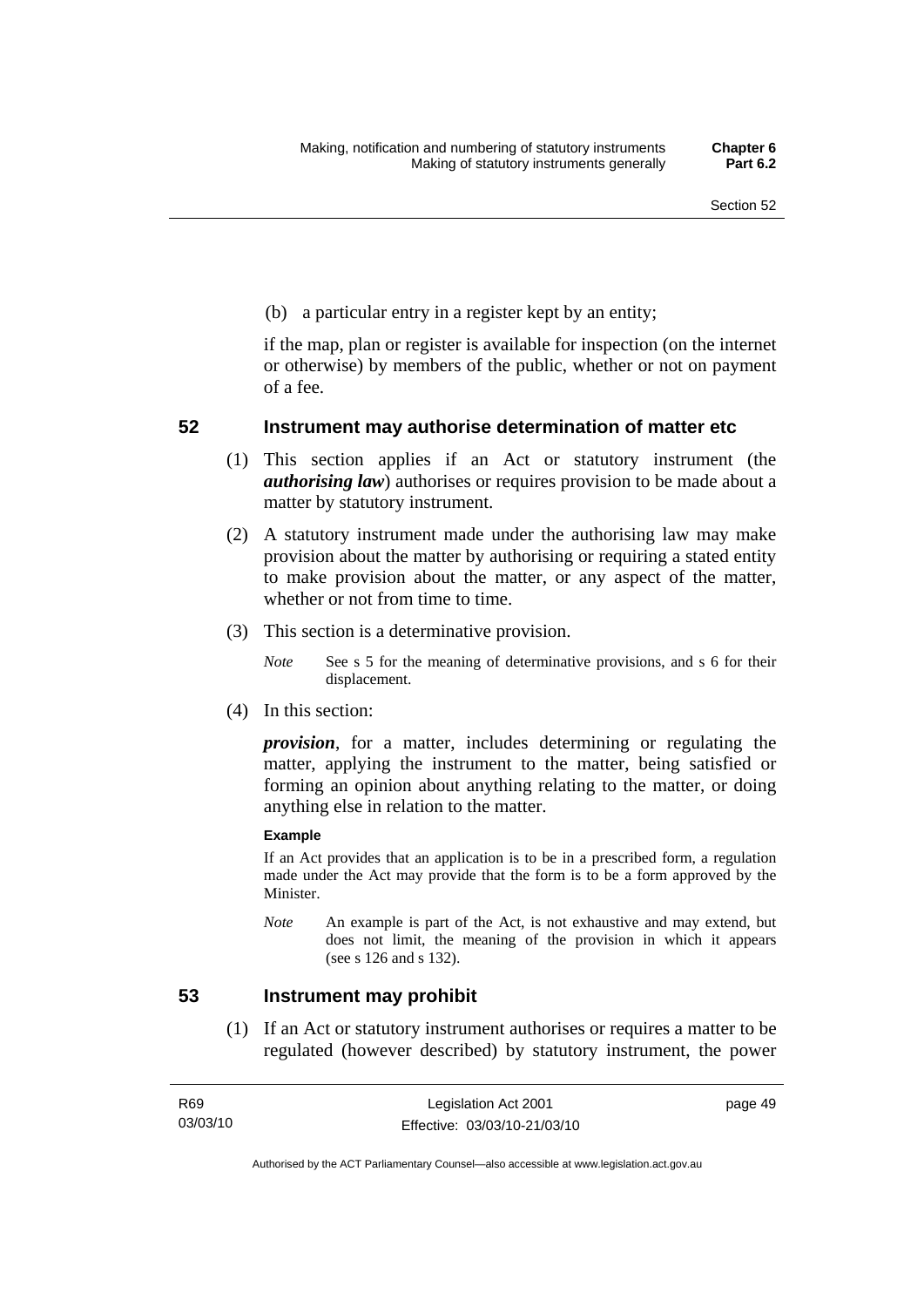(b) a particular entry in a register kept by an entity;

if the map, plan or register is available for inspection (on the internet or otherwise) by members of the public, whether or not on payment of a fee.

## 52 Instrument may authorise determination of matter etc

(1) This section applies if an Act or statutory instrument (the ***authorising law***) authorises or requires provision to be made about a matter by statutory instrument.

(2) A statutory instrument made under the authorising law may make provision about the matter by authorising or requiring a stated entity to make provision about the matter, or any aspect of the matter, whether or not from time to time.

(3) This section is a determinative provision.

*Note* See s 5 for the meaning of determinative provisions, and s 6 for their displacement.

(4) In this section:

***provision***, for a matter, includes determining or regulating the matter, applying the instrument to the matter, being satisfied or forming an opinion about anything relating to the matter, or doing anything else in relation to the matter.

**Example**

If an Act provides that an application is to be in a prescribed form, a regulation made under the Act may provide that the form is to be a form approved by the Minister.

*Note* An example is part of the Act, is not exhaustive and may extend, but does not limit, the meaning of the provision in which it appears (see s 126 and s 132).

## 53 Instrument may prohibit

(1) If an Act or statutory instrument authorises or requires a matter to be regulated (however described) by statutory instrument, the power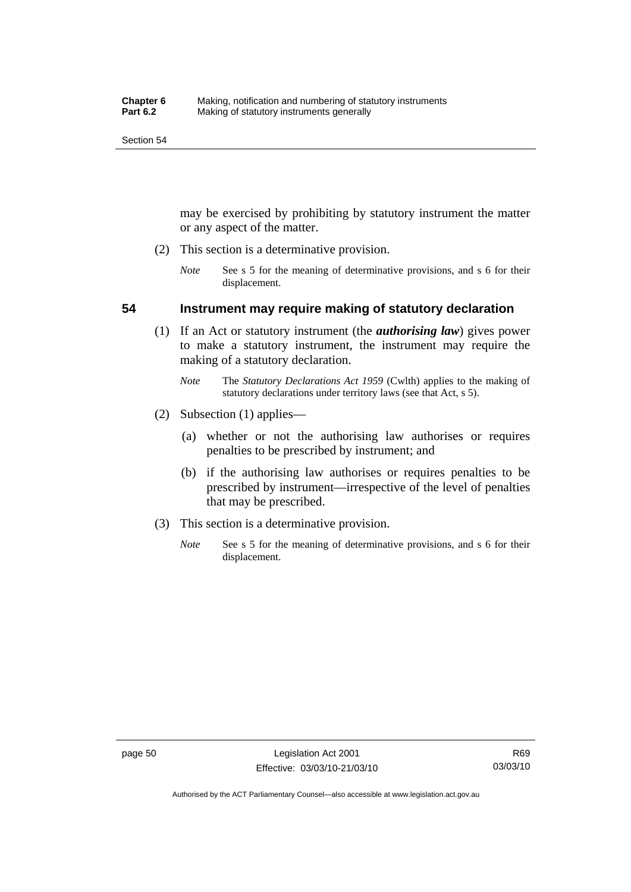may be exercised by prohibiting by statutory instrument the matter or any aspect of the matter.

(2) This section is a determinative provision.

*Note* See s 5 for the meaning of determinative provisions, and s 6 for their displacement.

## 54 Instrument may require making of statutory declaration

(1) If an Act or statutory instrument (the ***authorising law***) gives power to make a statutory instrument, the instrument may require the making of a statutory declaration.

*Note* The *Statutory Declarations Act 1959* (Cwlth) applies to the making of statutory declarations under territory laws (see that Act, s 5).

(2) Subsection (1) applies—

(a) whether or not the authorising law authorises or requires penalties to be prescribed by instrument; and

(b) if the authorising law authorises or requires penalties to be prescribed by instrument—irrespective of the level of penalties that may be prescribed.

(3) This section is a determinative provision.

*Note* See s 5 for the meaning of determinative provisions, and s 6 for their displacement.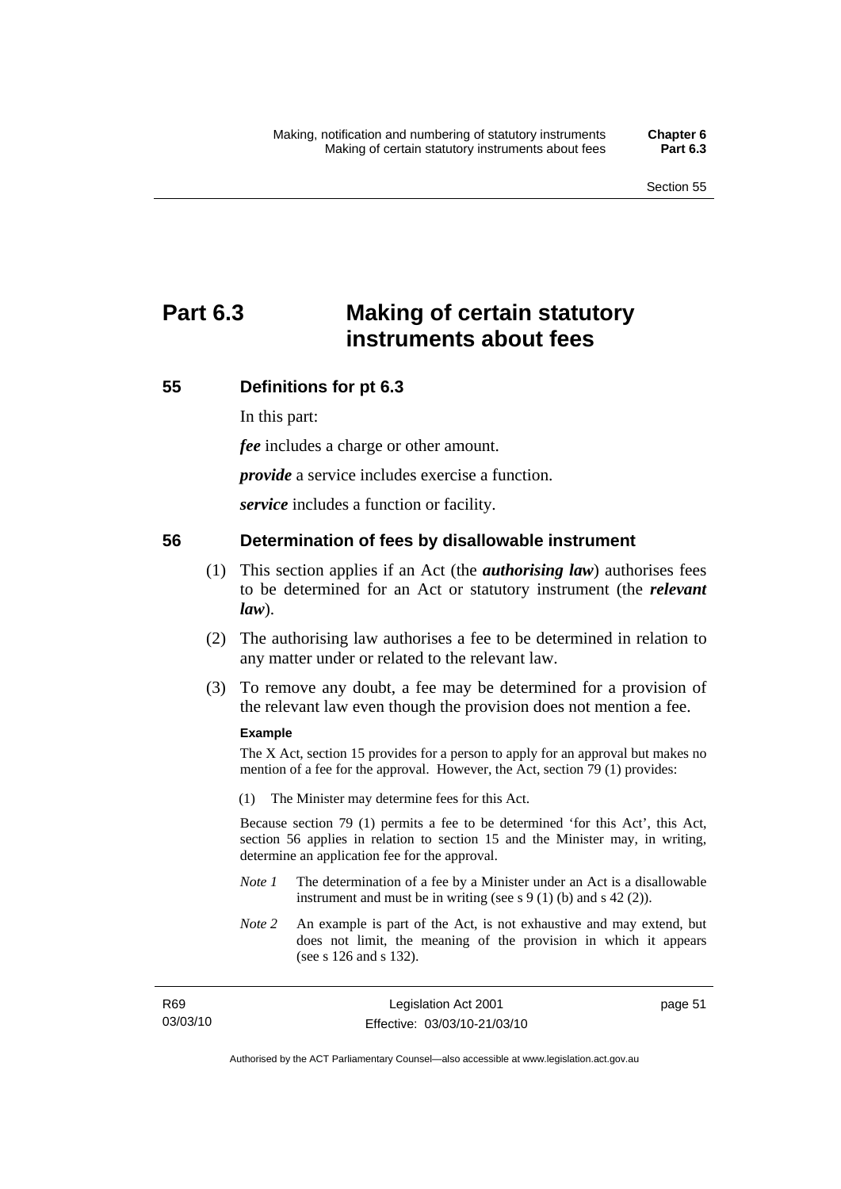# Part 6.3 Making of certain statutory instruments about fees

## 55 Definitions for pt 6.3

In this part:

***fee*** includes a charge or other amount.

***provide*** a service includes exercise a function.

***service*** includes a function or facility.

## 56 Determination of fees by disallowable instrument

(1) This section applies if an Act (the ***authorising law***) authorises fees to be determined for an Act or statutory instrument (the ***relevant law***).

(2) The authorising law authorises a fee to be determined in relation to any matter under or related to the relevant law.

(3) To remove any doubt, a fee may be determined for a provision of the relevant law even though the provision does not mention a fee.

**Example**

The X Act, section 15 provides for a person to apply for an approval but makes no mention of a fee for the approval. However, the Act, section 79 (1) provides:

(1) The Minister may determine fees for this Act.

Because section 79 (1) permits a fee to be determined 'for this Act', this Act, section 56 applies in relation to section 15 and the Minister may, in writing, determine an application fee for the approval.

*Note 1* The determination of a fee by a Minister under an Act is a disallowable instrument and must be in writing (see s 9 (1) (b) and s 42 (2)).

*Note 2* An example is part of the Act, is not exhaustive and may extend, but does not limit, the meaning of the provision in which it appears (see s 126 and s 132).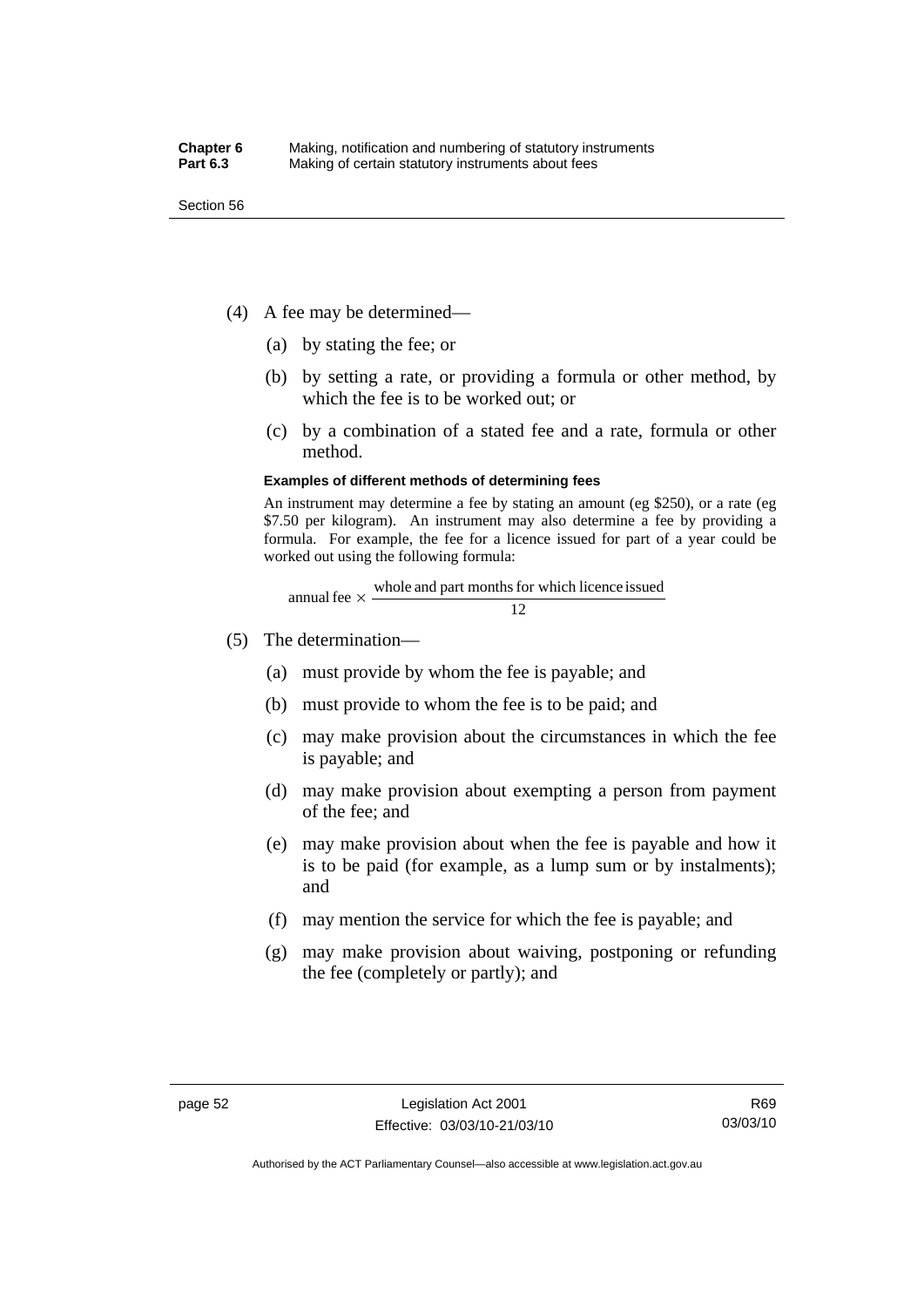(4) A fee may be determined—

(a) by stating the fee; or

(b) by setting a rate, or providing a formula or other method, by which the fee is to be worked out; or

(c) by a combination of a stated fee and a rate, formula or other method.

**Examples of different methods of determining fees**

An instrument may determine a fee by stating an amount (eg $250), or a rate (eg $7.50 per kilogram). An instrument may also determine a fee by providing a formula. For example, the fee for a licence issued for part of a year could be worked out using the following formula:

$$\text{annual fee} \times \frac{\text{whole and part months for which licence issued}}{12}$$

(5) The determination—

(a) must provide by whom the fee is payable; and

(b) must provide to whom the fee is to be paid; and

(c) may make provision about the circumstances in which the fee is payable; and

(d) may make provision about exempting a person from payment of the fee; and

(e) may make provision about when the fee is payable and how it is to be paid (for example, as a lump sum or by instalments); and

(f) may mention the service for which the fee is payable; and

(g) may make provision about waiving, postponing or refunding the fee (completely or partly); and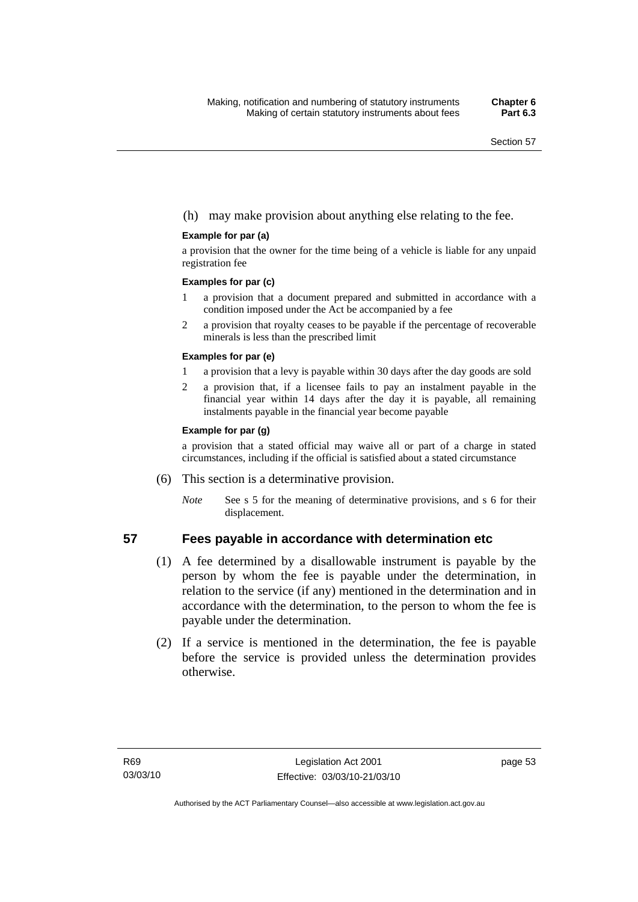(h) may make provision about anything else relating to the fee.

**Example for par (a)**

a provision that the owner for the time being of a vehicle is liable for any unpaid registration fee

**Examples for par (c)**

1 a provision that a document prepared and submitted in accordance with a condition imposed under the Act be accompanied by a fee

2 a provision that royalty ceases to be payable if the percentage of recoverable minerals is less than the prescribed limit

**Examples for par (e)**

1 a provision that a levy is payable within 30 days after the day goods are sold

2 a provision that, if a licensee fails to pay an instalment payable in the financial year within 14 days after the day it is payable, all remaining instalments payable in the financial year become payable

**Example for par (g)**

a provision that a stated official may waive all or part of a charge in stated circumstances, including if the official is satisfied about a stated circumstance

(6) This section is a determinative provision.

*Note* See s 5 for the meaning of determinative provisions, and s 6 for their displacement.

## 57 Fees payable in accordance with determination etc

(1) A fee determined by a disallowable instrument is payable by the person by whom the fee is payable under the determination, in relation to the service (if any) mentioned in the determination and in accordance with the determination, to the person to whom the fee is payable under the determination.

(2) If a service is mentioned in the determination, the fee is payable before the service is provided unless the determination provides otherwise.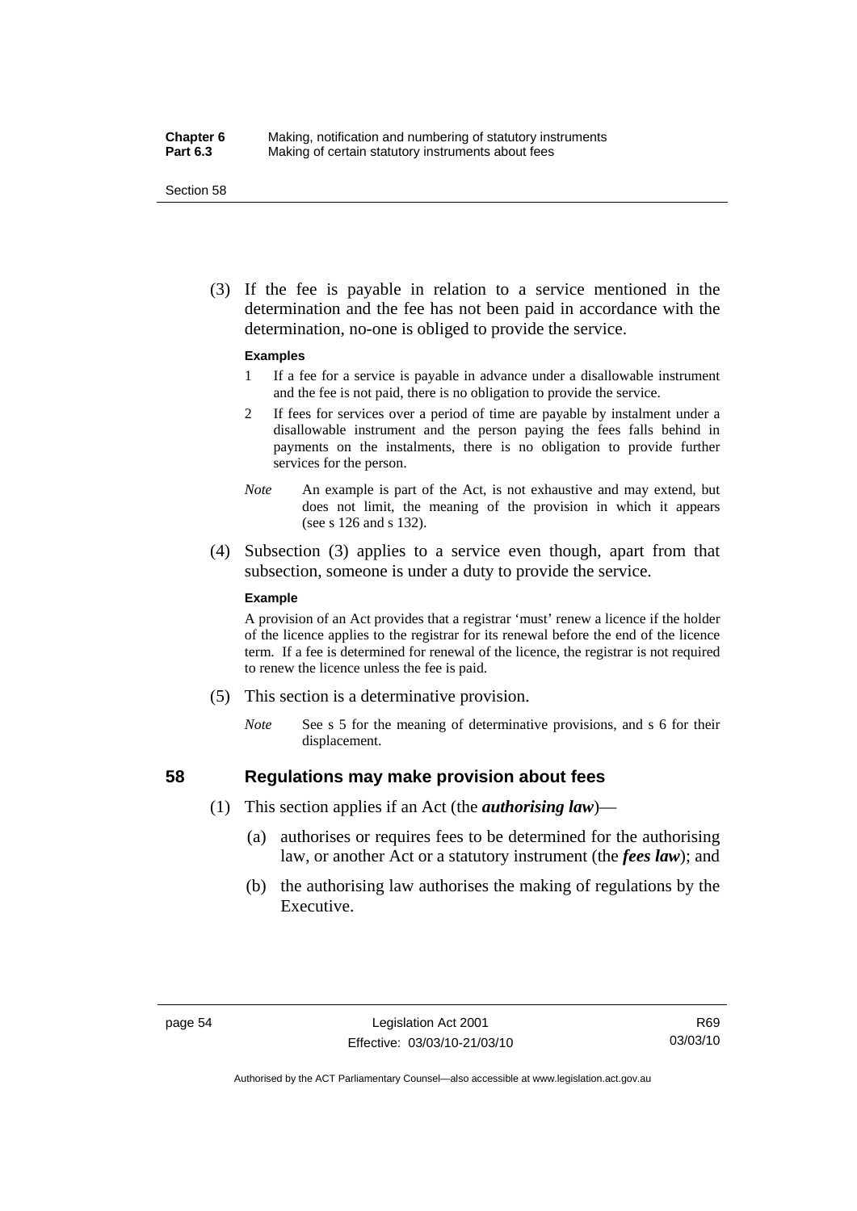(3) If the fee is payable in relation to a service mentioned in the determination and the fee has not been paid in accordance with the determination, no-one is obliged to provide the service.

**Examples**

1 If a fee for a service is payable in advance under a disallowable instrument and the fee is not paid, there is no obligation to provide the service.

2 If fees for services over a period of time are payable by instalment under a disallowable instrument and the person paying the fees falls behind in payments on the instalments, there is no obligation to provide further services for the person.

*Note* An example is part of the Act, is not exhaustive and may extend, but does not limit, the meaning of the provision in which it appears (see s 126 and s 132).

(4) Subsection (3) applies to a service even though, apart from that subsection, someone is under a duty to provide the service.

**Example**

A provision of an Act provides that a registrar 'must' renew a licence if the holder of the licence applies to the registrar for its renewal before the end of the licence term. If a fee is determined for renewal of the licence, the registrar is not required to renew the licence unless the fee is paid.

(5) This section is a determinative provision.

*Note* See s 5 for the meaning of determinative provisions, and s 6 for their displacement.

## 58 Regulations may make provision about fees

(1) This section applies if an Act (the ***authorising law***)—

(a) authorises or requires fees to be determined for the authorising law, or another Act or a statutory instrument (the ***fees law***); and

(b) the authorising law authorises the making of regulations by the Executive.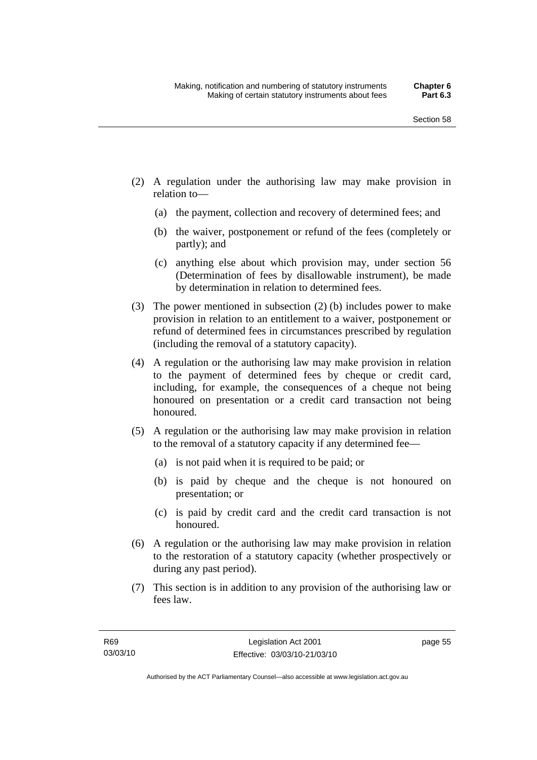(2) A regulation under the authorising law may make provision in relation to—

  (a) the payment, collection and recovery of determined fees; and

  (b) the waiver, postponement or refund of the fees (completely or partly); and

  (c) anything else about which provision may, under section 56 (Determination of fees by disallowable instrument), be made by determination in relation to determined fees.

(3) The power mentioned in subsection (2) (b) includes power to make provision in relation to an entitlement to a waiver, postponement or refund of determined fees in circumstances prescribed by regulation (including the removal of a statutory capacity).

(4) A regulation or the authorising law may make provision in relation to the payment of determined fees by cheque or credit card, including, for example, the consequences of a cheque not being honoured on presentation or a credit card transaction not being honoured.

(5) A regulation or the authorising law may make provision in relation to the removal of a statutory capacity if any determined fee—

  (a) is not paid when it is required to be paid; or

  (b) is paid by cheque and the cheque is not honoured on presentation; or

  (c) is paid by credit card and the credit card transaction is not honoured.

(6) A regulation or the authorising law may make provision in relation to the restoration of a statutory capacity (whether prospectively or during any past period).

(7) This section is in addition to any provision of the authorising law or fees law.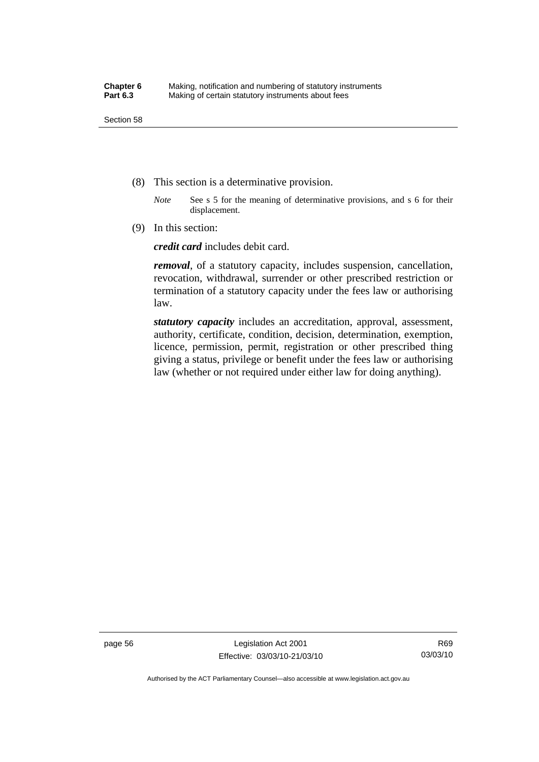(8) This section is a determinative provision.

*Note* See s 5 for the meaning of determinative provisions, and s 6 for their displacement.

(9) In this section:

***credit card*** includes debit card.

***removal***, of a statutory capacity, includes suspension, cancellation, revocation, withdrawal, surrender or other prescribed restriction or termination of a statutory capacity under the fees law or authorising law.

***statutory capacity*** includes an accreditation, approval, assessment, authority, certificate, condition, decision, determination, exemption, licence, permission, permit, registration or other prescribed thing giving a status, privilege or benefit under the fees law or authorising law (whether or not required under either law for doing anything).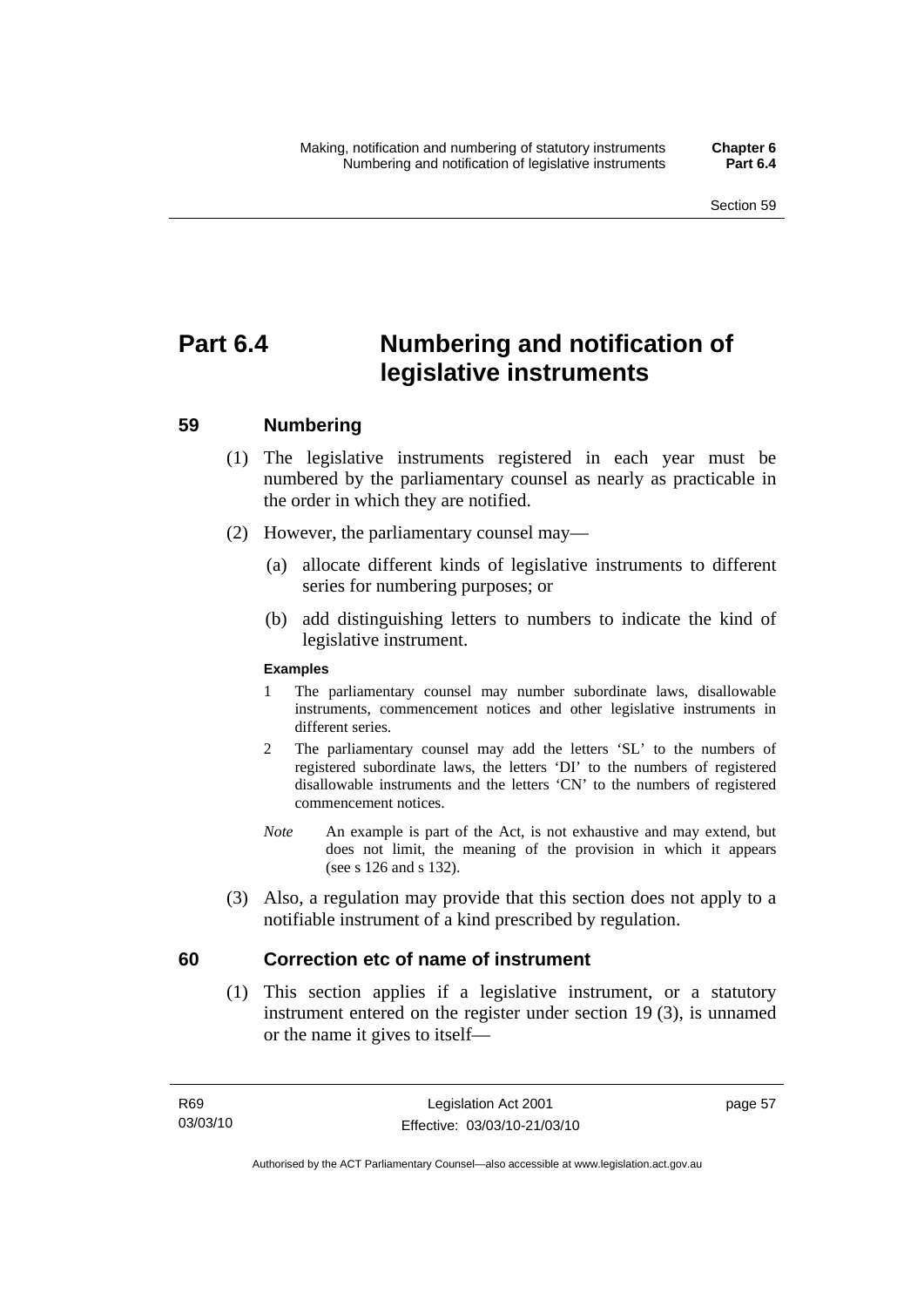# Part 6.4 Numbering and notification of legislative instruments

## 59 Numbering

(1) The legislative instruments registered in each year must be numbered by the parliamentary counsel as nearly as practicable in the order in which they are notified.

(2) However, the parliamentary counsel may—

(a) allocate different kinds of legislative instruments to different series for numbering purposes; or

(b) add distinguishing letters to numbers to indicate the kind of legislative instrument.

**Examples**

1 The parliamentary counsel may number subordinate laws, disallowable instruments, commencement notices and other legislative instruments in different series.

2 The parliamentary counsel may add the letters 'SL' to the numbers of registered subordinate laws, the letters 'DI' to the numbers of registered disallowable instruments and the letters 'CN' to the numbers of registered commencement notices.

*Note* An example is part of the Act, is not exhaustive and may extend, but does not limit, the meaning of the provision in which it appears (see s 126 and s 132).

(3) Also, a regulation may provide that this section does not apply to a notifiable instrument of a kind prescribed by regulation.

## 60 Correction etc of name of instrument

(1) This section applies if a legislative instrument, or a statutory instrument entered on the register under section 19 (3), is unnamed or the name it gives to itself—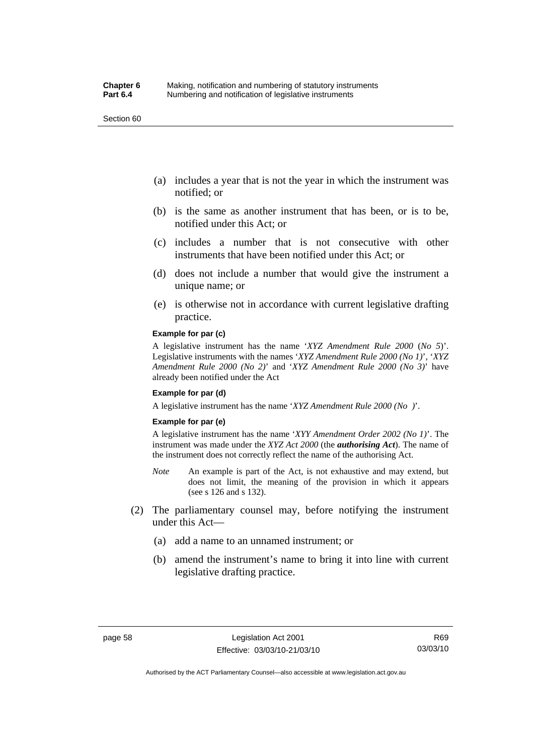(a) includes a year that is not the year in which the instrument was notified; or

(b) is the same as another instrument that has been, or is to be, notified under this Act; or

(c) includes a number that is not consecutive with other instruments that have been notified under this Act; or

(d) does not include a number that would give the instrument a unique name; or

(e) is otherwise not in accordance with current legislative drafting practice.

**Example for par (c)**

A legislative instrument has the name '*XYZ Amendment Rule 2000* (*No 5*)'. Legislative instruments with the names '*XYZ Amendment Rule 2000 (No 1)*', '*XYZ Amendment Rule 2000 (No 2)*' and '*XYZ Amendment Rule 2000 (No 3)*' have already been notified under the Act

**Example for par (d)**

A legislative instrument has the name '*XYZ Amendment Rule 2000 (No )*'.

**Example for par (e)**

A legislative instrument has the name '*XYY Amendment Order 2002 (No 1)*'. The instrument was made under the *XYZ Act 2000* (the ***authorising Act***). The name of the instrument does not correctly reflect the name of the authorising Act.

*Note* An example is part of the Act, is not exhaustive and may extend, but does not limit, the meaning of the provision in which it appears (see s 126 and s 132).

(2) The parliamentary counsel may, before notifying the instrument under this Act—

(a) add a name to an unnamed instrument; or

(b) amend the instrument's name to bring it into line with current legislative drafting practice.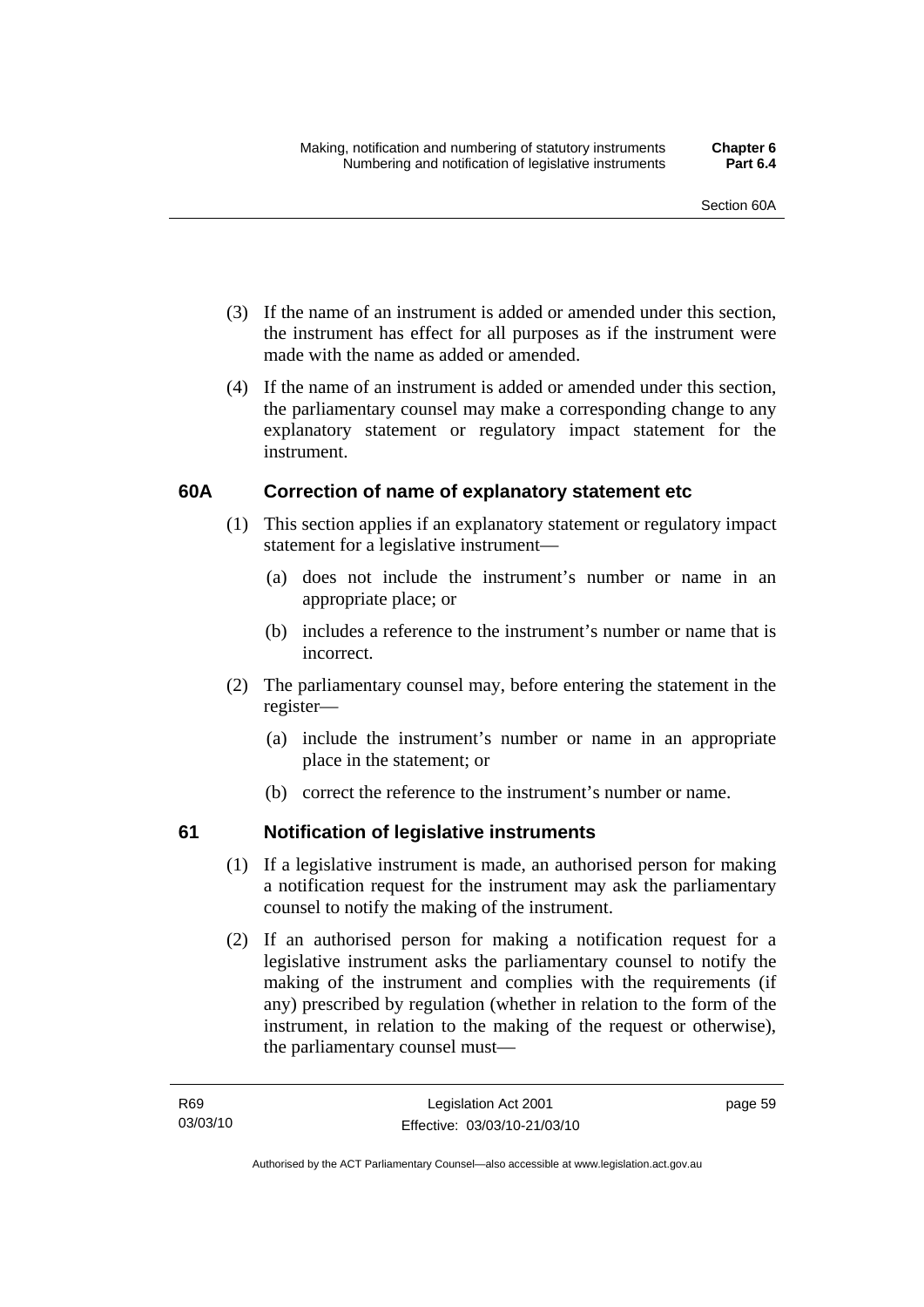(3) If the name of an instrument is added or amended under this section, the instrument has effect for all purposes as if the instrument were made with the name as added or amended.

(4) If the name of an instrument is added or amended under this section, the parliamentary counsel may make a corresponding change to any explanatory statement or regulatory impact statement for the instrument.

### 60A Correction of name of explanatory statement etc

(1) This section applies if an explanatory statement or regulatory impact statement for a legislative instrument—

- (a) does not include the instrument's number or name in an appropriate place; or
- (b) includes a reference to the instrument's number or name that is incorrect.

(2) The parliamentary counsel may, before entering the statement in the register—

- (a) include the instrument's number or name in an appropriate place in the statement; or
- (b) correct the reference to the instrument's number or name.

### 61 Notification of legislative instruments

(1) If a legislative instrument is made, an authorised person for making a notification request for the instrument may ask the parliamentary counsel to notify the making of the instrument.

(2) If an authorised person for making a notification request for a legislative instrument asks the parliamentary counsel to notify the making of the instrument and complies with the requirements (if any) prescribed by regulation (whether in relation to the form of the instrument, in relation to the making of the request or otherwise), the parliamentary counsel must—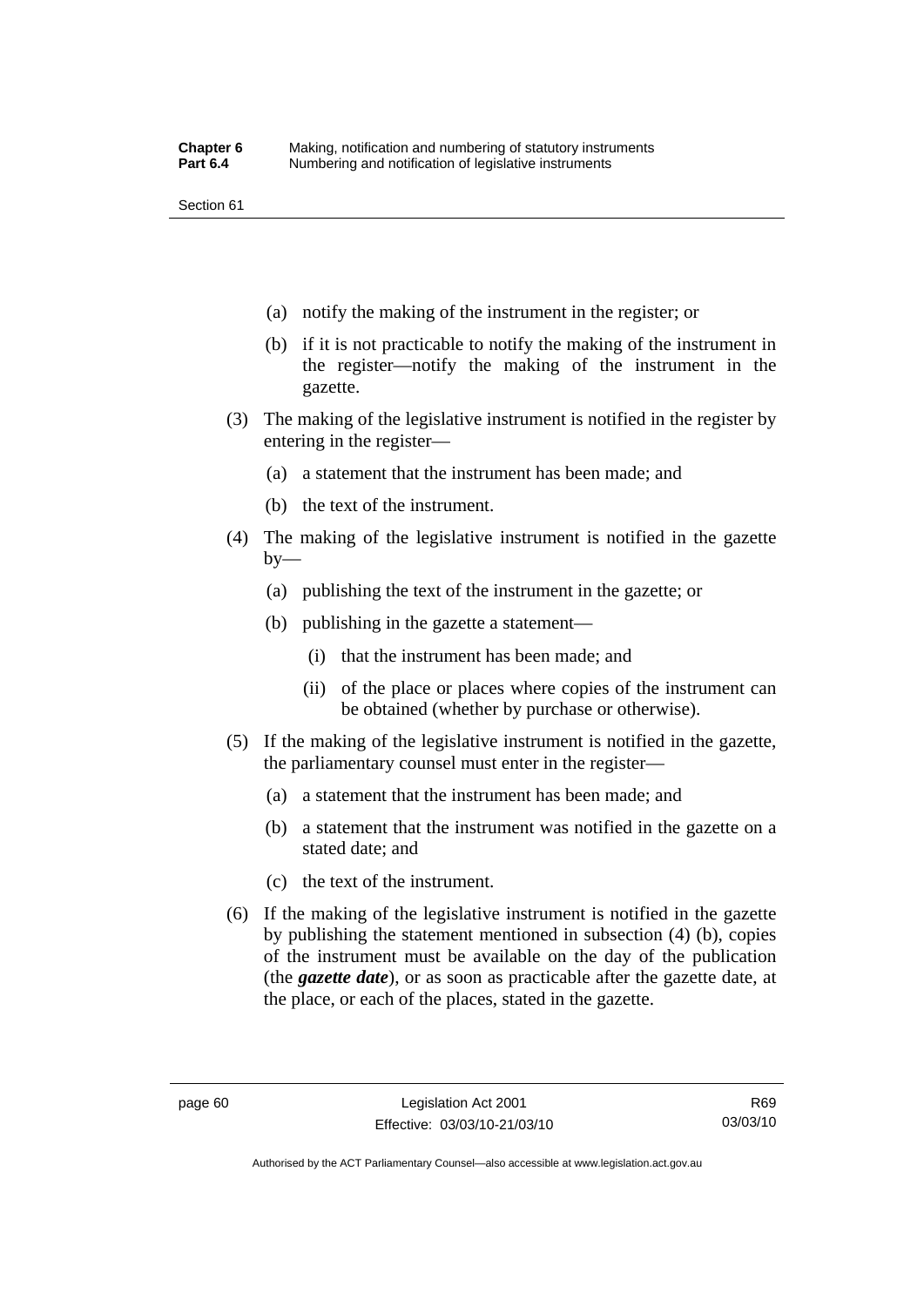(a) notify the making of the instrument in the register; or

(b) if it is not practicable to notify the making of the instrument in the register—notify the making of the instrument in the gazette.

(3) The making of the legislative instrument is notified in the register by entering in the register—

(a) a statement that the instrument has been made; and

(b) the text of the instrument.

(4) The making of the legislative instrument is notified in the gazette by—

(a) publishing the text of the instrument in the gazette; or

(b) publishing in the gazette a statement—

(i) that the instrument has been made; and

(ii) of the place or places where copies of the instrument can be obtained (whether by purchase or otherwise).

(5) If the making of the legislative instrument is notified in the gazette, the parliamentary counsel must enter in the register—

(a) a statement that the instrument has been made; and

(b) a statement that the instrument was notified in the gazette on a stated date; and

(c) the text of the instrument.

(6) If the making of the legislative instrument is notified in the gazette by publishing the statement mentioned in subsection (4) (b), copies of the instrument must be available on the day of the publication (the ***gazette date***), or as soon as practicable after the gazette date, at the place, or each of the places, stated in the gazette.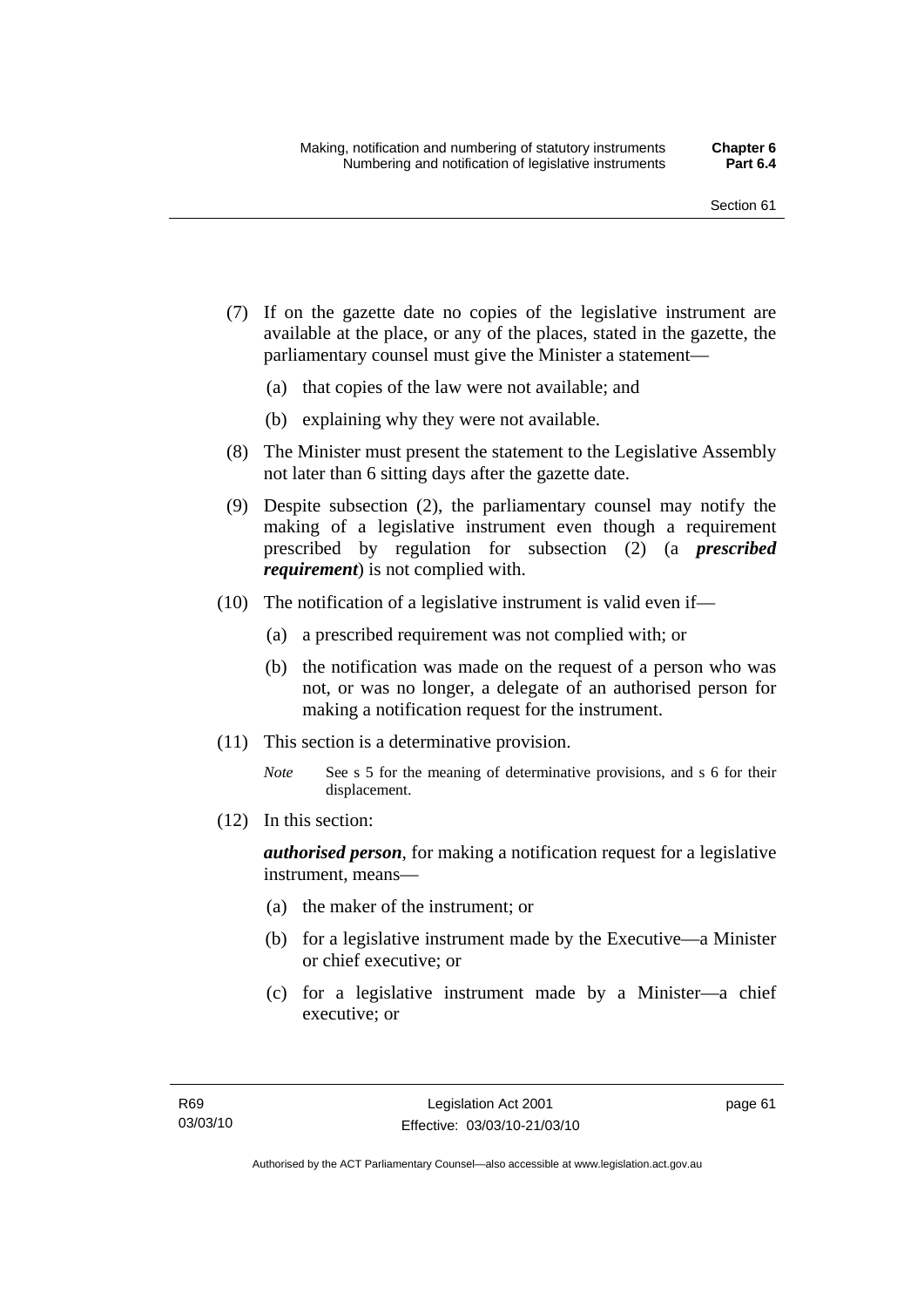(7) If on the gazette date no copies of the legislative instrument are available at the place, or any of the places, stated in the gazette, the parliamentary counsel must give the Minister a statement—

 (a) that copies of the law were not available; and

 (b) explaining why they were not available.

(8) The Minister must present the statement to the Legislative Assembly not later than 6 sitting days after the gazette date.

(9) Despite subsection (2), the parliamentary counsel may notify the making of a legislative instrument even though a requirement prescribed by regulation for subsection (2) (a ***prescribed requirement***) is not complied with.

(10) The notification of a legislative instrument is valid even if—

 (a) a prescribed requirement was not complied with; or

 (b) the notification was made on the request of a person who was not, or was no longer, a delegate of an authorised person for making a notification request for the instrument.

(11) This section is a determinative provision.

*Note* See s 5 for the meaning of determinative provisions, and s 6 for their displacement.

(12) In this section:

***authorised person***, for making a notification request for a legislative instrument, means—

 (a) the maker of the instrument; or

 (b) for a legislative instrument made by the Executive—a Minister or chief executive; or

 (c) for a legislative instrument made by a Minister—a chief executive; or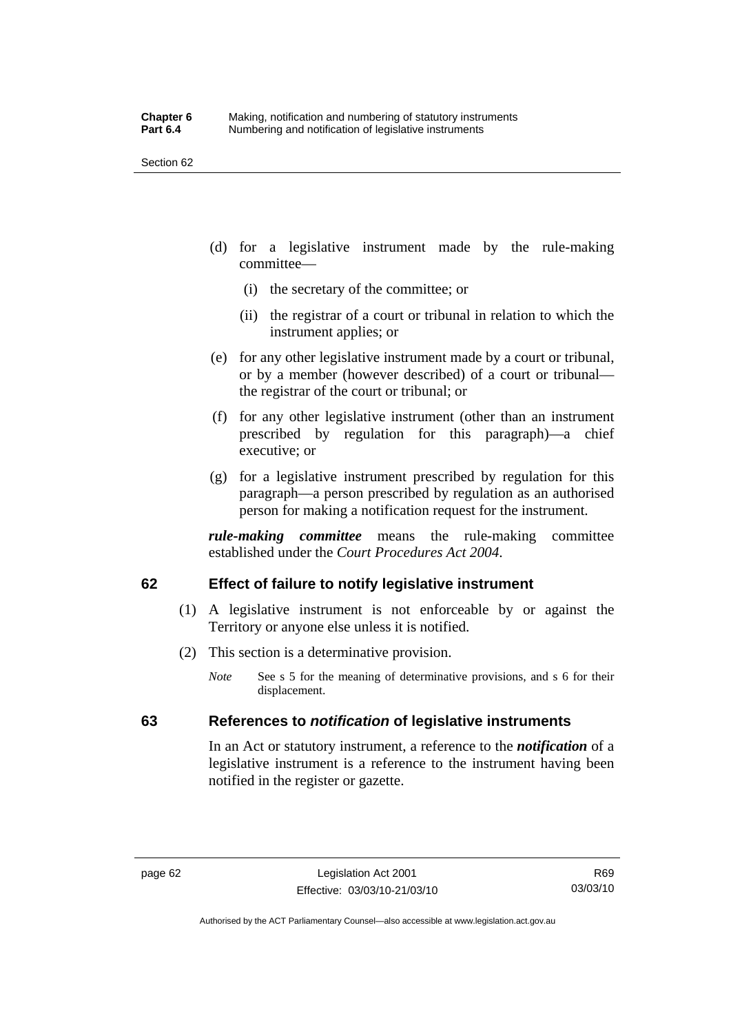(d) for a legislative instrument made by the rule-making committee—

  (i) the secretary of the committee; or

  (ii) the registrar of a court or tribunal in relation to which the instrument applies; or

(e) for any other legislative instrument made by a court or tribunal, or by a member (however described) of a court or tribunal—the registrar of the court or tribunal; or

(f) for any other legislative instrument (other than an instrument prescribed by regulation for this paragraph)—a chief executive; or

(g) for a legislative instrument prescribed by regulation for this paragraph—a person prescribed by regulation as an authorised person for making a notification request for the instrument.

***rule-making committee*** means the rule-making committee established under the *Court Procedures Act 2004*.

## 62 Effect of failure to notify legislative instrument

(1) A legislative instrument is not enforceable by or against the Territory or anyone else unless it is notified.

(2) This section is a determinative provision.

*Note* See s 5 for the meaning of determinative provisions, and s 6 for their displacement.

## 63 References to *notification* of legislative instruments

In an Act or statutory instrument, a reference to the ***notification*** of a legislative instrument is a reference to the instrument having been notified in the register or gazette.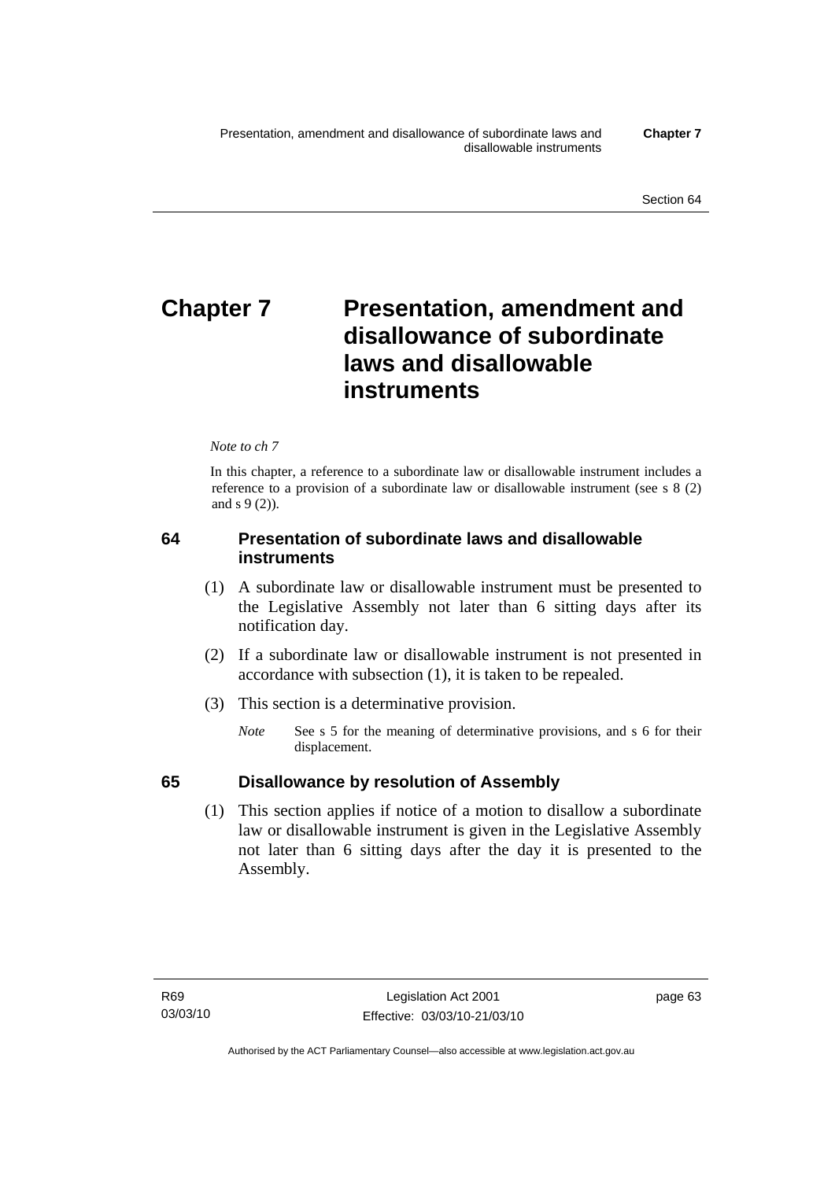# Chapter 7 Presentation, amendment and disallowance of subordinate laws and disallowable instruments

*Note to ch 7*

In this chapter, a reference to a subordinate law or disallowable instrument includes a reference to a provision of a subordinate law or disallowable instrument (see s 8 (2) and s 9 (2)).

### 64 Presentation of subordinate laws and disallowable instruments

(1) A subordinate law or disallowable instrument must be presented to the Legislative Assembly not later than 6 sitting days after its notification day.

(2) If a subordinate law or disallowable instrument is not presented in accordance with subsection (1), it is taken to be repealed.

(3) This section is a determinative provision.

*Note* See s 5 for the meaning of determinative provisions, and s 6 for their displacement.

### 65 Disallowance by resolution of Assembly

(1) This section applies if notice of a motion to disallow a subordinate law or disallowable instrument is given in the Legislative Assembly not later than 6 sitting days after the day it is presented to the Assembly.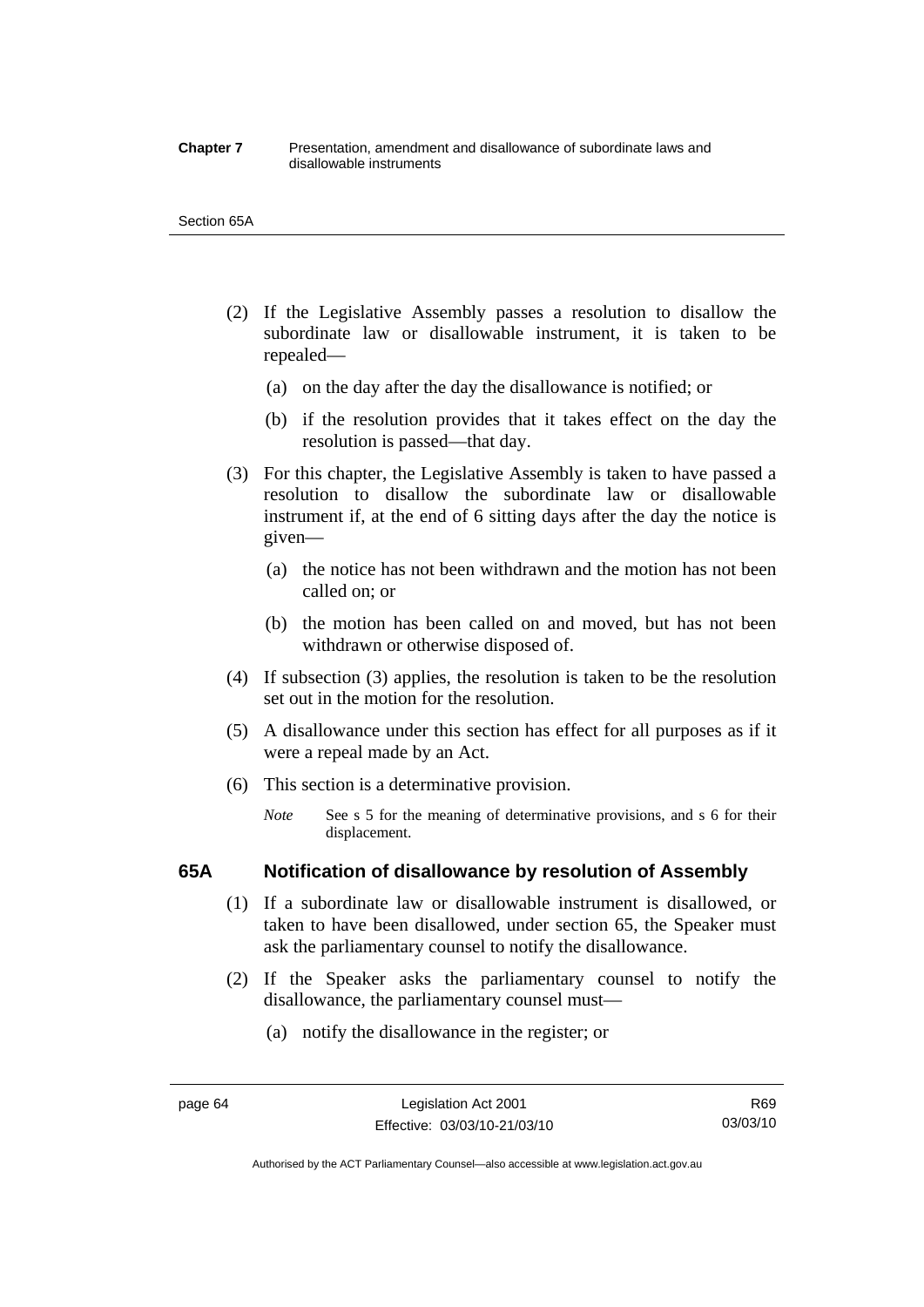(2) If the Legislative Assembly passes a resolution to disallow the subordinate law or disallowable instrument, it is taken to be repealed—

(a) on the day after the day the disallowance is notified; or

(b) if the resolution provides that it takes effect on the day the resolution is passed—that day.

(3) For this chapter, the Legislative Assembly is taken to have passed a resolution to disallow the subordinate law or disallowable instrument if, at the end of 6 sitting days after the day the notice is given—

(a) the notice has not been withdrawn and the motion has not been called on; or

(b) the motion has been called on and moved, but has not been withdrawn or otherwise disposed of.

(4) If subsection (3) applies, the resolution is taken to be the resolution set out in the motion for the resolution.

(5) A disallowance under this section has effect for all purposes as if it were a repeal made by an Act.

(6) This section is a determinative provision.

*Note* See s 5 for the meaning of determinative provisions, and s 6 for their displacement.

### 65A Notification of disallowance by resolution of Assembly

(1) If a subordinate law or disallowable instrument is disallowed, or taken to have been disallowed, under section 65, the Speaker must ask the parliamentary counsel to notify the disallowance.

(2) If the Speaker asks the parliamentary counsel to notify the disallowance, the parliamentary counsel must—

(a) notify the disallowance in the register; or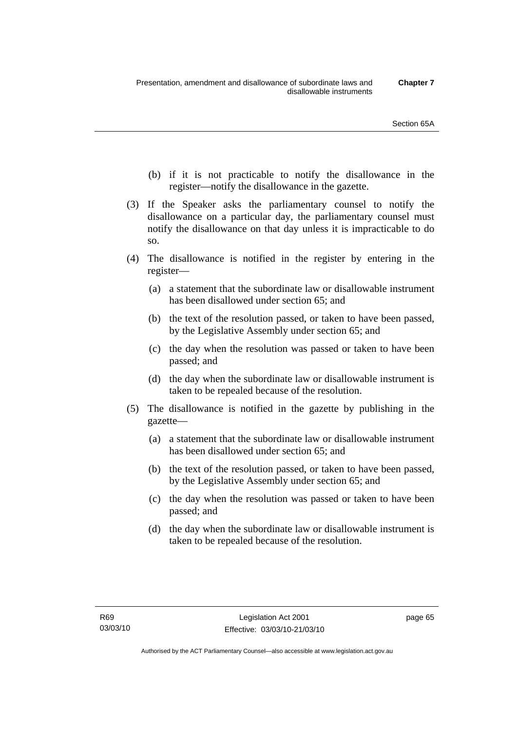(b) if it is not practicable to notify the disallowance in the register—notify the disallowance in the gazette.

(3) If the Speaker asks the parliamentary counsel to notify the disallowance on a particular day, the parliamentary counsel must notify the disallowance on that day unless it is impracticable to do so.

(4) The disallowance is notified in the register by entering in the register—

(a) a statement that the subordinate law or disallowable instrument has been disallowed under section 65; and

(b) the text of the resolution passed, or taken to have been passed, by the Legislative Assembly under section 65; and

(c) the day when the resolution was passed or taken to have been passed; and

(d) the day when the subordinate law or disallowable instrument is taken to be repealed because of the resolution.

(5) The disallowance is notified in the gazette by publishing in the gazette—

(a) a statement that the subordinate law or disallowable instrument has been disallowed under section 65; and

(b) the text of the resolution passed, or taken to have been passed, by the Legislative Assembly under section 65; and

(c) the day when the resolution was passed or taken to have been passed; and

(d) the day when the subordinate law or disallowable instrument is taken to be repealed because of the resolution.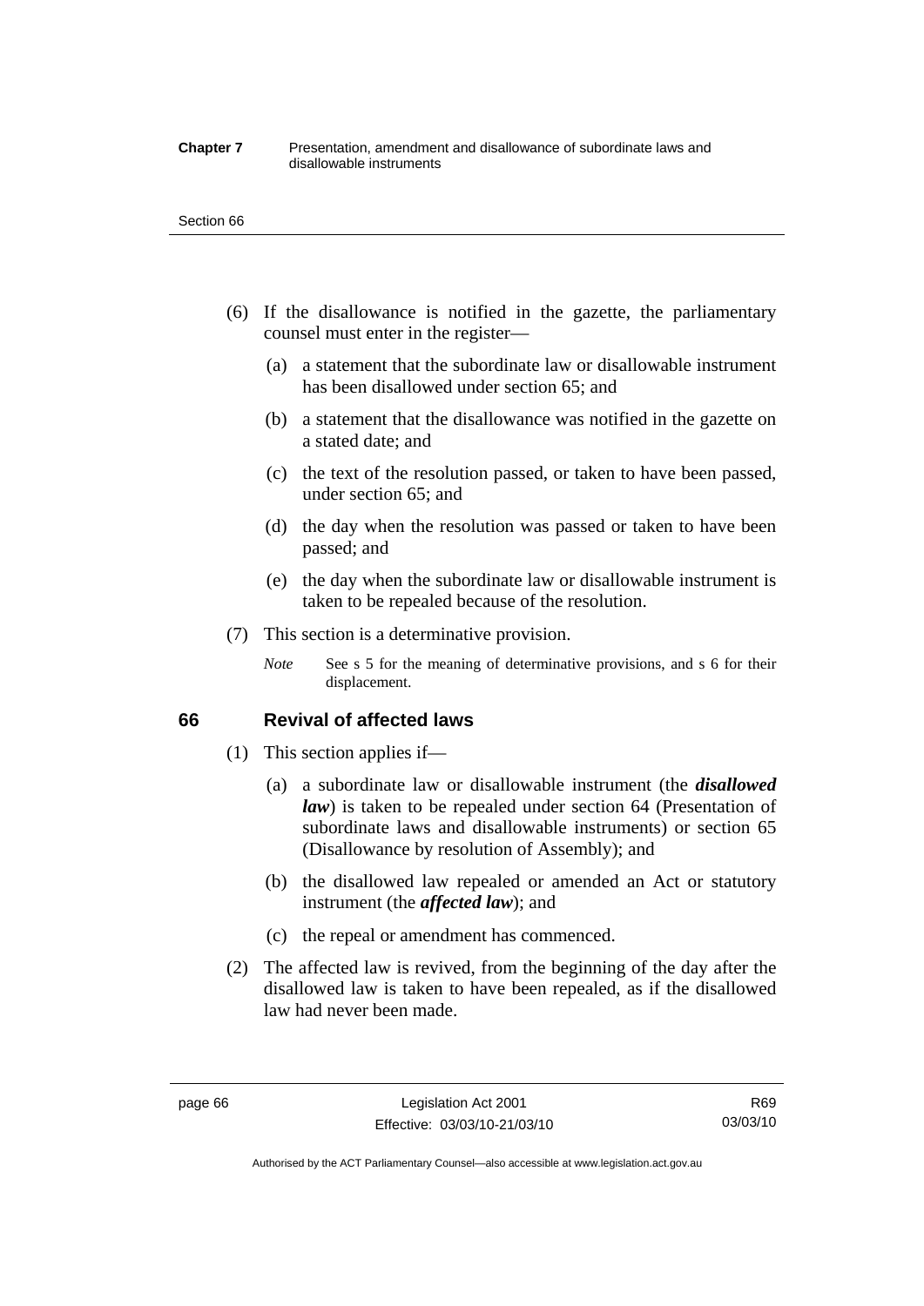(6) If the disallowance is notified in the gazette, the parliamentary counsel must enter in the register—

(a) a statement that the subordinate law or disallowable instrument has been disallowed under section 65; and

(b) a statement that the disallowance was notified in the gazette on a stated date; and

(c) the text of the resolution passed, or taken to have been passed, under section 65; and

(d) the day when the resolution was passed or taken to have been passed; and

(e) the day when the subordinate law or disallowable instrument is taken to be repealed because of the resolution.

(7) This section is a determinative provision.

*Note* See s 5 for the meaning of determinative provisions, and s 6 for their displacement.

## 66 Revival of affected laws

(1) This section applies if—

(a) a subordinate law or disallowable instrument (the ***disallowed law***) is taken to be repealed under section 64 (Presentation of subordinate laws and disallowable instruments) or section 65 (Disallowance by resolution of Assembly); and

(b) the disallowed law repealed or amended an Act or statutory instrument (the ***affected law***); and

(c) the repeal or amendment has commenced.

(2) The affected law is revived, from the beginning of the day after the disallowed law is taken to have been repealed, as if the disallowed law had never been made.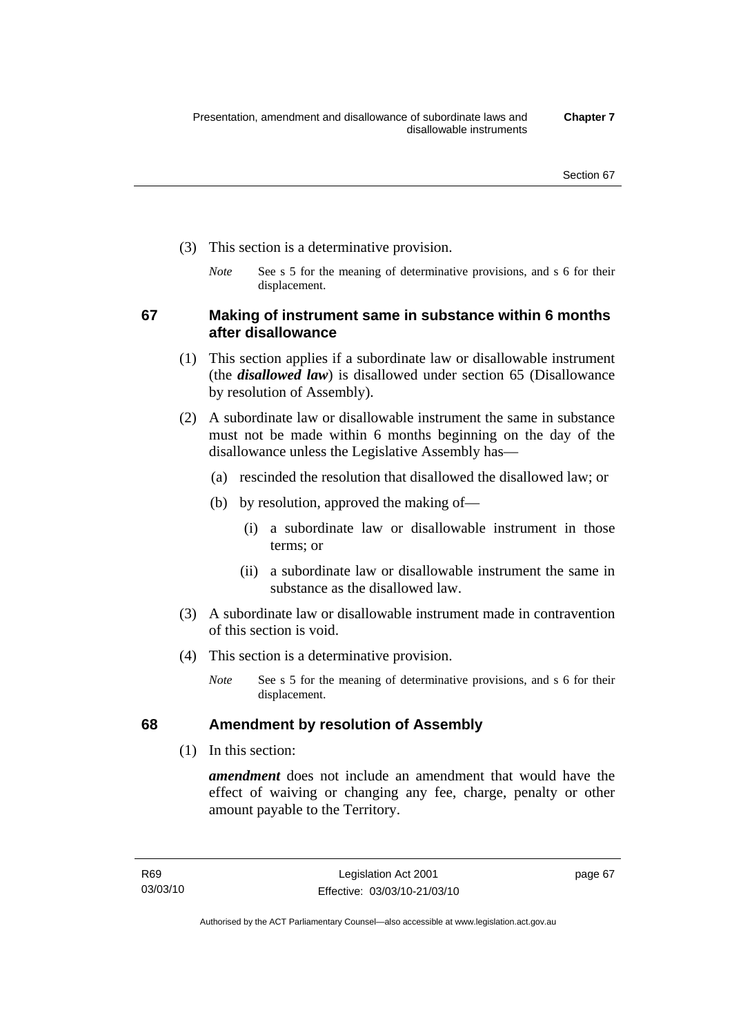(3) This section is a determinative provision.

*Note* See s 5 for the meaning of determinative provisions, and s 6 for their displacement.

### 67 Making of instrument same in substance within 6 months after disallowance

(1) This section applies if a subordinate law or disallowable instrument (the ***disallowed law***) is disallowed under section 65 (Disallowance by resolution of Assembly).

(2) A subordinate law or disallowable instrument the same in substance must not be made within 6 months beginning on the day of the disallowance unless the Legislative Assembly has—

(a) rescinded the resolution that disallowed the disallowed law; or

(b) by resolution, approved the making of—

(i) a subordinate law or disallowable instrument in those terms; or

(ii) a subordinate law or disallowable instrument the same in substance as the disallowed law.

(3) A subordinate law or disallowable instrument made in contravention of this section is void.

(4) This section is a determinative provision.

*Note* See s 5 for the meaning of determinative provisions, and s 6 for their displacement.

### 68 Amendment by resolution of Assembly

(1) In this section:

***amendment*** does not include an amendment that would have the effect of waiving or changing any fee, charge, penalty or other amount payable to the Territory.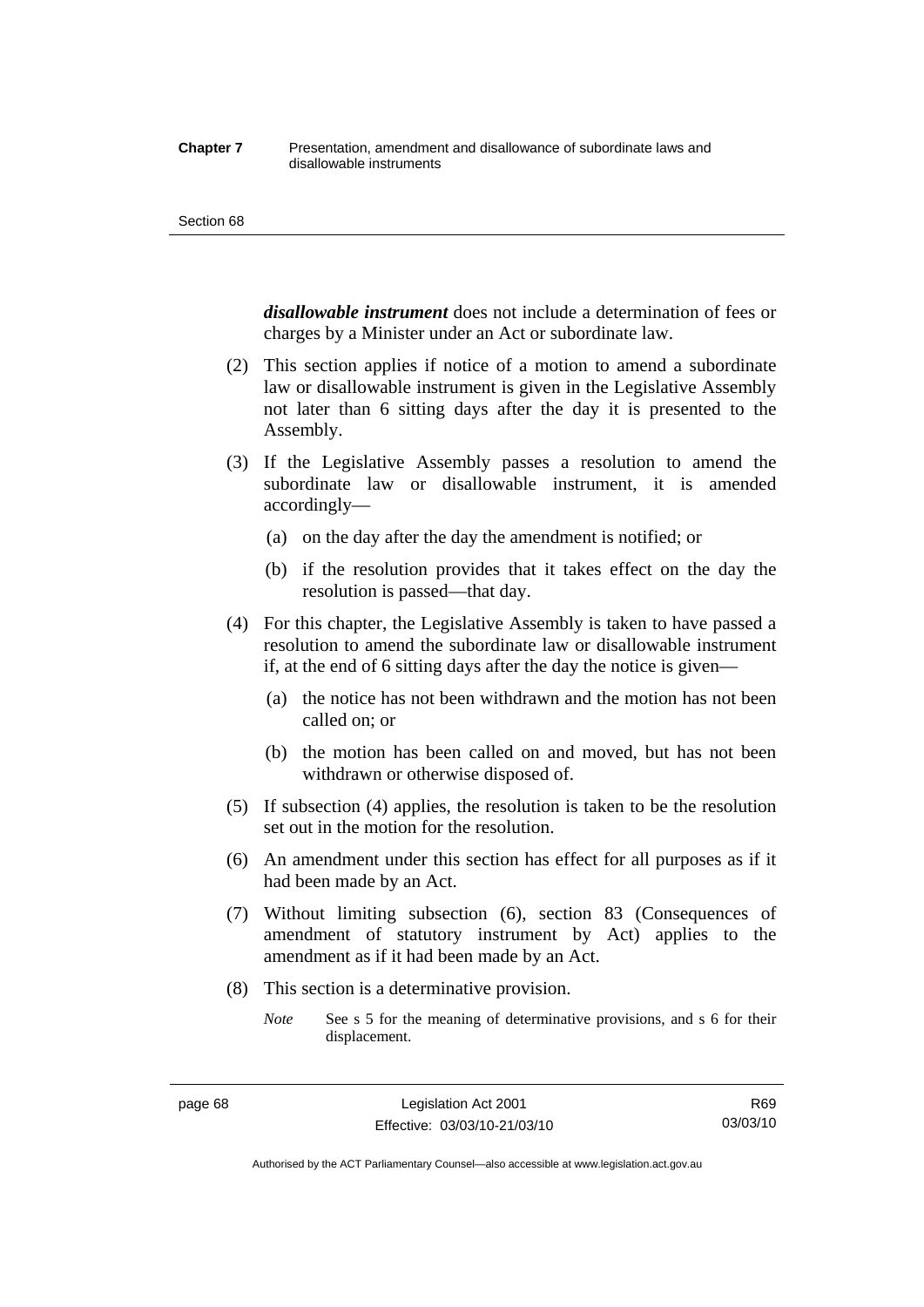***disallowable instrument*** does not include a determination of fees or charges by a Minister under an Act or subordinate law.

(2) This section applies if notice of a motion to amend a subordinate law or disallowable instrument is given in the Legislative Assembly not later than 6 sitting days after the day it is presented to the Assembly.

(3) If the Legislative Assembly passes a resolution to amend the subordinate law or disallowable instrument, it is amended accordingly—

(a) on the day after the day the amendment is notified; or

(b) if the resolution provides that it takes effect on the day the resolution is passed—that day.

(4) For this chapter, the Legislative Assembly is taken to have passed a resolution to amend the subordinate law or disallowable instrument if, at the end of 6 sitting days after the day the notice is given—

(a) the notice has not been withdrawn and the motion has not been called on; or

(b) the motion has been called on and moved, but has not been withdrawn or otherwise disposed of.

(5) If subsection (4) applies, the resolution is taken to be the resolution set out in the motion for the resolution.

(6) An amendment under this section has effect for all purposes as if it had been made by an Act.

(7) Without limiting subsection (6), section 83 (Consequences of amendment of statutory instrument by Act) applies to the amendment as if it had been made by an Act.

(8) This section is a determinative provision.

*Note* See s 5 for the meaning of determinative provisions, and s 6 for their displacement.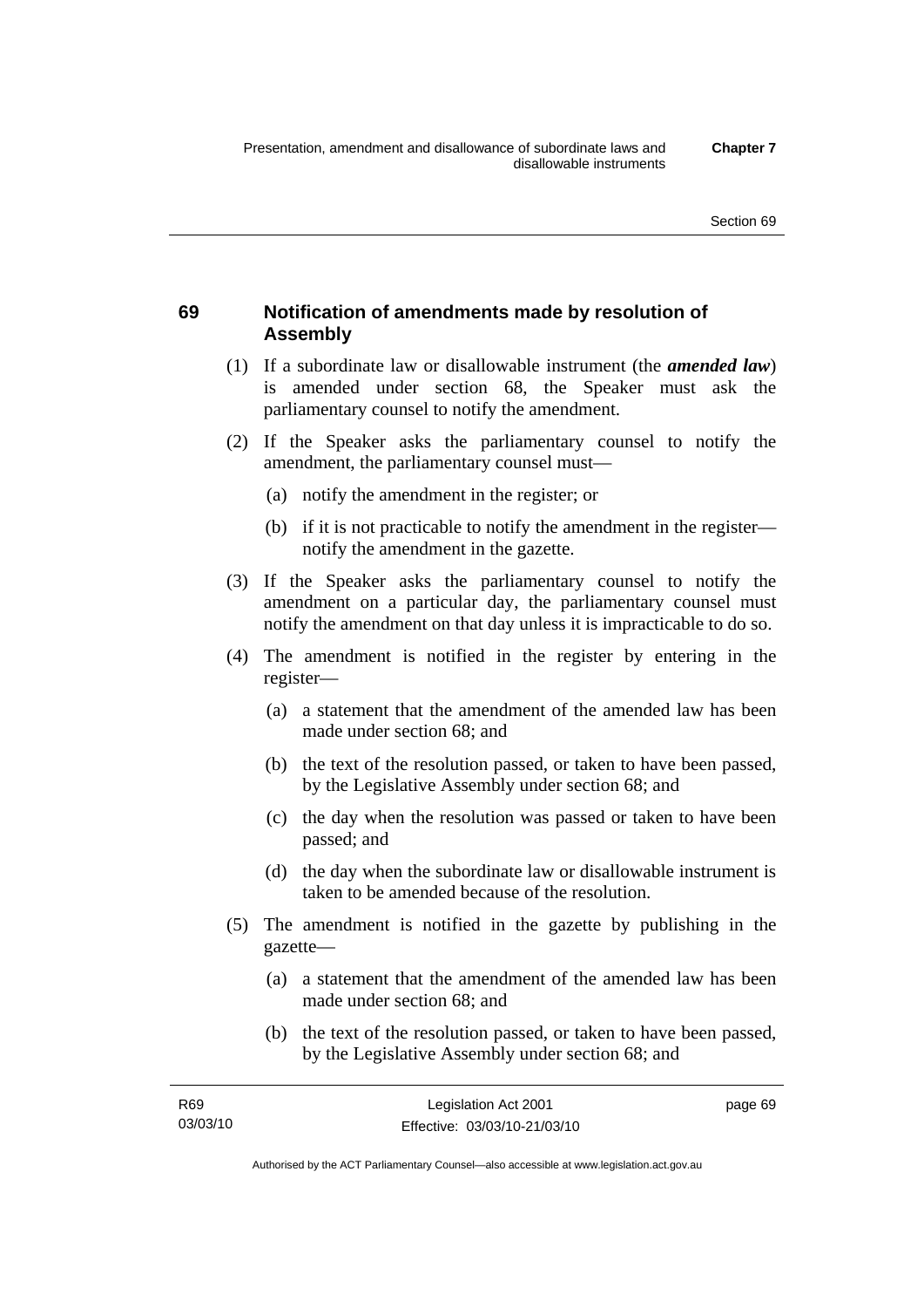## 69 Notification of amendments made by resolution of Assembly

(1) If a subordinate law or disallowable instrument (the ***amended law***) is amended under section 68, the Speaker must ask the parliamentary counsel to notify the amendment.

(2) If the Speaker asks the parliamentary counsel to notify the amendment, the parliamentary counsel must—

- (a) notify the amendment in the register; or
- (b) if it is not practicable to notify the amendment in the register—notify the amendment in the gazette.

(3) If the Speaker asks the parliamentary counsel to notify the amendment on a particular day, the parliamentary counsel must notify the amendment on that day unless it is impracticable to do so.

(4) The amendment is notified in the register by entering in the register—

- (a) a statement that the amendment of the amended law has been made under section 68; and
- (b) the text of the resolution passed, or taken to have been passed, by the Legislative Assembly under section 68; and
- (c) the day when the resolution was passed or taken to have been passed; and
- (d) the day when the subordinate law or disallowable instrument is taken to be amended because of the resolution.

(5) The amendment is notified in the gazette by publishing in the gazette—

- (a) a statement that the amendment of the amended law has been made under section 68; and
- (b) the text of the resolution passed, or taken to have been passed, by the Legislative Assembly under section 68; and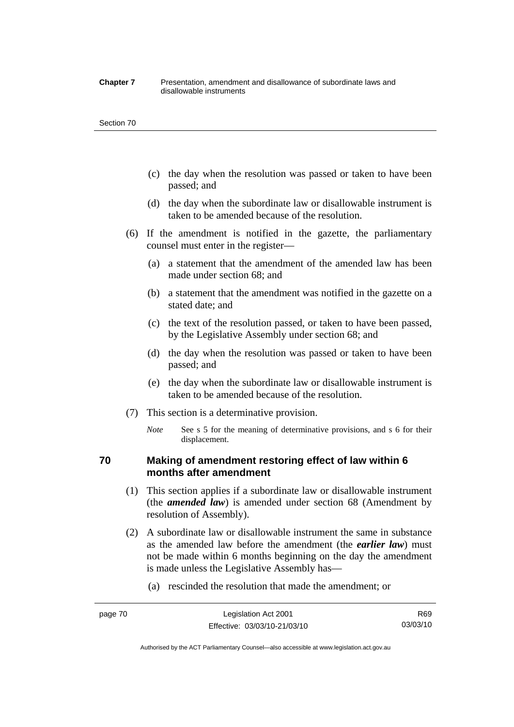(c) the day when the resolution was passed or taken to have been passed; and

(d) the day when the subordinate law or disallowable instrument is taken to be amended because of the resolution.

(6) If the amendment is notified in the gazette, the parliamentary counsel must enter in the register—

(a) a statement that the amendment of the amended law has been made under section 68; and

(b) a statement that the amendment was notified in the gazette on a stated date; and

(c) the text of the resolution passed, or taken to have been passed, by the Legislative Assembly under section 68; and

(d) the day when the resolution was passed or taken to have been passed; and

(e) the day when the subordinate law or disallowable instrument is taken to be amended because of the resolution.

(7) This section is a determinative provision.

*Note* See s 5 for the meaning of determinative provisions, and s 6 for their displacement.

## 70 Making of amendment restoring effect of law within 6 months after amendment

(1) This section applies if a subordinate law or disallowable instrument (the ***amended law***) is amended under section 68 (Amendment by resolution of Assembly).

(2) A subordinate law or disallowable instrument the same in substance as the amended law before the amendment (the ***earlier law***) must not be made within 6 months beginning on the day the amendment is made unless the Legislative Assembly has—

(a) rescinded the resolution that made the amendment; or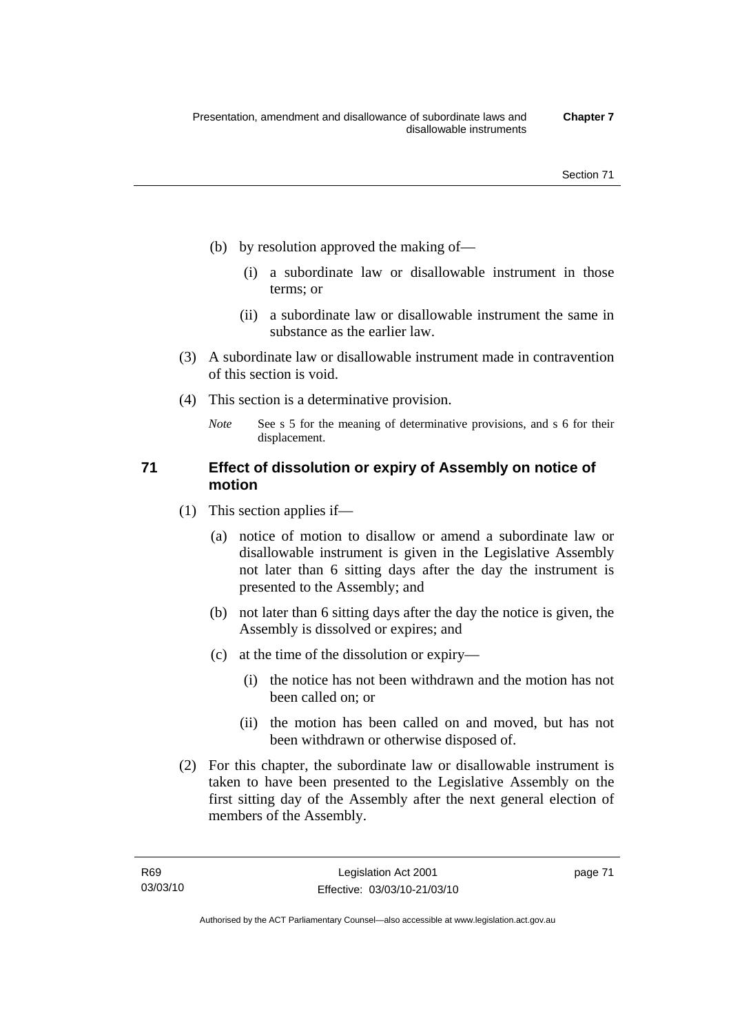(b) by resolution approved the making of—

   (i) a subordinate law or disallowable instrument in those terms; or

   (ii) a subordinate law or disallowable instrument the same in substance as the earlier law.

(3) A subordinate law or disallowable instrument made in contravention of this section is void.

(4) This section is a determinative provision.

*Note* See s 5 for the meaning of determinative provisions, and s 6 for their displacement.

### 71 Effect of dissolution or expiry of Assembly on notice of motion

(1) This section applies if—

   (a) notice of motion to disallow or amend a subordinate law or disallowable instrument is given in the Legislative Assembly not later than 6 sitting days after the day the instrument is presented to the Assembly; and

   (b) not later than 6 sitting days after the day the notice is given, the Assembly is dissolved or expires; and

   (c) at the time of the dissolution or expiry—

      (i) the notice has not been withdrawn and the motion has not been called on; or

      (ii) the motion has been called on and moved, but has not been withdrawn or otherwise disposed of.

(2) For this chapter, the subordinate law or disallowable instrument is taken to have been presented to the Legislative Assembly on the first sitting day of the Assembly after the next general election of members of the Assembly.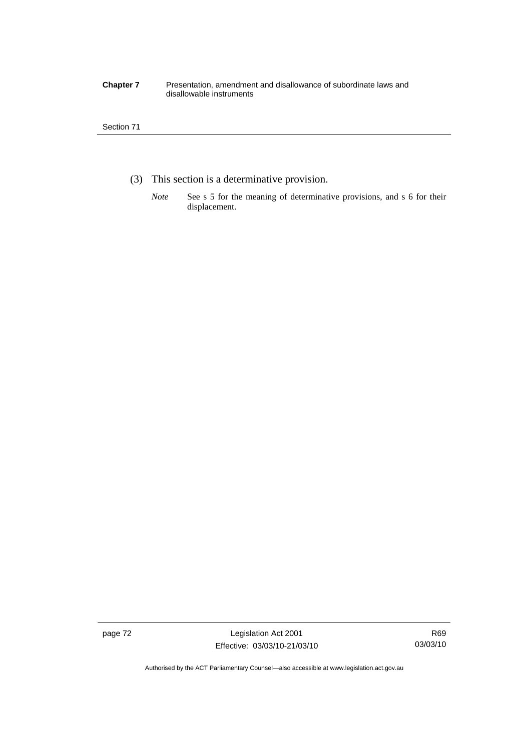(3) This section is a determinative provision.

*Note* See s 5 for the meaning of determinative provisions, and s 6 for their displacement.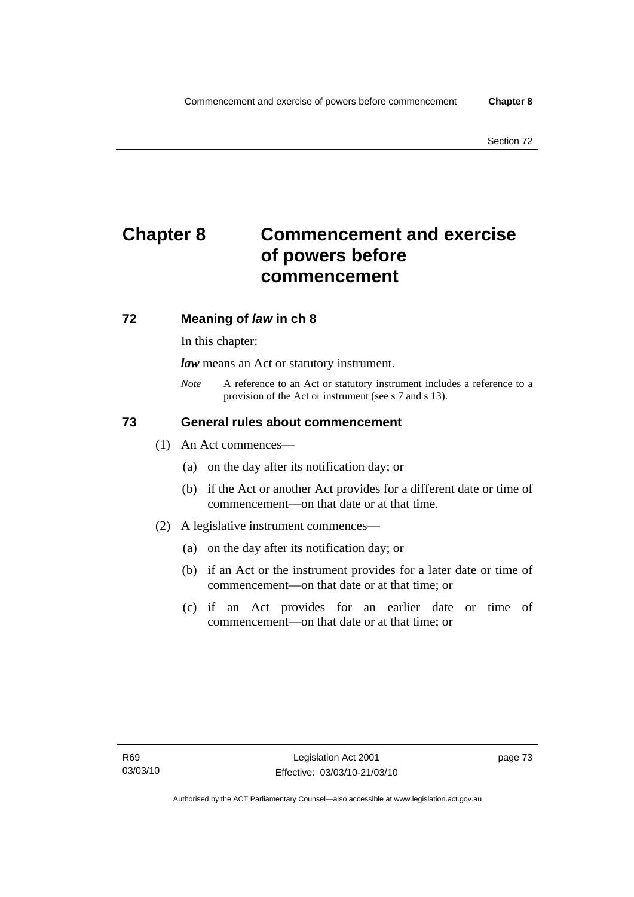# Chapter 8 Commencement and exercise of powers before commencement

## 72 Meaning of *law* in ch 8

In this chapter:

***law*** means an Act or statutory instrument.

*Note* A reference to an Act or statutory instrument includes a reference to a provision of the Act or instrument (see s 7 and s 13).

## 73 General rules about commencement

(1) An Act commences—

(a) on the day after its notification day; or

(b) if the Act or another Act provides for a different date or time of commencement—on that date or at that time.

(2) A legislative instrument commences—

(a) on the day after its notification day; or

(b) if an Act or the instrument provides for a later date or time of commencement—on that date or at that time; or

(c) if an Act provides for an earlier date or time of commencement—on that date or at that time; or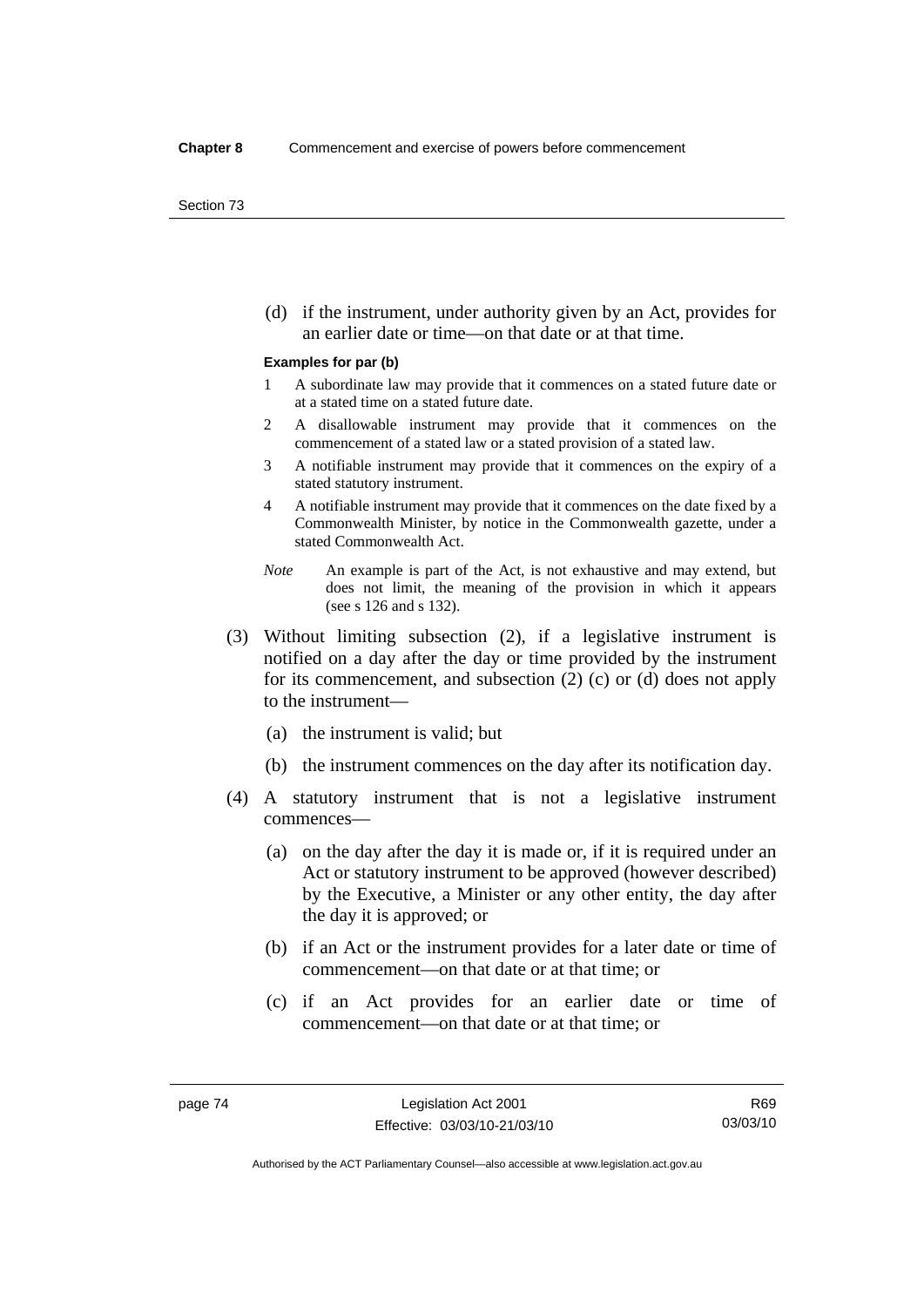(d) if the instrument, under authority given by an Act, provides for an earlier date or time—on that date or at that time.

**Examples for par (b)**

1 A subordinate law may provide that it commences on a stated future date or at a stated time on a stated future date.

2 A disallowable instrument may provide that it commences on the commencement of a stated law or a stated provision of a stated law.

3 A notifiable instrument may provide that it commences on the expiry of a stated statutory instrument.

4 A notifiable instrument may provide that it commences on the date fixed by a Commonwealth Minister, by notice in the Commonwealth gazette, under a stated Commonwealth Act.

*Note* An example is part of the Act, is not exhaustive and may extend, but does not limit, the meaning of the provision in which it appears (see s 126 and s 132).

(3) Without limiting subsection (2), if a legislative instrument is notified on a day after the day or time provided by the instrument for its commencement, and subsection (2) (c) or (d) does not apply to the instrument—

(a) the instrument is valid; but

(b) the instrument commences on the day after its notification day.

(4) A statutory instrument that is not a legislative instrument commences—

(a) on the day after the day it is made or, if it is required under an Act or statutory instrument to be approved (however described) by the Executive, a Minister or any other entity, the day after the day it is approved; or

(b) if an Act or the instrument provides for a later date or time of commencement—on that date or at that time; or

(c) if an Act provides for an earlier date or time of commencement—on that date or at that time; or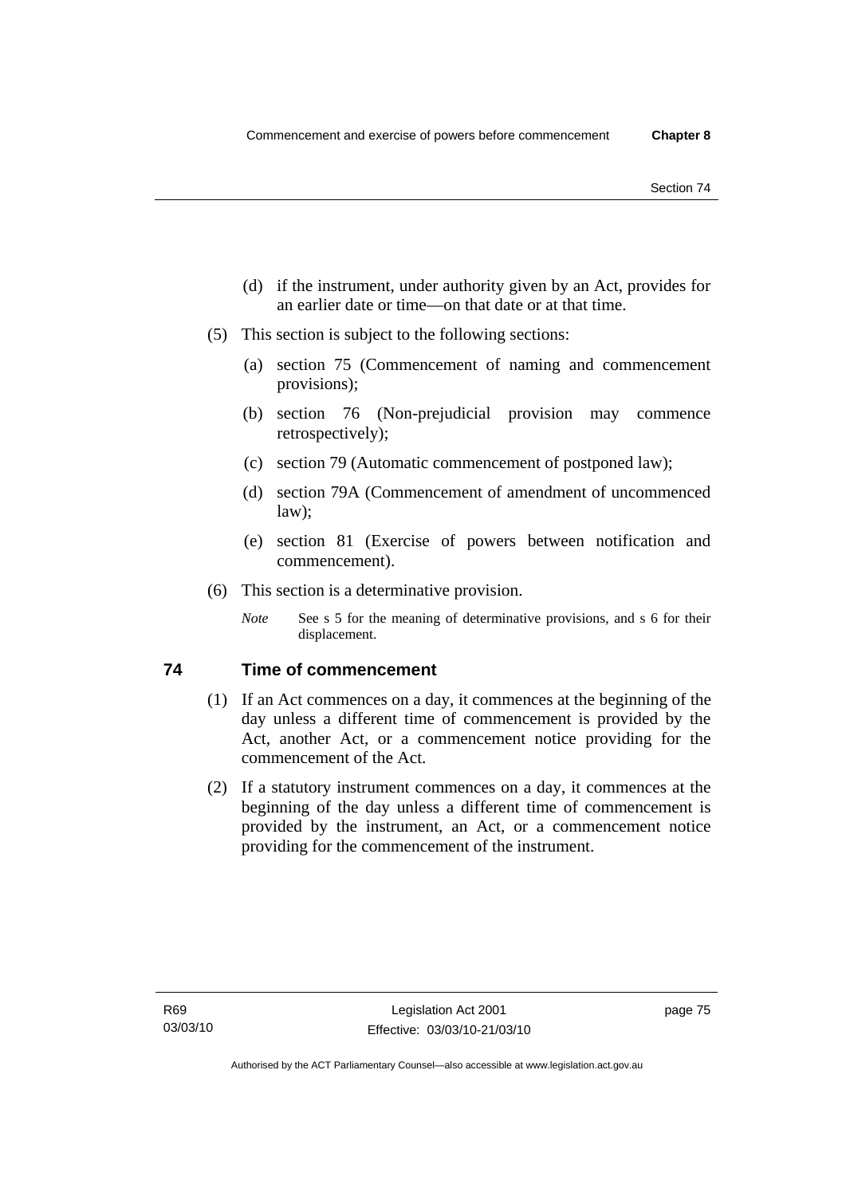(d) if the instrument, under authority given by an Act, provides for an earlier date or time—on that date or at that time.

(5) This section is subject to the following sections:

(a) section 75 (Commencement of naming and commencement provisions);

(b) section 76 (Non-prejudicial provision may commence retrospectively);

(c) section 79 (Automatic commencement of postponed law);

(d) section 79A (Commencement of amendment of uncommenced law);

(e) section 81 (Exercise of powers between notification and commencement).

(6) This section is a determinative provision.

*Note* See s 5 for the meaning of determinative provisions, and s 6 for their displacement.

## 74 Time of commencement

(1) If an Act commences on a day, it commences at the beginning of the day unless a different time of commencement is provided by the Act, another Act, or a commencement notice providing for the commencement of the Act.

(2) If a statutory instrument commences on a day, it commences at the beginning of the day unless a different time of commencement is provided by the instrument, an Act, or a commencement notice providing for the commencement of the instrument.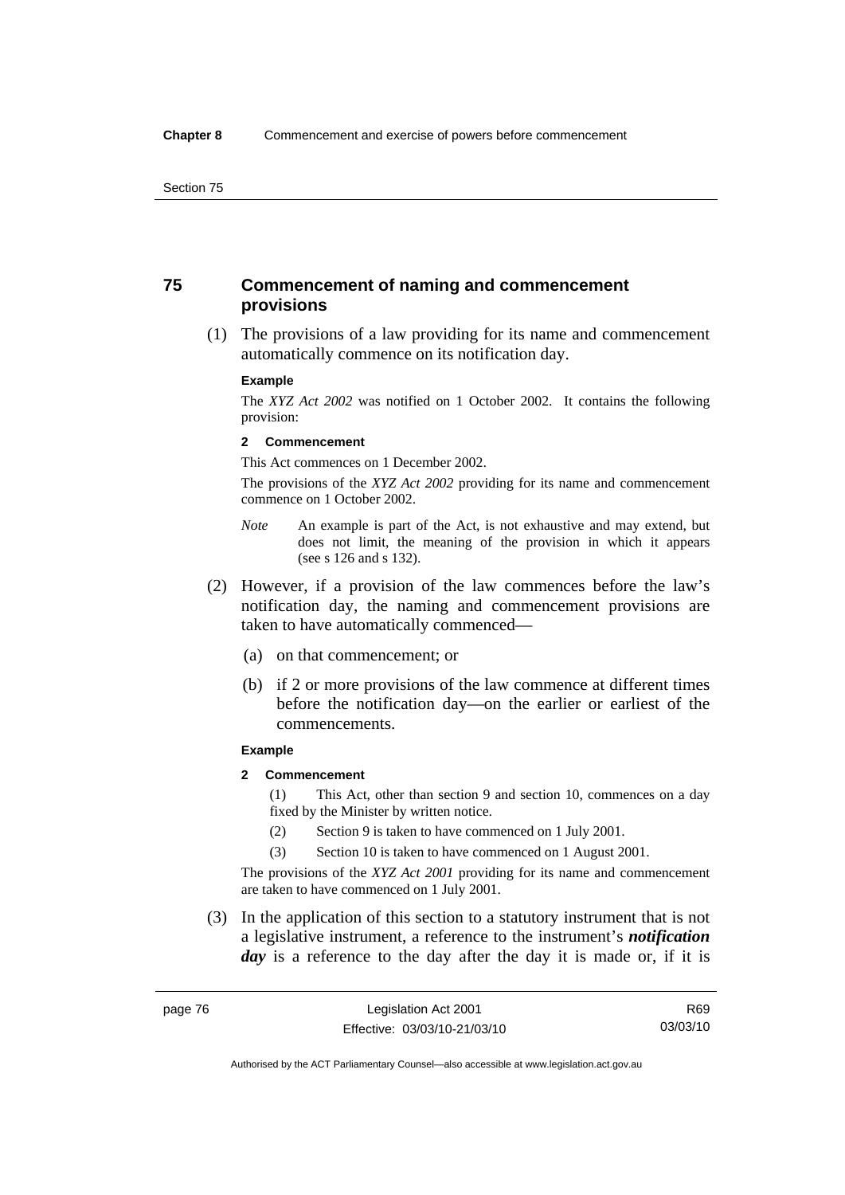## 75 Commencement of naming and commencement provisions

(1) The provisions of a law providing for its name and commencement automatically commence on its notification day.

**Example**

The *XYZ Act 2002* was notified on 1 October 2002. It contains the following provision:

**2 Commencement**

This Act commences on 1 December 2002.

The provisions of the *XYZ Act 2002* providing for its name and commencement commence on 1 October 2002.

*Note* An example is part of the Act, is not exhaustive and may extend, but does not limit, the meaning of the provision in which it appears (see s 126 and s 132).

(2) However, if a provision of the law commences before the law's notification day, the naming and commencement provisions are taken to have automatically commenced—

(a) on that commencement; or

(b) if 2 or more provisions of the law commence at different times before the notification day—on the earlier or earliest of the commencements.

**Example**

**2 Commencement**

(1) This Act, other than section 9 and section 10, commences on a day fixed by the Minister by written notice.

(2) Section 9 is taken to have commenced on 1 July 2001.

(3) Section 10 is taken to have commenced on 1 August 2001.

The provisions of the *XYZ Act 2001* providing for its name and commencement are taken to have commenced on 1 July 2001.

(3) In the application of this section to a statutory instrument that is not a legislative instrument, a reference to the instrument's ***notification day*** is a reference to the day after the day it is made or, if it is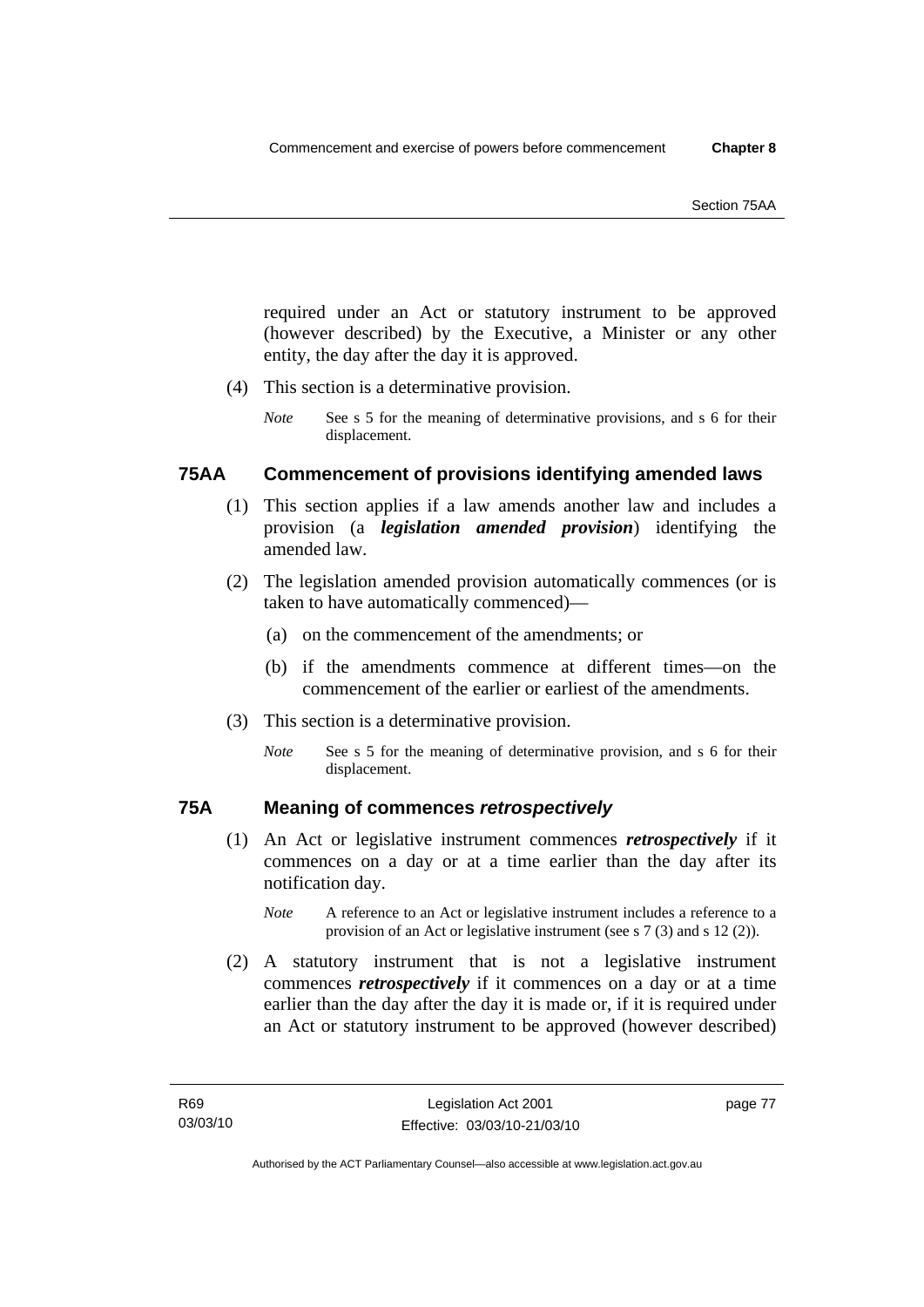required under an Act or statutory instrument to be approved (however described) by the Executive, a Minister or any other entity, the day after the day it is approved.

(4) This section is a determinative provision.

*Note* See s 5 for the meaning of determinative provisions, and s 6 for their displacement.

## 75AA Commencement of provisions identifying amended laws

(1) This section applies if a law amends another law and includes a provision (a ***legislation amended provision***) identifying the amended law.

(2) The legislation amended provision automatically commences (or is taken to have automatically commenced)—

(a) on the commencement of the amendments; or

(b) if the amendments commence at different times—on the commencement of the earlier or earliest of the amendments.

(3) This section is a determinative provision.

*Note* See s 5 for the meaning of determinative provision, and s 6 for their displacement.

## 75A Meaning of commences *retrospectively*

(1) An Act or legislative instrument commences ***retrospectively*** if it commences on a day or at a time earlier than the day after its notification day.

*Note* A reference to an Act or legislative instrument includes a reference to a provision of an Act or legislative instrument (see s 7 (3) and s 12 (2)).

(2) A statutory instrument that is not a legislative instrument commences ***retrospectively*** if it commences on a day or at a time earlier than the day after the day it is made or, if it is required under an Act or statutory instrument to be approved (however described)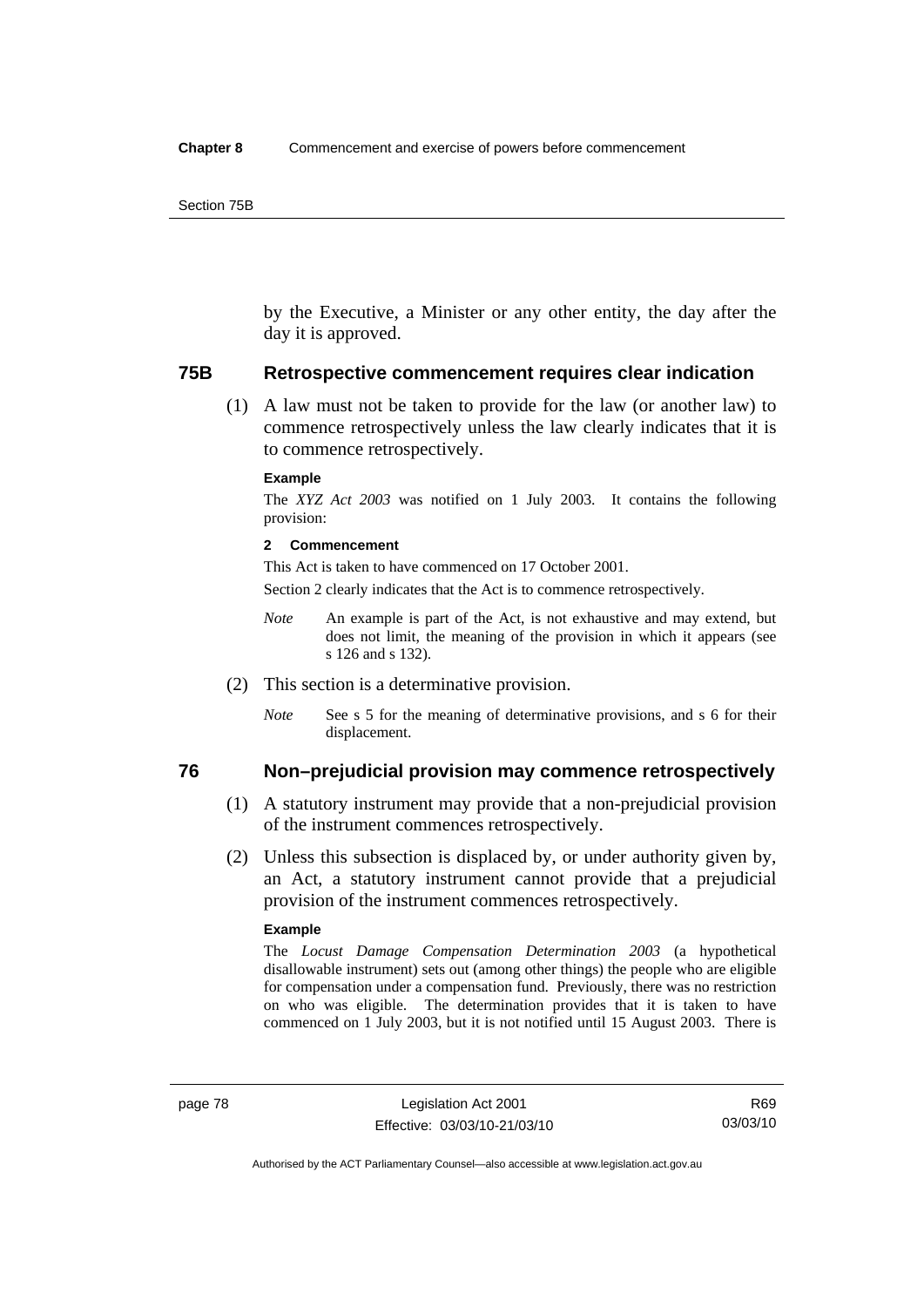by the Executive, a Minister or any other entity, the day after the day it is approved.

## 75B Retrospective commencement requires clear indication

(1) A law must not be taken to provide for the law (or another law) to commence retrospectively unless the law clearly indicates that it is to commence retrospectively.

**Example**

The *XYZ Act 2003* was notified on 1 July 2003. It contains the following provision:

**2 Commencement**

This Act is taken to have commenced on 17 October 2001.

Section 2 clearly indicates that the Act is to commence retrospectively.

*Note* An example is part of the Act, is not exhaustive and may extend, but does not limit, the meaning of the provision in which it appears (see s 126 and s 132).

(2) This section is a determinative provision.

*Note* See s 5 for the meaning of determinative provisions, and s 6 for their displacement.

## 76 Non–prejudicial provision may commence retrospectively

(1) A statutory instrument may provide that a non-prejudicial provision of the instrument commences retrospectively.

(2) Unless this subsection is displaced by, or under authority given by, an Act, a statutory instrument cannot provide that a prejudicial provision of the instrument commences retrospectively.

**Example**

The *Locust Damage Compensation Determination 2003* (a hypothetical disallowable instrument) sets out (among other things) the people who are eligible for compensation under a compensation fund. Previously, there was no restriction on who was eligible. The determination provides that it is taken to have commenced on 1 July 2003, but it is not notified until 15 August 2003. There is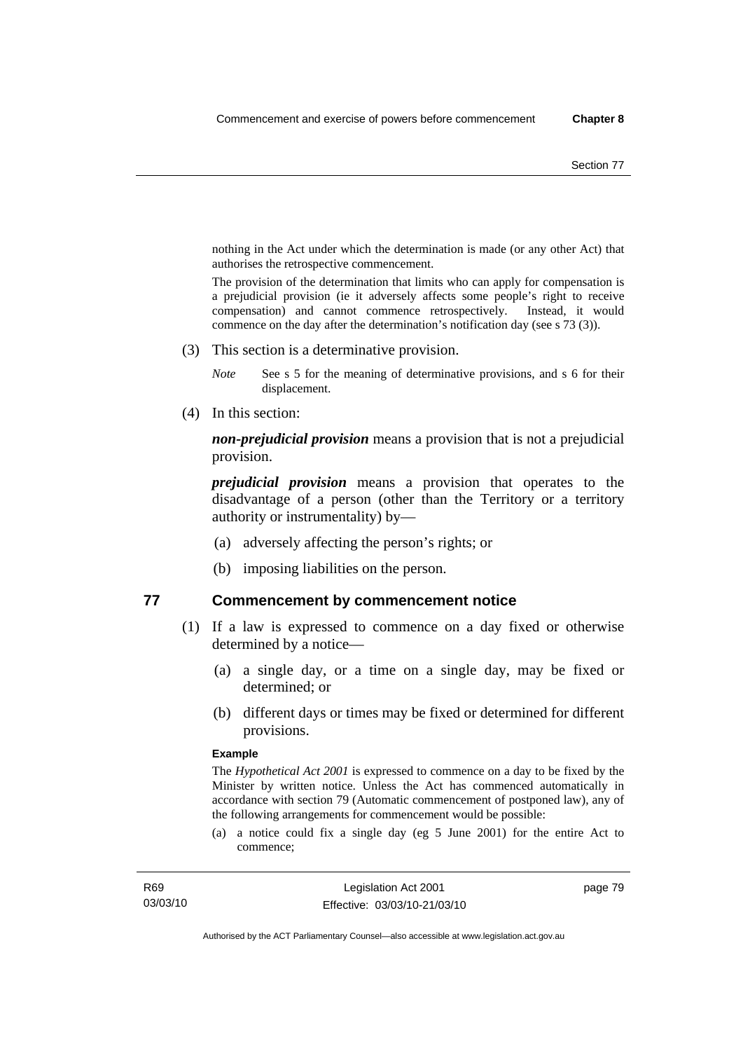nothing in the Act under which the determination is made (or any other Act) that authorises the retrospective commencement.

The provision of the determination that limits who can apply for compensation is a prejudicial provision (ie it adversely affects some people's right to receive compensation) and cannot commence retrospectively. Instead, it would commence on the day after the determination's notification day (see s 73 (3)).

(3) This section is a determinative provision.

*Note* See s 5 for the meaning of determinative provisions, and s 6 for their displacement.

(4) In this section:

***non-prejudicial provision*** means a provision that is not a prejudicial provision.

***prejudicial provision*** means a provision that operates to the disadvantage of a person (other than the Territory or a territory authority or instrumentality) by—

(a) adversely affecting the person's rights; or

(b) imposing liabilities on the person.

## 77 Commencement by commencement notice

(1) If a law is expressed to commence on a day fixed or otherwise determined by a notice—

(a) a single day, or a time on a single day, may be fixed or determined; or

(b) different days or times may be fixed or determined for different provisions.

**Example**

The *Hypothetical Act 2001* is expressed to commence on a day to be fixed by the Minister by written notice. Unless the Act has commenced automatically in accordance with section 79 (Automatic commencement of postponed law), any of the following arrangements for commencement would be possible:

(a) a notice could fix a single day (eg 5 June 2001) for the entire Act to commence;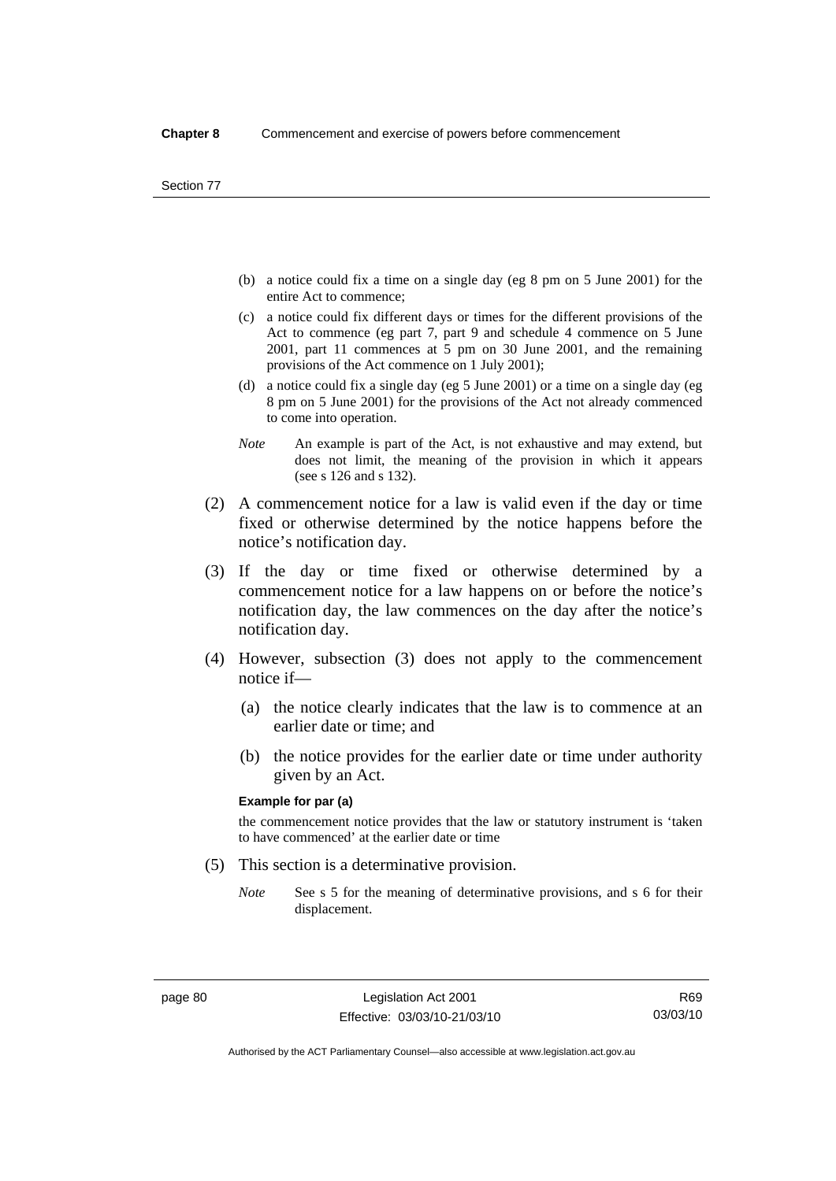(b) a notice could fix a time on a single day (eg 8 pm on 5 June 2001) for the entire Act to commence;

(c) a notice could fix different days or times for the different provisions of the Act to commence (eg part 7, part 9 and schedule 4 commence on 5 June 2001, part 11 commences at 5 pm on 30 June 2001, and the remaining provisions of the Act commence on 1 July 2001);

(d) a notice could fix a single day (eg 5 June 2001) or a time on a single day (eg 8 pm on 5 June 2001) for the provisions of the Act not already commenced to come into operation.

*Note* An example is part of the Act, is not exhaustive and may extend, but does not limit, the meaning of the provision in which it appears (see s 126 and s 132).

(2) A commencement notice for a law is valid even if the day or time fixed or otherwise determined by the notice happens before the notice's notification day.

(3) If the day or time fixed or otherwise determined by a commencement notice for a law happens on or before the notice's notification day, the law commences on the day after the notice's notification day.

(4) However, subsection (3) does not apply to the commencement notice if—

(a) the notice clearly indicates that the law is to commence at an earlier date or time; and

(b) the notice provides for the earlier date or time under authority given by an Act.

**Example for par (a)**

the commencement notice provides that the law or statutory instrument is 'taken to have commenced' at the earlier date or time

(5) This section is a determinative provision.

*Note* See s 5 for the meaning of determinative provisions, and s 6 for their displacement.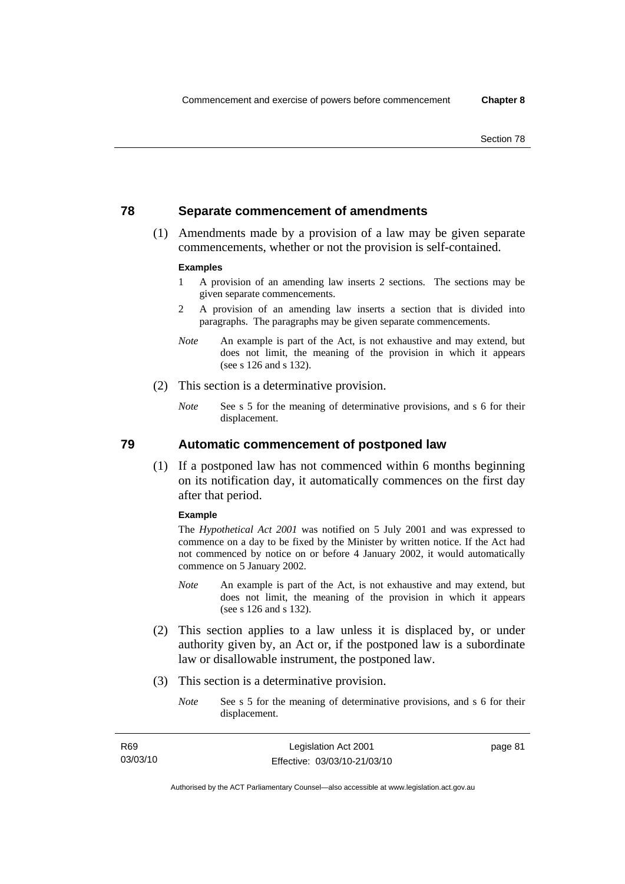## 78 Separate commencement of amendments

(1) Amendments made by a provision of a law may be given separate commencements, whether or not the provision is self-contained.

**Examples**

1 A provision of an amending law inserts 2 sections. The sections may be given separate commencements.

2 A provision of an amending law inserts a section that is divided into paragraphs. The paragraphs may be given separate commencements.

*Note* An example is part of the Act, is not exhaustive and may extend, but does not limit, the meaning of the provision in which it appears (see s 126 and s 132).

(2) This section is a determinative provision.

*Note* See s 5 for the meaning of determinative provisions, and s 6 for their displacement.

## 79 Automatic commencement of postponed law

(1) If a postponed law has not commenced within 6 months beginning on its notification day, it automatically commences on the first day after that period.

**Example**

The *Hypothetical Act 2001* was notified on 5 July 2001 and was expressed to commence on a day to be fixed by the Minister by written notice. If the Act had not commenced by notice on or before 4 January 2002, it would automatically commence on 5 January 2002.

*Note* An example is part of the Act, is not exhaustive and may extend, but does not limit, the meaning of the provision in which it appears (see s 126 and s 132).

(2) This section applies to a law unless it is displaced by, or under authority given by, an Act or, if the postponed law is a subordinate law or disallowable instrument, the postponed law.

(3) This section is a determinative provision.

*Note* See s 5 for the meaning of determinative provisions, and s 6 for their displacement.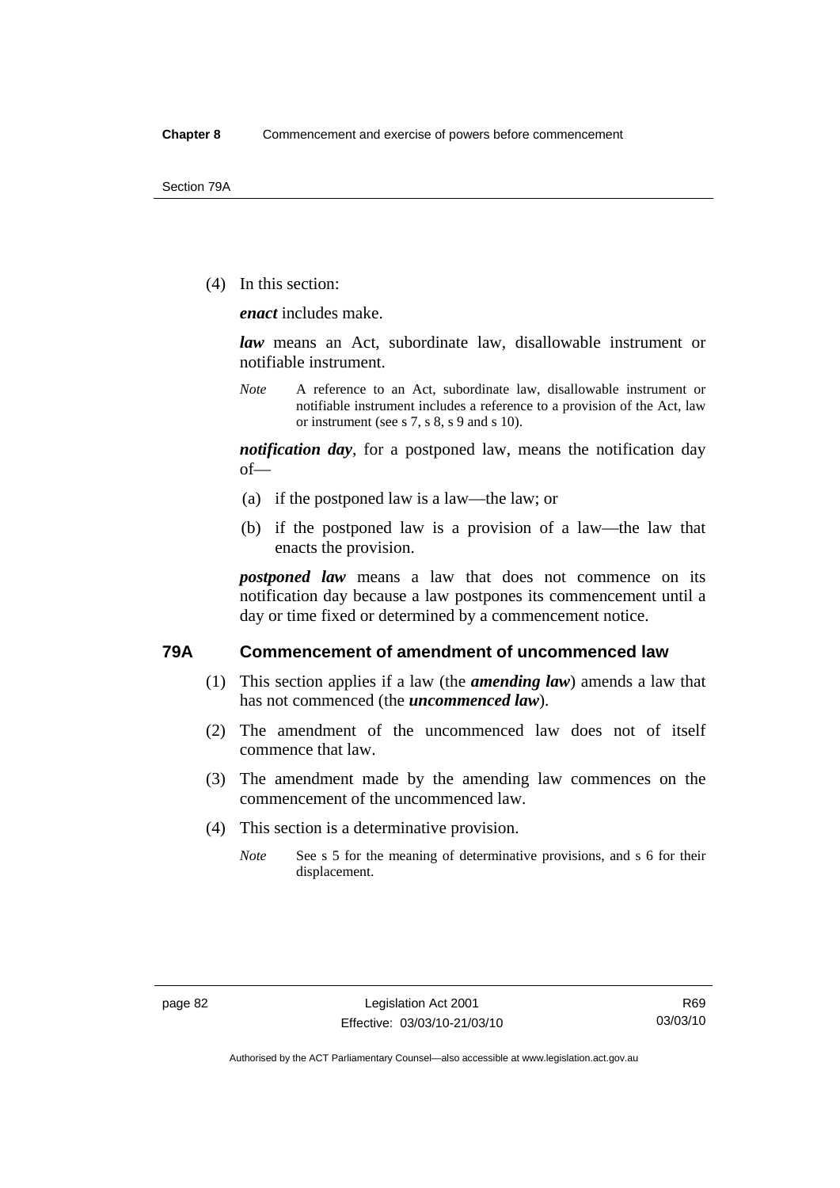(4) In this section:

***enact*** includes make.

***law*** means an Act, subordinate law, disallowable instrument or notifiable instrument.

*Note* A reference to an Act, subordinate law, disallowable instrument or notifiable instrument includes a reference to a provision of the Act, law or instrument (see s 7, s 8, s 9 and s 10).

***notification day***, for a postponed law, means the notification day of—

(a) if the postponed law is a law—the law; or

(b) if the postponed law is a provision of a law—the law that enacts the provision.

***postponed law*** means a law that does not commence on its notification day because a law postpones its commencement until a day or time fixed or determined by a commencement notice.

## 79A Commencement of amendment of uncommenced law

(1) This section applies if a law (the ***amending law***) amends a law that has not commenced (the ***uncommenced law***).

(2) The amendment of the uncommenced law does not of itself commence that law.

(3) The amendment made by the amending law commences on the commencement of the uncommenced law.

(4) This section is a determinative provision.

*Note* See s 5 for the meaning of determinative provisions, and s 6 for their displacement.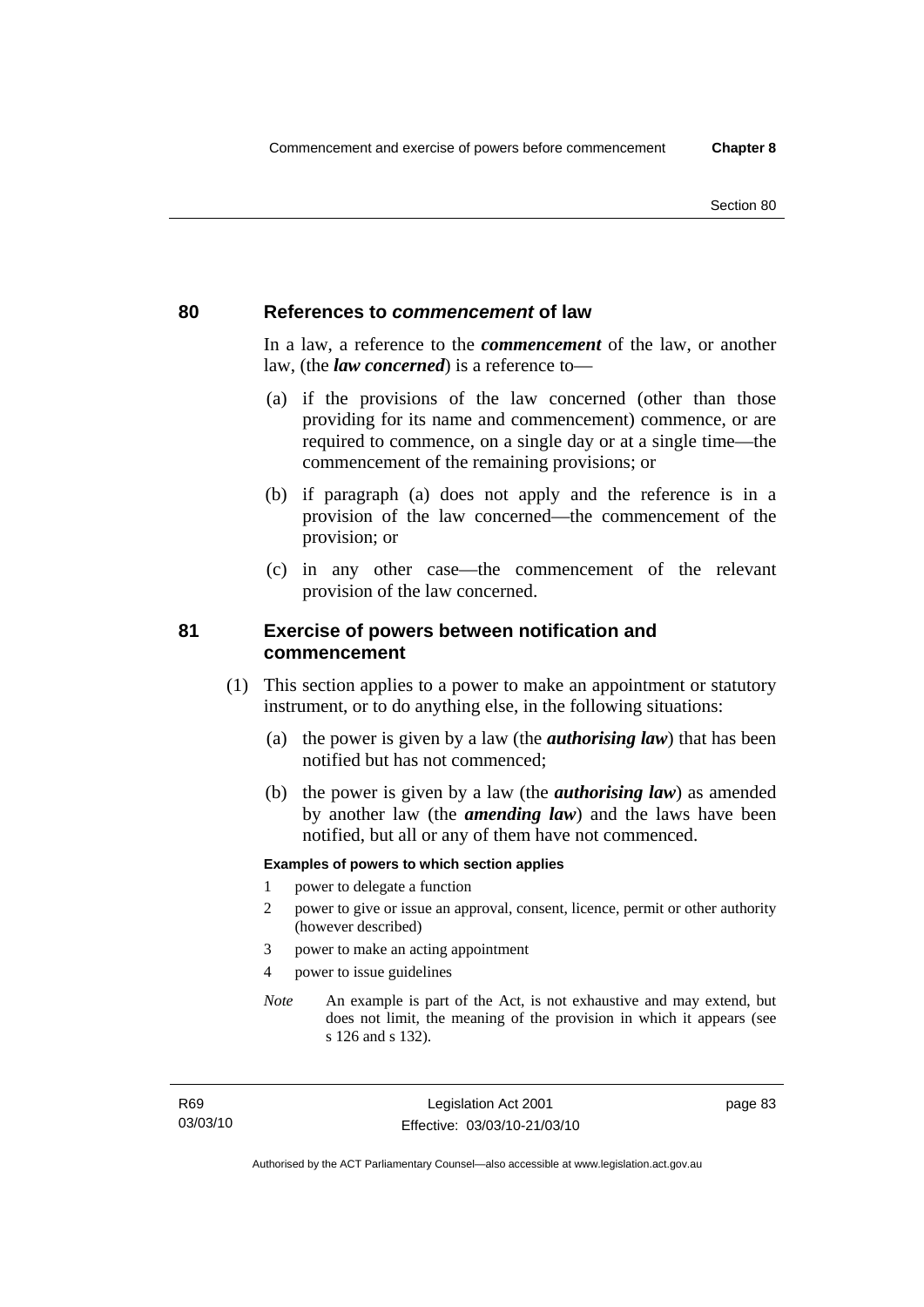## 80 References to *commencement* of law

In a law, a reference to the ***commencement*** of the law, or another law, (the ***law concerned***) is a reference to—

(a) if the provisions of the law concerned (other than those providing for its name and commencement) commence, or are required to commence, on a single day or at a single time—the commencement of the remaining provisions; or

(b) if paragraph (a) does not apply and the reference is in a provision of the law concerned—the commencement of the provision; or

(c) in any other case—the commencement of the relevant provision of the law concerned.

## 81 Exercise of powers between notification and commencement

(1) This section applies to a power to make an appointment or statutory instrument, or to do anything else, in the following situations:

(a) the power is given by a law (the ***authorising law***) that has been notified but has not commenced;

(b) the power is given by a law (the ***authorising law***) as amended by another law (the ***amending law***) and the laws have been notified, but all or any of them have not commenced.

**Examples of powers to which section applies**

1 power to delegate a function

2 power to give or issue an approval, consent, licence, permit or other authority (however described)

3 power to make an acting appointment

4 power to issue guidelines

*Note* An example is part of the Act, is not exhaustive and may extend, but does not limit, the meaning of the provision in which it appears (see s 126 and s 132).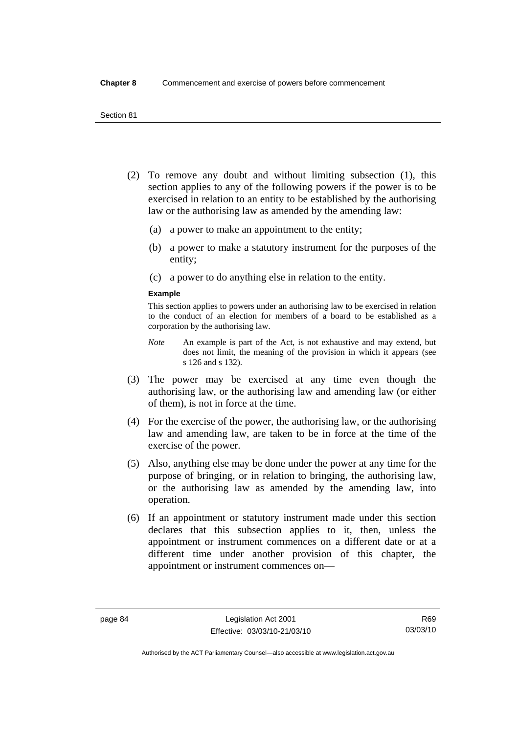(2) To remove any doubt and without limiting subsection (1), this section applies to any of the following powers if the power is to be exercised in relation to an entity to be established by the authorising law or the authorising law as amended by the amending law:

  (a) a power to make an appointment to the entity;

  (b) a power to make a statutory instrument for the purposes of the entity;

  (c) a power to do anything else in relation to the entity.

**Example**

This section applies to powers under an authorising law to be exercised in relation to the conduct of an election for members of a board to be established as a corporation by the authorising law.

*Note* An example is part of the Act, is not exhaustive and may extend, but does not limit, the meaning of the provision in which it appears (see s 126 and s 132).

(3) The power may be exercised at any time even though the authorising law, or the authorising law and amending law (or either of them), is not in force at the time.

(4) For the exercise of the power, the authorising law, or the authorising law and amending law, are taken to be in force at the time of the exercise of the power.

(5) Also, anything else may be done under the power at any time for the purpose of bringing, or in relation to bringing, the authorising law, or the authorising law as amended by the amending law, into operation.

(6) If an appointment or statutory instrument made under this section declares that this subsection applies to it, then, unless the appointment or instrument commences on a different date or at a different time under another provision of this chapter, the appointment or instrument commences on—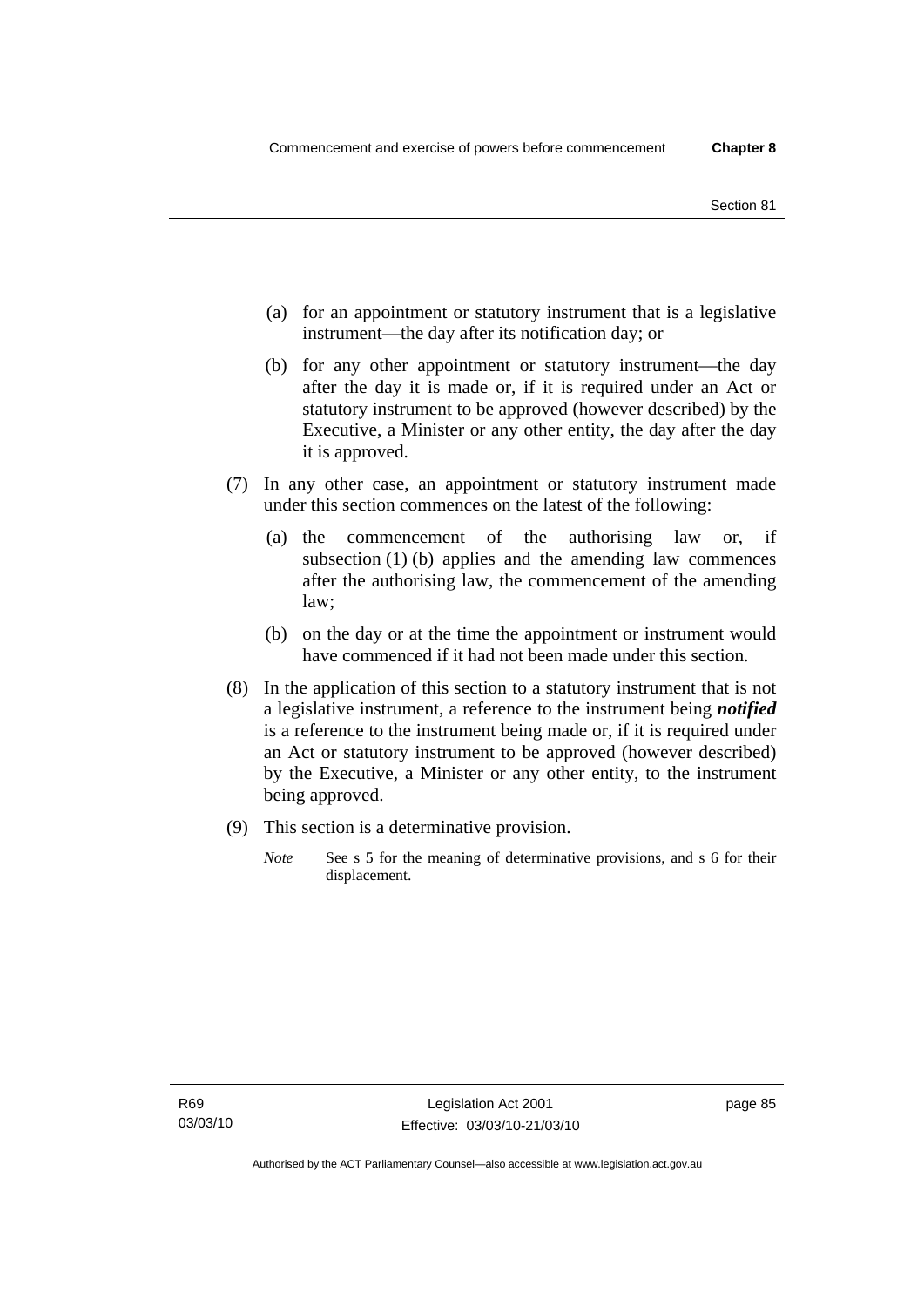(a) for an appointment or statutory instrument that is a legislative instrument—the day after its notification day; or

(b) for any other appointment or statutory instrument—the day after the day it is made or, if it is required under an Act or statutory instrument to be approved (however described) by the Executive, a Minister or any other entity, the day after the day it is approved.

(7) In any other case, an appointment or statutory instrument made under this section commences on the latest of the following:

(a) the commencement of the authorising law or, if subsection (1) (b) applies and the amending law commences after the authorising law, the commencement of the amending law;

(b) on the day or at the time the appointment or instrument would have commenced if it had not been made under this section.

(8) In the application of this section to a statutory instrument that is not a legislative instrument, a reference to the instrument being ***notified*** is a reference to the instrument being made or, if it is required under an Act or statutory instrument to be approved (however described) by the Executive, a Minister or any other entity, to the instrument being approved.

(9) This section is a determinative provision.

*Note* See s 5 for the meaning of determinative provisions, and s 6 for their displacement.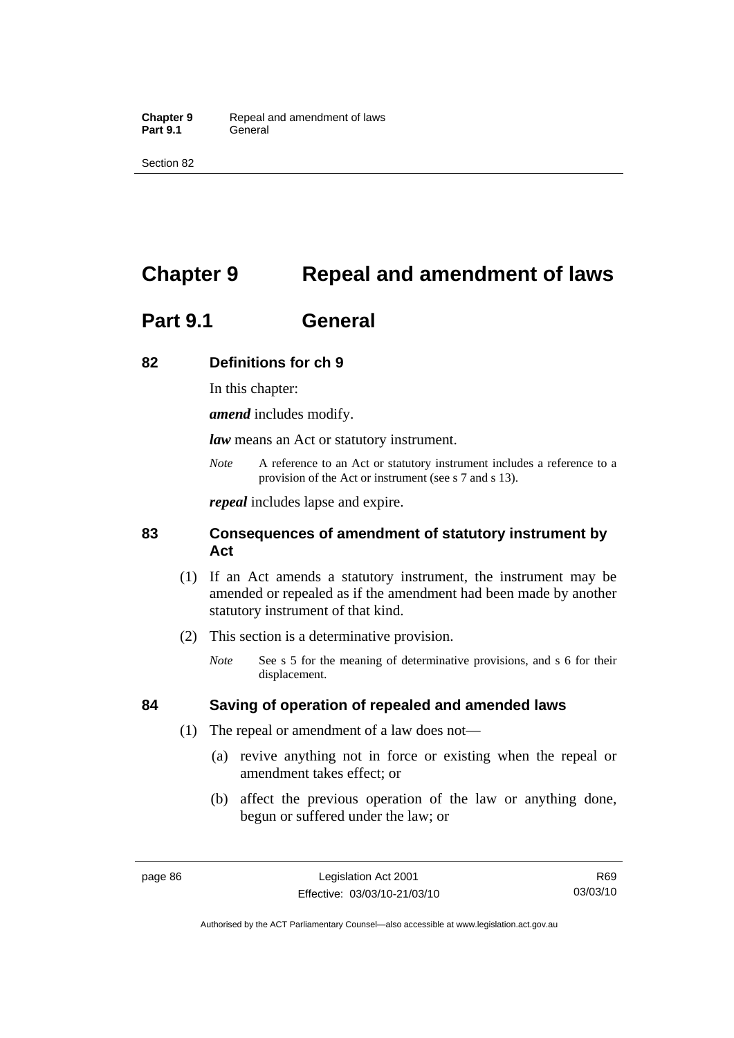# Chapter 9 Repeal and amendment of laws

## Part 9.1 General

### 82 Definitions for ch 9

In this chapter:

***amend*** includes modify.

***law*** means an Act or statutory instrument.

*Note* A reference to an Act or statutory instrument includes a reference to a provision of the Act or instrument (see s 7 and s 13).

***repeal*** includes lapse and expire.

### 83 Consequences of amendment of statutory instrument by Act

(1) If an Act amends a statutory instrument, the instrument may be amended or repealed as if the amendment had been made by another statutory instrument of that kind.

(2) This section is a determinative provision.

*Note* See s 5 for the meaning of determinative provisions, and s 6 for their displacement.

### 84 Saving of operation of repealed and amended laws

(1) The repeal or amendment of a law does not—

(a) revive anything not in force or existing when the repeal or amendment takes effect; or

(b) affect the previous operation of the law or anything done, begun or suffered under the law; or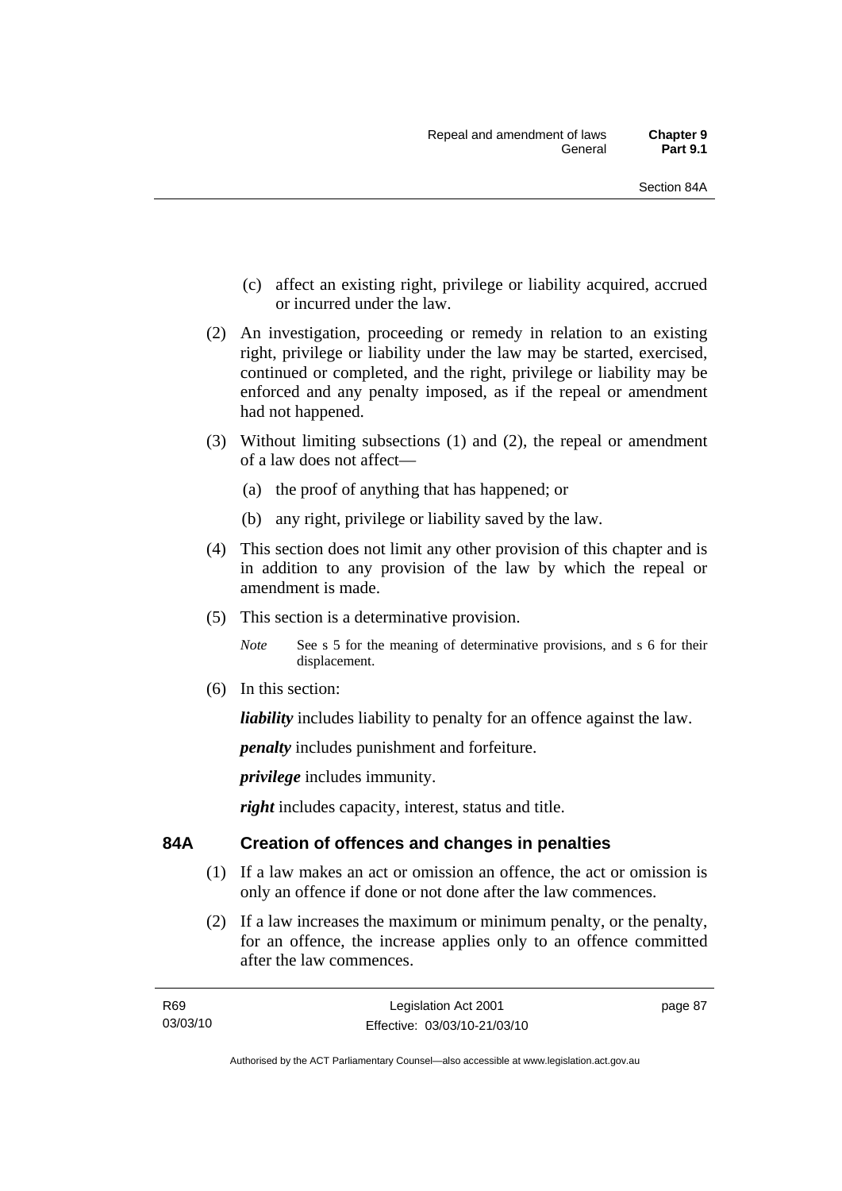(c) affect an existing right, privilege or liability acquired, accrued or incurred under the law.

(2) An investigation, proceeding or remedy in relation to an existing right, privilege or liability under the law may be started, exercised, continued or completed, and the right, privilege or liability may be enforced and any penalty imposed, as if the repeal or amendment had not happened.

(3) Without limiting subsections (1) and (2), the repeal or amendment of a law does not affect—

(a) the proof of anything that has happened; or

(b) any right, privilege or liability saved by the law.

(4) This section does not limit any other provision of this chapter and is in addition to any provision of the law by which the repeal or amendment is made.

(5) This section is a determinative provision.

*Note* See s 5 for the meaning of determinative provisions, and s 6 for their displacement.

(6) In this section:

***liability*** includes liability to penalty for an offence against the law.

***penalty*** includes punishment and forfeiture.

***privilege*** includes immunity.

***right*** includes capacity, interest, status and title.

## 84A Creation of offences and changes in penalties

(1) If a law makes an act or omission an offence, the act or omission is only an offence if done or not done after the law commences.

(2) If a law increases the maximum or minimum penalty, or the penalty, for an offence, the increase applies only to an offence committed after the law commences.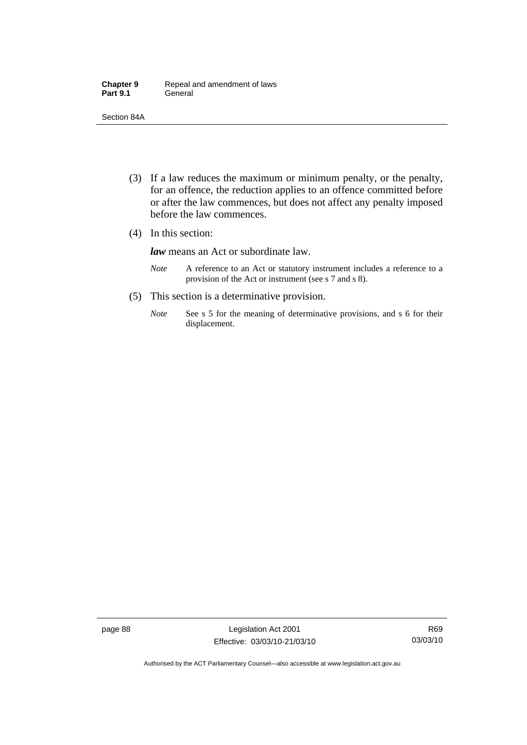(3) If a law reduces the maximum or minimum penalty, or the penalty, for an offence, the reduction applies to an offence committed before or after the law commences, but does not affect any penalty imposed before the law commences.

(4) In this section:

***law*** means an Act or subordinate law.

*Note* A reference to an Act or statutory instrument includes a reference to a provision of the Act or instrument (see s 7 and s 8).

(5) This section is a determinative provision.

*Note* See s 5 for the meaning of determinative provisions, and s 6 for their displacement.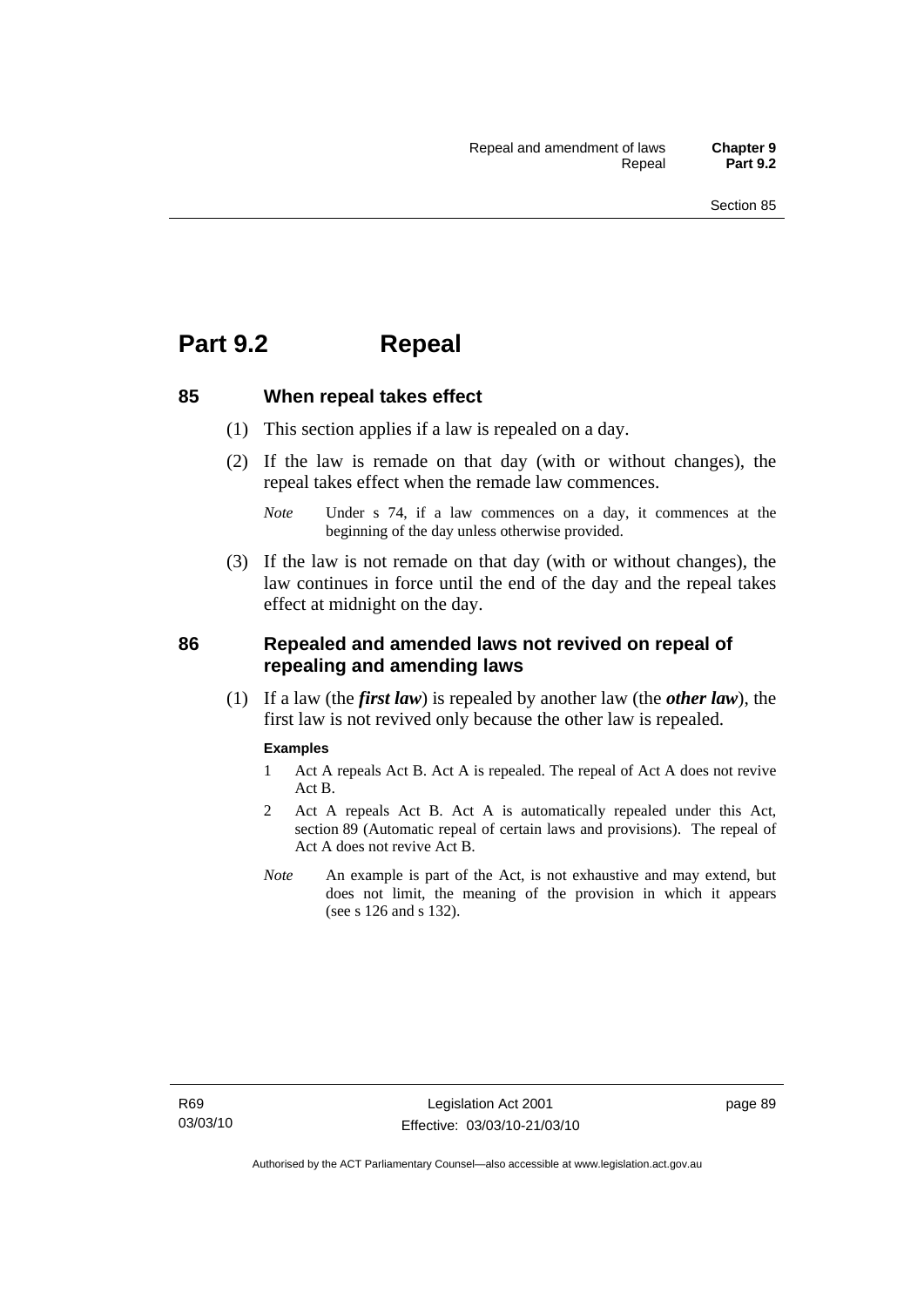# Part 9.2 Repeal

## 85 When repeal takes effect

(1) This section applies if a law is repealed on a day.

(2) If the law is remade on that day (with or without changes), the repeal takes effect when the remade law commences.

*Note* Under s 74, if a law commences on a day, it commences at the beginning of the day unless otherwise provided.

(3) If the law is not remade on that day (with or without changes), the law continues in force until the end of the day and the repeal takes effect at midnight on the day.

## 86 Repealed and amended laws not revived on repeal of repealing and amending laws

(1) If a law (the ***first law***) is repealed by another law (the ***other law***), the first law is not revived only because the other law is repealed.

**Examples**

1 Act A repeals Act B. Act A is repealed. The repeal of Act A does not revive Act B.

2 Act A repeals Act B. Act A is automatically repealed under this Act, section 89 (Automatic repeal of certain laws and provisions). The repeal of Act A does not revive Act B.

*Note* An example is part of the Act, is not exhaustive and may extend, but does not limit, the meaning of the provision in which it appears (see s 126 and s 132).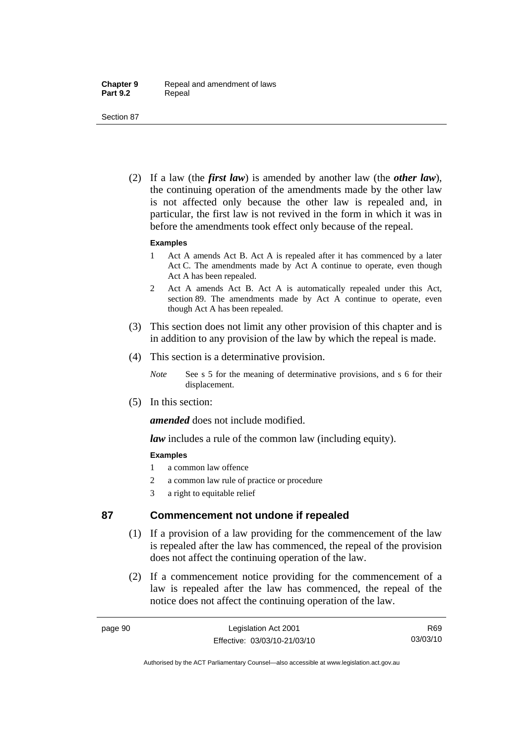(2) If a law (the ***first law***) is amended by another law (the ***other law***), the continuing operation of the amendments made by the other law is not affected only because the other law is repealed and, in particular, the first law is not revived in the form in which it was in before the amendments took effect only because of the repeal.

**Examples**

1. Act A amends Act B. Act A is repealed after it has commenced by a later Act C. The amendments made by Act A continue to operate, even though Act A has been repealed.
2. Act A amends Act B. Act A is automatically repealed under this Act, section 89. The amendments made by Act A continue to operate, even though Act A has been repealed.

(3) This section does not limit any other provision of this chapter and is in addition to any provision of the law by which the repeal is made.

(4) This section is a determinative provision.

*Note* See s 5 for the meaning of determinative provisions, and s 6 for their displacement.

(5) In this section:

***amended*** does not include modified.

***law*** includes a rule of the common law (including equity).

**Examples**

1. a common law offence
2. a common law rule of practice or procedure
3. a right to equitable relief

## 87 Commencement not undone if repealed

(1) If a provision of a law providing for the commencement of the law is repealed after the law has commenced, the repeal of the provision does not affect the continuing operation of the law.

(2) If a commencement notice providing for the commencement of a law is repealed after the law has commenced, the repeal of the notice does not affect the continuing operation of the law.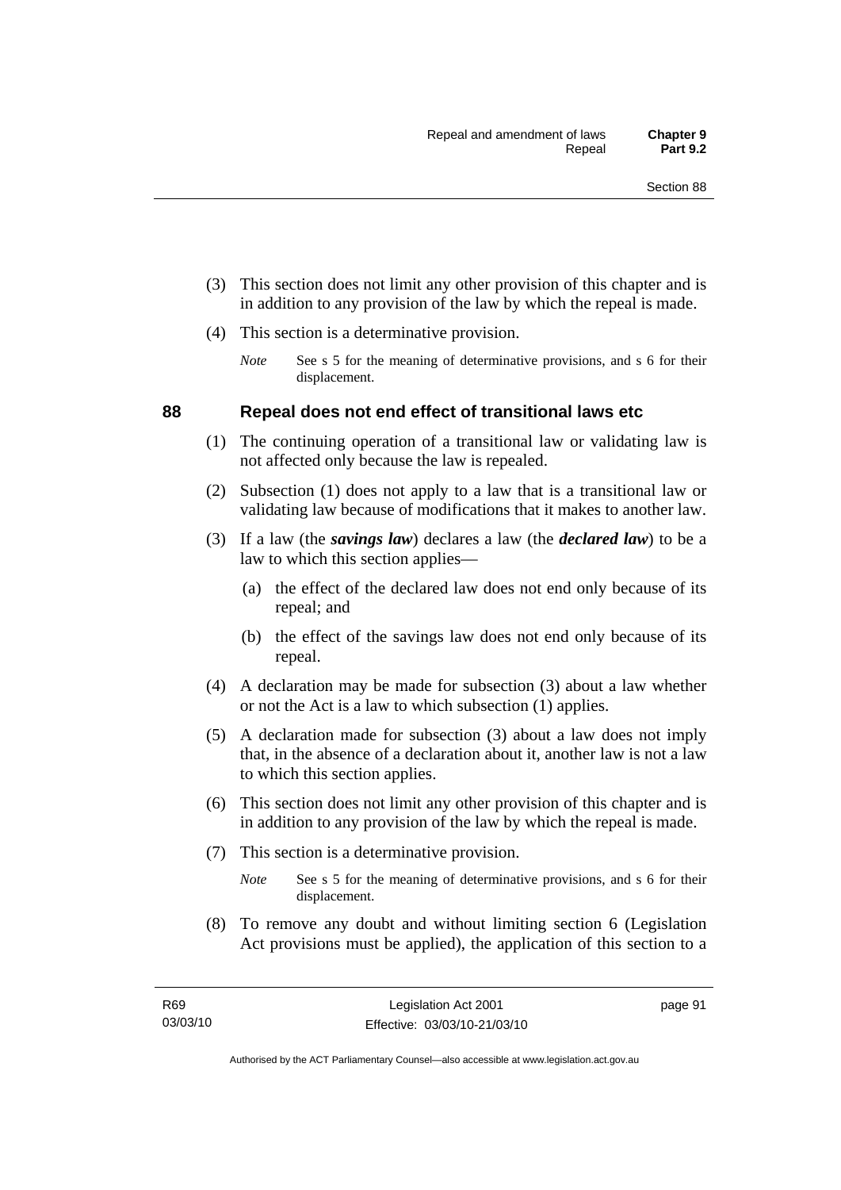(3) This section does not limit any other provision of this chapter and is in addition to any provision of the law by which the repeal is made.

(4) This section is a determinative provision.

*Note* See s 5 for the meaning of determinative provisions, and s 6 for their displacement.

## 88 Repeal does not end effect of transitional laws etc

(1) The continuing operation of a transitional law or validating law is not affected only because the law is repealed.

(2) Subsection (1) does not apply to a law that is a transitional law or validating law because of modifications that it makes to another law.

(3) If a law (the ***savings law***) declares a law (the ***declared law***) to be a law to which this section applies—

- (a) the effect of the declared law does not end only because of its repeal; and
- (b) the effect of the savings law does not end only because of its repeal.

(4) A declaration may be made for subsection (3) about a law whether or not the Act is a law to which subsection (1) applies.

(5) A declaration made for subsection (3) about a law does not imply that, in the absence of a declaration about it, another law is not a law to which this section applies.

(6) This section does not limit any other provision of this chapter and is in addition to any provision of the law by which the repeal is made.

(7) This section is a determinative provision.

*Note* See s 5 for the meaning of determinative provisions, and s 6 for their displacement.

(8) To remove any doubt and without limiting section 6 (Legislation Act provisions must be applied), the application of this section to a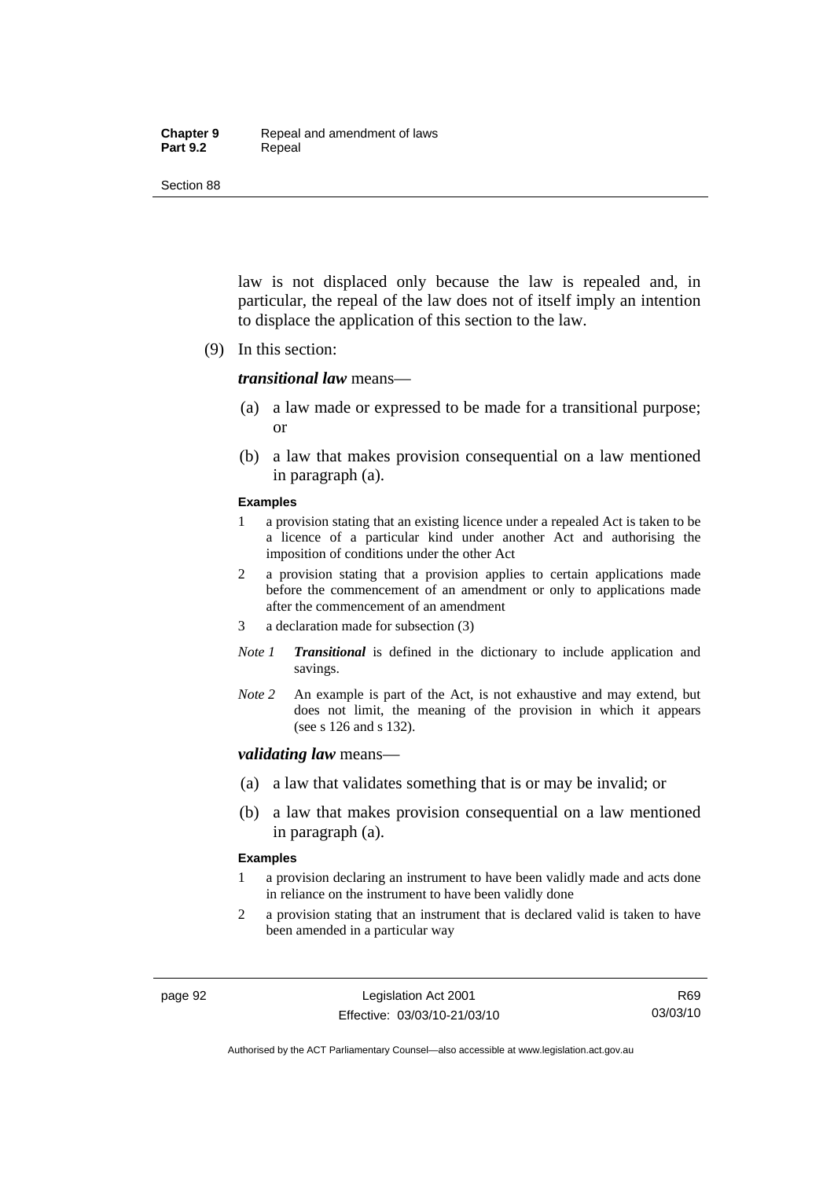law is not displaced only because the law is repealed and, in particular, the repeal of the law does not of itself imply an intention to displace the application of this section to the law.

(9) In this section:

***transitional law*** means—

(a) a law made or expressed to be made for a transitional purpose; or

(b) a law that makes provision consequential on a law mentioned in paragraph (a).

**Examples**

1 a provision stating that an existing licence under a repealed Act is taken to be a licence of a particular kind under another Act and authorising the imposition of conditions under the other Act

2 a provision stating that a provision applies to certain applications made before the commencement of an amendment or only to applications made after the commencement of an amendment

3 a declaration made for subsection (3)

*Note 1* ***Transitional*** is defined in the dictionary to include application and savings.

*Note 2* An example is part of the Act, is not exhaustive and may extend, but does not limit, the meaning of the provision in which it appears (see s 126 and s 132).

***validating law*** means—

(a) a law that validates something that is or may be invalid; or

(b) a law that makes provision consequential on a law mentioned in paragraph (a).

**Examples**

1 a provision declaring an instrument to have been validly made and acts done in reliance on the instrument to have been validly done

2 a provision stating that an instrument that is declared valid is taken to have been amended in a particular way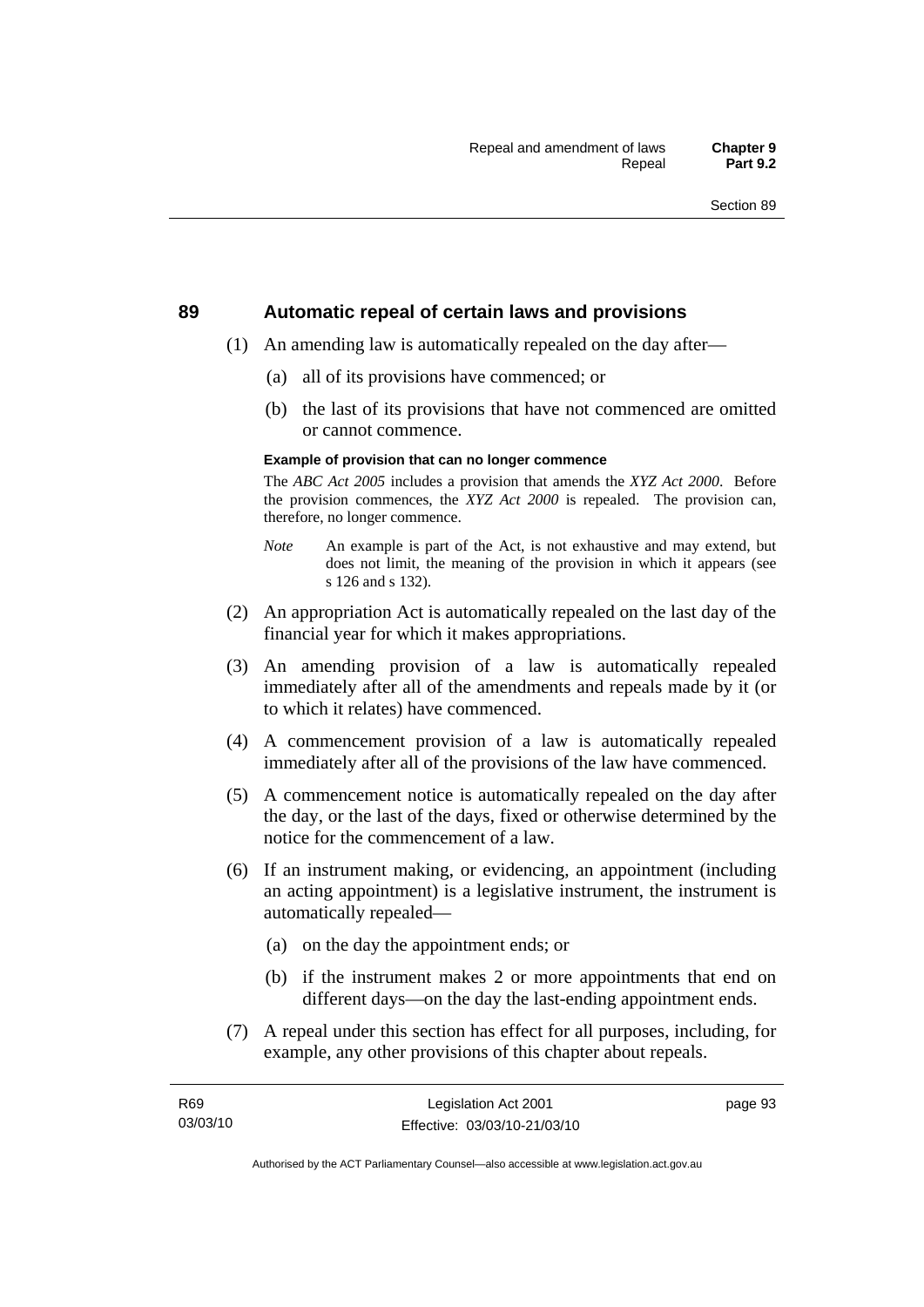## 89 Automatic repeal of certain laws and provisions

(1) An amending law is automatically repealed on the day after—

(a) all of its provisions have commenced; or

(b) the last of its provisions that have not commenced are omitted or cannot commence.

**Example of provision that can no longer commence**

The *ABC Act 2005* includes a provision that amends the *XYZ Act 2000*. Before the provision commences, the *XYZ Act 2000* is repealed. The provision can, therefore, no longer commence.

*Note* An example is part of the Act, is not exhaustive and may extend, but does not limit, the meaning of the provision in which it appears (see s 126 and s 132).

(2) An appropriation Act is automatically repealed on the last day of the financial year for which it makes appropriations.

(3) An amending provision of a law is automatically repealed immediately after all of the amendments and repeals made by it (or to which it relates) have commenced.

(4) A commencement provision of a law is automatically repealed immediately after all of the provisions of the law have commenced.

(5) A commencement notice is automatically repealed on the day after the day, or the last of the days, fixed or otherwise determined by the notice for the commencement of a law.

(6) If an instrument making, or evidencing, an appointment (including an acting appointment) is a legislative instrument, the instrument is automatically repealed—

(a) on the day the appointment ends; or

(b) if the instrument makes 2 or more appointments that end on different days—on the day the last-ending appointment ends.

(7) A repeal under this section has effect for all purposes, including, for example, any other provisions of this chapter about repeals.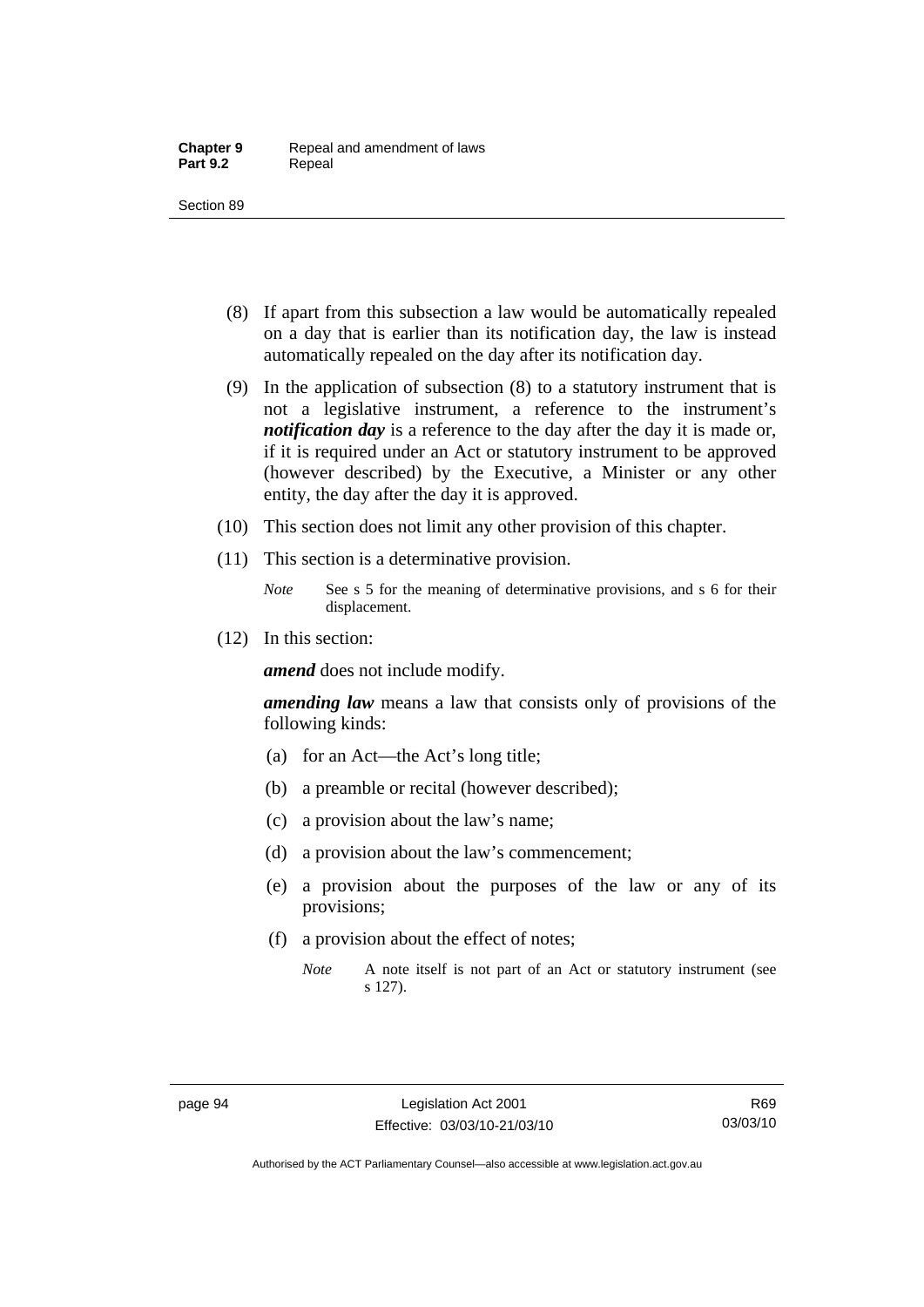(8) If apart from this subsection a law would be automatically repealed on a day that is earlier than its notification day, the law is instead automatically repealed on the day after its notification day.

(9) In the application of subsection (8) to a statutory instrument that is not a legislative instrument, a reference to the instrument's ***notification day*** is a reference to the day after the day it is made or, if it is required under an Act or statutory instrument to be approved (however described) by the Executive, a Minister or any other entity, the day after the day it is approved.

(10) This section does not limit any other provision of this chapter.

(11) This section is a determinative provision.

*Note* See s 5 for the meaning of determinative provisions, and s 6 for their displacement.

(12) In this section:

***amend*** does not include modify.

***amending law*** means a law that consists only of provisions of the following kinds:

(a) for an Act—the Act's long title;

(b) a preamble or recital (however described);

(c) a provision about the law's name;

(d) a provision about the law's commencement;

(e) a provision about the purposes of the law or any of its provisions;

(f) a provision about the effect of notes;

*Note* A note itself is not part of an Act or statutory instrument (see s 127).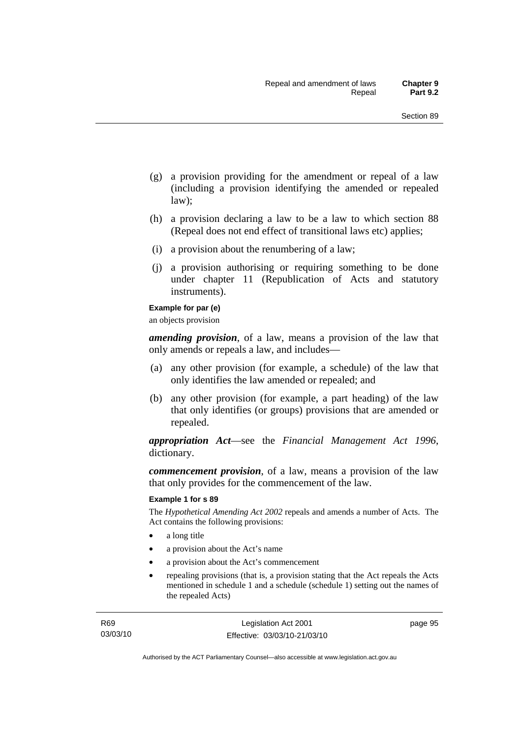(g) a provision providing for the amendment or repeal of a law (including a provision identifying the amended or repealed law);

(h) a provision declaring a law to be a law to which section 88 (Repeal does not end effect of transitional laws etc) applies;

(i) a provision about the renumbering of a law;

(j) a provision authorising or requiring something to be done under chapter 11 (Republication of Acts and statutory instruments).

**Example for par (e)**

an objects provision

***amending provision***, of a law, means a provision of the law that only amends or repeals a law, and includes—

(a) any other provision (for example, a schedule) of the law that only identifies the law amended or repealed; and

(b) any other provision (for example, a part heading) of the law that only identifies (or groups) provisions that are amended or repealed.

***appropriation Act***—see the *Financial Management Act 1996*, dictionary.

***commencement provision***, of a law, means a provision of the law that only provides for the commencement of the law.

**Example 1 for s 89**

The *Hypothetical Amending Act 2002* repeals and amends a number of Acts. The Act contains the following provisions:

- a long title
- a provision about the Act's name
- a provision about the Act's commencement
- repealing provisions (that is, a provision stating that the Act repeals the Acts mentioned in schedule 1 and a schedule (schedule 1) setting out the names of the repealed Acts)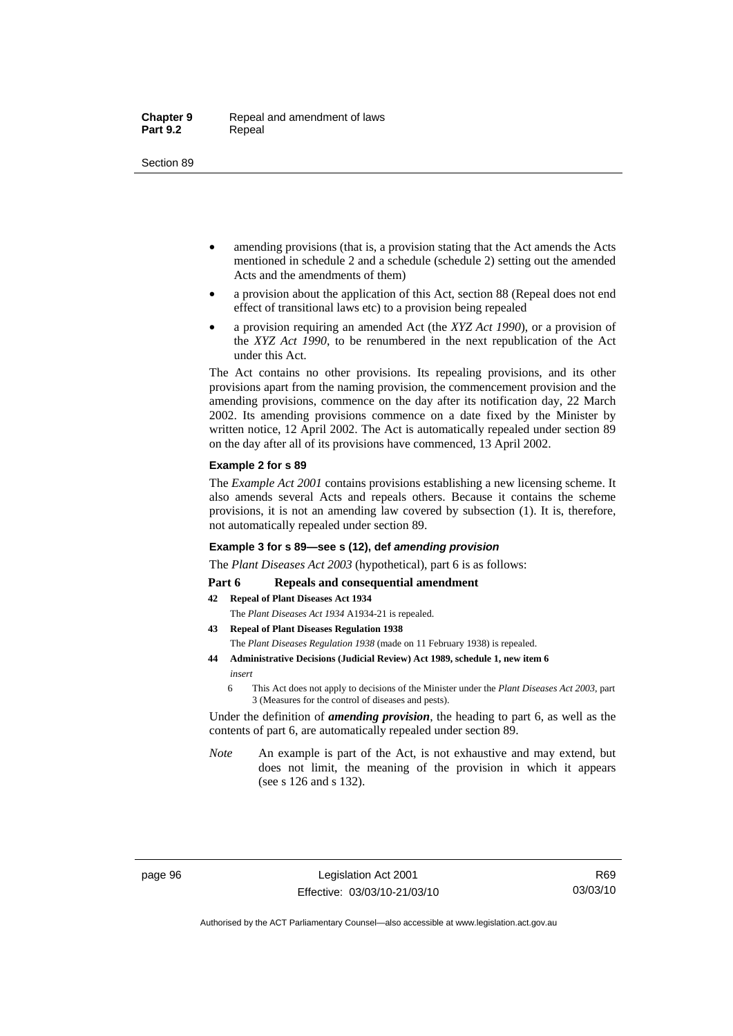- amending provisions (that is, a provision stating that the Act amends the Acts mentioned in schedule 2 and a schedule (schedule 2) setting out the amended Acts and the amendments of them)
- a provision about the application of this Act, section 88 (Repeal does not end effect of transitional laws etc) to a provision being repealed
- a provision requiring an amended Act (the *XYZ Act 1990*), or a provision of the *XYZ Act 1990*, to be renumbered in the next republication of the Act under this Act.

The Act contains no other provisions. Its repealing provisions, and its other provisions apart from the naming provision, the commencement provision and the amending provisions, commence on the day after its notification day, 22 March 2002. Its amending provisions commence on a date fixed by the Minister by written notice, 12 April 2002. The Act is automatically repealed under section 89 on the day after all of its provisions have commenced, 13 April 2002.

**Example 2 for s 89**

The *Example Act 2001* contains provisions establishing a new licensing scheme. It also amends several Acts and repeals others. Because it contains the scheme provisions, it is not an amending law covered by subsection (1). It is, therefore, not automatically repealed under section 89.

**Example 3 for s 89—see s (12), def *amending provision***

The *Plant Diseases Act 2003* (hypothetical), part 6 is as follows:

**Part 6 Repeals and consequential amendment**

**42 Repeal of Plant Diseases Act 1934**

The *Plant Diseases Act 1934* A1934-21 is repealed.

**43 Repeal of Plant Diseases Regulation 1938**

The *Plant Diseases Regulation 1938* (made on 11 February 1938) is repealed.

**44 Administrative Decisions (Judicial Review) Act 1989, schedule 1, new item 6**

*insert*

6 This Act does not apply to decisions of the Minister under the *Plant Diseases Act 2003*, part 3 (Measures for the control of diseases and pests).

Under the definition of ***amending provision***, the heading to part 6, as well as the contents of part 6, are automatically repealed under section 89.

*Note* An example is part of the Act, is not exhaustive and may extend, but does not limit, the meaning of the provision in which it appears (see s 126 and s 132).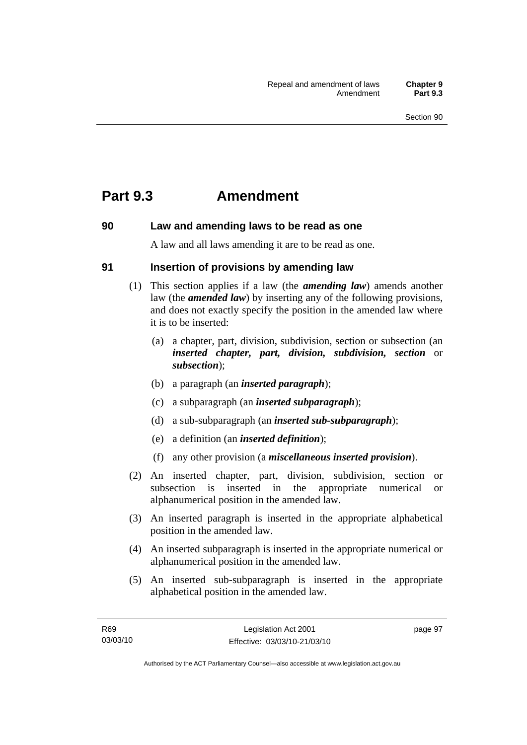# Part 9.3 Amendment

## 90 Law and amending laws to be read as one

A law and all laws amending it are to be read as one.

## 91 Insertion of provisions by amending law

(1) This section applies if a law (the ***amending law***) amends another law (the ***amended law***) by inserting any of the following provisions, and does not exactly specify the position in the amended law where it is to be inserted:

(a) a chapter, part, division, subdivision, section or subsection (an ***inserted chapter, part, division, subdivision, section*** or ***subsection***);

(b) a paragraph (an ***inserted paragraph***);

(c) a subparagraph (an ***inserted subparagraph***);

(d) a sub-subparagraph (an ***inserted sub-subparagraph***);

(e) a definition (an ***inserted definition***);

(f) any other provision (a ***miscellaneous inserted provision***).

(2) An inserted chapter, part, division, subdivision, section or subsection is inserted in the appropriate numerical or alphanumerical position in the amended law.

(3) An inserted paragraph is inserted in the appropriate alphabetical position in the amended law.

(4) An inserted subparagraph is inserted in the appropriate numerical or alphanumerical position in the amended law.

(5) An inserted sub-subparagraph is inserted in the appropriate alphabetical position in the amended law.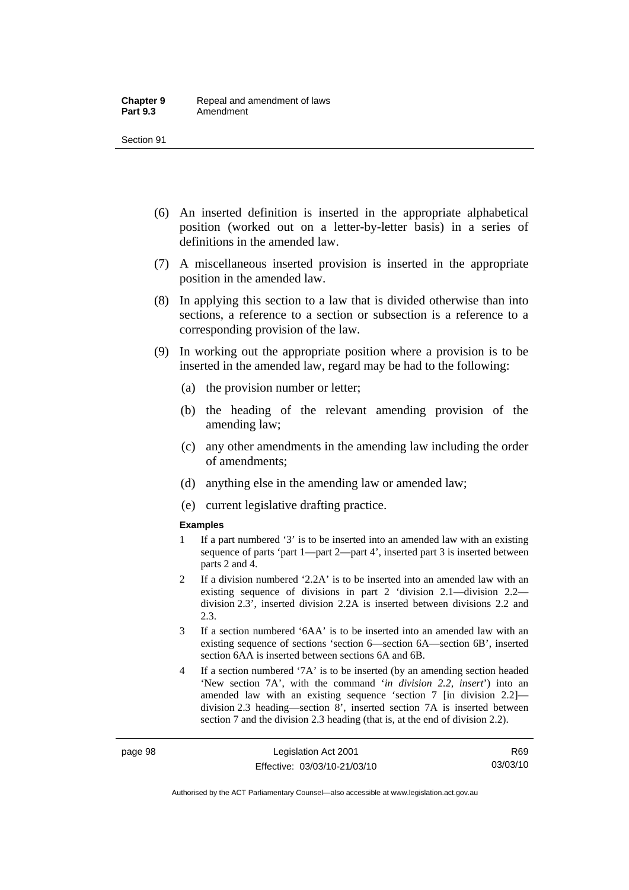(6) An inserted definition is inserted in the appropriate alphabetical position (worked out on a letter-by-letter basis) in a series of definitions in the amended law.

(7) A miscellaneous inserted provision is inserted in the appropriate position in the amended law.

(8) In applying this section to a law that is divided otherwise than into sections, a reference to a section or subsection is a reference to a corresponding provision of the law.

(9) In working out the appropriate position where a provision is to be inserted in the amended law, regard may be had to the following:

- (a) the provision number or letter;
- (b) the heading of the relevant amending provision of the amending law;
- (c) any other amendments in the amending law including the order of amendments;
- (d) anything else in the amending law or amended law;
- (e) current legislative drafting practice.

**Examples**

1 If a part numbered '3' is to be inserted into an amended law with an existing sequence of parts 'part 1—part 2—part 4', inserted part 3 is inserted between parts 2 and 4.

2 If a division numbered '2.2A' is to be inserted into an amended law with an existing sequence of divisions in part 2 'division 2.1—division 2.2—division 2.3', inserted division 2.2A is inserted between divisions 2.2 and 2.3.

3 If a section numbered '6AA' is to be inserted into an amended law with an existing sequence of sections 'section 6—section 6A—section 6B', inserted section 6AA is inserted between sections 6A and 6B.

4 If a section numbered '7A' is to be inserted (by an amending section headed 'New section 7A', with the command '*in division 2.2, insert*') into an amended law with an existing sequence 'section 7 [in division 2.2]—division 2.3 heading—section 8', inserted section 7A is inserted between section 7 and the division 2.3 heading (that is, at the end of division 2.2).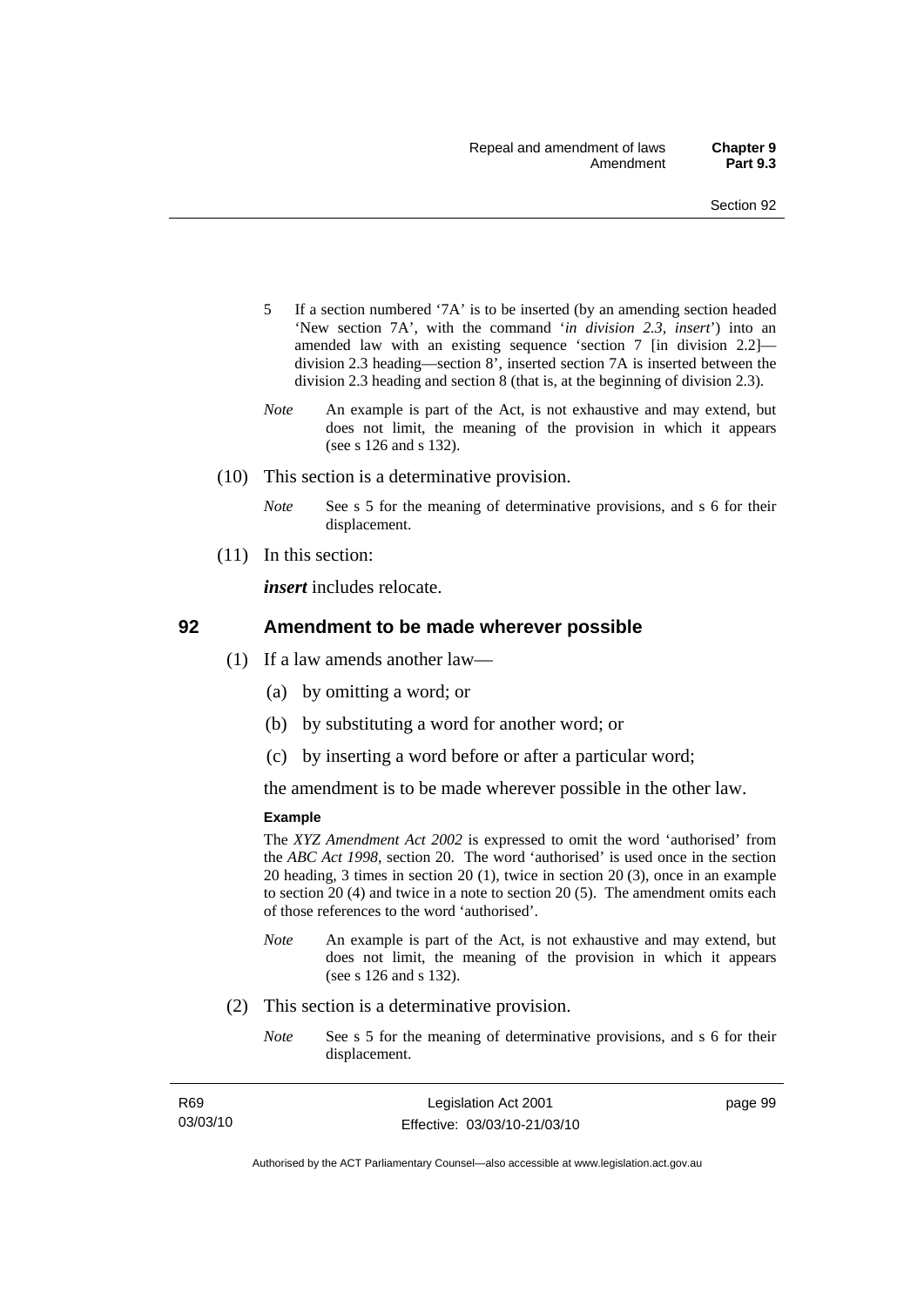5 If a section numbered '7A' is to be inserted (by an amending section headed 'New section 7A', with the command '*in division 2.3, insert*') into an amended law with an existing sequence 'section 7 [in division 2.2]—division 2.3 heading—section 8', inserted section 7A is inserted between the division 2.3 heading and section 8 (that is, at the beginning of division 2.3).

*Note* An example is part of the Act, is not exhaustive and may extend, but does not limit, the meaning of the provision in which it appears (see s 126 and s 132).

(10) This section is a determinative provision.

*Note* See s 5 for the meaning of determinative provisions, and s 6 for their displacement.

(11) In this section:

***insert*** includes relocate.

## 92 Amendment to be made wherever possible

(1) If a law amends another law—

(a) by omitting a word; or

(b) by substituting a word for another word; or

(c) by inserting a word before or after a particular word;

the amendment is to be made wherever possible in the other law.

**Example**

The *XYZ Amendment Act 2002* is expressed to omit the word 'authorised' from the *ABC Act 1998*, section 20. The word 'authorised' is used once in the section 20 heading, 3 times in section 20 (1), twice in section 20 (3), once in an example to section 20 (4) and twice in a note to section 20 (5). The amendment omits each of those references to the word 'authorised'.

*Note* An example is part of the Act, is not exhaustive and may extend, but does not limit, the meaning of the provision in which it appears (see s 126 and s 132).

(2) This section is a determinative provision.

*Note* See s 5 for the meaning of determinative provisions, and s 6 for their displacement.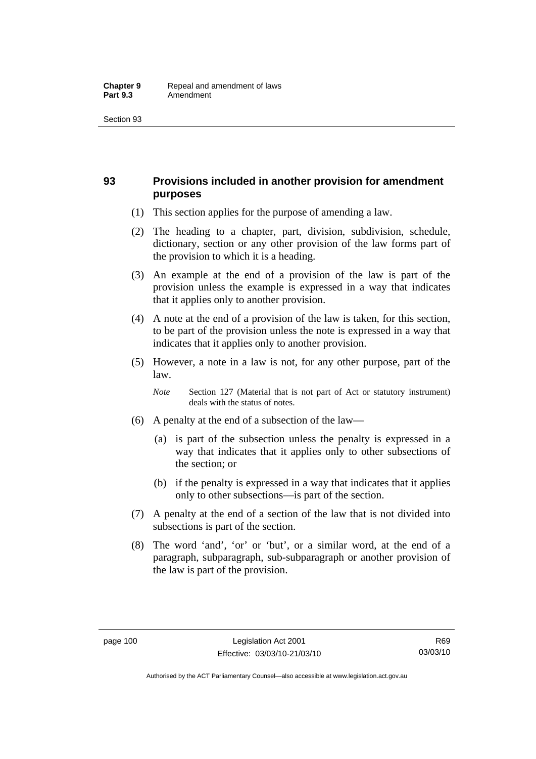## 93 Provisions included in another provision for amendment purposes

(1) This section applies for the purpose of amending a law.

(2) The heading to a chapter, part, division, subdivision, schedule, dictionary, section or any other provision of the law forms part of the provision to which it is a heading.

(3) An example at the end of a provision of the law is part of the provision unless the example is expressed in a way that indicates that it applies only to another provision.

(4) A note at the end of a provision of the law is taken, for this section, to be part of the provision unless the note is expressed in a way that indicates that it applies only to another provision.

(5) However, a note in a law is not, for any other purpose, part of the law.

*Note* Section 127 (Material that is not part of Act or statutory instrument) deals with the status of notes.

(6) A penalty at the end of a subsection of the law—

(a) is part of the subsection unless the penalty is expressed in a way that indicates that it applies only to other subsections of the section; or

(b) if the penalty is expressed in a way that indicates that it applies only to other subsections—is part of the section.

(7) A penalty at the end of a section of the law that is not divided into subsections is part of the section.

(8) The word 'and', 'or' or 'but', or a similar word, at the end of a paragraph, subparagraph, sub-subparagraph or another provision of the law is part of the provision.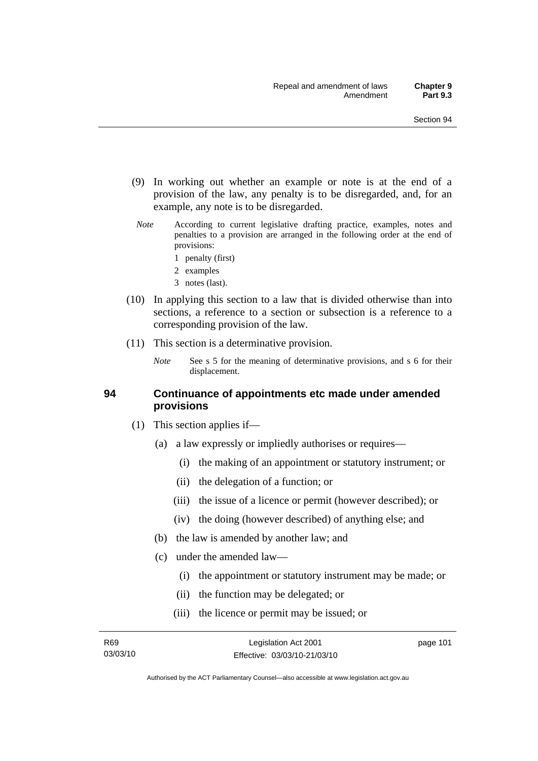(9) In working out whether an example or note is at the end of a provision of the law, any penalty is to be disregarded, and, for an example, any note is to be disregarded.

*Note* According to current legislative drafting practice, examples, notes and penalties to a provision are arranged in the following order at the end of provisions:

1 penalty (first)

2 examples

3 notes (last).

(10) In applying this section to a law that is divided otherwise than into sections, a reference to a section or subsection is a reference to a corresponding provision of the law.

(11) This section is a determinative provision.

*Note* See s 5 for the meaning of determinative provisions, and s 6 for their displacement.

### 94 Continuance of appointments etc made under amended provisions

(1) This section applies if—

(a) a law expressly or impliedly authorises or requires—

(i) the making of an appointment or statutory instrument; or

(ii) the delegation of a function; or

(iii) the issue of a licence or permit (however described); or

(iv) the doing (however described) of anything else; and

(b) the law is amended by another law; and

(c) under the amended law—

(i) the appointment or statutory instrument may be made; or

(ii) the function may be delegated; or

(iii) the licence or permit may be issued; or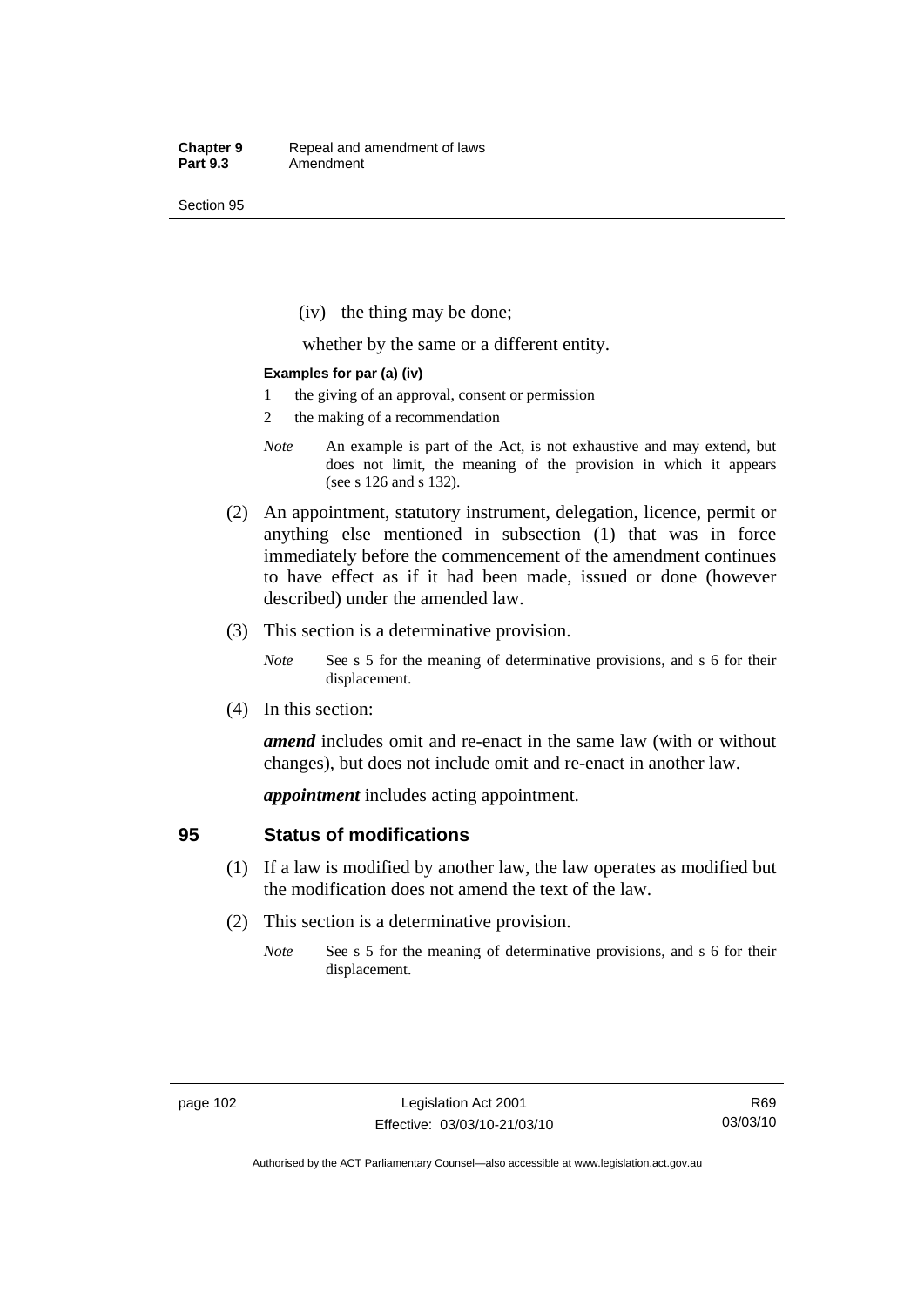(iv) the thing may be done;

whether by the same or a different entity.

**Examples for par (a) (iv)**

1 the giving of an approval, consent or permission

2 the making of a recommendation

*Note* An example is part of the Act, is not exhaustive and may extend, but does not limit, the meaning of the provision in which it appears (see s 126 and s 132).

(2) An appointment, statutory instrument, delegation, licence, permit or anything else mentioned in subsection (1) that was in force immediately before the commencement of the amendment continues to have effect as if it had been made, issued or done (however described) under the amended law.

(3) This section is a determinative provision.

*Note* See s 5 for the meaning of determinative provisions, and s 6 for their displacement.

(4) In this section:

***amend*** includes omit and re-enact in the same law (with or without changes), but does not include omit and re-enact in another law.

***appointment*** includes acting appointment.

## 95 Status of modifications

(1) If a law is modified by another law, the law operates as modified but the modification does not amend the text of the law.

(2) This section is a determinative provision.

*Note* See s 5 for the meaning of determinative provisions, and s 6 for their displacement.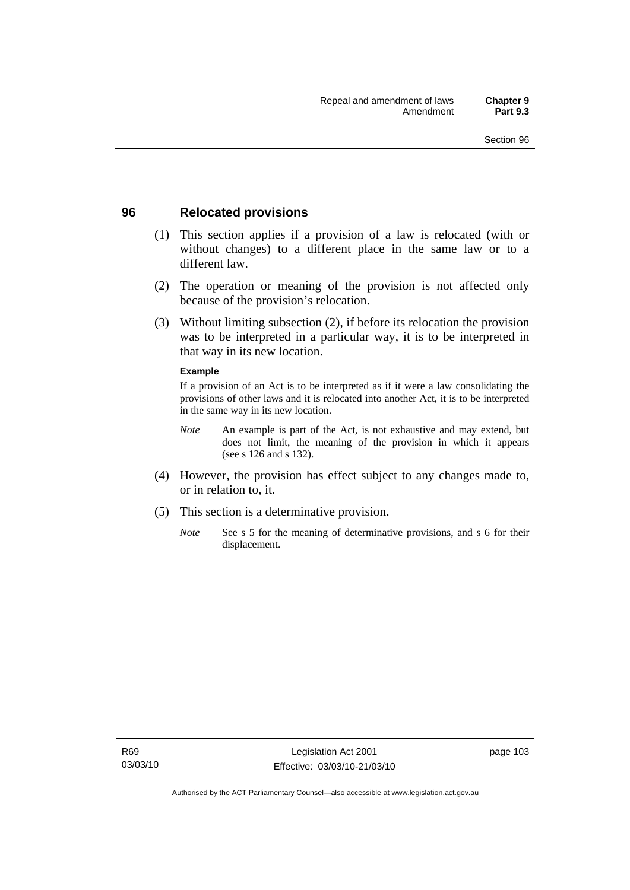## 96 Relocated provisions

(1) This section applies if a provision of a law is relocated (with or without changes) to a different place in the same law or to a different law.

(2) The operation or meaning of the provision is not affected only because of the provision's relocation.

(3) Without limiting subsection (2), if before its relocation the provision was to be interpreted in a particular way, it is to be interpreted in that way in its new location.

**Example**

If a provision of an Act is to be interpreted as if it were a law consolidating the provisions of other laws and it is relocated into another Act, it is to be interpreted in the same way in its new location.

*Note* An example is part of the Act, is not exhaustive and may extend, but does not limit, the meaning of the provision in which it appears (see s 126 and s 132).

(4) However, the provision has effect subject to any changes made to, or in relation to, it.

(5) This section is a determinative provision.

*Note* See s 5 for the meaning of determinative provisions, and s 6 for their displacement.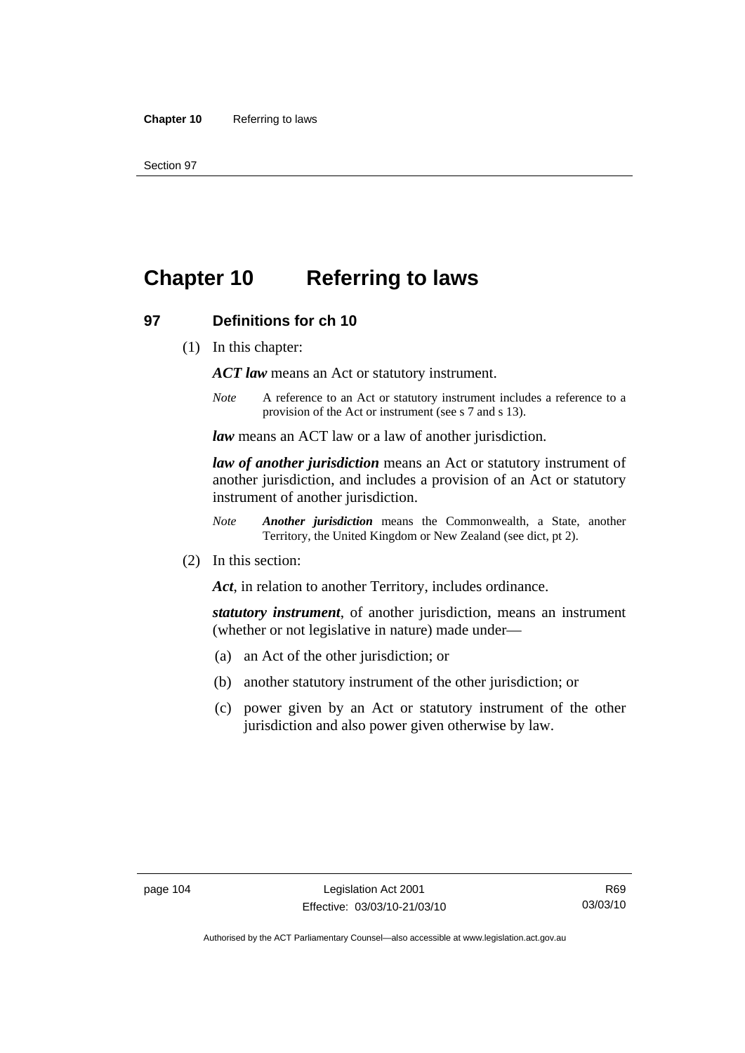# Chapter 10 Referring to laws

## 97 Definitions for ch 10

(1) In this chapter:

***ACT law*** means an Act or statutory instrument.

*Note* A reference to an Act or statutory instrument includes a reference to a provision of the Act or instrument (see s 7 and s 13).

***law*** means an ACT law or a law of another jurisdiction.

***law of another jurisdiction*** means an Act or statutory instrument of another jurisdiction, and includes a provision of an Act or statutory instrument of another jurisdiction.

*Note* ***Another jurisdiction*** means the Commonwealth, a State, another Territory, the United Kingdom or New Zealand (see dict, pt 2).

(2) In this section:

***Act***, in relation to another Territory, includes ordinance.

***statutory instrument***, of another jurisdiction, means an instrument (whether or not legislative in nature) made under—

(a) an Act of the other jurisdiction; or

(b) another statutory instrument of the other jurisdiction; or

(c) power given by an Act or statutory instrument of the other jurisdiction and also power given otherwise by law.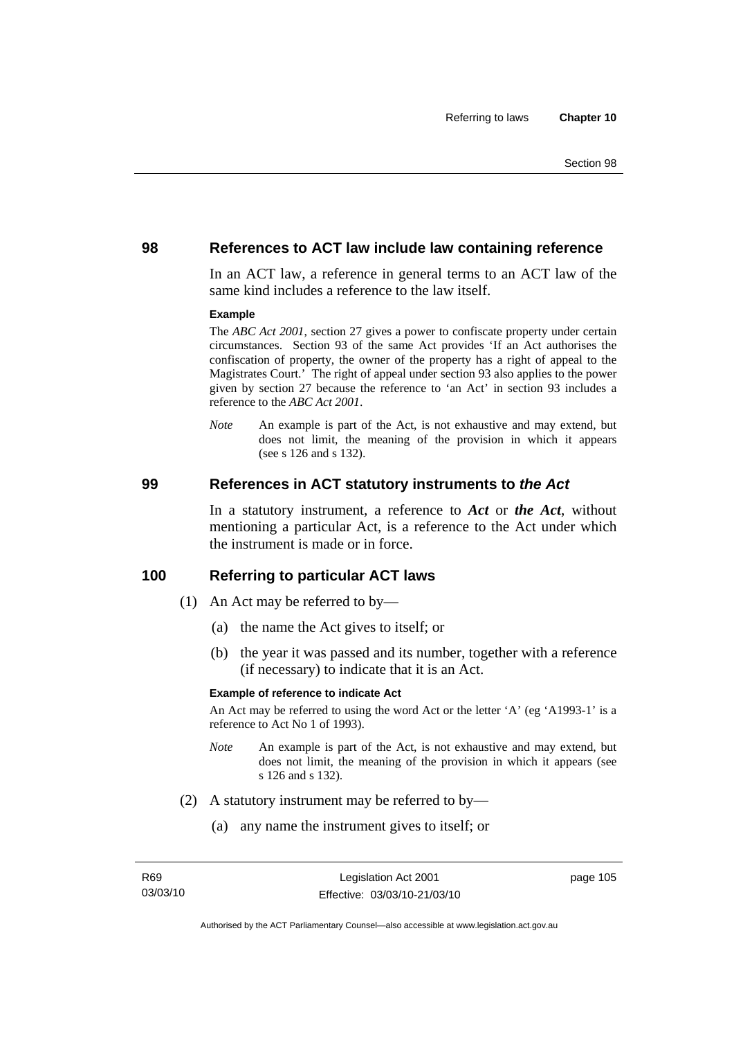## 98 References to ACT law include law containing reference

In an ACT law, a reference in general terms to an ACT law of the same kind includes a reference to the law itself.

**Example**

The *ABC Act 2001*, section 27 gives a power to confiscate property under certain circumstances. Section 93 of the same Act provides 'If an Act authorises the confiscation of property, the owner of the property has a right of appeal to the Magistrates Court.' The right of appeal under section 93 also applies to the power given by section 27 because the reference to 'an Act' in section 93 includes a reference to the *ABC Act 2001*.

*Note* An example is part of the Act, is not exhaustive and may extend, but does not limit, the meaning of the provision in which it appears (see s 126 and s 132).

## 99 References in ACT statutory instruments to *the Act*

In a statutory instrument, a reference to ***Act*** or ***the Act***, without mentioning a particular Act, is a reference to the Act under which the instrument is made or in force.

## 100 Referring to particular ACT laws

(1) An Act may be referred to by—

(a) the name the Act gives to itself; or

(b) the year it was passed and its number, together with a reference (if necessary) to indicate that it is an Act.

**Example of reference to indicate Act**

An Act may be referred to using the word Act or the letter 'A' (eg 'A1993-1' is a reference to Act No 1 of 1993).

*Note* An example is part of the Act, is not exhaustive and may extend, but does not limit, the meaning of the provision in which it appears (see s 126 and s 132).

(2) A statutory instrument may be referred to by—

(a) any name the instrument gives to itself; or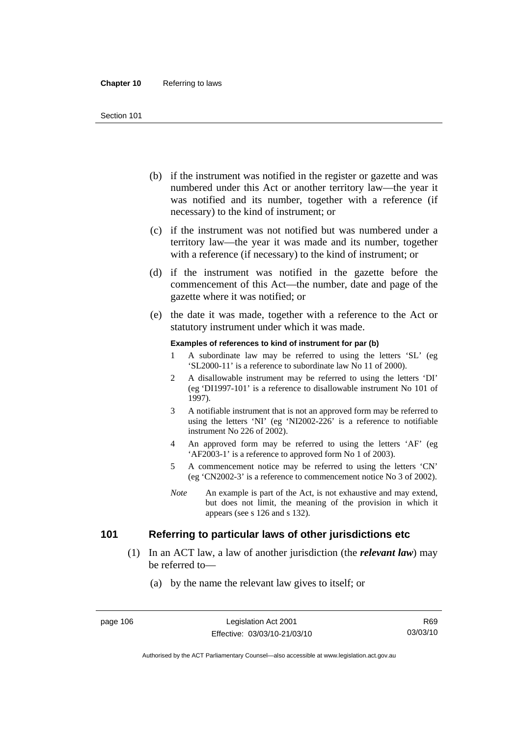(b) if the instrument was notified in the register or gazette and was numbered under this Act or another territory law—the year it was notified and its number, together with a reference (if necessary) to the kind of instrument; or

(c) if the instrument was not notified but was numbered under a territory law—the year it was made and its number, together with a reference (if necessary) to the kind of instrument; or

(d) if the instrument was notified in the gazette before the commencement of this Act—the number, date and page of the gazette where it was notified; or

(e) the date it was made, together with a reference to the Act or statutory instrument under which it was made.

**Examples of references to kind of instrument for par (b)**

1. A subordinate law may be referred to using the letters 'SL' (eg 'SL2000-11' is a reference to subordinate law No 11 of 2000).
2. A disallowable instrument may be referred to using the letters 'DI' (eg 'DI1997-101' is a reference to disallowable instrument No 101 of 1997).
3. A notifiable instrument that is not an approved form may be referred to using the letters 'NI' (eg 'NI2002-226' is a reference to notifiable instrument No 226 of 2002).
4. An approved form may be referred to using the letters 'AF' (eg 'AF2003-1' is a reference to approved form No 1 of 2003).
5. A commencement notice may be referred to using the letters 'CN' (eg 'CN2002-3' is a reference to commencement notice No 3 of 2002).

*Note* An example is part of the Act, is not exhaustive and may extend, but does not limit, the meaning of the provision in which it appears (see s 126 and s 132).

## 101 Referring to particular laws of other jurisdictions etc

(1) In an ACT law, a law of another jurisdiction (the ***relevant law***) may be referred to—

(a) by the name the relevant law gives to itself; or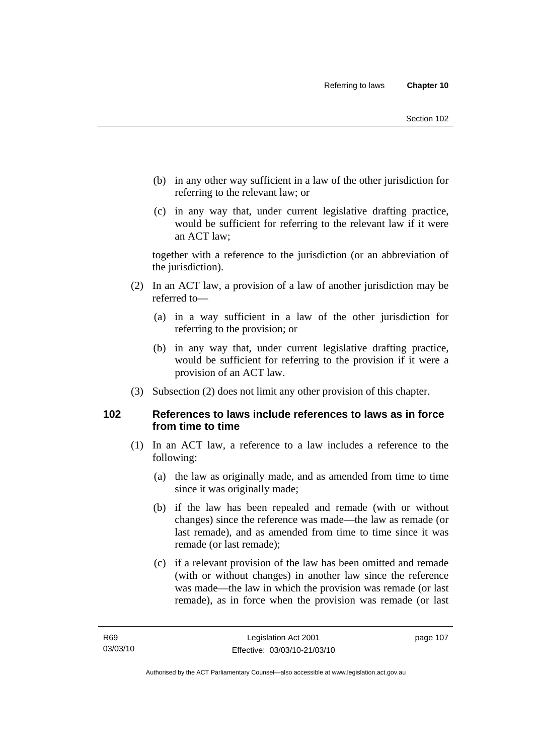(b) in any other way sufficient in a law of the other jurisdiction for referring to the relevant law; or

(c) in any way that, under current legislative drafting practice, would be sufficient for referring to the relevant law if it were an ACT law;

together with a reference to the jurisdiction (or an abbreviation of the jurisdiction).

(2) In an ACT law, a provision of a law of another jurisdiction may be referred to—

(a) in a way sufficient in a law of the other jurisdiction for referring to the provision; or

(b) in any way that, under current legislative drafting practice, would be sufficient for referring to the provision if it were a provision of an ACT law.

(3) Subsection (2) does not limit any other provision of this chapter.

## 102 References to laws include references to laws as in force from time to time

(1) In an ACT law, a reference to a law includes a reference to the following:

(a) the law as originally made, and as amended from time to time since it was originally made;

(b) if the law has been repealed and remade (with or without changes) since the reference was made—the law as remade (or last remade), and as amended from time to time since it was remade (or last remade);

(c) if a relevant provision of the law has been omitted and remade (with or without changes) in another law since the reference was made—the law in which the provision was remade (or last remade), as in force when the provision was remade (or last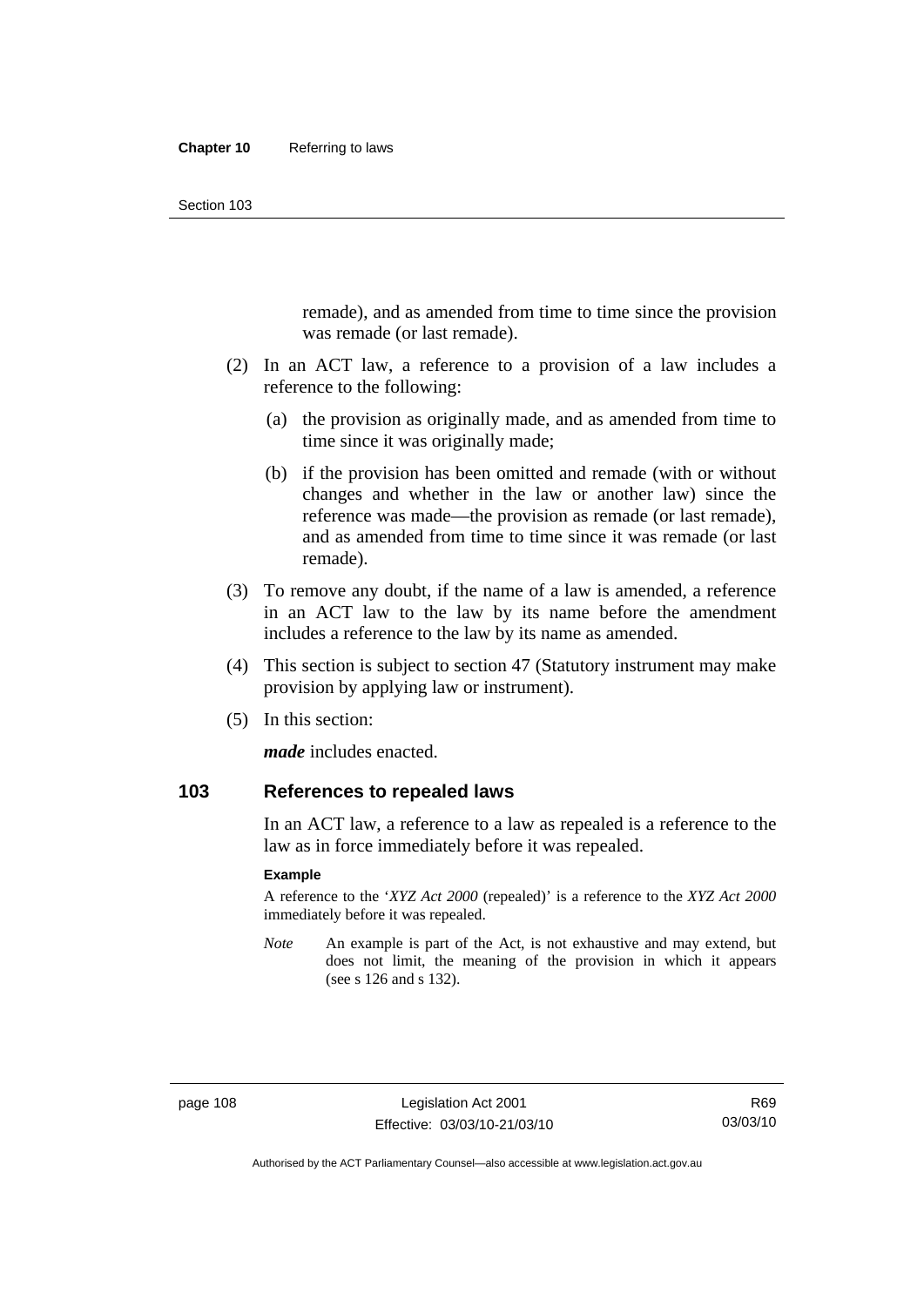remade), and as amended from time to time since the provision was remade (or last remade).

(2) In an ACT law, a reference to a provision of a law includes a reference to the following:

(a) the provision as originally made, and as amended from time to time since it was originally made;

(b) if the provision has been omitted and remade (with or without changes and whether in the law or another law) since the reference was made—the provision as remade (or last remade), and as amended from time to time since it was remade (or last remade).

(3) To remove any doubt, if the name of a law is amended, a reference in an ACT law to the law by its name before the amendment includes a reference to the law by its name as amended.

(4) This section is subject to section 47 (Statutory instrument may make provision by applying law or instrument).

(5) In this section:

***made*** includes enacted.

## 103 References to repealed laws

In an ACT law, a reference to a law as repealed is a reference to the law as in force immediately before it was repealed.

**Example**

A reference to the '*XYZ Act 2000* (repealed)' is a reference to the *XYZ Act 2000* immediately before it was repealed.

*Note* An example is part of the Act, is not exhaustive and may extend, but does not limit, the meaning of the provision in which it appears (see s 126 and s 132).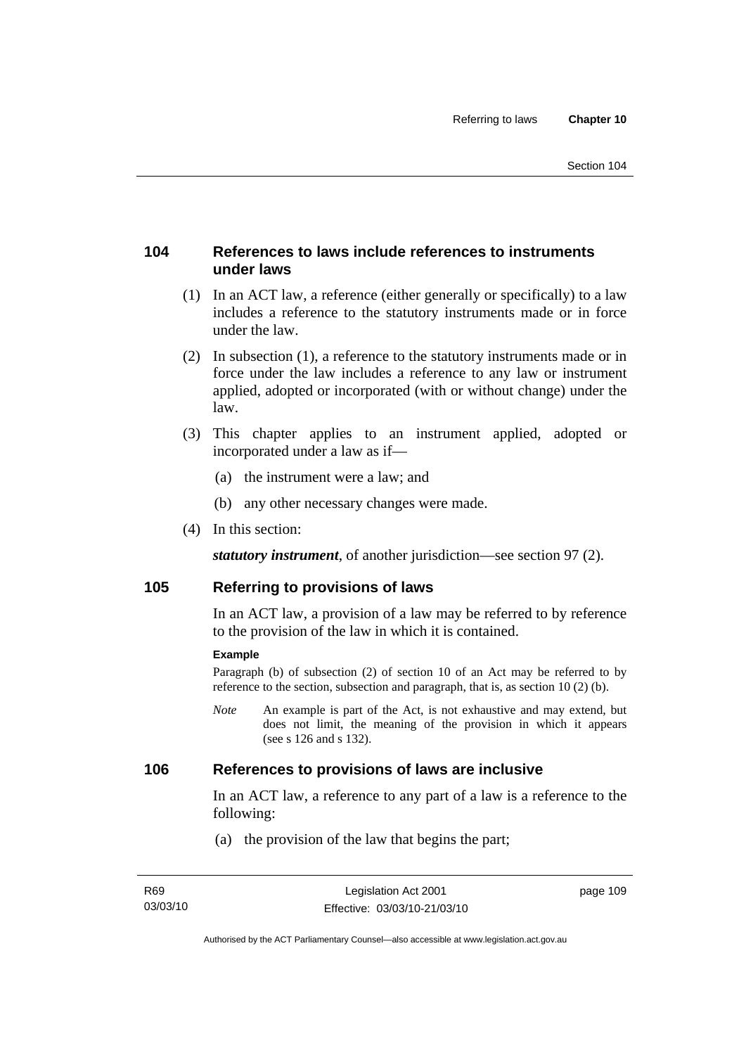## 104 References to laws include references to instruments under laws

(1) In an ACT law, a reference (either generally or specifically) to a law includes a reference to the statutory instruments made or in force under the law.

(2) In subsection (1), a reference to the statutory instruments made or in force under the law includes a reference to any law or instrument applied, adopted or incorporated (with or without change) under the law.

(3) This chapter applies to an instrument applied, adopted or incorporated under a law as if—

(a) the instrument were a law; and

(b) any other necessary changes were made.

(4) In this section:

***statutory instrument***, of another jurisdiction—see section 97 (2).

## 105 Referring to provisions of laws

In an ACT law, a provision of a law may be referred to by reference to the provision of the law in which it is contained.

**Example**

Paragraph (b) of subsection (2) of section 10 of an Act may be referred to by reference to the section, subsection and paragraph, that is, as section 10 (2) (b).

*Note* An example is part of the Act, is not exhaustive and may extend, but does not limit, the meaning of the provision in which it appears (see s 126 and s 132).

## 106 References to provisions of laws are inclusive

In an ACT law, a reference to any part of a law is a reference to the following:

(a) the provision of the law that begins the part;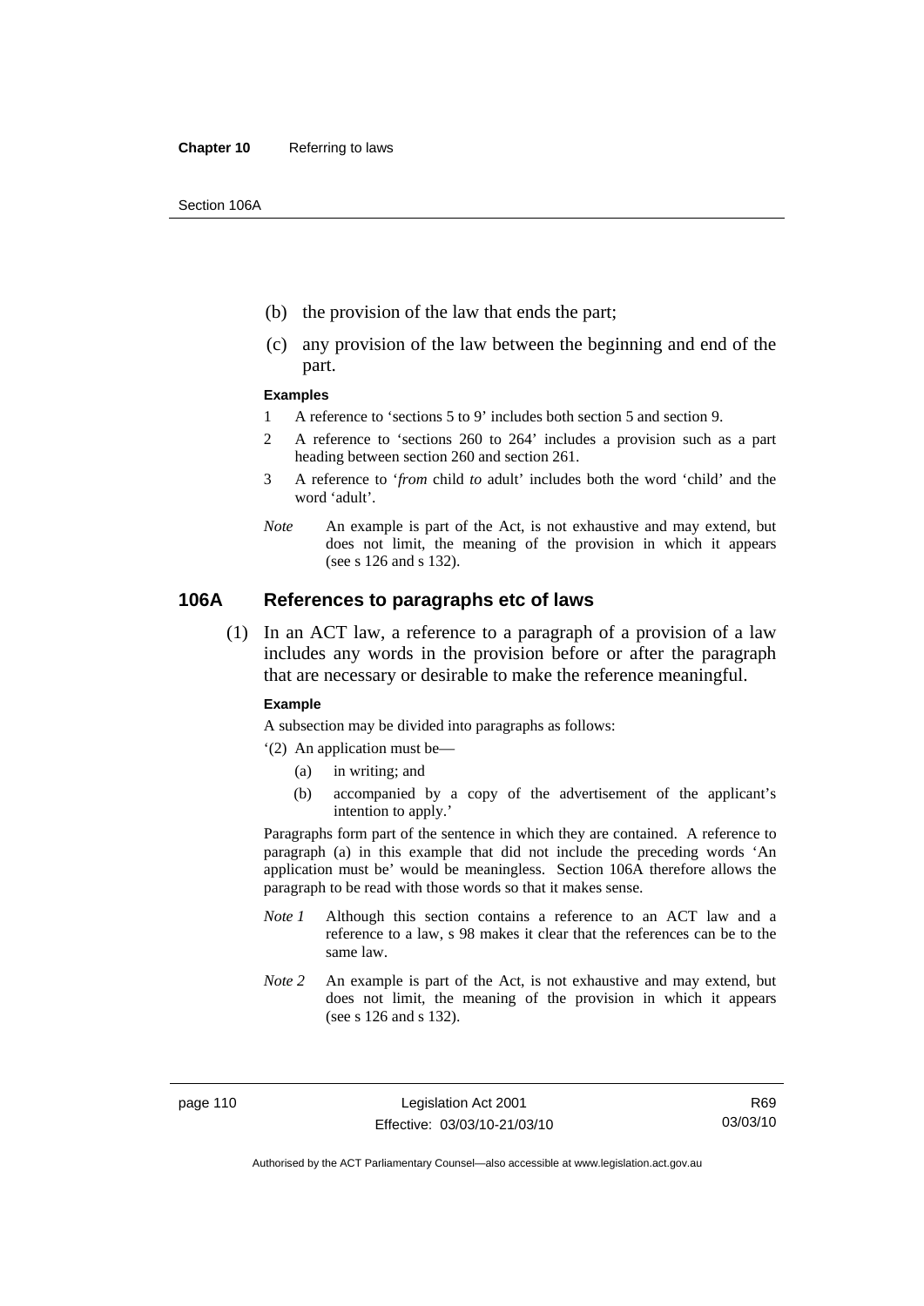(b) the provision of the law that ends the part;

(c) any provision of the law between the beginning and end of the part.

**Examples**

1 A reference to 'sections 5 to 9' includes both section 5 and section 9.

2 A reference to 'sections 260 to 264' includes a provision such as a part heading between section 260 and section 261.

3 A reference to '*from* child *to* adult' includes both the word 'child' and the word 'adult'.

*Note* An example is part of the Act, is not exhaustive and may extend, but does not limit, the meaning of the provision in which it appears (see s 126 and s 132).

## 106A References to paragraphs etc of laws

(1) In an ACT law, a reference to a paragraph of a provision of a law includes any words in the provision before or after the paragraph that are necessary or desirable to make the reference meaningful.

**Example**

A subsection may be divided into paragraphs as follows:

'(2) An application must be—

(a) in writing; and

(b) accompanied by a copy of the advertisement of the applicant's intention to apply.'

Paragraphs form part of the sentence in which they are contained. A reference to paragraph (a) in this example that did not include the preceding words 'An application must be' would be meaningless. Section 106A therefore allows the paragraph to be read with those words so that it makes sense.

*Note 1* Although this section contains a reference to an ACT law and a reference to a law, s 98 makes it clear that the references can be to the same law.

*Note 2* An example is part of the Act, is not exhaustive and may extend, but does not limit, the meaning of the provision in which it appears (see s 126 and s 132).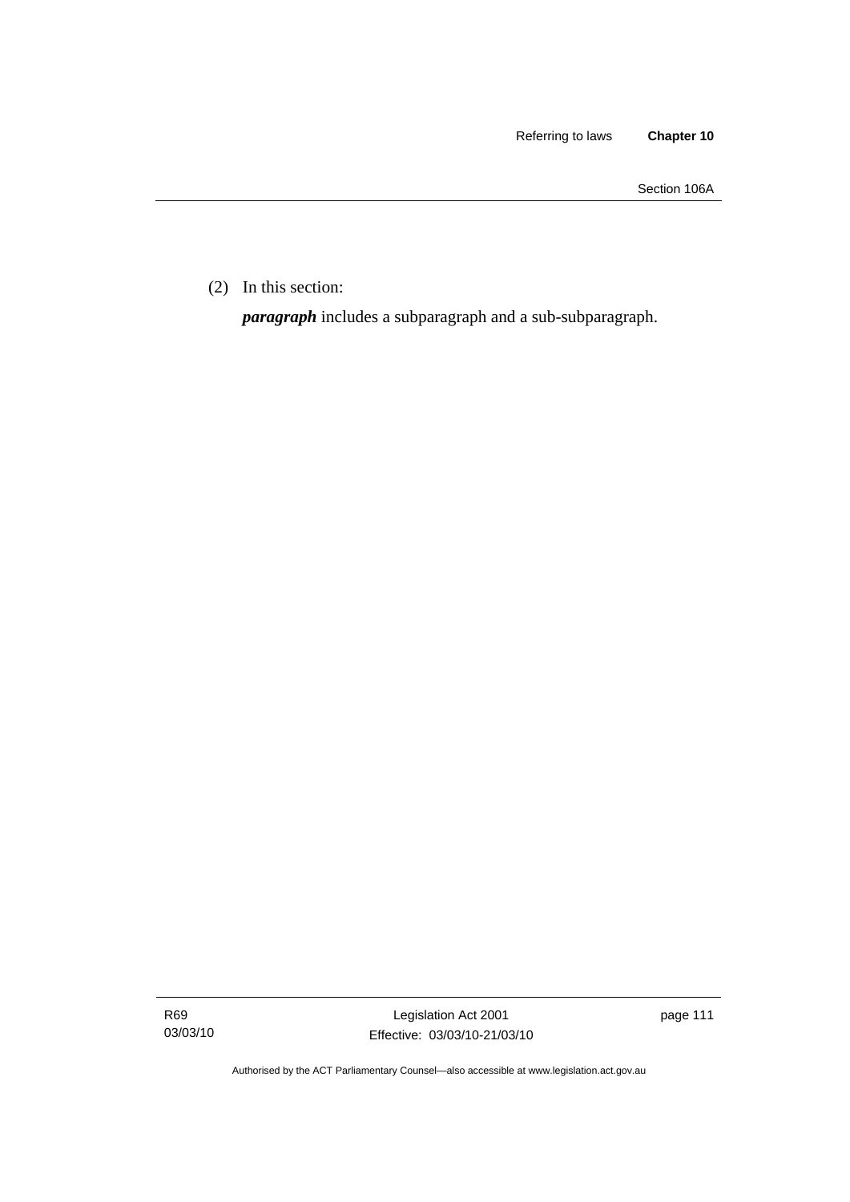(2) In this section:

***paragraph*** includes a subparagraph and a sub-subparagraph.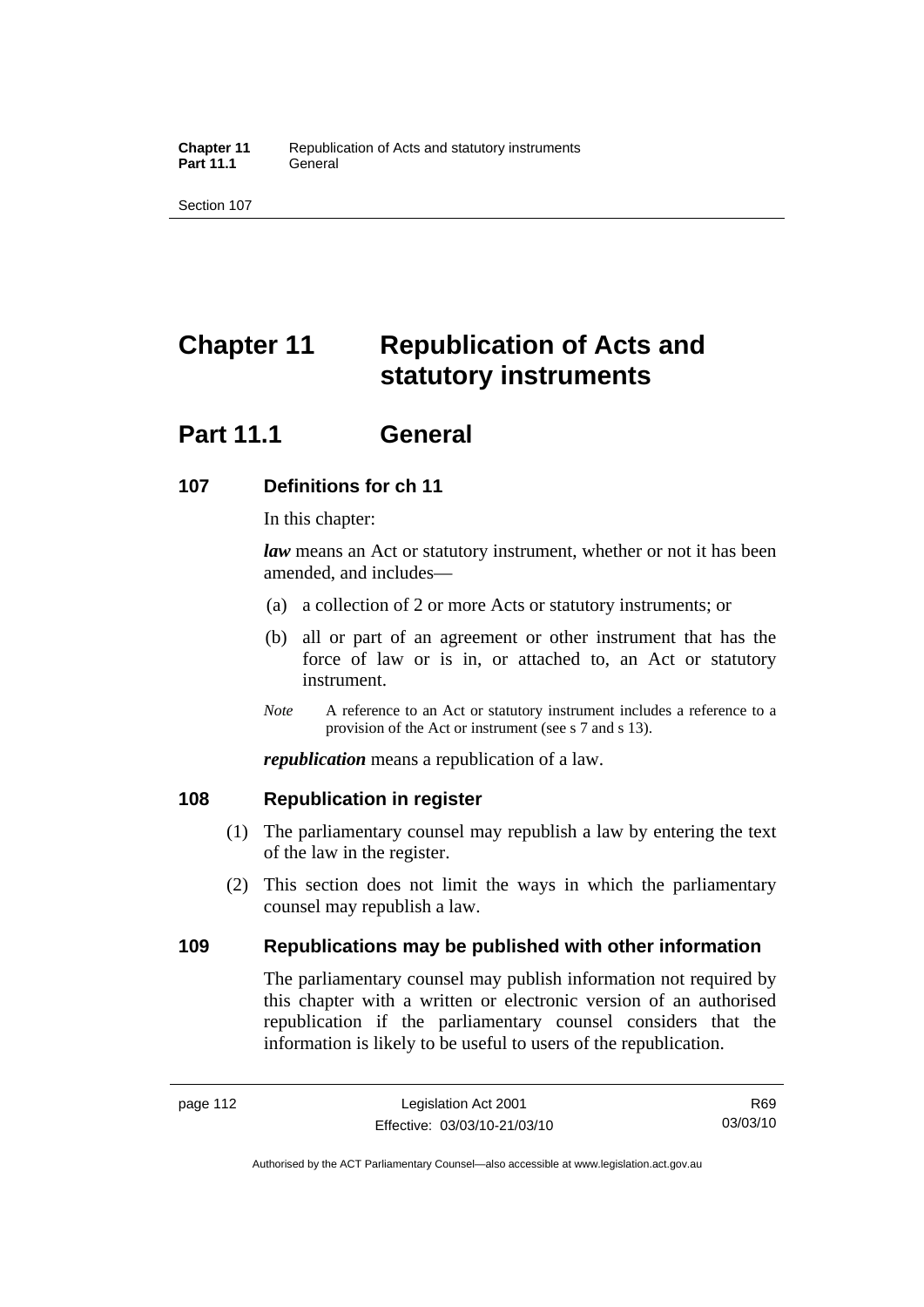# Chapter 11 Republication of Acts and statutory instruments

## Part 11.1 General

### 107 Definitions for ch 11

In this chapter:

***law*** means an Act or statutory instrument, whether or not it has been amended, and includes—

(a) a collection of 2 or more Acts or statutory instruments; or

(b) all or part of an agreement or other instrument that has the force of law or is in, or attached to, an Act or statutory instrument.

*Note* A reference to an Act or statutory instrument includes a reference to a provision of the Act or instrument (see s 7 and s 13).

***republication*** means a republication of a law.

### 108 Republication in register

(1) The parliamentary counsel may republish a law by entering the text of the law in the register.

(2) This section does not limit the ways in which the parliamentary counsel may republish a law.

### 109 Republications may be published with other information

The parliamentary counsel may publish information not required by this chapter with a written or electronic version of an authorised republication if the parliamentary counsel considers that the information is likely to be useful to users of the republication.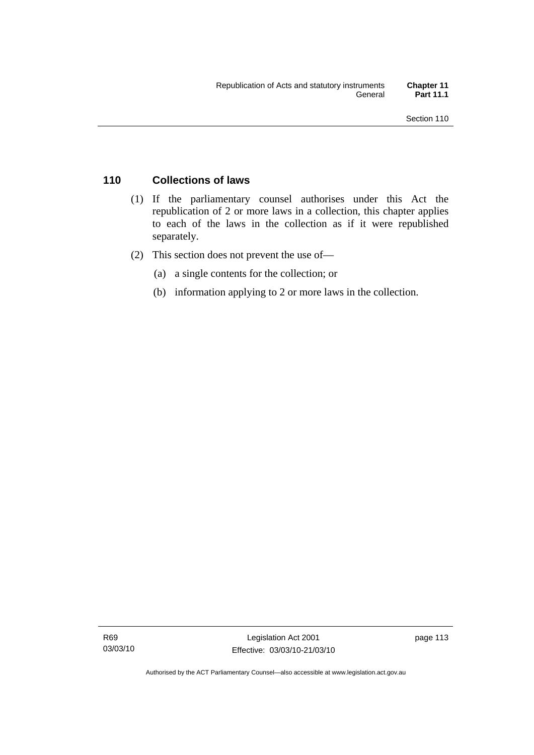## 110 Collections of laws

(1) If the parliamentary counsel authorises under this Act the republication of 2 or more laws in a collection, this chapter applies to each of the laws in the collection as if it were republished separately.

(2) This section does not prevent the use of—

(a) a single contents for the collection; or

(b) information applying to 2 or more laws in the collection.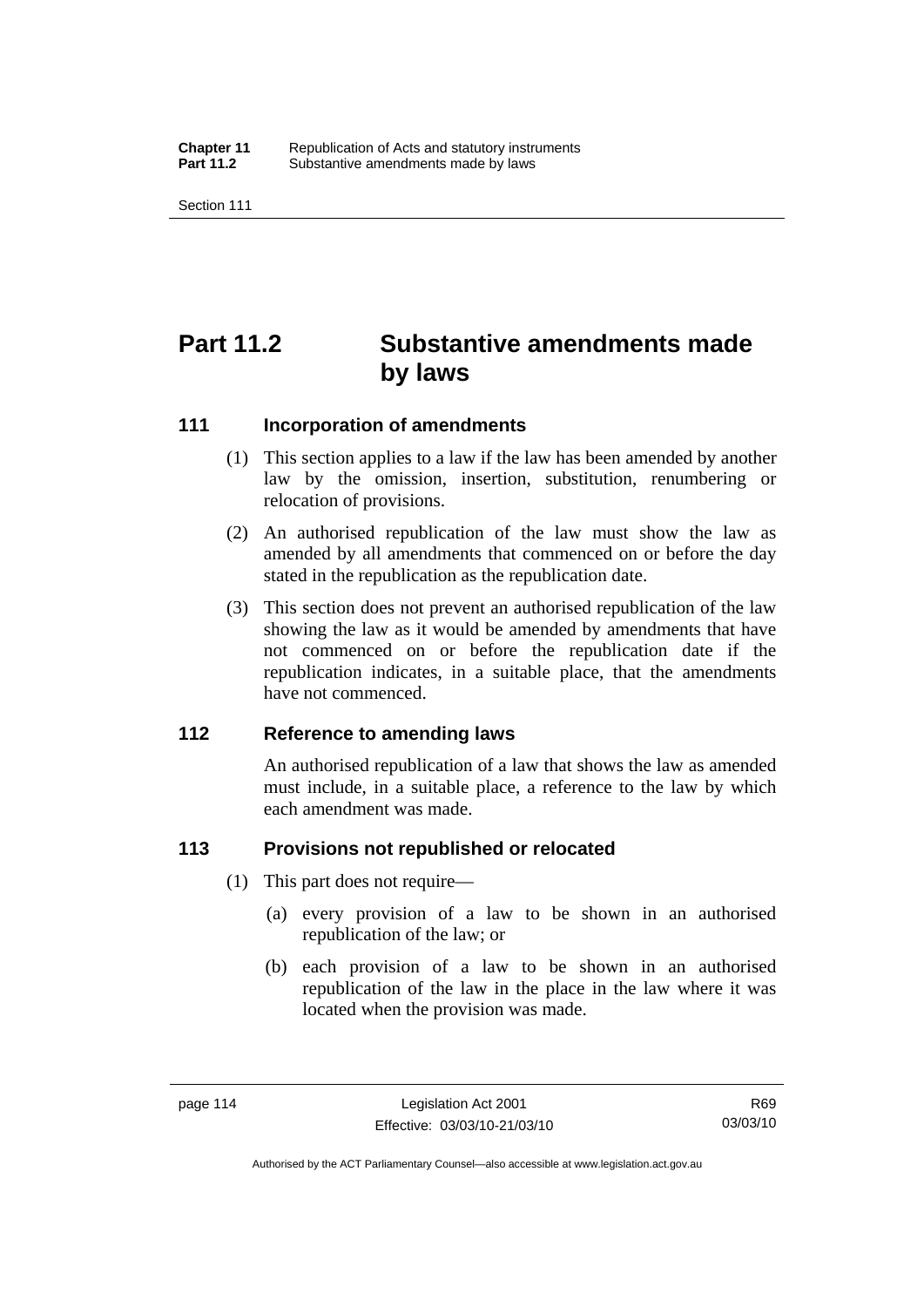# Part 11.2 Substantive amendments made by laws

## 111 Incorporation of amendments

(1) This section applies to a law if the law has been amended by another law by the omission, insertion, substitution, renumbering or relocation of provisions.

(2) An authorised republication of the law must show the law as amended by all amendments that commenced on or before the day stated in the republication as the republication date.

(3) This section does not prevent an authorised republication of the law showing the law as it would be amended by amendments that have not commenced on or before the republication date if the republication indicates, in a suitable place, that the amendments have not commenced.

## 112 Reference to amending laws

An authorised republication of a law that shows the law as amended must include, in a suitable place, a reference to the law by which each amendment was made.

## 113 Provisions not republished or relocated

(1) This part does not require—

(a) every provision of a law to be shown in an authorised republication of the law; or

(b) each provision of a law to be shown in an authorised republication of the law in the place in the law where it was located when the provision was made.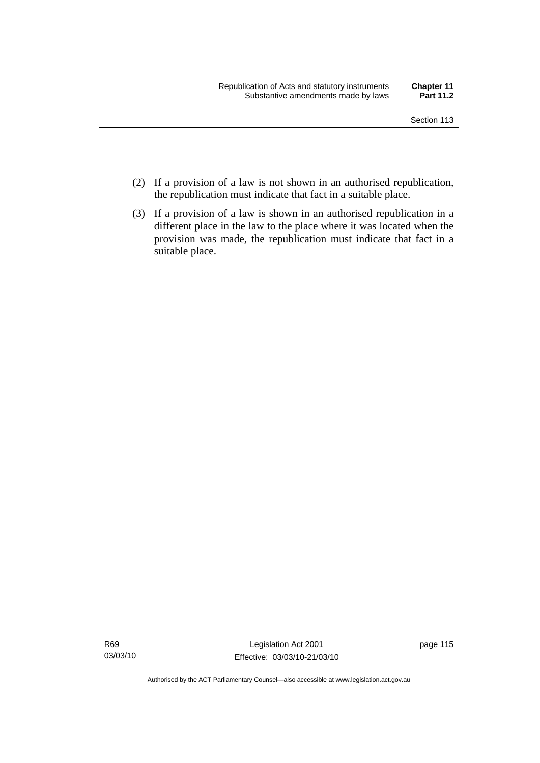(2) If a provision of a law is not shown in an authorised republication, the republication must indicate that fact in a suitable place.

(3) If a provision of a law is shown in an authorised republication in a different place in the law to the place where it was located when the provision was made, the republication must indicate that fact in a suitable place.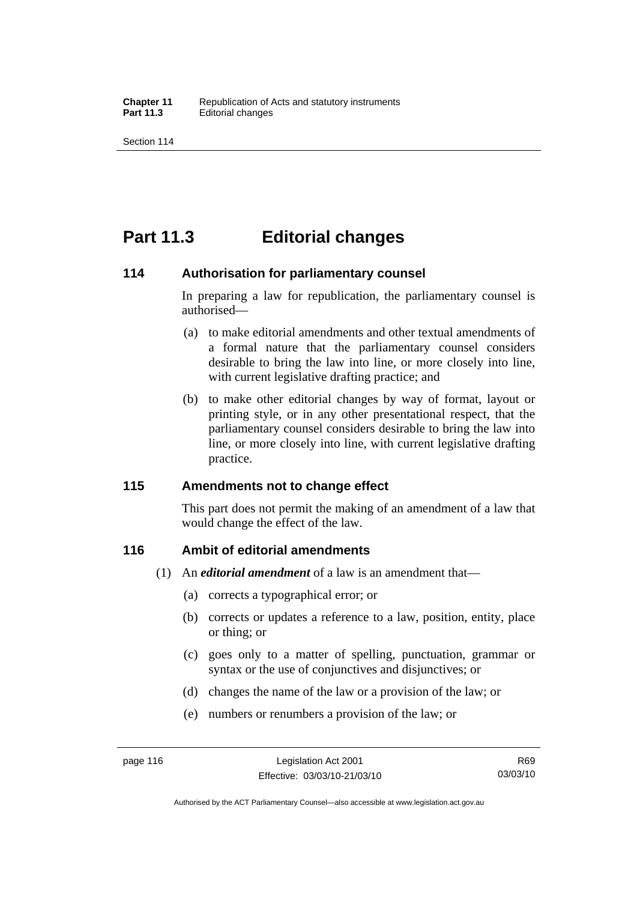# Part 11.3 Editorial changes

## 114 Authorisation for parliamentary counsel

In preparing a law for republication, the parliamentary counsel is authorised—

(a) to make editorial amendments and other textual amendments of a formal nature that the parliamentary counsel considers desirable to bring the law into line, or more closely into line, with current legislative drafting practice; and

(b) to make other editorial changes by way of format, layout or printing style, or in any other presentational respect, that the parliamentary counsel considers desirable to bring the law into line, or more closely into line, with current legislative drafting practice.

## 115 Amendments not to change effect

This part does not permit the making of an amendment of a law that would change the effect of the law.

## 116 Ambit of editorial amendments

(1) An ***editorial amendment*** of a law is an amendment that—

(a) corrects a typographical error; or

(b) corrects or updates a reference to a law, position, entity, place or thing; or

(c) goes only to a matter of spelling, punctuation, grammar or syntax or the use of conjunctives and disjunctives; or

(d) changes the name of the law or a provision of the law; or

(e) numbers or renumbers a provision of the law; or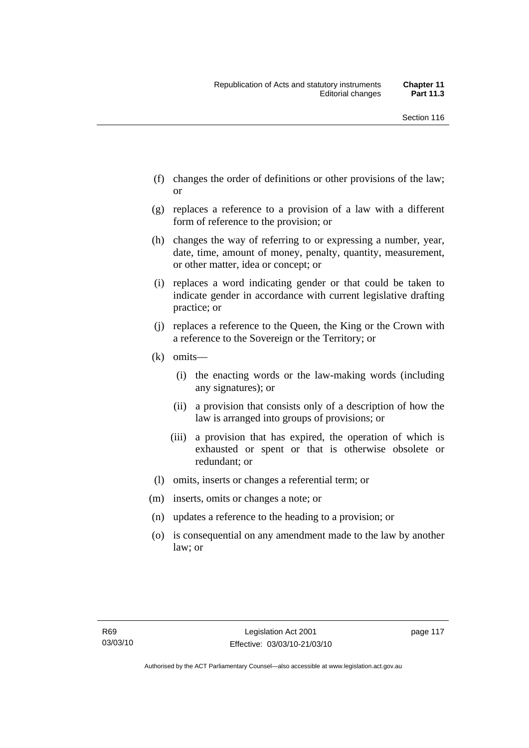(f) changes the order of definitions or other provisions of the law; or

(g) replaces a reference to a provision of a law with a different form of reference to the provision; or

(h) changes the way of referring to or expressing a number, year, date, time, amount of money, penalty, quantity, measurement, or other matter, idea or concept; or

(i) replaces a word indicating gender or that could be taken to indicate gender in accordance with current legislative drafting practice; or

(j) replaces a reference to the Queen, the King or the Crown with a reference to the Sovereign or the Territory; or

(k) omits—

  (i) the enacting words or the law-making words (including any signatures); or

  (ii) a provision that consists only of a description of how the law is arranged into groups of provisions; or

  (iii) a provision that has expired, the operation of which is exhausted or spent or that is otherwise obsolete or redundant; or

(l) omits, inserts or changes a referential term; or

(m) inserts, omits or changes a note; or

(n) updates a reference to the heading to a provision; or

(o) is consequential on any amendment made to the law by another law; or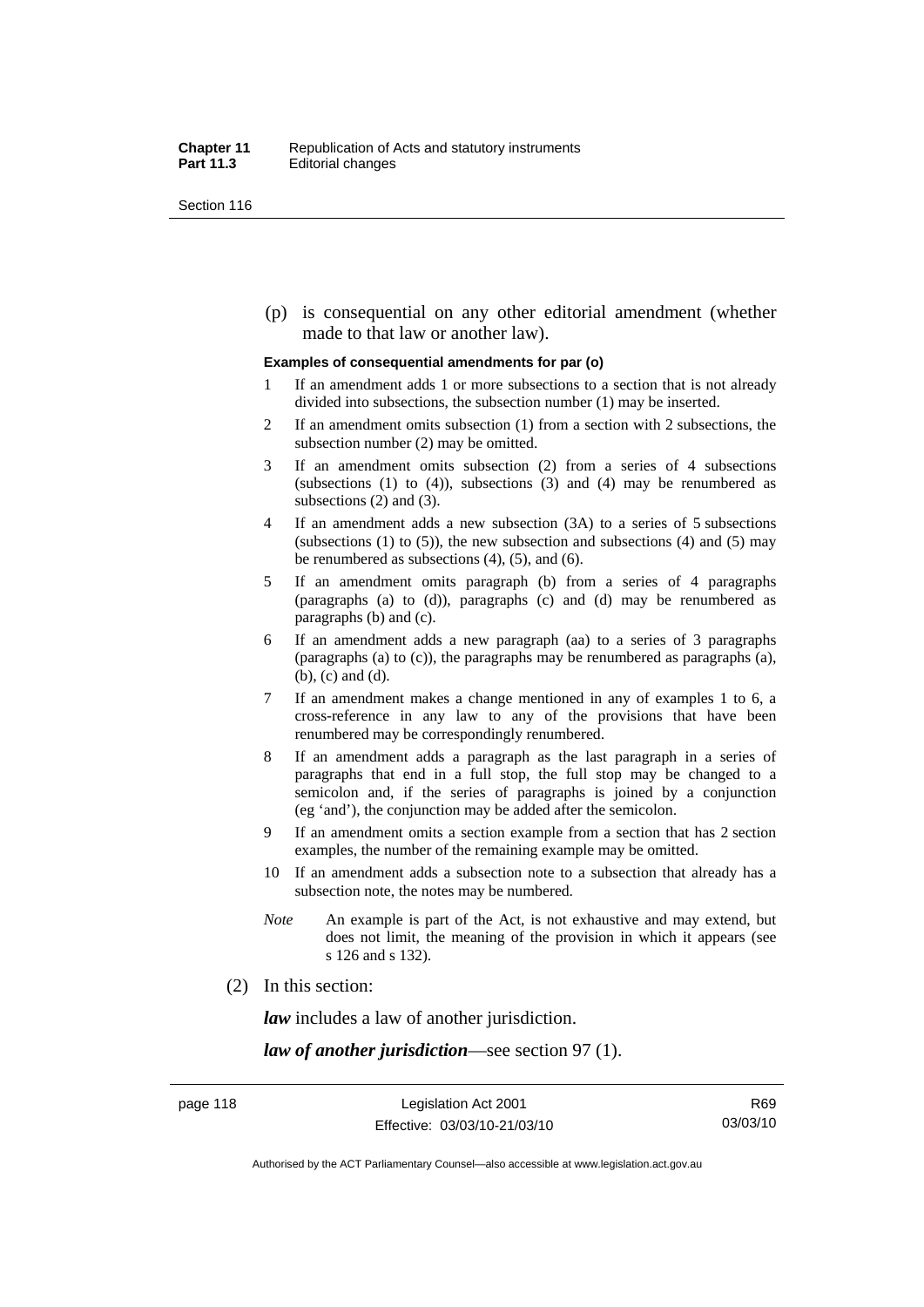(p) is consequential on any other editorial amendment (whether made to that law or another law).

**Examples of consequential amendments for par (o)**

1. If an amendment adds 1 or more subsections to a section that is not already divided into subsections, the subsection number (1) may be inserted.
2. If an amendment omits subsection (1) from a section with 2 subsections, the subsection number (2) may be omitted.
3. If an amendment omits subsection (2) from a series of 4 subsections (subsections (1) to (4)), subsections (3) and (4) may be renumbered as subsections (2) and (3).
4. If an amendment adds a new subsection (3A) to a series of 5 subsections (subsections (1) to (5)), the new subsection and subsections (4) and (5) may be renumbered as subsections (4), (5), and (6).
5. If an amendment omits paragraph (b) from a series of 4 paragraphs (paragraphs (a) to (d)), paragraphs (c) and (d) may be renumbered as paragraphs (b) and (c).
6. If an amendment adds a new paragraph (aa) to a series of 3 paragraphs (paragraphs (a) to (c)), the paragraphs may be renumbered as paragraphs (a), (b), (c) and (d).
7. If an amendment makes a change mentioned in any of examples 1 to 6, a cross-reference in any law to any of the provisions that have been renumbered may be correspondingly renumbered.
8. If an amendment adds a paragraph as the last paragraph in a series of paragraphs that end in a full stop, the full stop may be changed to a semicolon and, if the series of paragraphs is joined by a conjunction (eg 'and'), the conjunction may be added after the semicolon.
9. If an amendment omits a section example from a section that has 2 section examples, the number of the remaining example may be omitted.
10. If an amendment adds a subsection note to a subsection that already has a subsection note, the notes may be numbered.

*Note* An example is part of the Act, is not exhaustive and may extend, but does not limit, the meaning of the provision in which it appears (see s 126 and s 132).

(2) In this section:

***law*** includes a law of another jurisdiction.

***law of another jurisdiction***—see section 97 (1).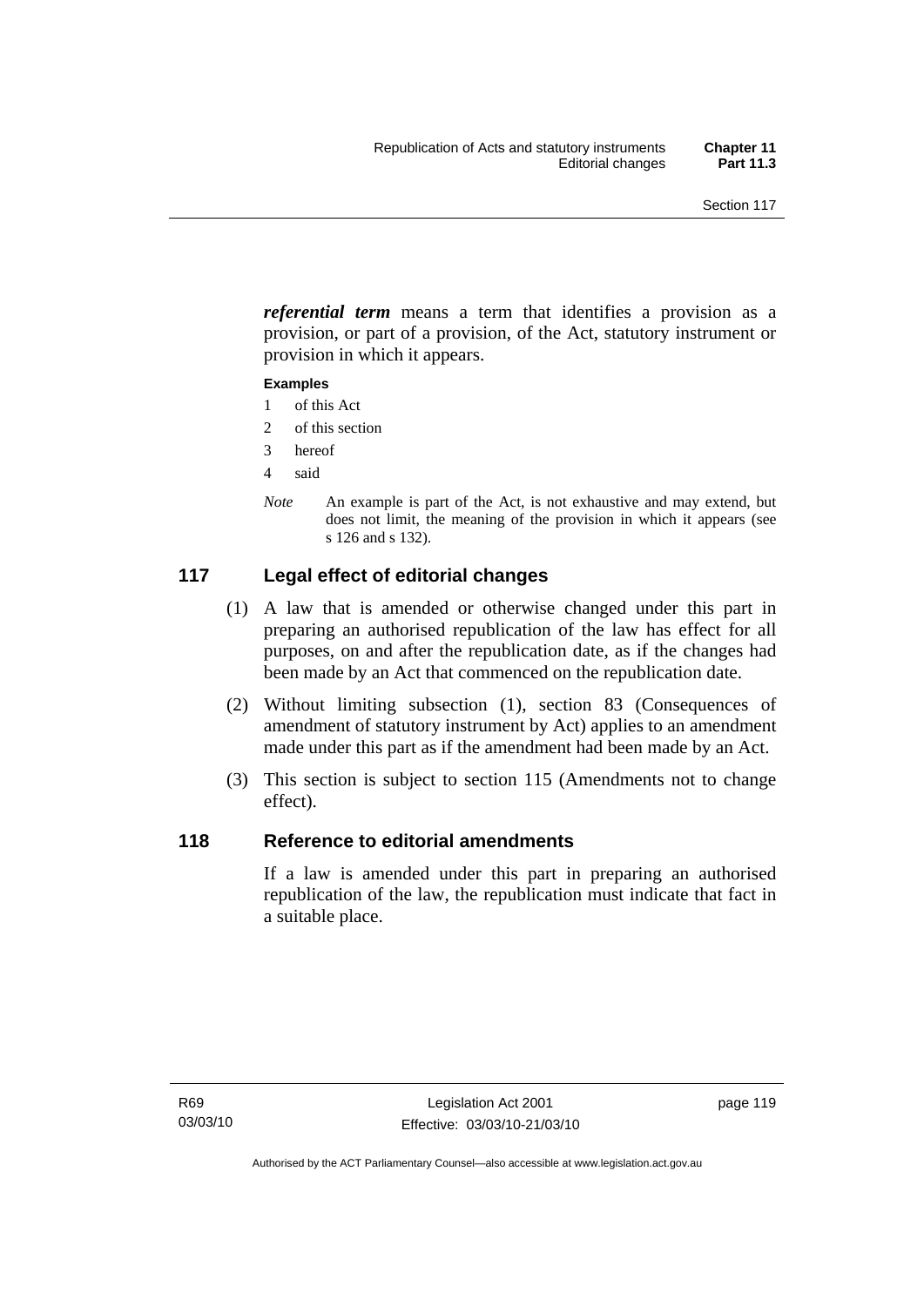***referential term*** means a term that identifies a provision as a provision, or part of a provision, of the Act, statutory instrument or provision in which it appears.

**Examples**

1 of this Act
2 of this section
3 hereof
4 said

*Note* An example is part of the Act, is not exhaustive and may extend, but does not limit, the meaning of the provision in which it appears (see s 126 and s 132).

## 117 Legal effect of editorial changes

(1) A law that is amended or otherwise changed under this part in preparing an authorised republication of the law has effect for all purposes, on and after the republication date, as if the changes had been made by an Act that commenced on the republication date.

(2) Without limiting subsection (1), section 83 (Consequences of amendment of statutory instrument by Act) applies to an amendment made under this part as if the amendment had been made by an Act.

(3) This section is subject to section 115 (Amendments not to change effect).

## 118 Reference to editorial amendments

If a law is amended under this part in preparing an authorised republication of the law, the republication must indicate that fact in a suitable place.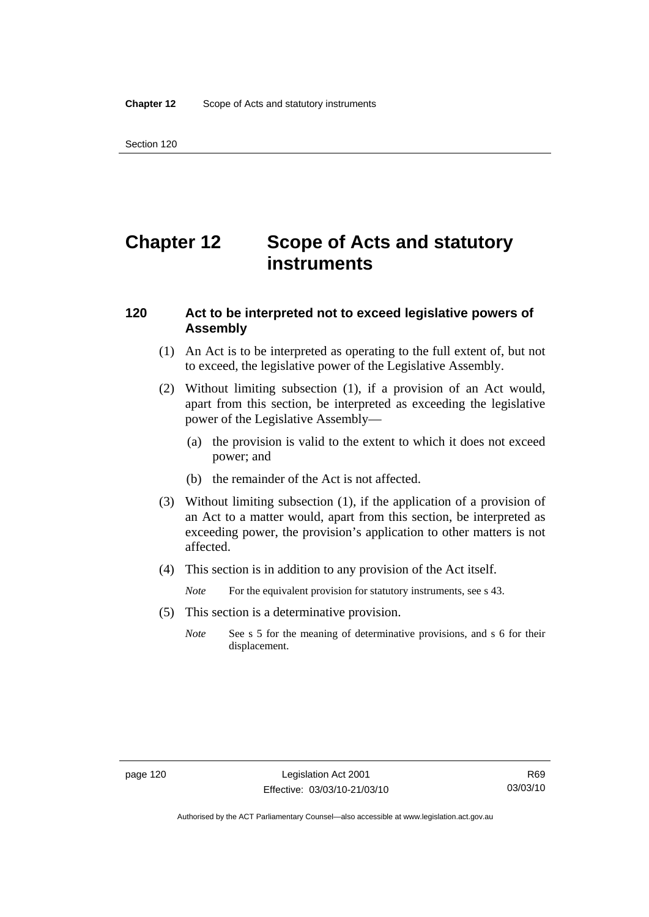# Chapter 12 Scope of Acts and statutory instruments

## 120 Act to be interpreted not to exceed legislative powers of Assembly

(1) An Act is to be interpreted as operating to the full extent of, but not to exceed, the legislative power of the Legislative Assembly.

(2) Without limiting subsection (1), if a provision of an Act would, apart from this section, be interpreted as exceeding the legislative power of the Legislative Assembly—

(a) the provision is valid to the extent to which it does not exceed power; and

(b) the remainder of the Act is not affected.

(3) Without limiting subsection (1), if the application of a provision of an Act to a matter would, apart from this section, be interpreted as exceeding power, the provision's application to other matters is not affected.

(4) This section is in addition to any provision of the Act itself.

*Note* For the equivalent provision for statutory instruments, see s 43.

(5) This section is a determinative provision.

*Note* See s 5 for the meaning of determinative provisions, and s 6 for their displacement.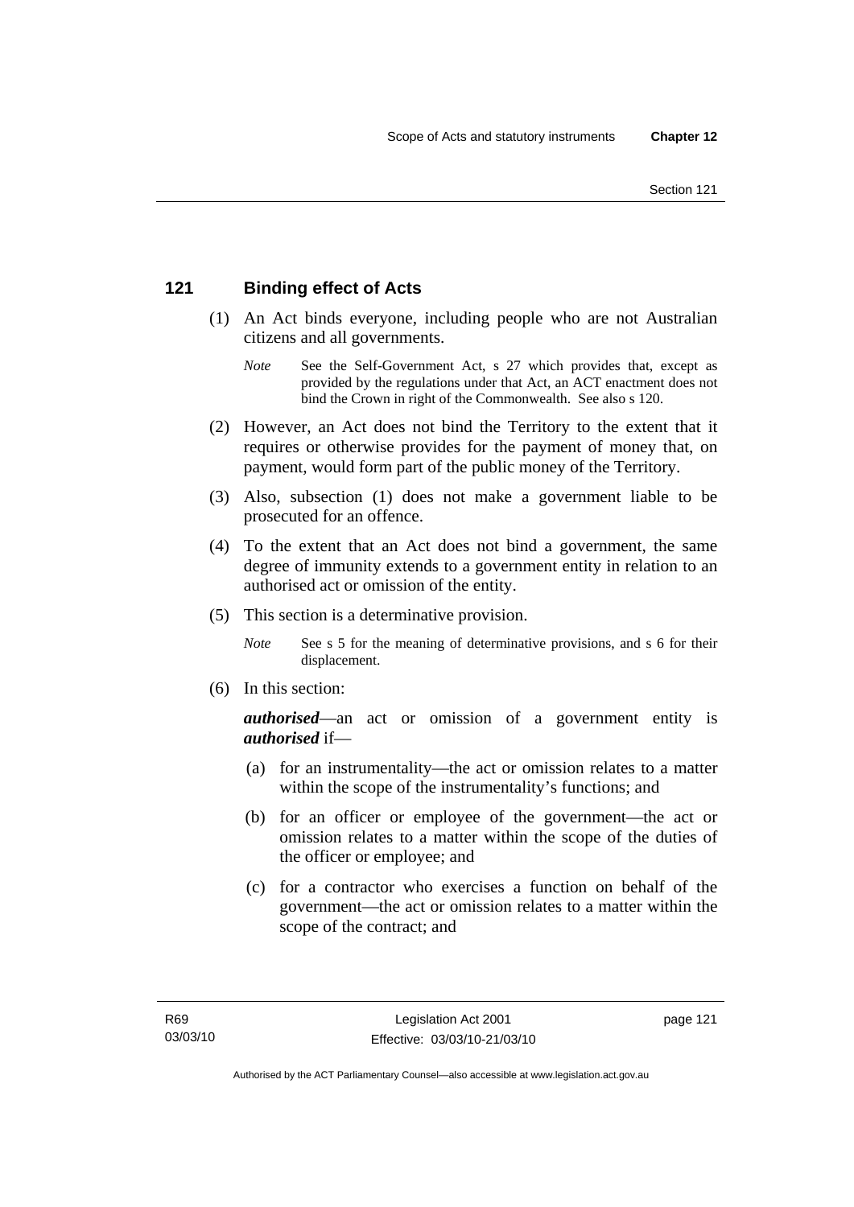## 121 Binding effect of Acts

(1) An Act binds everyone, including people who are not Australian citizens and all governments.

*Note* See the Self-Government Act, s 27 which provides that, except as provided by the regulations under that Act, an ACT enactment does not bind the Crown in right of the Commonwealth. See also s 120.

(2) However, an Act does not bind the Territory to the extent that it requires or otherwise provides for the payment of money that, on payment, would form part of the public money of the Territory.

(3) Also, subsection (1) does not make a government liable to be prosecuted for an offence.

(4) To the extent that an Act does not bind a government, the same degree of immunity extends to a government entity in relation to an authorised act or omission of the entity.

(5) This section is a determinative provision.

*Note* See s 5 for the meaning of determinative provisions, and s 6 for their displacement.

(6) In this section:

***authorised***—an act or omission of a government entity is ***authorised*** if—

(a) for an instrumentality—the act or omission relates to a matter within the scope of the instrumentality's functions; and

(b) for an officer or employee of the government—the act or omission relates to a matter within the scope of the duties of the officer or employee; and

(c) for a contractor who exercises a function on behalf of the government—the act or omission relates to a matter within the scope of the contract; and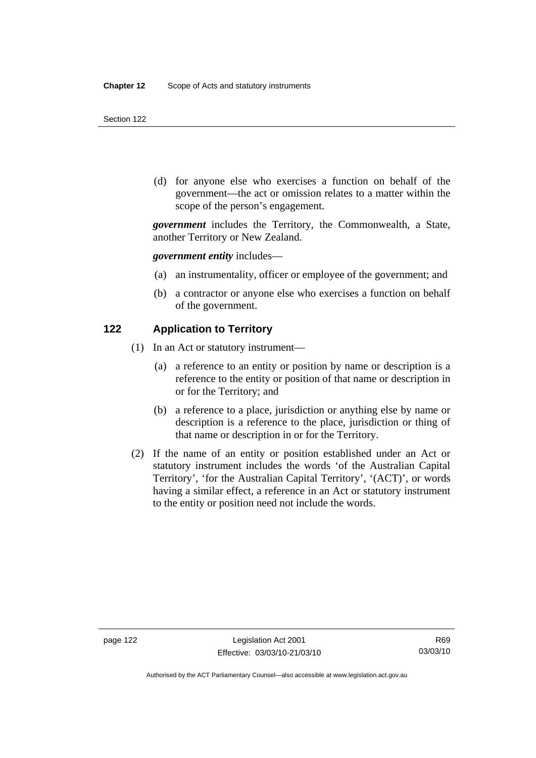(d) for anyone else who exercises a function on behalf of the government—the act or omission relates to a matter within the scope of the person's engagement.

***government*** includes the Territory, the Commonwealth, a State, another Territory or New Zealand.

***government entity*** includes—

(a) an instrumentality, officer or employee of the government; and

(b) a contractor or anyone else who exercises a function on behalf of the government.

## 122 Application to Territory

(1) In an Act or statutory instrument—

(a) a reference to an entity or position by name or description is a reference to the entity or position of that name or description in or for the Territory; and

(b) a reference to a place, jurisdiction or anything else by name or description is a reference to the place, jurisdiction or thing of that name or description in or for the Territory.

(2) If the name of an entity or position established under an Act or statutory instrument includes the words 'of the Australian Capital Territory', 'for the Australian Capital Territory', '(ACT)', or words having a similar effect, a reference in an Act or statutory instrument to the entity or position need not include the words.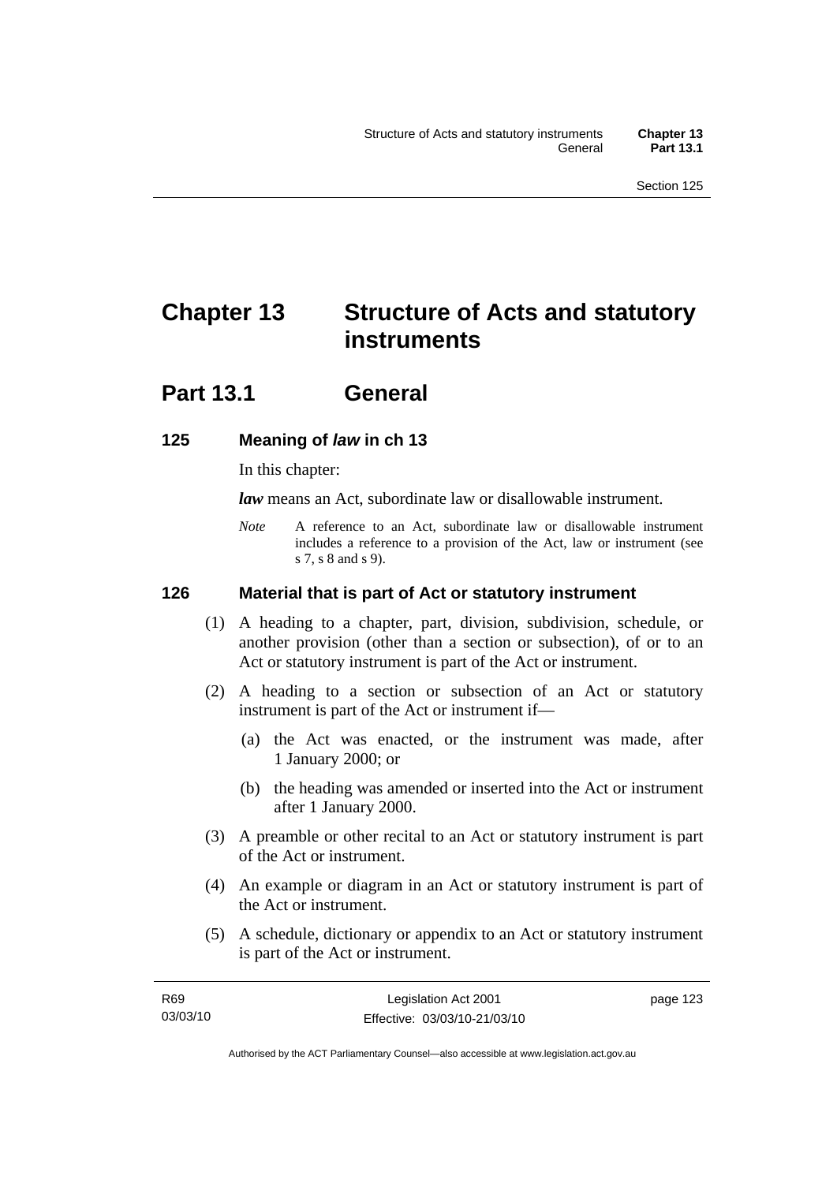# Chapter 13 Structure of Acts and statutory instruments

## Part 13.1 General

### 125 Meaning of *law* in ch 13

In this chapter:

***law*** means an Act, subordinate law or disallowable instrument.

*Note* A reference to an Act, subordinate law or disallowable instrument includes a reference to a provision of the Act, law or instrument (see s 7, s 8 and s 9).

### 126 Material that is part of Act or statutory instrument

(1) A heading to a chapter, part, division, subdivision, schedule, or another provision (other than a section or subsection), of or to an Act or statutory instrument is part of the Act or instrument.

(2) A heading to a section or subsection of an Act or statutory instrument is part of the Act or instrument if—

(a) the Act was enacted, or the instrument was made, after 1 January 2000; or

(b) the heading was amended or inserted into the Act or instrument after 1 January 2000.

(3) A preamble or other recital to an Act or statutory instrument is part of the Act or instrument.

(4) An example or diagram in an Act or statutory instrument is part of the Act or instrument.

(5) A schedule, dictionary or appendix to an Act or statutory instrument is part of the Act or instrument.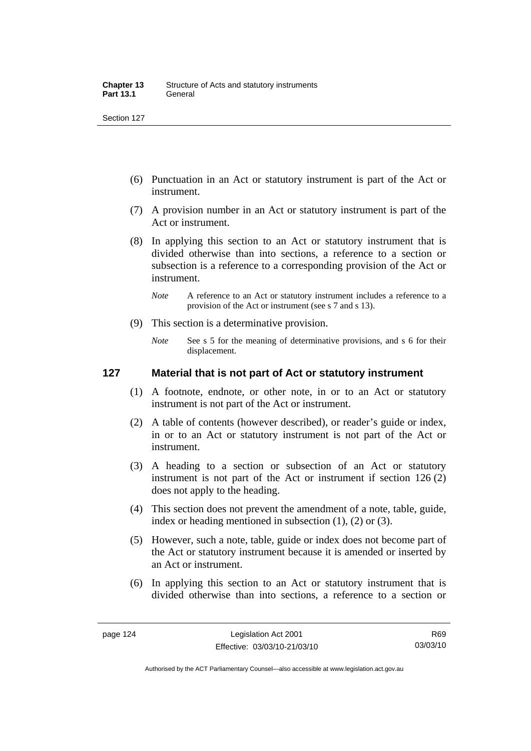(6) Punctuation in an Act or statutory instrument is part of the Act or instrument.

(7) A provision number in an Act or statutory instrument is part of the Act or instrument.

(8) In applying this section to an Act or statutory instrument that is divided otherwise than into sections, a reference to a section or subsection is a reference to a corresponding provision of the Act or instrument.

*Note* A reference to an Act or statutory instrument includes a reference to a provision of the Act or instrument (see s 7 and s 13).

(9) This section is a determinative provision.

*Note* See s 5 for the meaning of determinative provisions, and s 6 for their displacement.

## 127 Material that is not part of Act or statutory instrument

(1) A footnote, endnote, or other note, in or to an Act or statutory instrument is not part of the Act or instrument.

(2) A table of contents (however described), or reader's guide or index, in or to an Act or statutory instrument is not part of the Act or instrument.

(3) A heading to a section or subsection of an Act or statutory instrument is not part of the Act or instrument if section 126 (2) does not apply to the heading.

(4) This section does not prevent the amendment of a note, table, guide, index or heading mentioned in subsection (1), (2) or (3).

(5) However, such a note, table, guide or index does not become part of the Act or statutory instrument because it is amended or inserted by an Act or instrument.

(6) In applying this section to an Act or statutory instrument that is divided otherwise than into sections, a reference to a section or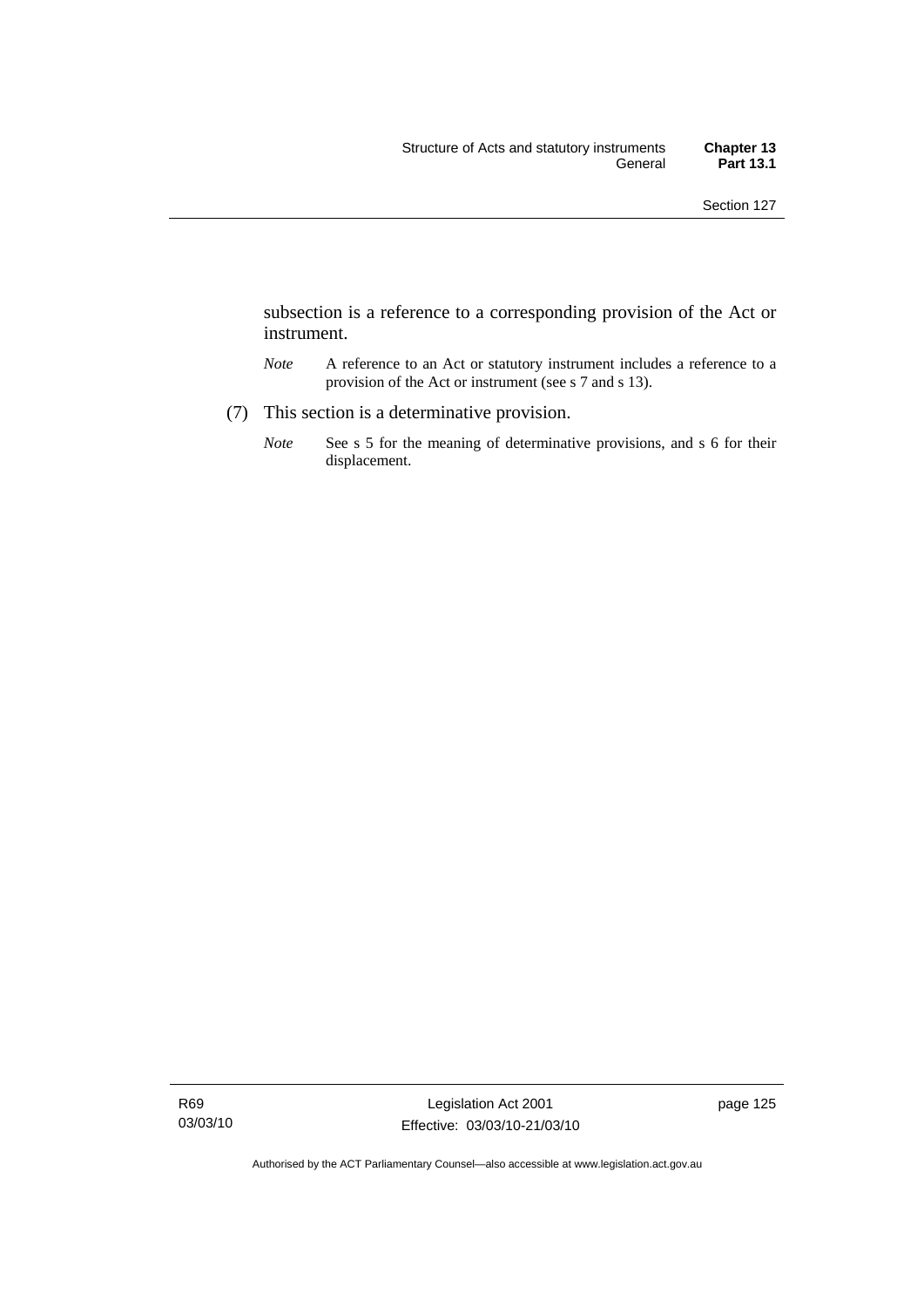subsection is a reference to a corresponding provision of the Act or instrument.

*Note* A reference to an Act or statutory instrument includes a reference to a provision of the Act or instrument (see s 7 and s 13).

(7) This section is a determinative provision.

*Note* See s 5 for the meaning of determinative provisions, and s 6 for their displacement.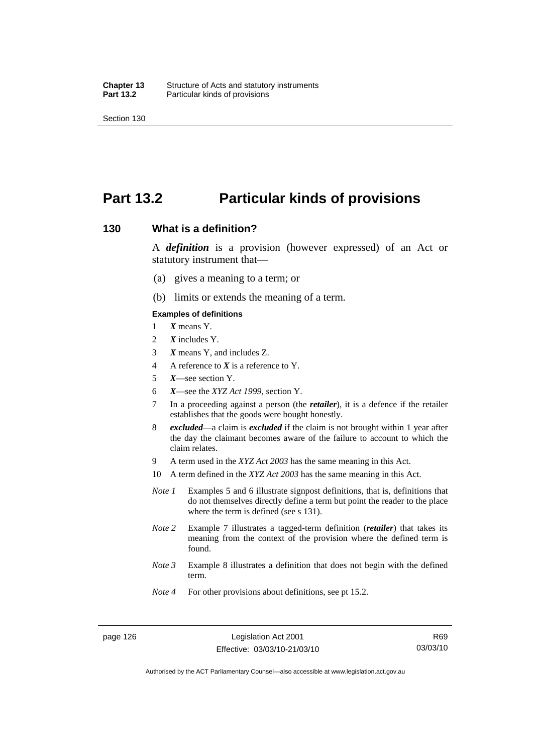# Part 13.2 Particular kinds of provisions

## 130 What is a definition?

A ***definition*** is a provision (however expressed) of an Act or statutory instrument that—

(a) gives a meaning to a term; or

(b) limits or extends the meaning of a term.

**Examples of definitions**

1. ***X*** means Y.
2. ***X*** includes Y.
3. ***X*** means Y, and includes Z.
4. A reference to ***X*** is a reference to Y.
5. ***X***—see section Y.
6. ***X***—see the *XYZ Act 1999*, section Y.
7. In a proceeding against a person (the ***retailer***), it is a defence if the retailer establishes that the goods were bought honestly.
8. ***excluded***—a claim is ***excluded*** if the claim is not brought within 1 year after the day the claimant becomes aware of the failure to account to which the claim relates.
9. A term used in the *XYZ Act 2003* has the same meaning in this Act.
10. A term defined in the *XYZ Act 2003* has the same meaning in this Act.

*Note 1* Examples 5 and 6 illustrate signpost definitions, that is, definitions that do not themselves directly define a term but point the reader to the place where the term is defined (see s 131).

*Note 2* Example 7 illustrates a tagged-term definition (***retailer***) that takes its meaning from the context of the provision where the defined term is found.

*Note 3* Example 8 illustrates a definition that does not begin with the defined term.

*Note 4* For other provisions about definitions, see pt 15.2.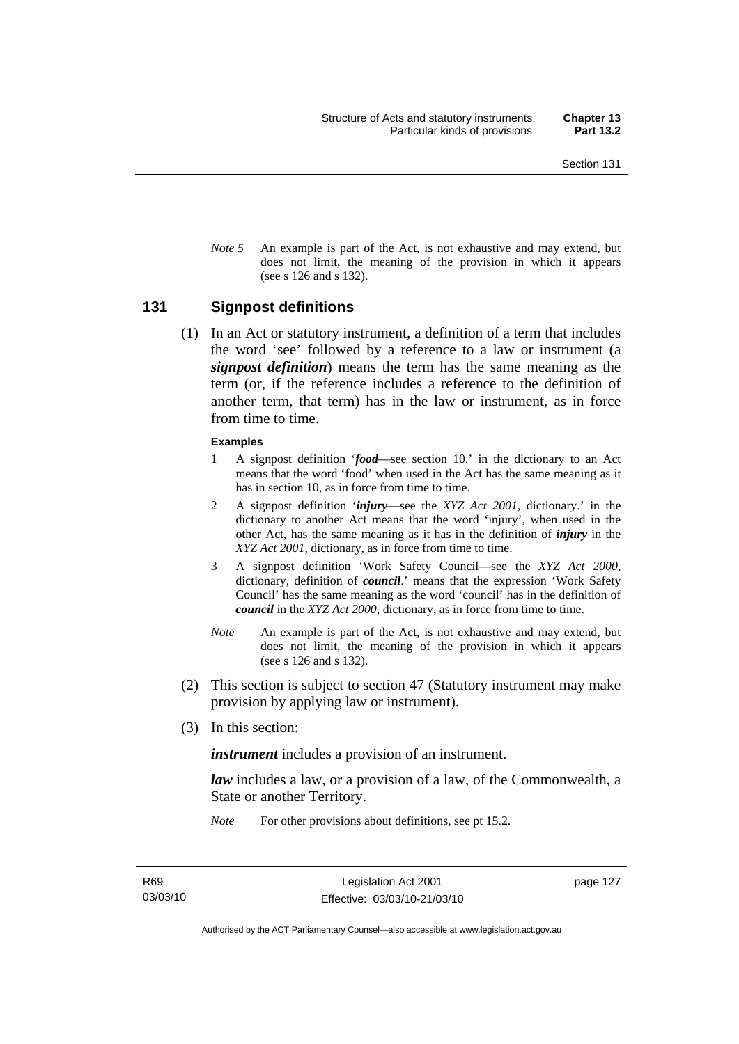*Note 5* An example is part of the Act, is not exhaustive and may extend, but does not limit, the meaning of the provision in which it appears (see s 126 and s 132).

## 131 Signpost definitions

(1) In an Act or statutory instrument, a definition of a term that includes the word 'see' followed by a reference to a law or instrument (a ***signpost definition***) means the term has the same meaning as the term (or, if the reference includes a reference to the definition of another term, that term) has in the law or instrument, as in force from time to time.

**Examples**

1. A signpost definition '***food***—see section 10.' in the dictionary to an Act means that the word 'food' when used in the Act has the same meaning as it has in section 10, as in force from time to time.
2. A signpost definition '***injury***—see the *XYZ Act 2001*, dictionary.' in the dictionary to another Act means that the word 'injury', when used in the other Act, has the same meaning as it has in the definition of ***injury*** in the *XYZ Act 2001*, dictionary, as in force from time to time.
3. A signpost definition 'Work Safety Council—see the *XYZ Act 2000*, dictionary, definition of ***council***.' means that the expression 'Work Safety Council' has the same meaning as the word 'council' has in the definition of ***council*** in the *XYZ Act 2000*, dictionary, as in force from time to time.

*Note* An example is part of the Act, is not exhaustive and may extend, but does not limit, the meaning of the provision in which it appears (see s 126 and s 132).

(2) This section is subject to section 47 (Statutory instrument may make provision by applying law or instrument).

(3) In this section:

***instrument*** includes a provision of an instrument.

***law*** includes a law, or a provision of a law, of the Commonwealth, a State or another Territory.

*Note* For other provisions about definitions, see pt 15.2.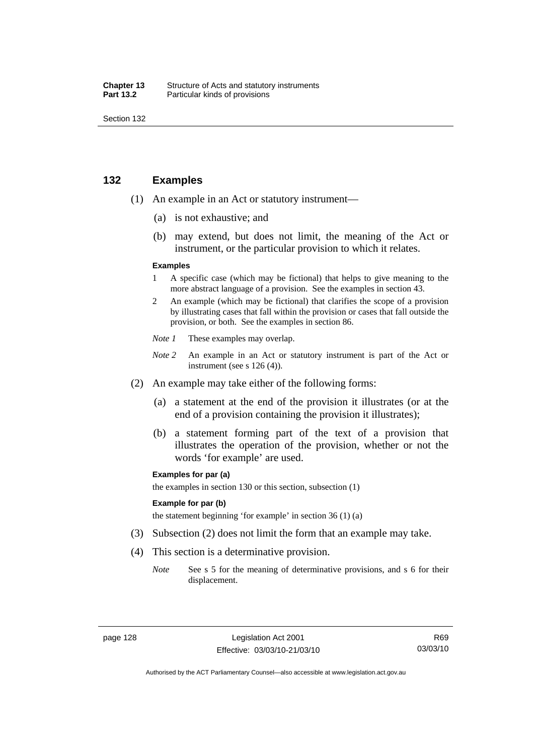## 132 Examples

(1) An example in an Act or statutory instrument—

(a) is not exhaustive; and

(b) may extend, but does not limit, the meaning of the Act or instrument, or the particular provision to which it relates.

**Examples**

1 A specific case (which may be fictional) that helps to give meaning to the more abstract language of a provision. See the examples in section 43.

2 An example (which may be fictional) that clarifies the scope of a provision by illustrating cases that fall within the provision or cases that fall outside the provision, or both. See the examples in section 86.

*Note 1* These examples may overlap.

*Note 2* An example in an Act or statutory instrument is part of the Act or instrument (see s 126 (4)).

(2) An example may take either of the following forms:

(a) a statement at the end of the provision it illustrates (or at the end of a provision containing the provision it illustrates);

(b) a statement forming part of the text of a provision that illustrates the operation of the provision, whether or not the words 'for example' are used.

**Examples for par (a)**

the examples in section 130 or this section, subsection (1)

**Example for par (b)**

the statement beginning 'for example' in section 36 (1) (a)

(3) Subsection (2) does not limit the form that an example may take.

(4) This section is a determinative provision.

*Note* See s 5 for the meaning of determinative provisions, and s 6 for their displacement.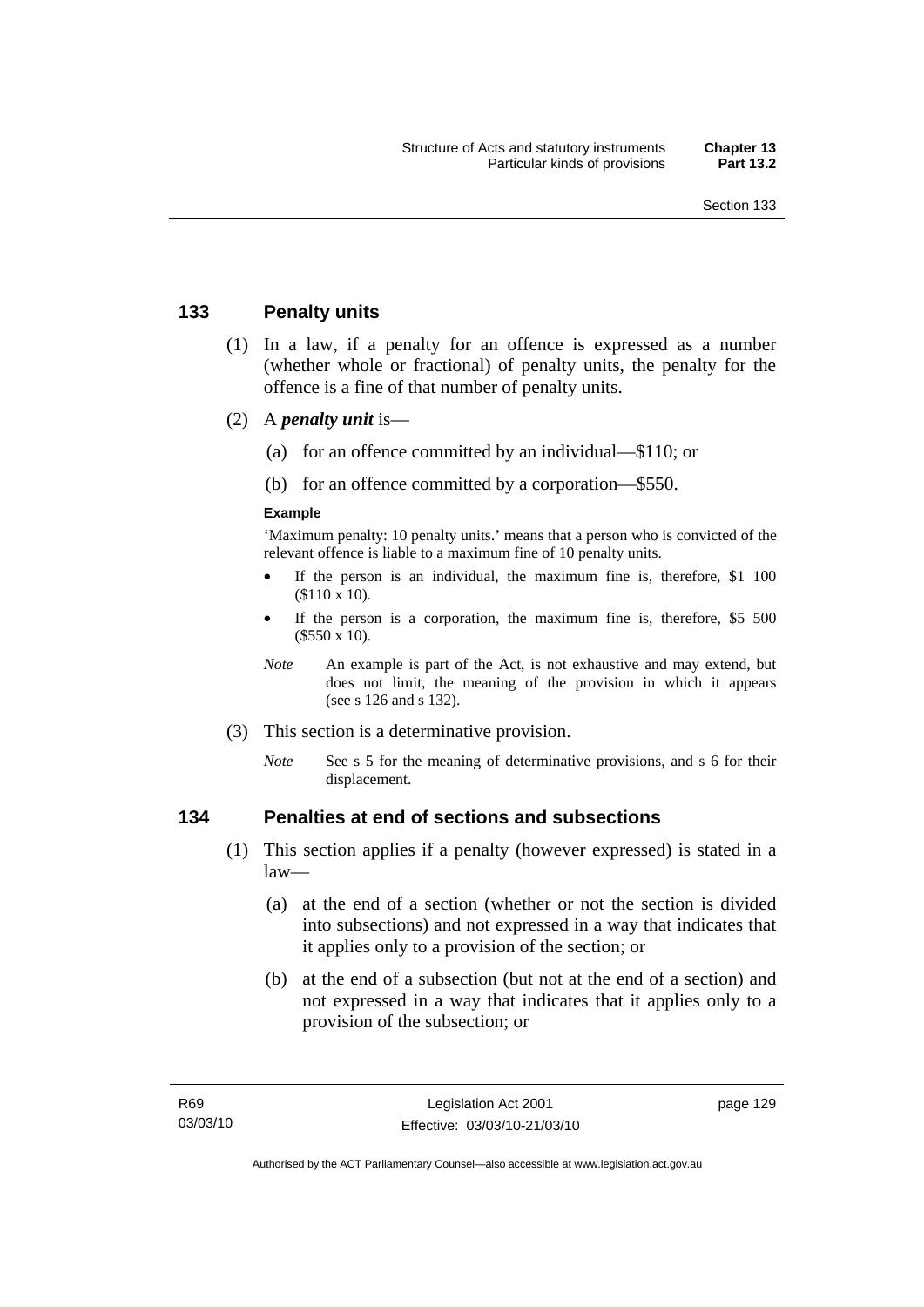## 133 Penalty units

(1) In a law, if a penalty for an offence is expressed as a number (whether whole or fractional) of penalty units, the penalty for the offence is a fine of that number of penalty units.

(2) A ***penalty unit*** is—

(a) for an offence committed by an individual—$110; or

(b) for an offence committed by a corporation—$550.

**Example**

'Maximum penalty: 10 penalty units.' means that a person who is convicted of the relevant offence is liable to a maximum fine of 10 penalty units.

- If the person is an individual, the maximum fine is, therefore, $1 100 ($110 x 10).
- If the person is a corporation, the maximum fine is, therefore, $5 500 ($550 x 10).

*Note* An example is part of the Act, is not exhaustive and may extend, but does not limit, the meaning of the provision in which it appears (see s 126 and s 132).

(3) This section is a determinative provision.

*Note* See s 5 for the meaning of determinative provisions, and s 6 for their displacement.

## 134 Penalties at end of sections and subsections

(1) This section applies if a penalty (however expressed) is stated in a law—

(a) at the end of a section (whether or not the section is divided into subsections) and not expressed in a way that indicates that it applies only to a provision of the section; or

(b) at the end of a subsection (but not at the end of a section) and not expressed in a way that indicates that it applies only to a provision of the subsection; or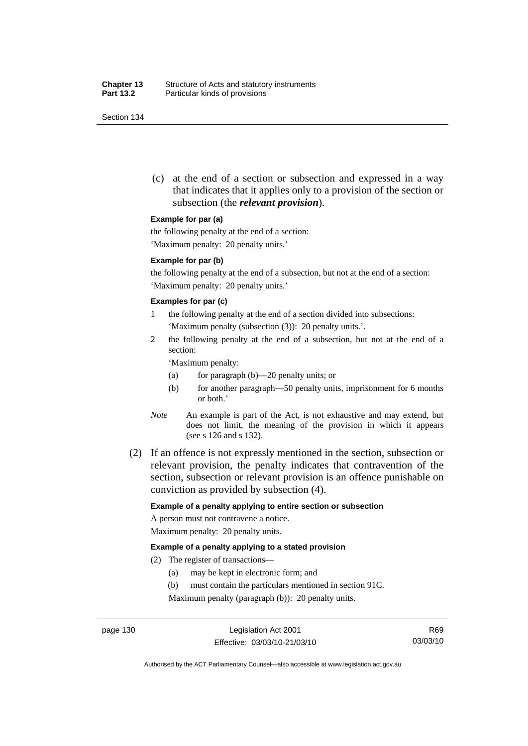(c) at the end of a section or subsection and expressed in a way that indicates that it applies only to a provision of the section or subsection (the ***relevant provision***).

**Example for par (a)**

the following penalty at the end of a section:

'Maximum penalty: 20 penalty units.'

**Example for par (b)**

the following penalty at the end of a subsection, but not at the end of a section:

'Maximum penalty: 20 penalty units.'

**Examples for par (c)**

1 the following penalty at the end of a section divided into subsections:
'Maximum penalty (subsection (3)): 20 penalty units.'.

2 the following penalty at the end of a subsection, but not at the end of a section:

'Maximum penalty:

(a) for paragraph (b)—20 penalty units; or

(b) for another paragraph—50 penalty units, imprisonment for 6 months or both.'

*Note* An example is part of the Act, is not exhaustive and may extend, but does not limit, the meaning of the provision in which it appears (see s 126 and s 132).

(2) If an offence is not expressly mentioned in the section, subsection or relevant provision, the penalty indicates that contravention of the section, subsection or relevant provision is an offence punishable on conviction as provided by subsection (4).

**Example of a penalty applying to entire section or subsection**

A person must not contravene a notice.

Maximum penalty: 20 penalty units.

**Example of a penalty applying to a stated provision**

(2) The register of transactions—

(a) may be kept in electronic form; and

(b) must contain the particulars mentioned in section 91C.

Maximum penalty (paragraph (b)): 20 penalty units.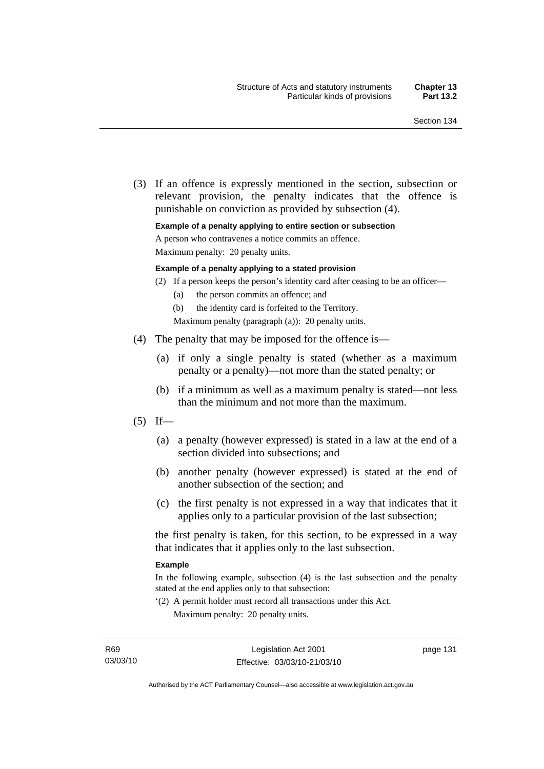(3) If an offence is expressly mentioned in the section, subsection or relevant provision, the penalty indicates that the offence is punishable on conviction as provided by subsection (4).

**Example of a penalty applying to entire section or subsection**

A person who contravenes a notice commits an offence.

Maximum penalty: 20 penalty units.

**Example of a penalty applying to a stated provision**

(2) If a person keeps the person's identity card after ceasing to be an officer—

(a) the person commits an offence; and

(b) the identity card is forfeited to the Territory.

Maximum penalty (paragraph (a)): 20 penalty units.

(4) The penalty that may be imposed for the offence is—

(a) if only a single penalty is stated (whether as a maximum penalty or a penalty)—not more than the stated penalty; or

(b) if a minimum as well as a maximum penalty is stated—not less than the minimum and not more than the maximum.

(5) If—

(a) a penalty (however expressed) is stated in a law at the end of a section divided into subsections; and

(b) another penalty (however expressed) is stated at the end of another subsection of the section; and

(c) the first penalty is not expressed in a way that indicates that it applies only to a particular provision of the last subsection;

the first penalty is taken, for this section, to be expressed in a way that indicates that it applies only to the last subsection.

**Example**

In the following example, subsection (4) is the last subsection and the penalty stated at the end applies only to that subsection:

'(2) A permit holder must record all transactions under this Act.

Maximum penalty: 20 penalty units.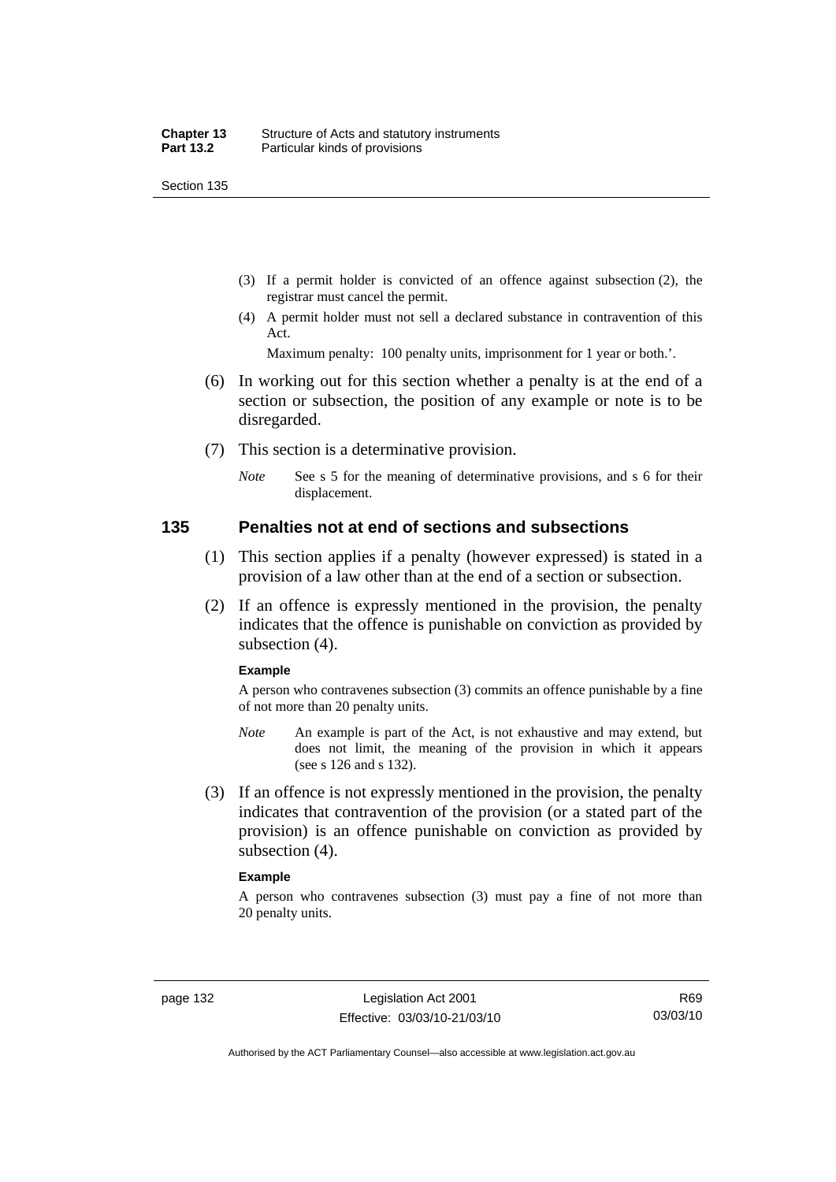(3) If a permit holder is convicted of an offence against subsection (2), the registrar must cancel the permit.

(4) A permit holder must not sell a declared substance in contravention of this Act.

Maximum penalty: 100 penalty units, imprisonment for 1 year or both.'.

(6) In working out for this section whether a penalty is at the end of a section or subsection, the position of any example or note is to be disregarded.

(7) This section is a determinative provision.

*Note* See s 5 for the meaning of determinative provisions, and s 6 for their displacement.

## 135 Penalties not at end of sections and subsections

(1) This section applies if a penalty (however expressed) is stated in a provision of a law other than at the end of a section or subsection.

(2) If an offence is expressly mentioned in the provision, the penalty indicates that the offence is punishable on conviction as provided by subsection (4).

**Example**

A person who contravenes subsection (3) commits an offence punishable by a fine of not more than 20 penalty units.

*Note* An example is part of the Act, is not exhaustive and may extend, but does not limit, the meaning of the provision in which it appears (see s 126 and s 132).

(3) If an offence is not expressly mentioned in the provision, the penalty indicates that contravention of the provision (or a stated part of the provision) is an offence punishable on conviction as provided by subsection (4).

**Example**

A person who contravenes subsection (3) must pay a fine of not more than 20 penalty units.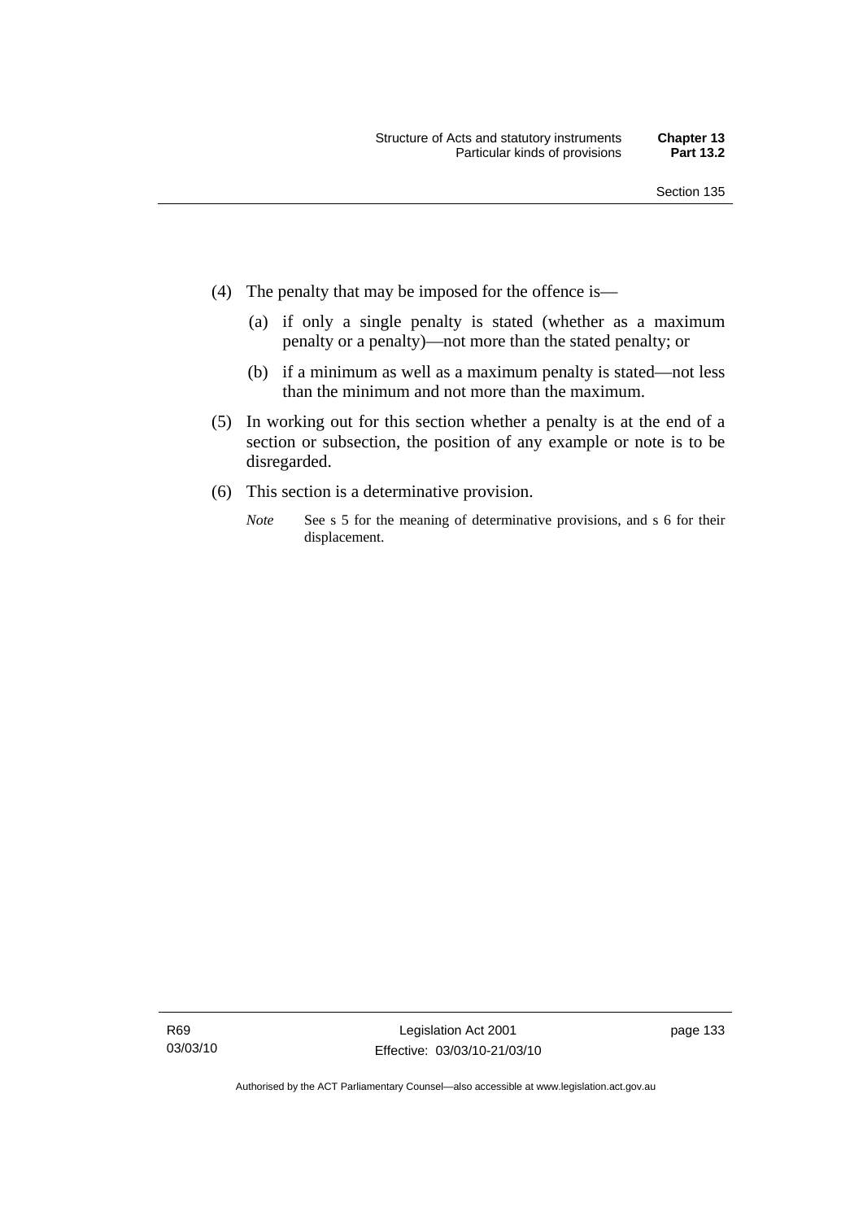(4) The penalty that may be imposed for the offence is—

(a) if only a single penalty is stated (whether as a maximum penalty or a penalty)—not more than the stated penalty; or

(b) if a minimum as well as a maximum penalty is stated—not less than the minimum and not more than the maximum.

(5) In working out for this section whether a penalty is at the end of a section or subsection, the position of any example or note is to be disregarded.

(6) This section is a determinative provision.

*Note* See s 5 for the meaning of determinative provisions, and s 6 for their displacement.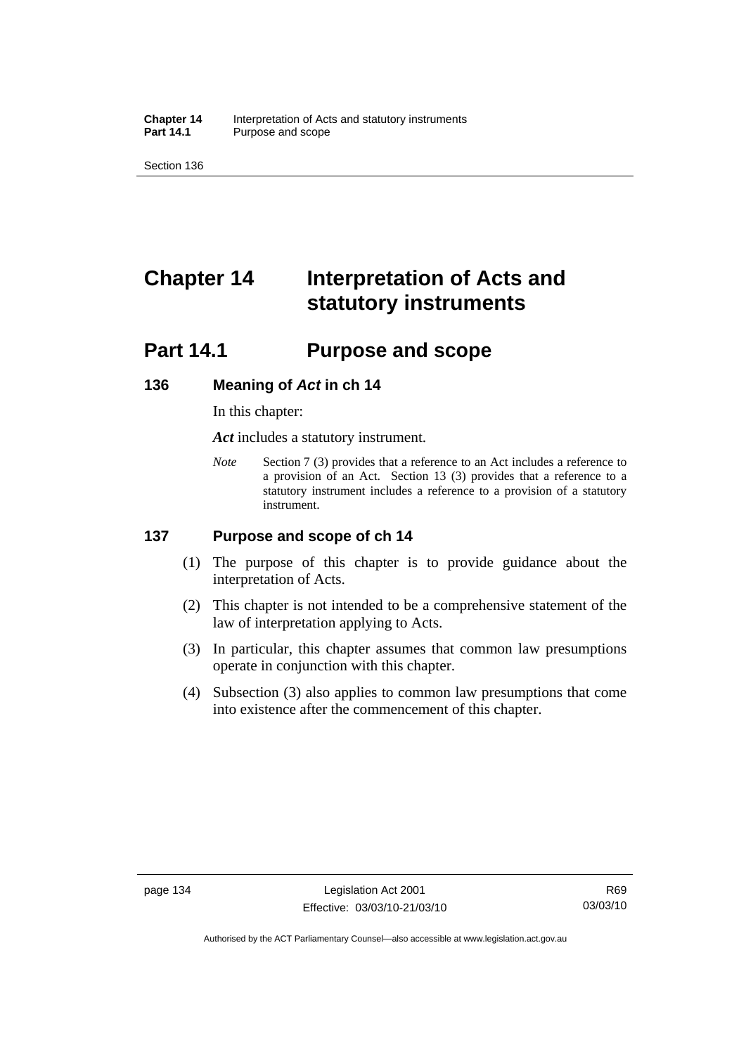# Chapter 14 Interpretation of Acts and statutory instruments

## Part 14.1 Purpose and scope

### 136 Meaning of *Act* in ch 14

In this chapter:

***Act*** includes a statutory instrument.

*Note* Section 7 (3) provides that a reference to an Act includes a reference to a provision of an Act. Section 13 (3) provides that a reference to a statutory instrument includes a reference to a provision of a statutory instrument.

### 137 Purpose and scope of ch 14

(1) The purpose of this chapter is to provide guidance about the interpretation of Acts.

(2) This chapter is not intended to be a comprehensive statement of the law of interpretation applying to Acts.

(3) In particular, this chapter assumes that common law presumptions operate in conjunction with this chapter.

(4) Subsection (3) also applies to common law presumptions that come into existence after the commencement of this chapter.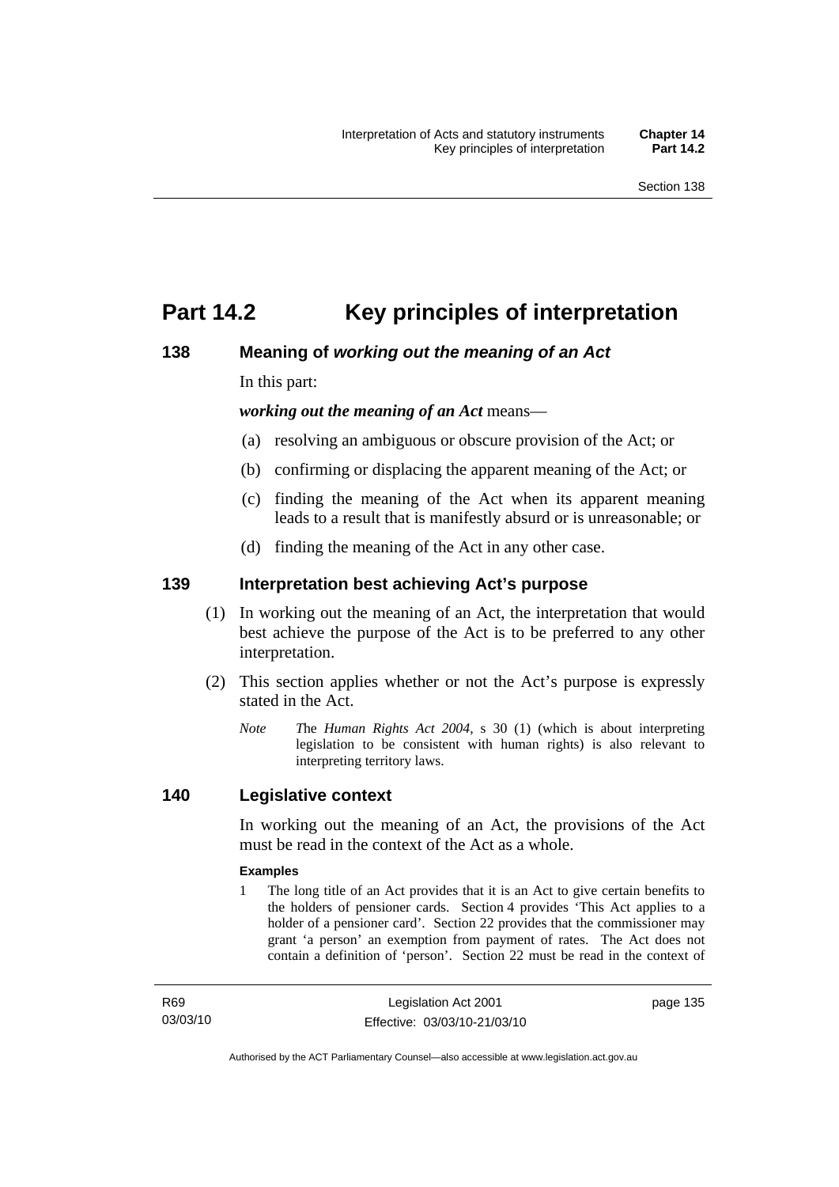# Part 14.2 Key principles of interpretation

## 138 Meaning of *working out the meaning of an Act*

In this part:

***working out the meaning of an Act*** means—

(a) resolving an ambiguous or obscure provision of the Act; or

(b) confirming or displacing the apparent meaning of the Act; or

(c) finding the meaning of the Act when its apparent meaning leads to a result that is manifestly absurd or is unreasonable; or

(d) finding the meaning of the Act in any other case.

## 139 Interpretation best achieving Act's purpose

(1) In working out the meaning of an Act, the interpretation that would best achieve the purpose of the Act is to be preferred to any other interpretation.

(2) This section applies whether or not the Act's purpose is expressly stated in the Act.

*Note* *T*he *Human Rights Act 2004*, s 30 (1) (which is about interpreting legislation to be consistent with human rights) is also relevant to interpreting territory laws.

## 140 Legislative context

In working out the meaning of an Act, the provisions of the Act must be read in the context of the Act as a whole.

**Examples**

1 The long title of an Act provides that it is an Act to give certain benefits to the holders of pensioner cards. Section 4 provides 'This Act applies to a holder of a pensioner card'. Section 22 provides that the commissioner may grant 'a person' an exemption from payment of rates. The Act does not contain a definition of 'person'. Section 22 must be read in the context of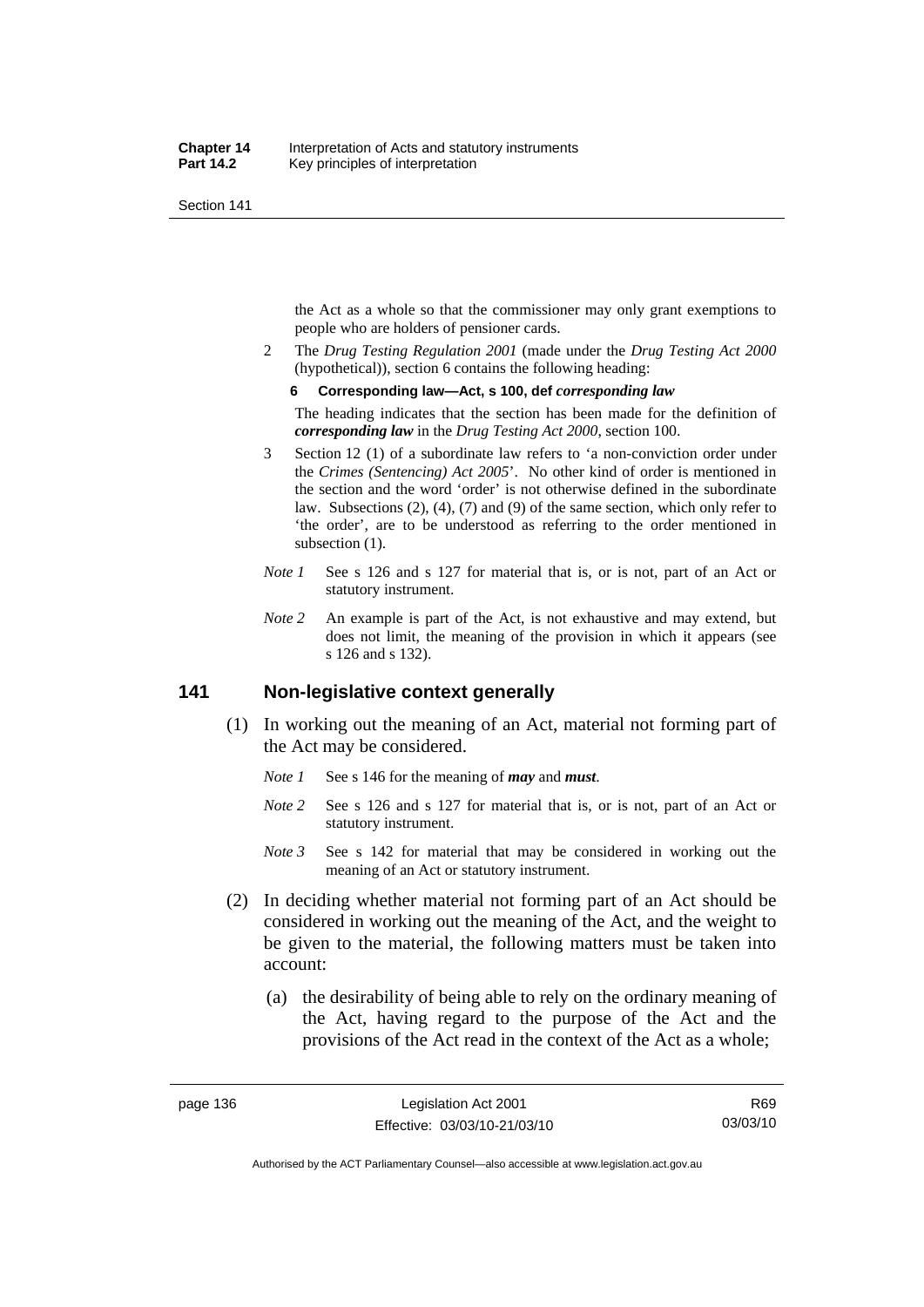the Act as a whole so that the commissioner may only grant exemptions to people who are holders of pensioner cards.

2 The *Drug Testing Regulation 2001* (made under the *Drug Testing Act 2000* (hypothetical)), section 6 contains the following heading:

**6 Corresponding law—Act, s 100, def *corresponding law***

The heading indicates that the section has been made for the definition of ***corresponding law*** in the *Drug Testing Act 2000*, section 100.

3 Section 12 (1) of a subordinate law refers to 'a non-conviction order under the *Crimes (Sentencing) Act 2005*'. No other kind of order is mentioned in the section and the word 'order' is not otherwise defined in the subordinate law. Subsections (2), (4), (7) and (9) of the same section, which only refer to 'the order', are to be understood as referring to the order mentioned in subsection (1).

*Note 1* See s 126 and s 127 for material that is, or is not, part of an Act or statutory instrument.

*Note 2* An example is part of the Act, is not exhaustive and may extend, but does not limit, the meaning of the provision in which it appears (see s 126 and s 132).

## 141 Non-legislative context generally

(1) In working out the meaning of an Act, material not forming part of the Act may be considered.

*Note 1* See s 146 for the meaning of ***may*** and ***must***.

*Note 2* See s 126 and s 127 for material that is, or is not, part of an Act or statutory instrument.

*Note 3* See s 142 for material that may be considered in working out the meaning of an Act or statutory instrument.

(2) In deciding whether material not forming part of an Act should be considered in working out the meaning of the Act, and the weight to be given to the material, the following matters must be taken into account:

(a) the desirability of being able to rely on the ordinary meaning of the Act, having regard to the purpose of the Act and the provisions of the Act read in the context of the Act as a whole;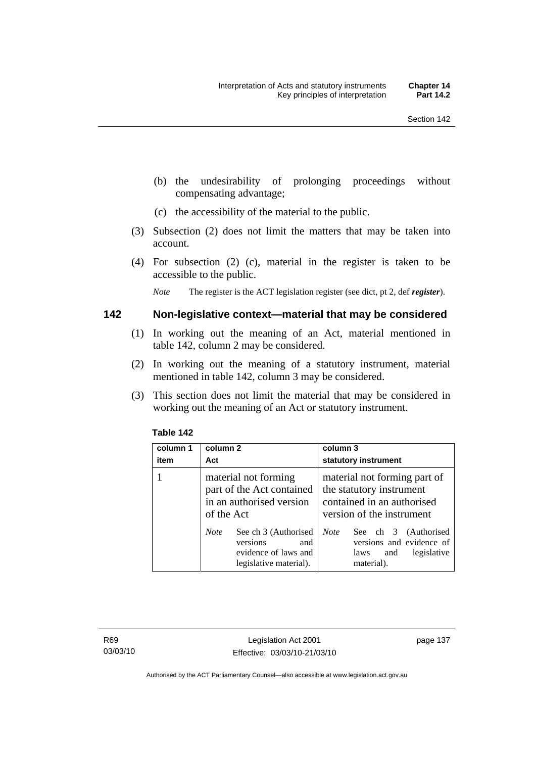(b) the undesirability of prolonging proceedings without compensating advantage;

(c) the accessibility of the material to the public.

(3) Subsection (2) does not limit the matters that may be taken into account.

(4) For subsection (2) (c), material in the register is taken to be accessible to the public.

*Note* The register is the ACT legislation register (see dict, pt 2, def ***register***).

## 142 Non-legislative context—material that may be considered

(1) In working out the meaning of an Act, material mentioned in table 142, column 2 may be considered.

(2) In working out the meaning of a statutory instrument, material mentioned in table 142, column 3 may be considered.

(3) This section does not limit the material that may be considered in working out the meaning of an Act or statutory instrument.

**Table 142**

| column 1 item | column 2 Act | column 3 statutory instrument |
|---|---|---|
| 1 | material not forming part of the Act contained in an authorised version of the Act<br>*Note* See ch 3 (Authorised versions and evidence of laws and legislative material). | material not forming part of the statutory instrument contained in an authorised version of the instrument<br>*Note* See ch 3 (Authorised versions and evidence of laws and legislative material). |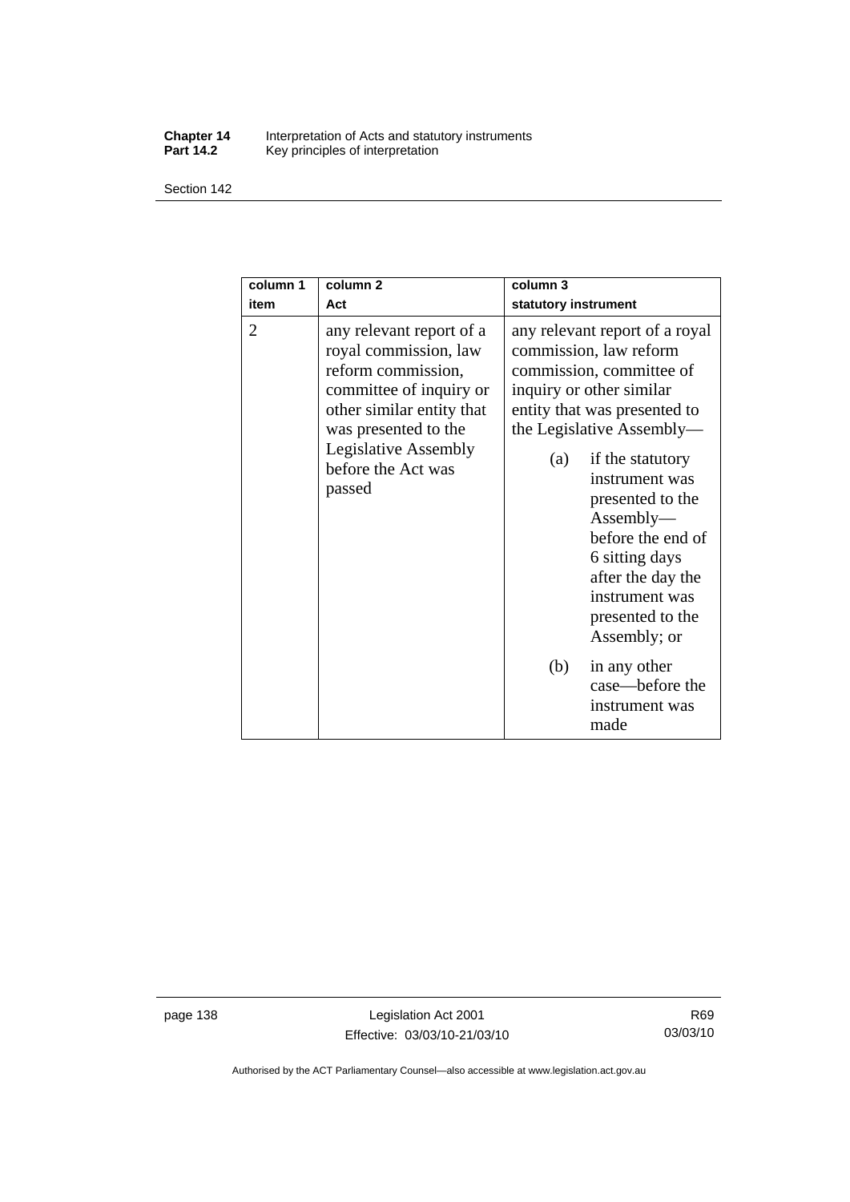| column 1<br>item | column 2<br>Act | column 3<br>statutory instrument |
|---|---|---|
| 2 | any relevant report of a royal commission, law reform commission, committee of inquiry or other similar entity that was presented to the Legislative Assembly before the Act was passed | any relevant report of a royal commission, law reform commission, committee of inquiry or other similar entity that was presented to the Legislative Assembly—<br>(a) if the statutory instrument was presented to the Assembly—before the end of 6 sitting days after the day the instrument was presented to the Assembly; or<br>(b) in any other case—before the instrument was made |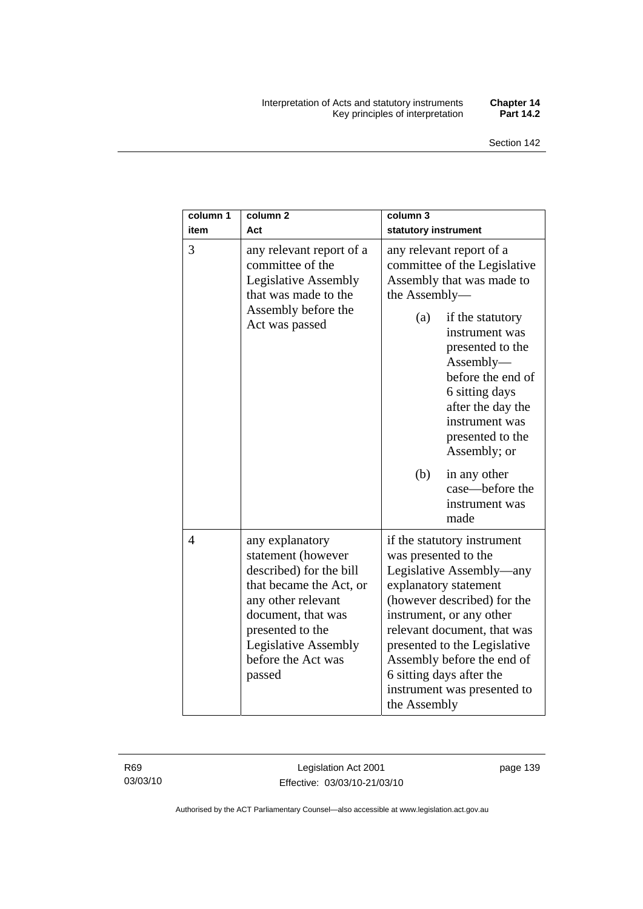| column 1<br>item | column 2<br>Act | column 3<br>statutory instrument |
|---|---|---|
| 3 | any relevant report of a committee of the Legislative Assembly that was made to the Assembly before the Act was passed | any relevant report of a committee of the Legislative Assembly that was made to the Assembly—<br>(a) if the statutory instrument was presented to the Assembly—before the end of 6 sitting days after the day the instrument was presented to the Assembly; or<br>(b) in any other case—before the instrument was made |
| 4 | any explanatory statement (however described) for the bill that became the Act, or any other relevant document, that was presented to the Legislative Assembly before the Act was passed | if the statutory instrument was presented to the Legislative Assembly—any explanatory statement (however described) for the instrument, or any other relevant document, that was presented to the Legislative Assembly before the end of 6 sitting days after the instrument was presented to the Assembly |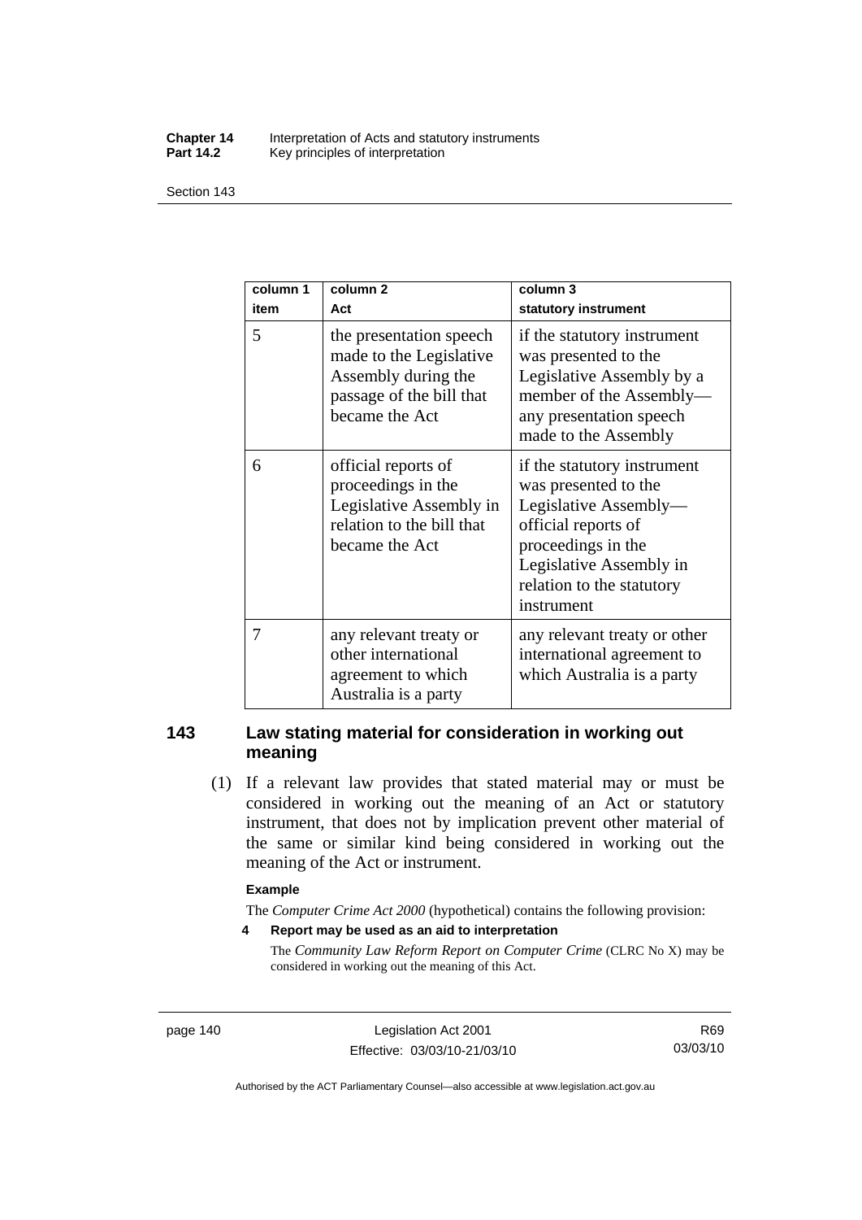| column 1 item | column 2 Act | column 3 statutory instrument |
| --- | --- | --- |
| 5 | the presentation speech made to the Legislative Assembly during the passage of the bill that became the Act | if the statutory instrument was presented to the Legislative Assembly by a member of the Assembly—any presentation speech made to the Assembly |
| 6 | official reports of proceedings in the Legislative Assembly in relation to the bill that became the Act | if the statutory instrument was presented to the Legislative Assembly—official reports of proceedings in the Legislative Assembly in relation to the statutory instrument |
| 7 | any relevant treaty or other international agreement to which Australia is a party | any relevant treaty or other international agreement to which Australia is a party |

## 143 Law stating material for consideration in working out meaning

(1) If a relevant law provides that stated material may or must be considered in working out the meaning of an Act or statutory instrument, that does not by implication prevent other material of the same or similar kind being considered in working out the meaning of the Act or instrument.

**Example**

The *Computer Crime Act 2000* (hypothetical) contains the following provision:

**4 Report may be used as an aid to interpretation**

The *Community Law Reform Report on Computer Crime* (CLRC No X) may be considered in working out the meaning of this Act.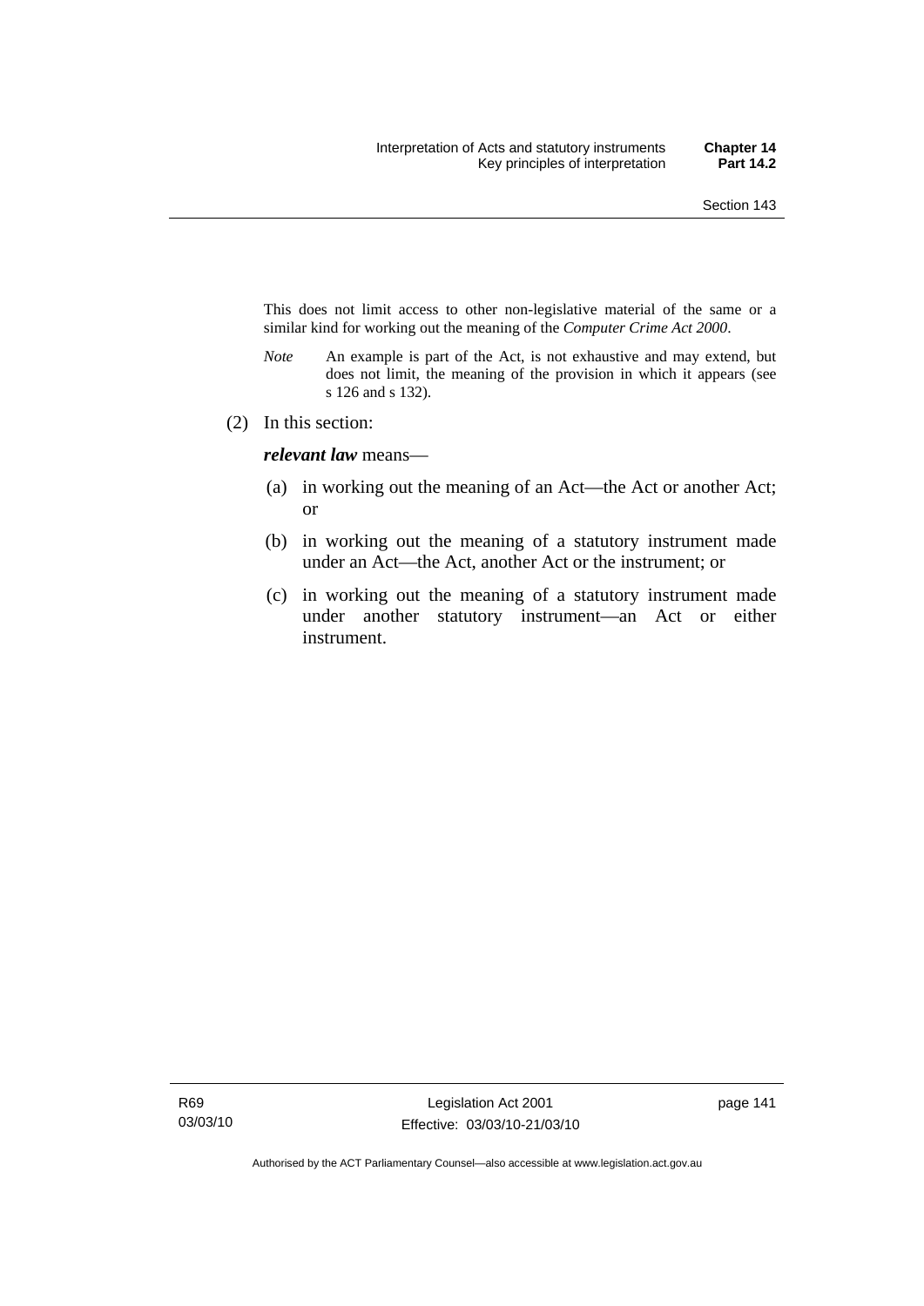This does not limit access to other non-legislative material of the same or a similar kind for working out the meaning of the *Computer Crime Act 2000*.

*Note* An example is part of the Act, is not exhaustive and may extend, but does not limit, the meaning of the provision in which it appears (see s 126 and s 132).

(2) In this section:

***relevant law*** means—

(a) in working out the meaning of an Act—the Act or another Act; or

(b) in working out the meaning of a statutory instrument made under an Act—the Act, another Act or the instrument; or

(c) in working out the meaning of a statutory instrument made under another statutory instrument—an Act or either instrument.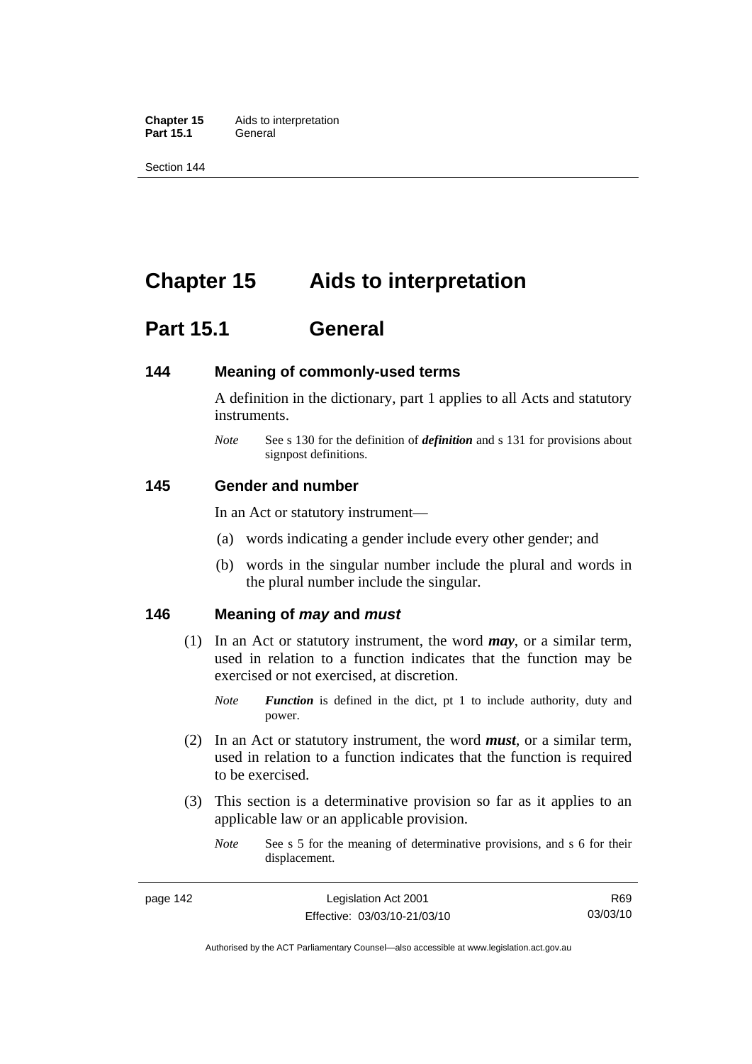# Chapter 15 Aids to interpretation

## Part 15.1 General

### 144 Meaning of commonly-used terms

A definition in the dictionary, part 1 applies to all Acts and statutory instruments.

*Note* See s 130 for the definition of ***definition*** and s 131 for provisions about signpost definitions.

### 145 Gender and number

In an Act or statutory instrument—

(a) words indicating a gender include every other gender; and

(b) words in the singular number include the plural and words in the plural number include the singular.

### 146 Meaning of *may* and *must*

(1) In an Act or statutory instrument, the word ***may***, or a similar term, used in relation to a function indicates that the function may be exercised or not exercised, at discretion.

*Note* ***Function*** is defined in the dict, pt 1 to include authority, duty and power.

(2) In an Act or statutory instrument, the word ***must***, or a similar term, used in relation to a function indicates that the function is required to be exercised.

(3) This section is a determinative provision so far as it applies to an applicable law or an applicable provision.

*Note* See s 5 for the meaning of determinative provisions, and s 6 for their displacement.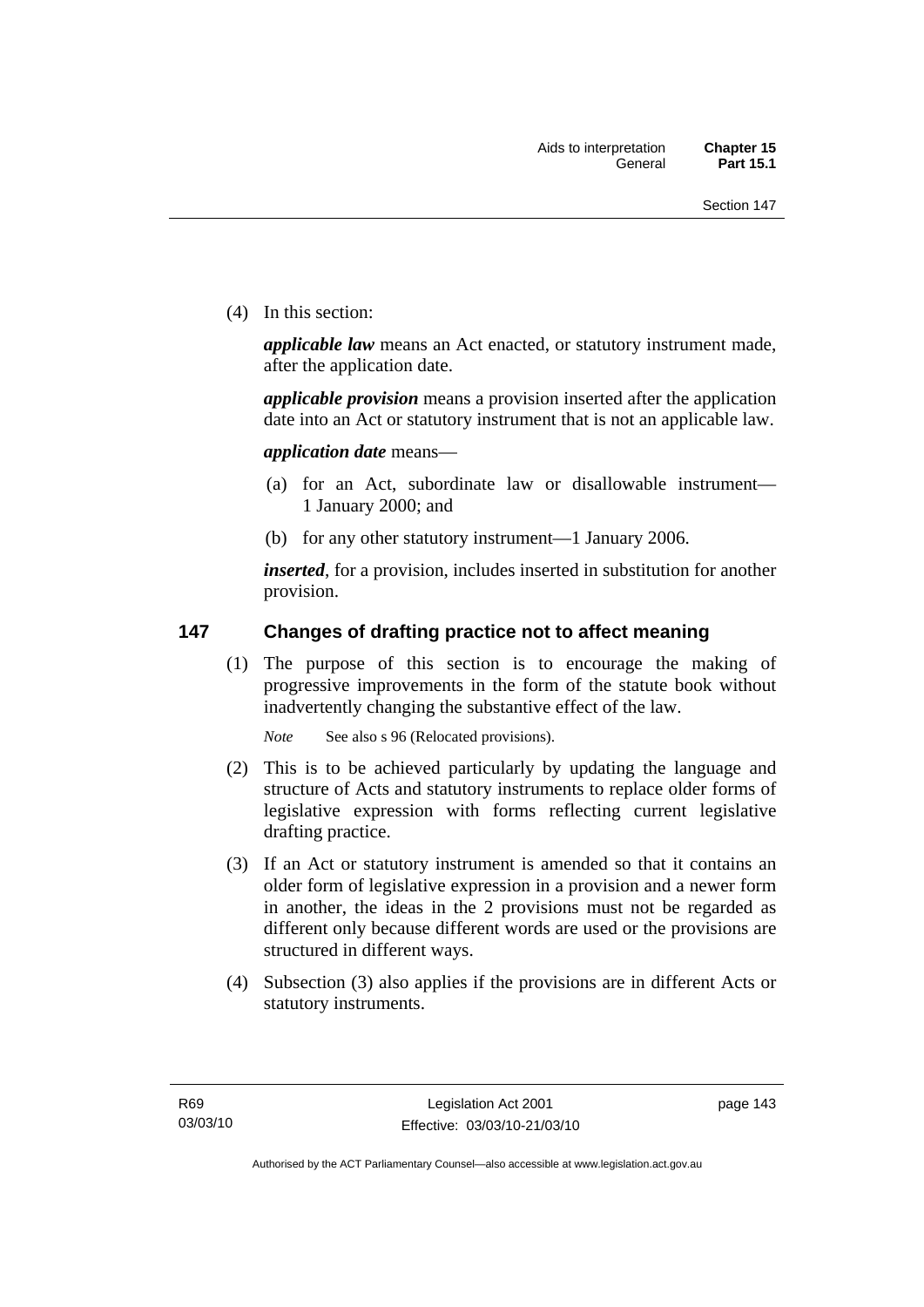(4) In this section:

***applicable law*** means an Act enacted, or statutory instrument made, after the application date.

***applicable provision*** means a provision inserted after the application date into an Act or statutory instrument that is not an applicable law.

***application date*** means—

(a) for an Act, subordinate law or disallowable instrument—1 January 2000; and

(b) for any other statutory instrument—1 January 2006.

***inserted***, for a provision, includes inserted in substitution for another provision.

## 147 Changes of drafting practice not to affect meaning

(1) The purpose of this section is to encourage the making of progressive improvements in the form of the statute book without inadvertently changing the substantive effect of the law.

*Note* See also s 96 (Relocated provisions).

(2) This is to be achieved particularly by updating the language and structure of Acts and statutory instruments to replace older forms of legislative expression with forms reflecting current legislative drafting practice.

(3) If an Act or statutory instrument is amended so that it contains an older form of legislative expression in a provision and a newer form in another, the ideas in the 2 provisions must not be regarded as different only because different words are used or the provisions are structured in different ways.

(4) Subsection (3) also applies if the provisions are in different Acts or statutory instruments.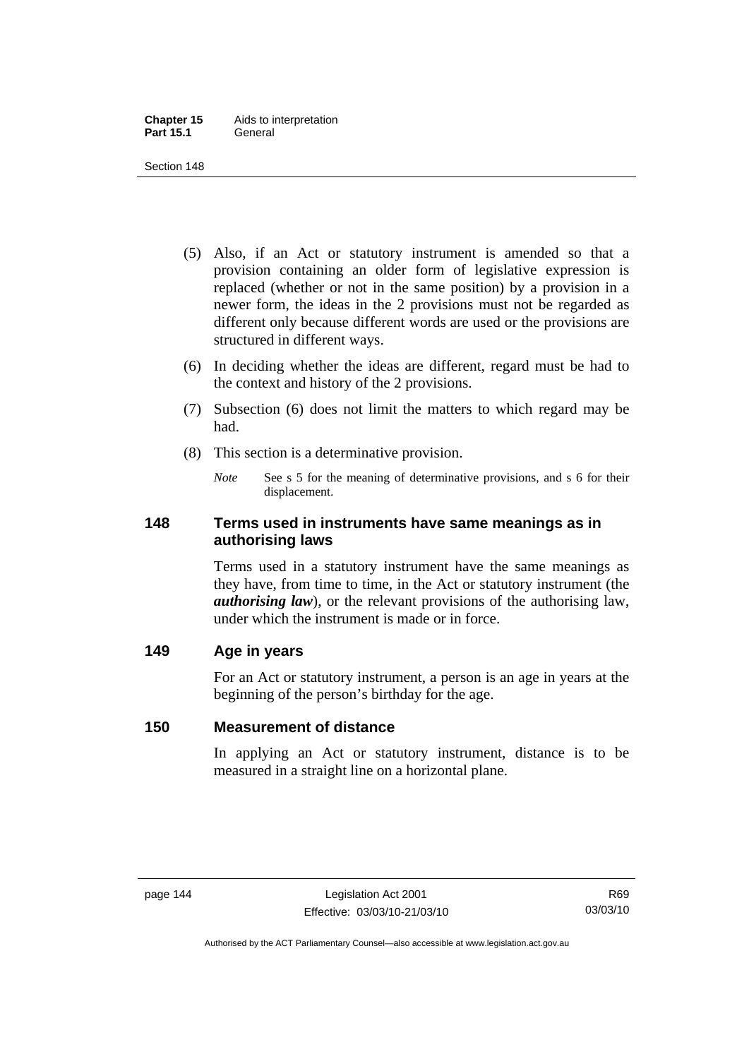(5) Also, if an Act or statutory instrument is amended so that a provision containing an older form of legislative expression is replaced (whether or not in the same position) by a provision in a newer form, the ideas in the 2 provisions must not be regarded as different only because different words are used or the provisions are structured in different ways.

(6) In deciding whether the ideas are different, regard must be had to the context and history of the 2 provisions.

(7) Subsection (6) does not limit the matters to which regard may be had.

(8) This section is a determinative provision.

*Note* See s 5 for the meaning of determinative provisions, and s 6 for their displacement.

## 148 Terms used in instruments have same meanings as in authorising laws

Terms used in a statutory instrument have the same meanings as they have, from time to time, in the Act or statutory instrument (the ***authorising law***), or the relevant provisions of the authorising law, under which the instrument is made or in force.

## 149 Age in years

For an Act or statutory instrument, a person is an age in years at the beginning of the person's birthday for the age.

## 150 Measurement of distance

In applying an Act or statutory instrument, distance is to be measured in a straight line on a horizontal plane.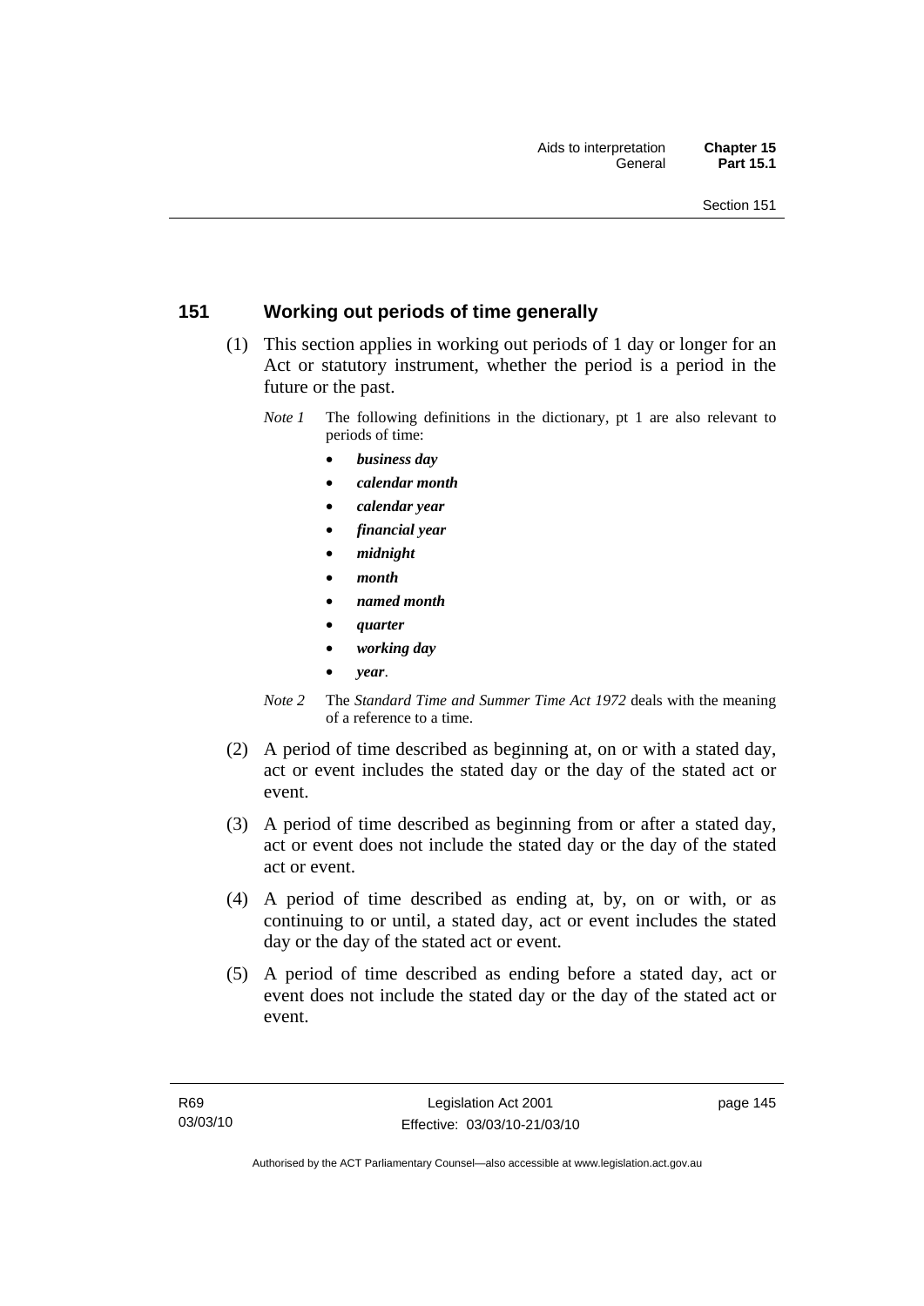## 151 Working out periods of time generally

(1) This section applies in working out periods of 1 day or longer for an Act or statutory instrument, whether the period is a period in the future or the past.

*Note 1* The following definitions in the dictionary, pt 1 are also relevant to periods of time:

- ***business day***
- ***calendar month***
- ***calendar year***
- ***financial year***
- ***midnight***
- ***month***
- ***named month***
- ***quarter***
- ***working day***
- ***year***.

*Note 2* The *Standard Time and Summer Time Act 1972* deals with the meaning of a reference to a time.

(2) A period of time described as beginning at, on or with a stated day, act or event includes the stated day or the day of the stated act or event.

(3) A period of time described as beginning from or after a stated day, act or event does not include the stated day or the day of the stated act or event.

(4) A period of time described as ending at, by, on or with, or as continuing to or until, a stated day, act or event includes the stated day or the day of the stated act or event.

(5) A period of time described as ending before a stated day, act or event does not include the stated day or the day of the stated act or event.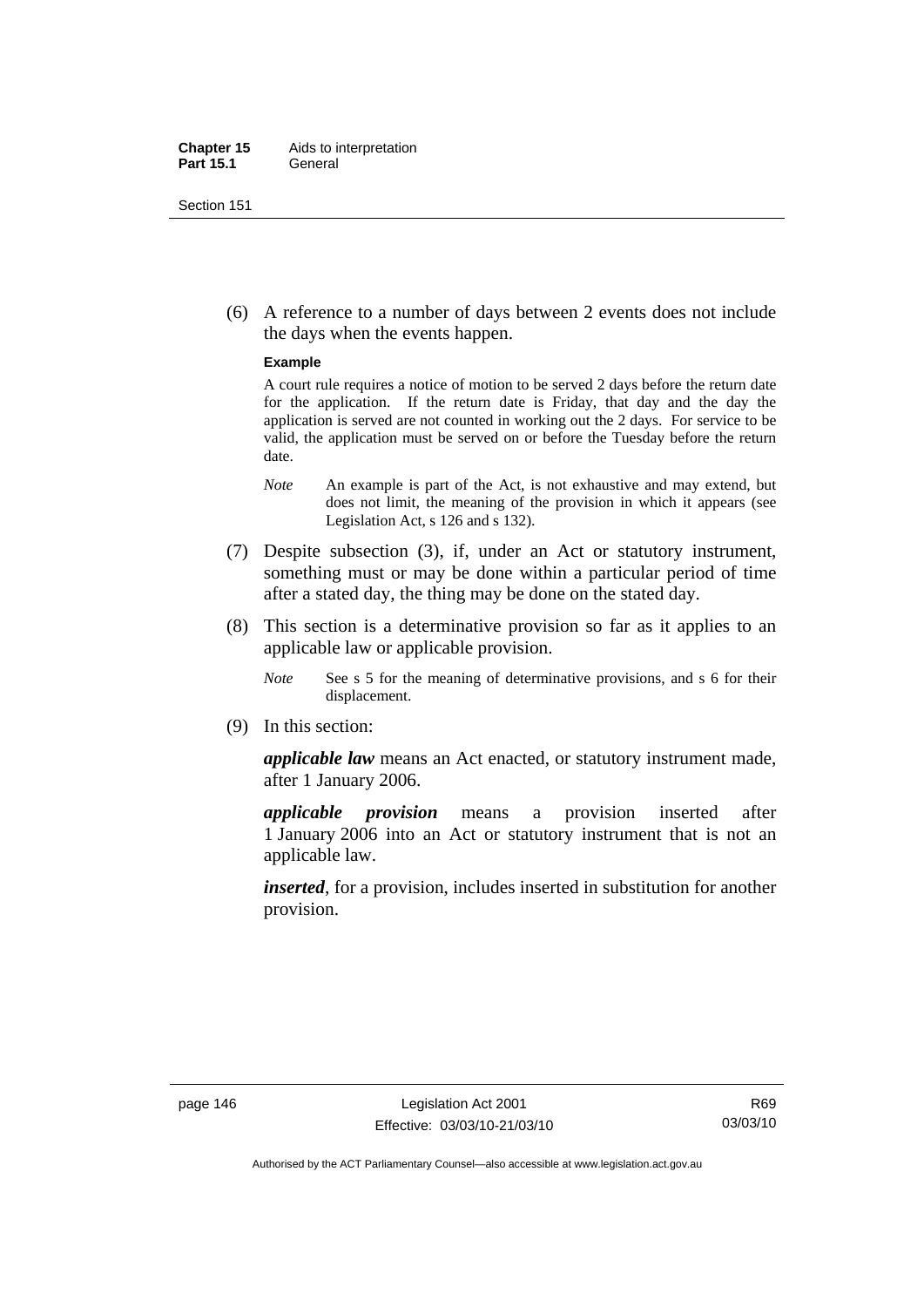(6) A reference to a number of days between 2 events does not include the days when the events happen.

**Example**

A court rule requires a notice of motion to be served 2 days before the return date for the application. If the return date is Friday, that day and the day the application is served are not counted in working out the 2 days. For service to be valid, the application must be served on or before the Tuesday before the return date.

*Note* An example is part of the Act, is not exhaustive and may extend, but does not limit, the meaning of the provision in which it appears (see Legislation Act, s 126 and s 132).

(7) Despite subsection (3), if, under an Act or statutory instrument, something must or may be done within a particular period of time after a stated day, the thing may be done on the stated day.

(8) This section is a determinative provision so far as it applies to an applicable law or applicable provision.

*Note* See s 5 for the meaning of determinative provisions, and s 6 for their displacement.

(9) In this section:

***applicable law*** means an Act enacted, or statutory instrument made, after 1 January 2006.

***applicable provision*** means a provision inserted after 1 January 2006 into an Act or statutory instrument that is not an applicable law.

***inserted***, for a provision, includes inserted in substitution for another provision.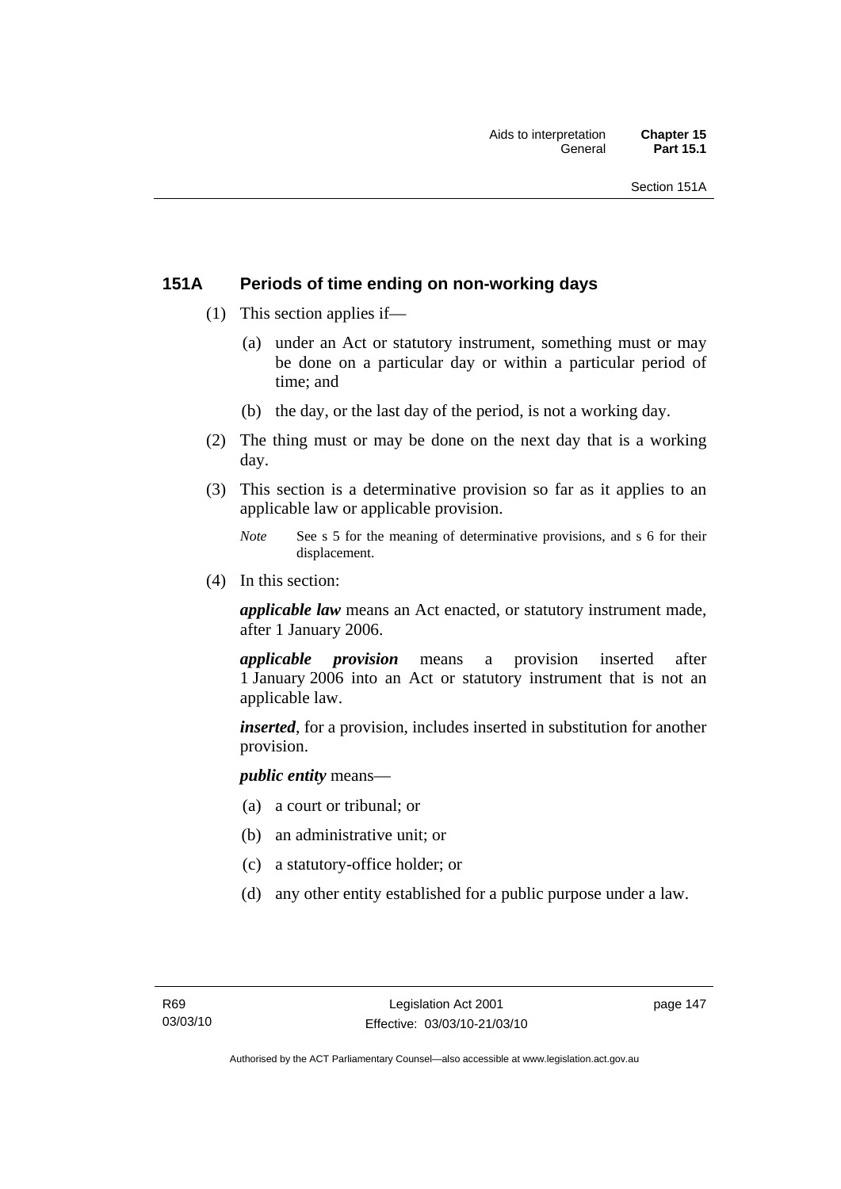## 151A Periods of time ending on non-working days

(1) This section applies if—

(a) under an Act or statutory instrument, something must or may be done on a particular day or within a particular period of time; and

(b) the day, or the last day of the period, is not a working day.

(2) The thing must or may be done on the next day that is a working day.

(3) This section is a determinative provision so far as it applies to an applicable law or applicable provision.

*Note* See s 5 for the meaning of determinative provisions, and s 6 for their displacement.

(4) In this section:

***applicable law*** means an Act enacted, or statutory instrument made, after 1 January 2006.

***applicable provision*** means a provision inserted after 1 January 2006 into an Act or statutory instrument that is not an applicable law.

***inserted***, for a provision, includes inserted in substitution for another provision.

***public entity*** means—

(a) a court or tribunal; or

(b) an administrative unit; or

(c) a statutory-office holder; or

(d) any other entity established for a public purpose under a law.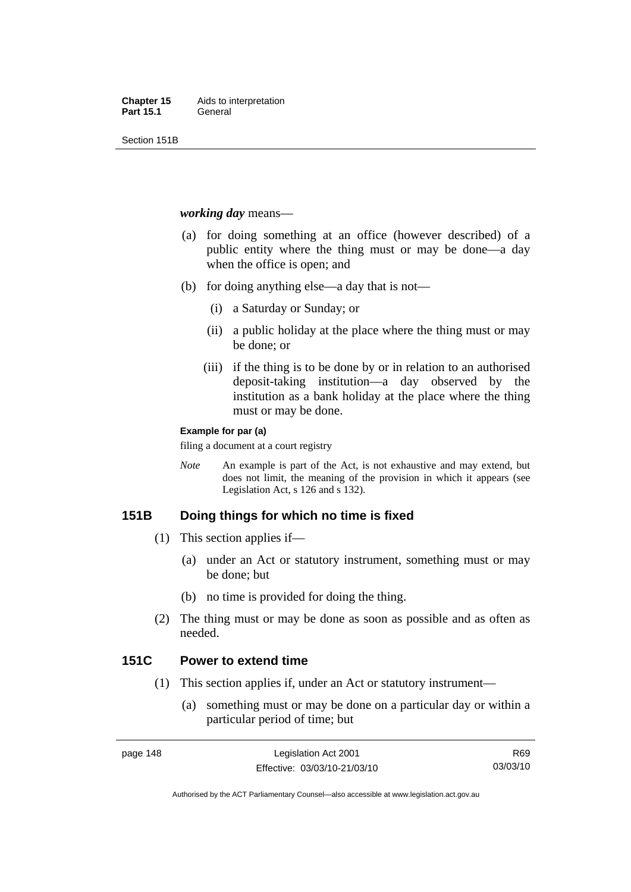***working day*** means—

(a) for doing something at an office (however described) of a public entity where the thing must or may be done—a day when the office is open; and

(b) for doing anything else—a day that is not—

   (i) a Saturday or Sunday; or

   (ii) a public holiday at the place where the thing must or may be done; or

   (iii) if the thing is to be done by or in relation to an authorised deposit-taking institution—a day observed by the institution as a bank holiday at the place where the thing must or may be done.

**Example for par (a)**

filing a document at a court registry

*Note* An example is part of the Act, is not exhaustive and may extend, but does not limit, the meaning of the provision in which it appears (see Legislation Act, s 126 and s 132).

## 151B Doing things for which no time is fixed

(1) This section applies if—

   (a) under an Act or statutory instrument, something must or may be done; but

   (b) no time is provided for doing the thing.

(2) The thing must or may be done as soon as possible and as often as needed.

## 151C Power to extend time

(1) This section applies if, under an Act or statutory instrument—

   (a) something must or may be done on a particular day or within a particular period of time; but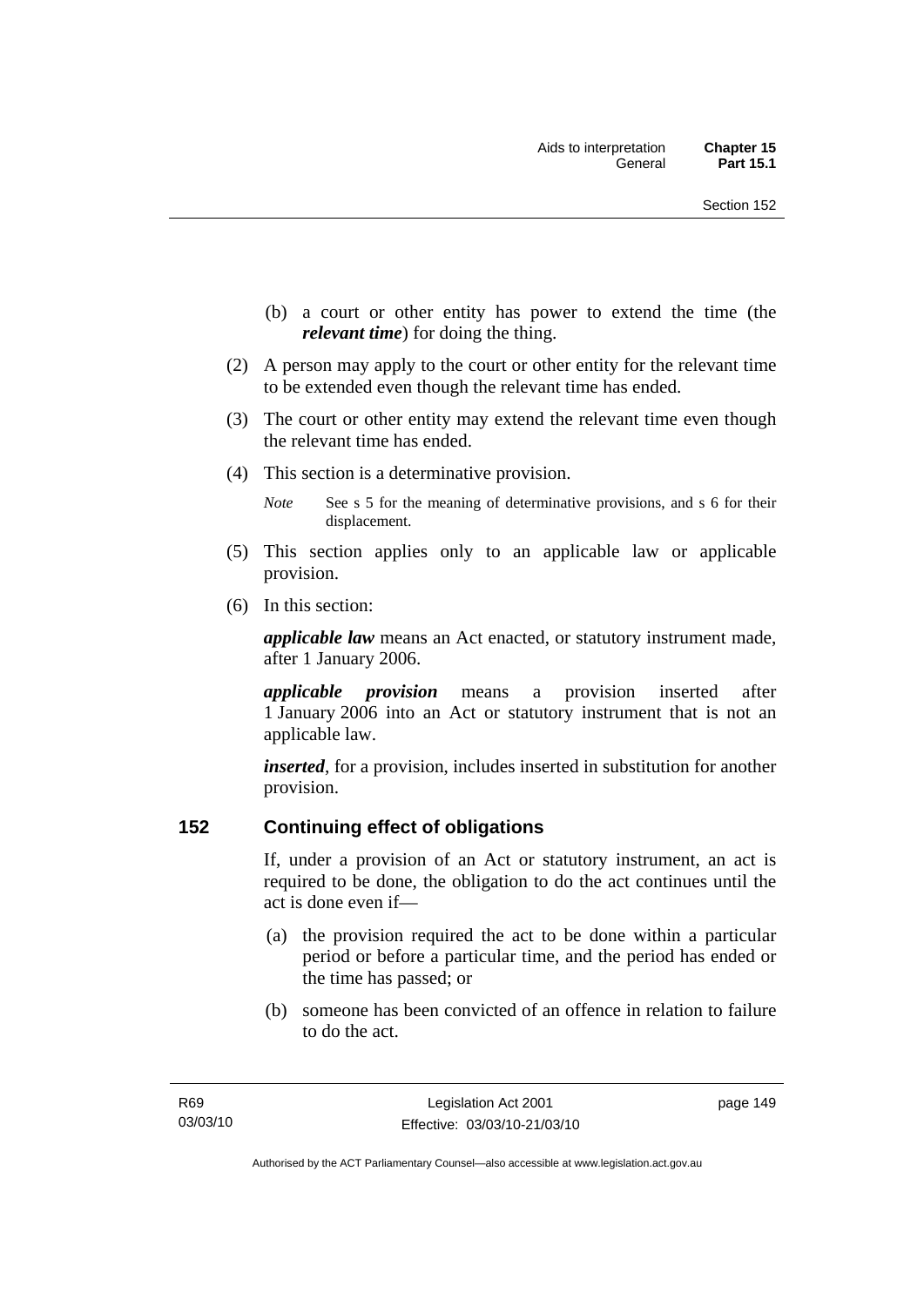(b) a court or other entity has power to extend the time (the ***relevant time***) for doing the thing.

(2) A person may apply to the court or other entity for the relevant time to be extended even though the relevant time has ended.

(3) The court or other entity may extend the relevant time even though the relevant time has ended.

(4) This section is a determinative provision.

*Note* See s 5 for the meaning of determinative provisions, and s 6 for their displacement.

(5) This section applies only to an applicable law or applicable provision.

(6) In this section:

***applicable law*** means an Act enacted, or statutory instrument made, after 1 January 2006.

***applicable provision*** means a provision inserted after 1 January 2006 into an Act or statutory instrument that is not an applicable law.

***inserted***, for a provision, includes inserted in substitution for another provision.

## 152 Continuing effect of obligations

If, under a provision of an Act or statutory instrument, an act is required to be done, the obligation to do the act continues until the act is done even if—

(a) the provision required the act to be done within a particular period or before a particular time, and the period has ended or the time has passed; or

(b) someone has been convicted of an offence in relation to failure to do the act.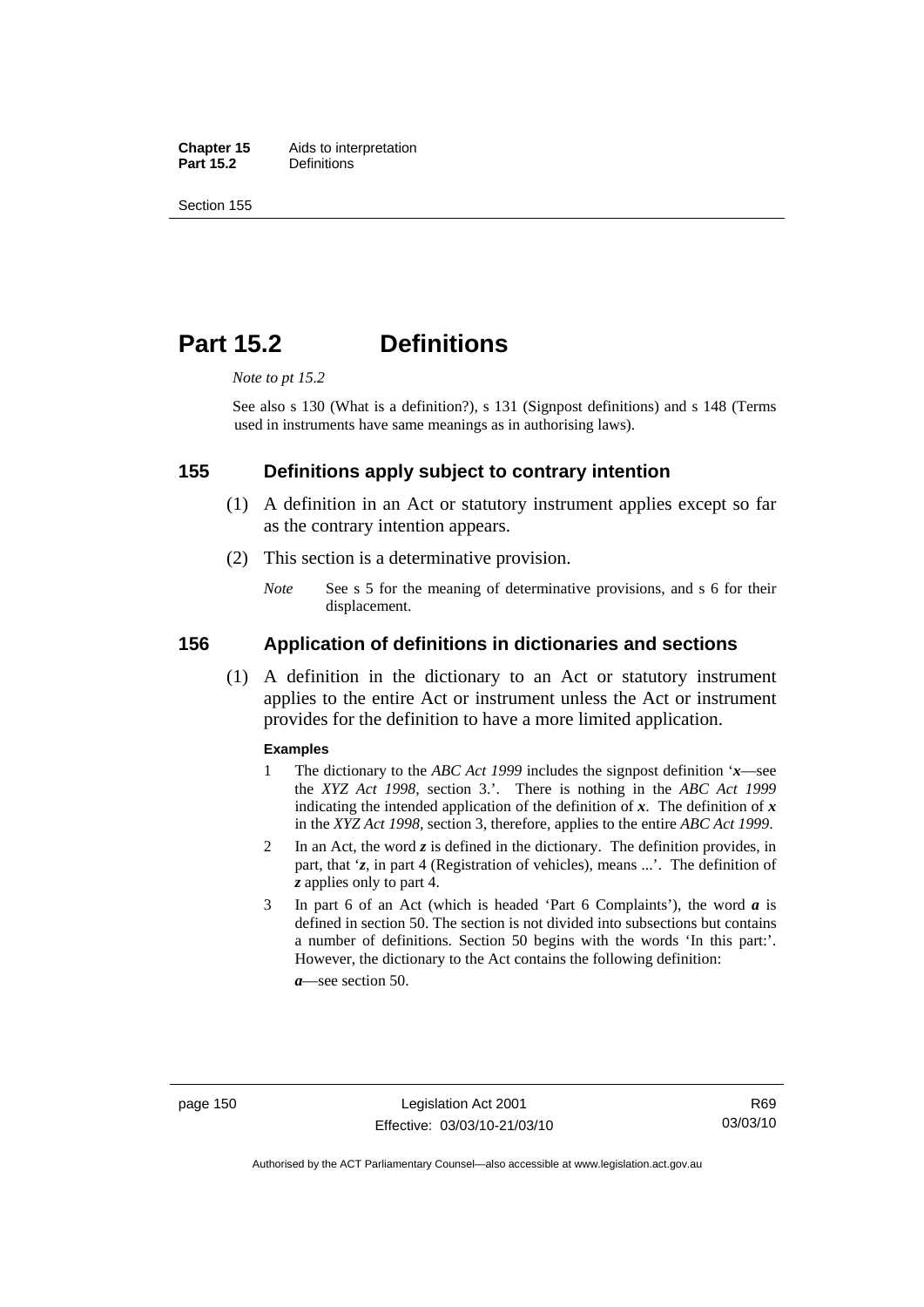# Part 15.2 Definitions

*Note to pt 15.2*

See also s 130 (What is a definition?), s 131 (Signpost definitions) and s 148 (Terms used in instruments have same meanings as in authorising laws).

## 155 Definitions apply subject to contrary intention

(1) A definition in an Act or statutory instrument applies except so far as the contrary intention appears.

(2) This section is a determinative provision.

*Note* See s 5 for the meaning of determinative provisions, and s 6 for their displacement.

## 156 Application of definitions in dictionaries and sections

(1) A definition in the dictionary to an Act or statutory instrument applies to the entire Act or instrument unless the Act or instrument provides for the definition to have a more limited application.

**Examples**

1 The dictionary to the *ABC Act 1999* includes the signpost definition '***x***—see the *XYZ Act 1998*, section 3.'. There is nothing in the *ABC Act 1999* indicating the intended application of the definition of ***x***. The definition of ***x*** in the *XYZ Act 1998*, section 3, therefore, applies to the entire *ABC Act 1999*.

2 In an Act, the word ***z*** is defined in the dictionary. The definition provides, in part, that '***z***, in part 4 (Registration of vehicles), means ...'. The definition of ***z*** applies only to part 4.

3 In part 6 of an Act (which is headed 'Part 6 Complaints'), the word ***a*** is defined in section 50. The section is not divided into subsections but contains a number of definitions. Section 50 begins with the words 'In this part:'. However, the dictionary to the Act contains the following definition:

***a***—see section 50.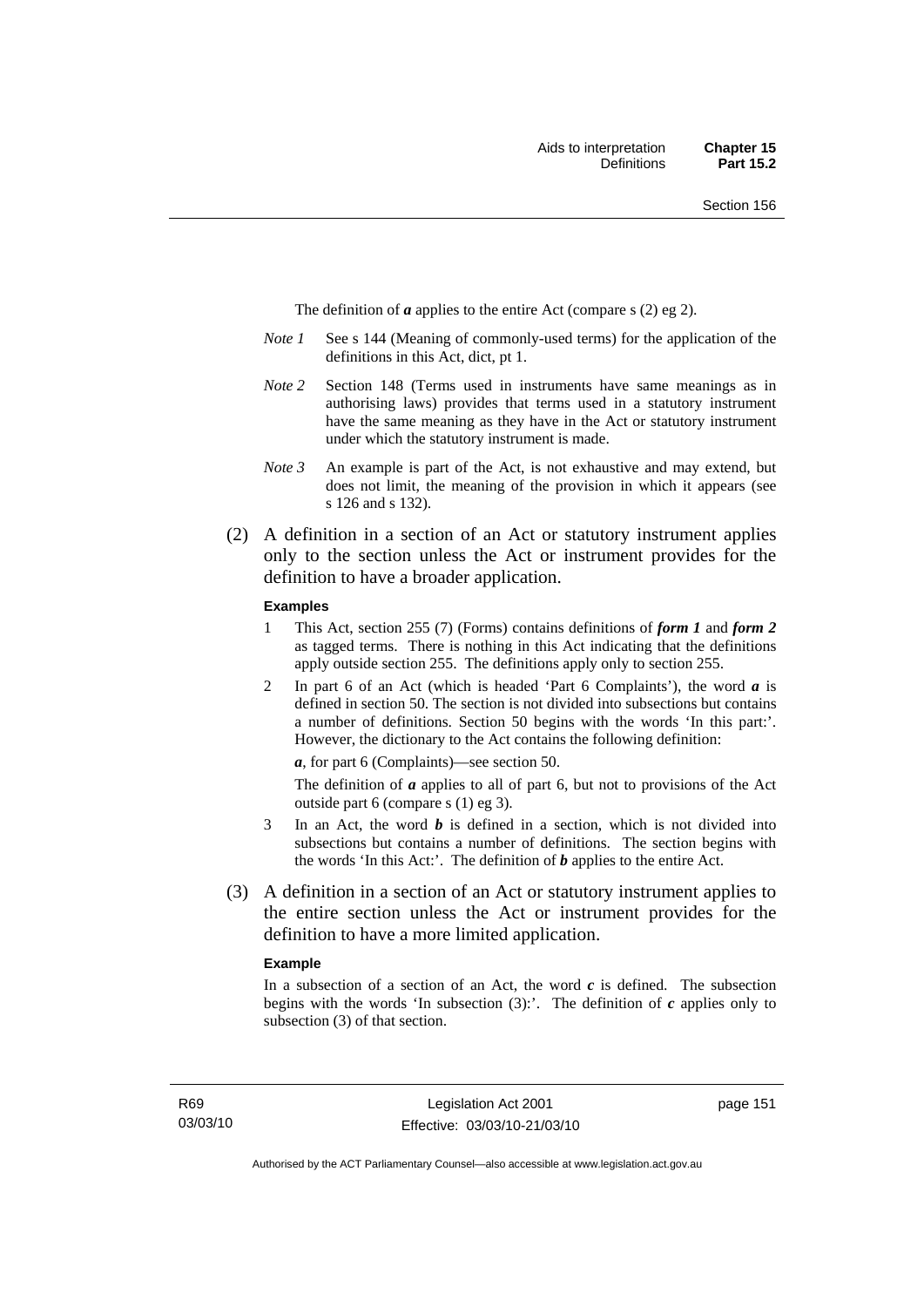The definition of ***a*** applies to the entire Act (compare s (2) eg 2).

*Note 1* See s 144 (Meaning of commonly-used terms) for the application of the definitions in this Act, dict, pt 1.

*Note 2* Section 148 (Terms used in instruments have same meanings as in authorising laws) provides that terms used in a statutory instrument have the same meaning as they have in the Act or statutory instrument under which the statutory instrument is made.

*Note 3* An example is part of the Act, is not exhaustive and may extend, but does not limit, the meaning of the provision in which it appears (see s 126 and s 132).

(2) A definition in a section of an Act or statutory instrument applies only to the section unless the Act or instrument provides for the definition to have a broader application.

**Examples**

1 This Act, section 255 (7) (Forms) contains definitions of ***form 1*** and ***form 2*** as tagged terms. There is nothing in this Act indicating that the definitions apply outside section 255. The definitions apply only to section 255.

2 In part 6 of an Act (which is headed 'Part 6 Complaints'), the word ***a*** is defined in section 50. The section is not divided into subsections but contains a number of definitions. Section 50 begins with the words 'In this part:'. However, the dictionary to the Act contains the following definition:

***a***, for part 6 (Complaints)—see section 50.

The definition of ***a*** applies to all of part 6, but not to provisions of the Act outside part 6 (compare s (1) eg 3).

3 In an Act, the word ***b*** is defined in a section, which is not divided into subsections but contains a number of definitions. The section begins with the words 'In this Act:'. The definition of ***b*** applies to the entire Act.

(3) A definition in a section of an Act or statutory instrument applies to the entire section unless the Act or instrument provides for the definition to have a more limited application.

**Example**

In a subsection of a section of an Act, the word ***c*** is defined. The subsection begins with the words 'In subsection (3):'. The definition of ***c*** applies only to subsection (3) of that section.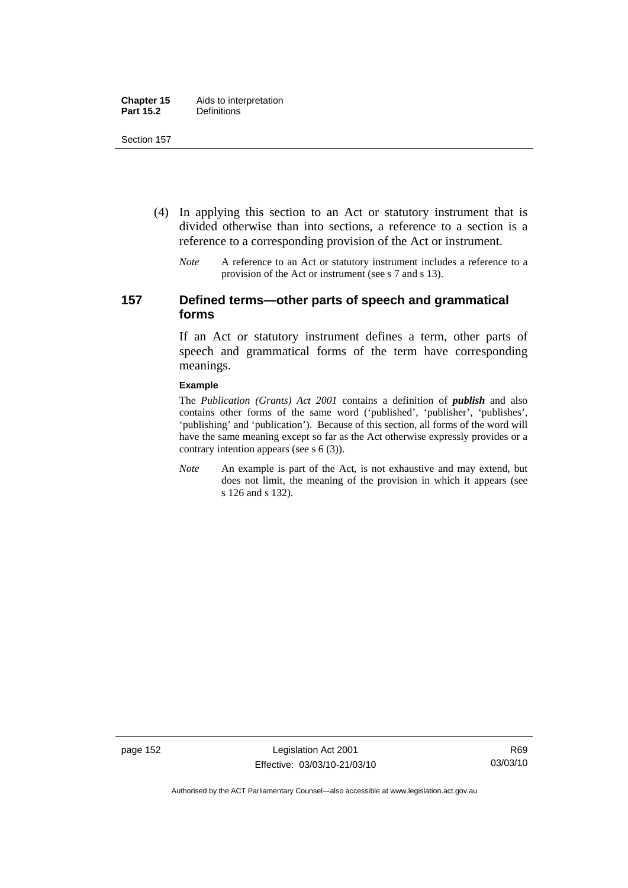(4) In applying this section to an Act or statutory instrument that is divided otherwise than into sections, a reference to a section is a reference to a corresponding provision of the Act or instrument.

*Note* A reference to an Act or statutory instrument includes a reference to a provision of the Act or instrument (see s 7 and s 13).

## 157 Defined terms—other parts of speech and grammatical forms

If an Act or statutory instrument defines a term, other parts of speech and grammatical forms of the term have corresponding meanings.

**Example**

The *Publication (Grants) Act 2001* contains a definition of ***publish*** and also contains other forms of the same word ('published', 'publisher', 'publishes', 'publishing' and 'publication'). Because of this section, all forms of the word will have the same meaning except so far as the Act otherwise expressly provides or a contrary intention appears (see s 6 (3)).

*Note* An example is part of the Act, is not exhaustive and may extend, but does not limit, the meaning of the provision in which it appears (see s 126 and s 132).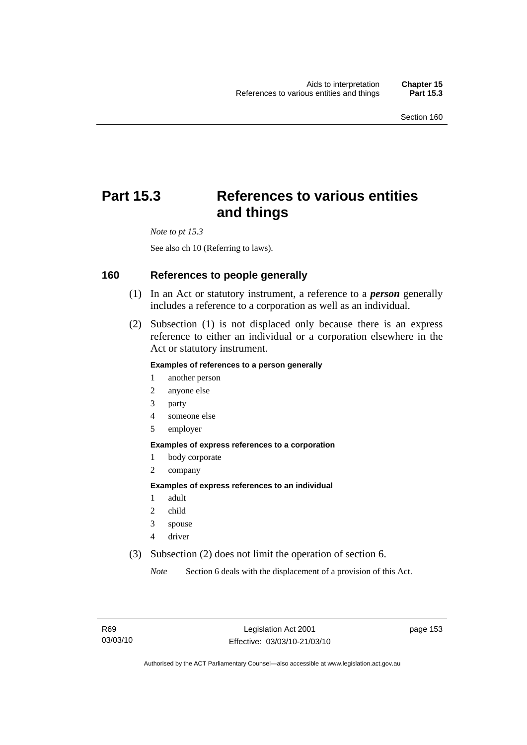# Part 15.3 References to various entities and things

*Note to pt 15.3*

See also ch 10 (Referring to laws).

## 160 References to people generally

(1) In an Act or statutory instrument, a reference to a ***person*** generally includes a reference to a corporation as well as an individual.

(2) Subsection (1) is not displaced only because there is an express reference to either an individual or a corporation elsewhere in the Act or statutory instrument.

**Examples of references to a person generally**

1. another person
2. anyone else
3. party
4. someone else
5. employer

**Examples of express references to a corporation**

1. body corporate
2. company

**Examples of express references to an individual**

1. adult
2. child
3. spouse
4. driver

(3) Subsection (2) does not limit the operation of section 6.

*Note* Section 6 deals with the displacement of a provision of this Act.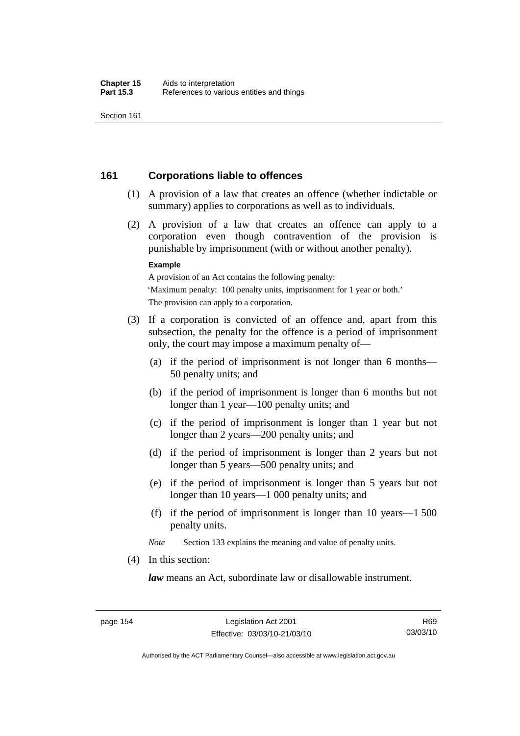## 161 Corporations liable to offences

(1) A provision of a law that creates an offence (whether indictable or summary) applies to corporations as well as to individuals.

(2) A provision of a law that creates an offence can apply to a corporation even though contravention of the provision is punishable by imprisonment (with or without another penalty).

**Example**

A provision of an Act contains the following penalty:

'Maximum penalty: 100 penalty units, imprisonment for 1 year or both.'

The provision can apply to a corporation.

(3) If a corporation is convicted of an offence and, apart from this subsection, the penalty for the offence is a period of imprisonment only, the court may impose a maximum penalty of—

(a) if the period of imprisonment is not longer than 6 months—50 penalty units; and

(b) if the period of imprisonment is longer than 6 months but not longer than 1 year—100 penalty units; and

(c) if the period of imprisonment is longer than 1 year but not longer than 2 years—200 penalty units; and

(d) if the period of imprisonment is longer than 2 years but not longer than 5 years—500 penalty units; and

(e) if the period of imprisonment is longer than 5 years but not longer than 10 years—1 000 penalty units; and

(f) if the period of imprisonment is longer than 10 years—1 500 penalty units.

*Note* Section 133 explains the meaning and value of penalty units.

(4) In this section:

***law*** means an Act, subordinate law or disallowable instrument.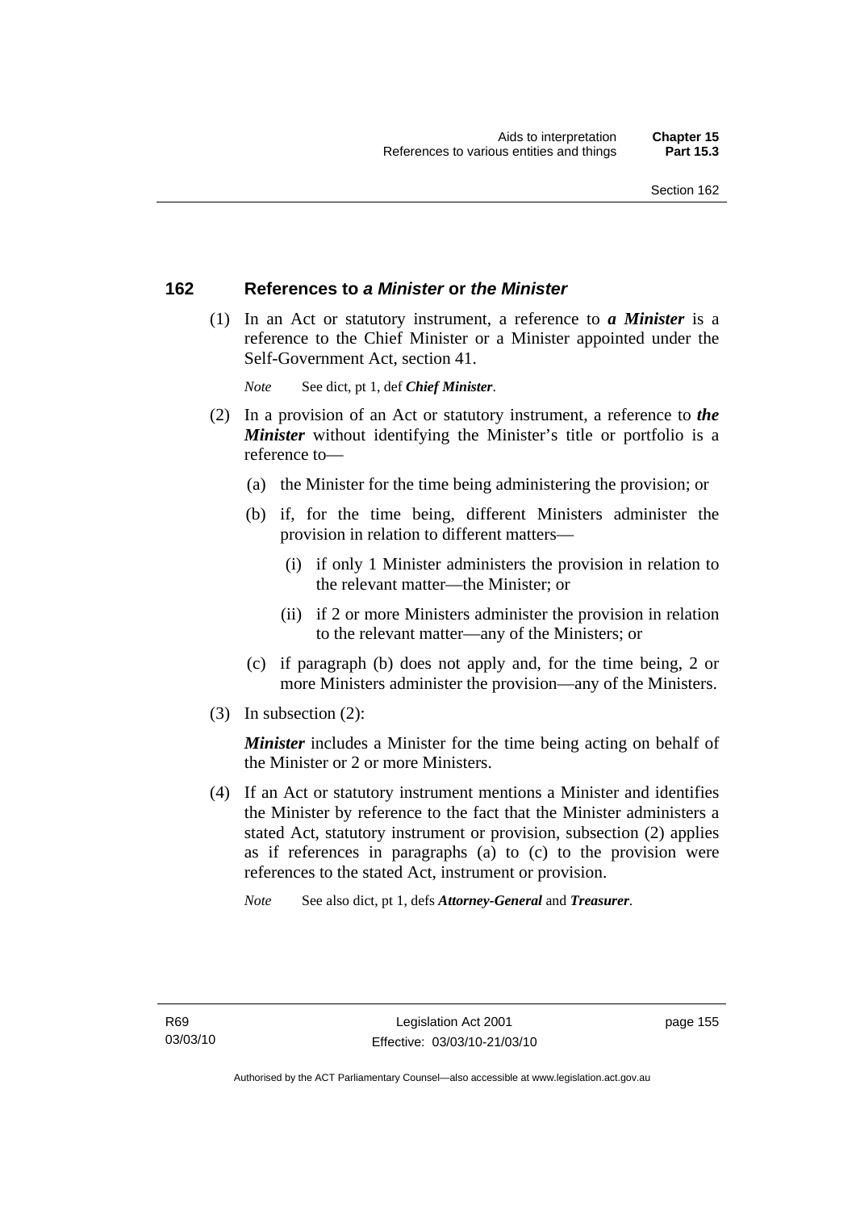## 162 References to *a Minister* or *the Minister*

(1) In an Act or statutory instrument, a reference to ***a Minister*** is a reference to the Chief Minister or a Minister appointed under the Self-Government Act, section 41.

*Note* See dict, pt 1, def ***Chief Minister***.

(2) In a provision of an Act or statutory instrument, a reference to ***the Minister*** without identifying the Minister's title or portfolio is a reference to—

(a) the Minister for the time being administering the provision; or

(b) if, for the time being, different Ministers administer the provision in relation to different matters—

(i) if only 1 Minister administers the provision in relation to the relevant matter—the Minister; or

(ii) if 2 or more Ministers administer the provision in relation to the relevant matter—any of the Ministers; or

(c) if paragraph (b) does not apply and, for the time being, 2 or more Ministers administer the provision—any of the Ministers.

(3) In subsection (2):

***Minister*** includes a Minister for the time being acting on behalf of the Minister or 2 or more Ministers.

(4) If an Act or statutory instrument mentions a Minister and identifies the Minister by reference to the fact that the Minister administers a stated Act, statutory instrument or provision, subsection (2) applies as if references in paragraphs (a) to (c) to the provision were references to the stated Act, instrument or provision.

*Note* See also dict, pt 1, defs ***Attorney-General*** and ***Treasurer***.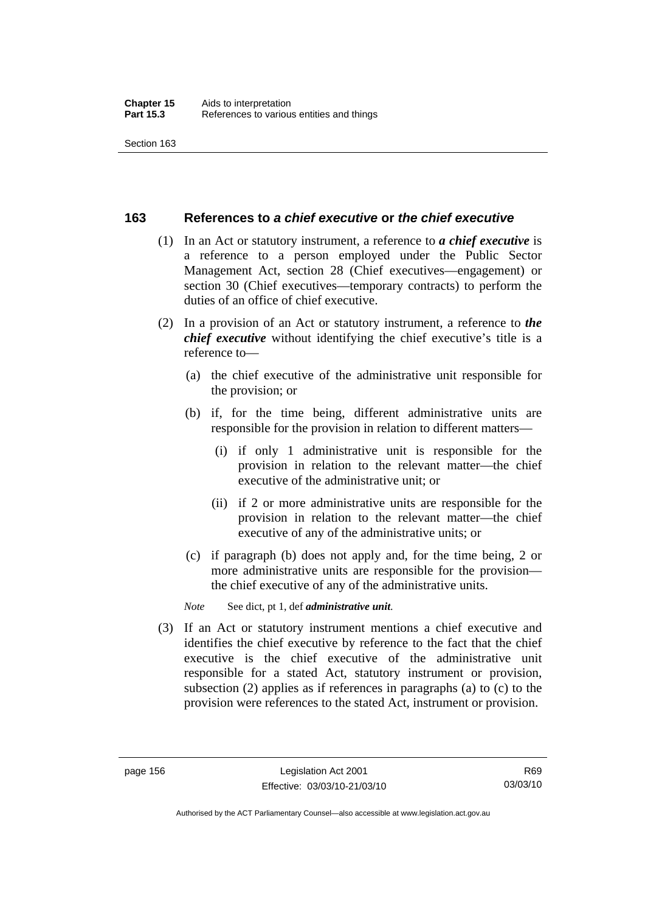## 163 References to *a chief executive* or *the chief executive*

(1) In an Act or statutory instrument, a reference to ***a chief executive*** is a reference to a person employed under the Public Sector Management Act, section 28 (Chief executives—engagement) or section 30 (Chief executives—temporary contracts) to perform the duties of an office of chief executive.

(2) In a provision of an Act or statutory instrument, a reference to ***the chief executive*** without identifying the chief executive's title is a reference to—

(a) the chief executive of the administrative unit responsible for the provision; or

(b) if, for the time being, different administrative units are responsible for the provision in relation to different matters—

(i) if only 1 administrative unit is responsible for the provision in relation to the relevant matter—the chief executive of the administrative unit; or

(ii) if 2 or more administrative units are responsible for the provision in relation to the relevant matter—the chief executive of any of the administrative units; or

(c) if paragraph (b) does not apply and, for the time being, 2 or more administrative units are responsible for the provision—the chief executive of any of the administrative units.

*Note* See dict, pt 1, def ***administrative unit***.

(3) If an Act or statutory instrument mentions a chief executive and identifies the chief executive by reference to the fact that the chief executive is the chief executive of the administrative unit responsible for a stated Act, statutory instrument or provision, subsection (2) applies as if references in paragraphs (a) to (c) to the provision were references to the stated Act, instrument or provision.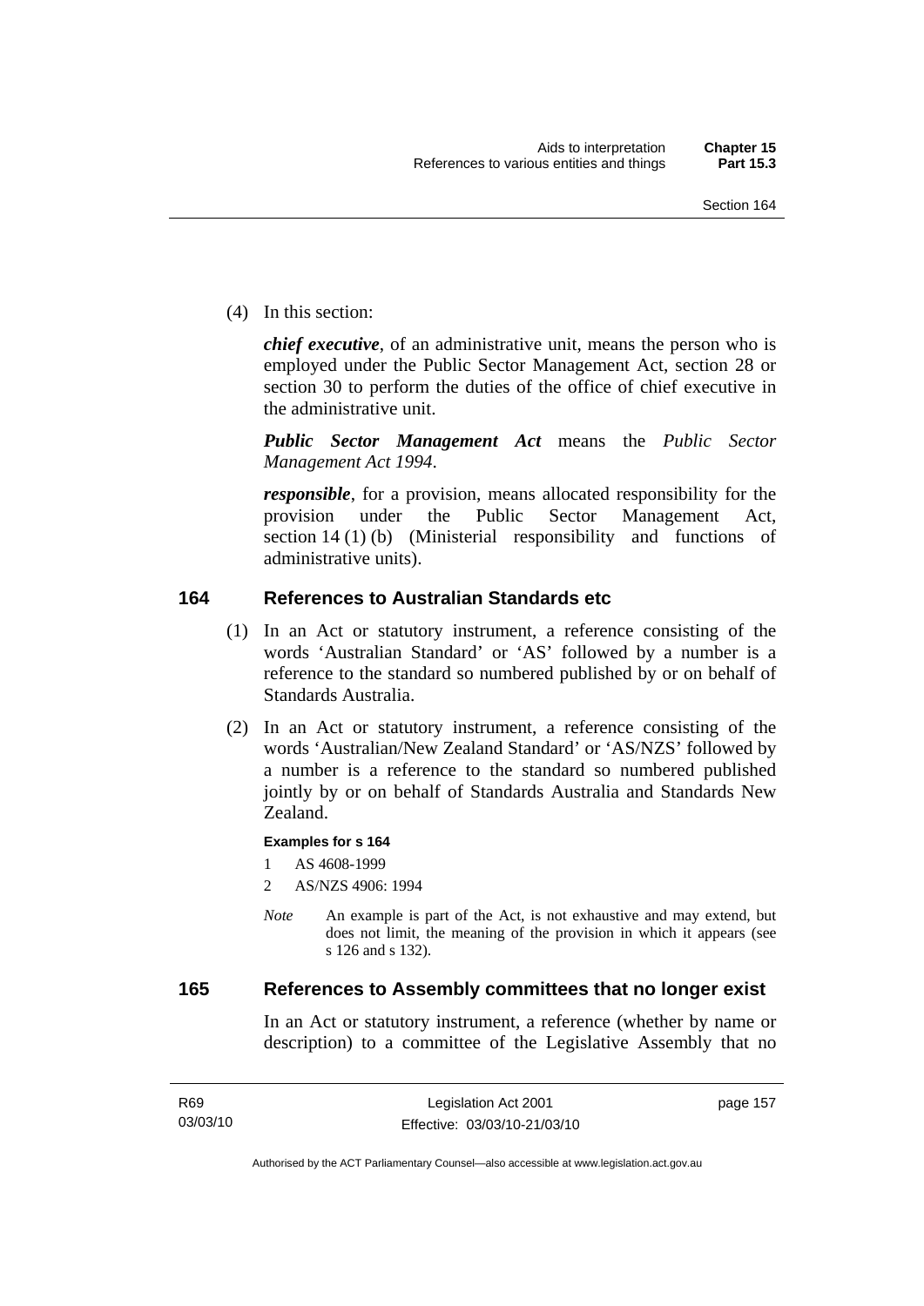(4) In this section:

***chief executive***, of an administrative unit, means the person who is employed under the Public Sector Management Act, section 28 or section 30 to perform the duties of the office of chief executive in the administrative unit.

***Public Sector Management Act*** means the *Public Sector Management Act 1994*.

***responsible***, for a provision, means allocated responsibility for the provision under the Public Sector Management Act, section 14 (1) (b) (Ministerial responsibility and functions of administrative units).

## 164 References to Australian Standards etc

(1) In an Act or statutory instrument, a reference consisting of the words 'Australian Standard' or 'AS' followed by a number is a reference to the standard so numbered published by or on behalf of Standards Australia.

(2) In an Act or statutory instrument, a reference consisting of the words 'Australian/New Zealand Standard' or 'AS/NZS' followed by a number is a reference to the standard so numbered published jointly by or on behalf of Standards Australia and Standards New Zealand.

**Examples for s 164**

1 AS 4608-1999

2 AS/NZS 4906: 1994

*Note* An example is part of the Act, is not exhaustive and may extend, but does not limit, the meaning of the provision in which it appears (see s 126 and s 132).

## 165 References to Assembly committees that no longer exist

In an Act or statutory instrument, a reference (whether by name or description) to a committee of the Legislative Assembly that no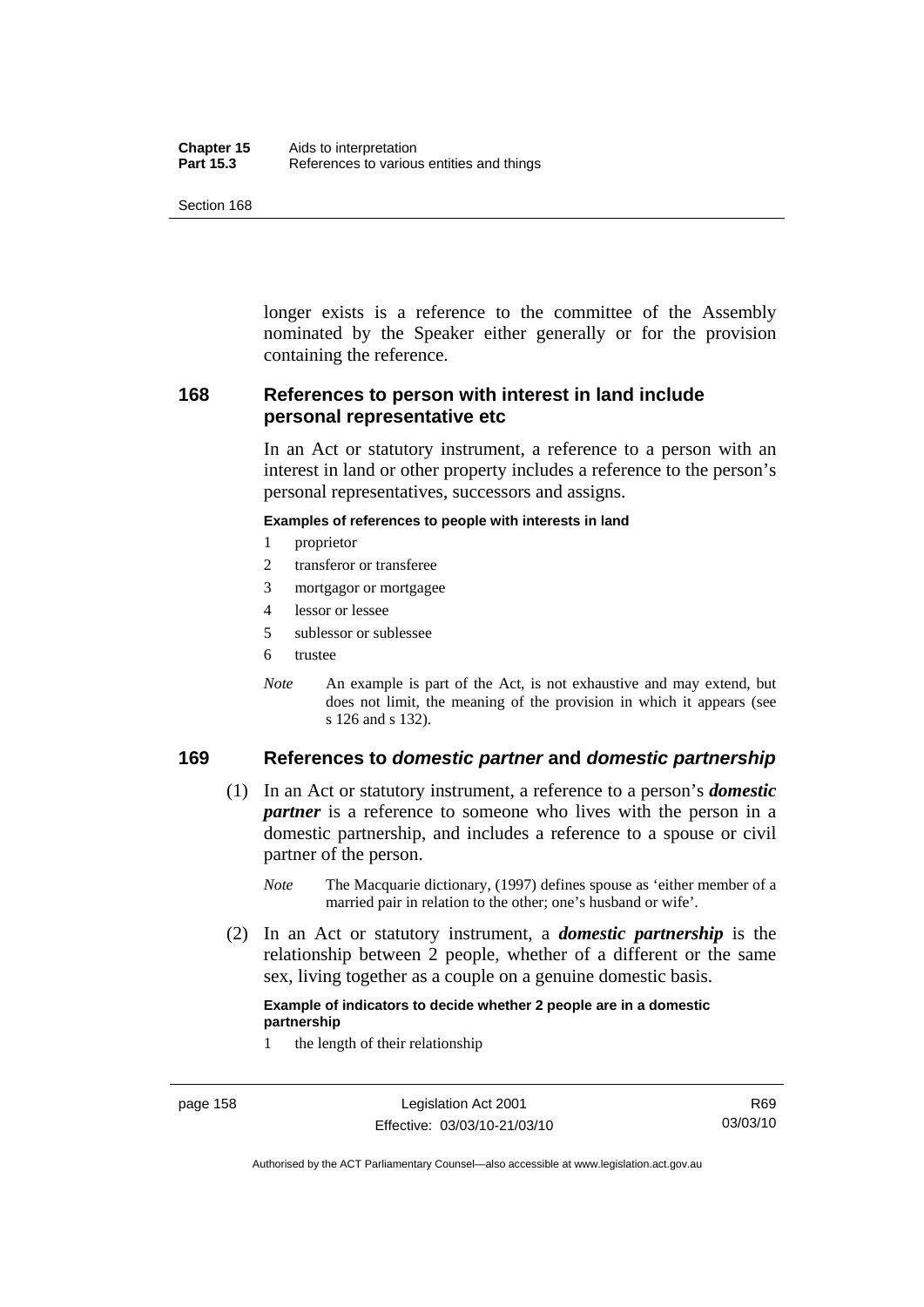longer exists is a reference to the committee of the Assembly nominated by the Speaker either generally or for the provision containing the reference.

## 168 References to person with interest in land include personal representative etc

In an Act or statutory instrument, a reference to a person with an interest in land or other property includes a reference to the person's personal representatives, successors and assigns.

**Examples of references to people with interests in land**

1 proprietor
2 transferor or transferee
3 mortgagor or mortgagee
4 lessor or lessee
5 sublessor or sublessee
6 trustee

*Note* An example is part of the Act, is not exhaustive and may extend, but does not limit, the meaning of the provision in which it appears (see s 126 and s 132).

## 169 References to *domestic partner* and *domestic partnership*

(1) In an Act or statutory instrument, a reference to a person's ***domestic partner*** is a reference to someone who lives with the person in a domestic partnership, and includes a reference to a spouse or civil partner of the person.

*Note* The Macquarie dictionary, (1997) defines spouse as 'either member of a married pair in relation to the other; one's husband or wife'.

(2) In an Act or statutory instrument, a ***domestic partnership*** is the relationship between 2 people, whether of a different or the same sex, living together as a couple on a genuine domestic basis.

**Example of indicators to decide whether 2 people are in a domestic partnership**

1 the length of their relationship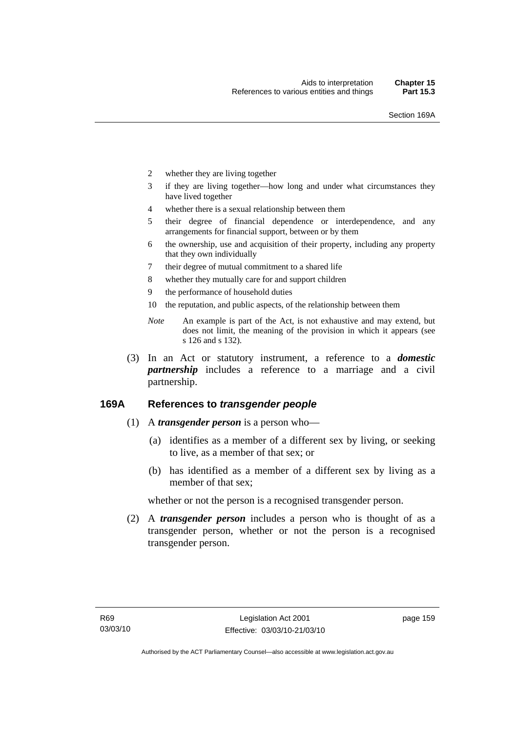2 whether they are living together

3 if they are living together—how long and under what circumstances they have lived together

4 whether there is a sexual relationship between them

5 their degree of financial dependence or interdependence, and any arrangements for financial support, between or by them

6 the ownership, use and acquisition of their property, including any property that they own individually

7 their degree of mutual commitment to a shared life

8 whether they mutually care for and support children

9 the performance of household duties

10 the reputation, and public aspects, of the relationship between them

*Note* An example is part of the Act, is not exhaustive and may extend, but does not limit, the meaning of the provision in which it appears (see s 126 and s 132).

(3) In an Act or statutory instrument, a reference to a ***domestic partnership*** includes a reference to a marriage and a civil partnership.

## 169A References to *transgender people*

(1) A ***transgender person*** is a person who—

(a) identifies as a member of a different sex by living, or seeking to live, as a member of that sex; or

(b) has identified as a member of a different sex by living as a member of that sex;

whether or not the person is a recognised transgender person.

(2) A ***transgender person*** includes a person who is thought of as a transgender person, whether or not the person is a recognised transgender person.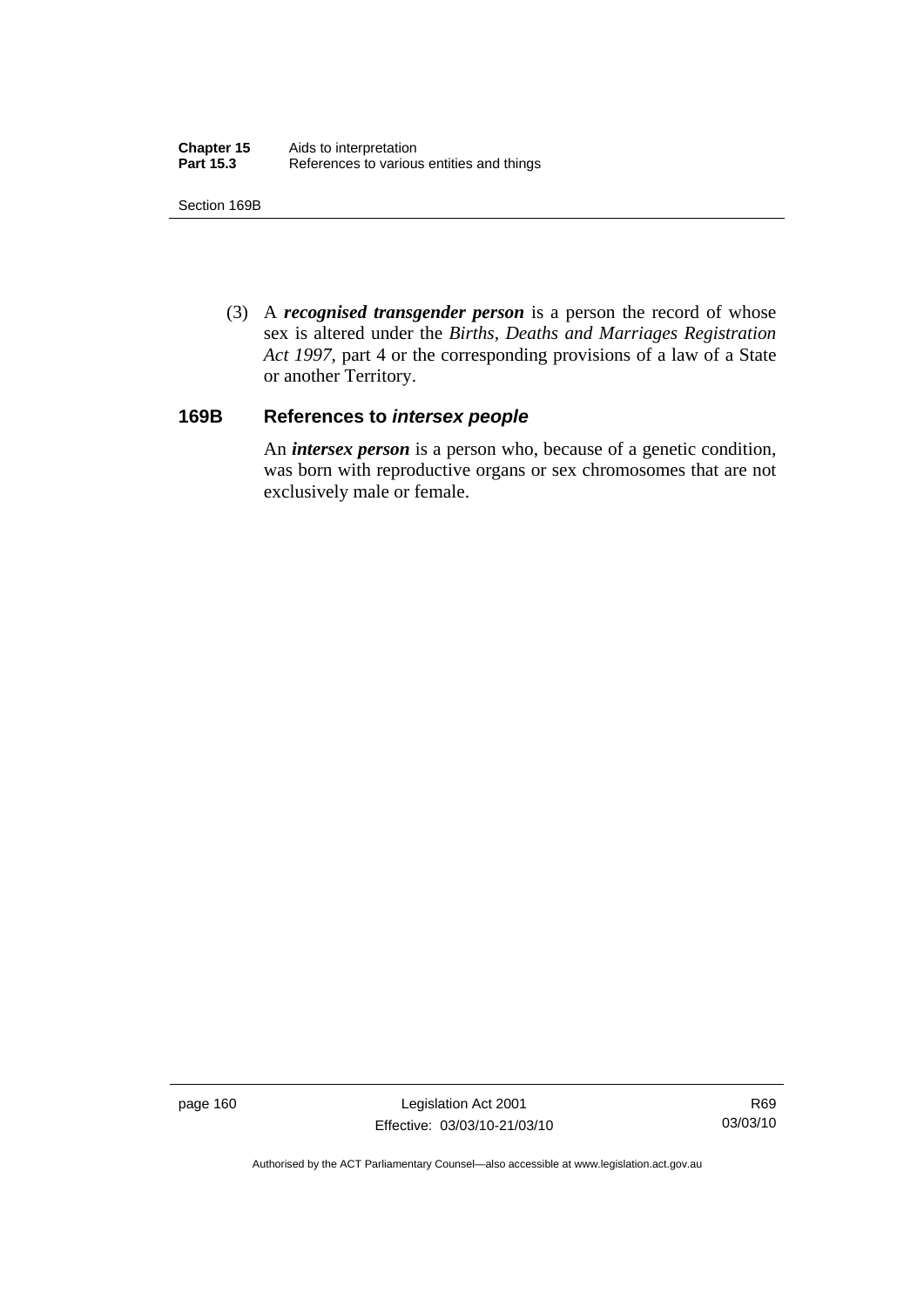(3) A ***recognised transgender person*** is a person the record of whose sex is altered under the *Births, Deaths and Marriages Registration Act 1997*, part 4 or the corresponding provisions of a law of a State or another Territory.

### 169B References to *intersex people*

An ***intersex person*** is a person who, because of a genetic condition, was born with reproductive organs or sex chromosomes that are not exclusively male or female.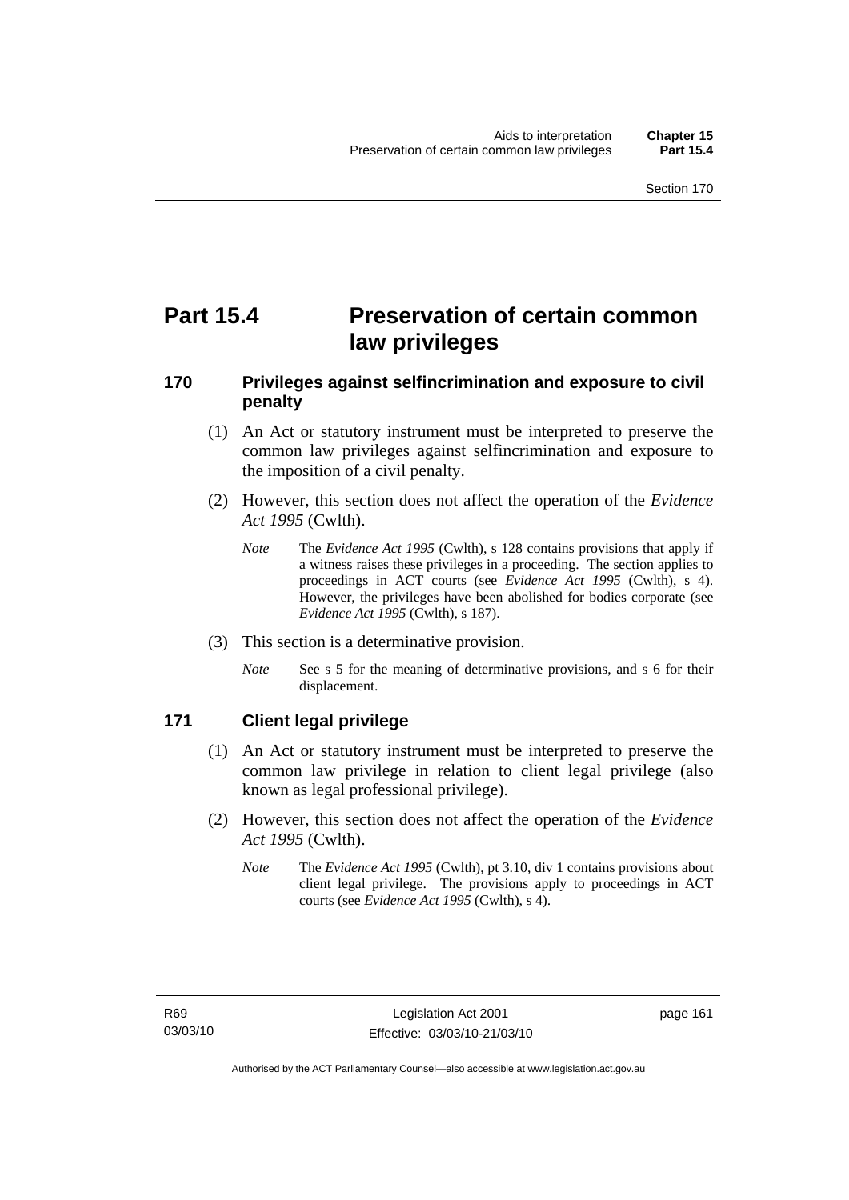# Part 15.4 Preservation of certain common law privileges

## 170 Privileges against selfincrimination and exposure to civil penalty

(1) An Act or statutory instrument must be interpreted to preserve the common law privileges against selfincrimination and exposure to the imposition of a civil penalty.

(2) However, this section does not affect the operation of the *Evidence Act 1995* (Cwlth).

*Note* The *Evidence Act 1995* (Cwlth), s 128 contains provisions that apply if a witness raises these privileges in a proceeding. The section applies to proceedings in ACT courts (see *Evidence Act 1995* (Cwlth), s 4). However, the privileges have been abolished for bodies corporate (see *Evidence Act 1995* (Cwlth), s 187).

(3) This section is a determinative provision.

*Note* See s 5 for the meaning of determinative provisions, and s 6 for their displacement.

## 171 Client legal privilege

(1) An Act or statutory instrument must be interpreted to preserve the common law privilege in relation to client legal privilege (also known as legal professional privilege).

(2) However, this section does not affect the operation of the *Evidence Act 1995* (Cwlth).

*Note* The *Evidence Act 1995* (Cwlth), pt 3.10, div 1 contains provisions about client legal privilege. The provisions apply to proceedings in ACT courts (see *Evidence Act 1995* (Cwlth), s 4).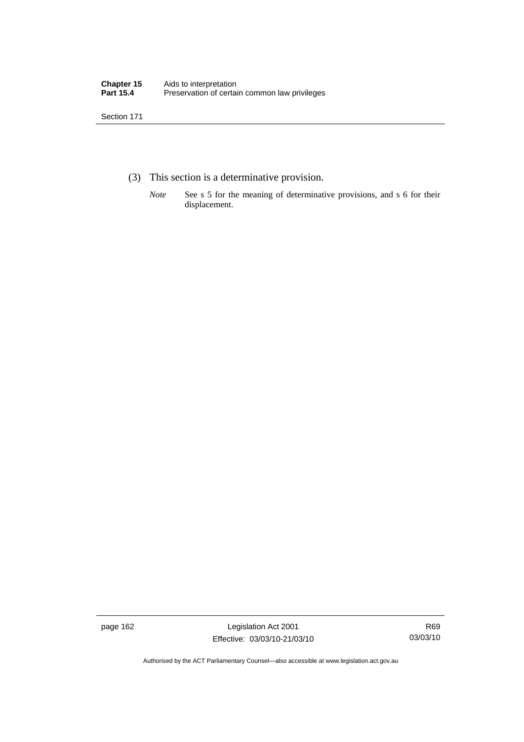(3) This section is a determinative provision.

*Note* See s 5 for the meaning of determinative provisions, and s 6 for their displacement.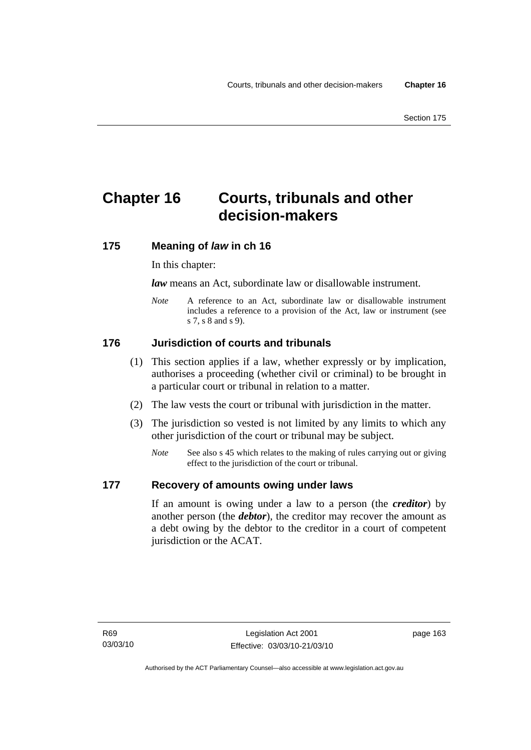# Chapter 16 Courts, tribunals and other decision-makers

## 175 Meaning of *law* in ch 16

In this chapter:

***law*** means an Act, subordinate law or disallowable instrument.

*Note* A reference to an Act, subordinate law or disallowable instrument includes a reference to a provision of the Act, law or instrument (see s 7, s 8 and s 9).

## 176 Jurisdiction of courts and tribunals

(1) This section applies if a law, whether expressly or by implication, authorises a proceeding (whether civil or criminal) to be brought in a particular court or tribunal in relation to a matter.

(2) The law vests the court or tribunal with jurisdiction in the matter.

(3) The jurisdiction so vested is not limited by any limits to which any other jurisdiction of the court or tribunal may be subject.

*Note* See also s 45 which relates to the making of rules carrying out or giving effect to the jurisdiction of the court or tribunal.

## 177 Recovery of amounts owing under laws

If an amount is owing under a law to a person (the ***creditor***) by another person (the ***debtor***), the creditor may recover the amount as a debt owing by the debtor to the creditor in a court of competent jurisdiction or the ACAT.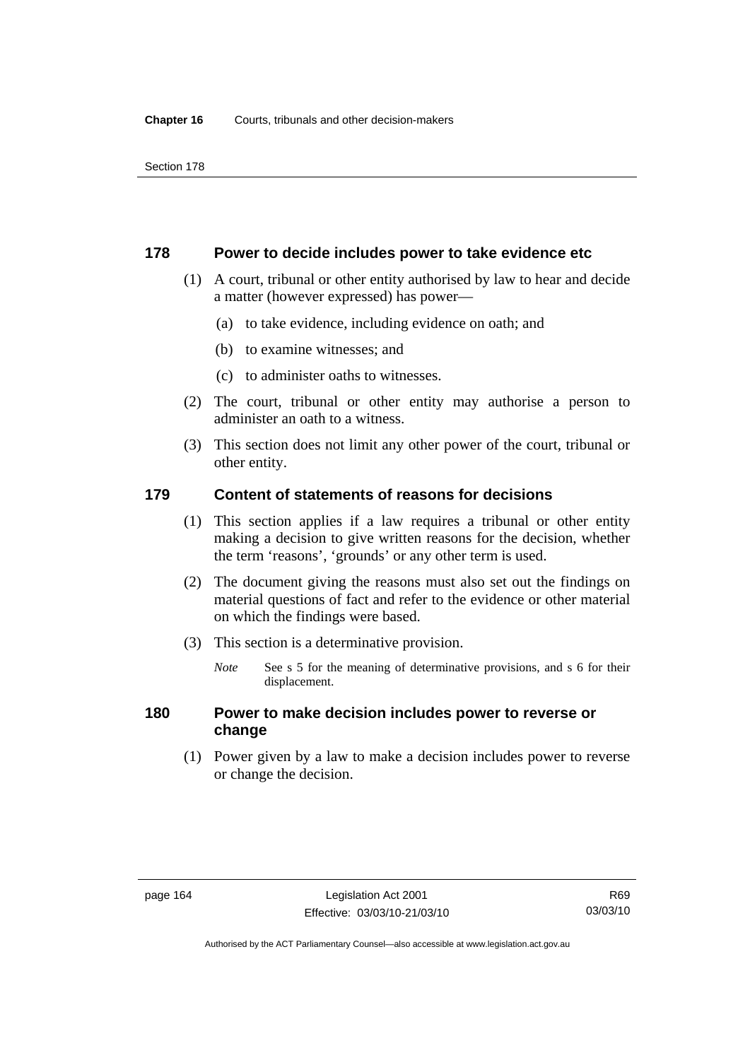## 178 Power to decide includes power to take evidence etc

(1) A court, tribunal or other entity authorised by law to hear and decide a matter (however expressed) has power—

(a) to take evidence, including evidence on oath; and

(b) to examine witnesses; and

(c) to administer oaths to witnesses.

(2) The court, tribunal or other entity may authorise a person to administer an oath to a witness.

(3) This section does not limit any other power of the court, tribunal or other entity.

## 179 Content of statements of reasons for decisions

(1) This section applies if a law requires a tribunal or other entity making a decision to give written reasons for the decision, whether the term 'reasons', 'grounds' or any other term is used.

(2) The document giving the reasons must also set out the findings on material questions of fact and refer to the evidence or other material on which the findings were based.

(3) This section is a determinative provision.

*Note* See s 5 for the meaning of determinative provisions, and s 6 for their displacement.

## 180 Power to make decision includes power to reverse or change

(1) Power given by a law to make a decision includes power to reverse or change the decision.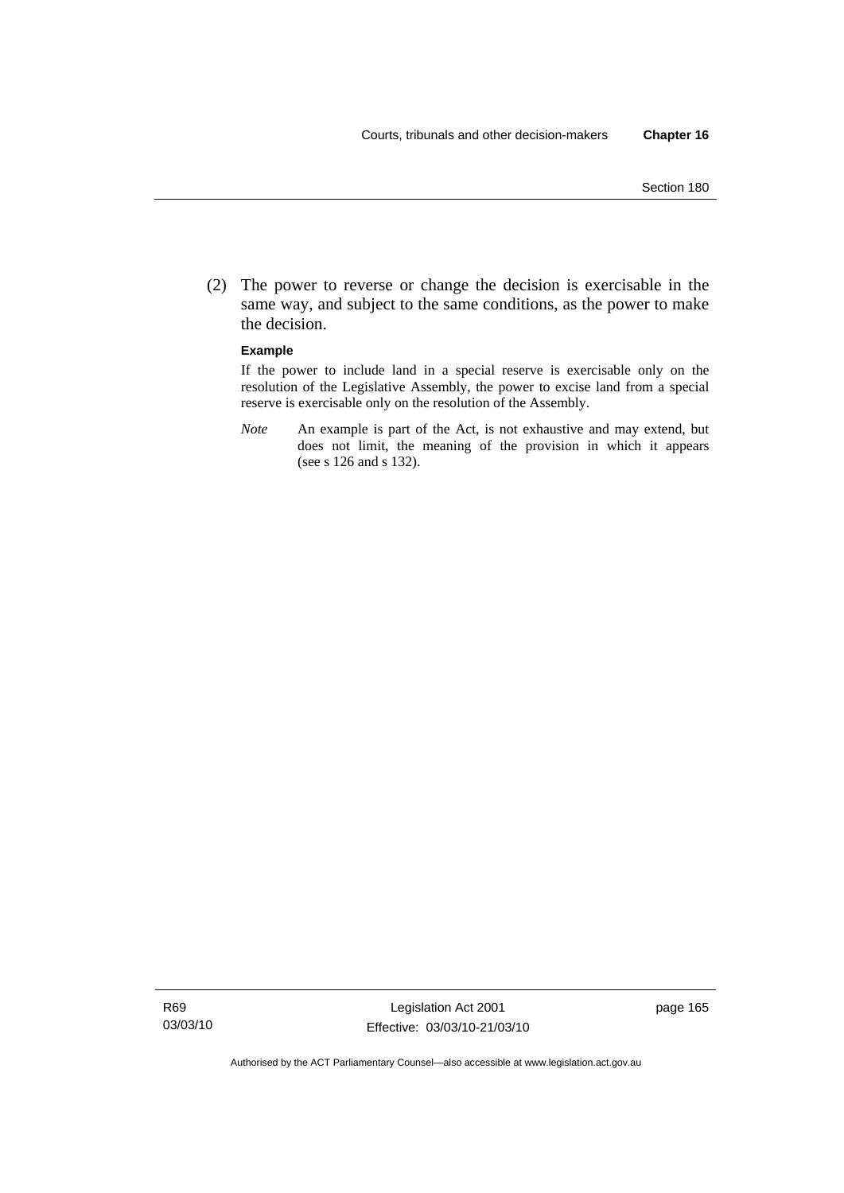(2) The power to reverse or change the decision is exercisable in the same way, and subject to the same conditions, as the power to make the decision.

**Example**

If the power to include land in a special reserve is exercisable only on the resolution of the Legislative Assembly, the power to excise land from a special reserve is exercisable only on the resolution of the Assembly.

*Note* An example is part of the Act, is not exhaustive and may extend, but does not limit, the meaning of the provision in which it appears (see s 126 and s 132).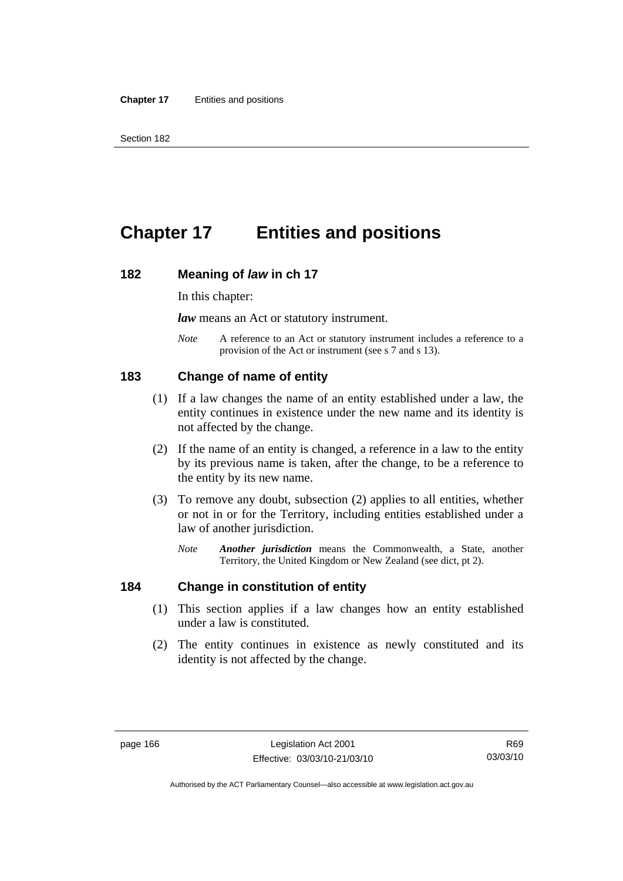# Chapter 17 Entities and positions

## 182 Meaning of *law* in ch 17

In this chapter:

***law*** means an Act or statutory instrument.

*Note* A reference to an Act or statutory instrument includes a reference to a provision of the Act or instrument (see s 7 and s 13).

## 183 Change of name of entity

(1) If a law changes the name of an entity established under a law, the entity continues in existence under the new name and its identity is not affected by the change.

(2) If the name of an entity is changed, a reference in a law to the entity by its previous name is taken, after the change, to be a reference to the entity by its new name.

(3) To remove any doubt, subsection (2) applies to all entities, whether or not in or for the Territory, including entities established under a law of another jurisdiction.

*Note* ***Another jurisdiction*** means the Commonwealth, a State, another Territory, the United Kingdom or New Zealand (see dict, pt 2).

## 184 Change in constitution of entity

(1) This section applies if a law changes how an entity established under a law is constituted.

(2) The entity continues in existence as newly constituted and its identity is not affected by the change.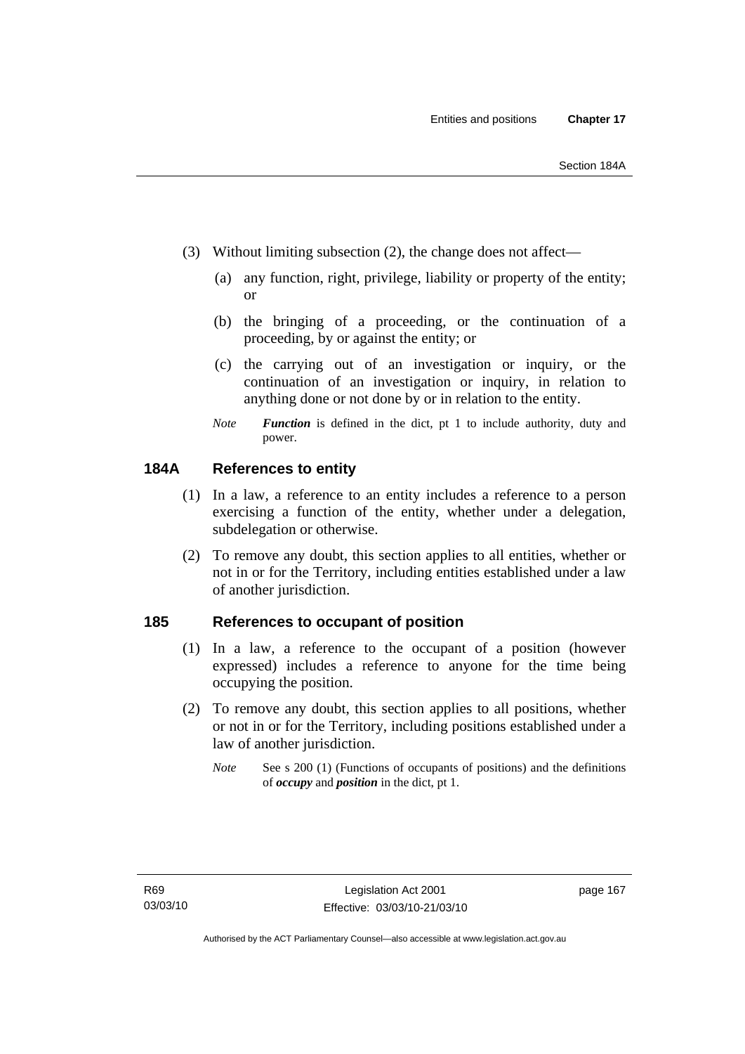(3) Without limiting subsection (2), the change does not affect—

(a) any function, right, privilege, liability or property of the entity; or

(b) the bringing of a proceeding, or the continuation of a proceeding, by or against the entity; or

(c) the carrying out of an investigation or inquiry, or the continuation of an investigation or inquiry, in relation to anything done or not done by or in relation to the entity.

*Note* ***Function*** is defined in the dict, pt 1 to include authority, duty and power.

## 184A References to entity

(1) In a law, a reference to an entity includes a reference to a person exercising a function of the entity, whether under a delegation, subdelegation or otherwise.

(2) To remove any doubt, this section applies to all entities, whether or not in or for the Territory, including entities established under a law of another jurisdiction.

## 185 References to occupant of position

(1) In a law, a reference to the occupant of a position (however expressed) includes a reference to anyone for the time being occupying the position.

(2) To remove any doubt, this section applies to all positions, whether or not in or for the Territory, including positions established under a law of another jurisdiction.

*Note* See s 200 (1) (Functions of occupants of positions) and the definitions of ***occupy*** and ***position*** in the dict, pt 1.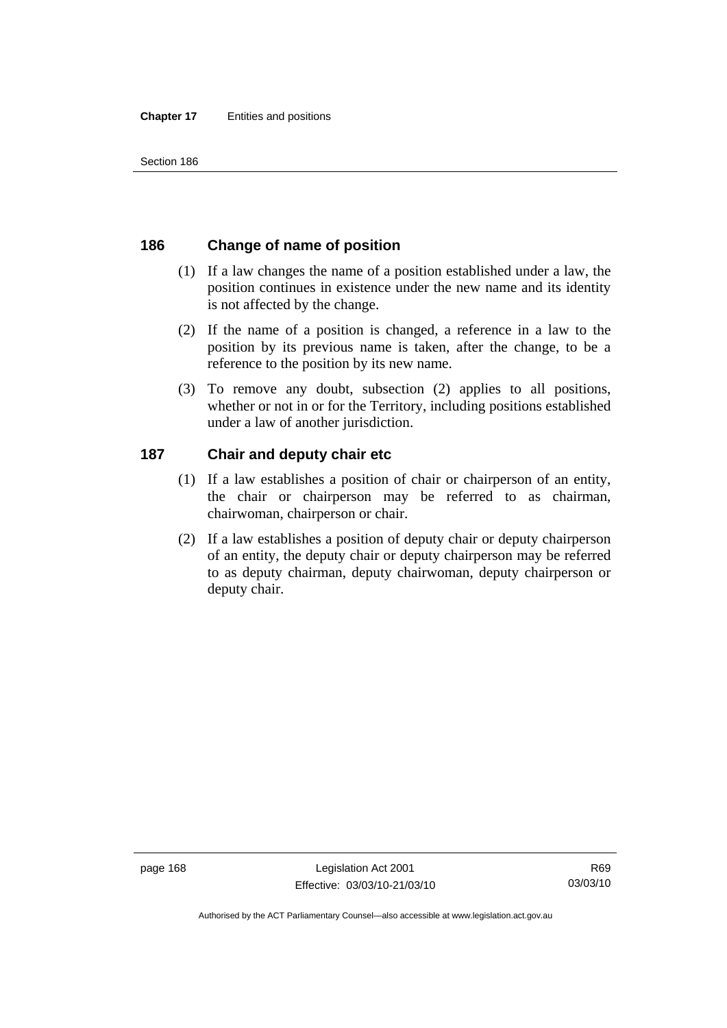## 186 Change of name of position

(1) If a law changes the name of a position established under a law, the position continues in existence under the new name and its identity is not affected by the change.

(2) If the name of a position is changed, a reference in a law to the position by its previous name is taken, after the change, to be a reference to the position by its new name.

(3) To remove any doubt, subsection (2) applies to all positions, whether or not in or for the Territory, including positions established under a law of another jurisdiction.

## 187 Chair and deputy chair etc

(1) If a law establishes a position of chair or chairperson of an entity, the chair or chairperson may be referred to as chairman, chairwoman, chairperson or chair.

(2) If a law establishes a position of deputy chair or deputy chairperson of an entity, the deputy chair or deputy chairperson may be referred to as deputy chairman, deputy chairwoman, deputy chairperson or deputy chair.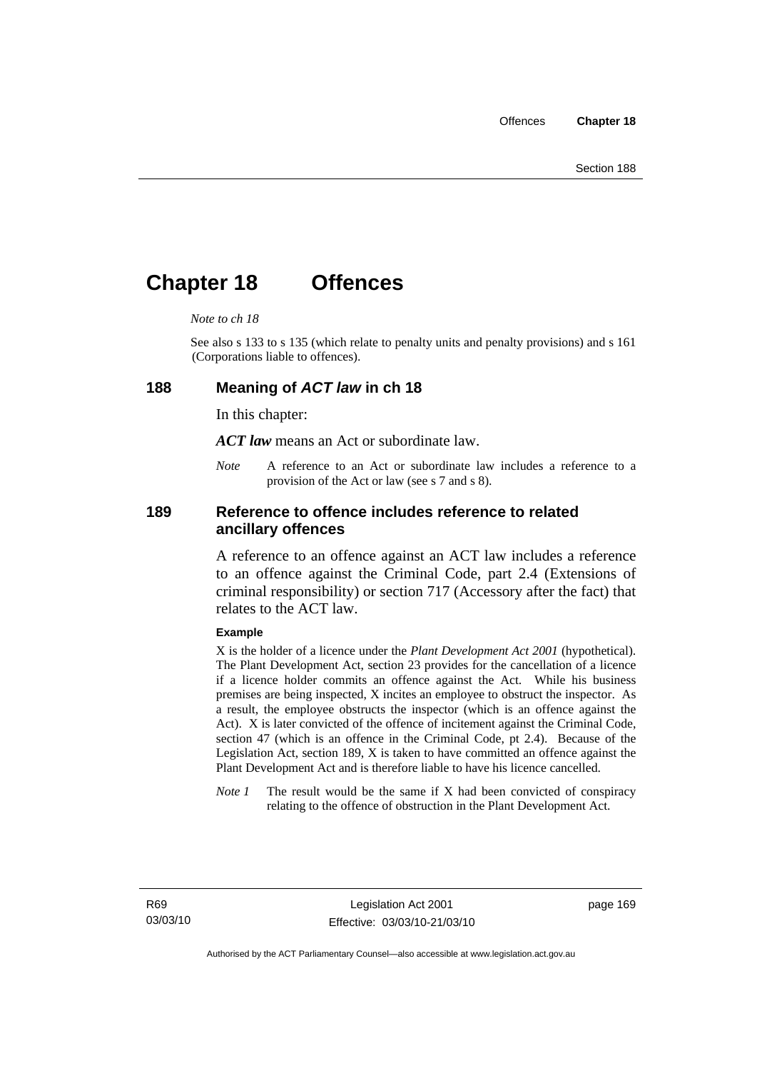# Chapter 18 Offences

*Note to ch 18*

See also s 133 to s 135 (which relate to penalty units and penalty provisions) and s 161 (Corporations liable to offences).

## 188 Meaning of *ACT law* in ch 18

In this chapter:

***ACT law*** means an Act or subordinate law.

*Note* A reference to an Act or subordinate law includes a reference to a provision of the Act or law (see s 7 and s 8).

## 189 Reference to offence includes reference to related ancillary offences

A reference to an offence against an ACT law includes a reference to an offence against the Criminal Code, part 2.4 (Extensions of criminal responsibility) or section 717 (Accessory after the fact) that relates to the ACT law.

**Example**

X is the holder of a licence under the *Plant Development Act 2001* (hypothetical). The Plant Development Act, section 23 provides for the cancellation of a licence if a licence holder commits an offence against the Act. While his business premises are being inspected, X incites an employee to obstruct the inspector. As a result, the employee obstructs the inspector (which is an offence against the Act). X is later convicted of the offence of incitement against the Criminal Code, section 47 (which is an offence in the Criminal Code, pt 2.4). Because of the Legislation Act, section 189, X is taken to have committed an offence against the Plant Development Act and is therefore liable to have his licence cancelled.

*Note 1* The result would be the same if X had been convicted of conspiracy relating to the offence of obstruction in the Plant Development Act.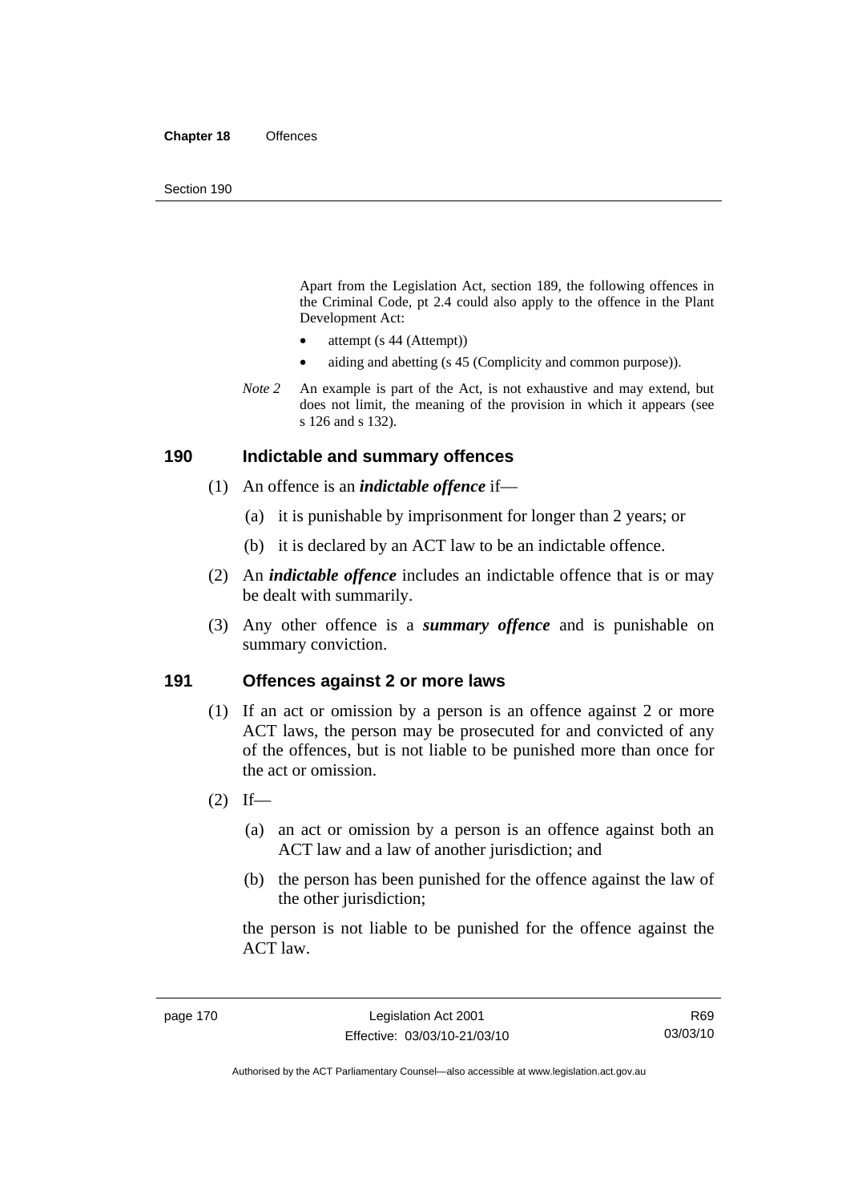Apart from the Legislation Act, section 189, the following offences in the Criminal Code, pt 2.4 could also apply to the offence in the Plant Development Act:

- attempt (s 44 (Attempt))
- aiding and abetting (s 45 (Complicity and common purpose)).

*Note 2* An example is part of the Act, is not exhaustive and may extend, but does not limit, the meaning of the provision in which it appears (see s 126 and s 132).

## 190 Indictable and summary offences

(1) An offence is an ***indictable offence*** if—

(a) it is punishable by imprisonment for longer than 2 years; or

(b) it is declared by an ACT law to be an indictable offence.

(2) An ***indictable offence*** includes an indictable offence that is or may be dealt with summarily.

(3) Any other offence is a ***summary offence*** and is punishable on summary conviction.

## 191 Offences against 2 or more laws

(1) If an act or omission by a person is an offence against 2 or more ACT laws, the person may be prosecuted for and convicted of any of the offences, but is not liable to be punished more than once for the act or omission.

(2) If—

(a) an act or omission by a person is an offence against both an ACT law and a law of another jurisdiction; and

(b) the person has been punished for the offence against the law of the other jurisdiction;

the person is not liable to be punished for the offence against the ACT law.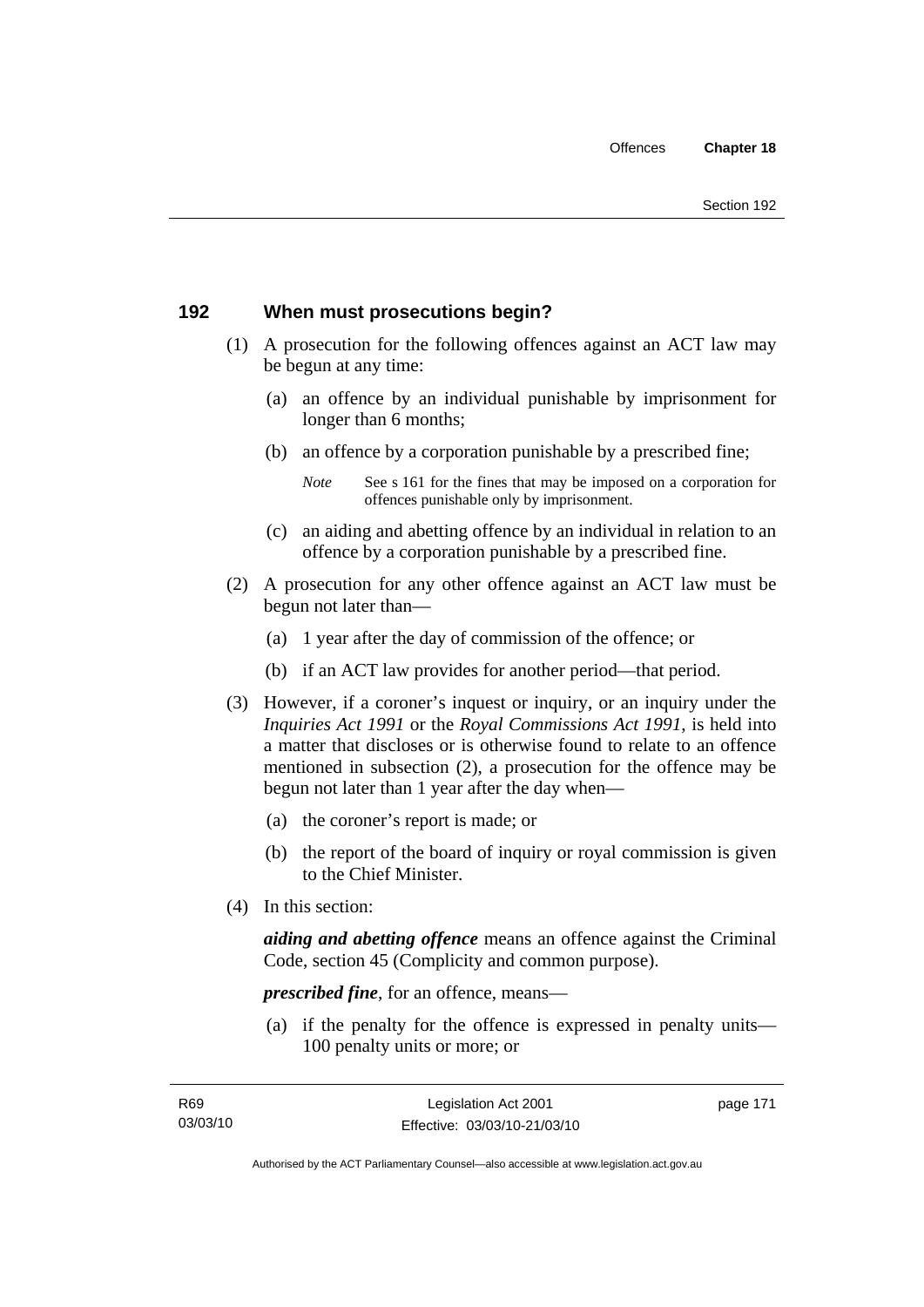## 192 When must prosecutions begin?

(1) A prosecution for the following offences against an ACT law may be begun at any time:

(a) an offence by an individual punishable by imprisonment for longer than 6 months;

(b) an offence by a corporation punishable by a prescribed fine;

*Note* See s 161 for the fines that may be imposed on a corporation for offences punishable only by imprisonment.

(c) an aiding and abetting offence by an individual in relation to an offence by a corporation punishable by a prescribed fine.

(2) A prosecution for any other offence against an ACT law must be begun not later than—

(a) 1 year after the day of commission of the offence; or

(b) if an ACT law provides for another period—that period.

(3) However, if a coroner's inquest or inquiry, or an inquiry under the *Inquiries Act 1991* or the *Royal Commissions Act 1991*, is held into a matter that discloses or is otherwise found to relate to an offence mentioned in subsection (2), a prosecution for the offence may be begun not later than 1 year after the day when—

(a) the coroner's report is made; or

(b) the report of the board of inquiry or royal commission is given to the Chief Minister.

(4) In this section:

***aiding and abetting offence*** means an offence against the Criminal Code, section 45 (Complicity and common purpose).

***prescribed fine***, for an offence, means—

(a) if the penalty for the offence is expressed in penalty units—100 penalty units or more; or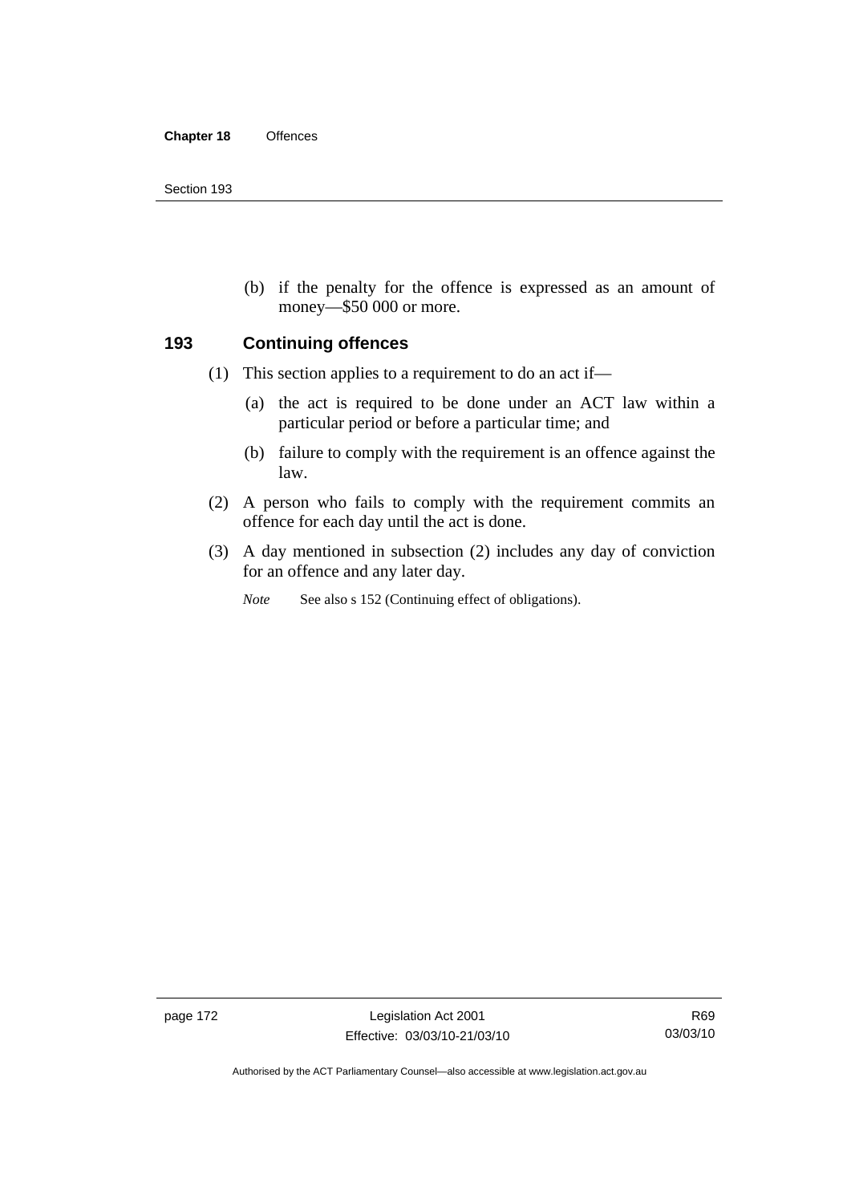(b) if the penalty for the offence is expressed as an amount of money—$50 000 or more.

## 193 Continuing offences

(1) This section applies to a requirement to do an act if—

(a) the act is required to be done under an ACT law within a particular period or before a particular time; and

(b) failure to comply with the requirement is an offence against the law.

(2) A person who fails to comply with the requirement commits an offence for each day until the act is done.

(3) A day mentioned in subsection (2) includes any day of conviction for an offence and any later day.

*Note* See also s 152 (Continuing effect of obligations).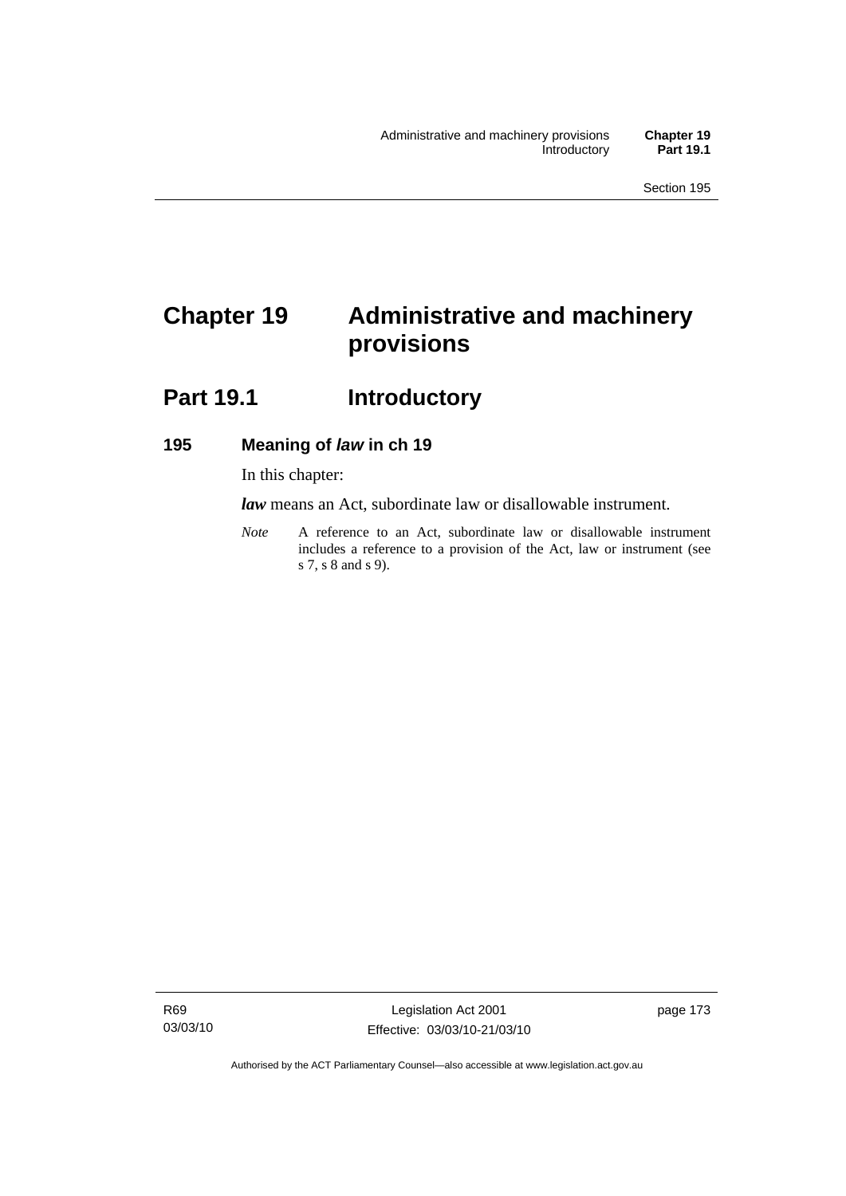# Chapter 19 Administrative and machinery provisions

## Part 19.1 Introductory

### 195 Meaning of *law* in ch 19

In this chapter:

***law*** means an Act, subordinate law or disallowable instrument.

*Note* A reference to an Act, subordinate law or disallowable instrument includes a reference to a provision of the Act, law or instrument (see s 7, s 8 and s 9).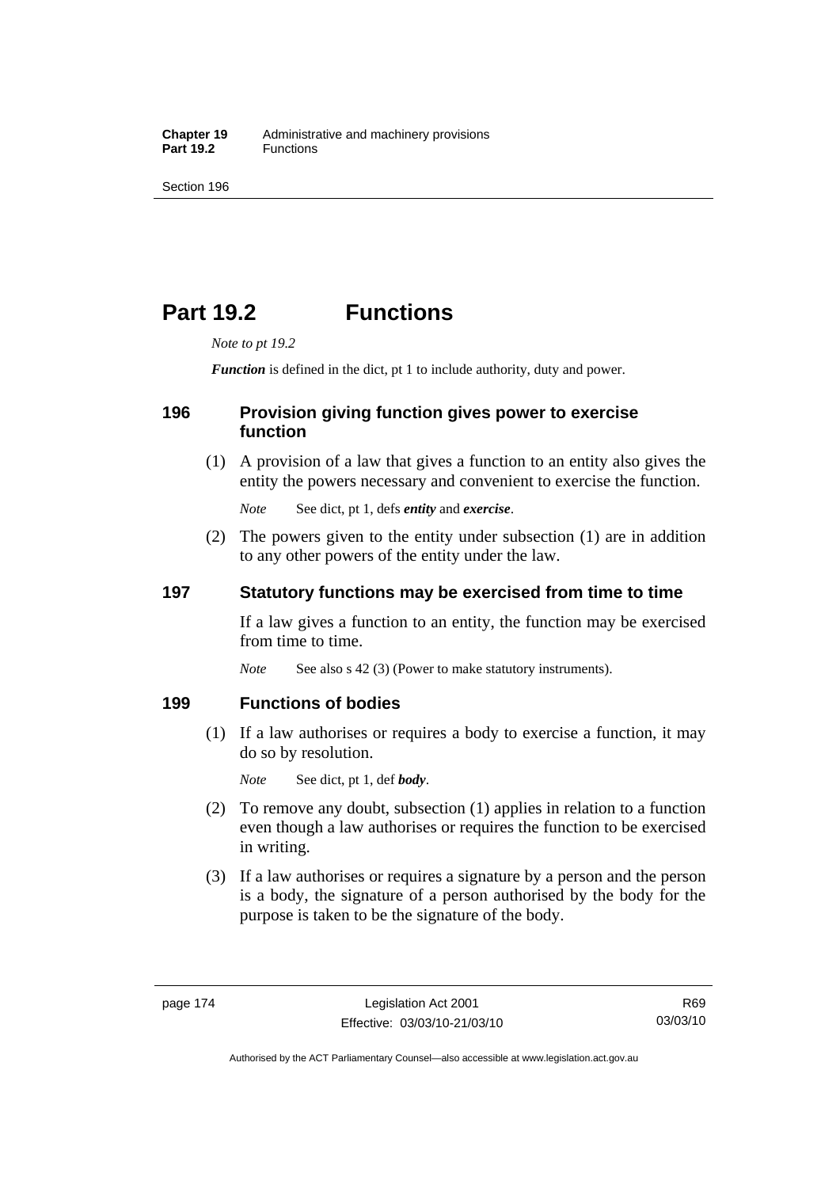# Part 19.2 Functions

*Note to pt 19.2*

***Function*** is defined in the dict, pt 1 to include authority, duty and power.

## 196 Provision giving function gives power to exercise function

(1) A provision of a law that gives a function to an entity also gives the entity the powers necessary and convenient to exercise the function.

*Note* See dict, pt 1, defs ***entity*** and ***exercise***.

(2) The powers given to the entity under subsection (1) are in addition to any other powers of the entity under the law.

## 197 Statutory functions may be exercised from time to time

If a law gives a function to an entity, the function may be exercised from time to time.

*Note* See also s 42 (3) (Power to make statutory instruments).

## 199 Functions of bodies

(1) If a law authorises or requires a body to exercise a function, it may do so by resolution.

*Note* See dict, pt 1, def ***body***.

(2) To remove any doubt, subsection (1) applies in relation to a function even though a law authorises or requires the function to be exercised in writing.

(3) If a law authorises or requires a signature by a person and the person is a body, the signature of a person authorised by the body for the purpose is taken to be the signature of the body.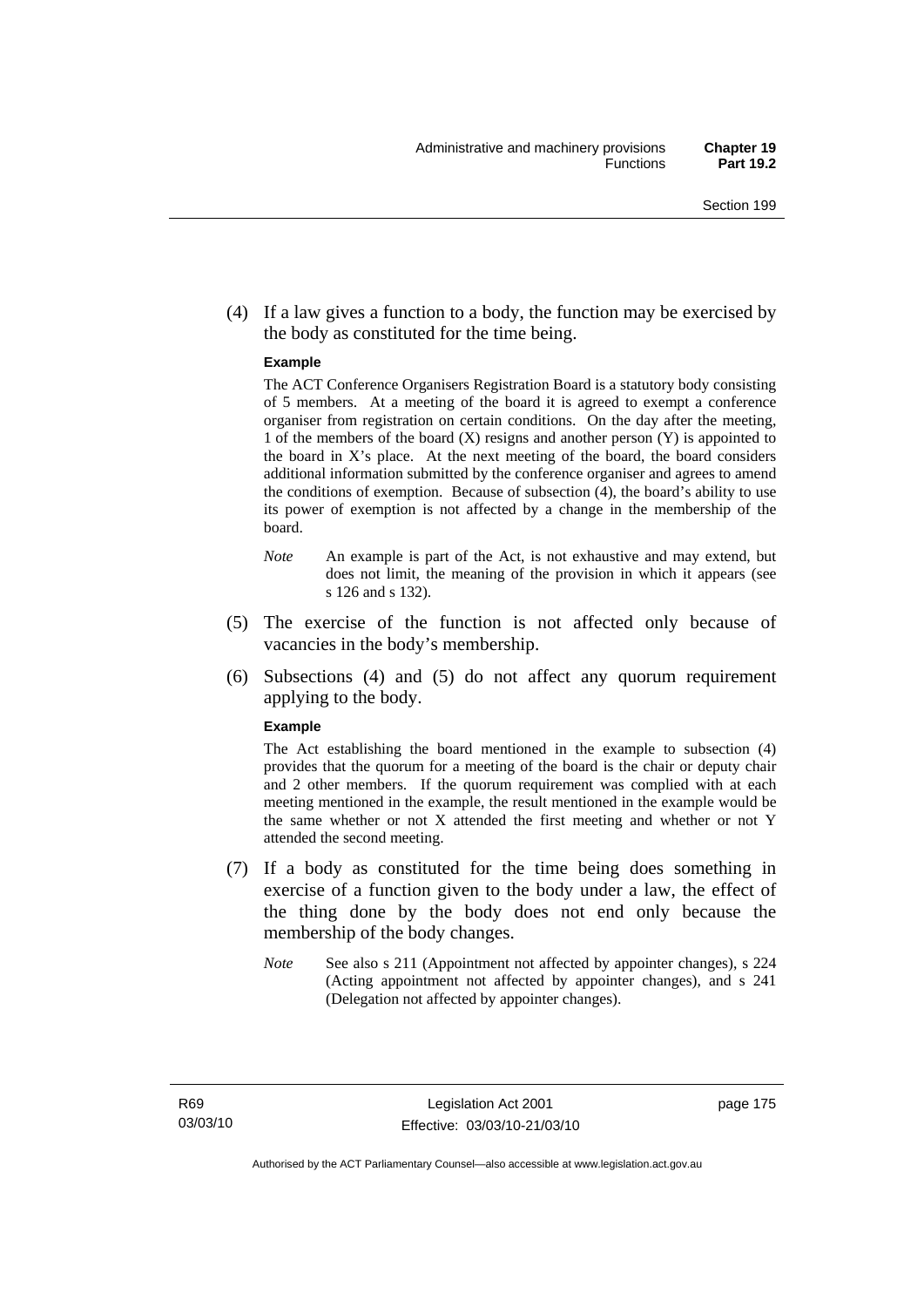(4) If a law gives a function to a body, the function may be exercised by the body as constituted for the time being.

**Example**

The ACT Conference Organisers Registration Board is a statutory body consisting of 5 members. At a meeting of the board it is agreed to exempt a conference organiser from registration on certain conditions. On the day after the meeting, 1 of the members of the board (X) resigns and another person (Y) is appointed to the board in X's place. At the next meeting of the board, the board considers additional information submitted by the conference organiser and agrees to amend the conditions of exemption. Because of subsection (4), the board's ability to use its power of exemption is not affected by a change in the membership of the board.

*Note* An example is part of the Act, is not exhaustive and may extend, but does not limit, the meaning of the provision in which it appears (see s 126 and s 132).

(5) The exercise of the function is not affected only because of vacancies in the body's membership.

(6) Subsections (4) and (5) do not affect any quorum requirement applying to the body.

**Example**

The Act establishing the board mentioned in the example to subsection (4) provides that the quorum for a meeting of the board is the chair or deputy chair and 2 other members. If the quorum requirement was complied with at each meeting mentioned in the example, the result mentioned in the example would be the same whether or not X attended the first meeting and whether or not Y attended the second meeting.

(7) If a body as constituted for the time being does something in exercise of a function given to the body under a law, the effect of the thing done by the body does not end only because the membership of the body changes.

*Note* See also s 211 (Appointment not affected by appointer changes), s 224 (Acting appointment not affected by appointer changes), and s 241 (Delegation not affected by appointer changes).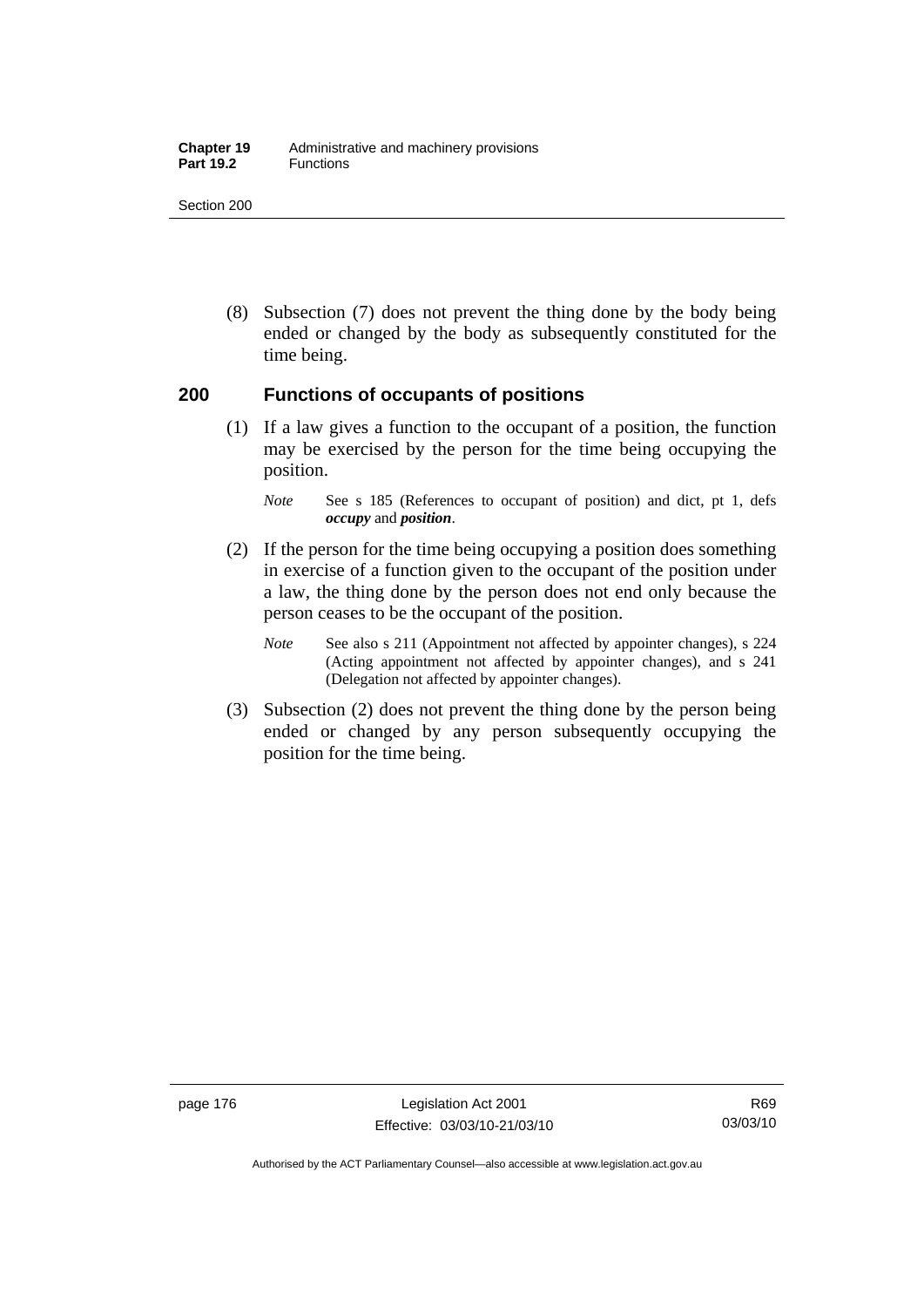(8) Subsection (7) does not prevent the thing done by the body being ended or changed by the body as subsequently constituted for the time being.

## 200 Functions of occupants of positions

(1) If a law gives a function to the occupant of a position, the function may be exercised by the person for the time being occupying the position.

*Note* See s 185 (References to occupant of position) and dict, pt 1, defs ***occupy*** and ***position***.

(2) If the person for the time being occupying a position does something in exercise of a function given to the occupant of the position under a law, the thing done by the person does not end only because the person ceases to be the occupant of the position.

*Note* See also s 211 (Appointment not affected by appointer changes), s 224 (Acting appointment not affected by appointer changes), and s 241 (Delegation not affected by appointer changes).

(3) Subsection (2) does not prevent the thing done by the person being ended or changed by any person subsequently occupying the position for the time being.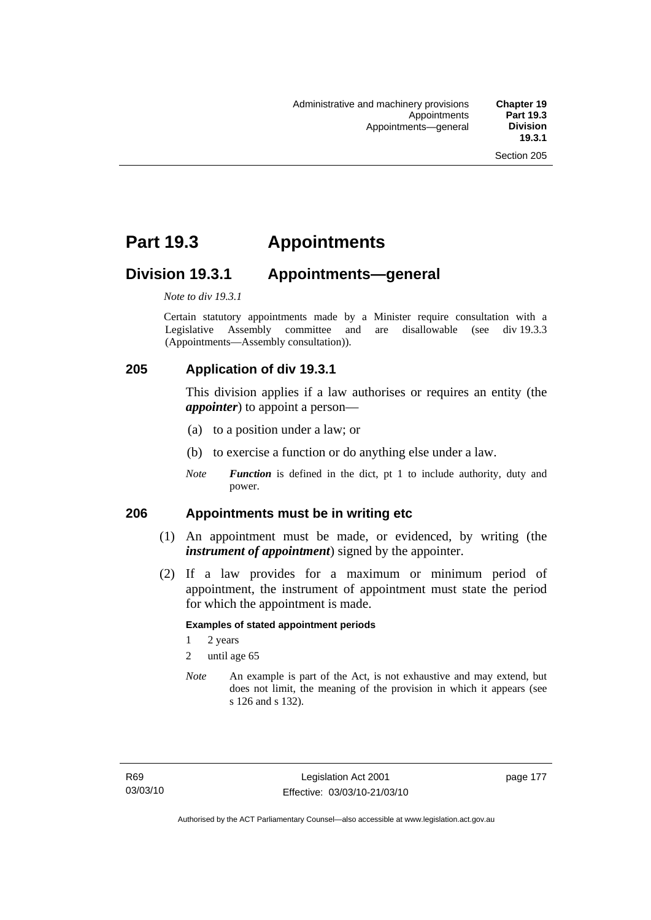# Part 19.3 Appointments

## Division 19.3.1 Appointments—general

*Note to div 19.3.1*

Certain statutory appointments made by a Minister require consultation with a Legislative Assembly committee and are disallowable (see div 19.3.3 (Appointments—Assembly consultation)).

### 205 Application of div 19.3.1

This division applies if a law authorises or requires an entity (the ***appointer***) to appoint a person—

(a) to a position under a law; or

(b) to exercise a function or do anything else under a law.

*Note* ***Function*** is defined in the dict, pt 1 to include authority, duty and power.

### 206 Appointments must be in writing etc

(1) An appointment must be made, or evidenced, by writing (the ***instrument of appointment***) signed by the appointer.

(2) If a law provides for a maximum or minimum period of appointment, the instrument of appointment must state the period for which the appointment is made.

**Examples of stated appointment periods**

1 2 years

2 until age 65

*Note* An example is part of the Act, is not exhaustive and may extend, but does not limit, the meaning of the provision in which it appears (see s 126 and s 132).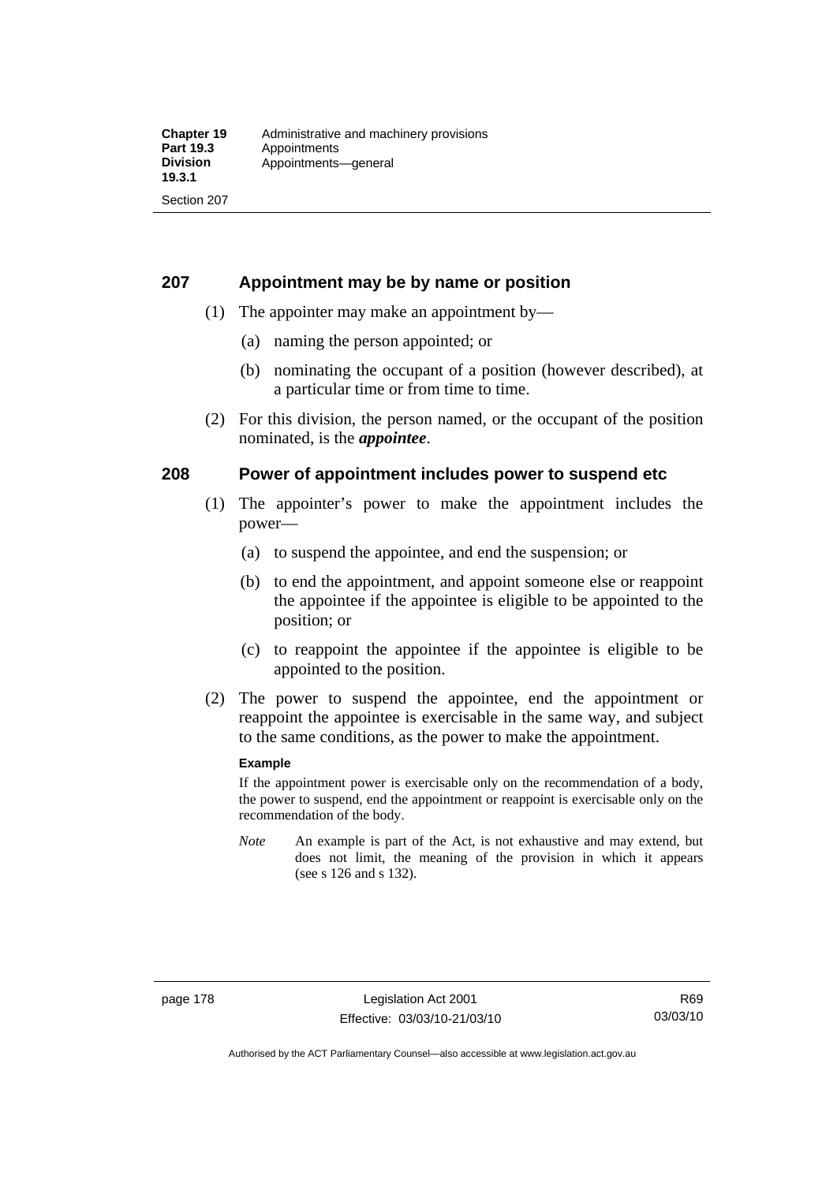## 207 Appointment may be by name or position

(1) The appointer may make an appointment by—

(a) naming the person appointed; or

(b) nominating the occupant of a position (however described), at a particular time or from time to time.

(2) For this division, the person named, or the occupant of the position nominated, is the ***appointee***.

## 208 Power of appointment includes power to suspend etc

(1) The appointer's power to make the appointment includes the power—

(a) to suspend the appointee, and end the suspension; or

(b) to end the appointment, and appoint someone else or reappoint the appointee if the appointee is eligible to be appointed to the position; or

(c) to reappoint the appointee if the appointee is eligible to be appointed to the position.

(2) The power to suspend the appointee, end the appointment or reappoint the appointee is exercisable in the same way, and subject to the same conditions, as the power to make the appointment.

**Example**

If the appointment power is exercisable only on the recommendation of a body, the power to suspend, end the appointment or reappoint is exercisable only on the recommendation of the body.

*Note* An example is part of the Act, is not exhaustive and may extend, but does not limit, the meaning of the provision in which it appears (see s 126 and s 132).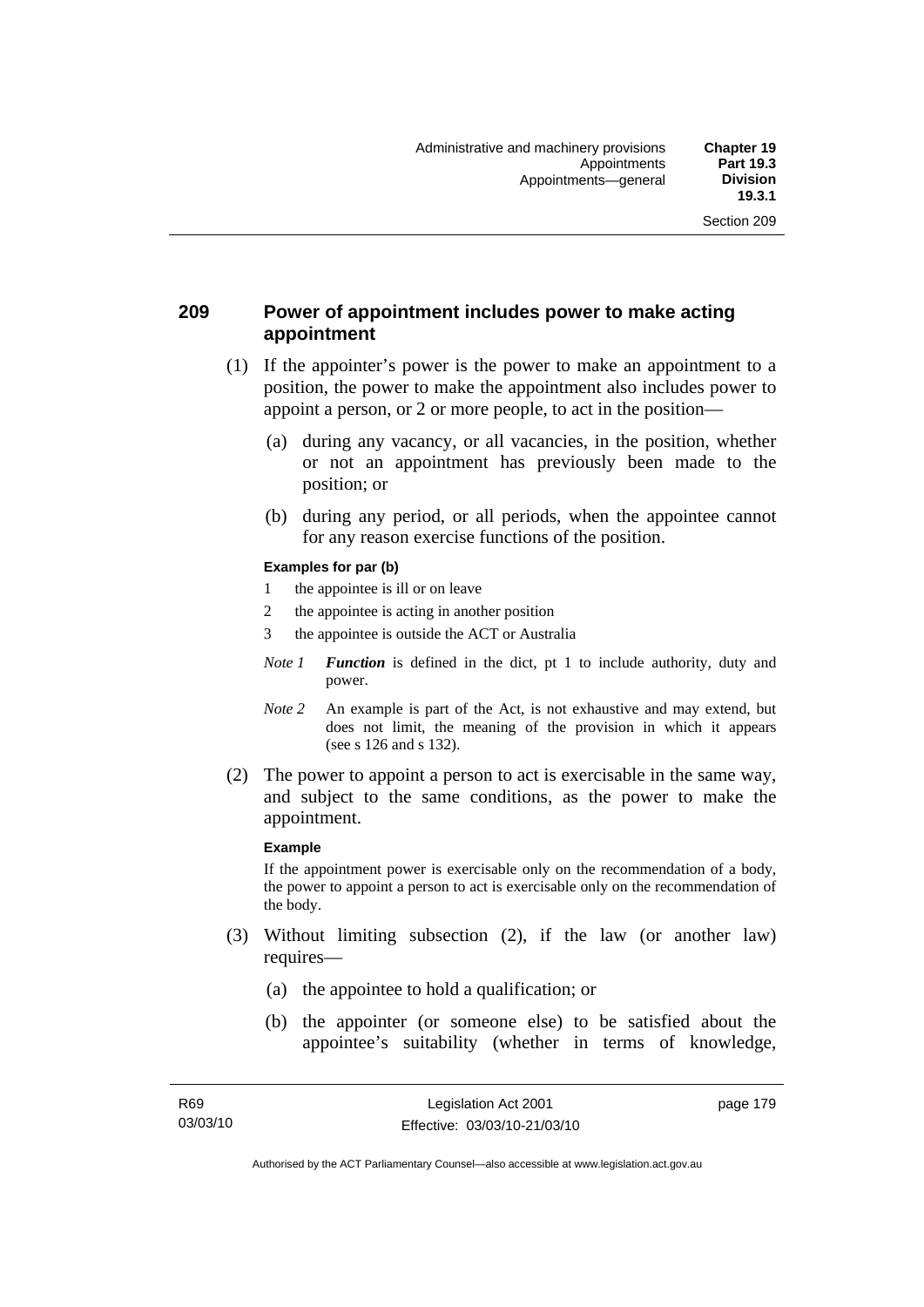## 209 Power of appointment includes power to make acting appointment

(1) If the appointer's power is the power to make an appointment to a position, the power to make the appointment also includes power to appoint a person, or 2 or more people, to act in the position—

(a) during any vacancy, or all vacancies, in the position, whether or not an appointment has previously been made to the position; or

(b) during any period, or all periods, when the appointee cannot for any reason exercise functions of the position.

**Examples for par (b)**

1 the appointee is ill or on leave

2 the appointee is acting in another position

3 the appointee is outside the ACT or Australia

*Note 1* ***Function*** is defined in the dict, pt 1 to include authority, duty and power.

*Note 2* An example is part of the Act, is not exhaustive and may extend, but does not limit, the meaning of the provision in which it appears (see s 126 and s 132).

(2) The power to appoint a person to act is exercisable in the same way, and subject to the same conditions, as the power to make the appointment.

**Example**

If the appointment power is exercisable only on the recommendation of a body, the power to appoint a person to act is exercisable only on the recommendation of the body.

(3) Without limiting subsection (2), if the law (or another law) requires—

(a) the appointee to hold a qualification; or

(b) the appointer (or someone else) to be satisfied about the appointee's suitability (whether in terms of knowledge,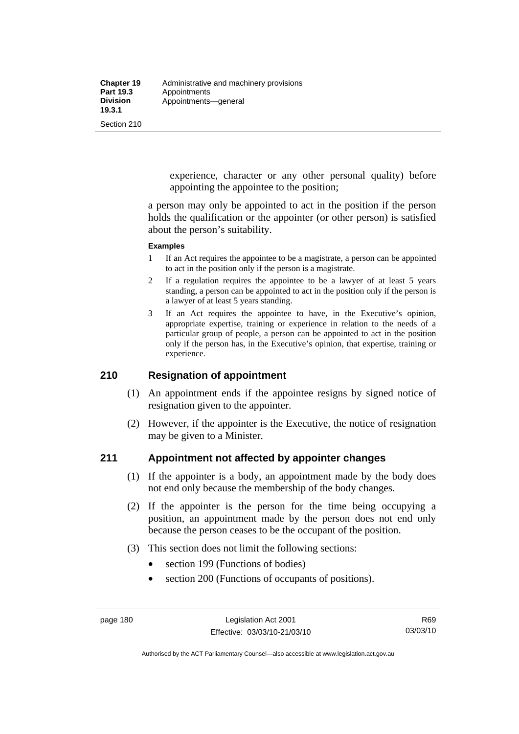experience, character or any other personal quality) before appointing the appointee to the position;

a person may only be appointed to act in the position if the person holds the qualification or the appointer (or other person) is satisfied about the person's suitability.

**Examples**

1. If an Act requires the appointee to be a magistrate, a person can be appointed to act in the position only if the person is a magistrate.
2. If a regulation requires the appointee to be a lawyer of at least 5 years standing, a person can be appointed to act in the position only if the person is a lawyer of at least 5 years standing.
3. If an Act requires the appointee to have, in the Executive's opinion, appropriate expertise, training or experience in relation to the needs of a particular group of people, a person can be appointed to act in the position only if the person has, in the Executive's opinion, that expertise, training or experience.

## 210 Resignation of appointment

(1) An appointment ends if the appointee resigns by signed notice of resignation given to the appointer.

(2) However, if the appointer is the Executive, the notice of resignation may be given to a Minister.

## 211 Appointment not affected by appointer changes

(1) If the appointer is a body, an appointment made by the body does not end only because the membership of the body changes.

(2) If the appointer is the person for the time being occupying a position, an appointment made by the person does not end only because the person ceases to be the occupant of the position.

(3) This section does not limit the following sections:

- section 199 (Functions of bodies)
- section 200 (Functions of occupants of positions).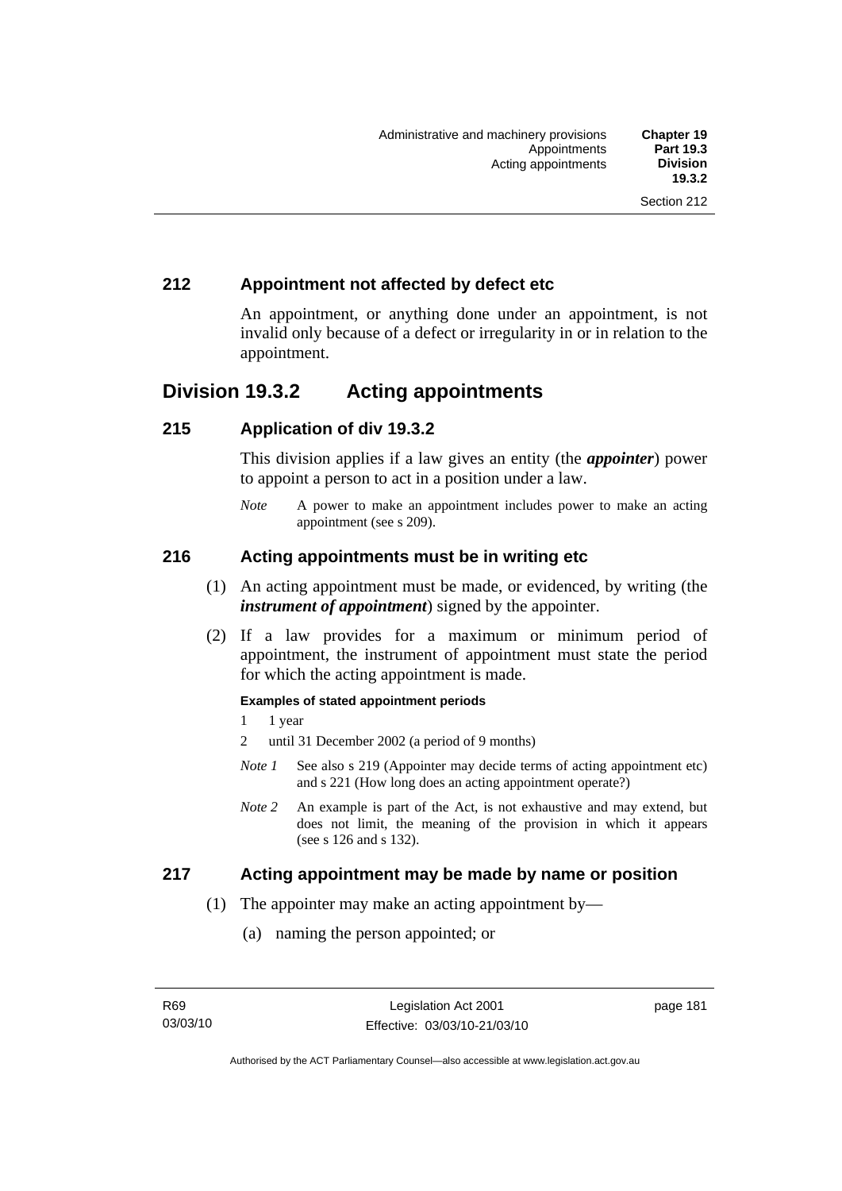## 212 Appointment not affected by defect etc

An appointment, or anything done under an appointment, is not invalid only because of a defect or irregularity in or in relation to the appointment.

# Division 19.3.2 Acting appointments

## 215 Application of div 19.3.2

This division applies if a law gives an entity (the ***appointer***) power to appoint a person to act in a position under a law.

*Note* A power to make an appointment includes power to make an acting appointment (see s 209).

## 216 Acting appointments must be in writing etc

(1) An acting appointment must be made, or evidenced, by writing (the ***instrument of appointment***) signed by the appointer.

(2) If a law provides for a maximum or minimum period of appointment, the instrument of appointment must state the period for which the acting appointment is made.

**Examples of stated appointment periods**

1 1 year

2 until 31 December 2002 (a period of 9 months)

*Note 1* See also s 219 (Appointer may decide terms of acting appointment etc) and s 221 (How long does an acting appointment operate?)

*Note 2* An example is part of the Act, is not exhaustive and may extend, but does not limit, the meaning of the provision in which it appears (see s 126 and s 132).

## 217 Acting appointment may be made by name or position

(1) The appointer may make an acting appointment by—

(a) naming the person appointed; or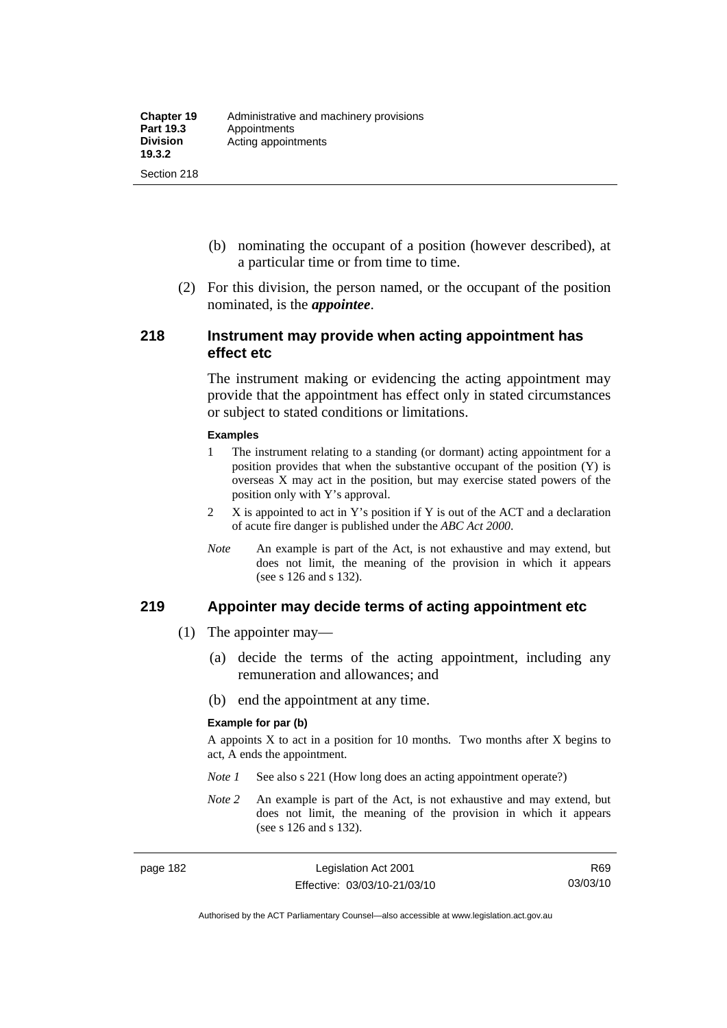(b) nominating the occupant of a position (however described), at a particular time or from time to time.

(2) For this division, the person named, or the occupant of the position nominated, is the ***appointee***.

## 218 Instrument may provide when acting appointment has effect etc

The instrument making or evidencing the acting appointment may provide that the appointment has effect only in stated circumstances or subject to stated conditions or limitations.

**Examples**

1 The instrument relating to a standing (or dormant) acting appointment for a position provides that when the substantive occupant of the position (Y) is overseas X may act in the position, but may exercise stated powers of the position only with Y's approval.

2 X is appointed to act in Y's position if Y is out of the ACT and a declaration of acute fire danger is published under the *ABC Act 2000*.

*Note* An example is part of the Act, is not exhaustive and may extend, but does not limit, the meaning of the provision in which it appears (see s 126 and s 132).

## 219 Appointer may decide terms of acting appointment etc

(1) The appointer may—

(a) decide the terms of the acting appointment, including any remuneration and allowances; and

(b) end the appointment at any time.

**Example for par (b)**

A appoints X to act in a position for 10 months. Two months after X begins to act, A ends the appointment.

*Note 1* See also s 221 (How long does an acting appointment operate?)

*Note 2* An example is part of the Act, is not exhaustive and may extend, but does not limit, the meaning of the provision in which it appears (see s 126 and s 132).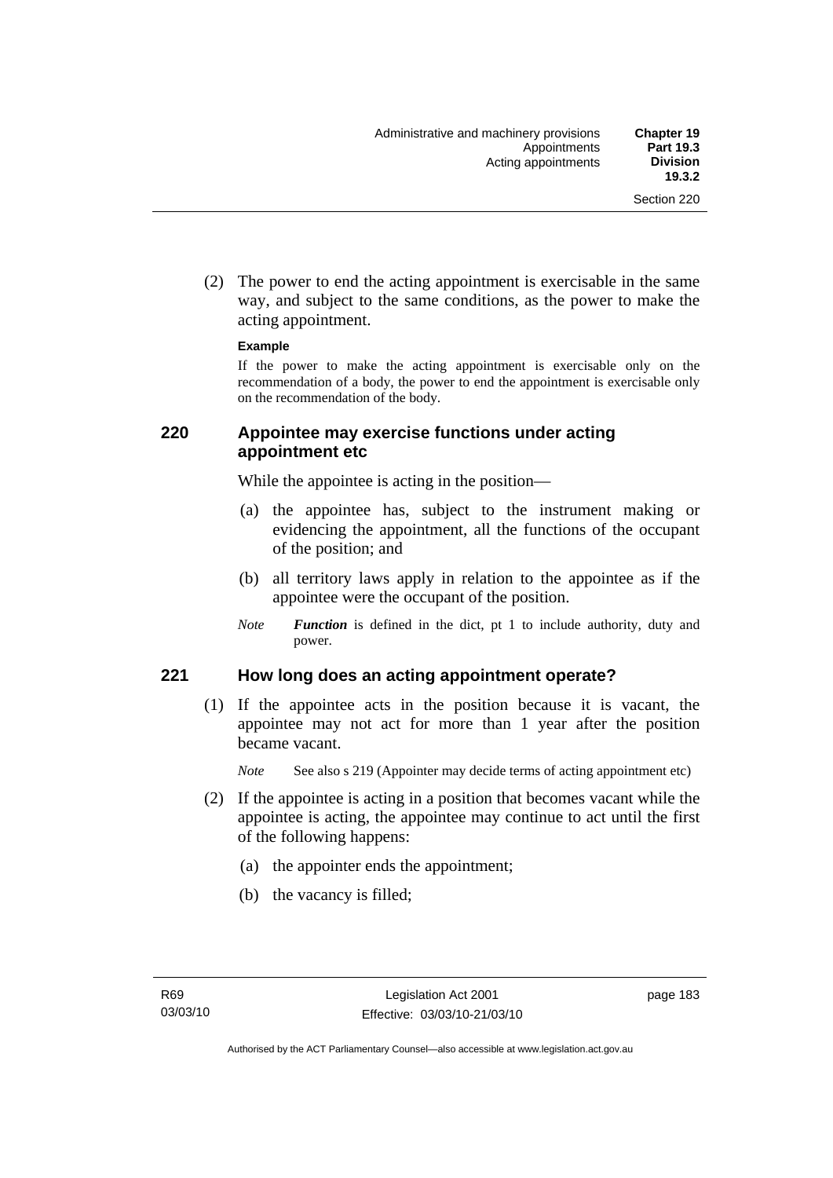(2) The power to end the acting appointment is exercisable in the same way, and subject to the same conditions, as the power to make the acting appointment.

**Example**

If the power to make the acting appointment is exercisable only on the recommendation of a body, the power to end the appointment is exercisable only on the recommendation of the body.

## 220 Appointee may exercise functions under acting appointment etc

While the appointee is acting in the position—

(a) the appointee has, subject to the instrument making or evidencing the appointment, all the functions of the occupant of the position; and

(b) all territory laws apply in relation to the appointee as if the appointee were the occupant of the position.

*Note* ***Function*** is defined in the dict, pt 1 to include authority, duty and power.

## 221 How long does an acting appointment operate?

(1) If the appointee acts in the position because it is vacant, the appointee may not act for more than 1 year after the position became vacant.

*Note* See also s 219 (Appointer may decide terms of acting appointment etc)

(2) If the appointee is acting in a position that becomes vacant while the appointee is acting, the appointee may continue to act until the first of the following happens:

(a) the appointer ends the appointment;

(b) the vacancy is filled;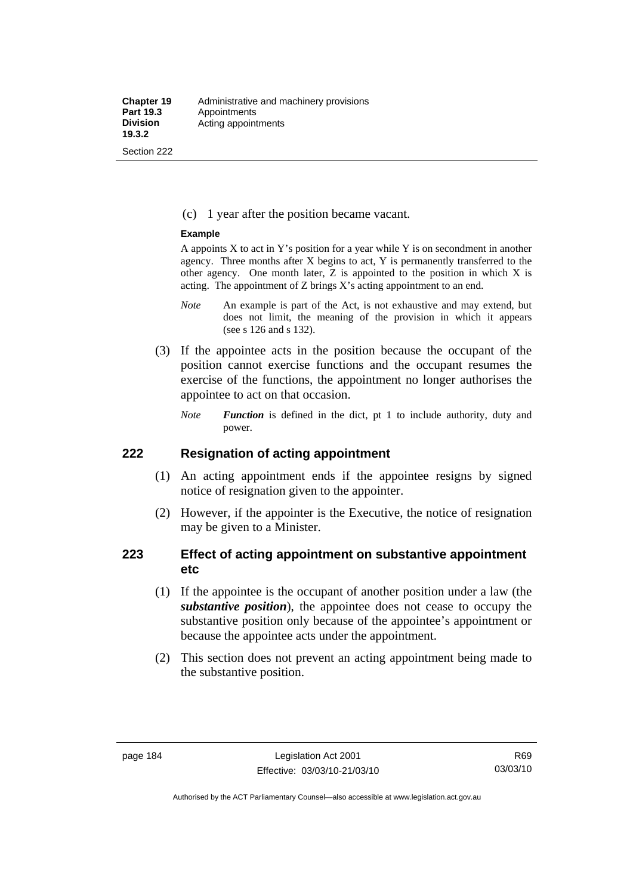(c) 1 year after the position became vacant.

**Example**

A appoints X to act in Y's position for a year while Y is on secondment in another agency. Three months after X begins to act, Y is permanently transferred to the other agency. One month later, Z is appointed to the position in which X is acting. The appointment of Z brings X's acting appointment to an end.

*Note* An example is part of the Act, is not exhaustive and may extend, but does not limit, the meaning of the provision in which it appears (see s 126 and s 132).

(3) If the appointee acts in the position because the occupant of the position cannot exercise functions and the occupant resumes the exercise of the functions, the appointment no longer authorises the appointee to act on that occasion.

*Note* ***Function*** is defined in the dict, pt 1 to include authority, duty and power.

## 222 Resignation of acting appointment

(1) An acting appointment ends if the appointee resigns by signed notice of resignation given to the appointer.

(2) However, if the appointer is the Executive, the notice of resignation may be given to a Minister.

## 223 Effect of acting appointment on substantive appointment etc

(1) If the appointee is the occupant of another position under a law (the ***substantive position***), the appointee does not cease to occupy the substantive position only because of the appointee's appointment or because the appointee acts under the appointment.

(2) This section does not prevent an acting appointment being made to the substantive position.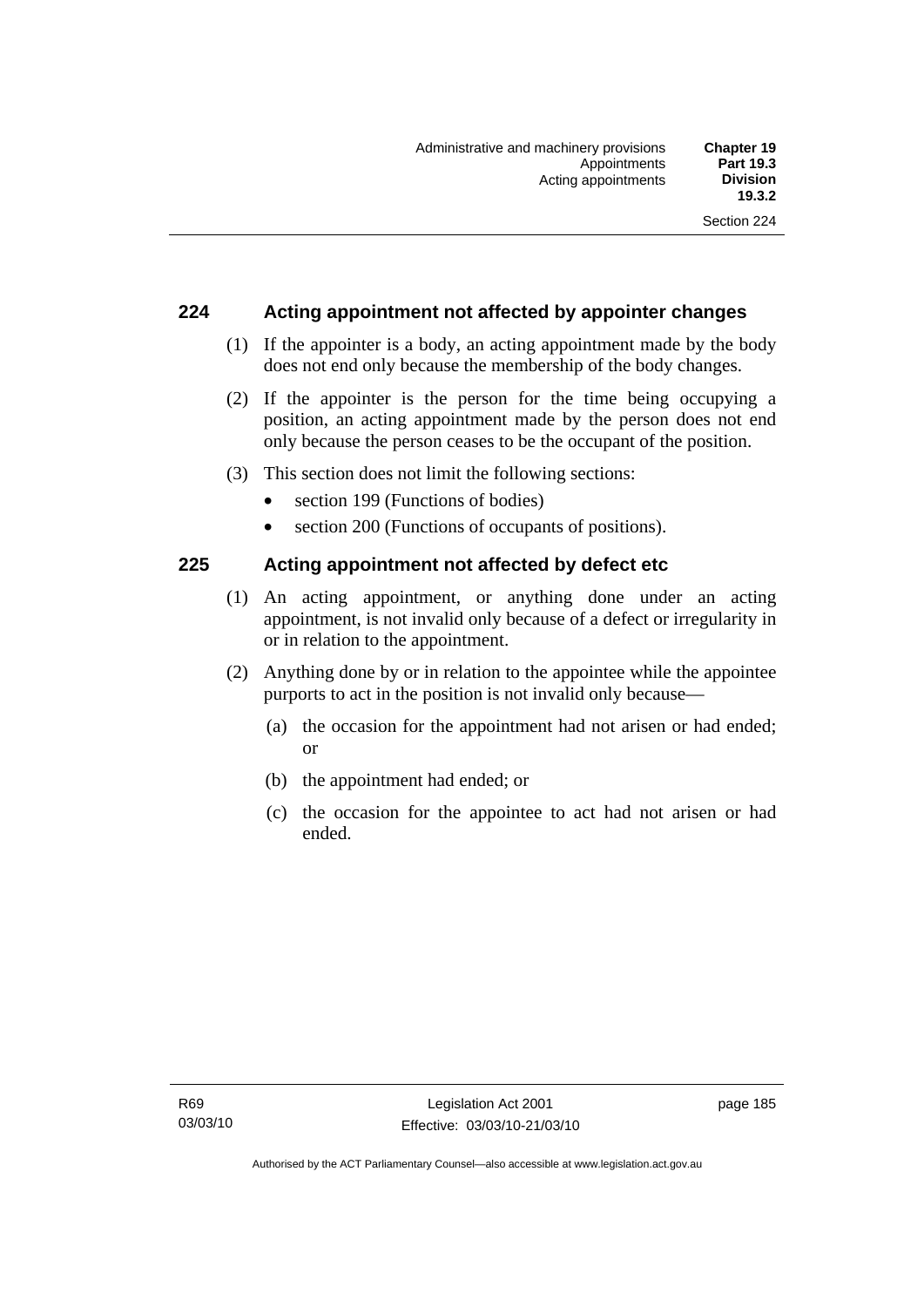## 224 Acting appointment not affected by appointer changes

(1) If the appointer is a body, an acting appointment made by the body does not end only because the membership of the body changes.

(2) If the appointer is the person for the time being occupying a position, an acting appointment made by the person does not end only because the person ceases to be the occupant of the position.

(3) This section does not limit the following sections:

- section 199 (Functions of bodies)
- section 200 (Functions of occupants of positions).

## 225 Acting appointment not affected by defect etc

(1) An acting appointment, or anything done under an acting appointment, is not invalid only because of a defect or irregularity in or in relation to the appointment.

(2) Anything done by or in relation to the appointee while the appointee purports to act in the position is not invalid only because—

(a) the occasion for the appointment had not arisen or had ended; or

(b) the appointment had ended; or

(c) the occasion for the appointee to act had not arisen or had ended.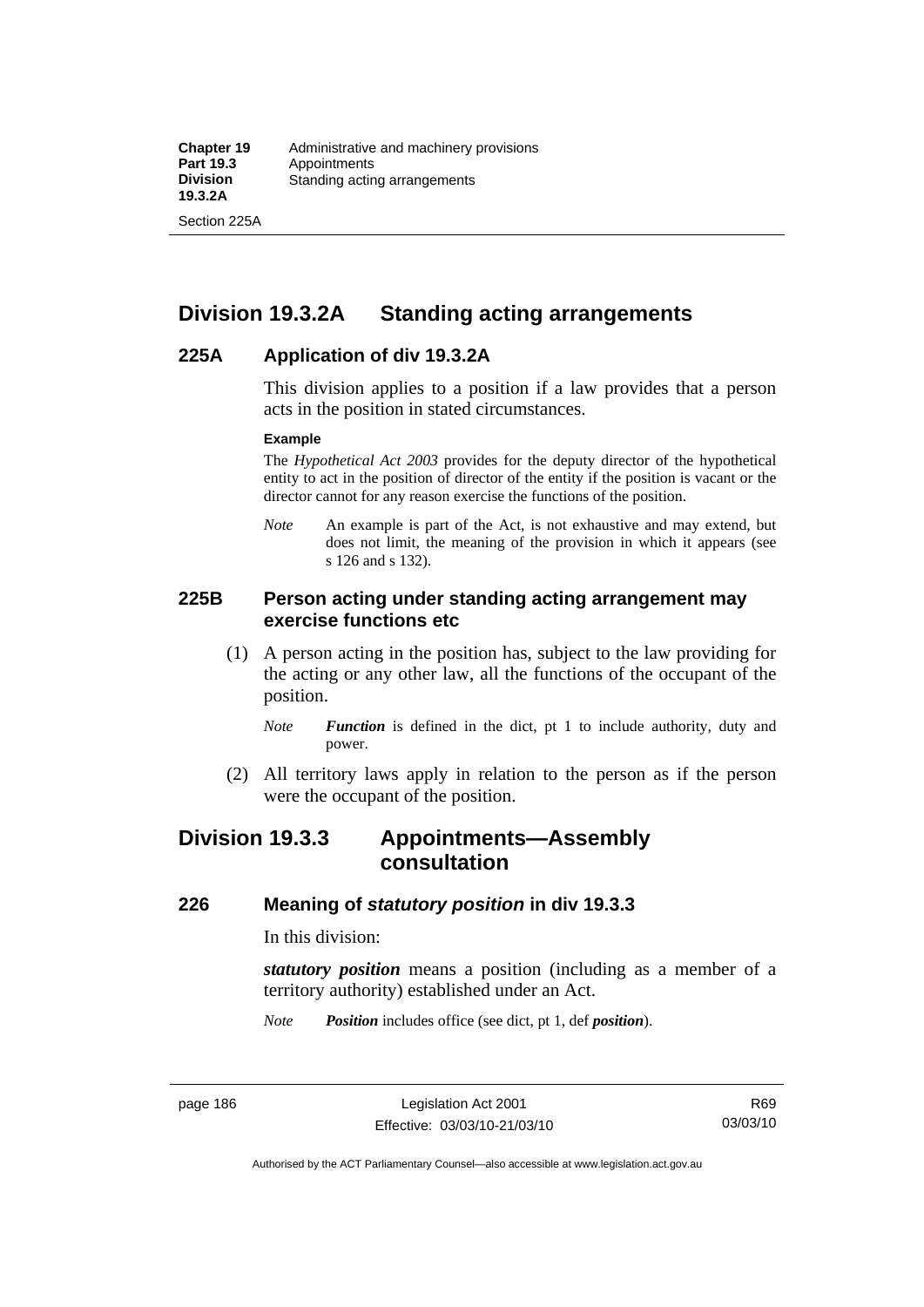## Division 19.3.2A Standing acting arrangements

### 225A Application of div 19.3.2A

This division applies to a position if a law provides that a person acts in the position in stated circumstances.

**Example**

The *Hypothetical Act 2003* provides for the deputy director of the hypothetical entity to act in the position of director of the entity if the position is vacant or the director cannot for any reason exercise the functions of the position.

*Note* An example is part of the Act, is not exhaustive and may extend, but does not limit, the meaning of the provision in which it appears (see s 126 and s 132).

### 225B Person acting under standing acting arrangement may exercise functions etc

(1) A person acting in the position has, subject to the law providing for the acting or any other law, all the functions of the occupant of the position.

*Note* ***Function*** is defined in the dict, pt 1 to include authority, duty and power.

(2) All territory laws apply in relation to the person as if the person were the occupant of the position.

## Division 19.3.3 Appointments—Assembly consultation

### 226 Meaning of *statutory position* in div 19.3.3

In this division:

***statutory position*** means a position (including as a member of a territory authority) established under an Act.

*Note* ***Position*** includes office (see dict, pt 1, def ***position***).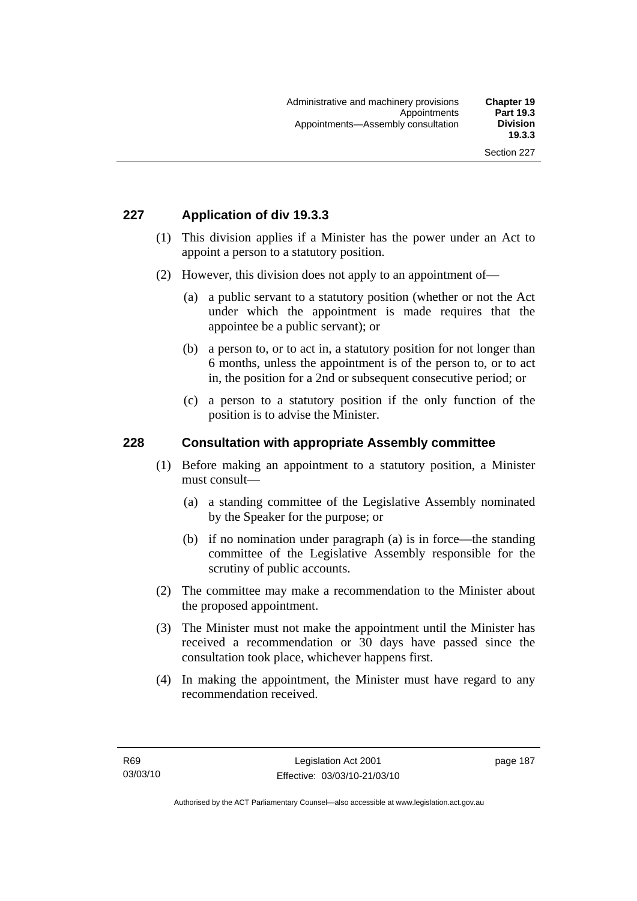## 227 Application of div 19.3.3

(1) This division applies if a Minister has the power under an Act to appoint a person to a statutory position.

(2) However, this division does not apply to an appointment of—

(a) a public servant to a statutory position (whether or not the Act under which the appointment is made requires that the appointee be a public servant); or

(b) a person to, or to act in, a statutory position for not longer than 6 months, unless the appointment is of the person to, or to act in, the position for a 2nd or subsequent consecutive period; or

(c) a person to a statutory position if the only function of the position is to advise the Minister.

## 228 Consultation with appropriate Assembly committee

(1) Before making an appointment to a statutory position, a Minister must consult—

(a) a standing committee of the Legislative Assembly nominated by the Speaker for the purpose; or

(b) if no nomination under paragraph (a) is in force—the standing committee of the Legislative Assembly responsible for the scrutiny of public accounts.

(2) The committee may make a recommendation to the Minister about the proposed appointment.

(3) The Minister must not make the appointment until the Minister has received a recommendation or 30 days have passed since the consultation took place, whichever happens first.

(4) In making the appointment, the Minister must have regard to any recommendation received.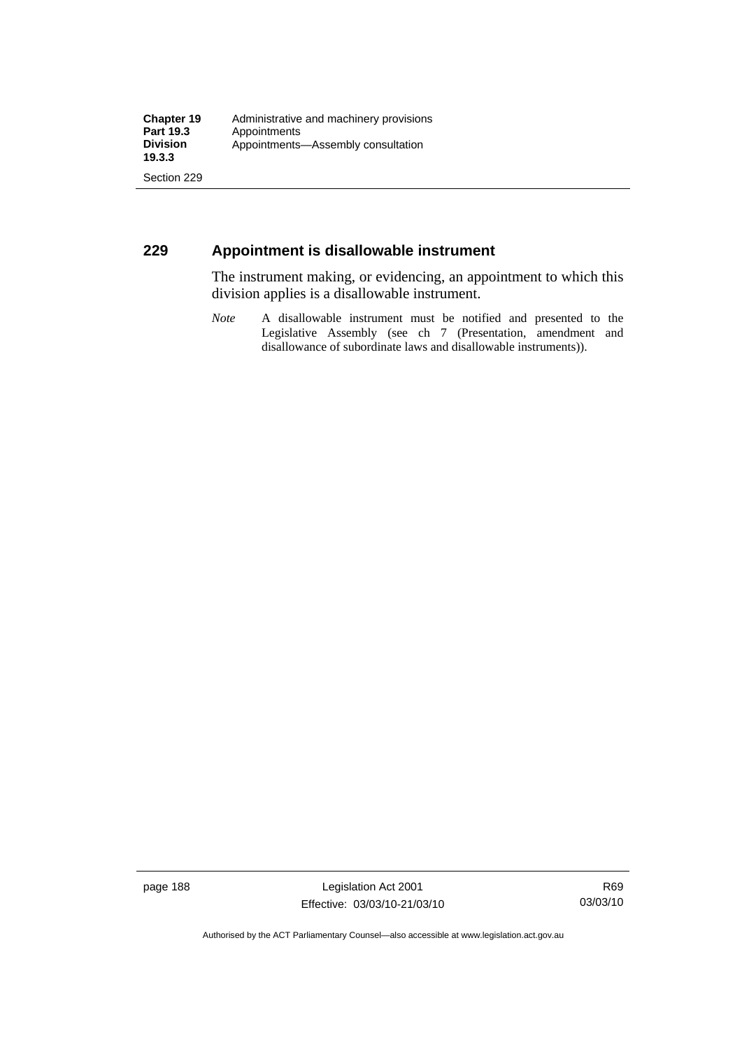## 229 Appointment is disallowable instrument

The instrument making, or evidencing, an appointment to which this division applies is a disallowable instrument.

*Note* A disallowable instrument must be notified and presented to the Legislative Assembly (see ch 7 (Presentation, amendment and disallowance of subordinate laws and disallowable instruments)).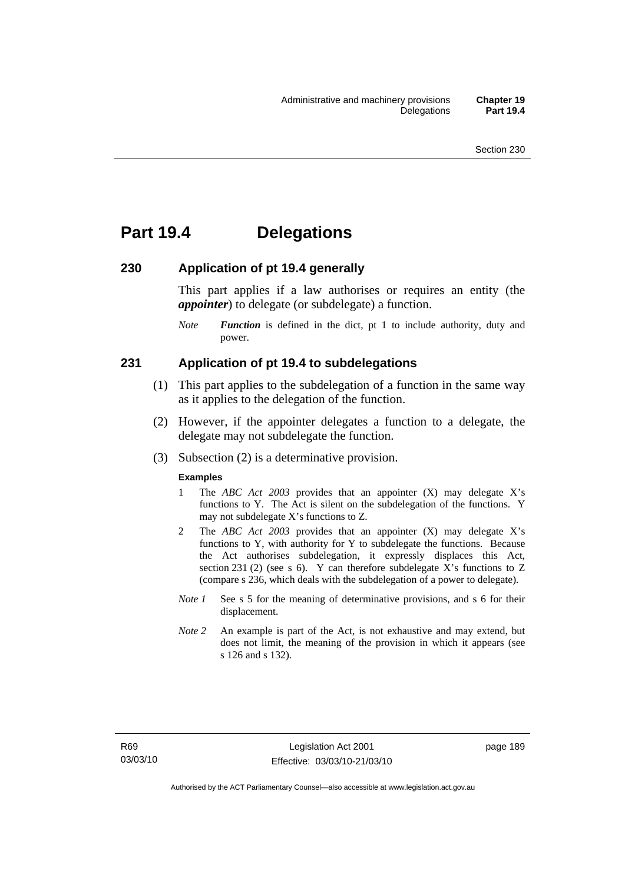# Part 19.4 Delegations

## 230 Application of pt 19.4 generally

This part applies if a law authorises or requires an entity (the ***appointer***) to delegate (or subdelegate) a function.

*Note* ***Function*** is defined in the dict, pt 1 to include authority, duty and power.

## 231 Application of pt 19.4 to subdelegations

(1) This part applies to the subdelegation of a function in the same way as it applies to the delegation of the function.

(2) However, if the appointer delegates a function to a delegate, the delegate may not subdelegate the function.

(3) Subsection (2) is a determinative provision.

**Examples**

1. The *ABC Act 2003* provides that an appointer (X) may delegate X's functions to Y. The Act is silent on the subdelegation of the functions. Y may not subdelegate X's functions to Z.
2. The *ABC Act 2003* provides that an appointer (X) may delegate X's functions to Y, with authority for Y to subdelegate the functions. Because the Act authorises subdelegation, it expressly displaces this Act, section 231 (2) (see s 6). Y can therefore subdelegate X's functions to Z (compare s 236, which deals with the subdelegation of a power to delegate).

*Note 1* See s 5 for the meaning of determinative provisions, and s 6 for their displacement.

*Note 2* An example is part of the Act, is not exhaustive and may extend, but does not limit, the meaning of the provision in which it appears (see s 126 and s 132).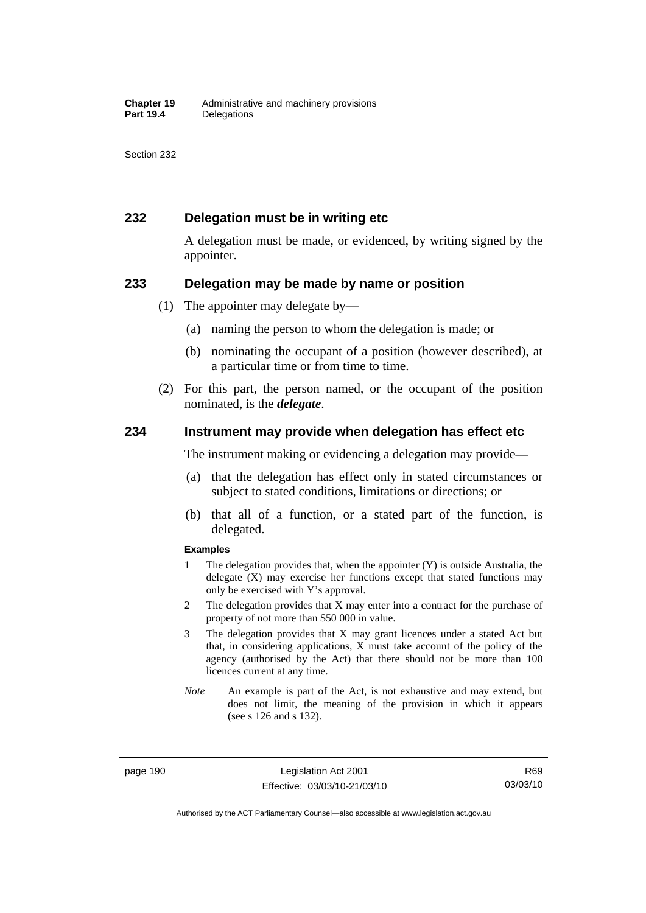## 232 Delegation must be in writing etc

A delegation must be made, or evidenced, by writing signed by the appointer.

## 233 Delegation may be made by name or position

(1) The appointer may delegate by—

(a) naming the person to whom the delegation is made; or

(b) nominating the occupant of a position (however described), at a particular time or from time to time.

(2) For this part, the person named, or the occupant of the position nominated, is the ***delegate***.

## 234 Instrument may provide when delegation has effect etc

The instrument making or evidencing a delegation may provide—

(a) that the delegation has effect only in stated circumstances or subject to stated conditions, limitations or directions; or

(b) that all of a function, or a stated part of the function, is delegated.

**Examples**

1 The delegation provides that, when the appointer (Y) is outside Australia, the delegate (X) may exercise her functions except that stated functions may only be exercised with Y's approval.

2 The delegation provides that X may enter into a contract for the purchase of property of not more than $50 000 in value.

3 The delegation provides that X may grant licences under a stated Act but that, in considering applications, X must take account of the policy of the agency (authorised by the Act) that there should not be more than 100 licences current at any time.

*Note* An example is part of the Act, is not exhaustive and may extend, but does not limit, the meaning of the provision in which it appears (see s 126 and s 132).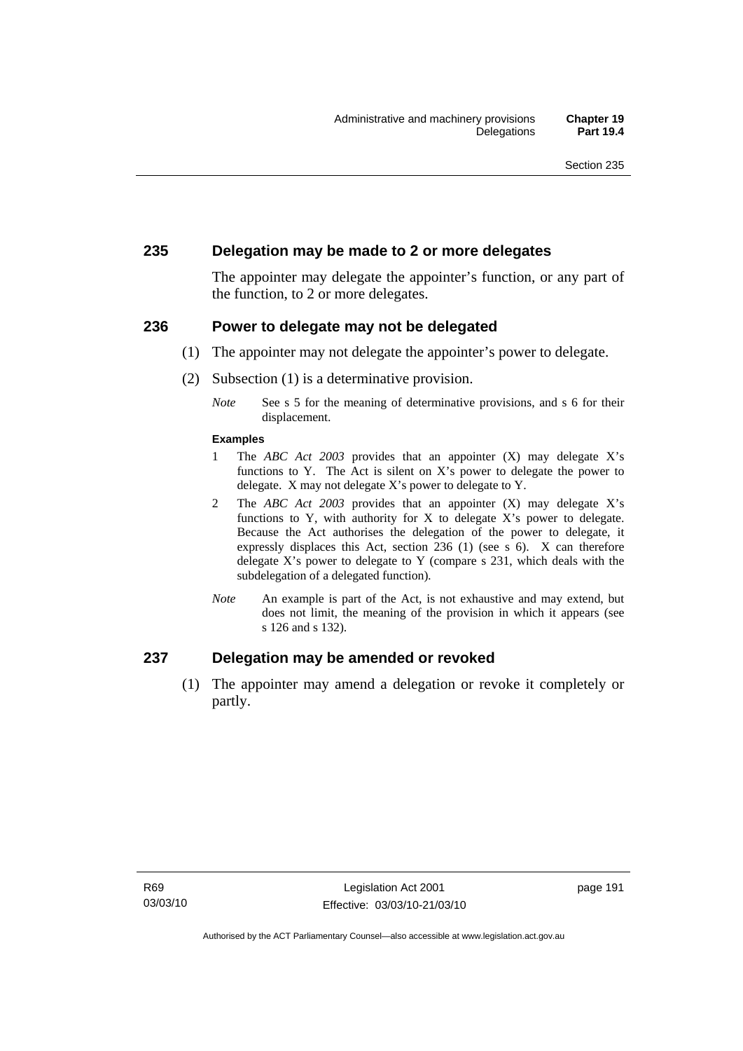## 235 Delegation may be made to 2 or more delegates

The appointer may delegate the appointer's function, or any part of the function, to 2 or more delegates.

## 236 Power to delegate may not be delegated

(1) The appointer may not delegate the appointer's power to delegate.

(2) Subsection (1) is a determinative provision.

*Note* See s 5 for the meaning of determinative provisions, and s 6 for their displacement.

**Examples**

1 The *ABC Act 2003* provides that an appointer (X) may delegate X's functions to Y. The Act is silent on X's power to delegate the power to delegate. X may not delegate X's power to delegate to Y.

2 The *ABC Act 2003* provides that an appointer (X) may delegate X's functions to Y, with authority for X to delegate X's power to delegate. Because the Act authorises the delegation of the power to delegate, it expressly displaces this Act, section 236 (1) (see s 6). X can therefore delegate X's power to delegate to Y (compare s 231, which deals with the subdelegation of a delegated function).

*Note* An example is part of the Act, is not exhaustive and may extend, but does not limit, the meaning of the provision in which it appears (see s 126 and s 132).

## 237 Delegation may be amended or revoked

(1) The appointer may amend a delegation or revoke it completely or partly.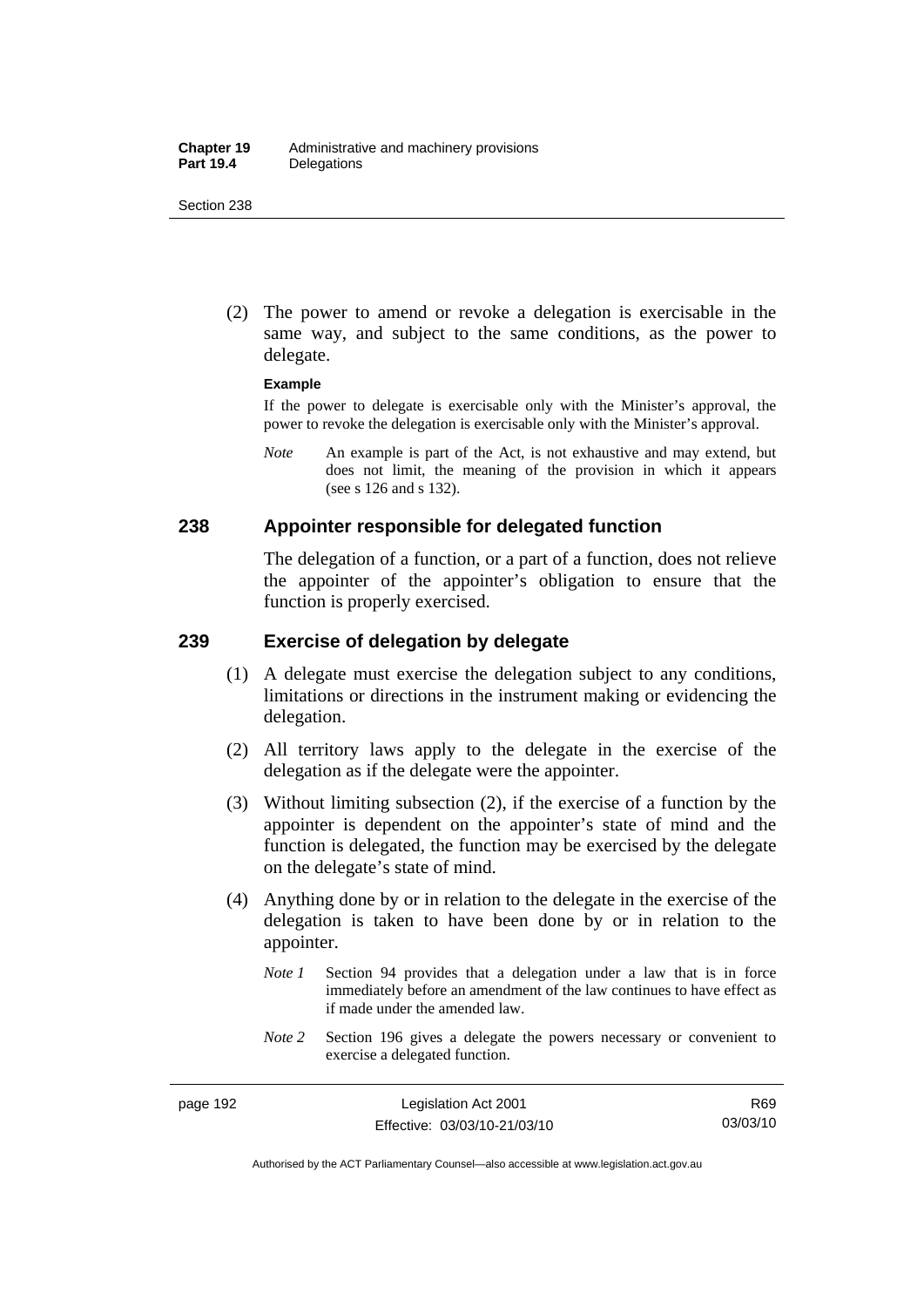(2) The power to amend or revoke a delegation is exercisable in the same way, and subject to the same conditions, as the power to delegate.

**Example**

If the power to delegate is exercisable only with the Minister's approval, the power to revoke the delegation is exercisable only with the Minister's approval.

*Note* An example is part of the Act, is not exhaustive and may extend, but does not limit, the meaning of the provision in which it appears (see s 126 and s 132).

## 238 Appointer responsible for delegated function

The delegation of a function, or a part of a function, does not relieve the appointer of the appointer's obligation to ensure that the function is properly exercised.

## 239 Exercise of delegation by delegate

(1) A delegate must exercise the delegation subject to any conditions, limitations or directions in the instrument making or evidencing the delegation.

(2) All territory laws apply to the delegate in the exercise of the delegation as if the delegate were the appointer.

(3) Without limiting subsection (2), if the exercise of a function by the appointer is dependent on the appointer's state of mind and the function is delegated, the function may be exercised by the delegate on the delegate's state of mind.

(4) Anything done by or in relation to the delegate in the exercise of the delegation is taken to have been done by or in relation to the appointer.

*Note 1* Section 94 provides that a delegation under a law that is in force immediately before an amendment of the law continues to have effect as if made under the amended law.

*Note 2* Section 196 gives a delegate the powers necessary or convenient to exercise a delegated function.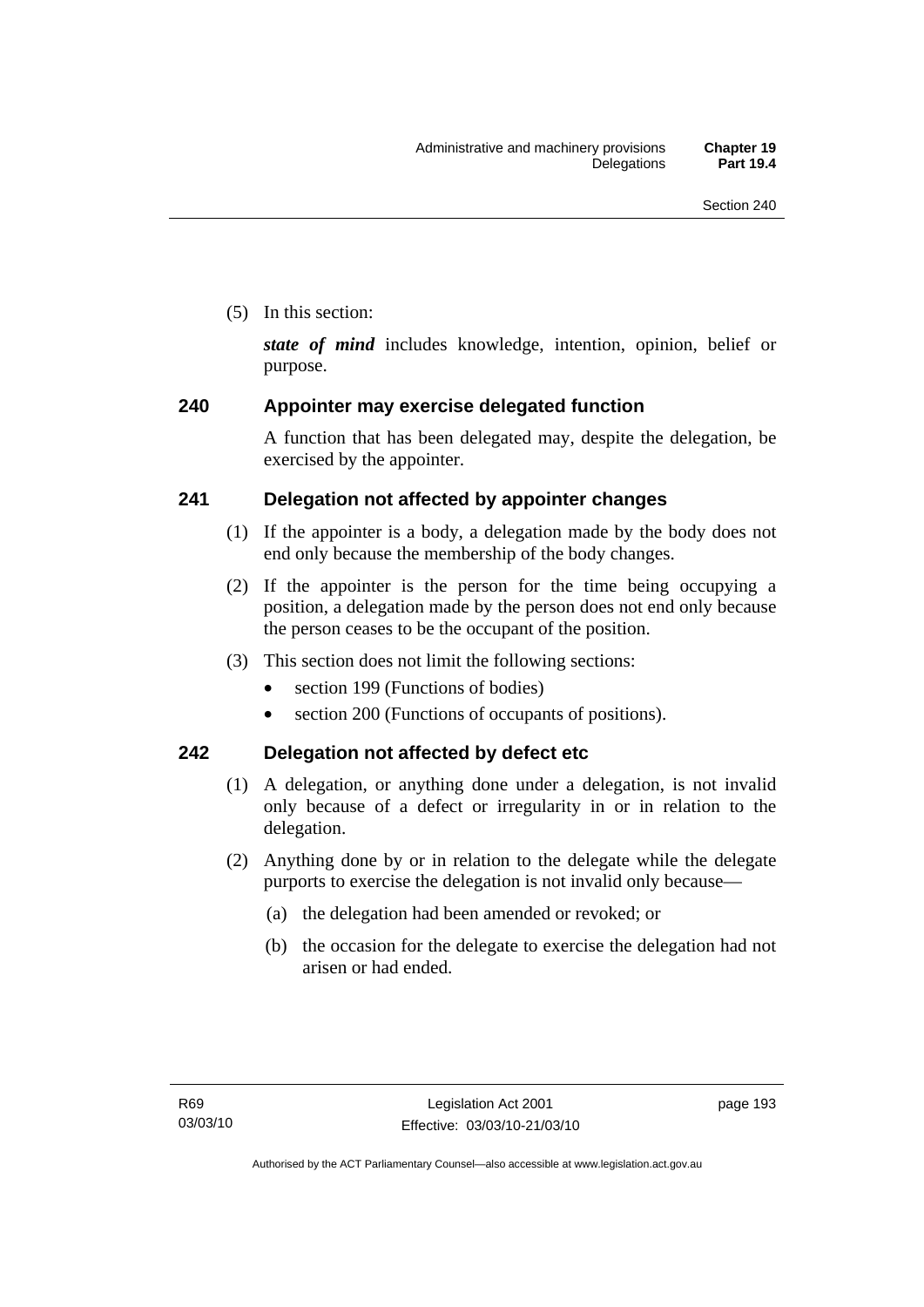(5) In this section:

***state of mind*** includes knowledge, intention, opinion, belief or purpose.

### 240 Appointer may exercise delegated function

A function that has been delegated may, despite the delegation, be exercised by the appointer.

### 241 Delegation not affected by appointer changes

(1) If the appointer is a body, a delegation made by the body does not end only because the membership of the body changes.

(2) If the appointer is the person for the time being occupying a position, a delegation made by the person does not end only because the person ceases to be the occupant of the position.

(3) This section does not limit the following sections:

- section 199 (Functions of bodies)
- section 200 (Functions of occupants of positions).

### 242 Delegation not affected by defect etc

(1) A delegation, or anything done under a delegation, is not invalid only because of a defect or irregularity in or in relation to the delegation.

(2) Anything done by or in relation to the delegate while the delegate purports to exercise the delegation is not invalid only because—

(a) the delegation had been amended or revoked; or

(b) the occasion for the delegate to exercise the delegation had not arisen or had ended.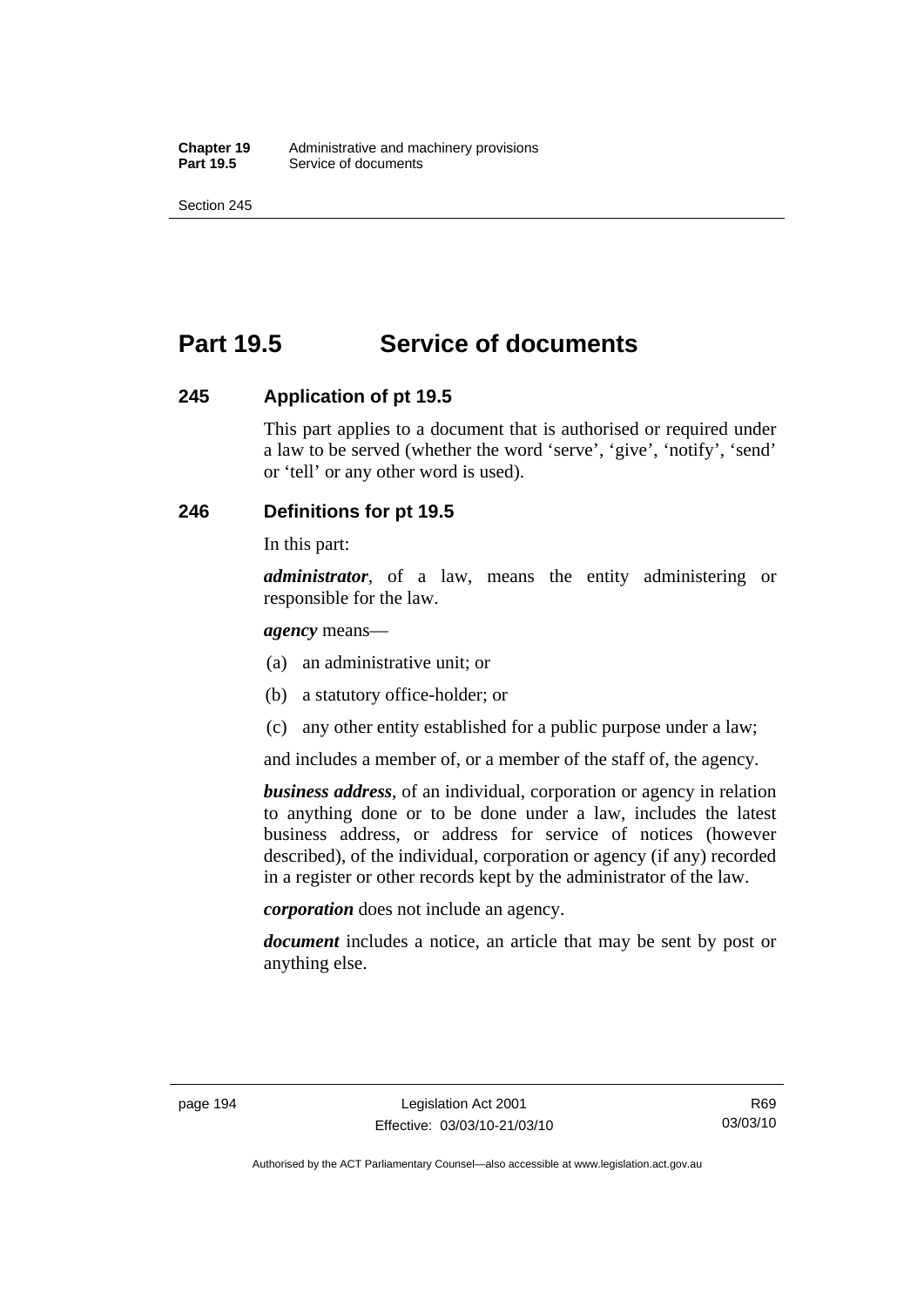# Part 19.5 Service of documents

## 245 Application of pt 19.5

This part applies to a document that is authorised or required under a law to be served (whether the word 'serve', 'give', 'notify', 'send' or 'tell' or any other word is used).

## 246 Definitions for pt 19.5

In this part:

***administrator***, of a law, means the entity administering or responsible for the law.

***agency*** means—

(a) an administrative unit; or

(b) a statutory office-holder; or

(c) any other entity established for a public purpose under a law;

and includes a member of, or a member of the staff of, the agency.

***business address***, of an individual, corporation or agency in relation to anything done or to be done under a law, includes the latest business address, or address for service of notices (however described), of the individual, corporation or agency (if any) recorded in a register or other records kept by the administrator of the law.

***corporation*** does not include an agency.

***document*** includes a notice, an article that may be sent by post or anything else.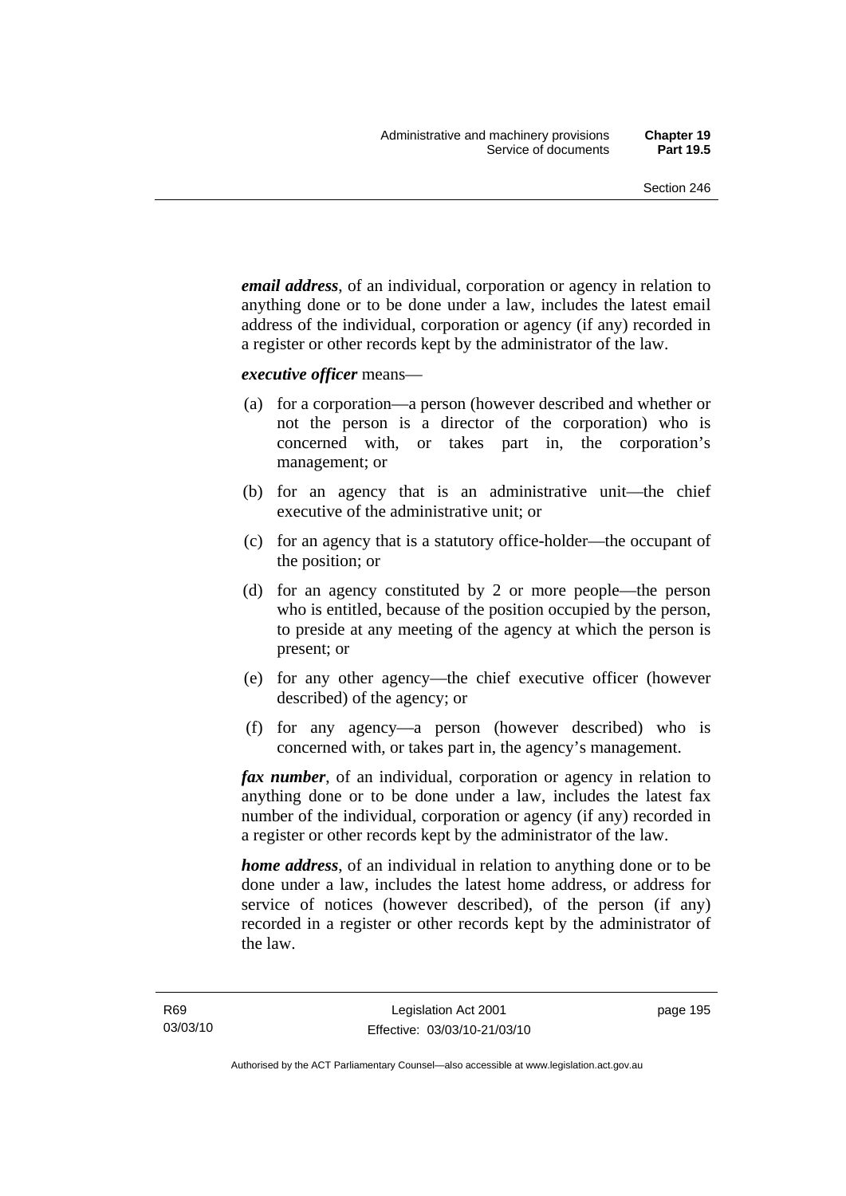***email address***, of an individual, corporation or agency in relation to anything done or to be done under a law, includes the latest email address of the individual, corporation or agency (if any) recorded in a register or other records kept by the administrator of the law.

***executive officer*** means—

(a) for a corporation—a person (however described and whether or not the person is a director of the corporation) who is concerned with, or takes part in, the corporation's management; or

(b) for an agency that is an administrative unit—the chief executive of the administrative unit; or

(c) for an agency that is a statutory office-holder—the occupant of the position; or

(d) for an agency constituted by 2 or more people—the person who is entitled, because of the position occupied by the person, to preside at any meeting of the agency at which the person is present; or

(e) for any other agency—the chief executive officer (however described) of the agency; or

(f) for any agency—a person (however described) who is concerned with, or takes part in, the agency's management.

***fax number***, of an individual, corporation or agency in relation to anything done or to be done under a law, includes the latest fax number of the individual, corporation or agency (if any) recorded in a register or other records kept by the administrator of the law.

***home address***, of an individual in relation to anything done or to be done under a law, includes the latest home address, or address for service of notices (however described), of the person (if any) recorded in a register or other records kept by the administrator of the law.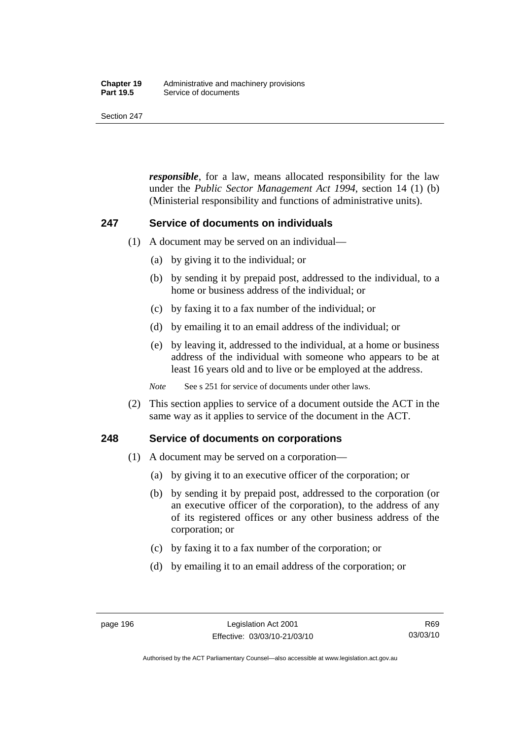***responsible***, for a law, means allocated responsibility for the law under the *Public Sector Management Act 1994*, section 14 (1) (b) (Ministerial responsibility and functions of administrative units).

## 247 Service of documents on individuals

(1) A document may be served on an individual—

(a) by giving it to the individual; or

(b) by sending it by prepaid post, addressed to the individual, to a home or business address of the individual; or

(c) by faxing it to a fax number of the individual; or

(d) by emailing it to an email address of the individual; or

(e) by leaving it, addressed to the individual, at a home or business address of the individual with someone who appears to be at least 16 years old and to live or be employed at the address.

*Note* See s 251 for service of documents under other laws.

(2) This section applies to service of a document outside the ACT in the same way as it applies to service of the document in the ACT.

## 248 Service of documents on corporations

(1) A document may be served on a corporation—

(a) by giving it to an executive officer of the corporation; or

(b) by sending it by prepaid post, addressed to the corporation (or an executive officer of the corporation), to the address of any of its registered offices or any other business address of the corporation; or

(c) by faxing it to a fax number of the corporation; or

(d) by emailing it to an email address of the corporation; or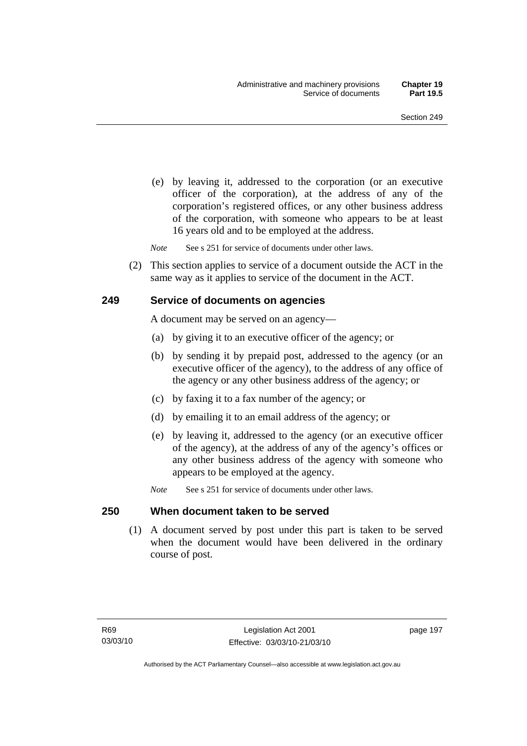(e) by leaving it, addressed to the corporation (or an executive officer of the corporation), at the address of any of the corporation's registered offices, or any other business address of the corporation, with someone who appears to be at least 16 years old and to be employed at the address.

*Note* See s 251 for service of documents under other laws.

(2) This section applies to service of a document outside the ACT in the same way as it applies to service of the document in the ACT.

## 249 Service of documents on agencies

A document may be served on an agency—

(a) by giving it to an executive officer of the agency; or

(b) by sending it by prepaid post, addressed to the agency (or an executive officer of the agency), to the address of any office of the agency or any other business address of the agency; or

(c) by faxing it to a fax number of the agency; or

(d) by emailing it to an email address of the agency; or

(e) by leaving it, addressed to the agency (or an executive officer of the agency), at the address of any of the agency's offices or any other business address of the agency with someone who appears to be employed at the agency.

*Note* See s 251 for service of documents under other laws.

## 250 When document taken to be served

(1) A document served by post under this part is taken to be served when the document would have been delivered in the ordinary course of post.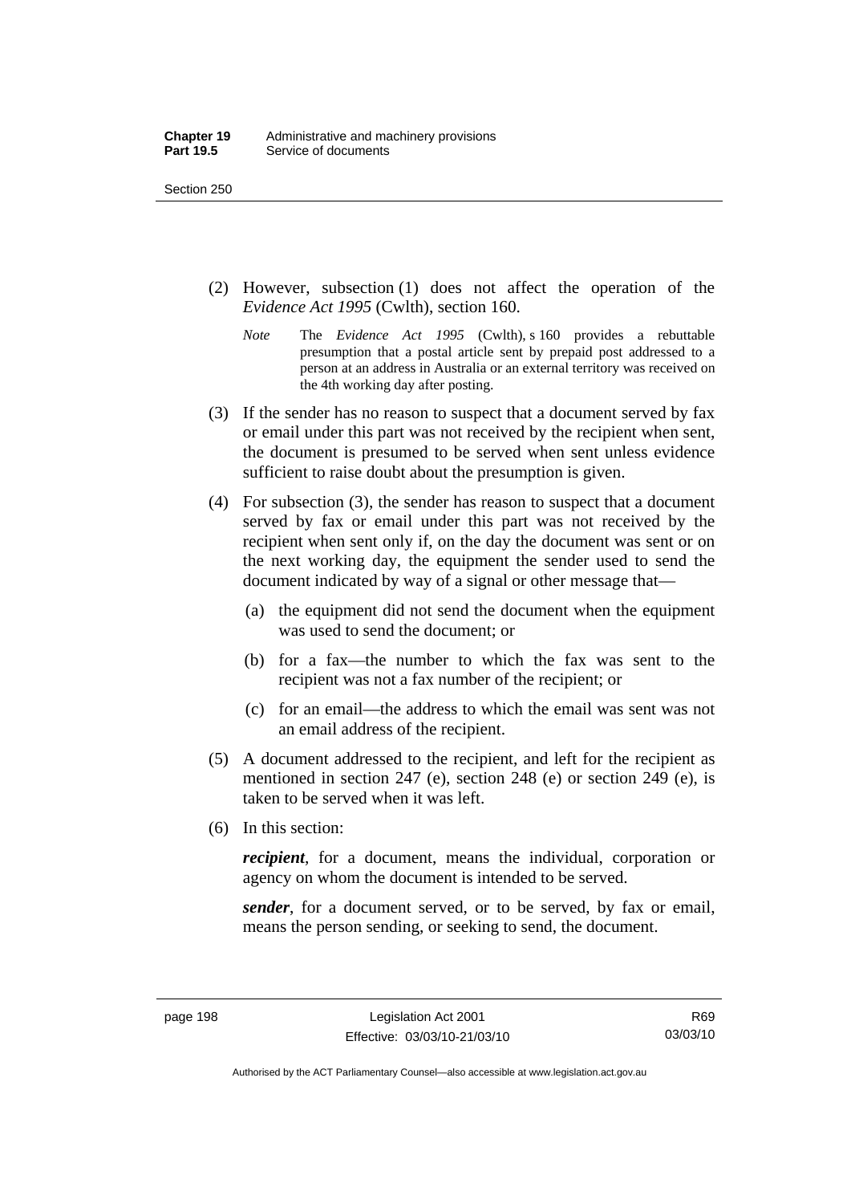(2) However, subsection (1) does not affect the operation of the *Evidence Act 1995* (Cwlth), section 160.

*Note* The *Evidence Act 1995* (Cwlth), s 160 provides a rebuttable presumption that a postal article sent by prepaid post addressed to a person at an address in Australia or an external territory was received on the 4th working day after posting.

(3) If the sender has no reason to suspect that a document served by fax or email under this part was not received by the recipient when sent, the document is presumed to be served when sent unless evidence sufficient to raise doubt about the presumption is given.

(4) For subsection (3), the sender has reason to suspect that a document served by fax or email under this part was not received by the recipient when sent only if, on the day the document was sent or on the next working day, the equipment the sender used to send the document indicated by way of a signal or other message that—

(a) the equipment did not send the document when the equipment was used to send the document; or

(b) for a fax—the number to which the fax was sent to the recipient was not a fax number of the recipient; or

(c) for an email—the address to which the email was sent was not an email address of the recipient.

(5) A document addressed to the recipient, and left for the recipient as mentioned in section 247 (e), section 248 (e) or section 249 (e), is taken to be served when it was left.

(6) In this section:

***recipient***, for a document, means the individual, corporation or agency on whom the document is intended to be served.

***sender***, for a document served, or to be served, by fax or email, means the person sending, or seeking to send, the document.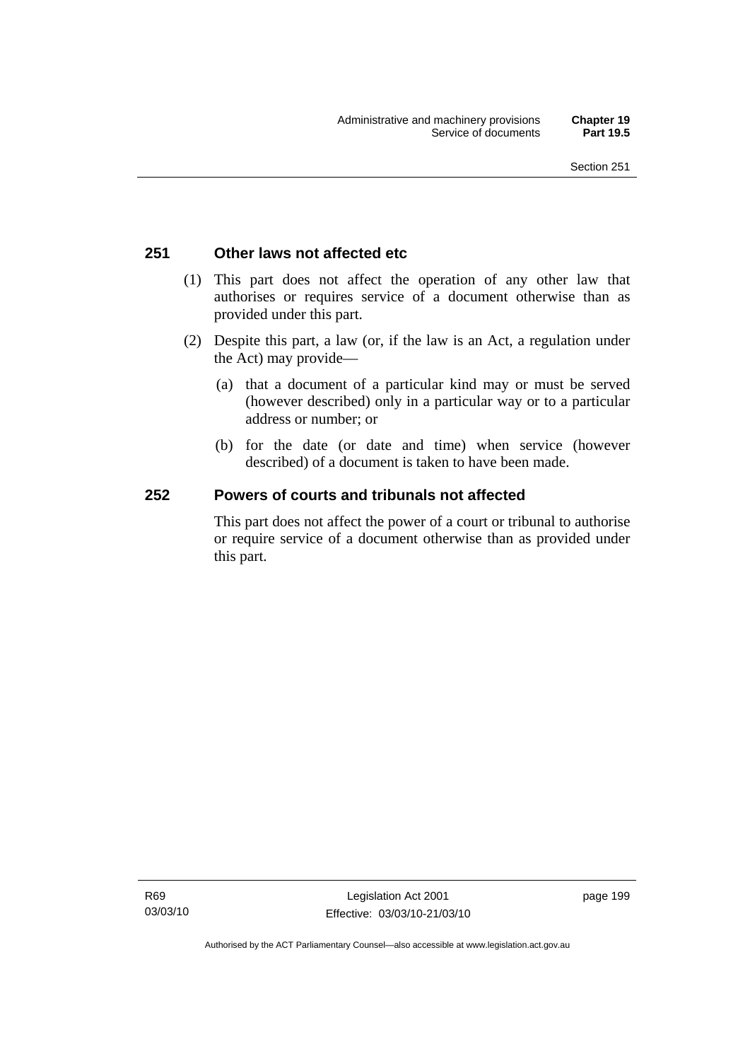## 251 Other laws not affected etc

(1) This part does not affect the operation of any other law that authorises or requires service of a document otherwise than as provided under this part.

(2) Despite this part, a law (or, if the law is an Act, a regulation under the Act) may provide—

(a) that a document of a particular kind may or must be served (however described) only in a particular way or to a particular address or number; or

(b) for the date (or date and time) when service (however described) of a document is taken to have been made.

## 252 Powers of courts and tribunals not affected

This part does not affect the power of a court or tribunal to authorise or require service of a document otherwise than as provided under this part.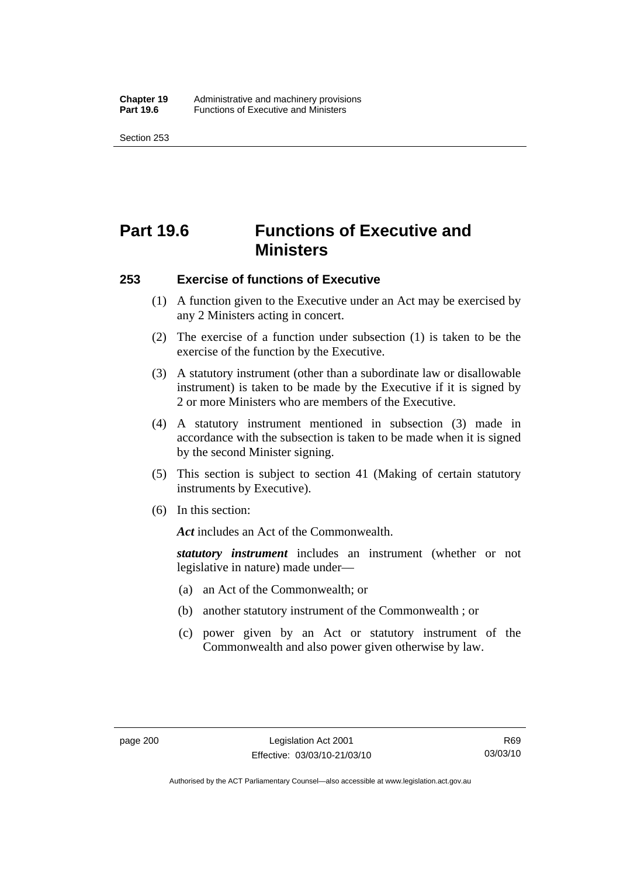# Part 19.6 Functions of Executive and Ministers

## 253 Exercise of functions of Executive

(1) A function given to the Executive under an Act may be exercised by any 2 Ministers acting in concert.

(2) The exercise of a function under subsection (1) is taken to be the exercise of the function by the Executive.

(3) A statutory instrument (other than a subordinate law or disallowable instrument) is taken to be made by the Executive if it is signed by 2 or more Ministers who are members of the Executive.

(4) A statutory instrument mentioned in subsection (3) made in accordance with the subsection is taken to be made when it is signed by the second Minister signing.

(5) This section is subject to section 41 (Making of certain statutory instruments by Executive).

(6) In this section:

***Act*** includes an Act of the Commonwealth.

***statutory instrument*** includes an instrument (whether or not legislative in nature) made under—

(a) an Act of the Commonwealth; or

(b) another statutory instrument of the Commonwealth ; or

(c) power given by an Act or statutory instrument of the Commonwealth and also power given otherwise by law.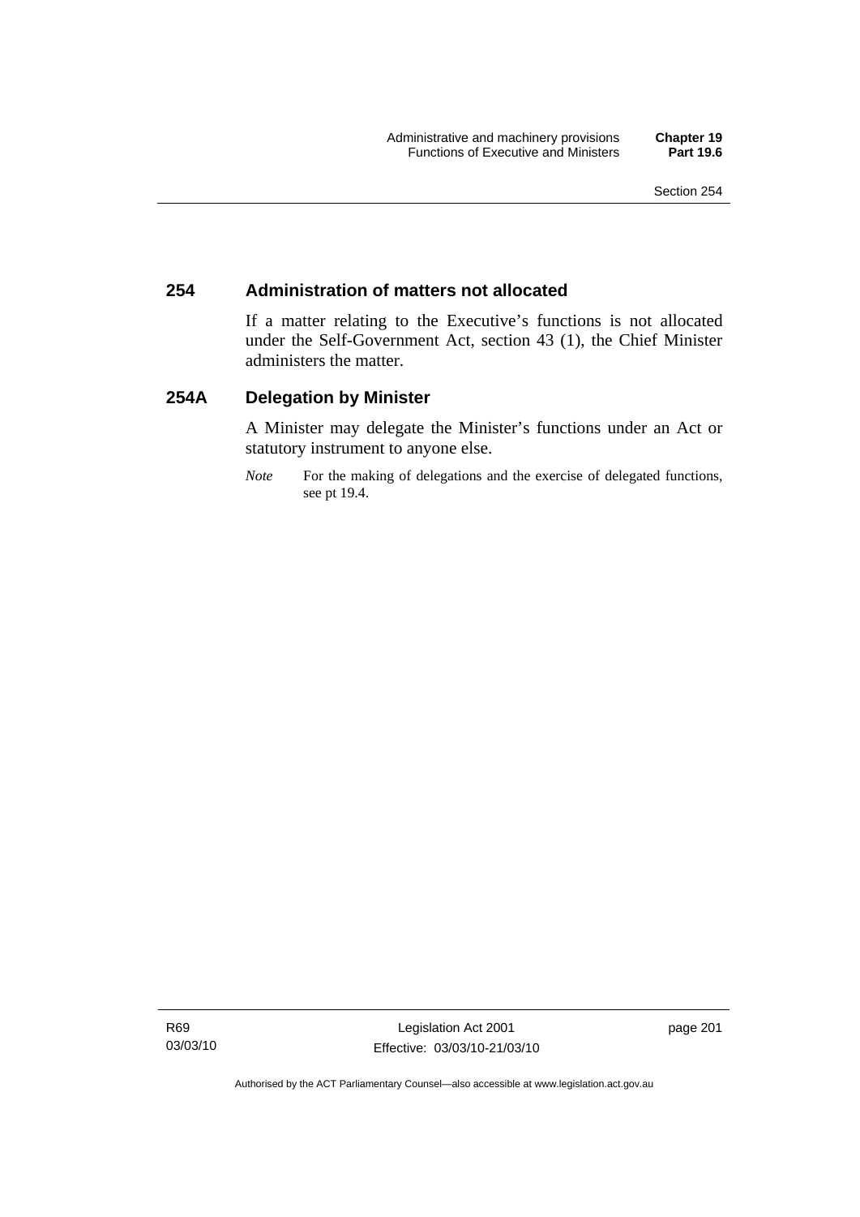## 254 Administration of matters not allocated

If a matter relating to the Executive's functions is not allocated under the Self-Government Act, section 43 (1), the Chief Minister administers the matter.

## 254A Delegation by Minister

A Minister may delegate the Minister's functions under an Act or statutory instrument to anyone else.

*Note* For the making of delegations and the exercise of delegated functions, see pt 19.4.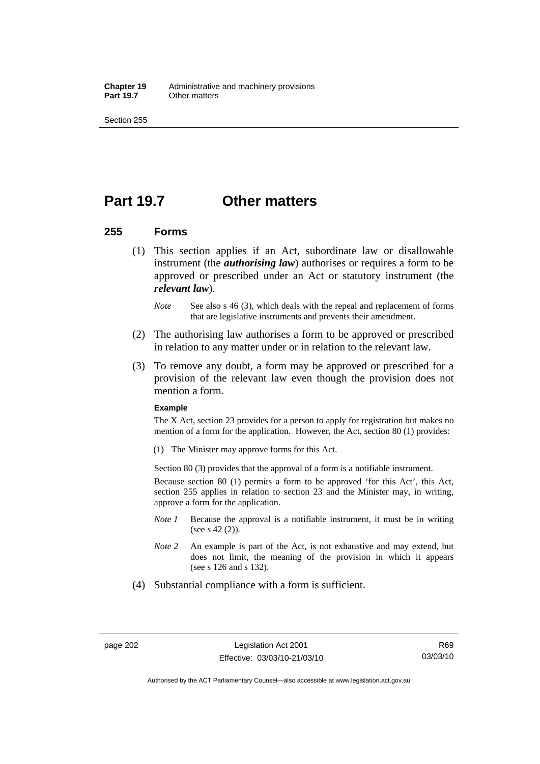# Part 19.7 Other matters

## 255 Forms

(1) This section applies if an Act, subordinate law or disallowable instrument (the ***authorising law***) authorises or requires a form to be approved or prescribed under an Act or statutory instrument (the ***relevant law***).

*Note* See also s 46 (3), which deals with the repeal and replacement of forms that are legislative instruments and prevents their amendment.

(2) The authorising law authorises a form to be approved or prescribed in relation to any matter under or in relation to the relevant law.

(3) To remove any doubt, a form may be approved or prescribed for a provision of the relevant law even though the provision does not mention a form.

**Example**

The X Act, section 23 provides for a person to apply for registration but makes no mention of a form for the application. However, the Act, section 80 (1) provides:

(1) The Minister may approve forms for this Act.

Section 80 (3) provides that the approval of a form is a notifiable instrument.

Because section 80 (1) permits a form to be approved 'for this Act', this Act, section 255 applies in relation to section 23 and the Minister may, in writing, approve a form for the application.

*Note 1* Because the approval is a notifiable instrument, it must be in writing (see s 42 (2)).

*Note 2* An example is part of the Act, is not exhaustive and may extend, but does not limit, the meaning of the provision in which it appears (see s 126 and s 132).

(4) Substantial compliance with a form is sufficient.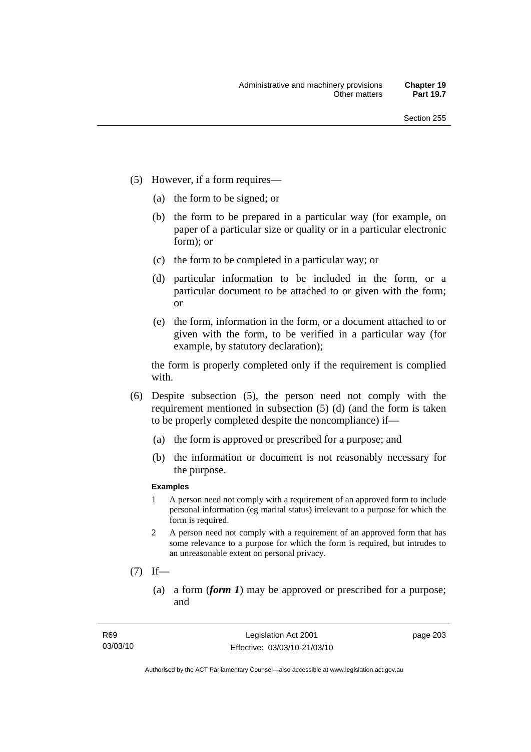(5) However, if a form requires—

(a) the form to be signed; or

(b) the form to be prepared in a particular way (for example, on paper of a particular size or quality or in a particular electronic form); or

(c) the form to be completed in a particular way; or

(d) particular information to be included in the form, or a particular document to be attached to or given with the form; or

(e) the form, information in the form, or a document attached to or given with the form, to be verified in a particular way (for example, by statutory declaration);

the form is properly completed only if the requirement is complied with.

(6) Despite subsection (5), the person need not comply with the requirement mentioned in subsection (5) (d) (and the form is taken to be properly completed despite the noncompliance) if—

(a) the form is approved or prescribed for a purpose; and

(b) the information or document is not reasonably necessary for the purpose.

**Examples**

1 A person need not comply with a requirement of an approved form to include personal information (eg marital status) irrelevant to a purpose for which the form is required.

2 A person need not comply with a requirement of an approved form that has some relevance to a purpose for which the form is required, but intrudes to an unreasonable extent on personal privacy.

(7) If—

(a) a form (***form 1***) may be approved or prescribed for a purpose; and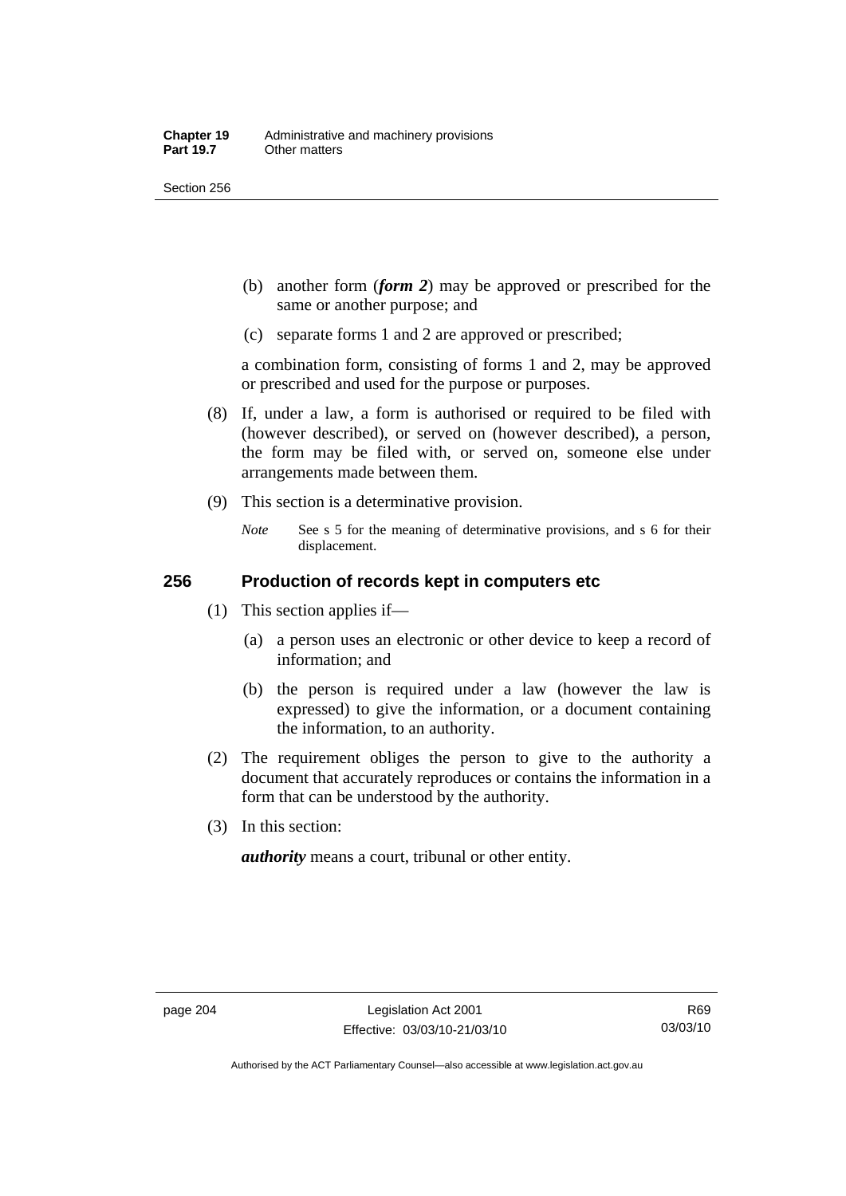(b) another form (***form 2***) may be approved or prescribed for the same or another purpose; and

(c) separate forms 1 and 2 are approved or prescribed;

a combination form, consisting of forms 1 and 2, may be approved or prescribed and used for the purpose or purposes.

(8) If, under a law, a form is authorised or required to be filed with (however described), or served on (however described), a person, the form may be filed with, or served on, someone else under arrangements made between them.

(9) This section is a determinative provision.

*Note* See s 5 for the meaning of determinative provisions, and s 6 for their displacement.

### 256 Production of records kept in computers etc

(1) This section applies if—

(a) a person uses an electronic or other device to keep a record of information; and

(b) the person is required under a law (however the law is expressed) to give the information, or a document containing the information, to an authority.

(2) The requirement obliges the person to give to the authority a document that accurately reproduces or contains the information in a form that can be understood by the authority.

(3) In this section:

***authority*** means a court, tribunal or other entity.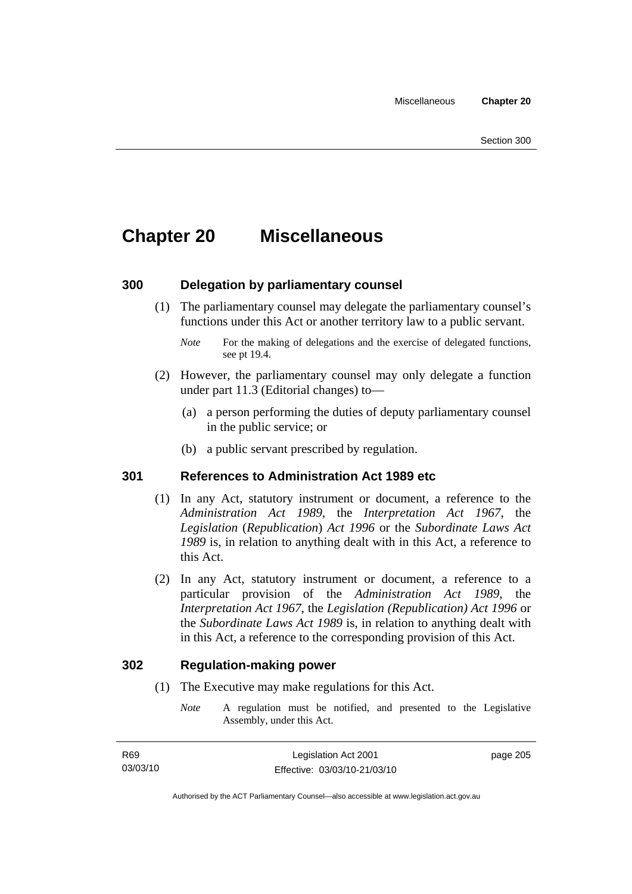# Chapter 20 Miscellaneous

## 300 Delegation by parliamentary counsel

(1) The parliamentary counsel may delegate the parliamentary counsel's functions under this Act or another territory law to a public servant.

*Note* For the making of delegations and the exercise of delegated functions, see pt 19.4.

(2) However, the parliamentary counsel may only delegate a function under part 11.3 (Editorial changes) to—

(a) a person performing the duties of deputy parliamentary counsel in the public service; or

(b) a public servant prescribed by regulation.

## 301 References to Administration Act 1989 etc

(1) In any Act, statutory instrument or document, a reference to the *Administration Act 1989*, the *Interpretation Act 1967*, the *Legislation* (*Republication*) *Act 1996* or the *Subordinate Laws Act 1989* is, in relation to anything dealt with in this Act, a reference to this Act.

(2) In any Act, statutory instrument or document, a reference to a particular provision of the *Administration Act 1989*, the *Interpretation Act 1967*, the *Legislation (Republication) Act 1996* or the *Subordinate Laws Act 1989* is, in relation to anything dealt with in this Act, a reference to the corresponding provision of this Act.

## 302 Regulation-making power

(1) The Executive may make regulations for this Act.

*Note* A regulation must be notified, and presented to the Legislative Assembly, under this Act.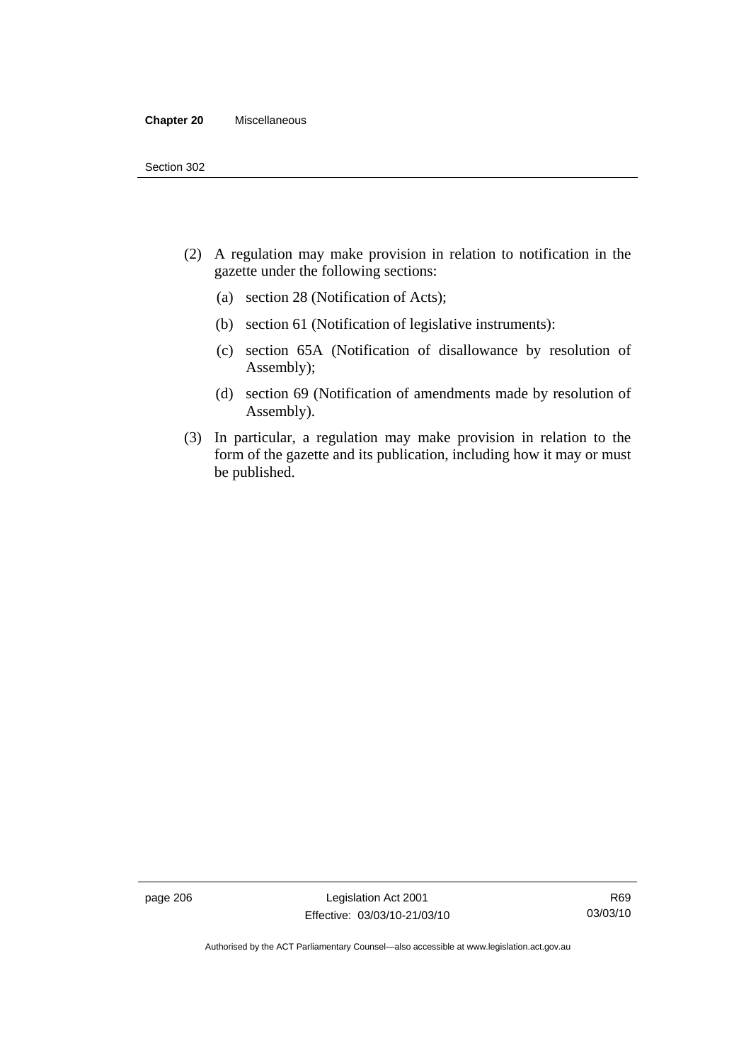(2) A regulation may make provision in relation to notification in the gazette under the following sections:

  (a) section 28 (Notification of Acts);

  (b) section 61 (Notification of legislative instruments):

  (c) section 65A (Notification of disallowance by resolution of Assembly);

  (d) section 69 (Notification of amendments made by resolution of Assembly).

(3) In particular, a regulation may make provision in relation to the form of the gazette and its publication, including how it may or must be published.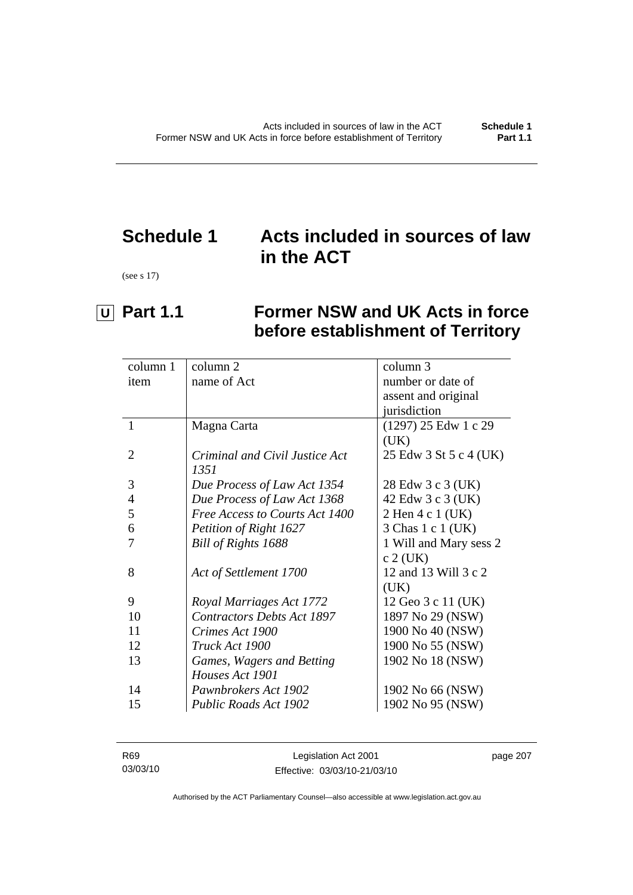# Schedule 1 Acts included in sources of law in the ACT

(see s 17)

## Part 1.1 Former NSW and UK Acts in force before establishment of Territory

| column 1 item | column 2 name of Act | column 3 number or date of assent and original jurisdiction |
|---|---|---|
| 1 | Magna Carta | (1297) 25 Edw 1 c 29 (UK) |
| 2 | *Criminal and Civil Justice Act 1351* | 25 Edw 3 St 5 c 4 (UK) |
| 3 | *Due Process of Law Act 1354* | 28 Edw 3 c 3 (UK) |
| 4 | *Due Process of Law Act 1368* | 42 Edw 3 c 3 (UK) |
| 5 | *Free Access to Courts Act 1400* | 2 Hen 4 c 1 (UK) |
| 6 | *Petition of Right 1627* | 3 Chas 1 c 1 (UK) |
| 7 | *Bill of Rights 1688* | 1 Will and Mary sess 2 c 2 (UK) |
| 8 | *Act of Settlement 1700* | 12 and 13 Will 3 c 2 (UK) |
| 9 | *Royal Marriages Act 1772* | 12 Geo 3 c 11 (UK) |
| 10 | *Contractors Debts Act 1897* | 1897 No 29 (NSW) |
| 11 | *Crimes Act 1900* | 1900 No 40 (NSW) |
| 12 | *Truck Act 1900* | 1900 No 55 (NSW) |
| 13 | *Games, Wagers and Betting Houses Act 1901* | 1902 No 18 (NSW) |
| 14 | *Pawnbrokers Act 1902* | 1902 No 66 (NSW) |
| 15 | *Public Roads Act 1902* | 1902 No 95 (NSW) |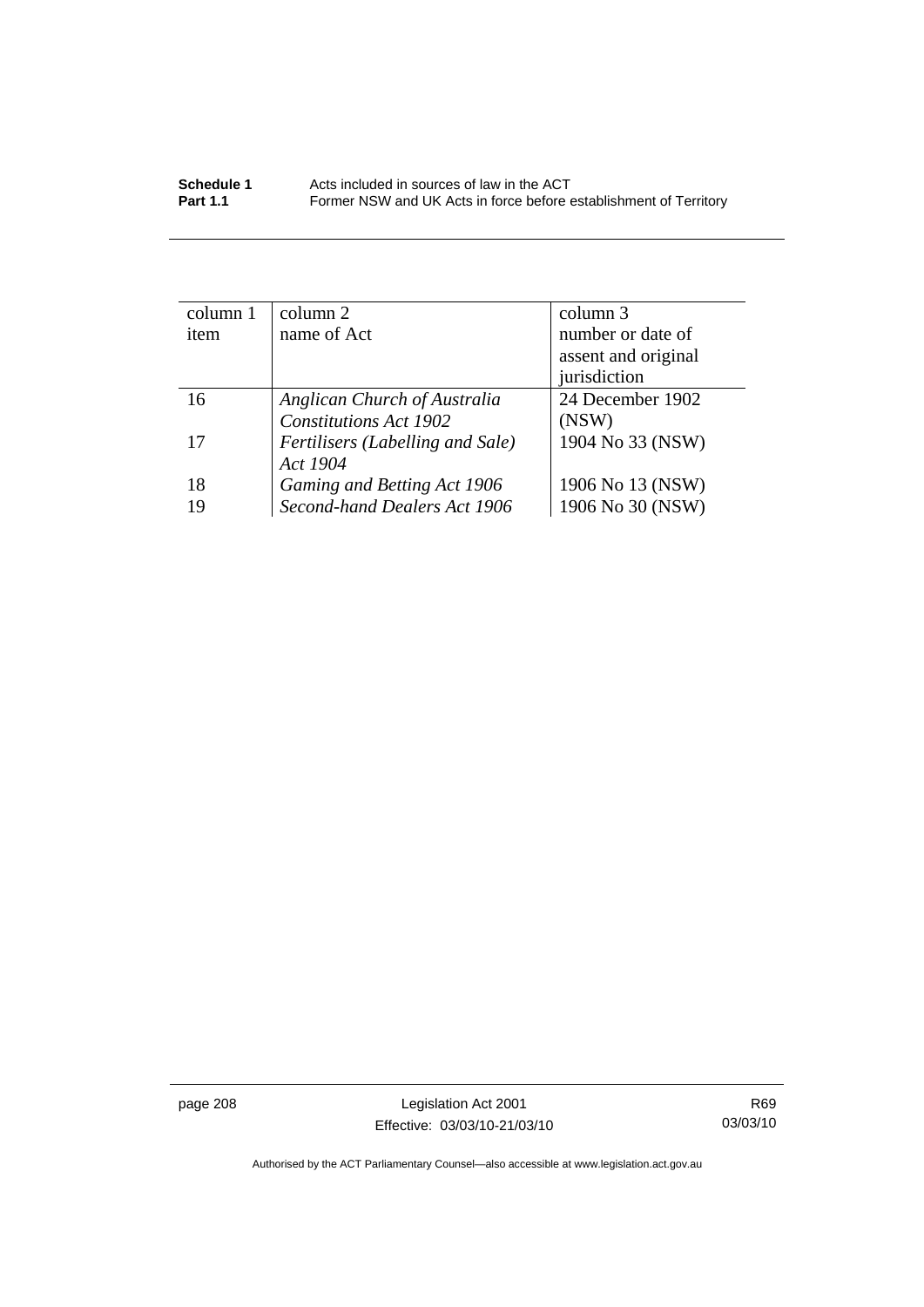| column 1 item | column 2 name of Act | column 3 number or date of assent and original jurisdiction |
|---|---|---|
| 16 | *Anglican Church of Australia Constitutions Act 1902* | 24 December 1902 (NSW) |
| 17 | *Fertilisers (Labelling and Sale) Act 1904* | 1904 No 33 (NSW) |
| 18 | *Gaming and Betting Act 1906* | 1906 No 13 (NSW) |
| 19 | *Second-hand Dealers Act 1906* | 1906 No 30 (NSW) |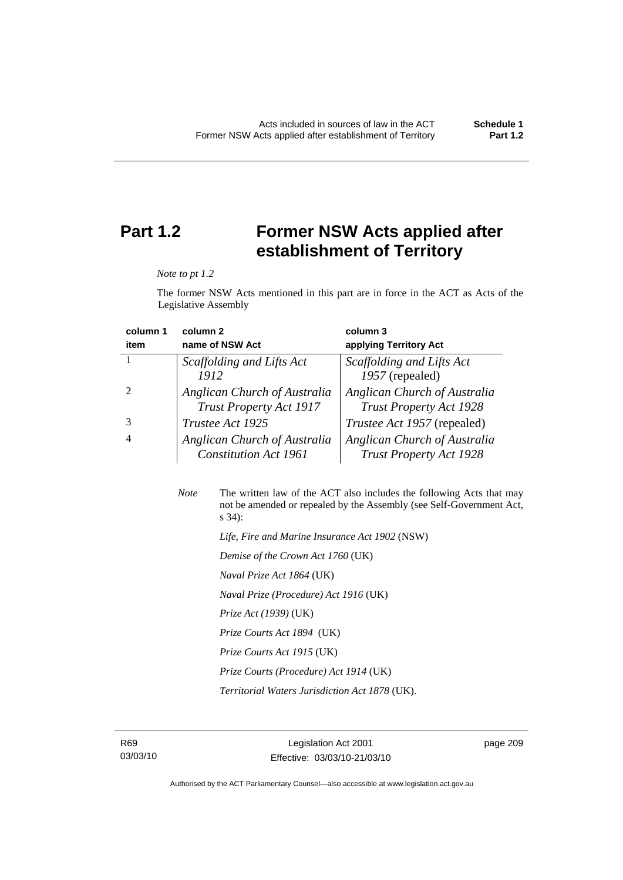# Part 1.2 Former NSW Acts applied after establishment of Territory

*Note to pt 1.2*

The former NSW Acts mentioned in this part are in force in the ACT as Acts of the Legislative Assembly

| column 1<br>item | column 2<br>name of NSW Act | column 3<br>applying Territory Act |
|---|---|---|
| 1 | *Scaffolding and Lifts Act 1912* | *Scaffolding and Lifts Act 1957* (repealed) |
| 2 | *Anglican Church of Australia Trust Property Act 1917* | *Anglican Church of Australia Trust Property Act 1928* |
| 3 | *Trustee Act 1925* | *Trustee Act 1957* (repealed) |
| 4 | *Anglican Church of Australia Constitution Act 1961* | *Anglican Church of Australia Trust Property Act 1928* |

*Note* The written law of the ACT also includes the following Acts that may not be amended or repealed by the Assembly (see Self-Government Act, s 34):

*Life, Fire and Marine Insurance Act 1902* (NSW)

*Demise of the Crown Act 1760* (UK)

*Naval Prize Act 1864* (UK)

*Naval Prize (Procedure) Act 1916* (UK)

*Prize Act (1939)* (UK)

*Prize Courts Act 1894* (UK)

*Prize Courts Act 1915* (UK)

*Prize Courts (Procedure) Act 1914* (UK)

*Territorial Waters Jurisdiction Act 1878* (UK).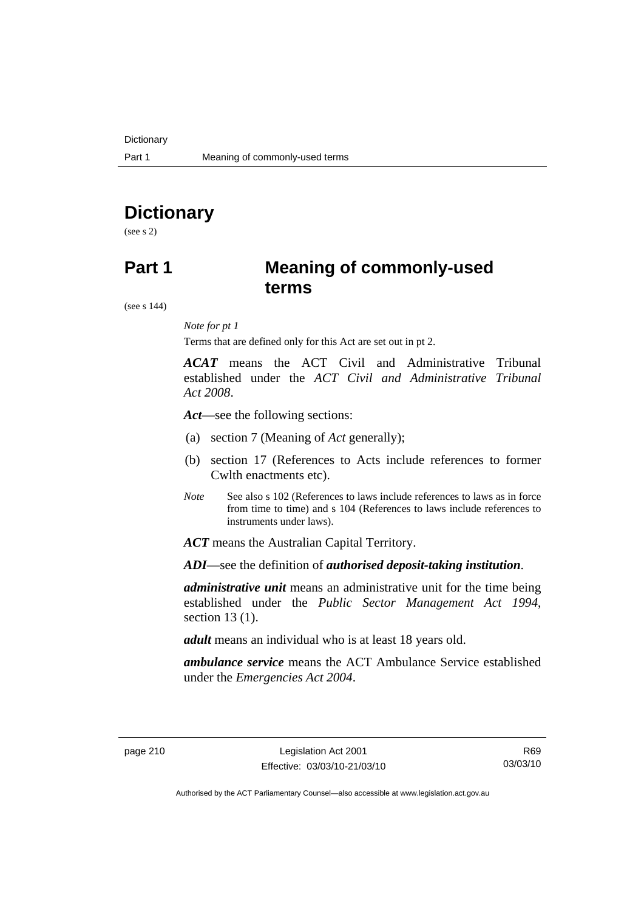# Dictionary

(see s 2)

# Part 1 Meaning of commonly-used terms

(see s 144)

*Note for pt 1*

Terms that are defined only for this Act are set out in pt 2.

***ACAT*** means the ACT Civil and Administrative Tribunal established under the *ACT Civil and Administrative Tribunal Act 2008*.

***Act***—see the following sections:

(a) section 7 (Meaning of *Act* generally);

(b) section 17 (References to Acts include references to former Cwlth enactments etc).

*Note* See also s 102 (References to laws include references to laws as in force from time to time) and s 104 (References to laws include references to instruments under laws).

***ACT*** means the Australian Capital Territory.

***ADI***—see the definition of ***authorised deposit-taking institution***.

***administrative unit*** means an administrative unit for the time being established under the *Public Sector Management Act 1994*, section 13 (1).

***adult*** means an individual who is at least 18 years old.

***ambulance service*** means the ACT Ambulance Service established under the *Emergencies Act 2004*.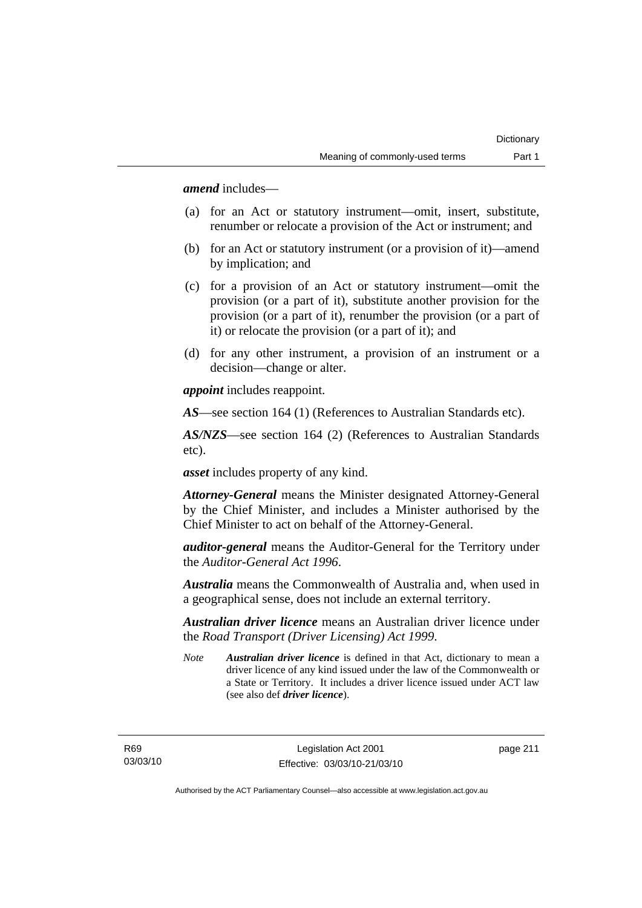***amend*** includes—

(a) for an Act or statutory instrument—omit, insert, substitute, renumber or relocate a provision of the Act or instrument; and

(b) for an Act or statutory instrument (or a provision of it)—amend by implication; and

(c) for a provision of an Act or statutory instrument—omit the provision (or a part of it), substitute another provision for the provision (or a part of it), renumber the provision (or a part of it) or relocate the provision (or a part of it); and

(d) for any other instrument, a provision of an instrument or a decision—change or alter.

***appoint*** includes reappoint.

***AS***—see section 164 (1) (References to Australian Standards etc).

***AS/NZS***—see section 164 (2) (References to Australian Standards etc).

***asset*** includes property of any kind.

***Attorney-General*** means the Minister designated Attorney-General by the Chief Minister, and includes a Minister authorised by the Chief Minister to act on behalf of the Attorney-General.

***auditor-general*** means the Auditor-General for the Territory under the *Auditor-General Act 1996*.

***Australia*** means the Commonwealth of Australia and, when used in a geographical sense, does not include an external territory.

***Australian driver licence*** means an Australian driver licence under the *Road Transport (Driver Licensing) Act 1999*.

*Note* ***Australian driver licence*** is defined in that Act, dictionary to mean a driver licence of any kind issued under the law of the Commonwealth or a State or Territory. It includes a driver licence issued under ACT law (see also def ***driver licence***).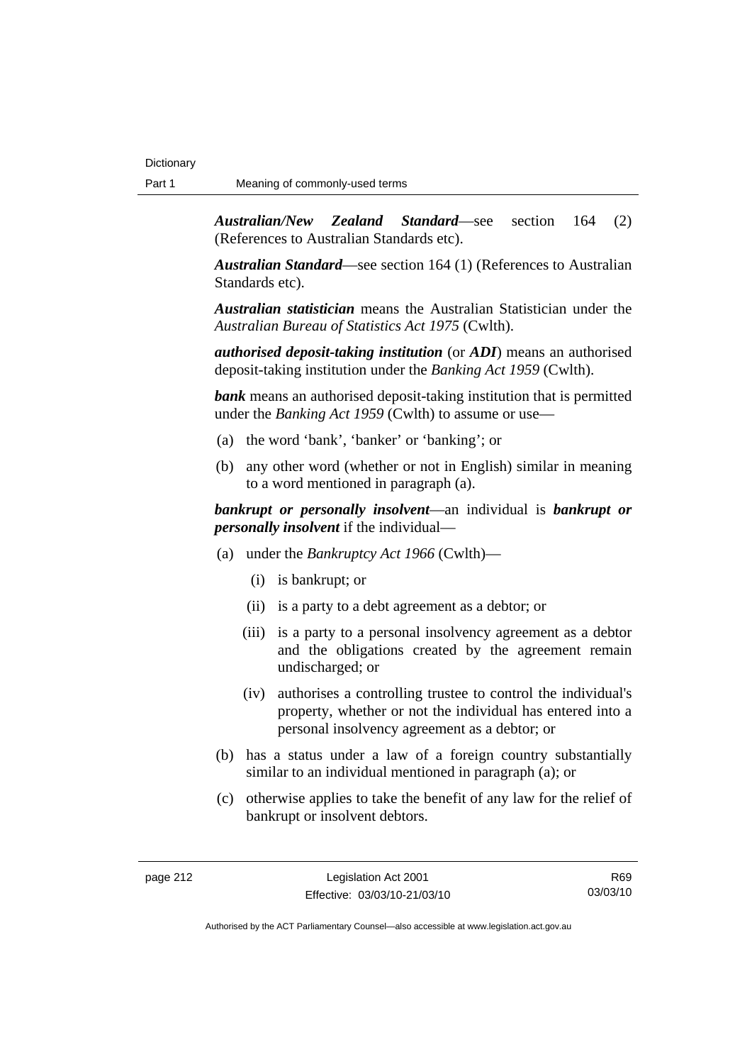***Australian/New Zealand Standard***—see section 164 (2) (References to Australian Standards etc).

***Australian Standard***—see section 164 (1) (References to Australian Standards etc).

***Australian statistician*** means the Australian Statistician under the *Australian Bureau of Statistics Act 1975* (Cwlth).

***authorised deposit-taking institution*** (or ***ADI***) means an authorised deposit-taking institution under the *Banking Act 1959* (Cwlth).

***bank*** means an authorised deposit-taking institution that is permitted under the *Banking Act 1959* (Cwlth) to assume or use—

(a) the word 'bank', 'banker' or 'banking'; or

(b) any other word (whether or not in English) similar in meaning to a word mentioned in paragraph (a).

***bankrupt or personally insolvent***—an individual is ***bankrupt or personally insolvent*** if the individual—

(a) under the *Bankruptcy Act 1966* (Cwlth)—

  (i) is bankrupt; or

  (ii) is a party to a debt agreement as a debtor; or

  (iii) is a party to a personal insolvency agreement as a debtor and the obligations created by the agreement remain undischarged; or

  (iv) authorises a controlling trustee to control the individual's property, whether or not the individual has entered into a personal insolvency agreement as a debtor; or

(b) has a status under a law of a foreign country substantially similar to an individual mentioned in paragraph (a); or

(c) otherwise applies to take the benefit of any law for the relief of bankrupt or insolvent debtors.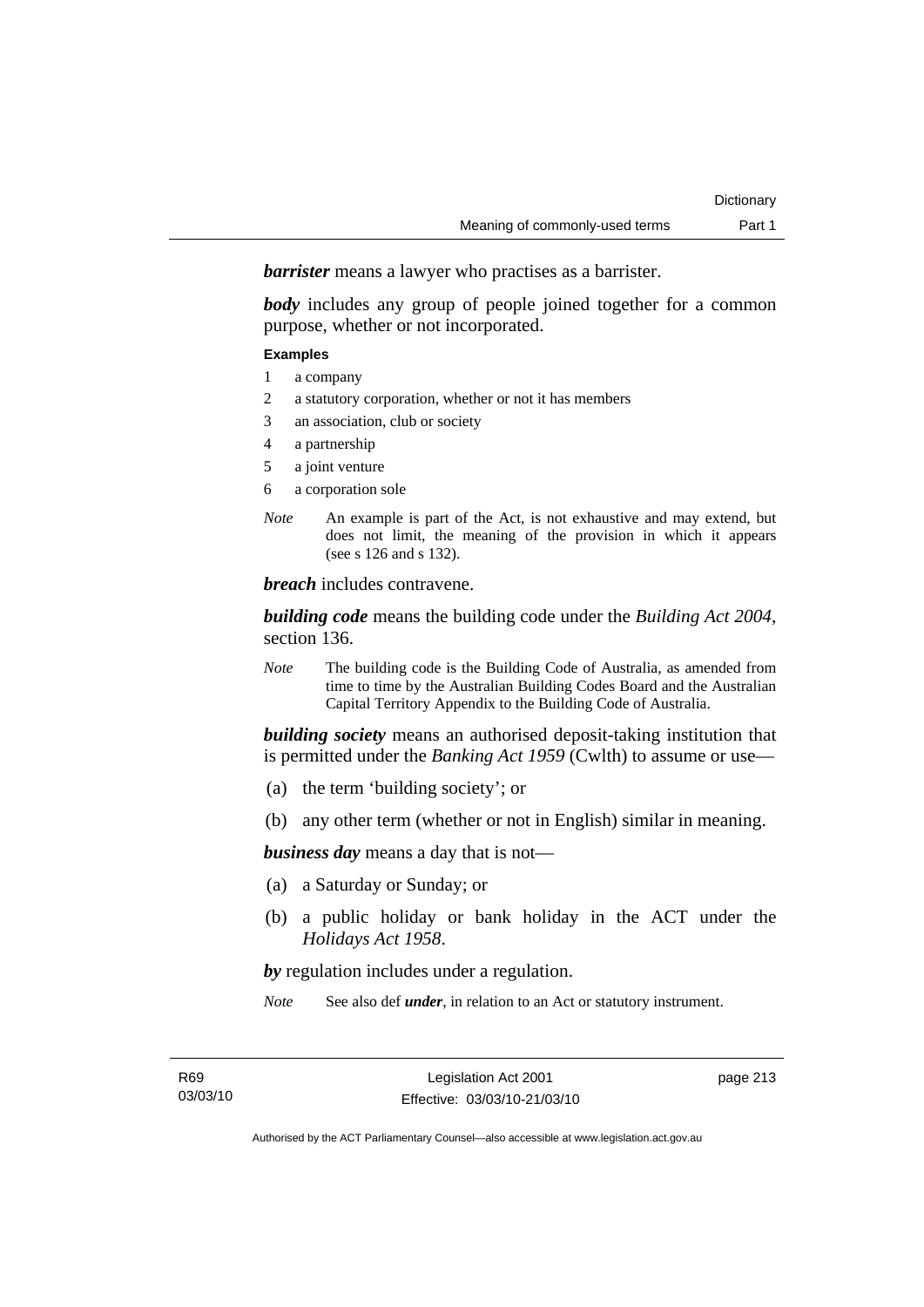***barrister*** means a lawyer who practises as a barrister.

***body*** includes any group of people joined together for a common purpose, whether or not incorporated.

**Examples**

1 a company
2 a statutory corporation, whether or not it has members
3 an association, club or society
4 a partnership
5 a joint venture
6 a corporation sole

*Note* An example is part of the Act, is not exhaustive and may extend, but does not limit, the meaning of the provision in which it appears (see s 126 and s 132).

***breach*** includes contravene.

***building code*** means the building code under the *Building Act 2004*, section 136.

*Note* The building code is the Building Code of Australia, as amended from time to time by the Australian Building Codes Board and the Australian Capital Territory Appendix to the Building Code of Australia.

***building society*** means an authorised deposit-taking institution that is permitted under the *Banking Act 1959* (Cwlth) to assume or use—

(a) the term 'building society'; or

(b) any other term (whether or not in English) similar in meaning.

***business day*** means a day that is not—

(a) a Saturday or Sunday; or

(b) a public holiday or bank holiday in the ACT under the *Holidays Act 1958*.

***by*** regulation includes under a regulation.

*Note* See also def ***under***, in relation to an Act or statutory instrument.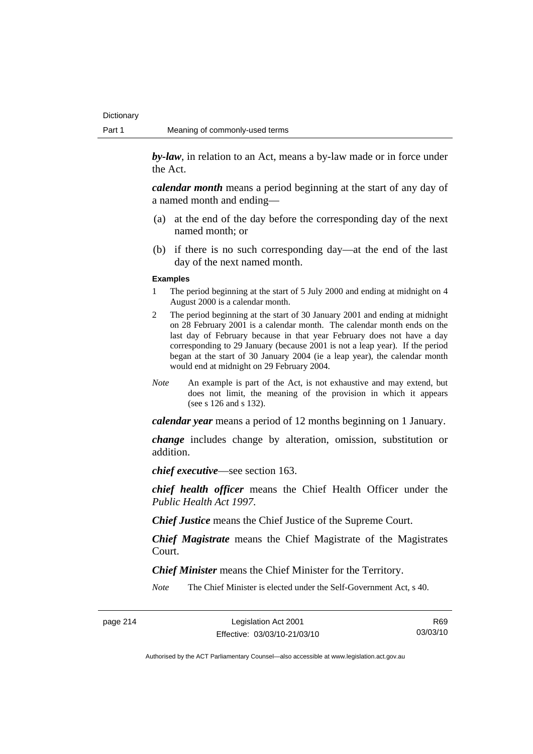***by-law***, in relation to an Act, means a by-law made or in force under the Act.

***calendar month*** means a period beginning at the start of any day of a named month and ending—

(a) at the end of the day before the corresponding day of the next named month; or

(b) if there is no such corresponding day—at the end of the last day of the next named month.

**Examples**

1 The period beginning at the start of 5 July 2000 and ending at midnight on 4 August 2000 is a calendar month.

2 The period beginning at the start of 30 January 2001 and ending at midnight on 28 February 2001 is a calendar month. The calendar month ends on the last day of February because in that year February does not have a day corresponding to 29 January (because 2001 is not a leap year). If the period began at the start of 30 January 2004 (ie a leap year), the calendar month would end at midnight on 29 February 2004.

*Note* An example is part of the Act, is not exhaustive and may extend, but does not limit, the meaning of the provision in which it appears (see s 126 and s 132).

***calendar year*** means a period of 12 months beginning on 1 January.

***change*** includes change by alteration, omission, substitution or addition.

***chief executive***—see section 163.

***chief health officer*** means the Chief Health Officer under the *Public Health Act 1997*.

***Chief Justice*** means the Chief Justice of the Supreme Court.

***Chief Magistrate*** means the Chief Magistrate of the Magistrates Court.

***Chief Minister*** means the Chief Minister for the Territory.

*Note* The Chief Minister is elected under the Self-Government Act, s 40.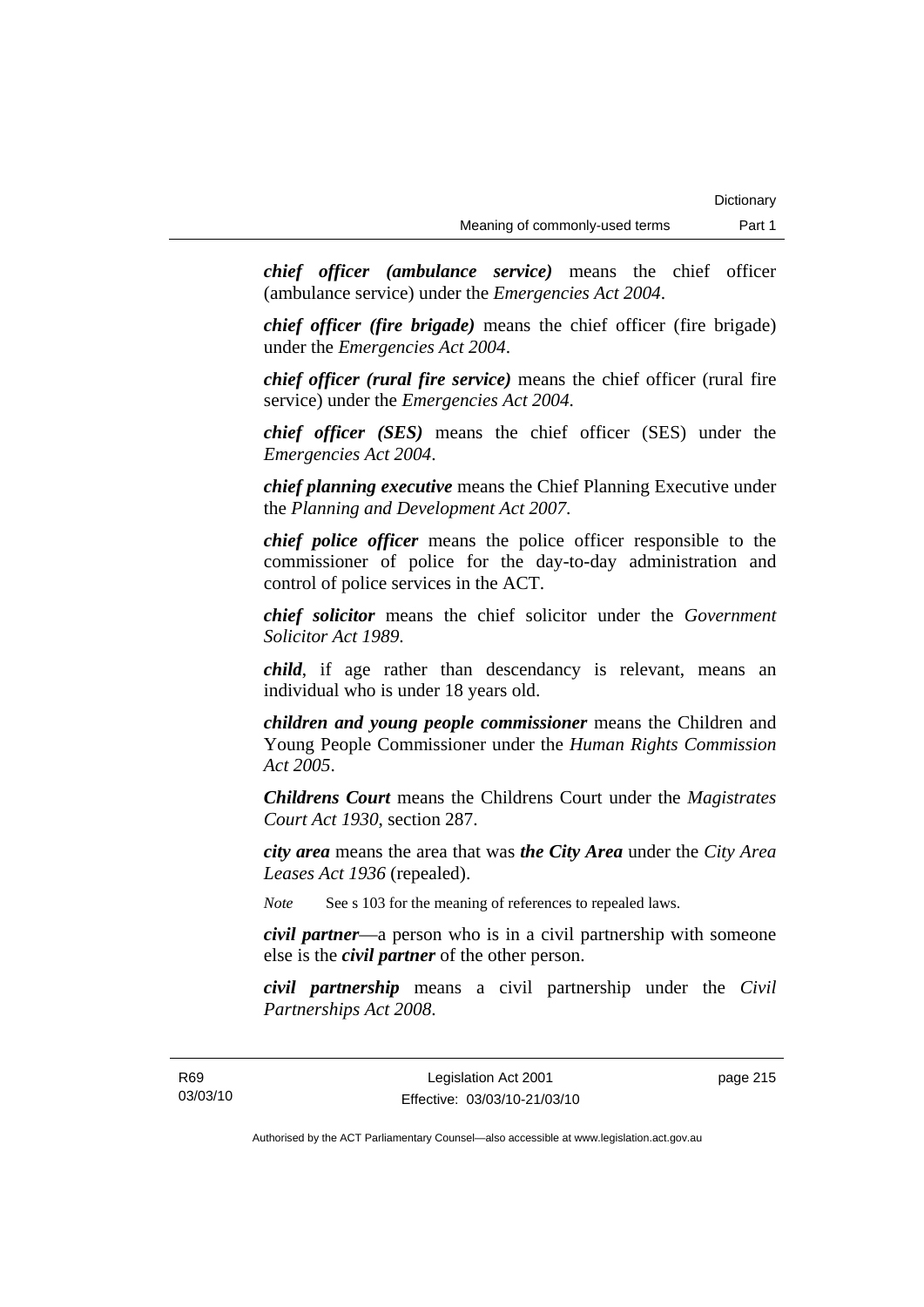***chief officer (ambulance service)*** means the chief officer (ambulance service) under the *Emergencies Act 2004*.

***chief officer (fire brigade)*** means the chief officer (fire brigade) under the *Emergencies Act 2004*.

***chief officer (rural fire service)*** means the chief officer (rural fire service) under the *Emergencies Act 2004*.

***chief officer (SES)*** means the chief officer (SES) under the *Emergencies Act 2004*.

***chief planning executive*** means the Chief Planning Executive under the *Planning and Development Act 2007*.

***chief police officer*** means the police officer responsible to the commissioner of police for the day-to-day administration and control of police services in the ACT.

***chief solicitor*** means the chief solicitor under the *Government Solicitor Act 1989*.

***child***, if age rather than descendancy is relevant, means an individual who is under 18 years old.

***children and young people commissioner*** means the Children and Young People Commissioner under the *Human Rights Commission Act 2005*.

***Childrens Court*** means the Childrens Court under the *Magistrates Court Act 1930*, section 287.

***city area*** means the area that was ***the City Area*** under the *City Area Leases Act 1936* (repealed).

*Note* See s 103 for the meaning of references to repealed laws.

***civil partner***—a person who is in a civil partnership with someone else is the ***civil partner*** of the other person.

***civil partnership*** means a civil partnership under the *Civil Partnerships Act 2008*.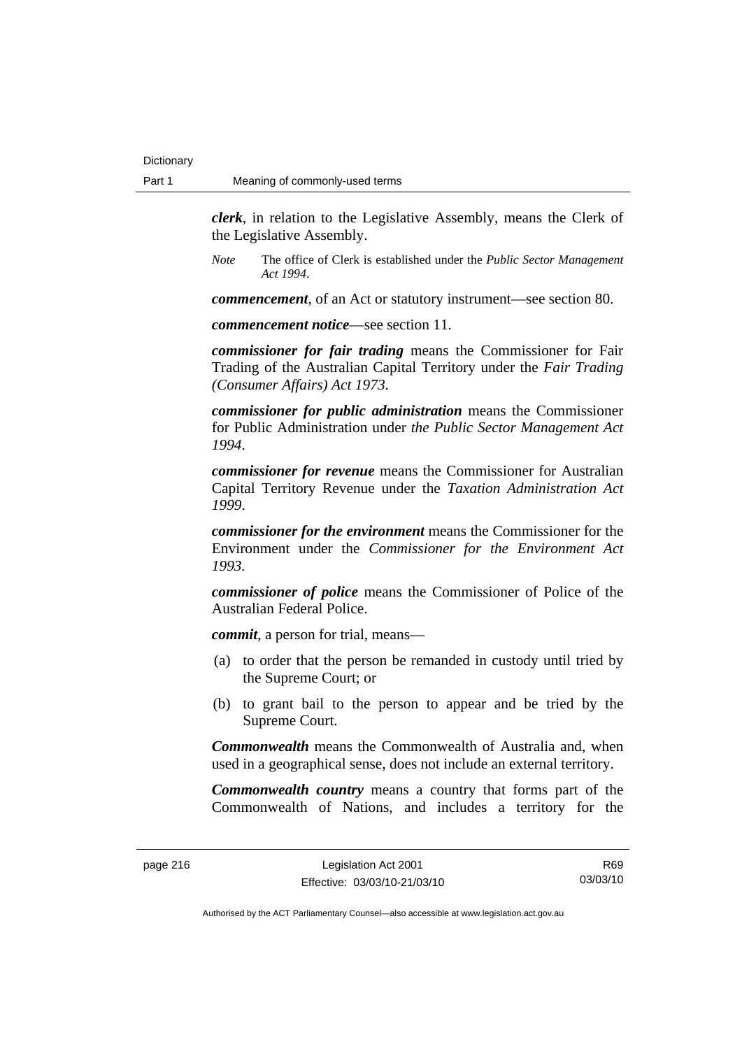***clerk***, in relation to the Legislative Assembly, means the Clerk of the Legislative Assembly.

*Note* The office of Clerk is established under the *Public Sector Management Act 1994*.

***commencement***, of an Act or statutory instrument—see section 80.

***commencement notice***—see section 11.

***commissioner for fair trading*** means the Commissioner for Fair Trading of the Australian Capital Territory under the *Fair Trading (Consumer Affairs) Act 1973*.

***commissioner for public administration*** means the Commissioner for Public Administration under *the Public Sector Management Act 1994*.

***commissioner for revenue*** means the Commissioner for Australian Capital Territory Revenue under the *Taxation Administration Act 1999*.

***commissioner for the environment*** means the Commissioner for the Environment under the *Commissioner for the Environment Act 1993*.

***commissioner of police*** means the Commissioner of Police of the Australian Federal Police.

***commit***, a person for trial, means—

(a) to order that the person be remanded in custody until tried by the Supreme Court; or

(b) to grant bail to the person to appear and be tried by the Supreme Court.

***Commonwealth*** means the Commonwealth of Australia and, when used in a geographical sense, does not include an external territory.

***Commonwealth country*** means a country that forms part of the Commonwealth of Nations, and includes a territory for the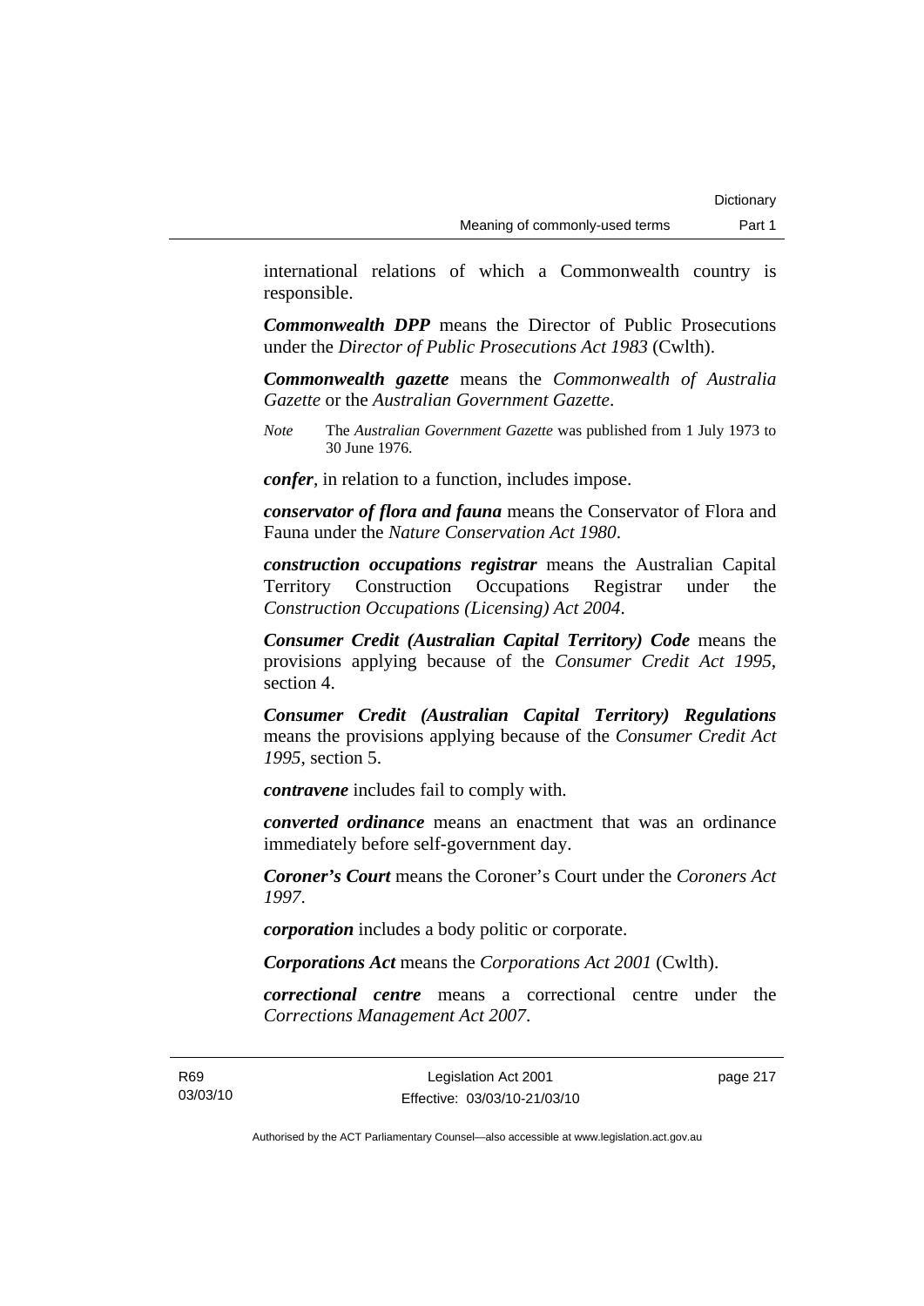international relations of which a Commonwealth country is responsible.

***Commonwealth DPP*** means the Director of Public Prosecutions under the *Director of Public Prosecutions Act 1983* (Cwlth).

***Commonwealth gazette*** means the *Commonwealth of Australia Gazette* or the *Australian Government Gazette*.

*Note* The *Australian Government Gazette* was published from 1 July 1973 to 30 June 1976.

***confer***, in relation to a function, includes impose.

***conservator of flora and fauna*** means the Conservator of Flora and Fauna under the *Nature Conservation Act 1980*.

***construction occupations registrar*** means the Australian Capital Territory Construction Occupations Registrar under the *Construction Occupations (Licensing) Act 2004*.

***Consumer Credit (Australian Capital Territory) Code*** means the provisions applying because of the *Consumer Credit Act 1995*, section 4.

***Consumer Credit (Australian Capital Territory) Regulations*** means the provisions applying because of the *Consumer Credit Act 1995*, section 5.

***contravene*** includes fail to comply with.

***converted ordinance*** means an enactment that was an ordinance immediately before self-government day.

***Coroner's Court*** means the Coroner's Court under the *Coroners Act 1997*.

***corporation*** includes a body politic or corporate.

***Corporations Act*** means the *Corporations Act 2001* (Cwlth).

***correctional centre*** means a correctional centre under the *Corrections Management Act 2007*.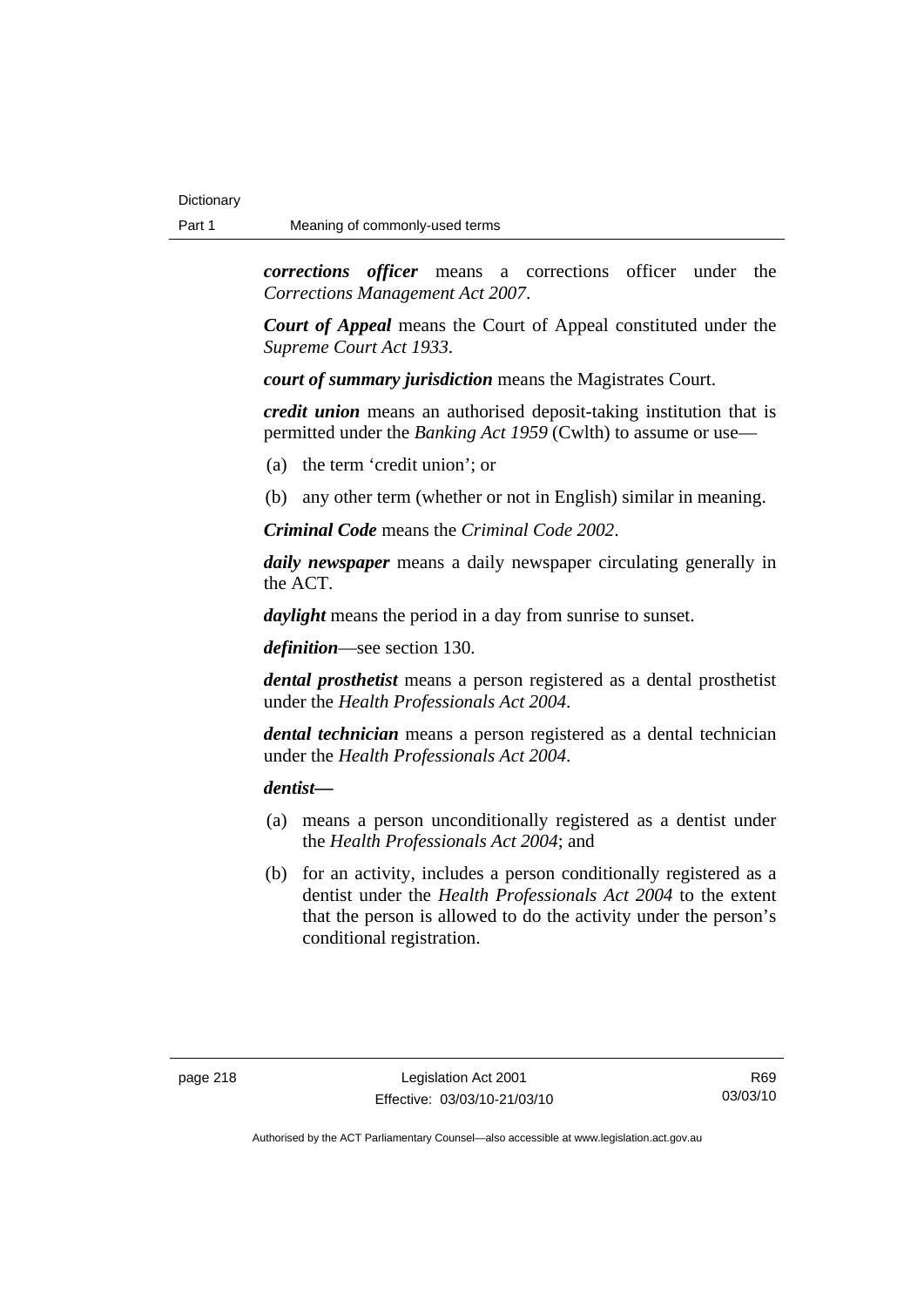***corrections officer*** means a corrections officer under the *Corrections Management Act 2007*.

***Court of Appeal*** means the Court of Appeal constituted under the *Supreme Court Act 1933*.

***court of summary jurisdiction*** means the Magistrates Court.

***credit union*** means an authorised deposit-taking institution that is permitted under the *Banking Act 1959* (Cwlth) to assume or use—

(a) the term 'credit union'; or

(b) any other term (whether or not in English) similar in meaning.

***Criminal Code*** means the *Criminal Code 2002*.

***daily newspaper*** means a daily newspaper circulating generally in the ACT.

***daylight*** means the period in a day from sunrise to sunset.

***definition***—see section 130.

***dental prosthetist*** means a person registered as a dental prosthetist under the *Health Professionals Act 2004*.

***dental technician*** means a person registered as a dental technician under the *Health Professionals Act 2004*.

***dentist—***

(a) means a person unconditionally registered as a dentist under the *Health Professionals Act 2004*; and

(b) for an activity, includes a person conditionally registered as a dentist under the *Health Professionals Act 2004* to the extent that the person is allowed to do the activity under the person's conditional registration.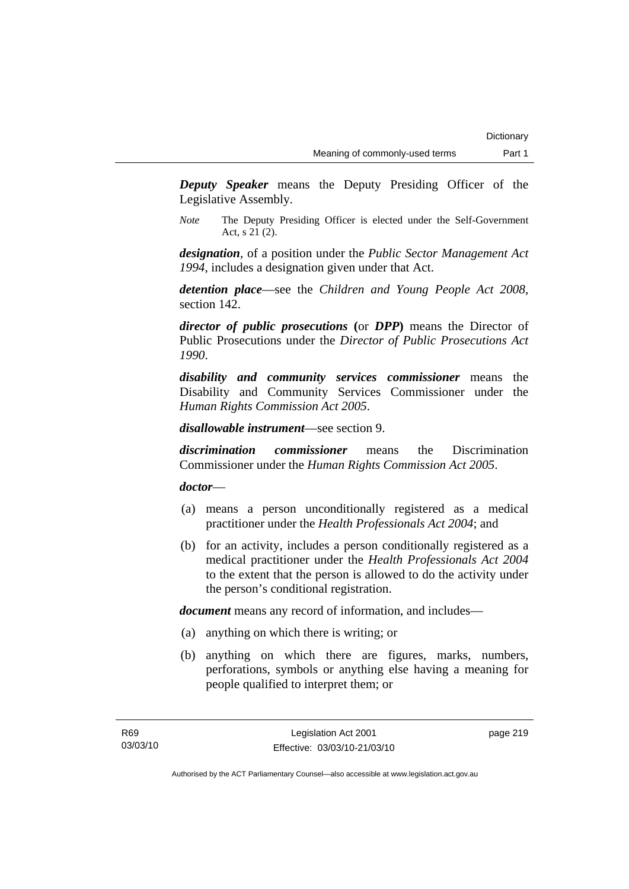***Deputy Speaker*** means the Deputy Presiding Officer of the Legislative Assembly.

*Note* The Deputy Presiding Officer is elected under the Self-Government Act, s 21 (2).

***designation***, of a position under the *Public Sector Management Act 1994*, includes a designation given under that Act.

***detention place***—see the *Children and Young People Act 2008*, section 142.

***director of public prosecutions*** **(**or ***DPP*****)** means the Director of Public Prosecutions under the *Director of Public Prosecutions Act 1990*.

***disability and community services commissioner*** means the Disability and Community Services Commissioner under the *Human Rights Commission Act 2005*.

***disallowable instrument***—see section 9.

***discrimination commissioner*** means the Discrimination Commissioner under the *Human Rights Commission Act 2005*.

***doctor***—

(a) means a person unconditionally registered as a medical practitioner under the *Health Professionals Act 2004*; and

(b) for an activity, includes a person conditionally registered as a medical practitioner under the *Health Professionals Act 2004* to the extent that the person is allowed to do the activity under the person's conditional registration.

***document*** means any record of information, and includes—

(a) anything on which there is writing; or

(b) anything on which there are figures, marks, numbers, perforations, symbols or anything else having a meaning for people qualified to interpret them; or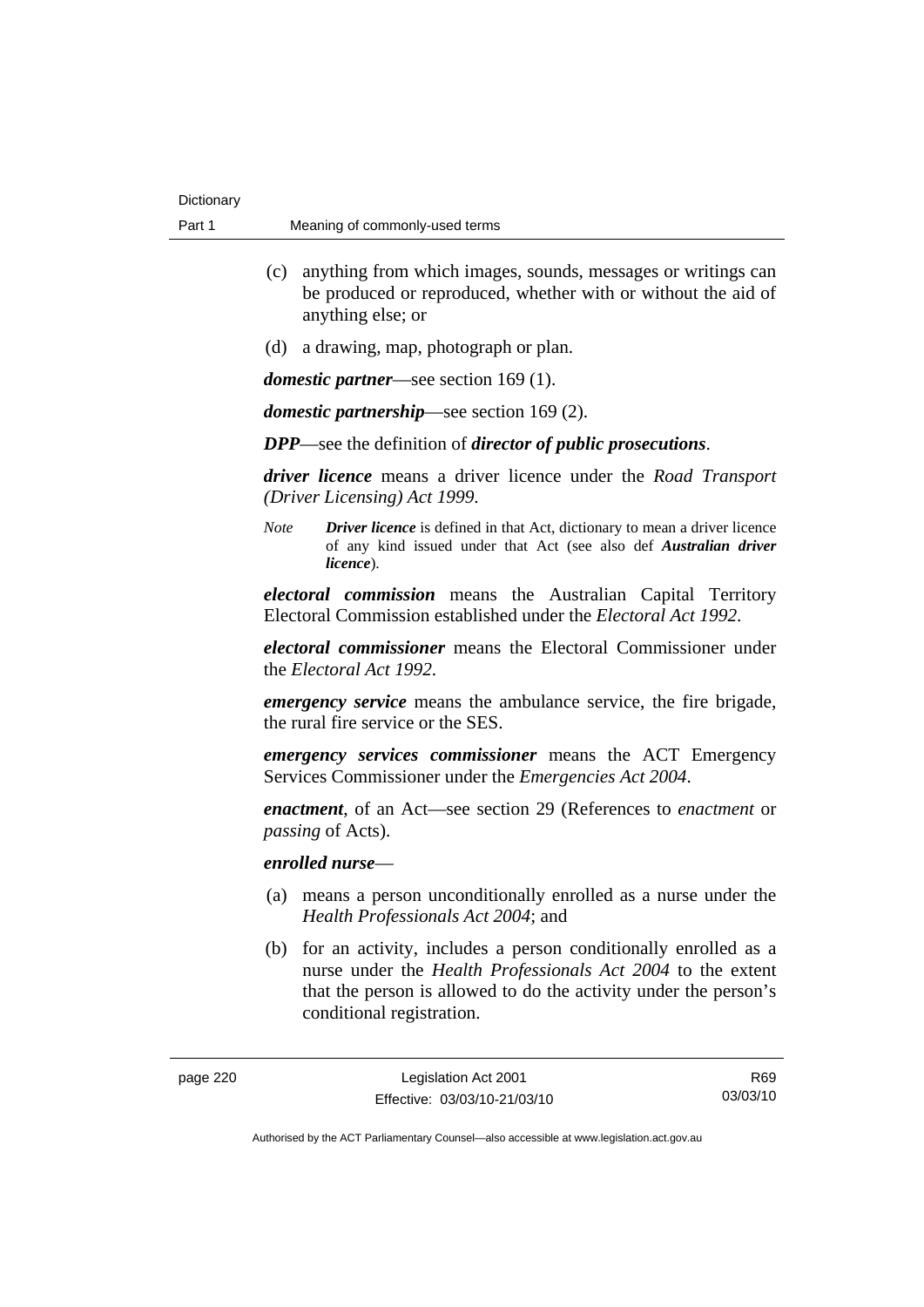(c) anything from which images, sounds, messages or writings can be produced or reproduced, whether with or without the aid of anything else; or

(d) a drawing, map, photograph or plan.

***domestic partner***—see section 169 (1).

***domestic partnership***—see section 169 (2).

***DPP***—see the definition of ***director of public prosecutions***.

***driver licence*** means a driver licence under the *Road Transport (Driver Licensing) Act 1999*.

*Note* ***Driver licence*** is defined in that Act, dictionary to mean a driver licence of any kind issued under that Act (see also def ***Australian driver licence***).

***electoral commission*** means the Australian Capital Territory Electoral Commission established under the *Electoral Act 1992*.

***electoral commissioner*** means the Electoral Commissioner under the *Electoral Act 1992*.

***emergency service*** means the ambulance service, the fire brigade, the rural fire service or the SES.

***emergency services commissioner*** means the ACT Emergency Services Commissioner under the *Emergencies Act 2004*.

***enactment***, of an Act—see section 29 (References to *enactment* or *passing* of Acts).

***enrolled nurse***—

(a) means a person unconditionally enrolled as a nurse under the *Health Professionals Act 2004*; and

(b) for an activity, includes a person conditionally enrolled as a nurse under the *Health Professionals Act 2004* to the extent that the person is allowed to do the activity under the person's conditional registration.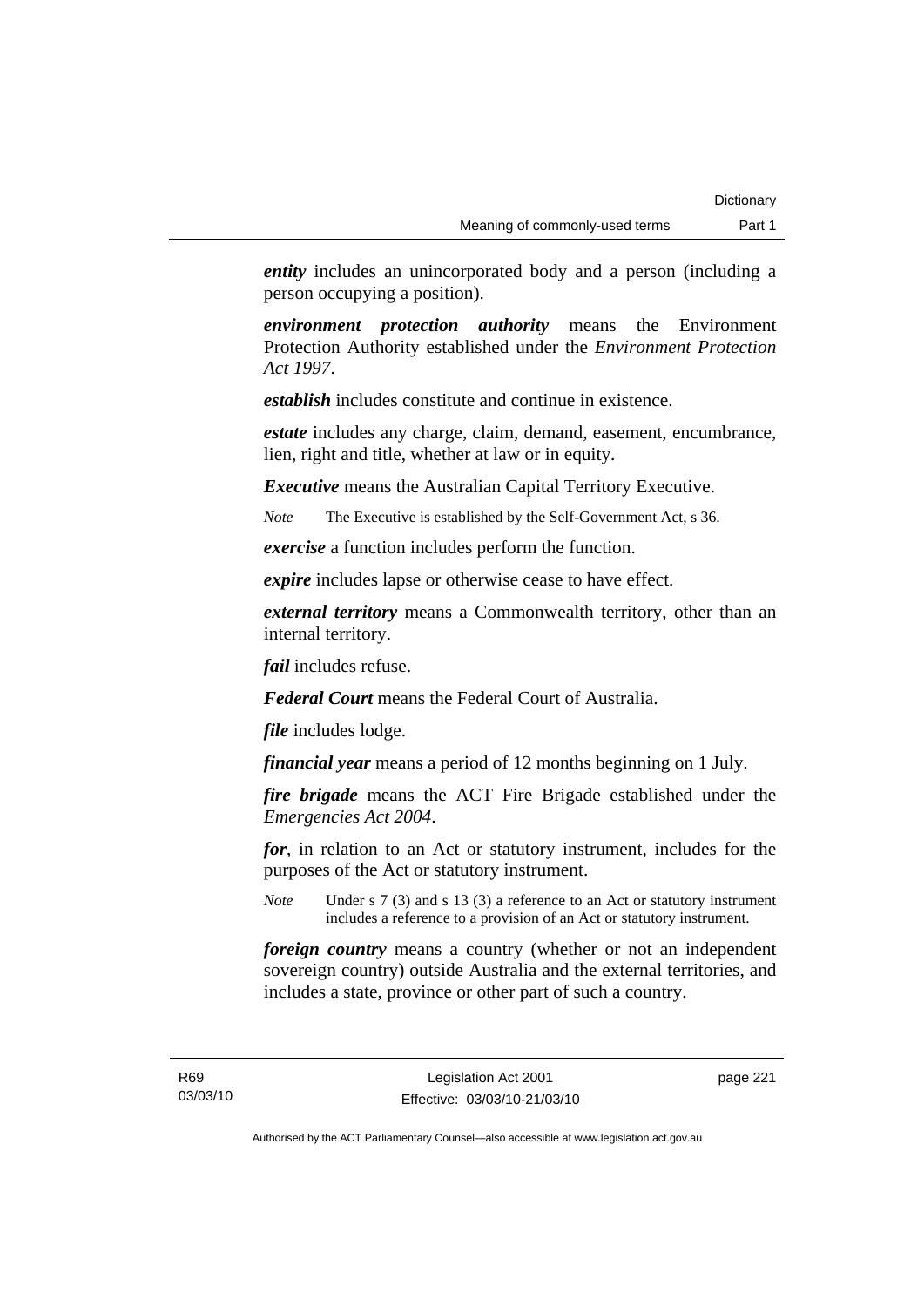***entity*** includes an unincorporated body and a person (including a person occupying a position).

***environment protection authority*** means the Environment Protection Authority established under the *Environment Protection Act 1997*.

***establish*** includes constitute and continue in existence.

***estate*** includes any charge, claim, demand, easement, encumbrance, lien, right and title, whether at law or in equity.

***Executive*** means the Australian Capital Territory Executive.

*Note* The Executive is established by the Self-Government Act, s 36.

***exercise*** a function includes perform the function.

***expire*** includes lapse or otherwise cease to have effect.

***external territory*** means a Commonwealth territory, other than an internal territory.

***fail*** includes refuse.

***Federal Court*** means the Federal Court of Australia.

***file*** includes lodge.

***financial year*** means a period of 12 months beginning on 1 July.

***fire brigade*** means the ACT Fire Brigade established under the *Emergencies Act 2004*.

***for***, in relation to an Act or statutory instrument, includes for the purposes of the Act or statutory instrument.

*Note* Under s 7 (3) and s 13 (3) a reference to an Act or statutory instrument includes a reference to a provision of an Act or statutory instrument.

***foreign country*** means a country (whether or not an independent sovereign country) outside Australia and the external territories, and includes a state, province or other part of such a country.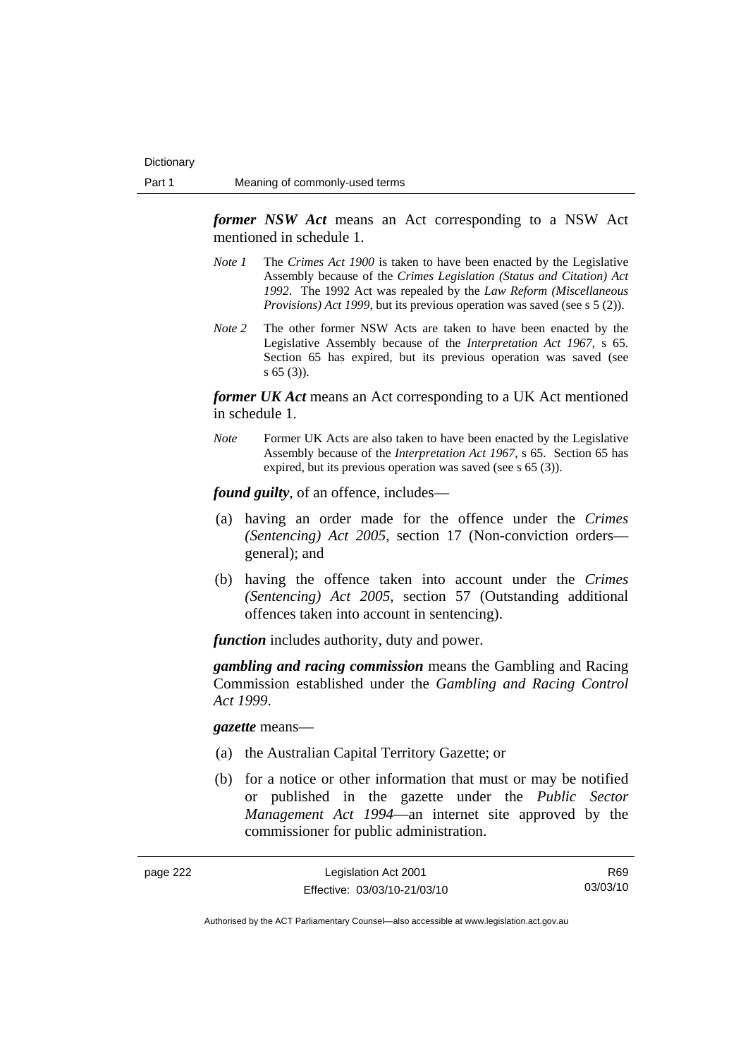***former NSW Act*** means an Act corresponding to a NSW Act mentioned in schedule 1.

*Note 1* The *Crimes Act 1900* is taken to have been enacted by the Legislative Assembly because of the *Crimes Legislation (Status and Citation) Act 1992*. The 1992 Act was repealed by the *Law Reform (Miscellaneous Provisions) Act 1999*, but its previous operation was saved (see s 5 (2)).

*Note 2* The other former NSW Acts are taken to have been enacted by the Legislative Assembly because of the *Interpretation Act 1967*, s 65. Section 65 has expired, but its previous operation was saved (see s 65 (3)).

***former UK Act*** means an Act corresponding to a UK Act mentioned in schedule 1.

*Note* Former UK Acts are also taken to have been enacted by the Legislative Assembly because of the *Interpretation Act 1967*, s 65. Section 65 has expired, but its previous operation was saved (see s 65 (3)).

***found guilty***, of an offence, includes—

(a) having an order made for the offence under the *Crimes (Sentencing) Act 2005*, section 17 (Non-conviction orders—general); and

(b) having the offence taken into account under the *Crimes (Sentencing) Act 2005*, section 57 (Outstanding additional offences taken into account in sentencing).

***function*** includes authority, duty and power.

***gambling and racing commission*** means the Gambling and Racing Commission established under the *Gambling and Racing Control Act 1999*.

***gazette*** means—

(a) the Australian Capital Territory Gazette; or

(b) for a notice or other information that must or may be notified or published in the gazette under the *Public Sector Management Act 1994*—an internet site approved by the commissioner for public administration.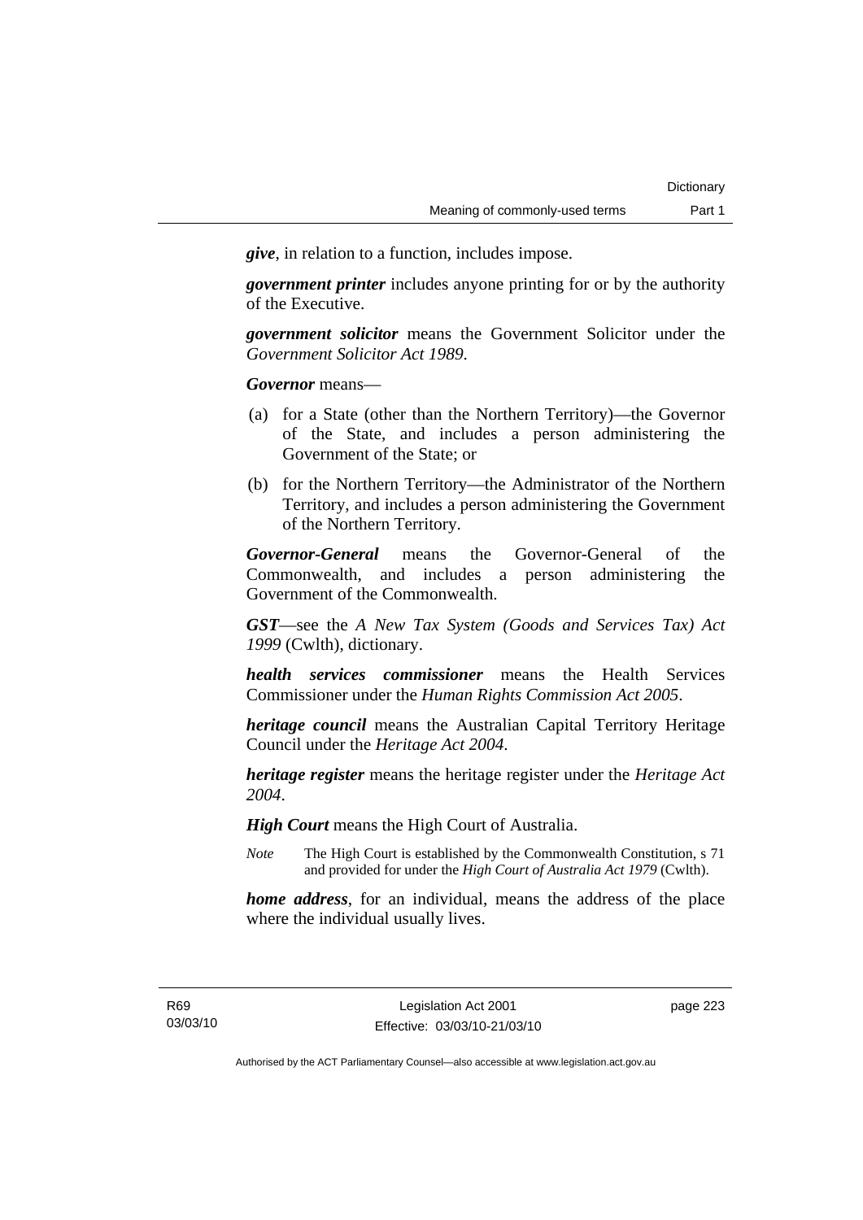***give***, in relation to a function, includes impose.

***government printer*** includes anyone printing for or by the authority of the Executive.

***government solicitor*** means the Government Solicitor under the *Government Solicitor Act 1989*.

***Governor*** means—

(a) for a State (other than the Northern Territory)—the Governor of the State, and includes a person administering the Government of the State; or

(b) for the Northern Territory—the Administrator of the Northern Territory, and includes a person administering the Government of the Northern Territory.

***Governor-General*** means the Governor-General of the Commonwealth, and includes a person administering the Government of the Commonwealth.

***GST***—see the *A New Tax System (Goods and Services Tax) Act 1999* (Cwlth), dictionary.

***health services commissioner*** means the Health Services Commissioner under the *Human Rights Commission Act 2005*.

***heritage council*** means the Australian Capital Territory Heritage Council under the *Heritage Act 2004*.

***heritage register*** means the heritage register under the *Heritage Act 2004*.

***High Court*** means the High Court of Australia.

*Note* The High Court is established by the Commonwealth Constitution, s 71 and provided for under the *High Court of Australia Act 1979* (Cwlth).

***home address***, for an individual, means the address of the place where the individual usually lives.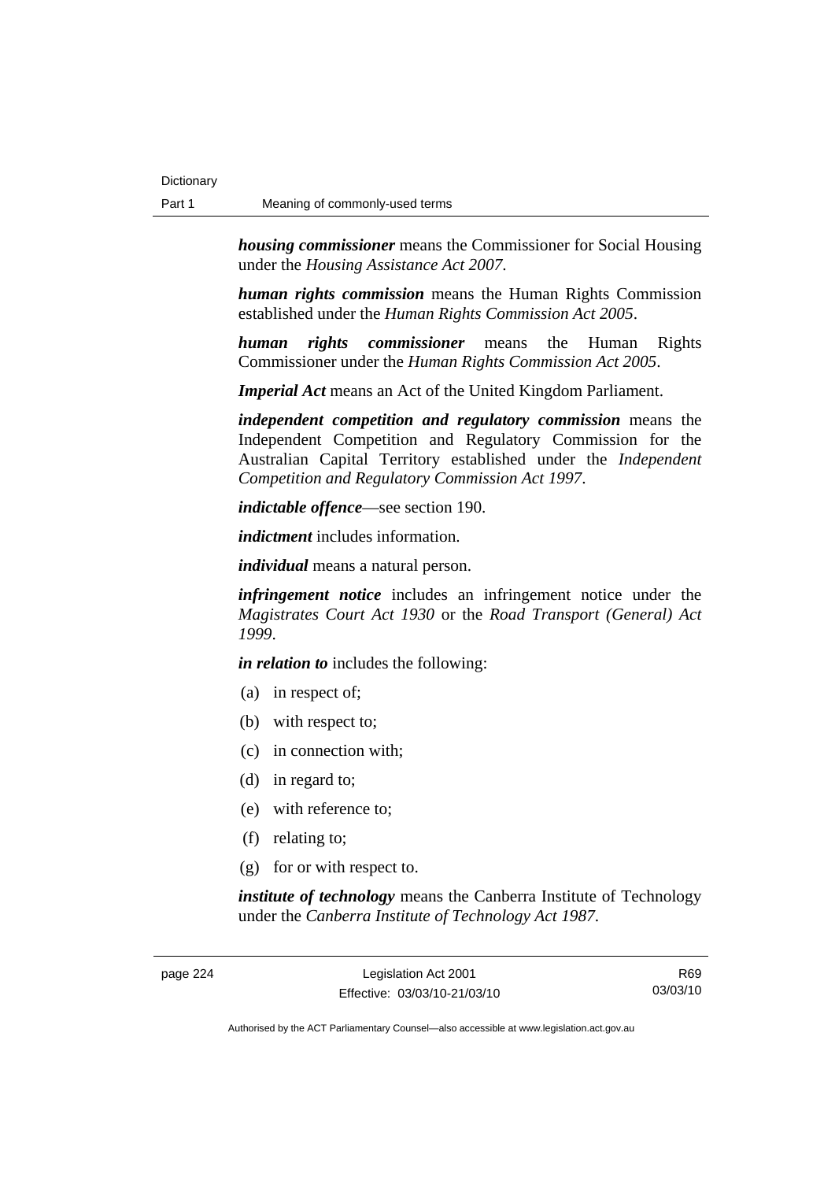***housing commissioner*** means the Commissioner for Social Housing under the *Housing Assistance Act 2007*.

***human rights commission*** means the Human Rights Commission established under the *Human Rights Commission Act 2005*.

***human rights commissioner*** means the Human Rights Commissioner under the *Human Rights Commission Act 2005*.

***Imperial Act*** means an Act of the United Kingdom Parliament.

***independent competition and regulatory commission*** means the Independent Competition and Regulatory Commission for the Australian Capital Territory established under the *Independent Competition and Regulatory Commission Act 1997*.

***indictable offence***—see section 190.

***indictment*** includes information.

***individual*** means a natural person.

***infringement notice*** includes an infringement notice under the *Magistrates Court Act 1930* or the *Road Transport (General) Act 1999*.

***in relation to*** includes the following:

(a) in respect of;

(b) with respect to;

(c) in connection with;

(d) in regard to;

(e) with reference to;

(f) relating to;

(g) for or with respect to.

***institute of technology*** means the Canberra Institute of Technology under the *Canberra Institute of Technology Act 1987*.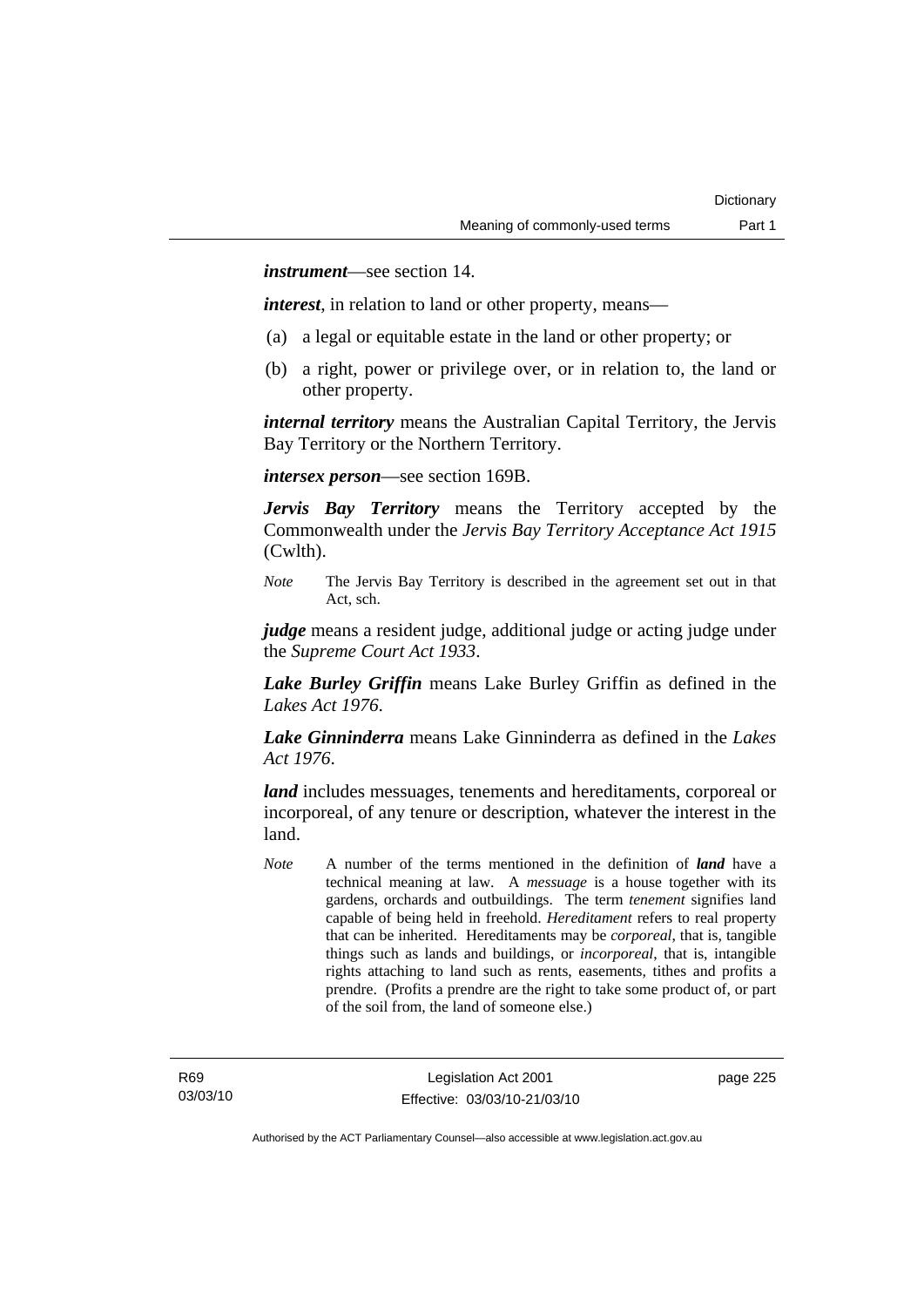***instrument***—see section 14.

***interest***, in relation to land or other property, means—

(a) a legal or equitable estate in the land or other property; or

(b) a right, power or privilege over, or in relation to, the land or other property.

***internal territory*** means the Australian Capital Territory, the Jervis Bay Territory or the Northern Territory.

***intersex person***—see section 169B.

***Jervis Bay Territory*** means the Territory accepted by the Commonwealth under the *Jervis Bay Territory Acceptance Act 1915* (Cwlth).

*Note* The Jervis Bay Territory is described in the agreement set out in that Act, sch.

***judge*** means a resident judge, additional judge or acting judge under the *Supreme Court Act 1933*.

***Lake Burley Griffin*** means Lake Burley Griffin as defined in the *Lakes Act 1976*.

***Lake Ginninderra*** means Lake Ginninderra as defined in the *Lakes Act 1976*.

***land*** includes messuages, tenements and hereditaments, corporeal or incorporeal, of any tenure or description, whatever the interest in the land.

*Note* A number of the terms mentioned in the definition of ***land*** have a technical meaning at law. A *messuage* is a house together with its gardens, orchards and outbuildings. The term *tenement* signifies land capable of being held in freehold. *Hereditament* refers to real property that can be inherited. Hereditaments may be *corporeal*, that is, tangible things such as lands and buildings, or *incorporeal*, that is, intangible rights attaching to land such as rents, easements, tithes and profits a prendre. (Profits a prendre are the right to take some product of, or part of the soil from, the land of someone else.)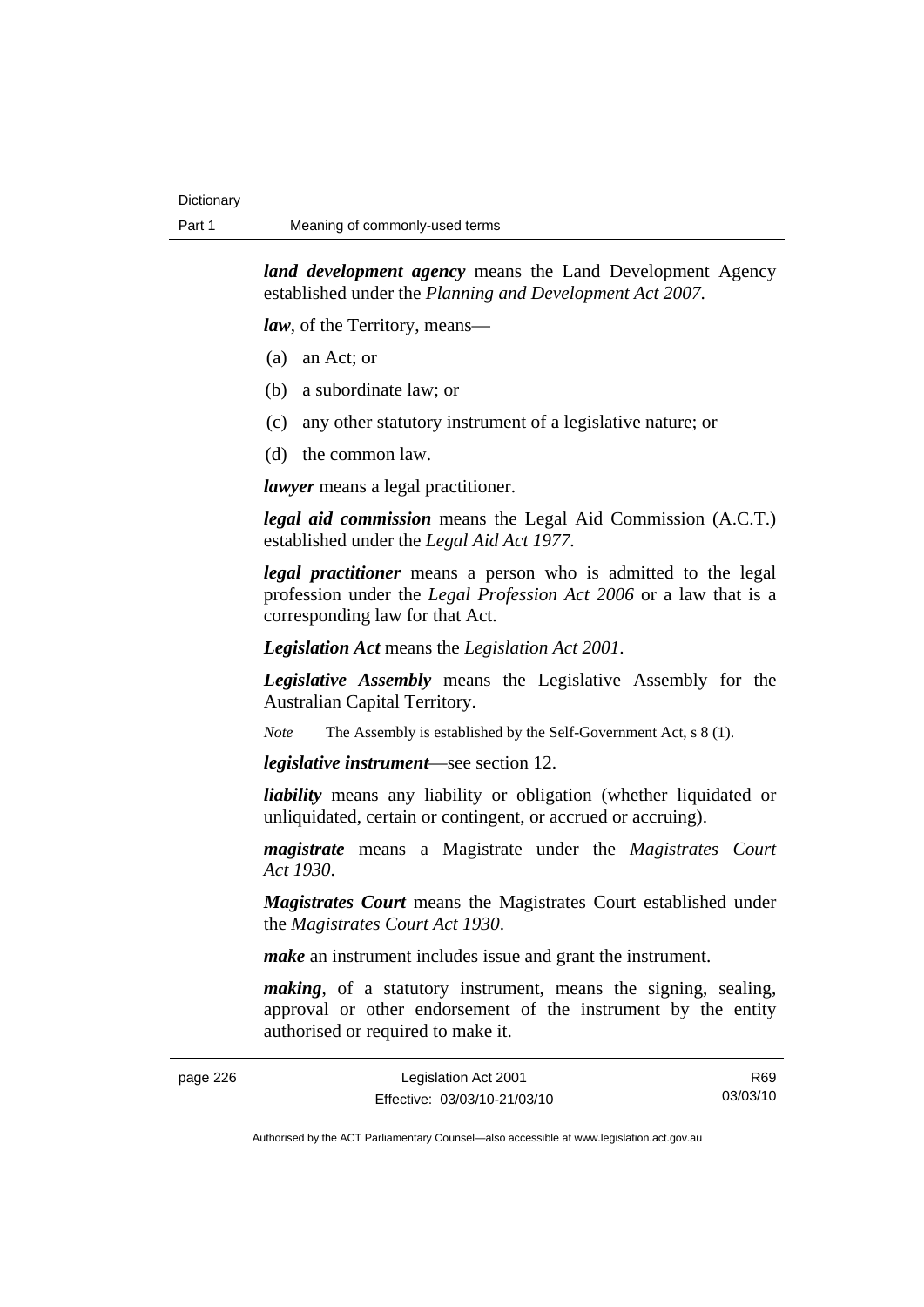***land development agency*** means the Land Development Agency established under the *Planning and Development Act 2007*.

***law***, of the Territory, means—

(a) an Act; or

(b) a subordinate law; or

(c) any other statutory instrument of a legislative nature; or

(d) the common law.

***lawyer*** means a legal practitioner.

***legal aid commission*** means the Legal Aid Commission (A.C.T.) established under the *Legal Aid Act 1977*.

***legal practitioner*** means a person who is admitted to the legal profession under the *Legal Profession Act 2006* or a law that is a corresponding law for that Act.

***Legislation Act*** means the *Legislation Act 2001*.

***Legislative Assembly*** means the Legislative Assembly for the Australian Capital Territory.

*Note* The Assembly is established by the Self-Government Act, s 8 (1).

***legislative instrument***—see section 12.

***liability*** means any liability or obligation (whether liquidated or unliquidated, certain or contingent, or accrued or accruing).

***magistrate*** means a Magistrate under the *Magistrates Court Act 1930*.

***Magistrates Court*** means the Magistrates Court established under the *Magistrates Court Act 1930*.

***make*** an instrument includes issue and grant the instrument.

***making***, of a statutory instrument, means the signing, sealing, approval or other endorsement of the instrument by the entity authorised or required to make it.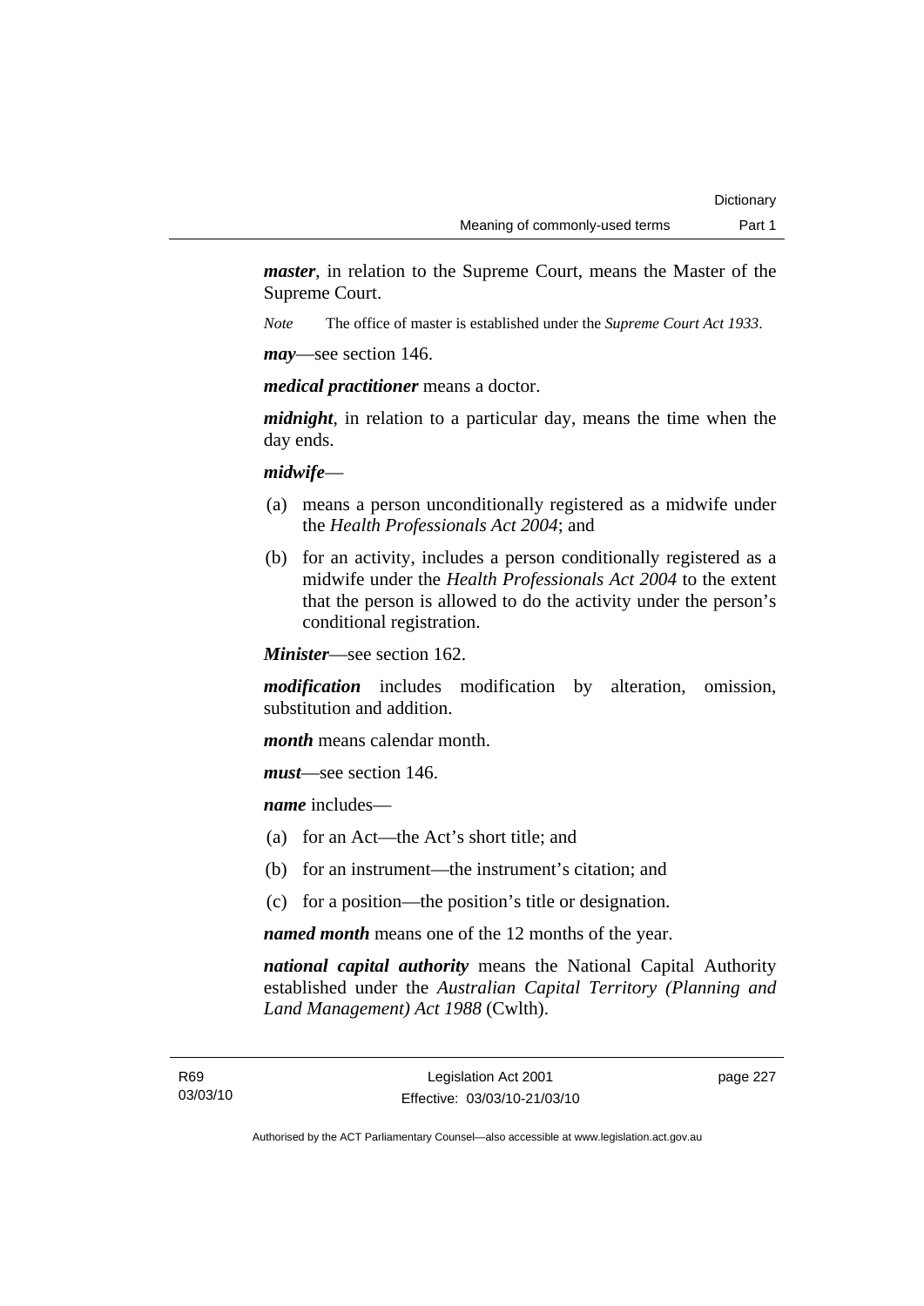***master***, in relation to the Supreme Court, means the Master of the Supreme Court.

*Note* The office of master is established under the *Supreme Court Act 1933*.

***may***—see section 146.

***medical practitioner*** means a doctor.

***midnight***, in relation to a particular day, means the time when the day ends.

***midwife***—

(a) means a person unconditionally registered as a midwife under the *Health Professionals Act 2004*; and

(b) for an activity, includes a person conditionally registered as a midwife under the *Health Professionals Act 2004* to the extent that the person is allowed to do the activity under the person's conditional registration.

***Minister***—see section 162.

***modification*** includes modification by alteration, omission, substitution and addition.

***month*** means calendar month.

***must***—see section 146.

***name*** includes—

(a) for an Act—the Act's short title; and

(b) for an instrument—the instrument's citation; and

(c) for a position—the position's title or designation.

***named month*** means one of the 12 months of the year.

***national capital authority*** means the National Capital Authority established under the *Australian Capital Territory (Planning and Land Management) Act 1988* (Cwlth).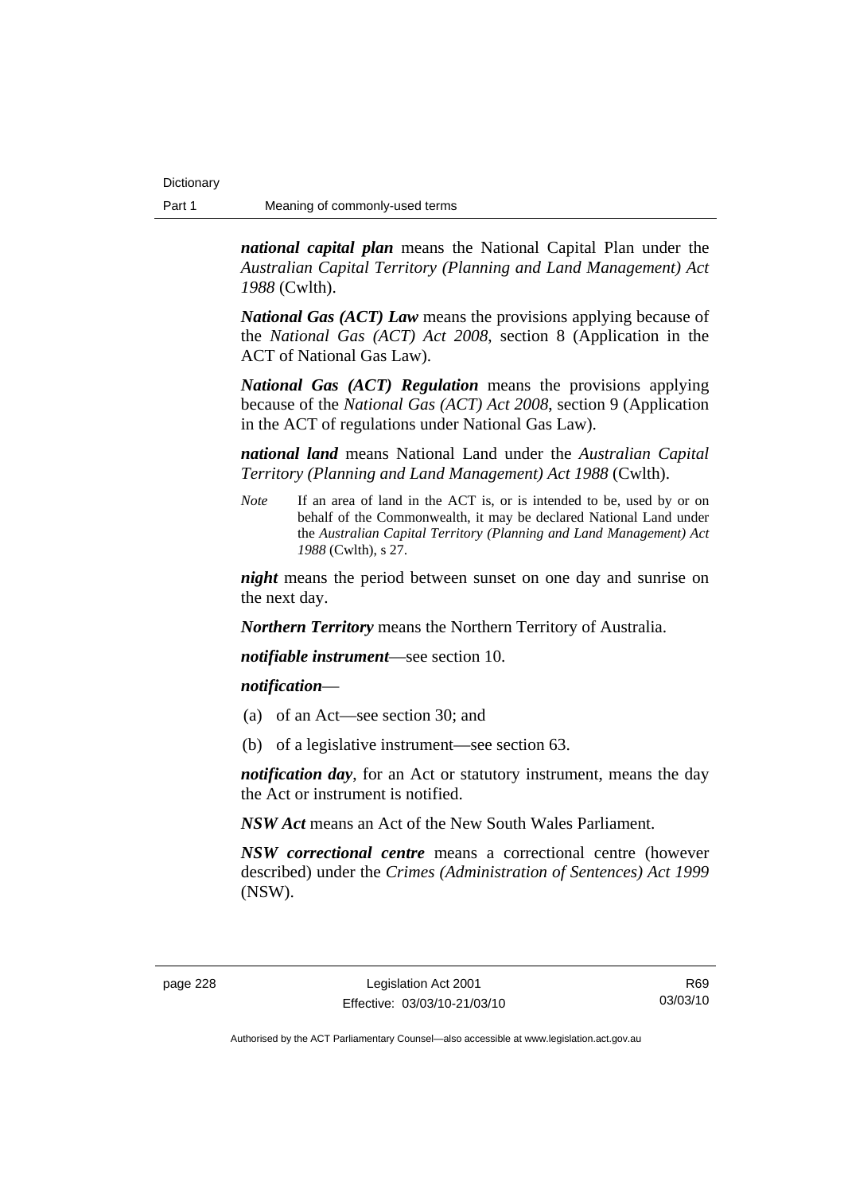***national capital plan*** means the National Capital Plan under the *Australian Capital Territory (Planning and Land Management) Act 1988* (Cwlth).

***National Gas (ACT) Law*** means the provisions applying because of the *National Gas (ACT) Act 2008*, section 8 (Application in the ACT of National Gas Law).

***National Gas (ACT) Regulation*** means the provisions applying because of the *National Gas (ACT) Act 2008*, section 9 (Application in the ACT of regulations under National Gas Law).

***national land*** means National Land under the *Australian Capital Territory (Planning and Land Management) Act 1988* (Cwlth).

*Note* If an area of land in the ACT is, or is intended to be, used by or on behalf of the Commonwealth, it may be declared National Land under the *Australian Capital Territory (Planning and Land Management) Act 1988* (Cwlth), s 27.

***night*** means the period between sunset on one day and sunrise on the next day.

***Northern Territory*** means the Northern Territory of Australia.

***notifiable instrument***—see section 10.

***notification***—

(a) of an Act—see section 30; and

(b) of a legislative instrument—see section 63.

***notification day***, for an Act or statutory instrument, means the day the Act or instrument is notified.

***NSW Act*** means an Act of the New South Wales Parliament.

***NSW correctional centre*** means a correctional centre (however described) under the *Crimes (Administration of Sentences) Act 1999* (NSW).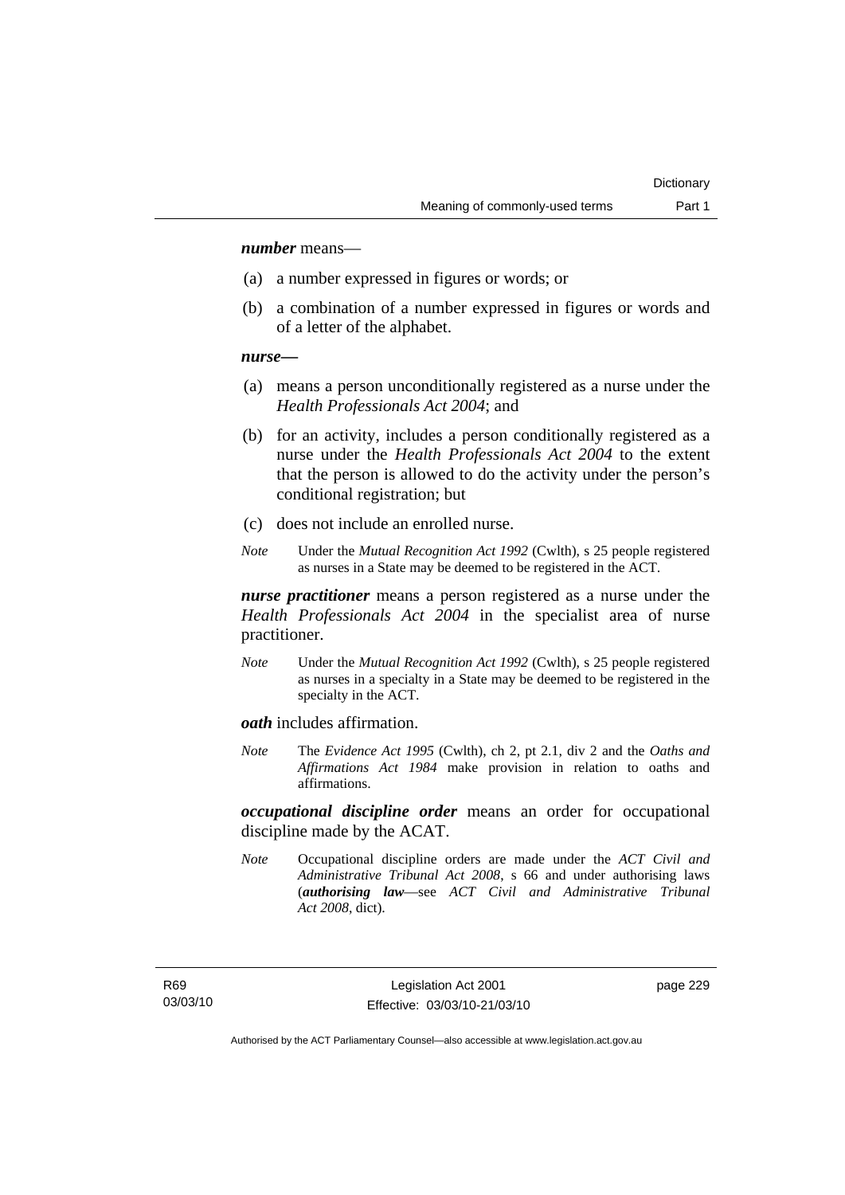***number*** means—

(a) a number expressed in figures or words; or

(b) a combination of a number expressed in figures or words and of a letter of the alphabet.

***nurse***—

(a) means a person unconditionally registered as a nurse under the *Health Professionals Act 2004*; and

(b) for an activity, includes a person conditionally registered as a nurse under the *Health Professionals Act 2004* to the extent that the person is allowed to do the activity under the person's conditional registration; but

(c) does not include an enrolled nurse.

*Note* Under the *Mutual Recognition Act 1992* (Cwlth), s 25 people registered as nurses in a State may be deemed to be registered in the ACT.

***nurse practitioner*** means a person registered as a nurse under the *Health Professionals Act 2004* in the specialist area of nurse practitioner.

*Note* Under the *Mutual Recognition Act 1992* (Cwlth), s 25 people registered as nurses in a specialty in a State may be deemed to be registered in the specialty in the ACT.

***oath*** includes affirmation.

*Note* The *Evidence Act 1995* (Cwlth), ch 2, pt 2.1, div 2 and the *Oaths and Affirmations Act 1984* make provision in relation to oaths and affirmations.

***occupational discipline order*** means an order for occupational discipline made by the ACAT.

*Note* Occupational discipline orders are made under the *ACT Civil and Administrative Tribunal Act 2008*, s 66 and under authorising laws (***authorising law***—see *ACT Civil and Administrative Tribunal Act 2008*, dict).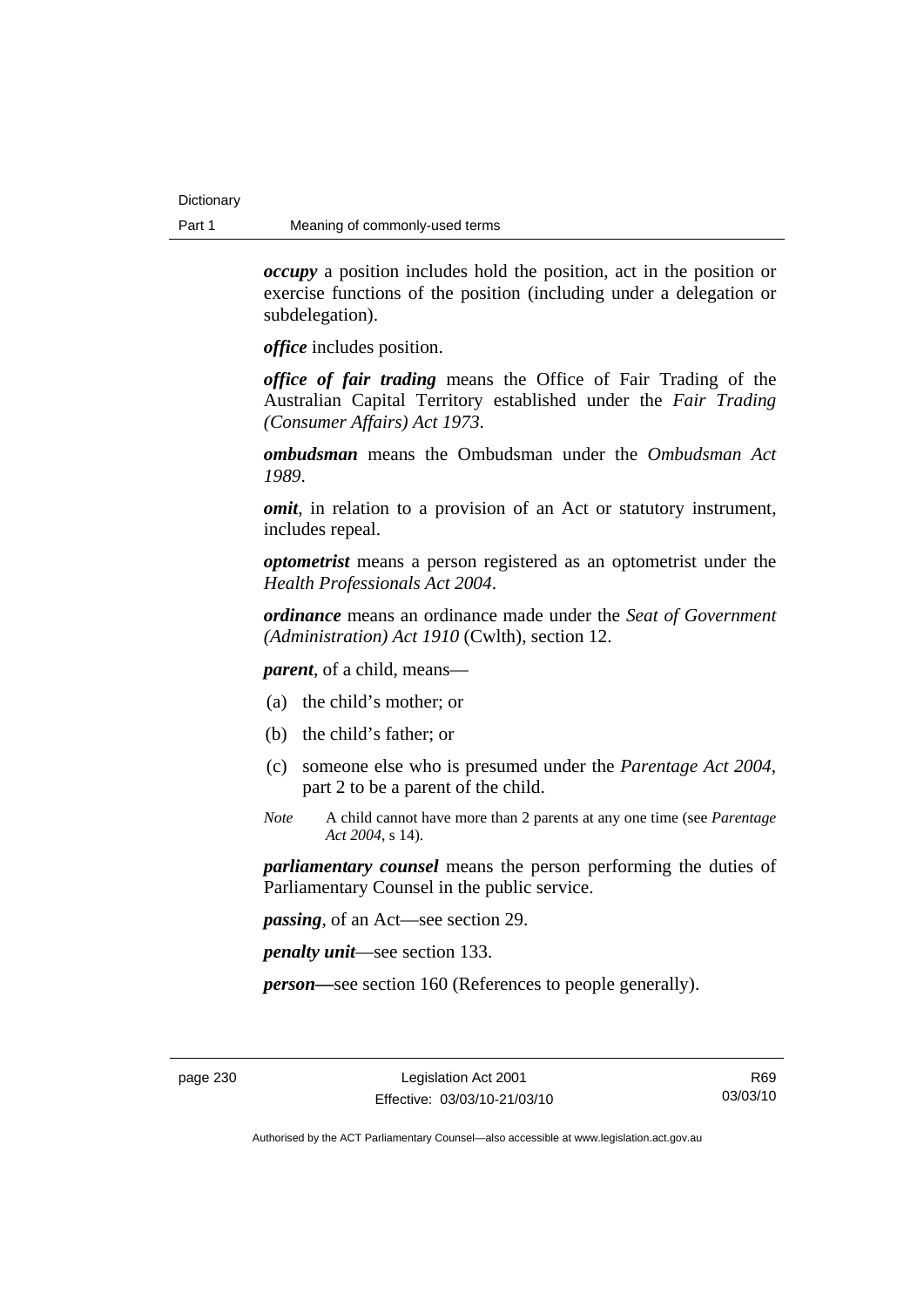***occupy*** a position includes hold the position, act in the position or exercise functions of the position (including under a delegation or subdelegation).

***office*** includes position.

***office of fair trading*** means the Office of Fair Trading of the Australian Capital Territory established under the *Fair Trading (Consumer Affairs) Act 1973*.

***ombudsman*** means the Ombudsman under the *Ombudsman Act 1989*.

***omit***, in relation to a provision of an Act or statutory instrument, includes repeal.

***optometrist*** means a person registered as an optometrist under the *Health Professionals Act 2004*.

***ordinance*** means an ordinance made under the *Seat of Government (Administration) Act 1910* (Cwlth), section 12.

***parent***, of a child, means—

(a) the child's mother; or

(b) the child's father; or

(c) someone else who is presumed under the *Parentage Act 2004*, part 2 to be a parent of the child.

*Note* A child cannot have more than 2 parents at any one time (see *Parentage Act 2004*, s 14).

***parliamentary counsel*** means the person performing the duties of Parliamentary Counsel in the public service.

***passing***, of an Act—see section 29.

***penalty unit***—see section 133.

***person—***see section 160 (References to people generally).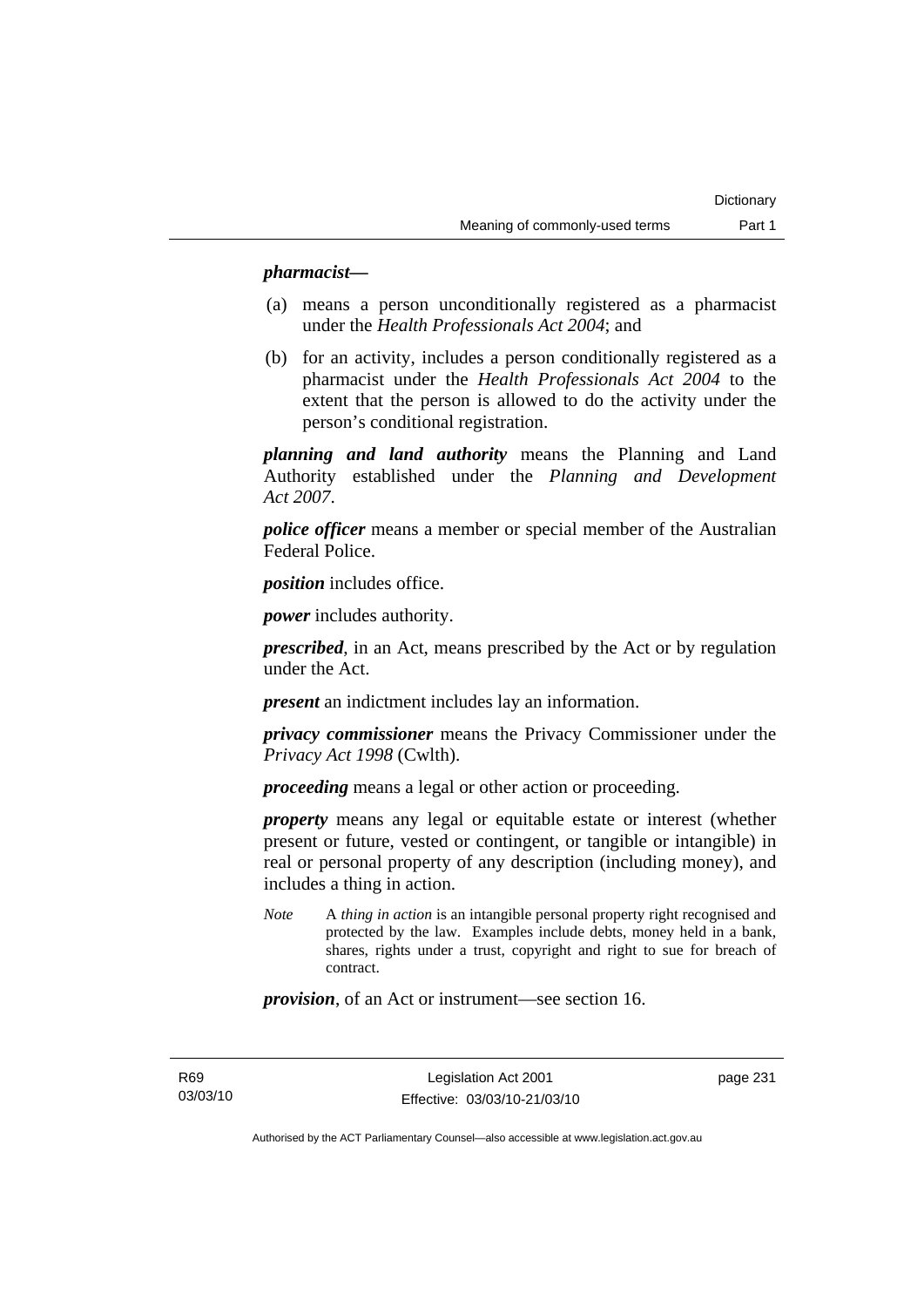***pharmacist***—

(a) means a person unconditionally registered as a pharmacist under the *Health Professionals Act 2004*; and

(b) for an activity, includes a person conditionally registered as a pharmacist under the *Health Professionals Act 2004* to the extent that the person is allowed to do the activity under the person's conditional registration.

***planning and land authority*** means the Planning and Land Authority established under the *Planning and Development Act 2007*.

***police officer*** means a member or special member of the Australian Federal Police.

***position*** includes office.

***power*** includes authority.

***prescribed***, in an Act, means prescribed by the Act or by regulation under the Act.

***present*** an indictment includes lay an information.

***privacy commissioner*** means the Privacy Commissioner under the *Privacy Act 1998* (Cwlth).

***proceeding*** means a legal or other action or proceeding.

***property*** means any legal or equitable estate or interest (whether present or future, vested or contingent, or tangible or intangible) in real or personal property of any description (including money), and includes a thing in action.

*Note* A *thing in action* is an intangible personal property right recognised and protected by the law. Examples include debts, money held in a bank, shares, rights under a trust, copyright and right to sue for breach of contract.

***provision***, of an Act or instrument—see section 16.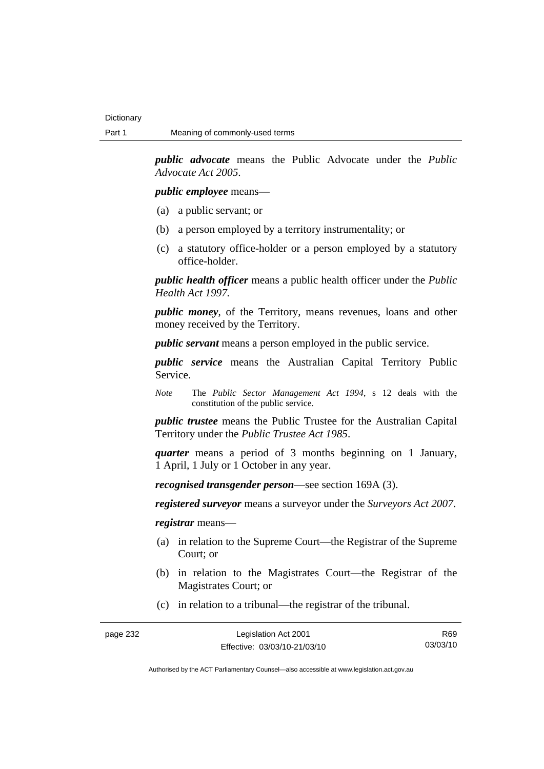***public advocate*** means the Public Advocate under the *Public Advocate Act 2005*.

***public employee*** means—

(a) a public servant; or

(b) a person employed by a territory instrumentality; or

(c) a statutory office-holder or a person employed by a statutory office-holder.

***public health officer*** means a public health officer under the *Public Health Act 1997*.

***public money***, of the Territory, means revenues, loans and other money received by the Territory.

***public servant*** means a person employed in the public service.

***public service*** means the Australian Capital Territory Public Service.

*Note* The *Public Sector Management Act 1994*, s 12 deals with the constitution of the public service.

***public trustee*** means the Public Trustee for the Australian Capital Territory under the *Public Trustee Act 1985*.

***quarter*** means a period of 3 months beginning on 1 January, 1 April, 1 July or 1 October in any year.

***recognised transgender person***—see section 169A (3).

***registered surveyor*** means a surveyor under the *Surveyors Act 2007*.

***registrar*** means—

(a) in relation to the Supreme Court—the Registrar of the Supreme Court; or

(b) in relation to the Magistrates Court—the Registrar of the Magistrates Court; or

(c) in relation to a tribunal—the registrar of the tribunal.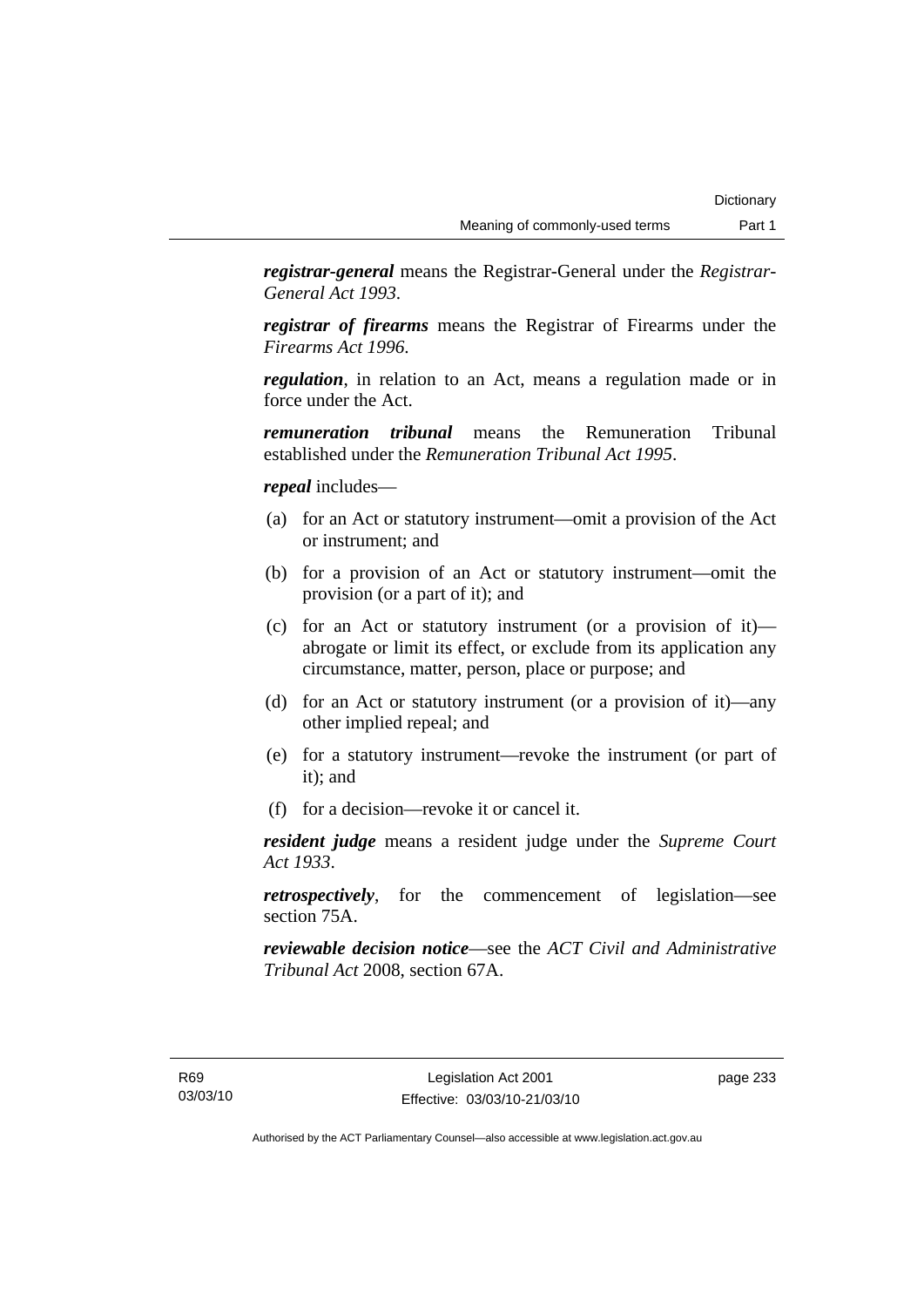***registrar-general*** means the Registrar-General under the *Registrar-General Act 1993*.

***registrar of firearms*** means the Registrar of Firearms under the *Firearms Act 1996*.

***regulation***, in relation to an Act, means a regulation made or in force under the Act.

***remuneration tribunal*** means the Remuneration Tribunal established under the *Remuneration Tribunal Act 1995*.

***repeal*** includes—

(a) for an Act or statutory instrument—omit a provision of the Act or instrument; and

(b) for a provision of an Act or statutory instrument—omit the provision (or a part of it); and

(c) for an Act or statutory instrument (or a provision of it)—abrogate or limit its effect, or exclude from its application any circumstance, matter, person, place or purpose; and

(d) for an Act or statutory instrument (or a provision of it)—any other implied repeal; and

(e) for a statutory instrument—revoke the instrument (or part of it); and

(f) for a decision—revoke it or cancel it.

***resident judge*** means a resident judge under the *Supreme Court Act 1933*.

***retrospectively***, for the commencement of legislation—see section 75A.

***reviewable decision notice***—see the *ACT Civil and Administrative Tribunal Act* 2008, section 67A.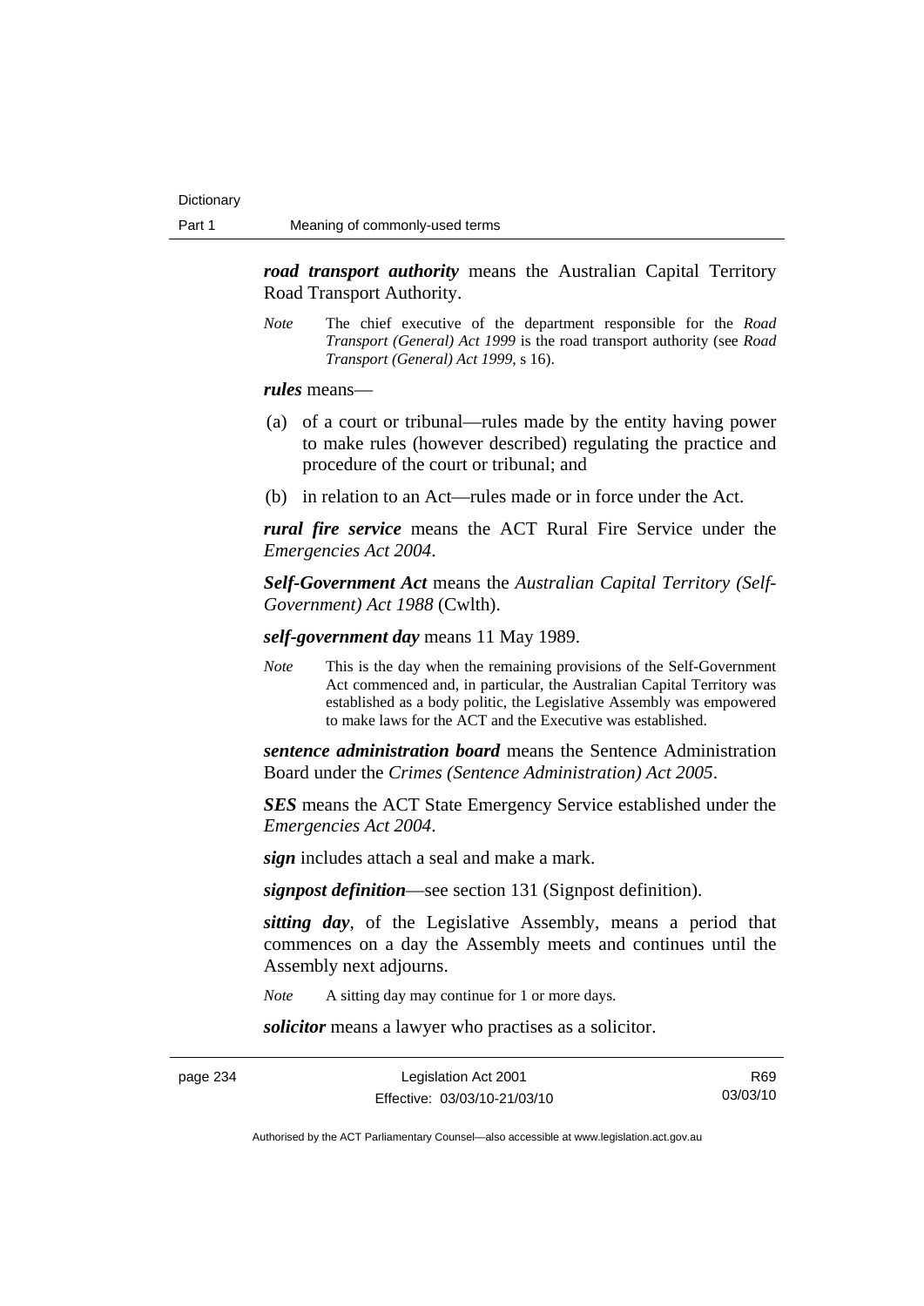***road transport authority*** means the Australian Capital Territory Road Transport Authority.

*Note* The chief executive of the department responsible for the *Road Transport (General) Act 1999* is the road transport authority (see *Road Transport (General) Act 1999*, s 16).

***rules*** means—

(a) of a court or tribunal—rules made by the entity having power to make rules (however described) regulating the practice and procedure of the court or tribunal; and

(b) in relation to an Act—rules made or in force under the Act.

***rural fire service*** means the ACT Rural Fire Service under the *Emergencies Act 2004*.

***Self-Government Act*** means the *Australian Capital Territory (Self-Government) Act 1988* (Cwlth).

***self-government day*** means 11 May 1989.

*Note* This is the day when the remaining provisions of the Self-Government Act commenced and, in particular, the Australian Capital Territory was established as a body politic, the Legislative Assembly was empowered to make laws for the ACT and the Executive was established.

***sentence administration board*** means the Sentence Administration Board under the *Crimes (Sentence Administration) Act 2005*.

***SES*** means the ACT State Emergency Service established under the *Emergencies Act 2004*.

***sign*** includes attach a seal and make a mark.

***signpost definition***—see section 131 (Signpost definition).

***sitting day***, of the Legislative Assembly, means a period that commences on a day the Assembly meets and continues until the Assembly next adjourns.

*Note* A sitting day may continue for 1 or more days.

***solicitor*** means a lawyer who practises as a solicitor.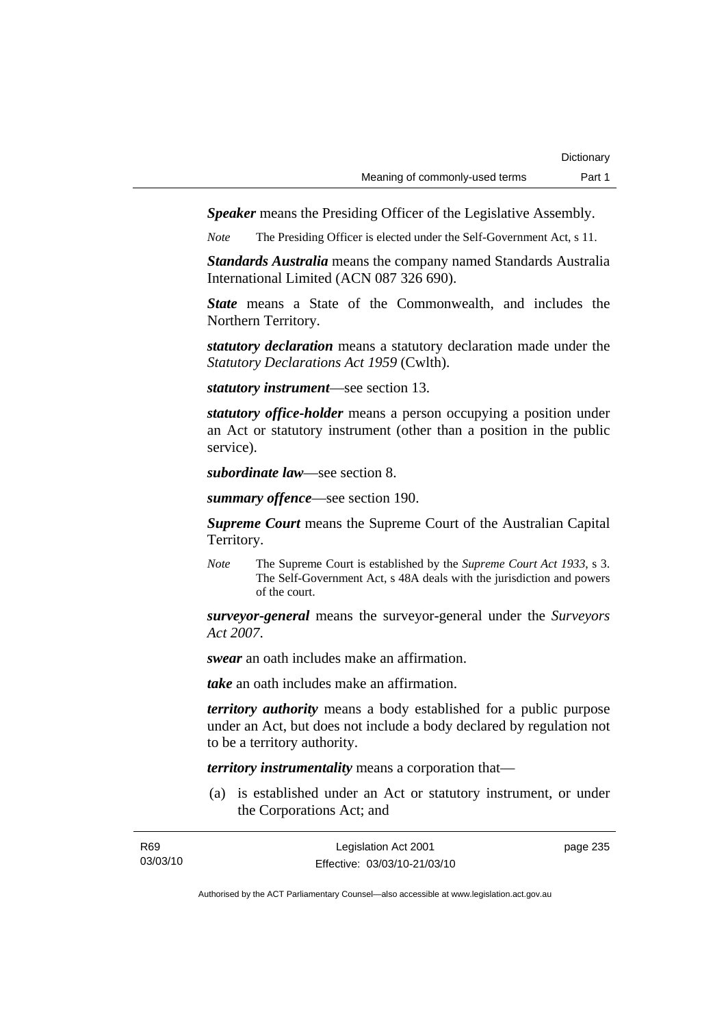***Speaker*** means the Presiding Officer of the Legislative Assembly.

*Note* The Presiding Officer is elected under the Self-Government Act, s 11.

***Standards Australia*** means the company named Standards Australia International Limited (ACN 087 326 690).

***State*** means a State of the Commonwealth, and includes the Northern Territory.

***statutory declaration*** means a statutory declaration made under the *Statutory Declarations Act 1959* (Cwlth).

***statutory instrument***—see section 13.

***statutory office-holder*** means a person occupying a position under an Act or statutory instrument (other than a position in the public service).

***subordinate law***—see section 8.

***summary offence***—see section 190.

***Supreme Court*** means the Supreme Court of the Australian Capital Territory.

*Note* The Supreme Court is established by the *Supreme Court Act 1933*, s 3. The Self-Government Act, s 48A deals with the jurisdiction and powers of the court.

***surveyor-general*** means the surveyor-general under the *Surveyors Act 2007*.

***swear*** an oath includes make an affirmation.

***take*** an oath includes make an affirmation.

***territory authority*** means a body established for a public purpose under an Act, but does not include a body declared by regulation not to be a territory authority.

***territory instrumentality*** means a corporation that—

(a) is established under an Act or statutory instrument, or under the Corporations Act; and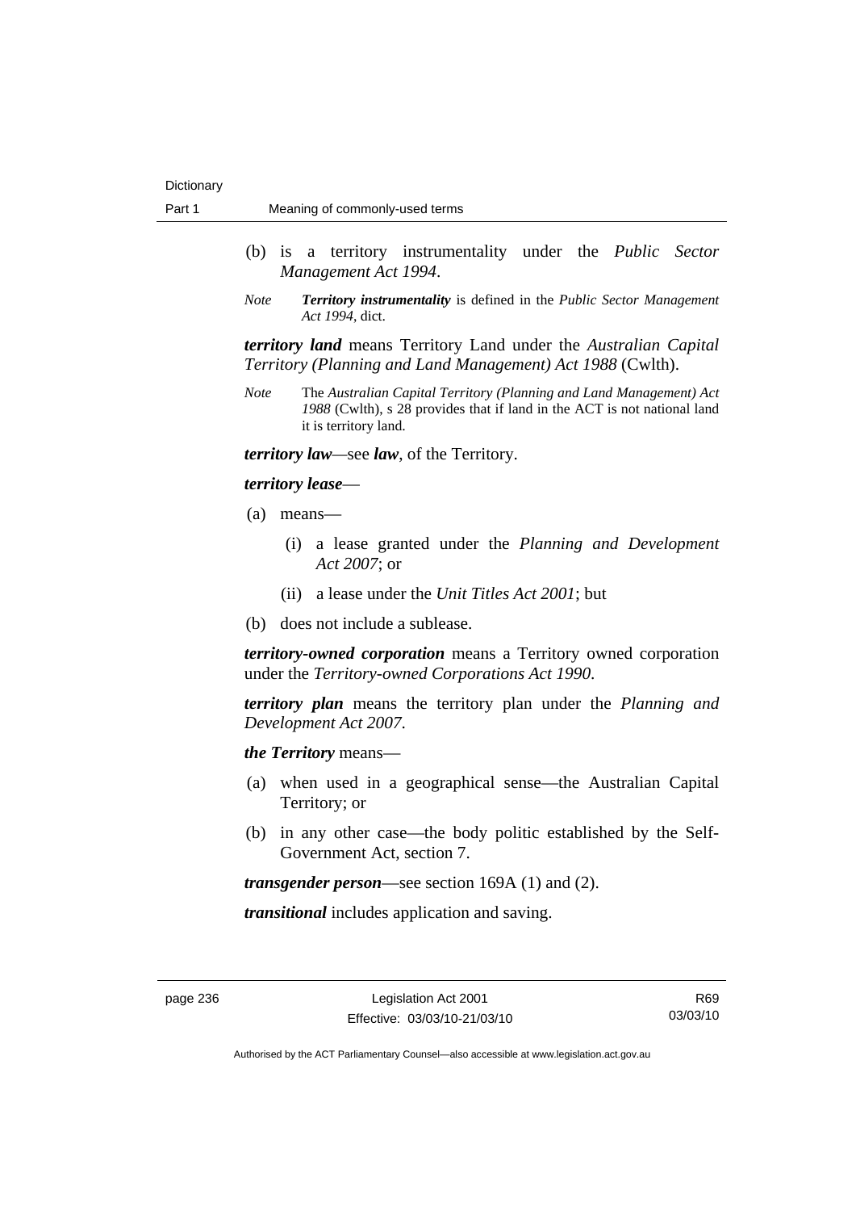(b) is a territory instrumentality under the *Public Sector Management Act 1994*.

*Note* ***Territory instrumentality*** is defined in the *Public Sector Management Act 1994*, dict.

***territory land*** means Territory Land under the *Australian Capital Territory (Planning and Land Management) Act 1988* (Cwlth).

*Note* The *Australian Capital Territory (Planning and Land Management) Act 1988* (Cwlth), s 28 provides that if land in the ACT is not national land it is territory land.

***territory law***—see ***law***, of the Territory.

***territory lease***—

(a) means—

  (i) a lease granted under the *Planning and Development Act 2007*; or

  (ii) a lease under the *Unit Titles Act 2001*; but

(b) does not include a sublease.

***territory-owned corporation*** means a Territory owned corporation under the *Territory-owned Corporations Act 1990*.

***territory plan*** means the territory plan under the *Planning and Development Act 2007*.

***the Territory*** means—

(a) when used in a geographical sense—the Australian Capital Territory; or

(b) in any other case—the body politic established by the Self-Government Act, section 7.

***transgender person***—see section 169A (1) and (2).

***transitional*** includes application and saving.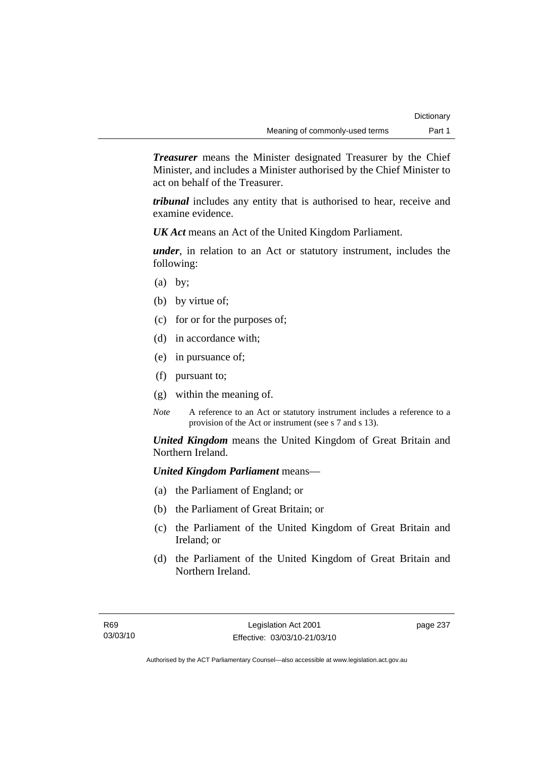***Treasurer*** means the Minister designated Treasurer by the Chief Minister, and includes a Minister authorised by the Chief Minister to act on behalf of the Treasurer.

***tribunal*** includes any entity that is authorised to hear, receive and examine evidence.

***UK Act*** means an Act of the United Kingdom Parliament.

***under***, in relation to an Act or statutory instrument, includes the following:

- (a) by;
- (b) by virtue of;
- (c) for or for the purposes of;
- (d) in accordance with;
- (e) in pursuance of;
- (f) pursuant to;
- (g) within the meaning of.

*Note* A reference to an Act or statutory instrument includes a reference to a provision of the Act or instrument (see s 7 and s 13).

***United Kingdom*** means the United Kingdom of Great Britain and Northern Ireland.

***United Kingdom Parliament*** means—

- (a) the Parliament of England; or
- (b) the Parliament of Great Britain; or
- (c) the Parliament of the United Kingdom of Great Britain and Ireland; or
- (d) the Parliament of the United Kingdom of Great Britain and Northern Ireland.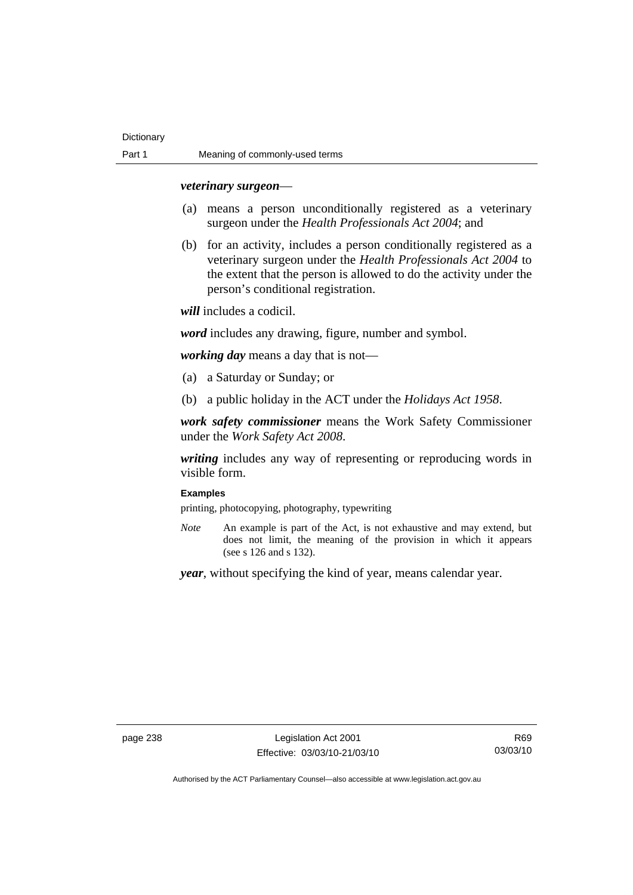***veterinary surgeon***—

(a) means a person unconditionally registered as a veterinary surgeon under the *Health Professionals Act 2004*; and

(b) for an activity, includes a person conditionally registered as a veterinary surgeon under the *Health Professionals Act 2004* to the extent that the person is allowed to do the activity under the person's conditional registration.

***will*** includes a codicil.

***word*** includes any drawing, figure, number and symbol.

***working day*** means a day that is not—

(a) a Saturday or Sunday; or

(b) a public holiday in the ACT under the *Holidays Act 1958*.

***work safety commissioner*** means the Work Safety Commissioner under the *Work Safety Act 2008*.

***writing*** includes any way of representing or reproducing words in visible form.

**Examples**

printing, photocopying, photography, typewriting

*Note* An example is part of the Act, is not exhaustive and may extend, but does not limit, the meaning of the provision in which it appears (see s 126 and s 132).

***year***, without specifying the kind of year, means calendar year.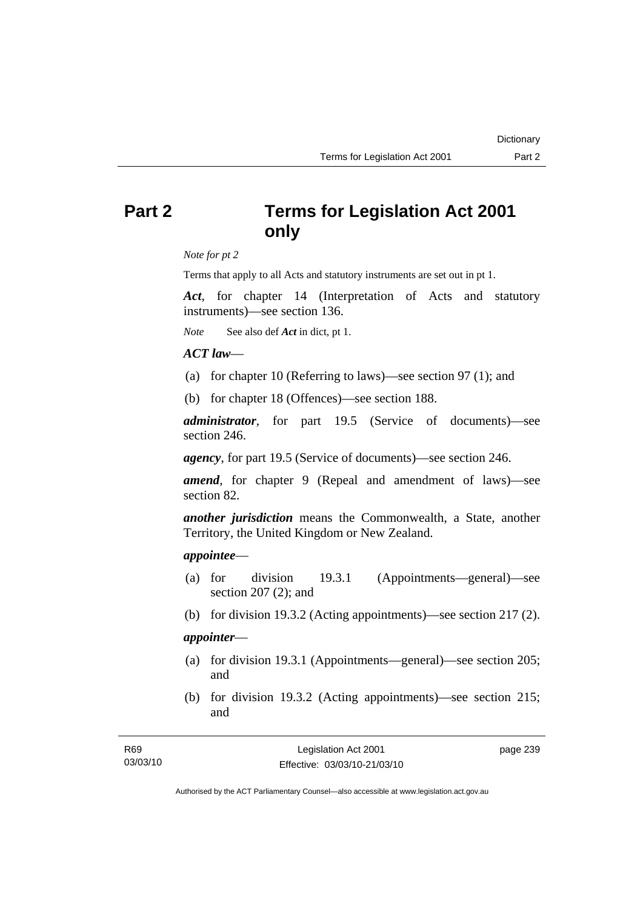# Part 2 Terms for Legislation Act 2001 only

*Note for pt 2*

Terms that apply to all Acts and statutory instruments are set out in pt 1.

***Act***, for chapter 14 (Interpretation of Acts and statutory instruments)—see section 136.

*Note* See also def ***Act*** in dict, pt 1.

***ACT law***—

(a) for chapter 10 (Referring to laws)—see section 97 (1); and

(b) for chapter 18 (Offences)—see section 188.

***administrator***, for part 19.5 (Service of documents)—see section 246.

***agency***, for part 19.5 (Service of documents)—see section 246.

***amend***, for chapter 9 (Repeal and amendment of laws)—see section 82.

***another jurisdiction*** means the Commonwealth, a State, another Territory, the United Kingdom or New Zealand.

***appointee***—

(a) for division 19.3.1 (Appointments—general)—see section 207 (2); and

(b) for division 19.3.2 (Acting appointments)—see section 217 (2).

***appointer***—

(a) for division 19.3.1 (Appointments—general)—see section 205; and

(b) for division 19.3.2 (Acting appointments)—see section 215; and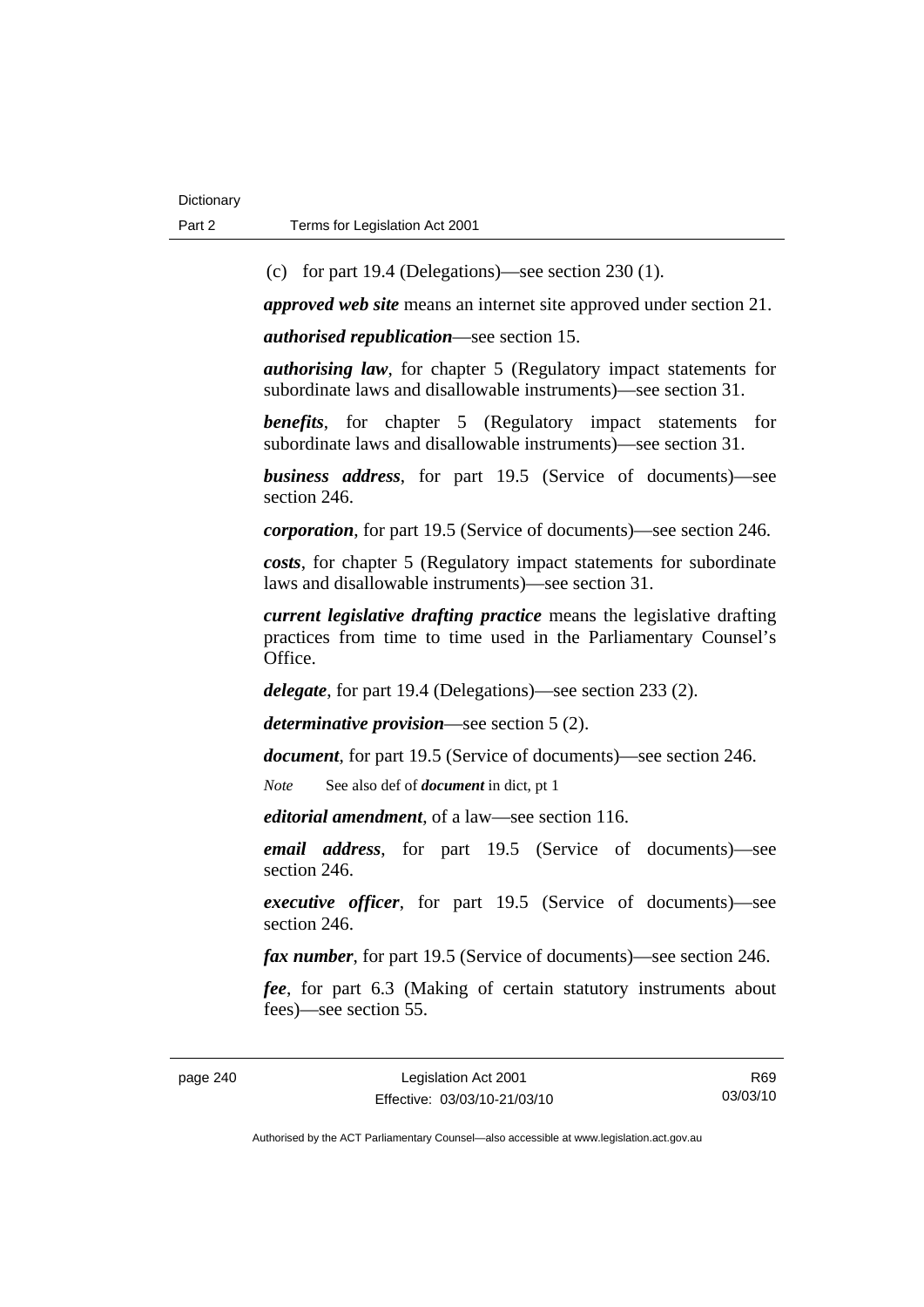(c) for part 19.4 (Delegations)—see section 230 (1).

***approved web site*** means an internet site approved under section 21.

***authorised republication***—see section 15.

***authorising law***, for chapter 5 (Regulatory impact statements for subordinate laws and disallowable instruments)—see section 31.

***benefits***, for chapter 5 (Regulatory impact statements for subordinate laws and disallowable instruments)—see section 31.

***business address***, for part 19.5 (Service of documents)—see section 246.

***corporation***, for part 19.5 (Service of documents)—see section 246.

***costs***, for chapter 5 (Regulatory impact statements for subordinate laws and disallowable instruments)—see section 31.

***current legislative drafting practice*** means the legislative drafting practices from time to time used in the Parliamentary Counsel's Office.

***delegate***, for part 19.4 (Delegations)—see section 233 (2).

***determinative provision***—see section 5 (2).

***document***, for part 19.5 (Service of documents)—see section 246.

*Note* See also def of ***document*** in dict, pt 1

***editorial amendment***, of a law—see section 116.

***email address***, for part 19.5 (Service of documents)—see section 246.

***executive officer***, for part 19.5 (Service of documents)—see section 246.

***fax number***, for part 19.5 (Service of documents)—see section 246.

***fee***, for part 6.3 (Making of certain statutory instruments about fees)—see section 55.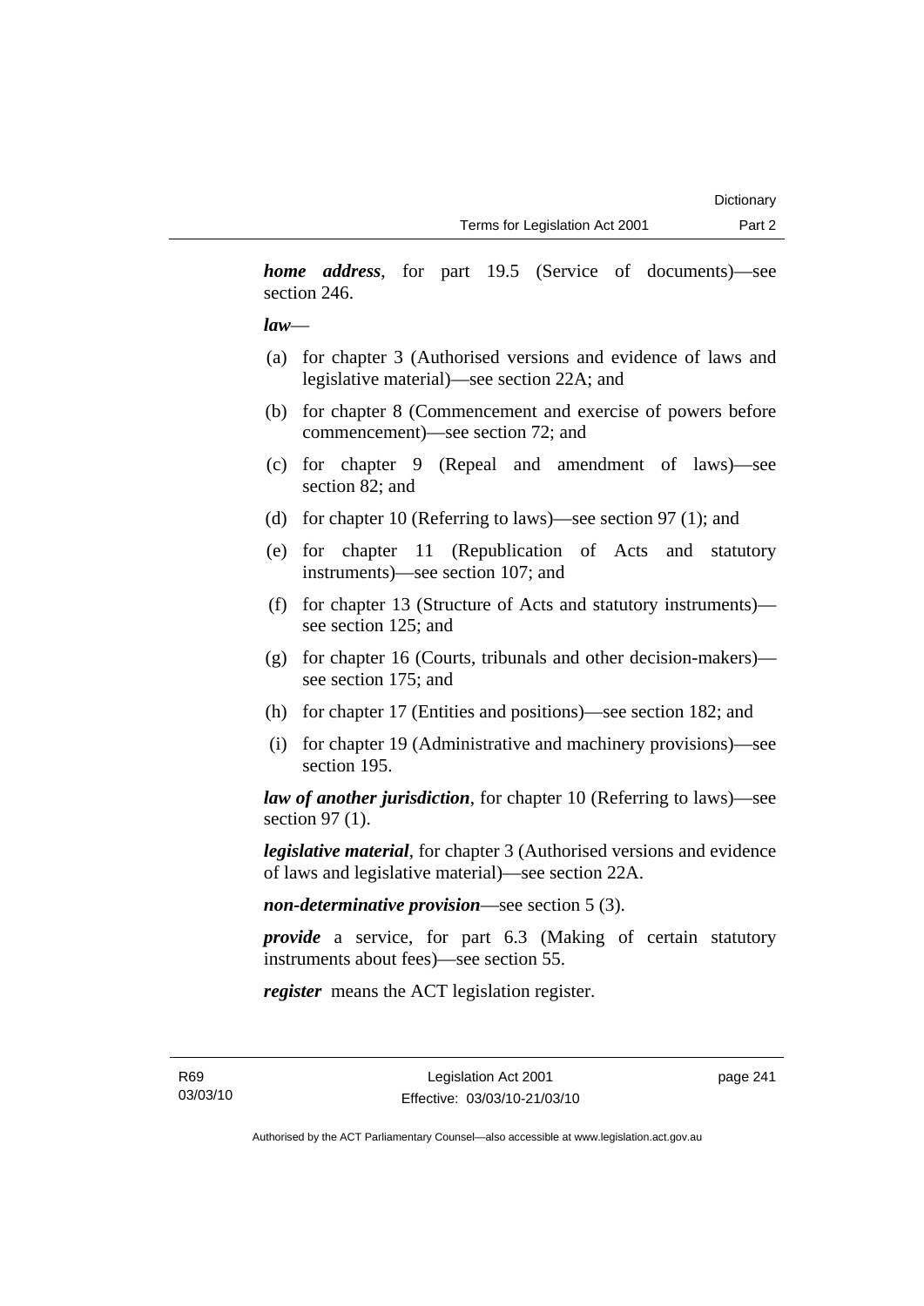***home address***, for part 19.5 (Service of documents)—see section 246.

***law***—

- (a) for chapter 3 (Authorised versions and evidence of laws and legislative material)—see section 22A; and
- (b) for chapter 8 (Commencement and exercise of powers before commencement)—see section 72; and
- (c) for chapter 9 (Repeal and amendment of laws)—see section 82; and
- (d) for chapter 10 (Referring to laws)—see section 97 (1); and
- (e) for chapter 11 (Republication of Acts and statutory instruments)—see section 107; and
- (f) for chapter 13 (Structure of Acts and statutory instruments)—see section 125; and
- (g) for chapter 16 (Courts, tribunals and other decision-makers)—see section 175; and
- (h) for chapter 17 (Entities and positions)—see section 182; and
- (i) for chapter 19 (Administrative and machinery provisions)—see section 195.

***law of another jurisdiction***, for chapter 10 (Referring to laws)—see section 97 (1).

***legislative material***, for chapter 3 (Authorised versions and evidence of laws and legislative material)—see section 22A.

***non-determinative provision***—see section 5 (3).

***provide*** a service, for part 6.3 (Making of certain statutory instruments about fees)—see section 55.

***register*** means the ACT legislation register.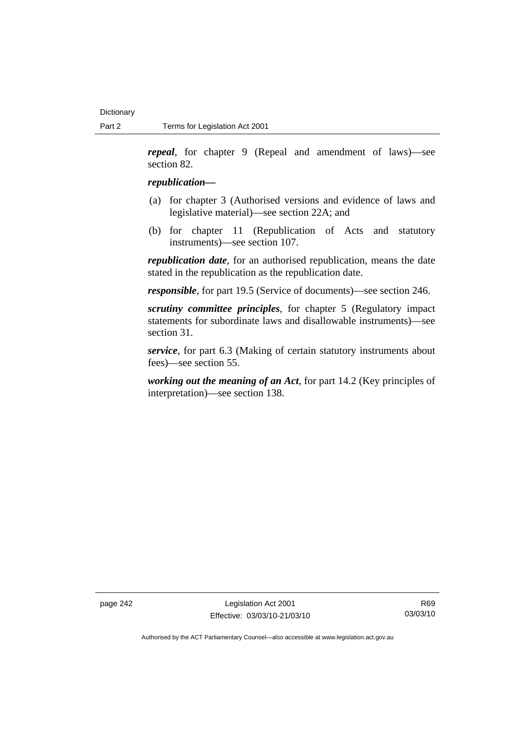***repeal***, for chapter 9 (Repeal and amendment of laws)—see section 82.

***republication***—

(a) for chapter 3 (Authorised versions and evidence of laws and legislative material)—see section 22A; and

(b) for chapter 11 (Republication of Acts and statutory instruments)—see section 107.

***republication date***, for an authorised republication, means the date stated in the republication as the republication date.

***responsible***, for part 19.5 (Service of documents)—see section 246.

***scrutiny committee principles***, for chapter 5 (Regulatory impact statements for subordinate laws and disallowable instruments)—see section 31.

***service***, for part 6.3 (Making of certain statutory instruments about fees)—see section 55.

***working out the meaning of an Act***, for part 14.2 (Key principles of interpretation)—see section 138.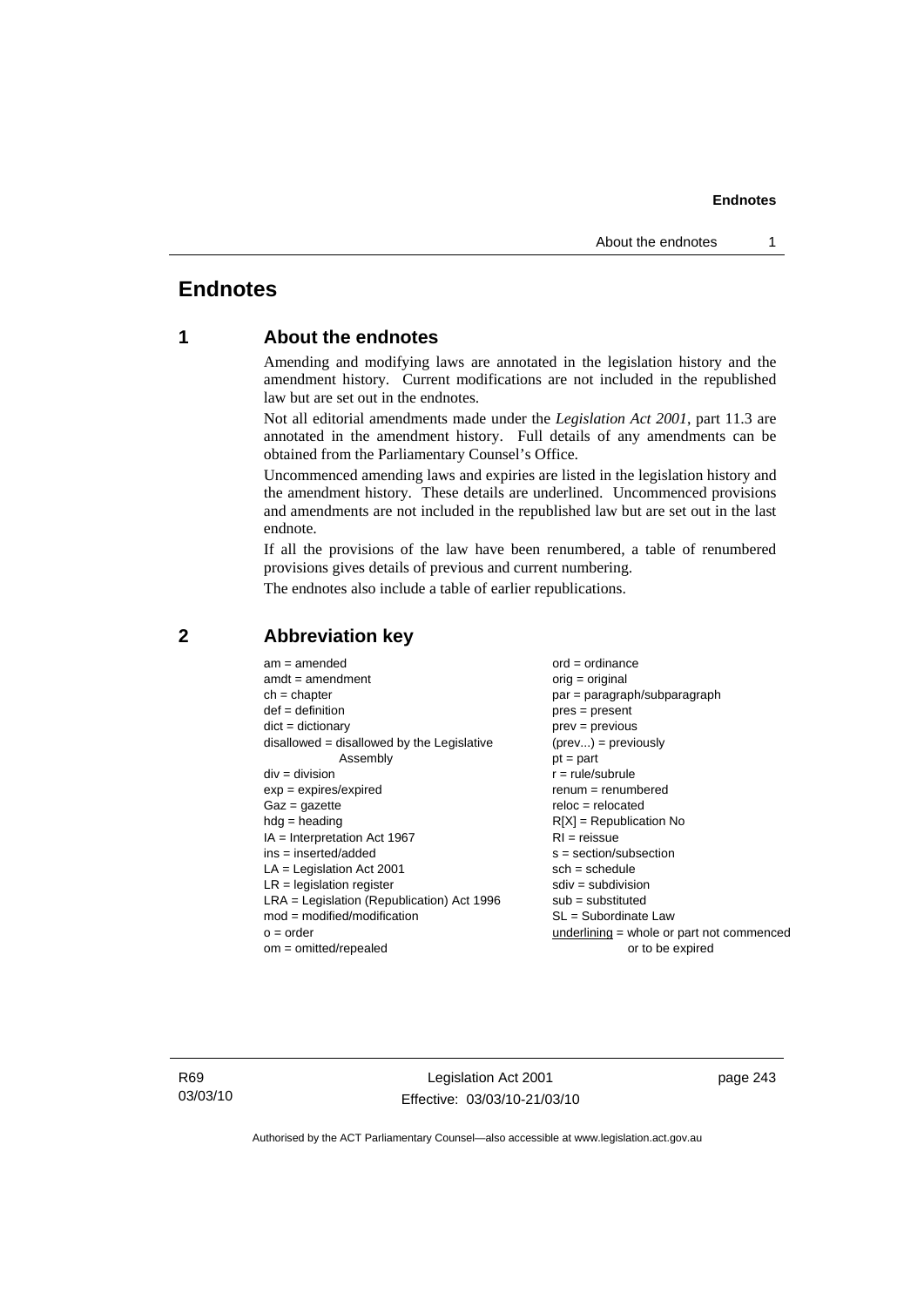# Endnotes

## 1 About the endnotes

Amending and modifying laws are annotated in the legislation history and the amendment history. Current modifications are not included in the republished law but are set out in the endnotes.

Not all editorial amendments made under the *Legislation Act 2001*, part 11.3 are annotated in the amendment history. Full details of any amendments can be obtained from the Parliamentary Counsel's Office.

Uncommenced amending laws and expiries are listed in the legislation history and the amendment history. These details are underlined. Uncommenced provisions and amendments are not included in the republished law but are set out in the last endnote.

If all the provisions of the law have been renumbered, a table of renumbered provisions gives details of previous and current numbering.

The endnotes also include a table of earlier republications.

## 2 Abbreviation key

am = amended
amdt = amendment
ch = chapter
def = definition
dict = dictionary
disallowed = disallowed by the Legislative Assembly
div = division
exp = expires/expired
Gaz = gazette
hdg = heading
IA = Interpretation Act 1967
ins = inserted/added
LA = Legislation Act 2001
LR = legislation register
LRA = Legislation (Republication) Act 1996
mod = modified/modification
o = order
om = omitted/repealed
ord = ordinance
orig = original
par = paragraph/subparagraph
pres = present
prev = previous
(prev...) = previously
pt = part
r = rule/subrule
renum = renumbered
reloc = relocated
R[X] = Republication No
RI = reissue
s = section/subsection
sch = schedule
sdiv = subdivision
sub = substituted
SL = Subordinate Law
underlining = whole or part not commenced or to be expired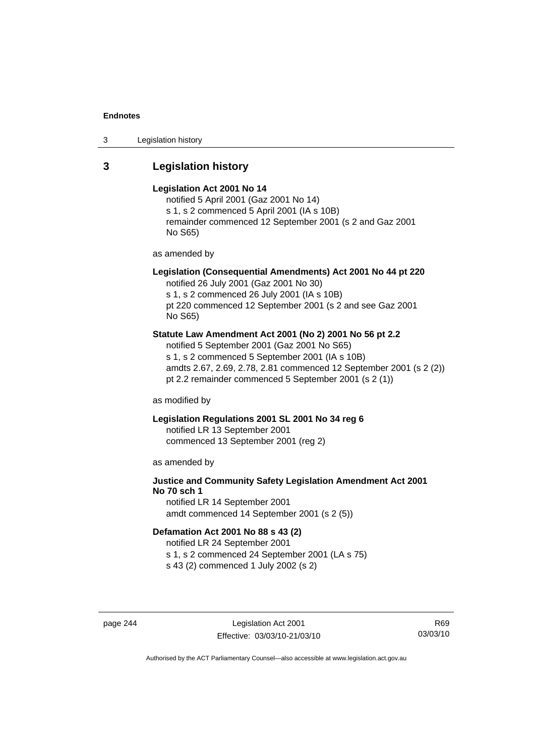## 3 Legislation history

**Legislation Act 2001 No 14**
notified 5 April 2001 (Gaz 2001 No 14)
s 1, s 2 commenced 5 April 2001 (IA s 10B)
remainder commenced 12 September 2001 (s 2 and Gaz 2001 No S65)

as amended by

**Legislation (Consequential Amendments) Act 2001 No 44 pt 220**
notified 26 July 2001 (Gaz 2001 No 30)
s 1, s 2 commenced 26 July 2001 (IA s 10B)
pt 220 commenced 12 September 2001 (s 2 and see Gaz 2001 No S65)

**Statute Law Amendment Act 2001 (No 2) 2001 No 56 pt 2.2**
notified 5 September 2001 (Gaz 2001 No S65)
s 1, s 2 commenced 5 September 2001 (IA s 10B)
amdts 2.67, 2.69, 2.78, 2.81 commenced 12 September 2001 (s 2 (2))
pt 2.2 remainder commenced 5 September 2001 (s 2 (1))

as modified by

**Legislation Regulations 2001 SL 2001 No 34 reg 6**
notified LR 13 September 2001
commenced 13 September 2001 (reg 2)

as amended by

**Justice and Community Safety Legislation Amendment Act 2001 No 70 sch 1**
notified LR 14 September 2001
amdt commenced 14 September 2001 (s 2 (5))

**Defamation Act 2001 No 88 s 43 (2)**
notified LR 24 September 2001
s 1, s 2 commenced 24 September 2001 (LA s 75)
s 43 (2) commenced 1 July 2002 (s 2)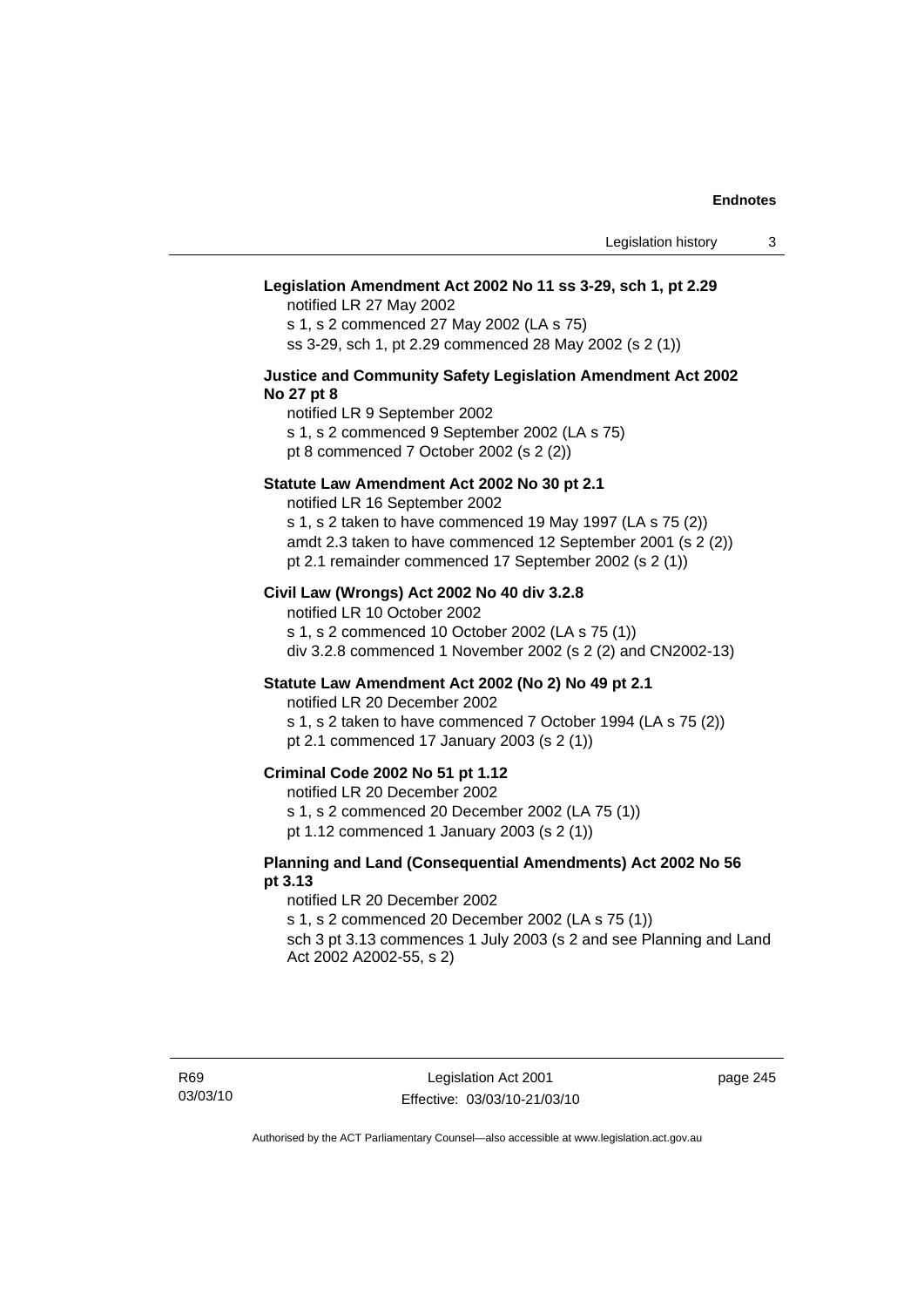**Legislation Amendment Act 2002 No 11 ss 3-29, sch 1, pt 2.29**
notified LR 27 May 2002
s 1, s 2 commenced 27 May 2002 (LA s 75)
ss 3-29, sch 1, pt 2.29 commenced 28 May 2002 (s 2 (1))

**Justice and Community Safety Legislation Amendment Act 2002 No 27 pt 8**
notified LR 9 September 2002
s 1, s 2 commenced 9 September 2002 (LA s 75)
pt 8 commenced 7 October 2002 (s 2 (2))

**Statute Law Amendment Act 2002 No 30 pt 2.1**
notified LR 16 September 2002
s 1, s 2 taken to have commenced 19 May 1997 (LA s 75 (2))
amdt 2.3 taken to have commenced 12 September 2001 (s 2 (2))
pt 2.1 remainder commenced 17 September 2002 (s 2 (1))

**Civil Law (Wrongs) Act 2002 No 40 div 3.2.8**
notified LR 10 October 2002
s 1, s 2 commenced 10 October 2002 (LA s 75 (1))
div 3.2.8 commenced 1 November 2002 (s 2 (2) and CN2002-13)

**Statute Law Amendment Act 2002 (No 2) No 49 pt 2.1**
notified LR 20 December 2002
s 1, s 2 taken to have commenced 7 October 1994 (LA s 75 (2))
pt 2.1 commenced 17 January 2003 (s 2 (1))

**Criminal Code 2002 No 51 pt 1.12**
notified LR 20 December 2002
s 1, s 2 commenced 20 December 2002 (LA 75 (1))
pt 1.12 commenced 1 January 2003 (s 2 (1))

**Planning and Land (Consequential Amendments) Act 2002 No 56 pt 3.13**
notified LR 20 December 2002
s 1, s 2 commenced 20 December 2002 (LA s 75 (1))
sch 3 pt 3.13 commences 1 July 2003 (s 2 and see Planning and Land Act 2002 A2002-55, s 2)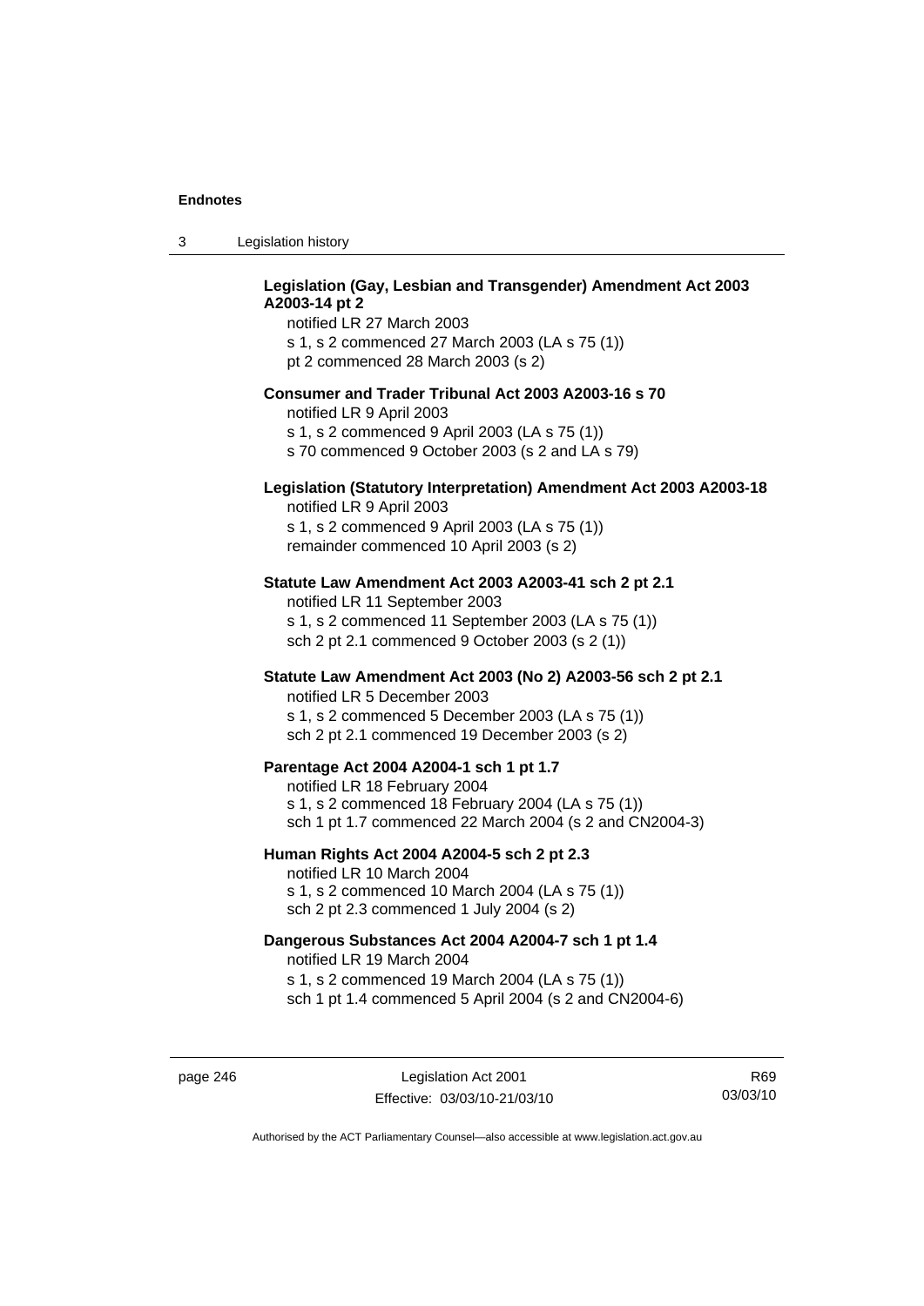**Legislation (Gay, Lesbian and Transgender) Amendment Act 2003 A2003-14 pt 2**

notified LR 27 March 2003
s 1, s 2 commenced 27 March 2003 (LA s 75 (1))
pt 2 commenced 28 March 2003 (s 2)

**Consumer and Trader Tribunal Act 2003 A2003-16 s 70**

notified LR 9 April 2003
s 1, s 2 commenced 9 April 2003 (LA s 75 (1))
s 70 commenced 9 October 2003 (s 2 and LA s 79)

**Legislation (Statutory Interpretation) Amendment Act 2003 A2003-18**

notified LR 9 April 2003
s 1, s 2 commenced 9 April 2003 (LA s 75 (1))
remainder commenced 10 April 2003 (s 2)

**Statute Law Amendment Act 2003 A2003-41 sch 2 pt 2.1**

notified LR 11 September 2003
s 1, s 2 commenced 11 September 2003 (LA s 75 (1))
sch 2 pt 2.1 commenced 9 October 2003 (s 2 (1))

**Statute Law Amendment Act 2003 (No 2) A2003-56 sch 2 pt 2.1**

notified LR 5 December 2003
s 1, s 2 commenced 5 December 2003 (LA s 75 (1))
sch 2 pt 2.1 commenced 19 December 2003 (s 2)

**Parentage Act 2004 A2004-1 sch 1 pt 1.7**

notified LR 18 February 2004
s 1, s 2 commenced 18 February 2004 (LA s 75 (1))
sch 1 pt 1.7 commenced 22 March 2004 (s 2 and CN2004-3)

**Human Rights Act 2004 A2004-5 sch 2 pt 2.3**

notified LR 10 March 2004
s 1, s 2 commenced 10 March 2004 (LA s 75 (1))
sch 2 pt 2.3 commenced 1 July 2004 (s 2)

**Dangerous Substances Act 2004 A2004-7 sch 1 pt 1.4**

notified LR 19 March 2004
s 1, s 2 commenced 19 March 2004 (LA s 75 (1))
sch 1 pt 1.4 commenced 5 April 2004 (s 2 and CN2004-6)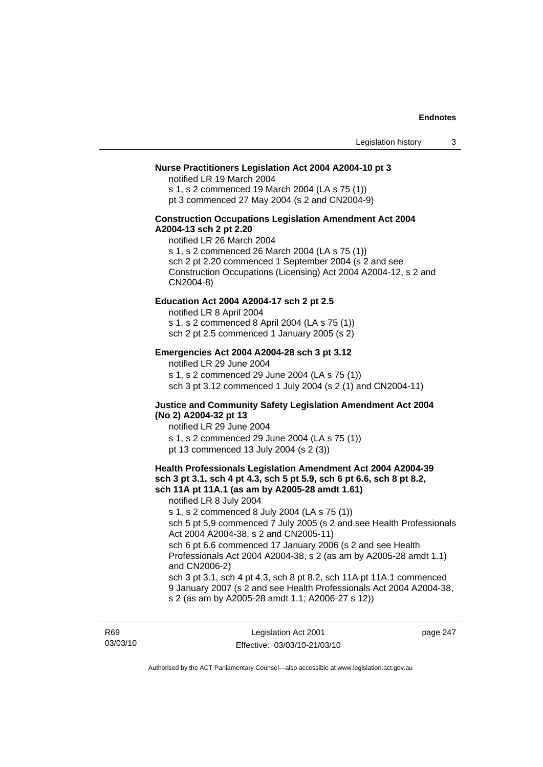**Nurse Practitioners Legislation Act 2004 A2004-10 pt 3**

notified LR 19 March 2004

s 1, s 2 commenced 19 March 2004 (LA s 75 (1))

pt 3 commenced 27 May 2004 (s 2 and CN2004-9)

**Construction Occupations Legislation Amendment Act 2004 A2004-13 sch 2 pt 2.20**

notified LR 26 March 2004

s 1, s 2 commenced 26 March 2004 (LA s 75 (1))

sch 2 pt 2.20 commenced 1 September 2004 (s 2 and see Construction Occupations (Licensing) Act 2004 A2004-12, s 2 and CN2004-8)

**Education Act 2004 A2004-17 sch 2 pt 2.5**

notified LR 8 April 2004

s 1, s 2 commenced 8 April 2004 (LA s 75 (1))

sch 2 pt 2.5 commenced 1 January 2005 (s 2)

**Emergencies Act 2004 A2004-28 sch 3 pt 3.12**

notified LR 29 June 2004

s 1, s 2 commenced 29 June 2004 (LA s 75 (1))

sch 3 pt 3.12 commenced 1 July 2004 (s 2 (1) and CN2004-11)

**Justice and Community Safety Legislation Amendment Act 2004 (No 2) A2004-32 pt 13**

notified LR 29 June 2004

s 1, s 2 commenced 29 June 2004 (LA s 75 (1))

pt 13 commenced 13 July 2004 (s 2 (3))

**Health Professionals Legislation Amendment Act 2004 A2004-39 sch 3 pt 3.1, sch 4 pt 4.3, sch 5 pt 5.9, sch 6 pt 6.6, sch 8 pt 8.2, sch 11A pt 11A.1 (as am by A2005-28 amdt 1.61)**

notified LR 8 July 2004

s 1, s 2 commenced 8 July 2004 (LA s 75 (1))

sch 5 pt 5.9 commenced 7 July 2005 (s 2 and see Health Professionals Act 2004 A2004-38, s 2 and CN2005-11)

sch 6 pt 6.6 commenced 17 January 2006 (s 2 and see Health Professionals Act 2004 A2004-38, s 2 (as am by A2005-28 amdt 1.1) and CN2006-2)

sch 3 pt 3.1, sch 4 pt 4.3, sch 8 pt 8.2, sch 11A pt 11A.1 commenced 9 January 2007 (s 2 and see Health Professionals Act 2004 A2004-38, s 2 (as am by A2005-28 amdt 1.1; A2006-27 s 12))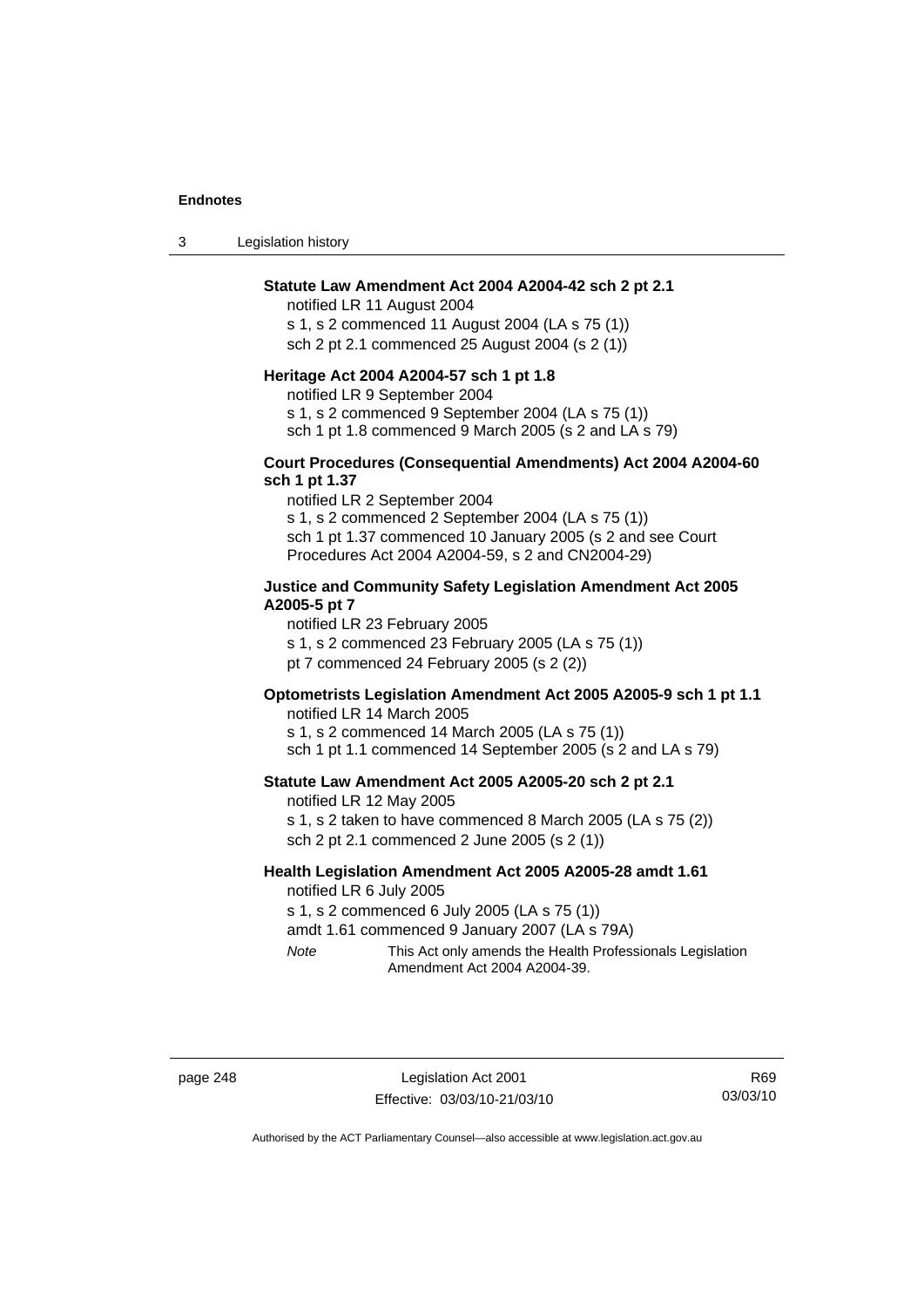**Statute Law Amendment Act 2004 A2004-42 sch 2 pt 2.1**

notified LR 11 August 2004

s 1, s 2 commenced 11 August 2004 (LA s 75 (1))

sch 2 pt 2.1 commenced 25 August 2004 (s 2 (1))

**Heritage Act 2004 A2004-57 sch 1 pt 1.8**

notified LR 9 September 2004

s 1, s 2 commenced 9 September 2004 (LA s 75 (1))

sch 1 pt 1.8 commenced 9 March 2005 (s 2 and LA s 79)

**Court Procedures (Consequential Amendments) Act 2004 A2004-60 sch 1 pt 1.37**

notified LR 2 September 2004

s 1, s 2 commenced 2 September 2004 (LA s 75 (1))

sch 1 pt 1.37 commenced 10 January 2005 (s 2 and see Court Procedures Act 2004 A2004-59, s 2 and CN2004-29)

**Justice and Community Safety Legislation Amendment Act 2005 A2005-5 pt 7**

notified LR 23 February 2005

s 1, s 2 commenced 23 February 2005 (LA s 75 (1))

pt 7 commenced 24 February 2005 (s 2 (2))

**Optometrists Legislation Amendment Act 2005 A2005-9 sch 1 pt 1.1**

notified LR 14 March 2005

s 1, s 2 commenced 14 March 2005 (LA s 75 (1))

sch 1 pt 1.1 commenced 14 September 2005 (s 2 and LA s 79)

**Statute Law Amendment Act 2005 A2005-20 sch 2 pt 2.1**

notified LR 12 May 2005

s 1, s 2 taken to have commenced 8 March 2005 (LA s 75 (2))

sch 2 pt 2.1 commenced 2 June 2005 (s 2 (1))

**Health Legislation Amendment Act 2005 A2005-28 amdt 1.61**

notified LR 6 July 2005

s 1, s 2 commenced 6 July 2005 (LA s 75 (1))

amdt 1.61 commenced 9 January 2007 (LA s 79A)

*Note* This Act only amends the Health Professionals Legislation Amendment Act 2004 A2004-39.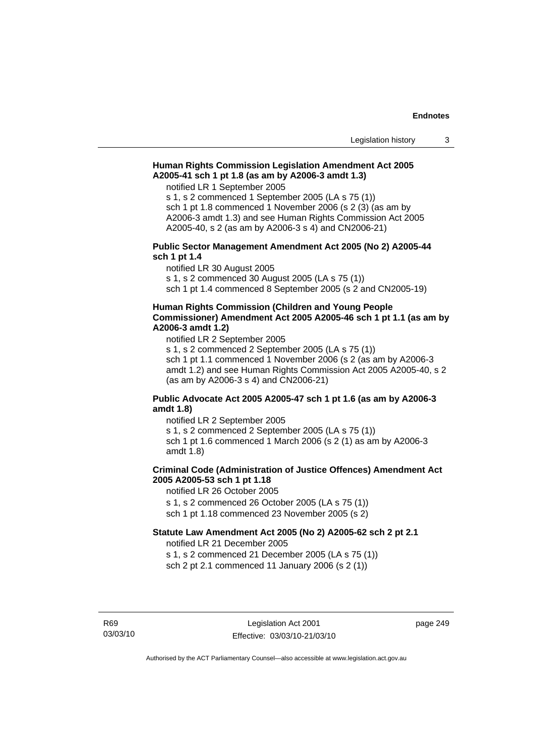**Human Rights Commission Legislation Amendment Act 2005 A2005-41 sch 1 pt 1.8 (as am by A2006-3 amdt 1.3)**

notified LR 1 September 2005

s 1, s 2 commenced 1 September 2005 (LA s 75 (1))

sch 1 pt 1.8 commenced 1 November 2006 (s 2 (3) (as am by A2006-3 amdt 1.3) and see Human Rights Commission Act 2005 A2005-40, s 2 (as am by A2006-3 s 4) and CN2006-21)

**Public Sector Management Amendment Act 2005 (No 2) A2005-44 sch 1 pt 1.4**

notified LR 30 August 2005

s 1, s 2 commenced 30 August 2005 (LA s 75 (1))

sch 1 pt 1.4 commenced 8 September 2005 (s 2 and CN2005-19)

**Human Rights Commission (Children and Young People Commissioner) Amendment Act 2005 A2005-46 sch 1 pt 1.1 (as am by A2006-3 amdt 1.2)**

notified LR 2 September 2005

s 1, s 2 commenced 2 September 2005 (LA s 75 (1))

sch 1 pt 1.1 commenced 1 November 2006 (s 2 (as am by A2006-3 amdt 1.2) and see Human Rights Commission Act 2005 A2005-40, s 2 (as am by A2006-3 s 4) and CN2006-21)

**Public Advocate Act 2005 A2005-47 sch 1 pt 1.6 (as am by A2006-3 amdt 1.8)**

notified LR 2 September 2005

s 1, s 2 commenced 2 September 2005 (LA s 75 (1))

sch 1 pt 1.6 commenced 1 March 2006 (s 2 (1) as am by A2006-3 amdt 1.8)

**Criminal Code (Administration of Justice Offences) Amendment Act 2005 A2005-53 sch 1 pt 1.18**

notified LR 26 October 2005

s 1, s 2 commenced 26 October 2005 (LA s 75 (1))

sch 1 pt 1.18 commenced 23 November 2005 (s 2)

**Statute Law Amendment Act 2005 (No 2) A2005-62 sch 2 pt 2.1**

notified LR 21 December 2005

s 1, s 2 commenced 21 December 2005 (LA s 75 (1))

sch 2 pt 2.1 commenced 11 January 2006 (s 2 (1))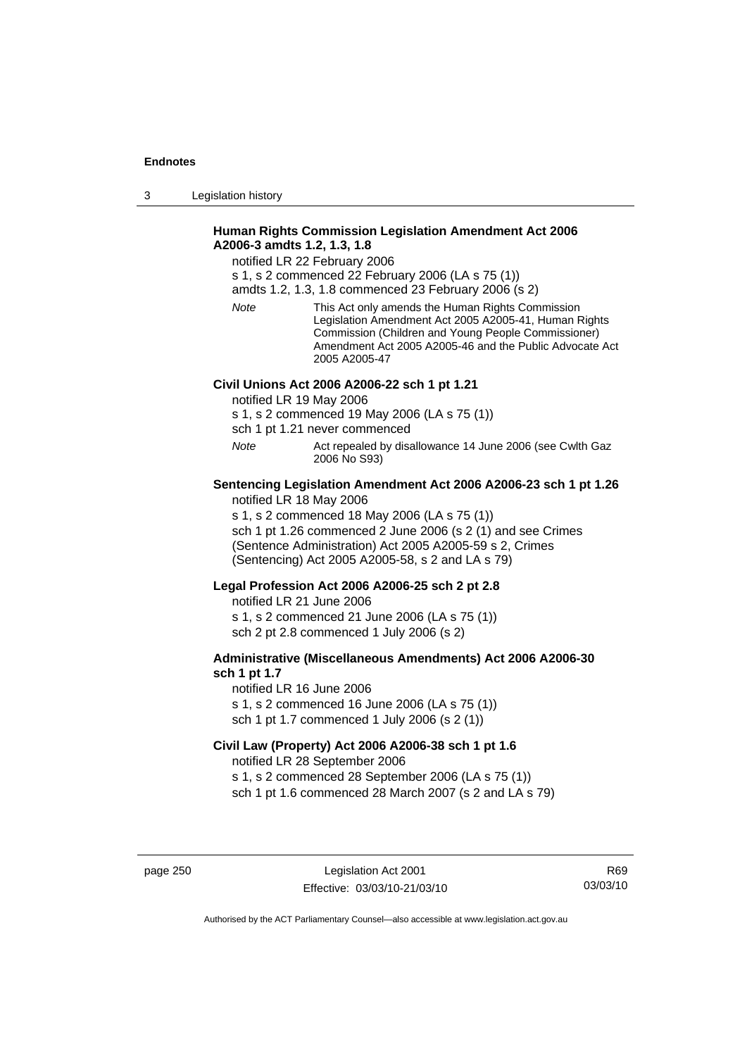**Human Rights Commission Legislation Amendment Act 2006 A2006-3 amdts 1.2, 1.3, 1.8**

notified LR 22 February 2006

s 1, s 2 commenced 22 February 2006 (LA s 75 (1))

amdts 1.2, 1.3, 1.8 commenced 23 February 2006 (s 2)

*Note* This Act only amends the Human Rights Commission Legislation Amendment Act 2005 A2005-41, Human Rights Commission (Children and Young People Commissioner) Amendment Act 2005 A2005-46 and the Public Advocate Act 2005 A2005-47

**Civil Unions Act 2006 A2006-22 sch 1 pt 1.21**

notified LR 19 May 2006

s 1, s 2 commenced 19 May 2006 (LA s 75 (1))

sch 1 pt 1.21 never commenced

*Note* Act repealed by disallowance 14 June 2006 (see Cwlth Gaz 2006 No S93)

**Sentencing Legislation Amendment Act 2006 A2006-23 sch 1 pt 1.26**

notified LR 18 May 2006

s 1, s 2 commenced 18 May 2006 (LA s 75 (1))

sch 1 pt 1.26 commenced 2 June 2006 (s 2 (1) and see Crimes (Sentence Administration) Act 2005 A2005-59 s 2, Crimes (Sentencing) Act 2005 A2005-58, s 2 and LA s 79)

**Legal Profession Act 2006 A2006-25 sch 2 pt 2.8**

notified LR 21 June 2006

s 1, s 2 commenced 21 June 2006 (LA s 75 (1))

sch 2 pt 2.8 commenced 1 July 2006 (s 2)

**Administrative (Miscellaneous Amendments) Act 2006 A2006-30 sch 1 pt 1.7**

notified LR 16 June 2006

s 1, s 2 commenced 16 June 2006 (LA s 75 (1))

sch 1 pt 1.7 commenced 1 July 2006 (s 2 (1))

**Civil Law (Property) Act 2006 A2006-38 sch 1 pt 1.6**

notified LR 28 September 2006

s 1, s 2 commenced 28 September 2006 (LA s 75 (1))

sch 1 pt 1.6 commenced 28 March 2007 (s 2 and LA s 79)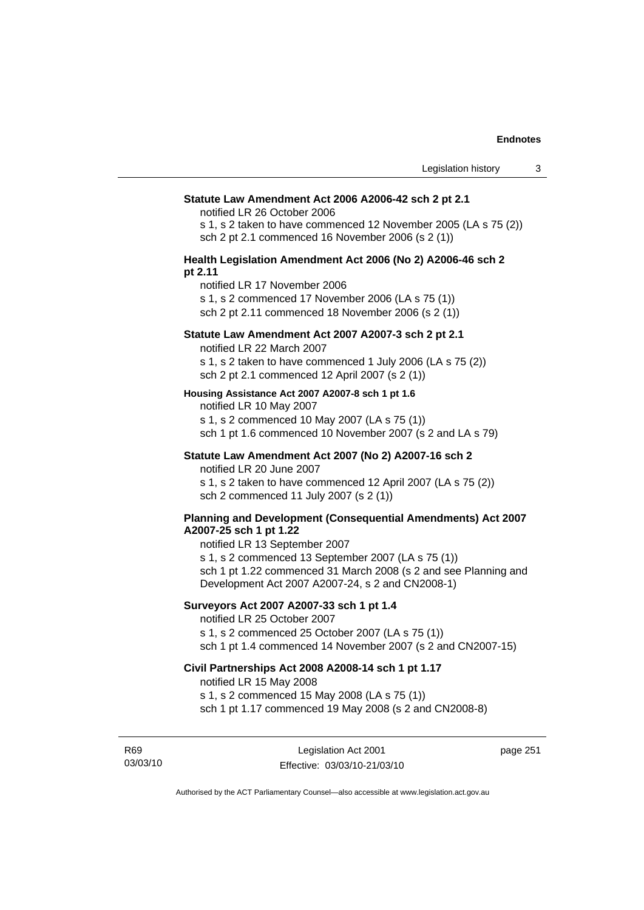**Statute Law Amendment Act 2006 A2006-42 sch 2 pt 2.1**

notified LR 26 October 2006

s 1, s 2 taken to have commenced 12 November 2005 (LA s 75 (2))

sch 2 pt 2.1 commenced 16 November 2006 (s 2 (1))

**Health Legislation Amendment Act 2006 (No 2) A2006-46 sch 2 pt 2.11**

notified LR 17 November 2006

s 1, s 2 commenced 17 November 2006 (LA s 75 (1))

sch 2 pt 2.11 commenced 18 November 2006 (s 2 (1))

**Statute Law Amendment Act 2007 A2007-3 sch 2 pt 2.1**

notified LR 22 March 2007

s 1, s 2 taken to have commenced 1 July 2006 (LA s 75 (2))

sch 2 pt 2.1 commenced 12 April 2007 (s 2 (1))

**Housing Assistance Act 2007 A2007-8 sch 1 pt 1.6**

notified LR 10 May 2007

s 1, s 2 commenced 10 May 2007 (LA s 75 (1))

sch 1 pt 1.6 commenced 10 November 2007 (s 2 and LA s 79)

**Statute Law Amendment Act 2007 (No 2) A2007-16 sch 2**

notified LR 20 June 2007

s 1, s 2 taken to have commenced 12 April 2007 (LA s 75 (2))

sch 2 commenced 11 July 2007 (s 2 (1))

**Planning and Development (Consequential Amendments) Act 2007 A2007-25 sch 1 pt 1.22**

notified LR 13 September 2007

s 1, s 2 commenced 13 September 2007 (LA s 75 (1))

sch 1 pt 1.22 commenced 31 March 2008 (s 2 and see Planning and Development Act 2007 A2007-24, s 2 and CN2008-1)

**Surveyors Act 2007 A2007-33 sch 1 pt 1.4**

notified LR 25 October 2007

s 1, s 2 commenced 25 October 2007 (LA s 75 (1))

sch 1 pt 1.4 commenced 14 November 2007 (s 2 and CN2007-15)

**Civil Partnerships Act 2008 A2008-14 sch 1 pt 1.17**

notified LR 15 May 2008

s 1, s 2 commenced 15 May 2008 (LA s 75 (1))

sch 1 pt 1.17 commenced 19 May 2008 (s 2 and CN2008-8)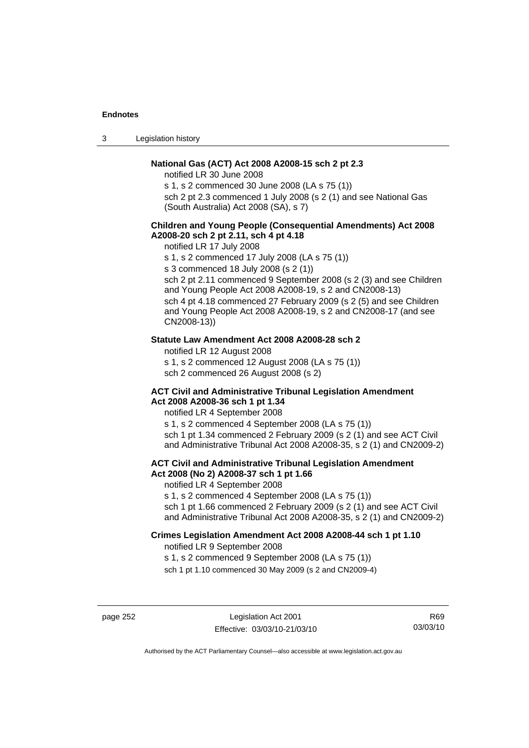**National Gas (ACT) Act 2008 A2008-15 sch 2 pt 2.3**

notified LR 30 June 2008

s 1, s 2 commenced 30 June 2008 (LA s 75 (1))

sch 2 pt 2.3 commenced 1 July 2008 (s 2 (1) and see National Gas (South Australia) Act 2008 (SA), s 7)

**Children and Young People (Consequential Amendments) Act 2008 A2008-20 sch 2 pt 2.11, sch 4 pt 4.18**

notified LR 17 July 2008

s 1, s 2 commenced 17 July 2008 (LA s 75 (1))

s 3 commenced 18 July 2008 (s 2 (1))

sch 2 pt 2.11 commenced 9 September 2008 (s 2 (3) and see Children and Young People Act 2008 A2008-19, s 2 and CN2008-13)

sch 4 pt 4.18 commenced 27 February 2009 (s 2 (5) and see Children and Young People Act 2008 A2008-19, s 2 and CN2008-17 (and see CN2008-13))

**Statute Law Amendment Act 2008 A2008-28 sch 2**

notified LR 12 August 2008

s 1, s 2 commenced 12 August 2008 (LA s 75 (1))

sch 2 commenced 26 August 2008 (s 2)

**ACT Civil and Administrative Tribunal Legislation Amendment Act 2008 A2008-36 sch 1 pt 1.34**

notified LR 4 September 2008

s 1, s 2 commenced 4 September 2008 (LA s 75 (1))

sch 1 pt 1.34 commenced 2 February 2009 (s 2 (1) and see ACT Civil and Administrative Tribunal Act 2008 A2008-35, s 2 (1) and CN2009-2)

**ACT Civil and Administrative Tribunal Legislation Amendment Act 2008 (No 2) A2008-37 sch 1 pt 1.66**

notified LR 4 September 2008

s 1, s 2 commenced 4 September 2008 (LA s 75 (1))

sch 1 pt 1.66 commenced 2 February 2009 (s 2 (1) and see ACT Civil and Administrative Tribunal Act 2008 A2008-35, s 2 (1) and CN2009-2)

**Crimes Legislation Amendment Act 2008 A2008-44 sch 1 pt 1.10**

notified LR 9 September 2008

s 1, s 2 commenced 9 September 2008 (LA s 75 (1))

sch 1 pt 1.10 commenced 30 May 2009 (s 2 and CN2009-4)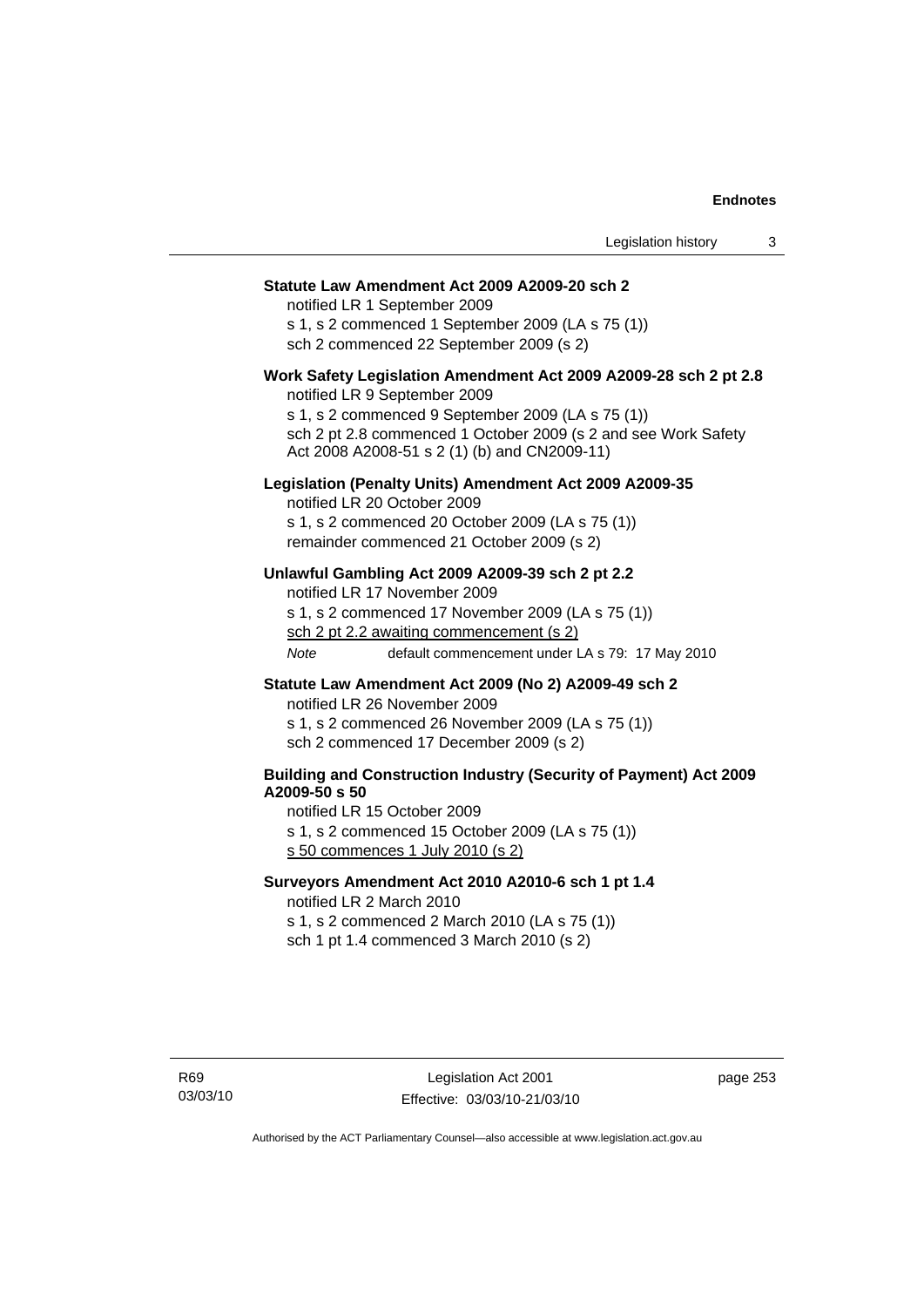**Statute Law Amendment Act 2009 A2009-20 sch 2**

notified LR 1 September 2009
s 1, s 2 commenced 1 September 2009 (LA s 75 (1))
sch 2 commenced 22 September 2009 (s 2)

**Work Safety Legislation Amendment Act 2009 A2009-28 sch 2 pt 2.8**

notified LR 9 September 2009
s 1, s 2 commenced 9 September 2009 (LA s 75 (1))
sch 2 pt 2.8 commenced 1 October 2009 (s 2 and see Work Safety Act 2008 A2008-51 s 2 (1) (b) and CN2009-11)

**Legislation (Penalty Units) Amendment Act 2009 A2009-35**

notified LR 20 October 2009
s 1, s 2 commenced 20 October 2009 (LA s 75 (1))
remainder commenced 21 October 2009 (s 2)

**Unlawful Gambling Act 2009 A2009-39 sch 2 pt 2.2**

notified LR 17 November 2009
s 1, s 2 commenced 17 November 2009 (LA s 75 (1))
sch 2 pt 2.2 awaiting commencement (s 2)
*Note* default commencement under LA s 79: 17 May 2010

**Statute Law Amendment Act 2009 (No 2) A2009-49 sch 2**

notified LR 26 November 2009
s 1, s 2 commenced 26 November 2009 (LA s 75 (1))
sch 2 commenced 17 December 2009 (s 2)

**Building and Construction Industry (Security of Payment) Act 2009 A2009-50 s 50**

notified LR 15 October 2009
s 1, s 2 commenced 15 October 2009 (LA s 75 (1))
s 50 commences 1 July 2010 (s 2)

**Surveyors Amendment Act 2010 A2010-6 sch 1 pt 1.4**

notified LR 2 March 2010
s 1, s 2 commenced 2 March 2010 (LA s 75 (1))
sch 1 pt 1.4 commenced 3 March 2010 (s 2)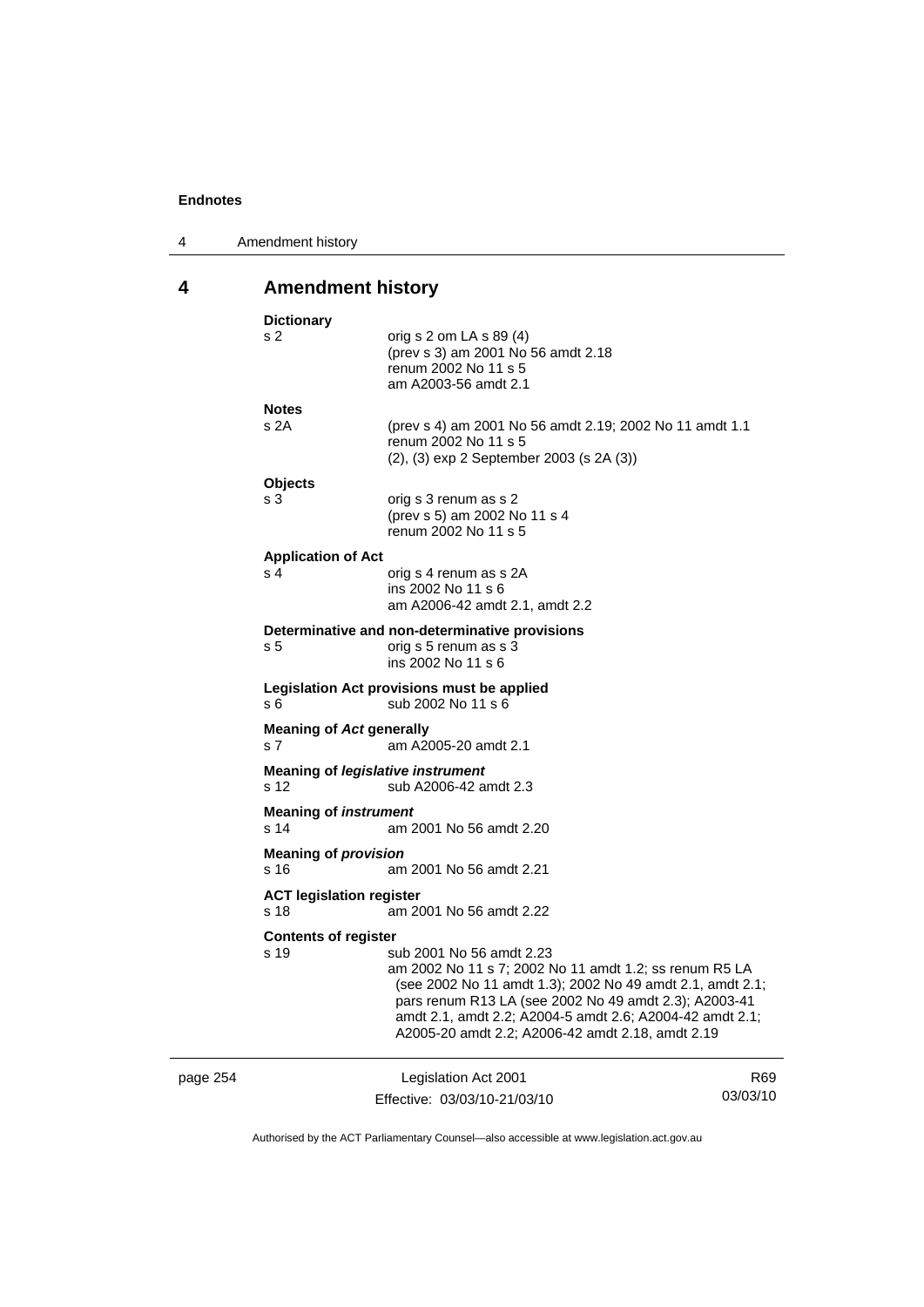## 4 Amendment history

**Dictionary**
s 2 — orig s 2 om LA s 89 (4)
(prev s 3) am 2001 No 56 amdt 2.18
renum 2002 No 11 s 5
am A2003-56 amdt 2.1

**Notes**
s 2A — (prev s 4) am 2001 No 56 amdt 2.19; 2002 No 11 amdt 1.1
renum 2002 No 11 s 5
(2), (3) exp 2 September 2003 (s 2A (3))

**Objects**
s 3 — orig s 3 renum as s 2
(prev s 5) am 2002 No 11 s 4
renum 2002 No 11 s 5

**Application of Act**
s 4 — orig s 4 renum as s 2A
ins 2002 No 11 s 6
am A2006-42 amdt 2.1, amdt 2.2

**Determinative and non-determinative provisions**
s 5 — orig s 5 renum as s 3
ins 2002 No 11 s 6

**Legislation Act provisions must be applied**
s 6 — sub 2002 No 11 s 6

**Meaning of *Act* generally**
s 7 — am A2005-20 amdt 2.1

**Meaning of *legislative instrument***
s 12 — sub A2006-42 amdt 2.3

**Meaning of *instrument***
s 14 — am 2001 No 56 amdt 2.20

**Meaning of *provision***
s 16 — am 2001 No 56 amdt 2.21

**ACT legislation register**
s 18 — am 2001 No 56 amdt 2.22

**Contents of register**
s 19 — sub 2001 No 56 amdt 2.23
am 2002 No 11 s 7; 2002 No 11 amdt 1.2; ss renum R5 LA (see 2002 No 11 amdt 1.3); 2002 No 49 amdt 2.1, amdt 2.1; pars renum R13 LA (see 2002 No 49 amdt 2.3); A2003-41 amdt 2.1, amdt 2.2; A2004-5 amdt 2.6; A2004-42 amdt 2.1; A2005-20 amdt 2.2; A2006-42 amdt 2.18, amdt 2.19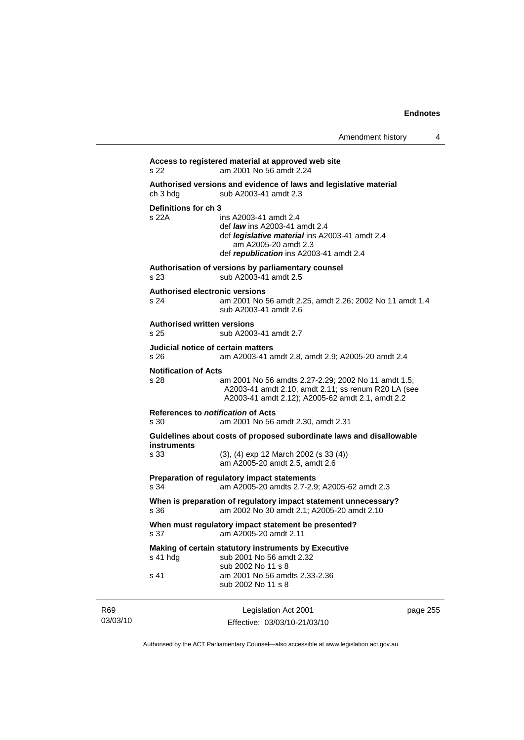**Access to registered material at approved web site**

s 22 am 2001 No 56 amdt 2.24

**Authorised versions and evidence of laws and legislative material**

ch 3 hdg sub A2003-41 amdt 2.3

**Definitions for ch 3**

s 22A ins A2003-41 amdt 2.4
def ***law*** ins A2003-41 amdt 2.4
def ***legislative material*** ins A2003-41 amdt 2.4
am A2005-20 amdt 2.3
def ***republication*** ins A2003-41 amdt 2.4

**Authorisation of versions by parliamentary counsel**

s 23 sub A2003-41 amdt 2.5

**Authorised electronic versions**

s 24 am 2001 No 56 amdt 2.25, amdt 2.26; 2002 No 11 amdt 1.4
sub A2003-41 amdt 2.6

**Authorised written versions**

s 25 sub A2003-41 amdt 2.7

**Judicial notice of certain matters**

s 26 am A2003-41 amdt 2.8, amdt 2.9; A2005-20 amdt 2.4

**Notification of Acts**

s 28 am 2001 No 56 amdts 2.27-2.29; 2002 No 11 amdt 1.5; A2003-41 amdt 2.10, amdt 2.11; ss renum R20 LA (see A2003-41 amdt 2.12); A2005-62 amdt 2.1, amdt 2.2

**References to *notification* of Acts**

s 30 am 2001 No 56 amdt 2.30, amdt 2.31

**Guidelines about costs of proposed subordinate laws and disallowable instruments**

s 33 (3), (4) exp 12 March 2002 (s 33 (4))
am A2005-20 amdt 2.5, amdt 2.6

**Preparation of regulatory impact statements**

s 34 am A2005-20 amdts 2.7-2.9; A2005-62 amdt 2.3

**When is preparation of regulatory impact statement unnecessary?**

s 36 am 2002 No 30 amdt 2.1; A2005-20 amdt 2.10

**When must regulatory impact statement be presented?**

s 37 am A2005-20 amdt 2.11

**Making of certain statutory instruments by Executive**

s 41 hdg sub 2001 No 56 amdt 2.32
sub 2002 No 11 s 8

s 41 am 2001 No 56 amdts 2.33-2.36
sub 2002 No 11 s 8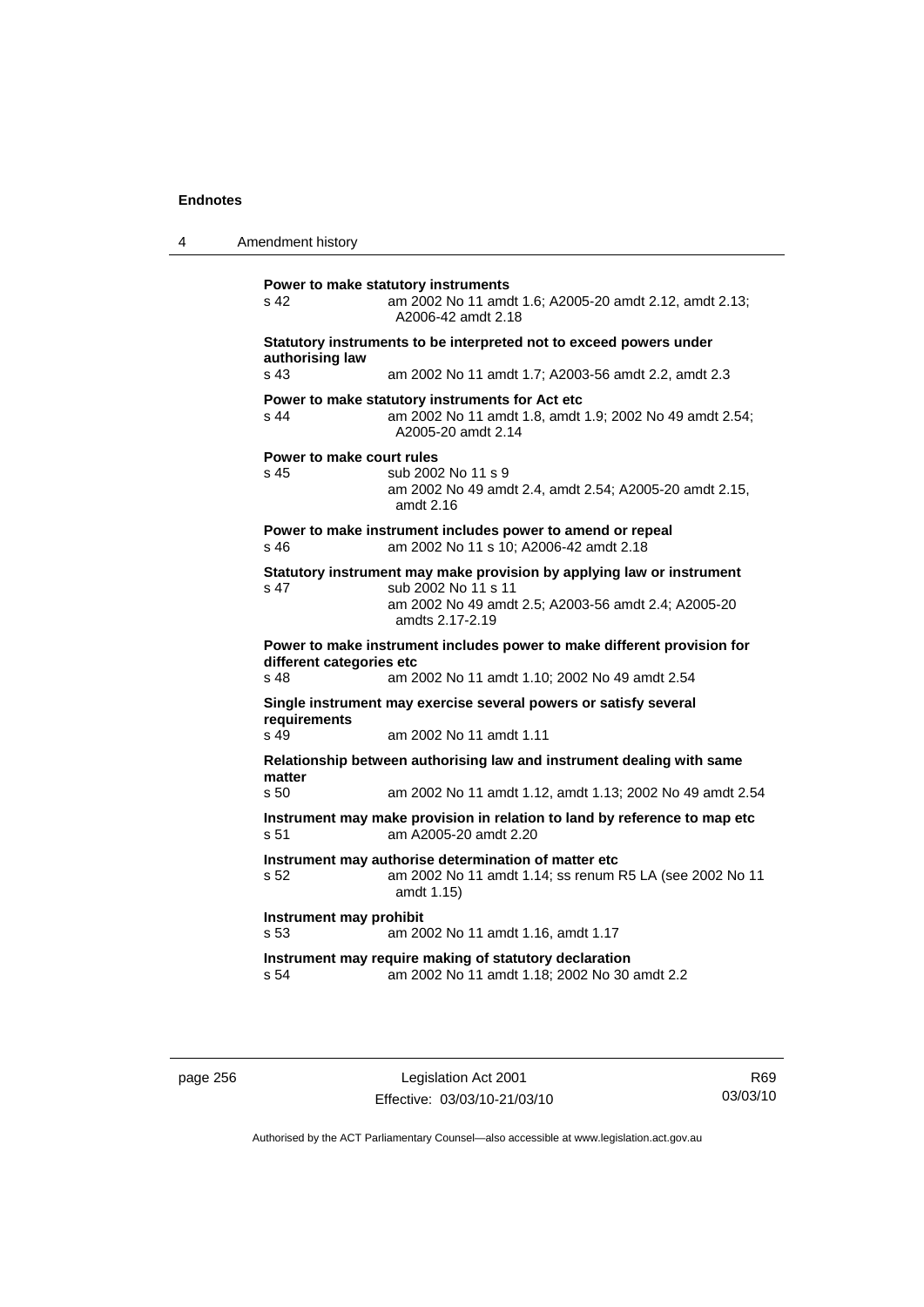**Power to make statutory instruments**

s 42 am 2002 No 11 amdt 1.6; A2005-20 amdt 2.12, amdt 2.13; A2006-42 amdt 2.18

**Statutory instruments to be interpreted not to exceed powers under authorising law**

s 43 am 2002 No 11 amdt 1.7; A2003-56 amdt 2.2, amdt 2.3

**Power to make statutory instruments for Act etc**

s 44 am 2002 No 11 amdt 1.8, amdt 1.9; 2002 No 49 amdt 2.54; A2005-20 amdt 2.14

**Power to make court rules**

s 45 sub 2002 No 11 s 9
am 2002 No 49 amdt 2.4, amdt 2.54; A2005-20 amdt 2.15, amdt 2.16

**Power to make instrument includes power to amend or repeal**

s 46 am 2002 No 11 s 10; A2006-42 amdt 2.18

**Statutory instrument may make provision by applying law or instrument**

s 47 sub 2002 No 11 s 11
am 2002 No 49 amdt 2.5; A2003-56 amdt 2.4; A2005-20 amdts 2.17-2.19

**Power to make instrument includes power to make different provision for different categories etc**

s 48 am 2002 No 11 amdt 1.10; 2002 No 49 amdt 2.54

**Single instrument may exercise several powers or satisfy several requirements**

s 49 am 2002 No 11 amdt 1.11

**Relationship between authorising law and instrument dealing with same matter**

s 50 am 2002 No 11 amdt 1.12, amdt 1.13; 2002 No 49 amdt 2.54

**Instrument may make provision in relation to land by reference to map etc**

s 51 am A2005-20 amdt 2.20

**Instrument may authorise determination of matter etc**

s 52 am 2002 No 11 amdt 1.14; ss renum R5 LA (see 2002 No 11 amdt 1.15)

**Instrument may prohibit**

s 53 am 2002 No 11 amdt 1.16, amdt 1.17

**Instrument may require making of statutory declaration**

s 54 am 2002 No 11 amdt 1.18; 2002 No 30 amdt 2.2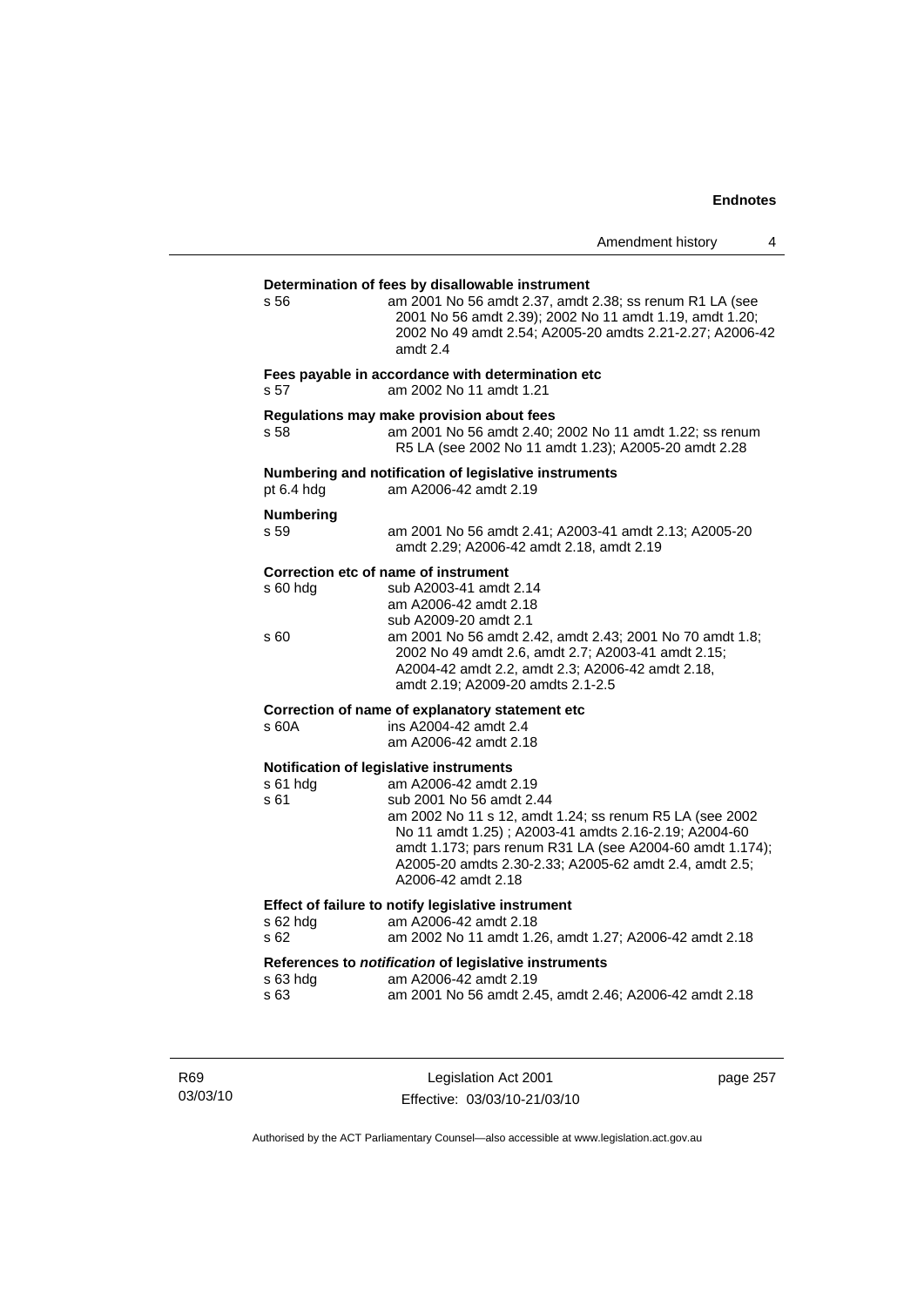**Determination of fees by disallowable instrument**

s 56 — am 2001 No 56 amdt 2.37, amdt 2.38; ss renum R1 LA (see 2001 No 56 amdt 2.39); 2002 No 11 amdt 1.19, amdt 1.20; 2002 No 49 amdt 2.54; A2005-20 amdts 2.21-2.27; A2006-42 amdt 2.4

**Fees payable in accordance with determination etc**

s 57 — am 2002 No 11 amdt 1.21

**Regulations may make provision about fees**

s 58 — am 2001 No 56 amdt 2.40; 2002 No 11 amdt 1.22; ss renum R5 LA (see 2002 No 11 amdt 1.23); A2005-20 amdt 2.28

**Numbering and notification of legislative instruments**

pt 6.4 hdg — am A2006-42 amdt 2.19

**Numbering**

s 59 — am 2001 No 56 amdt 2.41; A2003-41 amdt 2.13; A2005-20 amdt 2.29; A2006-42 amdt 2.18, amdt 2.19

**Correction etc of name of instrument**

s 60 hdg — sub A2003-41 amdt 2.14
am A2006-42 amdt 2.18
sub A2009-20 amdt 2.1

s 60 — am 2001 No 56 amdt 2.42, amdt 2.43; 2001 No 70 amdt 1.8; 2002 No 49 amdt 2.6, amdt 2.7; A2003-41 amdt 2.15; A2004-42 amdt 2.2, amdt 2.3; A2006-42 amdt 2.18, amdt 2.19; A2009-20 amdts 2.1-2.5

**Correction of name of explanatory statement etc**

s 60A — ins A2004-42 amdt 2.4
am A2006-42 amdt 2.18

**Notification of legislative instruments**

s 61 hdg — am A2006-42 amdt 2.19

s 61 — sub 2001 No 56 amdt 2.44
am 2002 No 11 s 12, amdt 1.24; ss renum R5 LA (see 2002 No 11 amdt 1.25) ; A2003-41 amdts 2.16-2.19; A2004-60 amdt 1.173; pars renum R31 LA (see A2004-60 amdt 1.174); A2005-20 amdts 2.30-2.33; A2005-62 amdt 2.4, amdt 2.5; A2006-42 amdt 2.18

**Effect of failure to notify legislative instrument**

s 62 hdg — am A2006-42 amdt 2.18

s 62 — am 2002 No 11 amdt 1.26, amdt 1.27; A2006-42 amdt 2.18

**References to *notification* of legislative instruments**

s 63 hdg — am A2006-42 amdt 2.19

s 63 — am 2001 No 56 amdt 2.45, amdt 2.46; A2006-42 amdt 2.18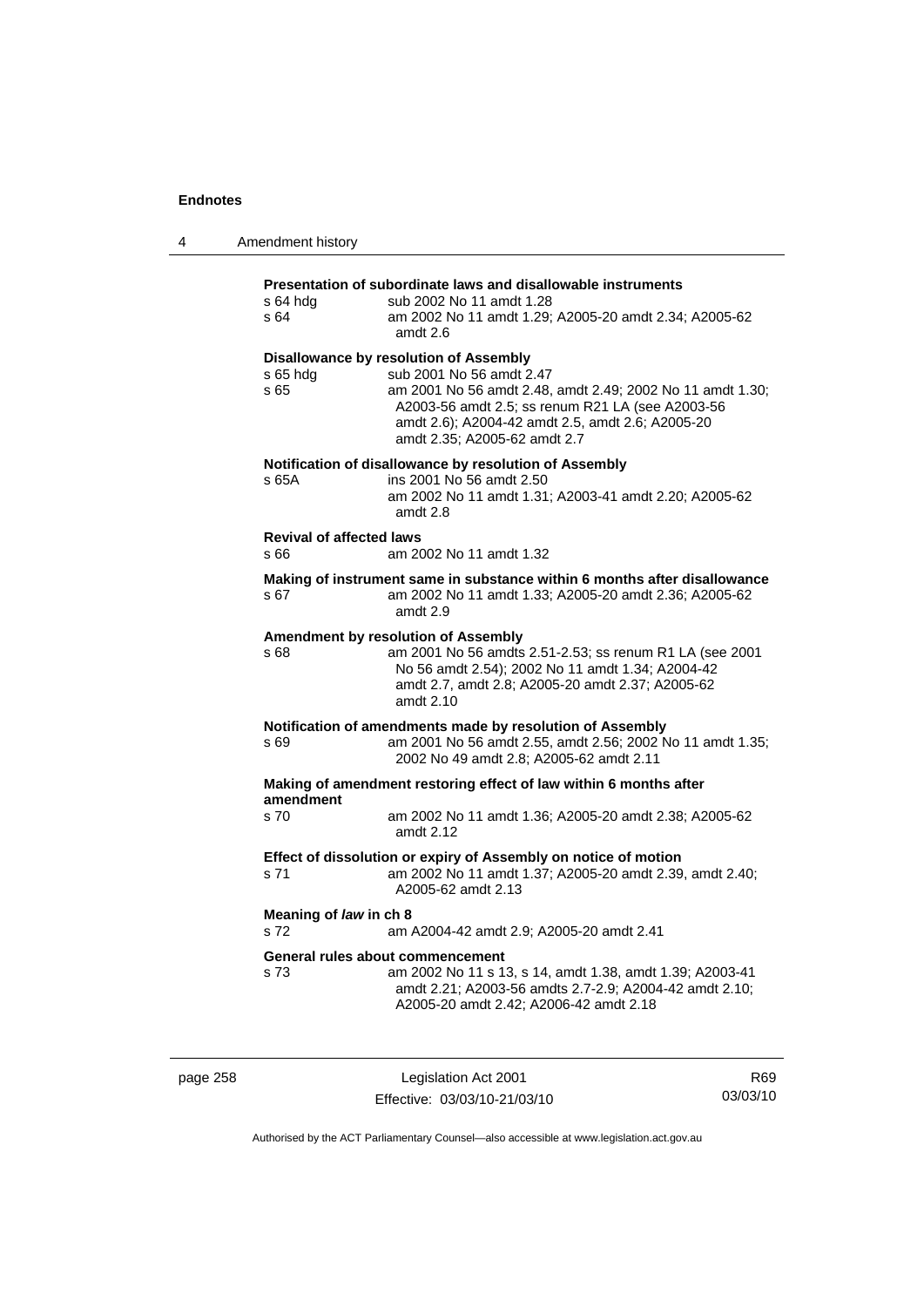**Presentation of subordinate laws and disallowable instruments**

s 64 hdg — sub 2002 No 11 amdt 1.28

s 64 — am 2002 No 11 amdt 1.29; A2005-20 amdt 2.34; A2005-62 amdt 2.6

**Disallowance by resolution of Assembly**

s 65 hdg — sub 2001 No 56 amdt 2.47

s 65 — am 2001 No 56 amdt 2.48, amdt 2.49; 2002 No 11 amdt 1.30; A2003-56 amdt 2.5; ss renum R21 LA (see A2003-56 amdt 2.6); A2004-42 amdt 2.5, amdt 2.6; A2005-20 amdt 2.35; A2005-62 amdt 2.7

**Notification of disallowance by resolution of Assembly**

s 65A — ins 2001 No 56 amdt 2.50
am 2002 No 11 amdt 1.31; A2003-41 amdt 2.20; A2005-62 amdt 2.8

**Revival of affected laws**

s 66 — am 2002 No 11 amdt 1.32

**Making of instrument same in substance within 6 months after disallowance**

s 67 — am 2002 No 11 amdt 1.33; A2005-20 amdt 2.36; A2005-62 amdt 2.9

**Amendment by resolution of Assembly**

s 68 — am 2001 No 56 amdts 2.51-2.53; ss renum R1 LA (see 2001 No 56 amdt 2.54); 2002 No 11 amdt 1.34; A2004-42 amdt 2.7, amdt 2.8; A2005-20 amdt 2.37; A2005-62 amdt 2.10

**Notification of amendments made by resolution of Assembly**

s 69 — am 2001 No 56 amdt 2.55, amdt 2.56; 2002 No 11 amdt 1.35; 2002 No 49 amdt 2.8; A2005-62 amdt 2.11

**Making of amendment restoring effect of law within 6 months after amendment**

s 70 — am 2002 No 11 amdt 1.36; A2005-20 amdt 2.38; A2005-62 amdt 2.12

**Effect of dissolution or expiry of Assembly on notice of motion**

s 71 — am 2002 No 11 amdt 1.37; A2005-20 amdt 2.39, amdt 2.40; A2005-62 amdt 2.13

**Meaning of *law* in ch 8**

s 72 — am A2004-42 amdt 2.9; A2005-20 amdt 2.41

**General rules about commencement**

s 73 — am 2002 No 11 s 13, s 14, amdt 1.38, amdt 1.39; A2003-41 amdt 2.21; A2003-56 amdts 2.7-2.9; A2004-42 amdt 2.10; A2005-20 amdt 2.42; A2006-42 amdt 2.18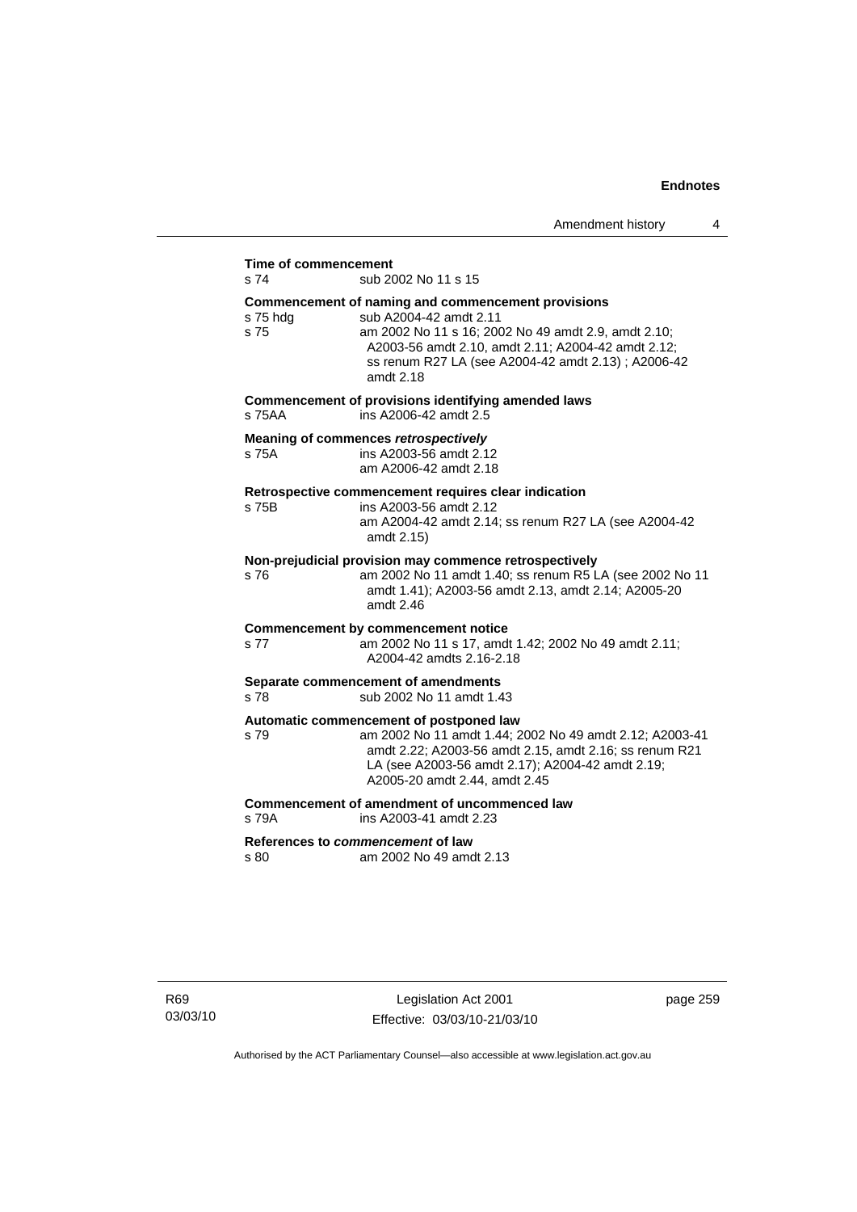**Time of commencement**

s 74 sub 2002 No 11 s 15

**Commencement of naming and commencement provisions**

s 75 hdg sub A2004-42 amdt 2.11

s 75 am 2002 No 11 s 16; 2002 No 49 amdt 2.9, amdt 2.10; A2003-56 amdt 2.10, amdt 2.11; A2004-42 amdt 2.12; ss renum R27 LA (see A2004-42 amdt 2.13) ; A2006-42 amdt 2.18

**Commencement of provisions identifying amended laws**

s 75AA ins A2006-42 amdt 2.5

**Meaning of commences *retrospectively***

s 75A ins A2003-56 amdt 2.12
am A2006-42 amdt 2.18

**Retrospective commencement requires clear indication**

s 75B ins A2003-56 amdt 2.12
am A2004-42 amdt 2.14; ss renum R27 LA (see A2004-42 amdt 2.15)

**Non-prejudicial provision may commence retrospectively**

s 76 am 2002 No 11 amdt 1.40; ss renum R5 LA (see 2002 No 11 amdt 1.41); A2003-56 amdt 2.13, amdt 2.14; A2005-20 amdt 2.46

**Commencement by commencement notice**

s 77 am 2002 No 11 s 17, amdt 1.42; 2002 No 49 amdt 2.11; A2004-42 amdts 2.16-2.18

**Separate commencement of amendments**

s 78 sub 2002 No 11 amdt 1.43

**Automatic commencement of postponed law**

s 79 am 2002 No 11 amdt 1.44; 2002 No 49 amdt 2.12; A2003-41 amdt 2.22; A2003-56 amdt 2.15, amdt 2.16; ss renum R21 LA (see A2003-56 amdt 2.17); A2004-42 amdt 2.19; A2005-20 amdt 2.44, amdt 2.45

**Commencement of amendment of uncommenced law**

s 79A ins A2003-41 amdt 2.23

**References to *commencement* of law**

s 80 am 2002 No 49 amdt 2.13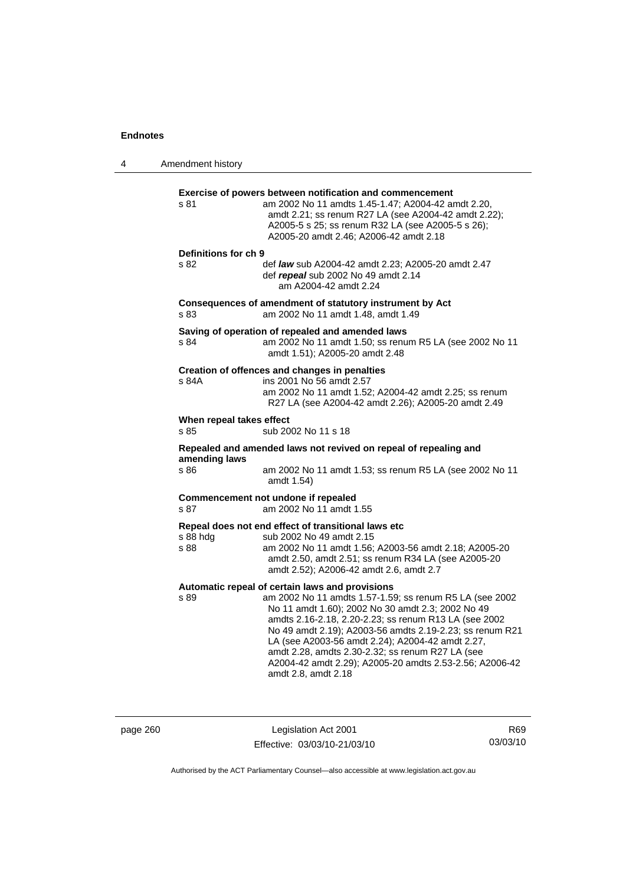**Exercise of powers between notification and commencement**

s 81 — am 2002 No 11 amdts 1.45-1.47; A2004-42 amdt 2.20, amdt 2.21; ss renum R27 LA (see A2004-42 amdt 2.22); A2005-5 s 25; ss renum R32 LA (see A2005-5 s 26); A2005-20 amdt 2.46; A2006-42 amdt 2.18

**Definitions for ch 9**

s 82 — def ***law*** sub A2004-42 amdt 2.23; A2005-20 amdt 2.47
def ***repeal*** sub 2002 No 49 amdt 2.14
am A2004-42 amdt 2.24

**Consequences of amendment of statutory instrument by Act**

s 83 — am 2002 No 11 amdt 1.48, amdt 1.49

**Saving of operation of repealed and amended laws**

s 84 — am 2002 No 11 amdt 1.50; ss renum R5 LA (see 2002 No 11 amdt 1.51); A2005-20 amdt 2.48

**Creation of offences and changes in penalties**

s 84A — ins 2001 No 56 amdt 2.57
am 2002 No 11 amdt 1.52; A2004-42 amdt 2.25; ss renum R27 LA (see A2004-42 amdt 2.26); A2005-20 amdt 2.49

**When repeal takes effect**

s 85 — sub 2002 No 11 s 18

**Repealed and amended laws not revived on repeal of repealing and amending laws**

s 86 — am 2002 No 11 amdt 1.53; ss renum R5 LA (see 2002 No 11 amdt 1.54)

**Commencement not undone if repealed**

s 87 — am 2002 No 11 amdt 1.55

**Repeal does not end effect of transitional laws etc**

s 88 hdg — sub 2002 No 49 amdt 2.15
s 88 — am 2002 No 11 amdt 1.56; A2003-56 amdt 2.18; A2005-20 amdt 2.50, amdt 2.51; ss renum R34 LA (see A2005-20 amdt 2.52); A2006-42 amdt 2.6, amdt 2.7

**Automatic repeal of certain laws and provisions**

s 89 — am 2002 No 11 amdts 1.57-1.59; ss renum R5 LA (see 2002 No 11 amdt 1.60); 2002 No 30 amdt 2.3; 2002 No 49 amdts 2.16-2.18, 2.20-2.23; ss renum R13 LA (see 2002 No 49 amdt 2.19); A2003-56 amdts 2.19-2.23; ss renum R21 LA (see A2003-56 amdt 2.24); A2004-42 amdt 2.27, amdt 2.28, amdts 2.30-2.32; ss renum R27 LA (see A2004-42 amdt 2.29); A2005-20 amdts 2.53-2.56; A2006-42 amdt 2.8, amdt 2.18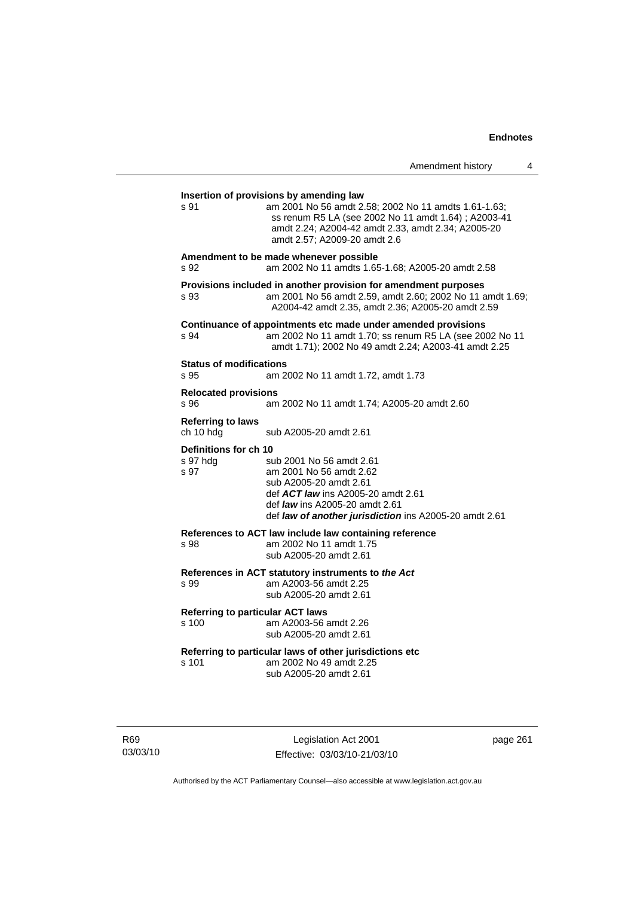**Insertion of provisions by amending law**

s 91 am 2001 No 56 amdt 2.58; 2002 No 11 amdts 1.61-1.63; ss renum R5 LA (see 2002 No 11 amdt 1.64) ; A2003-41 amdt 2.24; A2004-42 amdt 2.33, amdt 2.34; A2005-20 amdt 2.57; A2009-20 amdt 2.6

**Amendment to be made whenever possible**

s 92 am 2002 No 11 amdts 1.65-1.68; A2005-20 amdt 2.58

**Provisions included in another provision for amendment purposes**

s 93 am 2001 No 56 amdt 2.59, amdt 2.60; 2002 No 11 amdt 1.69; A2004-42 amdt 2.35, amdt 2.36; A2005-20 amdt 2.59

**Continuance of appointments etc made under amended provisions**

s 94 am 2002 No 11 amdt 1.70; ss renum R5 LA (see 2002 No 11 amdt 1.71); 2002 No 49 amdt 2.24; A2003-41 amdt 2.25

**Status of modifications**

s 95 am 2002 No 11 amdt 1.72, amdt 1.73

**Relocated provisions**

s 96 am 2002 No 11 amdt 1.74; A2005-20 amdt 2.60

**Referring to laws**

ch 10 hdg sub A2005-20 amdt 2.61

**Definitions for ch 10**

s 97 hdg sub 2001 No 56 amdt 2.61

s 97 am 2001 No 56 amdt 2.62
sub A2005-20 amdt 2.61
def ***ACT law*** ins A2005-20 amdt 2.61
def ***law*** ins A2005-20 amdt 2.61
def ***law of another jurisdiction*** ins A2005-20 amdt 2.61

**References to ACT law include law containing reference**

s 98 am 2002 No 11 amdt 1.75
sub A2005-20 amdt 2.61

**References in ACT statutory instruments to *the Act***

s 99 am A2003-56 amdt 2.25
sub A2005-20 amdt 2.61

**Referring to particular ACT laws**

s 100 am A2003-56 amdt 2.26
sub A2005-20 amdt 2.61

**Referring to particular laws of other jurisdictions etc**

s 101 am 2002 No 49 amdt 2.25
sub A2005-20 amdt 2.61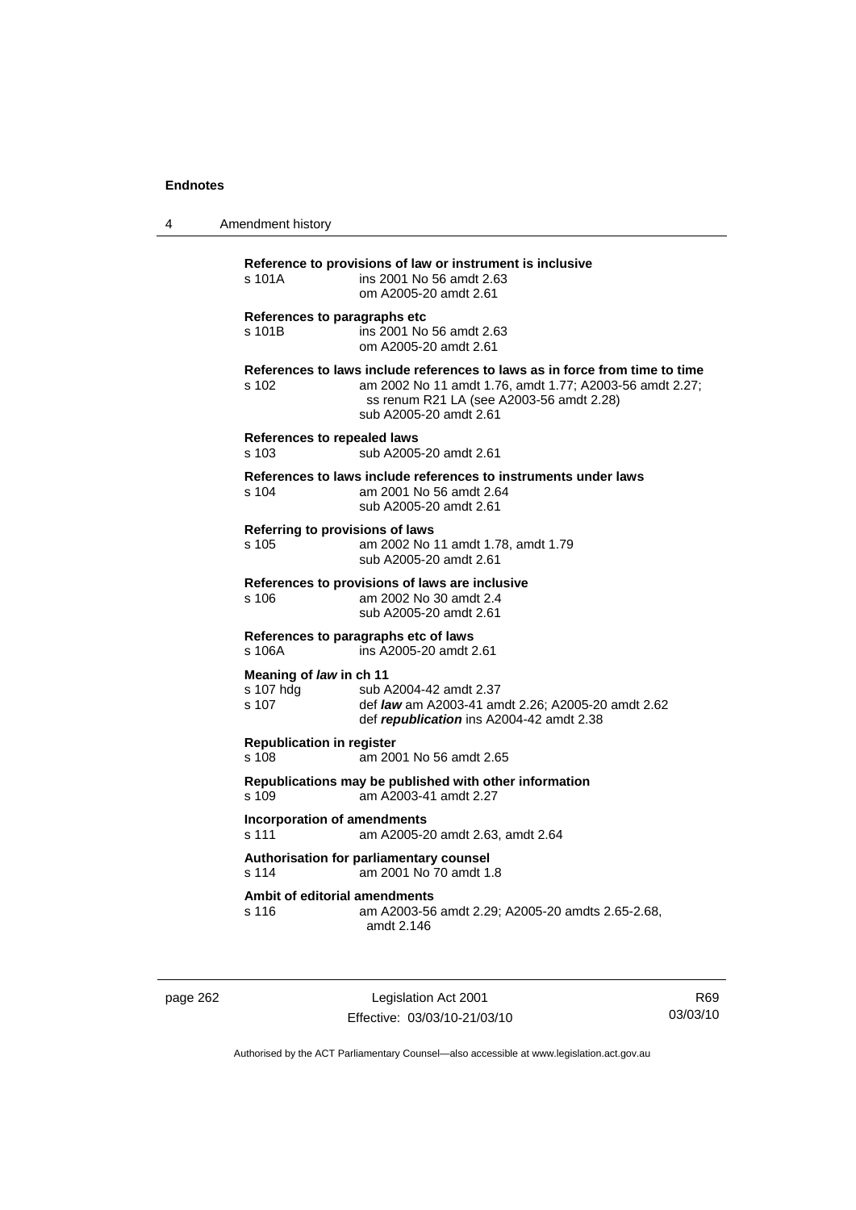**Reference to provisions of law or instrument is inclusive**

s 101A ins 2001 No 56 amdt 2.63
om A2005-20 amdt 2.61

**References to paragraphs etc**

s 101B ins 2001 No 56 amdt 2.63
om A2005-20 amdt 2.61

**References to laws include references to laws as in force from time to time**

s 102 am 2002 No 11 amdt 1.76, amdt 1.77; A2003-56 amdt 2.27; ss renum R21 LA (see A2003-56 amdt 2.28)
sub A2005-20 amdt 2.61

**References to repealed laws**

s 103 sub A2005-20 amdt 2.61

**References to laws include references to instruments under laws**

s 104 am 2001 No 56 amdt 2.64
sub A2005-20 amdt 2.61

**Referring to provisions of laws**

s 105 am 2002 No 11 amdt 1.78, amdt 1.79
sub A2005-20 amdt 2.61

**References to provisions of laws are inclusive**

s 106 am 2002 No 30 amdt 2.4
sub A2005-20 amdt 2.61

**References to paragraphs etc of laws**

s 106A ins A2005-20 amdt 2.61

**Meaning of *law* in ch 11**

s 107 hdg sub A2004-42 amdt 2.37
s 107 def ***law*** am A2003-41 amdt 2.26; A2005-20 amdt 2.62
def ***republication*** ins A2004-42 amdt 2.38

**Republication in register**

s 108 am 2001 No 56 amdt 2.65

**Republications may be published with other information**

s 109 am A2003-41 amdt 2.27

**Incorporation of amendments**

s 111 am A2005-20 amdt 2.63, amdt 2.64

**Authorisation for parliamentary counsel**

s 114 am 2001 No 70 amdt 1.8

**Ambit of editorial amendments**

s 116 am A2003-56 amdt 2.29; A2005-20 amdts 2.65-2.68, amdt 2.146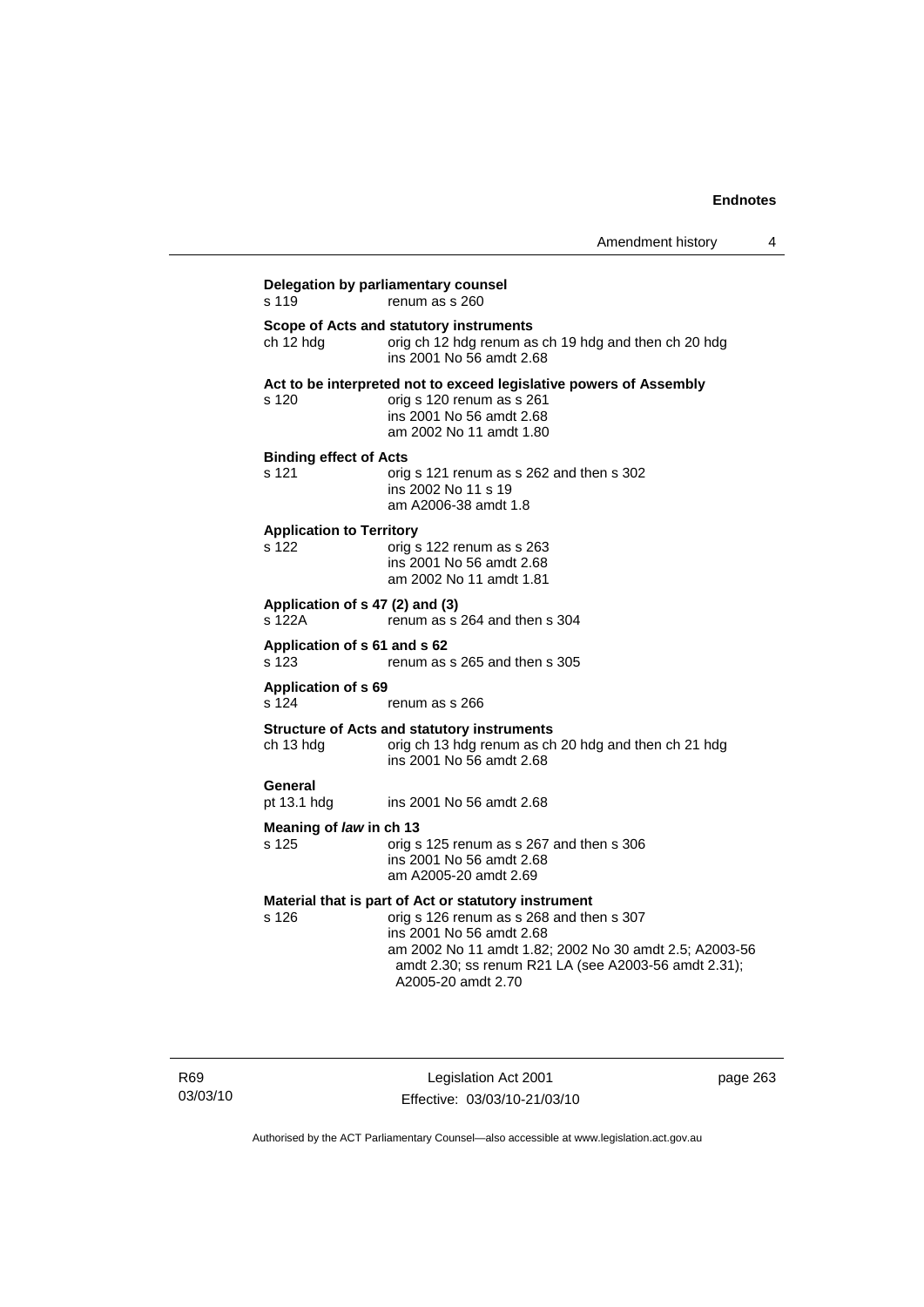**Delegation by parliamentary counsel**

s 119 renum as s 260

**Scope of Acts and statutory instruments**

ch 12 hdg orig ch 12 hdg renum as ch 19 hdg and then ch 20 hdg
ins 2001 No 56 amdt 2.68

**Act to be interpreted not to exceed legislative powers of Assembly**

s 120 orig s 120 renum as s 261
ins 2001 No 56 amdt 2.68
am 2002 No 11 amdt 1.80

**Binding effect of Acts**

s 121 orig s 121 renum as s 262 and then s 302
ins 2002 No 11 s 19
am A2006-38 amdt 1.8

**Application to Territory**

s 122 orig s 122 renum as s 263
ins 2001 No 56 amdt 2.68
am 2002 No 11 amdt 1.81

**Application of s 47 (2) and (3)**

s 122A renum as s 264 and then s 304

**Application of s 61 and s 62**

s 123 renum as s 265 and then s 305

**Application of s 69**

s 124 renum as s 266

**Structure of Acts and statutory instruments**

ch 13 hdg orig ch 13 hdg renum as ch 20 hdg and then ch 21 hdg
ins 2001 No 56 amdt 2.68

**General**

pt 13.1 hdg ins 2001 No 56 amdt 2.68

**Meaning of *law* in ch 13**

s 125 orig s 125 renum as s 267 and then s 306
ins 2001 No 56 amdt 2.68
am A2005-20 amdt 2.69

**Material that is part of Act or statutory instrument**

s 126 orig s 126 renum as s 268 and then s 307
ins 2001 No 56 amdt 2.68
am 2002 No 11 amdt 1.82; 2002 No 30 amdt 2.5; A2003-56 amdt 2.30; ss renum R21 LA (see A2003-56 amdt 2.31); A2005-20 amdt 2.70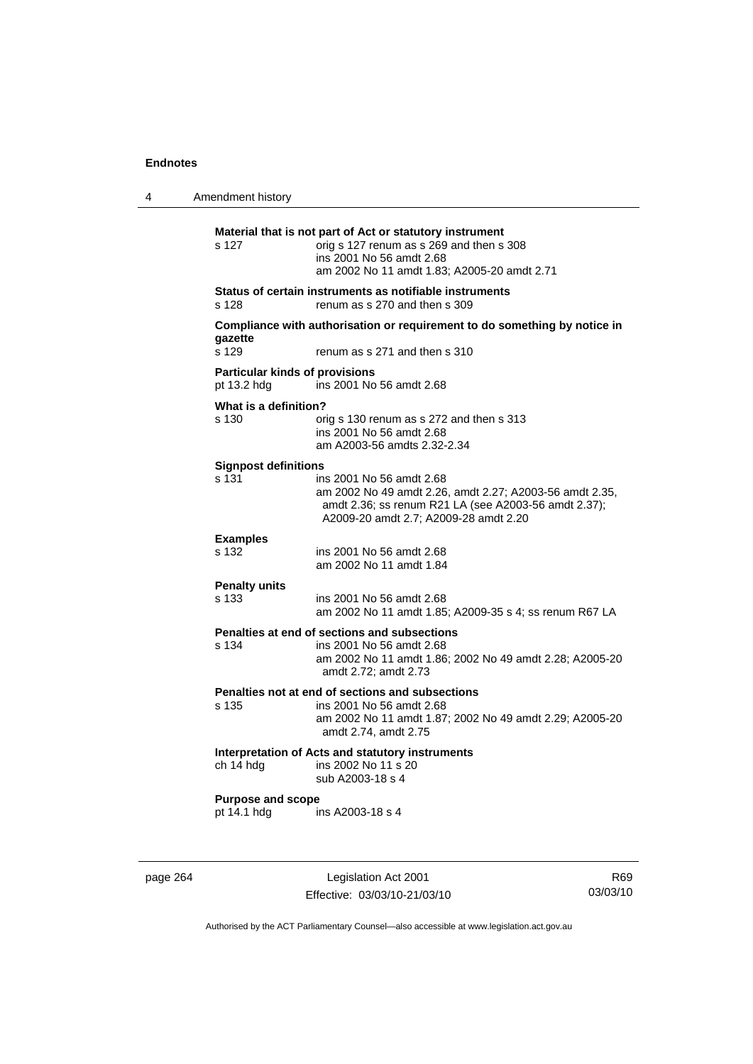**Material that is not part of Act or statutory instrument**

s 127 — orig s 127 renum as s 269 and then s 308
ins 2001 No 56 amdt 2.68
am 2002 No 11 amdt 1.83; A2005-20 amdt 2.71

**Status of certain instruments as notifiable instruments**

s 128 — renum as s 270 and then s 309

**Compliance with authorisation or requirement to do something by notice in gazette**

s 129 — renum as s 271 and then s 310

**Particular kinds of provisions**

pt 13.2 hdg — ins 2001 No 56 amdt 2.68

**What is a definition?**

s 130 — orig s 130 renum as s 272 and then s 313
ins 2001 No 56 amdt 2.68
am A2003-56 amdts 2.32-2.34

**Signpost definitions**

s 131 — ins 2001 No 56 amdt 2.68
am 2002 No 49 amdt 2.26, amdt 2.27; A2003-56 amdt 2.35, amdt 2.36; ss renum R21 LA (see A2003-56 amdt 2.37); A2009-20 amdt 2.7; A2009-28 amdt 2.20

**Examples**

s 132 — ins 2001 No 56 amdt 2.68
am 2002 No 11 amdt 1.84

**Penalty units**

s 133 — ins 2001 No 56 amdt 2.68
am 2002 No 11 amdt 1.85; A2009-35 s 4; ss renum R67 LA

**Penalties at end of sections and subsections**

s 134 — ins 2001 No 56 amdt 2.68
am 2002 No 11 amdt 1.86; 2002 No 49 amdt 2.28; A2005-20 amdt 2.72; amdt 2.73

**Penalties not at end of sections and subsections**

s 135 — ins 2001 No 56 amdt 2.68
am 2002 No 11 amdt 1.87; 2002 No 49 amdt 2.29; A2005-20 amdt 2.74, amdt 2.75

**Interpretation of Acts and statutory instruments**

ch 14 hdg — ins 2002 No 11 s 20
sub A2003-18 s 4

**Purpose and scope**

pt 14.1 hdg — ins A2003-18 s 4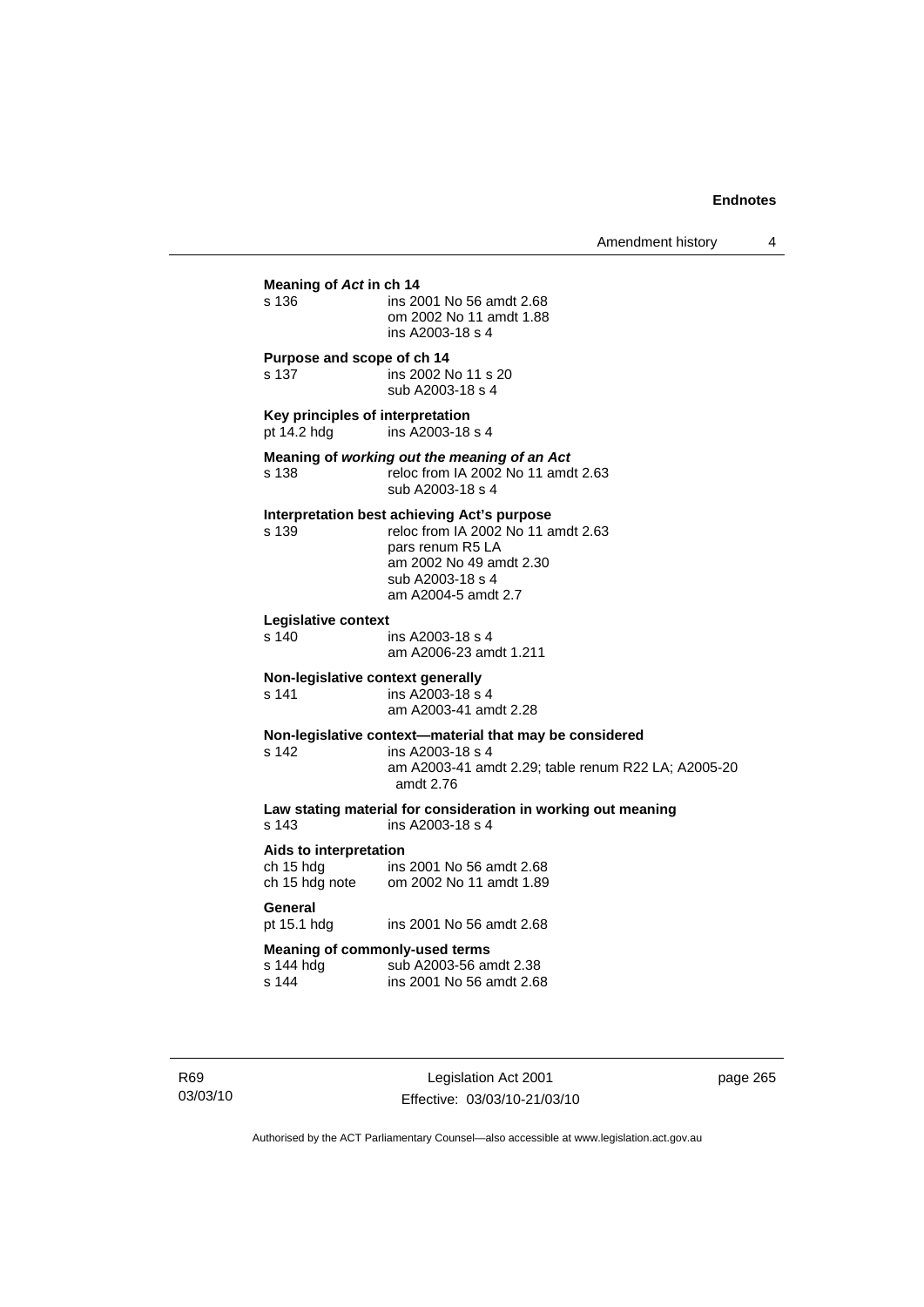**Meaning of *Act* in ch 14**

s 136 ins 2001 No 56 amdt 2.68
om 2002 No 11 amdt 1.88
ins A2003-18 s 4

**Purpose and scope of ch 14**

s 137 ins 2002 No 11 s 20
sub A2003-18 s 4

**Key principles of interpretation**

pt 14.2 hdg ins A2003-18 s 4

**Meaning of *working out the meaning of an Act***

s 138 reloc from IA 2002 No 11 amdt 2.63
sub A2003-18 s 4

**Interpretation best achieving Act's purpose**

s 139 reloc from IA 2002 No 11 amdt 2.63
pars renum R5 LA
am 2002 No 49 amdt 2.30
sub A2003-18 s 4
am A2004-5 amdt 2.7

**Legislative context**

s 140 ins A2003-18 s 4
am A2006-23 amdt 1.211

**Non-legislative context generally**

s 141 ins A2003-18 s 4
am A2003-41 amdt 2.28

**Non-legislative context—material that may be considered**

s 142 ins A2003-18 s 4
am A2003-41 amdt 2.29; table renum R22 LA; A2005-20 amdt 2.76

**Law stating material for consideration in working out meaning**

s 143 ins A2003-18 s 4

**Aids to interpretation**

ch 15 hdg ins 2001 No 56 amdt 2.68
ch 15 hdg note om 2002 No 11 amdt 1.89

**General**

pt 15.1 hdg ins 2001 No 56 amdt 2.68

**Meaning of commonly-used terms**

s 144 hdg sub A2003-56 amdt 2.38
s 144 ins 2001 No 56 amdt 2.68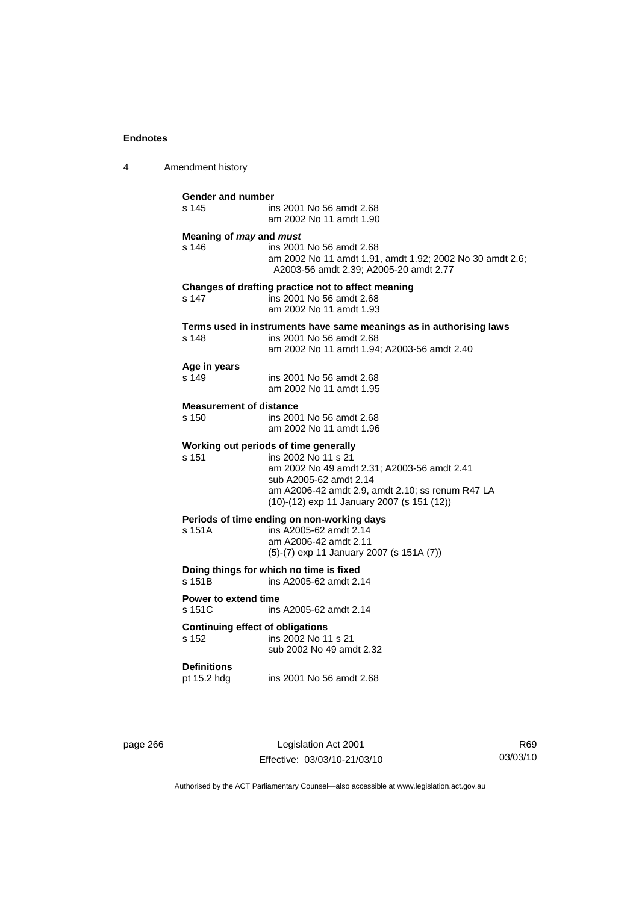**Gender and number**

s 145 ins 2001 No 56 amdt 2.68
am 2002 No 11 amdt 1.90

**Meaning of *may* and *must***

s 146 ins 2001 No 56 amdt 2.68
am 2002 No 11 amdt 1.91, amdt 1.92; 2002 No 30 amdt 2.6; A2003-56 amdt 2.39; A2005-20 amdt 2.77

**Changes of drafting practice not to affect meaning**

s 147 ins 2001 No 56 amdt 2.68
am 2002 No 11 amdt 1.93

**Terms used in instruments have same meanings as in authorising laws**

s 148 ins 2001 No 56 amdt 2.68
am 2002 No 11 amdt 1.94; A2003-56 amdt 2.40

**Age in years**

s 149 ins 2001 No 56 amdt 2.68
am 2002 No 11 amdt 1.95

**Measurement of distance**

s 150 ins 2001 No 56 amdt 2.68
am 2002 No 11 amdt 1.96

**Working out periods of time generally**

s 151 ins 2002 No 11 s 21
am 2002 No 49 amdt 2.31; A2003-56 amdt 2.41
sub A2005-62 amdt 2.14
am A2006-42 amdt 2.9, amdt 2.10; ss renum R47 LA
(10)-(12) exp 11 January 2007 (s 151 (12))

**Periods of time ending on non-working days**

s 151A ins A2005-62 amdt 2.14
am A2006-42 amdt 2.11
(5)-(7) exp 11 January 2007 (s 151A (7))

**Doing things for which no time is fixed**

s 151B ins A2005-62 amdt 2.14

**Power to extend time**

s 151C ins A2005-62 amdt 2.14

**Continuing effect of obligations**

s 152 ins 2002 No 11 s 21
sub 2002 No 49 amdt 2.32

**Definitions**

pt 15.2 hdg ins 2001 No 56 amdt 2.68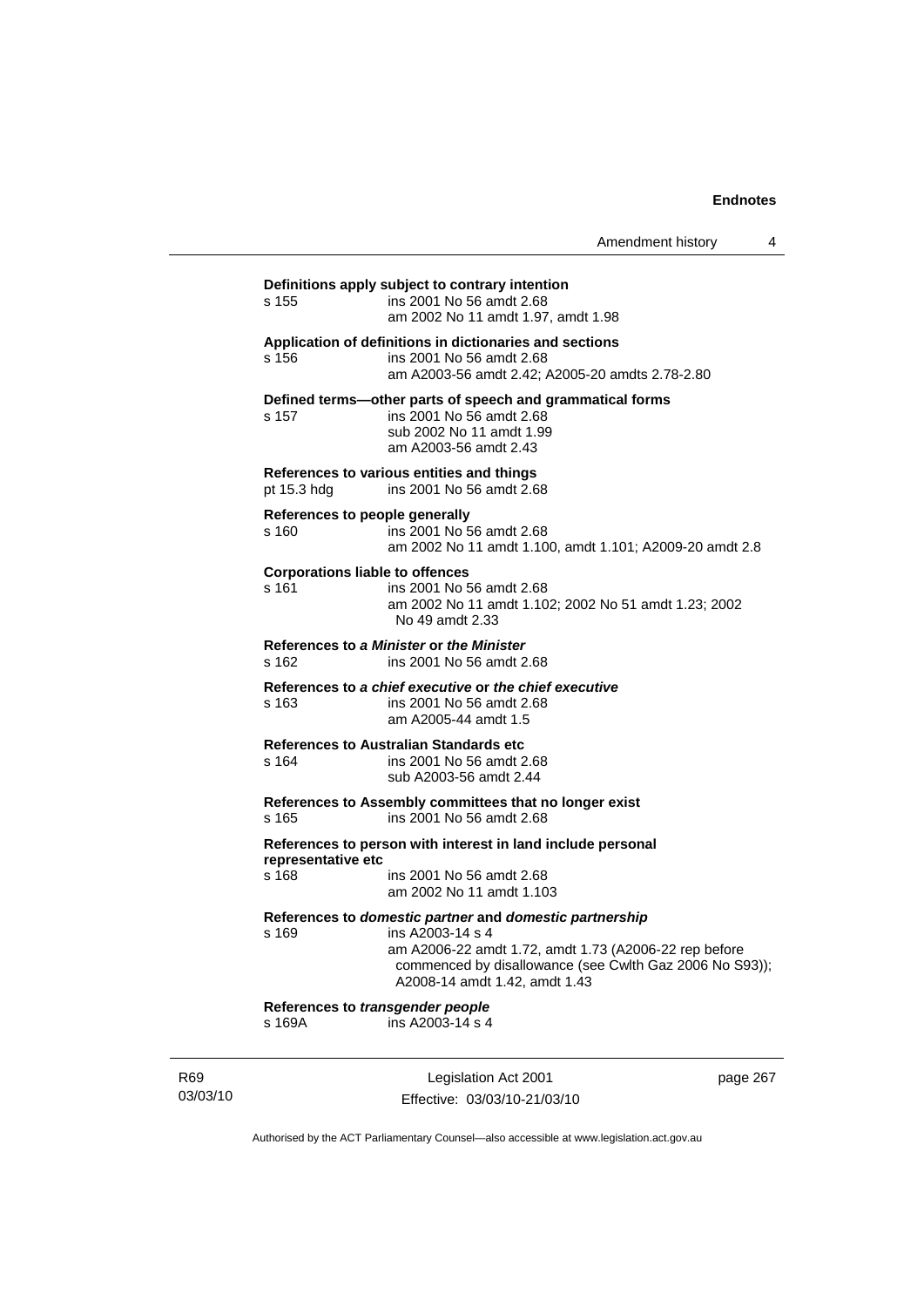**Definitions apply subject to contrary intention**

s 155 ins 2001 No 56 amdt 2.68
am 2002 No 11 amdt 1.97, amdt 1.98

**Application of definitions in dictionaries and sections**

s 156 ins 2001 No 56 amdt 2.68
am A2003-56 amdt 2.42; A2005-20 amdts 2.78-2.80

**Defined terms—other parts of speech and grammatical forms**

s 157 ins 2001 No 56 amdt 2.68
sub 2002 No 11 amdt 1.99
am A2003-56 amdt 2.43

**References to various entities and things**

pt 15.3 hdg ins 2001 No 56 amdt 2.68

**References to people generally**

s 160 ins 2001 No 56 amdt 2.68
am 2002 No 11 amdt 1.100, amdt 1.101; A2009-20 amdt 2.8

**Corporations liable to offences**

s 161 ins 2001 No 56 amdt 2.68
am 2002 No 11 amdt 1.102; 2002 No 51 amdt 1.23; 2002 No 49 amdt 2.33

**References to *a Minister* or *the Minister***

s 162 ins 2001 No 56 amdt 2.68

**References to *a chief executive* or *the chief executive***

s 163 ins 2001 No 56 amdt 2.68
am A2005-44 amdt 1.5

**References to Australian Standards etc**

s 164 ins 2001 No 56 amdt 2.68
sub A2003-56 amdt 2.44

**References to Assembly committees that no longer exist**

s 165 ins 2001 No 56 amdt 2.68

**References to person with interest in land include personal representative etc**

s 168 ins 2001 No 56 amdt 2.68
am 2002 No 11 amdt 1.103

**References to *domestic partner* and *domestic partnership***

s 169 ins A2003-14 s 4
am A2006-22 amdt 1.72, amdt 1.73 (A2006-22 rep before commenced by disallowance (see Cwlth Gaz 2006 No S93)); A2008-14 amdt 1.42, amdt 1.43

**References to *transgender people***

s 169A ins A2003-14 s 4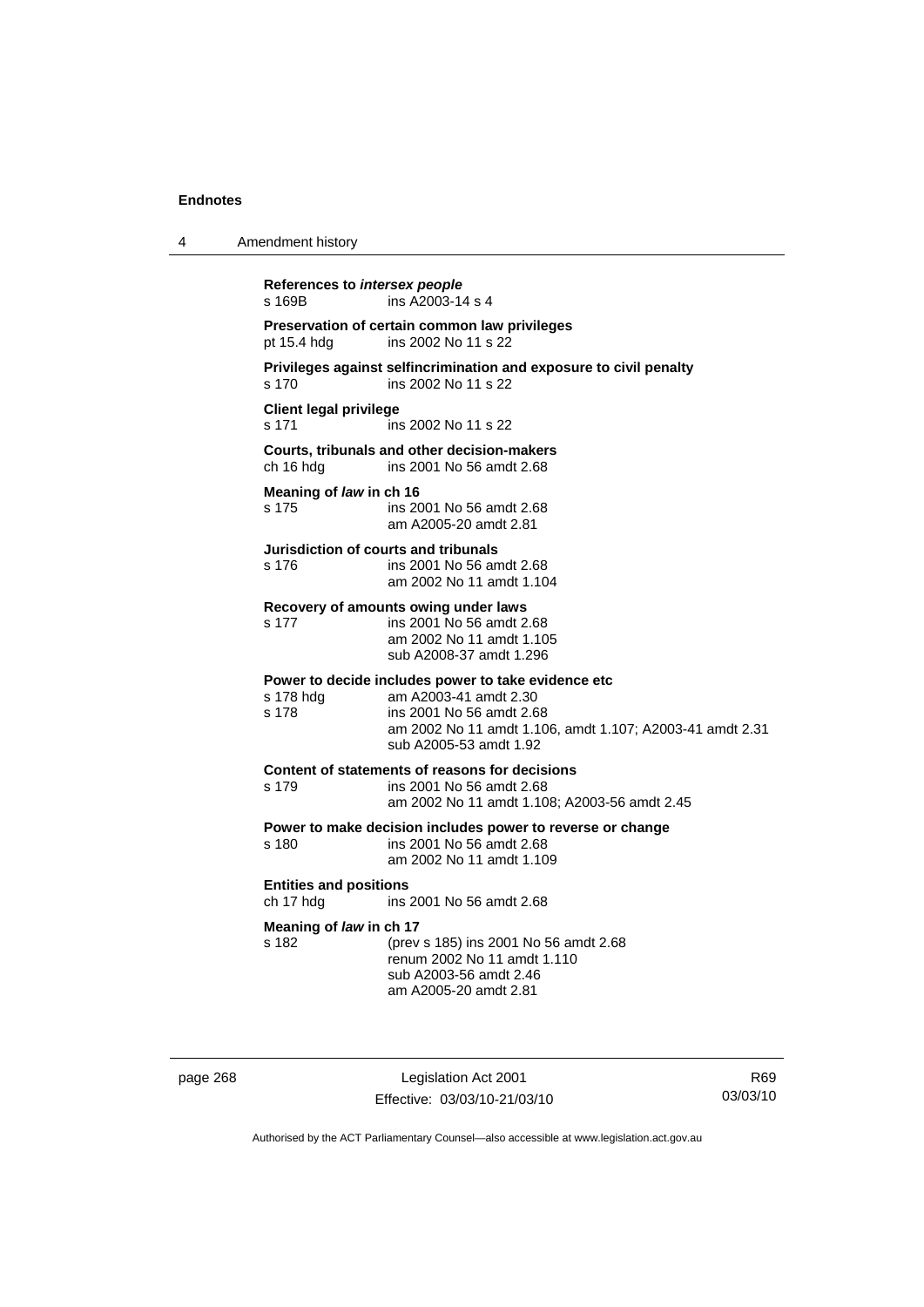**References to *intersex people***
s 169B ins A2003-14 s 4

**Preservation of certain common law privileges**
pt 15.4 hdg ins 2002 No 11 s 22

**Privileges against selfincrimination and exposure to civil penalty**
s 170 ins 2002 No 11 s 22

**Client legal privilege**
s 171 ins 2002 No 11 s 22

**Courts, tribunals and other decision-makers**
ch 16 hdg ins 2001 No 56 amdt 2.68

**Meaning of *law* in ch 16**
s 175 ins 2001 No 56 amdt 2.68
am A2005-20 amdt 2.81

**Jurisdiction of courts and tribunals**
s 176 ins 2001 No 56 amdt 2.68
am 2002 No 11 amdt 1.104

**Recovery of amounts owing under laws**
s 177 ins 2001 No 56 amdt 2.68
am 2002 No 11 amdt 1.105
sub A2008-37 amdt 1.296

**Power to decide includes power to take evidence etc**
s 178 hdg am A2003-41 amdt 2.30
s 178 ins 2001 No 56 amdt 2.68
am 2002 No 11 amdt 1.106, amdt 1.107; A2003-41 amdt 2.31
sub A2005-53 amdt 1.92

**Content of statements of reasons for decisions**
s 179 ins 2001 No 56 amdt 2.68
am 2002 No 11 amdt 1.108; A2003-56 amdt 2.45

**Power to make decision includes power to reverse or change**
s 180 ins 2001 No 56 amdt 2.68
am 2002 No 11 amdt 1.109

**Entities and positions**
ch 17 hdg ins 2001 No 56 amdt 2.68

**Meaning of *law* in ch 17**
s 182 (prev s 185) ins 2001 No 56 amdt 2.68
renum 2002 No 11 amdt 1.110
sub A2003-56 amdt 2.46
am A2005-20 amdt 2.81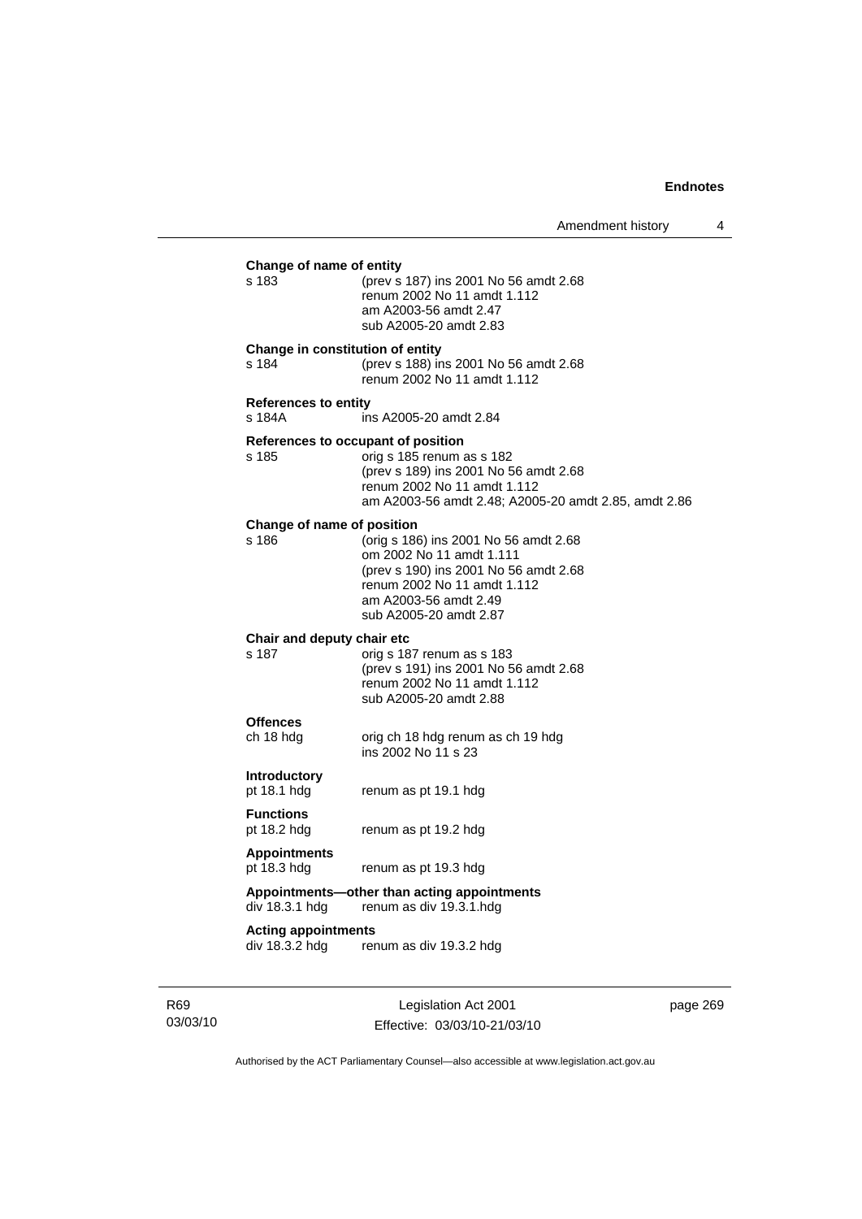**Change of name of entity**

s 183 — (prev s 187) ins 2001 No 56 amdt 2.68
renum 2002 No 11 amdt 1.112
am A2003-56 amdt 2.47
sub A2005-20 amdt 2.83

**Change in constitution of entity**

s 184 — (prev s 188) ins 2001 No 56 amdt 2.68
renum 2002 No 11 amdt 1.112

**References to entity**

s 184A — ins A2005-20 amdt 2.84

**References to occupant of position**

s 185 — orig s 185 renum as s 182
(prev s 189) ins 2001 No 56 amdt 2.68
renum 2002 No 11 amdt 1.112
am A2003-56 amdt 2.48; A2005-20 amdt 2.85, amdt 2.86

**Change of name of position**

s 186 — (orig s 186) ins 2001 No 56 amdt 2.68
om 2002 No 11 amdt 1.111
(prev s 190) ins 2001 No 56 amdt 2.68
renum 2002 No 11 amdt 1.112
am A2003-56 amdt 2.49
sub A2005-20 amdt 2.87

**Chair and deputy chair etc**

s 187 — orig s 187 renum as s 183
(prev s 191) ins 2001 No 56 amdt 2.68
renum 2002 No 11 amdt 1.112
sub A2005-20 amdt 2.88

**Offences**

ch 18 hdg — orig ch 18 hdg renum as ch 19 hdg
ins 2002 No 11 s 23

**Introductory**

pt 18.1 hdg — renum as pt 19.1 hdg

**Functions**

pt 18.2 hdg — renum as pt 19.2 hdg

**Appointments**

pt 18.3 hdg — renum as pt 19.3 hdg

**Appointments—other than acting appointments**

div 18.3.1 hdg — renum as div 19.3.1.hdg

**Acting appointments**

div 18.3.2 hdg — renum as div 19.3.2 hdg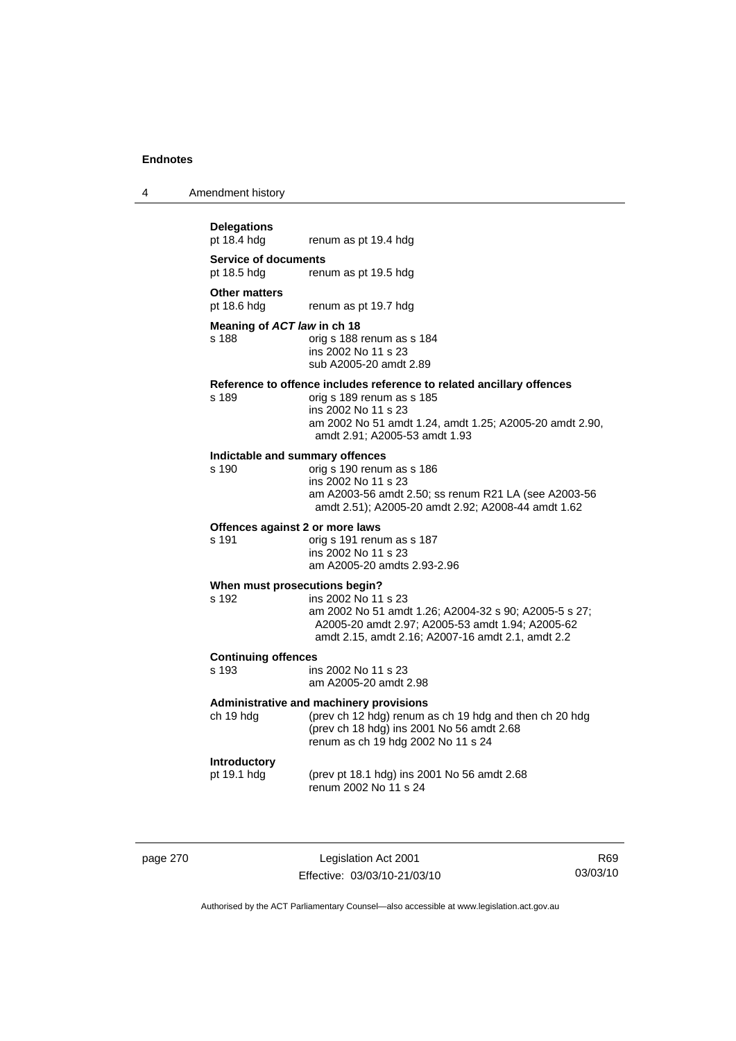**Delegations**

pt 18.4 hdg renum as pt 19.4 hdg

**Service of documents**

pt 18.5 hdg renum as pt 19.5 hdg

**Other matters**

pt 18.6 hdg renum as pt 19.7 hdg

**Meaning of *ACT law* in ch 18**

s 188 orig s 188 renum as s 184
ins 2002 No 11 s 23
sub A2005-20 amdt 2.89

**Reference to offence includes reference to related ancillary offences**

s 189 orig s 189 renum as s 185
ins 2002 No 11 s 23
am 2002 No 51 amdt 1.24, amdt 1.25; A2005-20 amdt 2.90, amdt 2.91; A2005-53 amdt 1.93

**Indictable and summary offences**

s 190 orig s 190 renum as s 186
ins 2002 No 11 s 23
am A2003-56 amdt 2.50; ss renum R21 LA (see A2003-56 amdt 2.51); A2005-20 amdt 2.92; A2008-44 amdt 1.62

**Offences against 2 or more laws**

s 191 orig s 191 renum as s 187
ins 2002 No 11 s 23
am A2005-20 amdts 2.93-2.96

**When must prosecutions begin?**

s 192 ins 2002 No 11 s 23
am 2002 No 51 amdt 1.26; A2004-32 s 90; A2005-5 s 27; A2005-20 amdt 2.97; A2005-53 amdt 1.94; A2005-62 amdt 2.15, amdt 2.16; A2007-16 amdt 2.1, amdt 2.2

**Continuing offences**

s 193 ins 2002 No 11 s 23
am A2005-20 amdt 2.98

**Administrative and machinery provisions**

ch 19 hdg (prev ch 12 hdg) renum as ch 19 hdg and then ch 20 hdg
(prev ch 18 hdg) ins 2001 No 56 amdt 2.68
renum as ch 19 hdg 2002 No 11 s 24

**Introductory**

pt 19.1 hdg (prev pt 18.1 hdg) ins 2001 No 56 amdt 2.68
renum 2002 No 11 s 24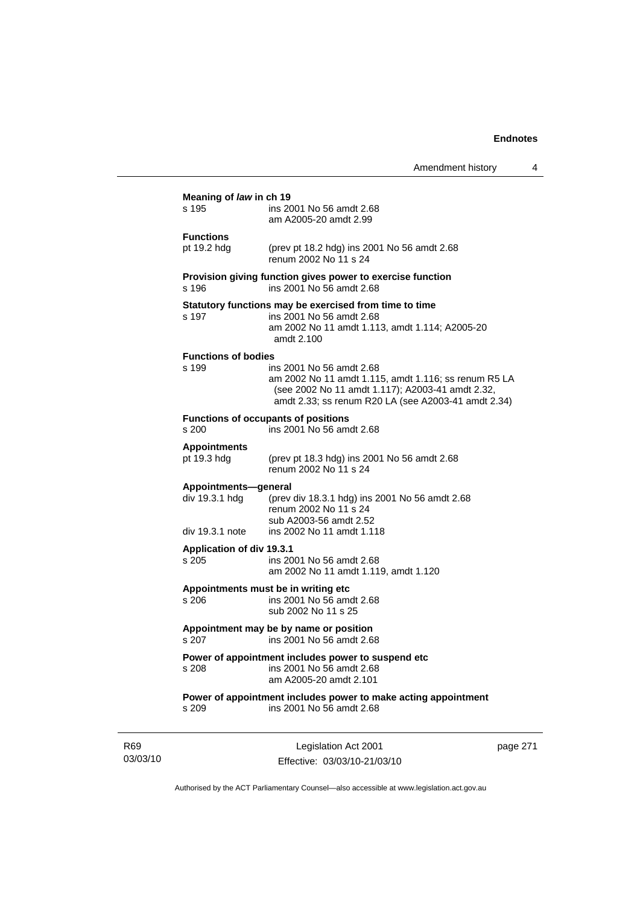**Meaning of *law* in ch 19**

s 195 ins 2001 No 56 amdt 2.68
am A2005-20 amdt 2.99

**Functions**

pt 19.2 hdg (prev pt 18.2 hdg) ins 2001 No 56 amdt 2.68
renum 2002 No 11 s 24

**Provision giving function gives power to exercise function**

s 196 ins 2001 No 56 amdt 2.68

**Statutory functions may be exercised from time to time**

s 197 ins 2001 No 56 amdt 2.68
am 2002 No 11 amdt 1.113, amdt 1.114; A2005-20 amdt 2.100

**Functions of bodies**

s 199 ins 2001 No 56 amdt 2.68
am 2002 No 11 amdt 1.115, amdt 1.116; ss renum R5 LA (see 2002 No 11 amdt 1.117); A2003-41 amdt 2.32, amdt 2.33; ss renum R20 LA (see A2003-41 amdt 2.34)

**Functions of occupants of positions**

s 200 ins 2001 No 56 amdt 2.68

**Appointments**

pt 19.3 hdg (prev pt 18.3 hdg) ins 2001 No 56 amdt 2.68
renum 2002 No 11 s 24

**Appointments—general**

div 19.3.1 hdg (prev div 18.3.1 hdg) ins 2001 No 56 amdt 2.68
renum 2002 No 11 s 24
sub A2003-56 amdt 2.52

div 19.3.1 note ins 2002 No 11 amdt 1.118

**Application of div 19.3.1**

s 205 ins 2001 No 56 amdt 2.68
am 2002 No 11 amdt 1.119, amdt 1.120

**Appointments must be in writing etc**

s 206 ins 2001 No 56 amdt 2.68
sub 2002 No 11 s 25

**Appointment may be by name or position**

s 207 ins 2001 No 56 amdt 2.68

**Power of appointment includes power to suspend etc**

s 208 ins 2001 No 56 amdt 2.68
am A2005-20 amdt 2.101

**Power of appointment includes power to make acting appointment**

s 209 ins 2001 No 56 amdt 2.68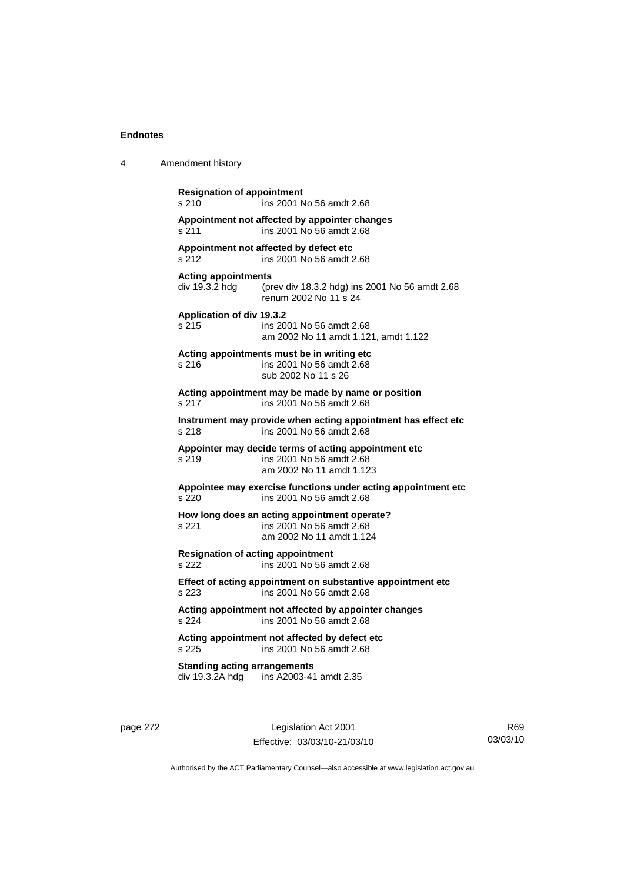**Resignation of appointment**
s 210 ins 2001 No 56 amdt 2.68

**Appointment not affected by appointer changes**
s 211 ins 2001 No 56 amdt 2.68

**Appointment not affected by defect etc**
s 212 ins 2001 No 56 amdt 2.68

**Acting appointments**
div 19.3.2 hdg (prev div 18.3.2 hdg) ins 2001 No 56 amdt 2.68
renum 2002 No 11 s 24

**Application of div 19.3.2**
s 215 ins 2001 No 56 amdt 2.68
am 2002 No 11 amdt 1.121, amdt 1.122

**Acting appointments must be in writing etc**
s 216 ins 2001 No 56 amdt 2.68
sub 2002 No 11 s 26

**Acting appointment may be made by name or position**
s 217 ins 2001 No 56 amdt 2.68

**Instrument may provide when acting appointment has effect etc**
s 218 ins 2001 No 56 amdt 2.68

**Appointer may decide terms of acting appointment etc**
s 219 ins 2001 No 56 amdt 2.68
am 2002 No 11 amdt 1.123

**Appointee may exercise functions under acting appointment etc**
s 220 ins 2001 No 56 amdt 2.68

**How long does an acting appointment operate?**
s 221 ins 2001 No 56 amdt 2.68
am 2002 No 11 amdt 1.124

**Resignation of acting appointment**
s 222 ins 2001 No 56 amdt 2.68

**Effect of acting appointment on substantive appointment etc**
s 223 ins 2001 No 56 amdt 2.68

**Acting appointment not affected by appointer changes**
s 224 ins 2001 No 56 amdt 2.68

**Acting appointment not affected by defect etc**
s 225 ins 2001 No 56 amdt 2.68

**Standing acting arrangements**
div 19.3.2A hdg ins A2003-41 amdt 2.35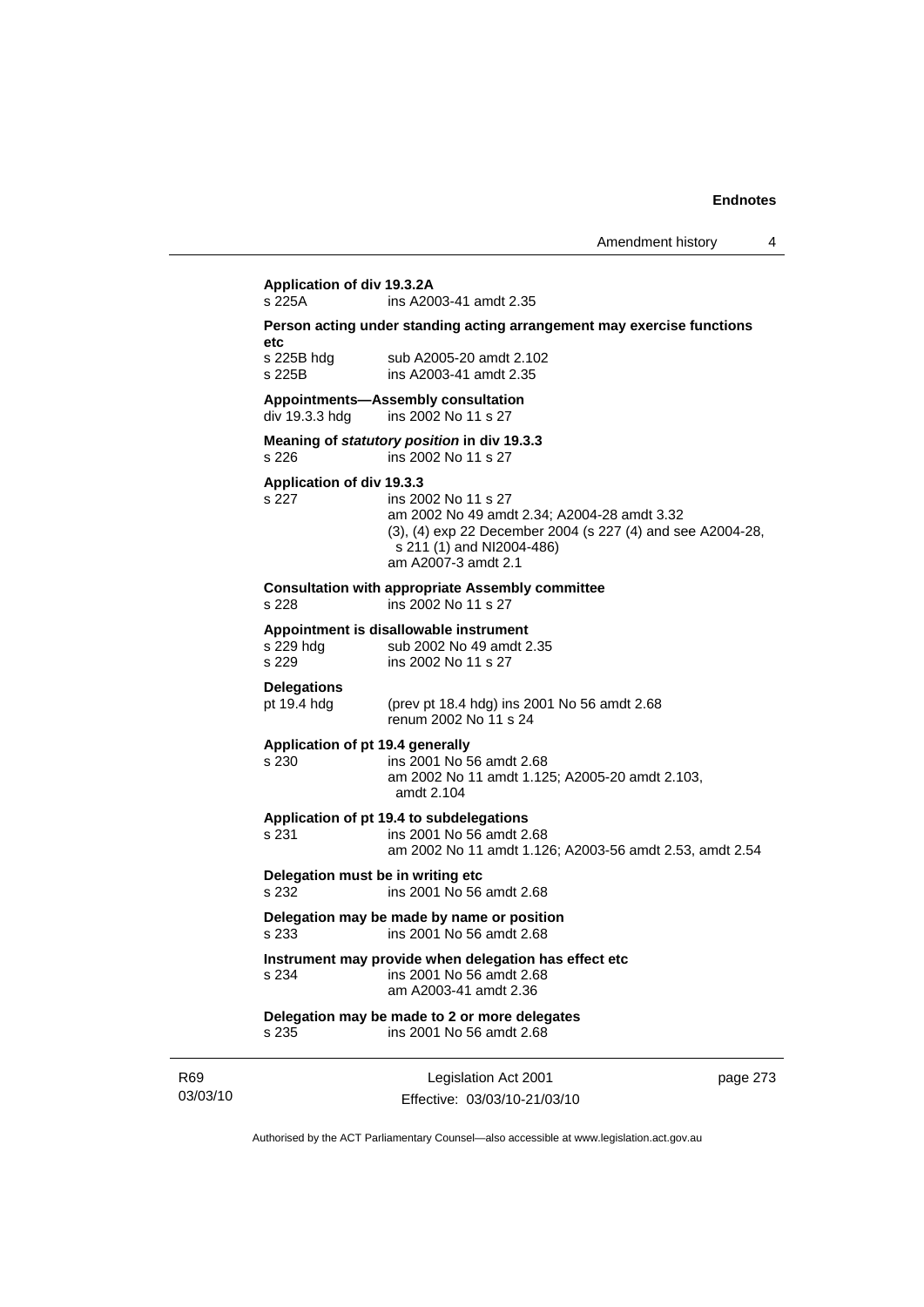**Application of div 19.3.2A**
s 225A ins A2003-41 amdt 2.35

**Person acting under standing acting arrangement may exercise functions etc**
s 225B hdg sub A2005-20 amdt 2.102
s 225B ins A2003-41 amdt 2.35

**Appointments—Assembly consultation**
div 19.3.3 hdg ins 2002 No 11 s 27

**Meaning of *statutory position* in div 19.3.3**
s 226 ins 2002 No 11 s 27

**Application of div 19.3.3**
s 227 ins 2002 No 11 s 27
am 2002 No 49 amdt 2.34; A2004-28 amdt 3.32
(3), (4) exp 22 December 2004 (s 227 (4) and see A2004-28, s 211 (1) and NI2004-486)
am A2007-3 amdt 2.1

**Consultation with appropriate Assembly committee**
s 228 ins 2002 No 11 s 27

**Appointment is disallowable instrument**
s 229 hdg sub 2002 No 49 amdt 2.35
s 229 ins 2002 No 11 s 27

**Delegations**
pt 19.4 hdg (prev pt 18.4 hdg) ins 2001 No 56 amdt 2.68
renum 2002 No 11 s 24

**Application of pt 19.4 generally**
s 230 ins 2001 No 56 amdt 2.68
am 2002 No 11 amdt 1.125; A2005-20 amdt 2.103, amdt 2.104

**Application of pt 19.4 to subdelegations**
s 231 ins 2001 No 56 amdt 2.68
am 2002 No 11 amdt 1.126; A2003-56 amdt 2.53, amdt 2.54

**Delegation must be in writing etc**
s 232 ins 2001 No 56 amdt 2.68

**Delegation may be made by name or position**
s 233 ins 2001 No 56 amdt 2.68

**Instrument may provide when delegation has effect etc**
s 234 ins 2001 No 56 amdt 2.68
am A2003-41 amdt 2.36

**Delegation may be made to 2 or more delegates**
s 235 ins 2001 No 56 amdt 2.68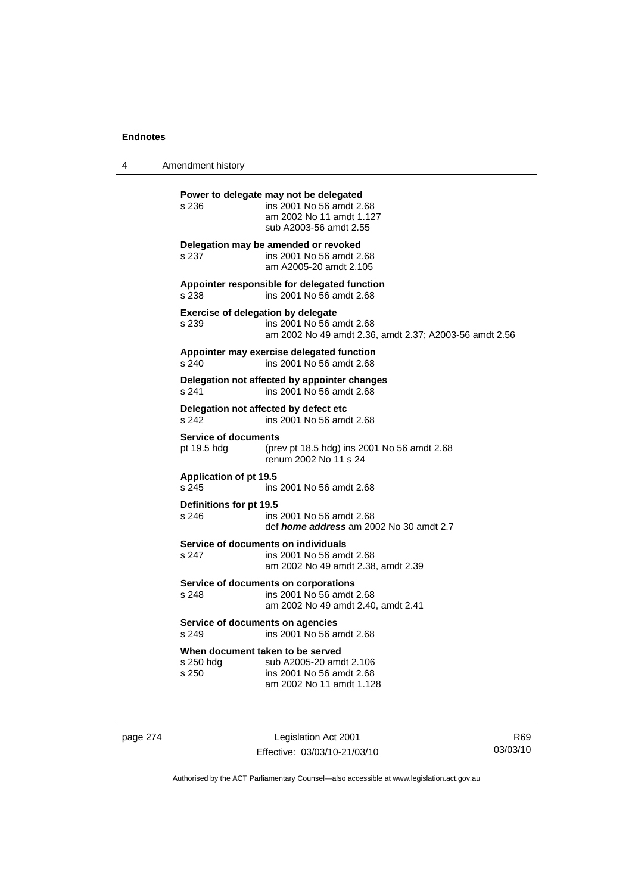**Power to delegate may not be delegated**

s 236 ins 2001 No 56 amdt 2.68
am 2002 No 11 amdt 1.127
sub A2003-56 amdt 2.55

**Delegation may be amended or revoked**

s 237 ins 2001 No 56 amdt 2.68
am A2005-20 amdt 2.105

**Appointer responsible for delegated function**

s 238 ins 2001 No 56 amdt 2.68

**Exercise of delegation by delegate**

s 239 ins 2001 No 56 amdt 2.68
am 2002 No 49 amdt 2.36, amdt 2.37; A2003-56 amdt 2.56

**Appointer may exercise delegated function**

s 240 ins 2001 No 56 amdt 2.68

**Delegation not affected by appointer changes**

s 241 ins 2001 No 56 amdt 2.68

**Delegation not affected by defect etc**

s 242 ins 2001 No 56 amdt 2.68

**Service of documents**

pt 19.5 hdg (prev pt 18.5 hdg) ins 2001 No 56 amdt 2.68
renum 2002 No 11 s 24

**Application of pt 19.5**

s 245 ins 2001 No 56 amdt 2.68

**Definitions for pt 19.5**

s 246 ins 2001 No 56 amdt 2.68
def ***home address*** am 2002 No 30 amdt 2.7

**Service of documents on individuals**

s 247 ins 2001 No 56 amdt 2.68
am 2002 No 49 amdt 2.38, amdt 2.39

**Service of documents on corporations**

s 248 ins 2001 No 56 amdt 2.68
am 2002 No 49 amdt 2.40, amdt 2.41

**Service of documents on agencies**

s 249 ins 2001 No 56 amdt 2.68

**When document taken to be served**

s 250 hdg sub A2005-20 amdt 2.106
s 250 ins 2001 No 56 amdt 2.68
am 2002 No 11 amdt 1.128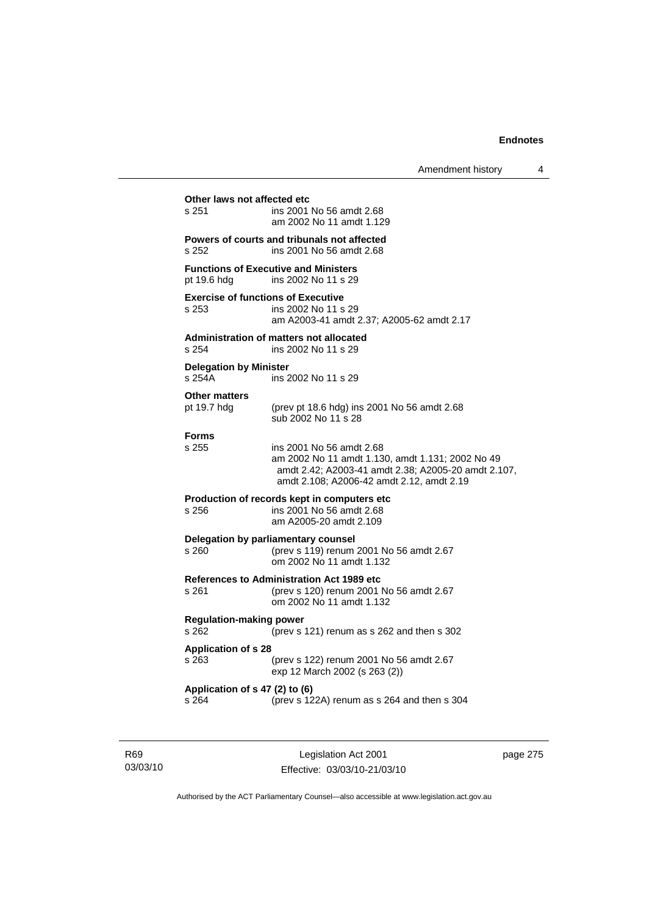**Other laws not affected etc**

s 251 ins 2001 No 56 amdt 2.68
am 2002 No 11 amdt 1.129

**Powers of courts and tribunals not affected**

s 252 ins 2001 No 56 amdt 2.68

**Functions of Executive and Ministers**

pt 19.6 hdg ins 2002 No 11 s 29

**Exercise of functions of Executive**

s 253 ins 2002 No 11 s 29
am A2003-41 amdt 2.37; A2005-62 amdt 2.17

**Administration of matters not allocated**

s 254 ins 2002 No 11 s 29

**Delegation by Minister**

s 254A ins 2002 No 11 s 29

**Other matters**

pt 19.7 hdg (prev pt 18.6 hdg) ins 2001 No 56 amdt 2.68
sub 2002 No 11 s 28

**Forms**

s 255 ins 2001 No 56 amdt 2.68
am 2002 No 11 amdt 1.130, amdt 1.131; 2002 No 49 amdt 2.42; A2003-41 amdt 2.38; A2005-20 amdt 2.107, amdt 2.108; A2006-42 amdt 2.12, amdt 2.19

**Production of records kept in computers etc**

s 256 ins 2001 No 56 amdt 2.68
am A2005-20 amdt 2.109

**Delegation by parliamentary counsel**

s 260 (prev s 119) renum 2001 No 56 amdt 2.67
om 2002 No 11 amdt 1.132

**References to Administration Act 1989 etc**

s 261 (prev s 120) renum 2001 No 56 amdt 2.67
om 2002 No 11 amdt 1.132

**Regulation-making power**

s 262 (prev s 121) renum as s 262 and then s 302

**Application of s 28**

s 263 (prev s 122) renum 2001 No 56 amdt 2.67
exp 12 March 2002 (s 263 (2))

**Application of s 47 (2) to (6)**

s 264 (prev s 122A) renum as s 264 and then s 304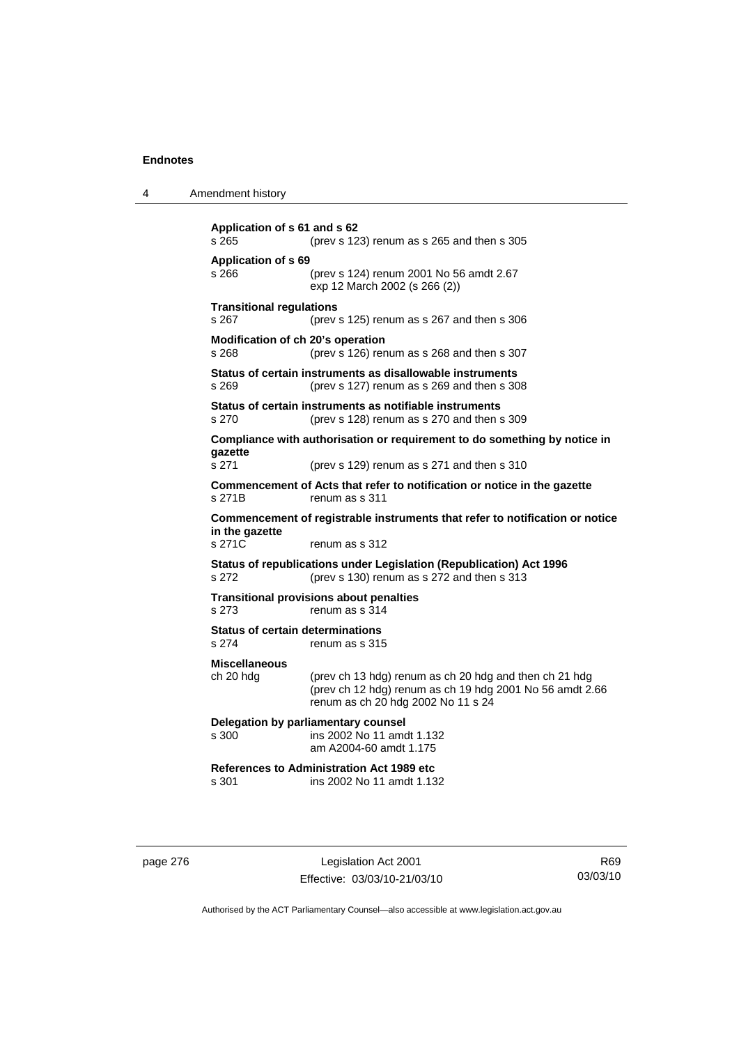**Application of s 61 and s 62**
s 265 (prev s 123) renum as s 265 and then s 305

**Application of s 69**
s 266 (prev s 124) renum 2001 No 56 amdt 2.67
exp 12 March 2002 (s 266 (2))

**Transitional regulations**
s 267 (prev s 125) renum as s 267 and then s 306

**Modification of ch 20's operation**
s 268 (prev s 126) renum as s 268 and then s 307

**Status of certain instruments as disallowable instruments**
s 269 (prev s 127) renum as s 269 and then s 308

**Status of certain instruments as notifiable instruments**
s 270 (prev s 128) renum as s 270 and then s 309

**Compliance with authorisation or requirement to do something by notice in gazette**
s 271 (prev s 129) renum as s 271 and then s 310

**Commencement of Acts that refer to notification or notice in the gazette**
s 271B renum as s 311

**Commencement of registrable instruments that refer to notification or notice in the gazette**
s 271C renum as s 312

**Status of republications under Legislation (Republication) Act 1996**
s 272 (prev s 130) renum as s 272 and then s 313

**Transitional provisions about penalties**
s 273 renum as s 314

**Status of certain determinations**
s 274 renum as s 315

**Miscellaneous**
ch 20 hdg (prev ch 13 hdg) renum as ch 20 hdg and then ch 21 hdg
(prev ch 12 hdg) renum as ch 19 hdg 2001 No 56 amdt 2.66
renum as ch 20 hdg 2002 No 11 s 24

**Delegation by parliamentary counsel**
s 300 ins 2002 No 11 amdt 1.132
am A2004-60 amdt 1.175

**References to Administration Act 1989 etc**
s 301 ins 2002 No 11 amdt 1.132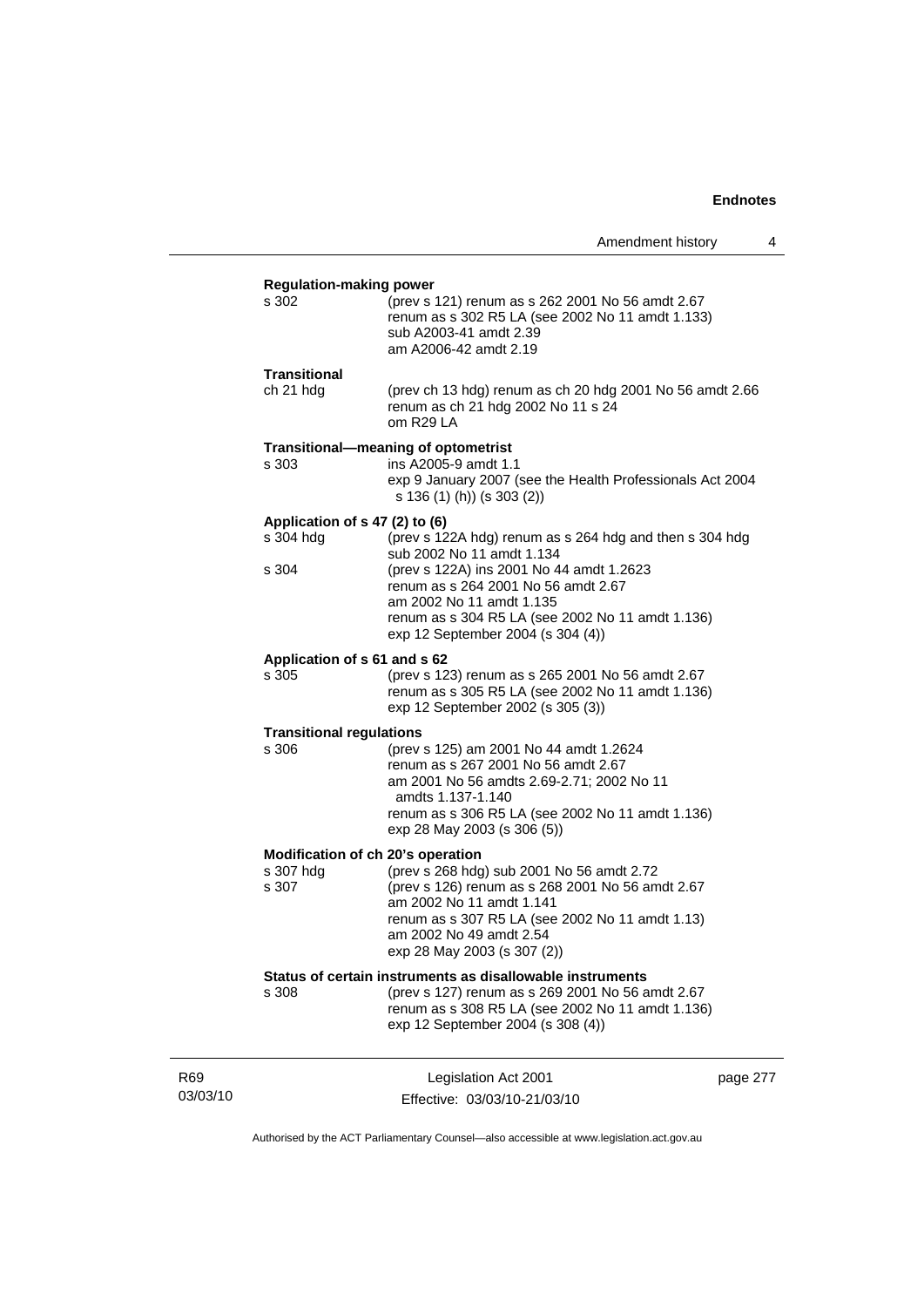**Regulation-making power**

s 302 (prev s 121) renum as s 262 2001 No 56 amdt 2.67
renum as s 302 R5 LA (see 2002 No 11 amdt 1.133)
sub A2003-41 amdt 2.39
am A2006-42 amdt 2.19

**Transitional**

ch 21 hdg (prev ch 13 hdg) renum as ch 20 hdg 2001 No 56 amdt 2.66
renum as ch 21 hdg 2002 No 11 s 24
om R29 LA

**Transitional—meaning of optometrist**

s 303 ins A2005-9 amdt 1.1
exp 9 January 2007 (see the Health Professionals Act 2004 s 136 (1) (h)) (s 303 (2))

**Application of s 47 (2) to (6)**

s 304 hdg (prev s 122A hdg) renum as s 264 hdg and then s 304 hdg
sub 2002 No 11 amdt 1.134

s 304 (prev s 122A) ins 2001 No 44 amdt 1.2623
renum as s 264 2001 No 56 amdt 2.67
am 2002 No 11 amdt 1.135
renum as s 304 R5 LA (see 2002 No 11 amdt 1.136)
exp 12 September 2004 (s 304 (4))

**Application of s 61 and s 62**

s 305 (prev s 123) renum as s 265 2001 No 56 amdt 2.67
renum as s 305 R5 LA (see 2002 No 11 amdt 1.136)
exp 12 September 2002 (s 305 (3))

**Transitional regulations**

s 306 (prev s 125) am 2001 No 44 amdt 1.2624
renum as s 267 2001 No 56 amdt 2.67
am 2001 No 56 amdts 2.69-2.71; 2002 No 11 amdts 1.137-1.140
renum as s 306 R5 LA (see 2002 No 11 amdt 1.136)
exp 28 May 2003 (s 306 (5))

**Modification of ch 20's operation**

s 307 hdg (prev s 268 hdg) sub 2001 No 56 amdt 2.72

s 307 (prev s 126) renum as s 268 2001 No 56 amdt 2.67
am 2002 No 11 amdt 1.141
renum as s 307 R5 LA (see 2002 No 11 amdt 1.13)
am 2002 No 49 amdt 2.54
exp 28 May 2003 (s 307 (2))

**Status of certain instruments as disallowable instruments**

s 308 (prev s 127) renum as s 269 2001 No 56 amdt 2.67
renum as s 308 R5 LA (see 2002 No 11 amdt 1.136)
exp 12 September 2004 (s 308 (4))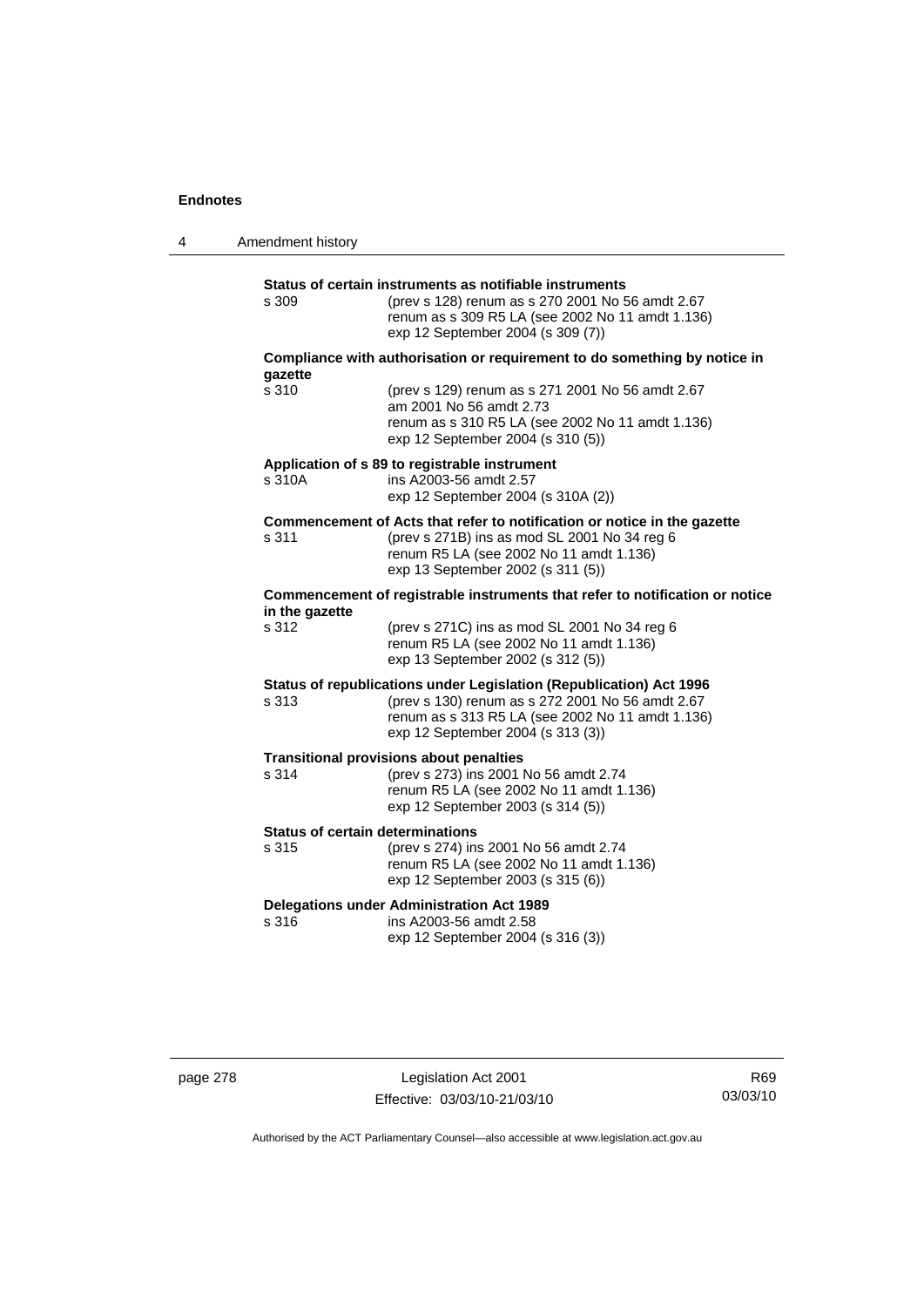**Status of certain instruments as notifiable instruments**

s 309 (prev s 128) renum as s 270 2001 No 56 amdt 2.67
renum as s 309 R5 LA (see 2002 No 11 amdt 1.136)
exp 12 September 2004 (s 309 (7))

**Compliance with authorisation or requirement to do something by notice in gazette**

s 310 (prev s 129) renum as s 271 2001 No 56 amdt 2.67
am 2001 No 56 amdt 2.73
renum as s 310 R5 LA (see 2002 No 11 amdt 1.136)
exp 12 September 2004 (s 310 (5))

**Application of s 89 to registrable instrument**

s 310A ins A2003-56 amdt 2.57
exp 12 September 2004 (s 310A (2))

**Commencement of Acts that refer to notification or notice in the gazette**

s 311 (prev s 271B) ins as mod SL 2001 No 34 reg 6
renum R5 LA (see 2002 No 11 amdt 1.136)
exp 13 September 2002 (s 311 (5))

**Commencement of registrable instruments that refer to notification or notice in the gazette**

s 312 (prev s 271C) ins as mod SL 2001 No 34 reg 6
renum R5 LA (see 2002 No 11 amdt 1.136)
exp 13 September 2002 (s 312 (5))

**Status of republications under Legislation (Republication) Act 1996**

s 313 (prev s 130) renum as s 272 2001 No 56 amdt 2.67
renum as s 313 R5 LA (see 2002 No 11 amdt 1.136)
exp 12 September 2004 (s 313 (3))

**Transitional provisions about penalties**

s 314 (prev s 273) ins 2001 No 56 amdt 2.74
renum R5 LA (see 2002 No 11 amdt 1.136)
exp 12 September 2003 (s 314 (5))

**Status of certain determinations**

s 315 (prev s 274) ins 2001 No 56 amdt 2.74
renum R5 LA (see 2002 No 11 amdt 1.136)
exp 12 September 2003 (s 315 (6))

**Delegations under Administration Act 1989**

s 316 ins A2003-56 amdt 2.58
exp 12 September 2004 (s 316 (3))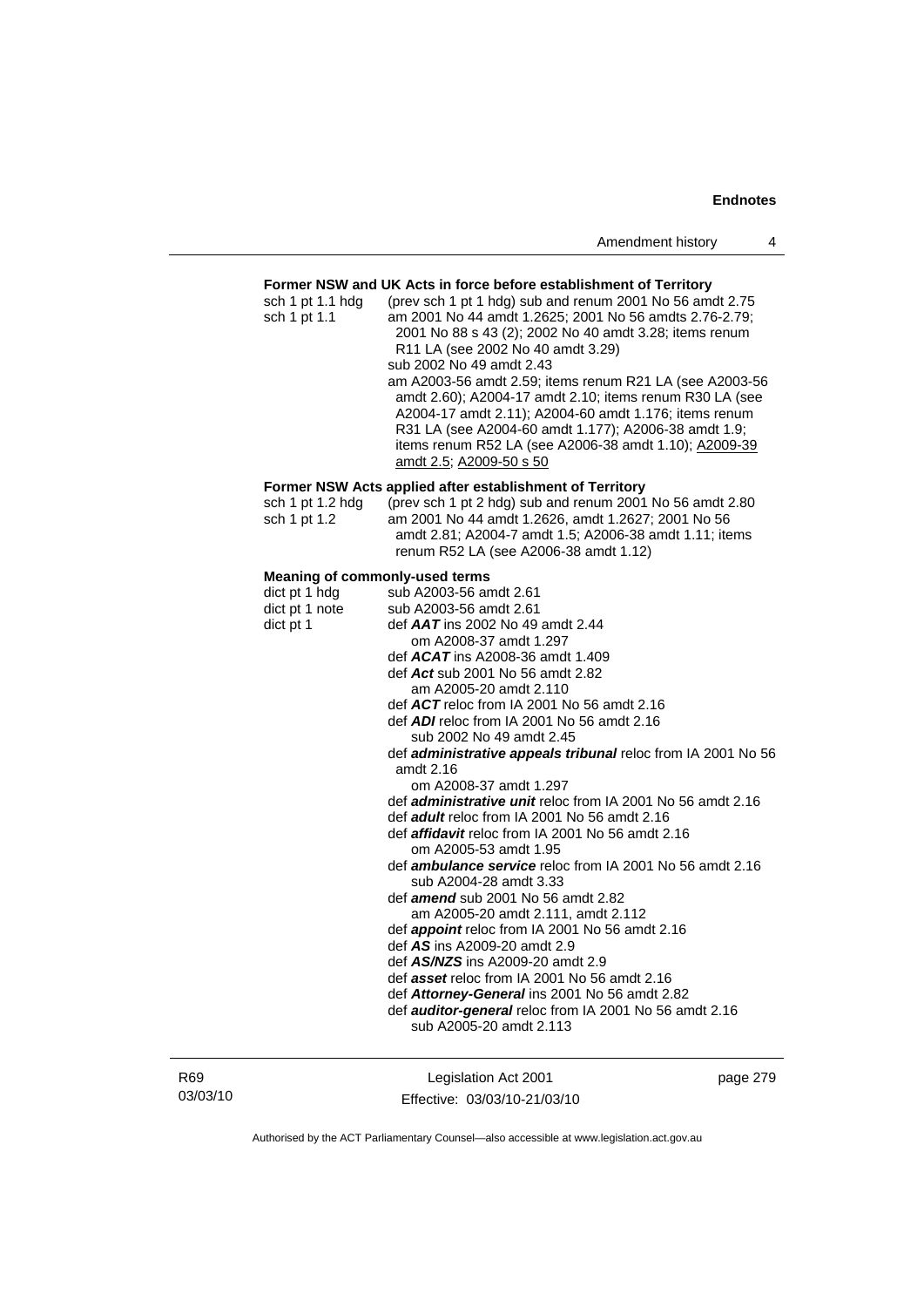**Former NSW and UK Acts in force before establishment of Territory**

sch 1 pt 1.1 hdg (prev sch 1 pt 1 hdg) sub and renum 2001 No 56 amdt 2.75

sch 1 pt 1.1 am 2001 No 44 amdt 1.2625; 2001 No 56 amdts 2.76-2.79; 2001 No 88 s 43 (2); 2002 No 40 amdt 3.28; items renum R11 LA (see 2002 No 40 amdt 3.29)
sub 2002 No 49 amdt 2.43
am A2003-56 amdt 2.59; items renum R21 LA (see A2003-56 amdt 2.60); A2004-17 amdt 2.10; items renum R30 LA (see A2004-17 amdt 2.11); A2004-60 amdt 1.176; items renum R31 LA (see A2004-60 amdt 1.177); A2006-38 amdt 1.9; items renum R52 LA (see A2006-38 amdt 1.10); A2009-39 amdt 2.5; A2009-50 s 50

**Former NSW Acts applied after establishment of Territory**

sch 1 pt 1.2 hdg (prev sch 1 pt 2 hdg) sub and renum 2001 No 56 amdt 2.80

sch 1 pt 1.2 am 2001 No 44 amdt 1.2626, amdt 1.2627; 2001 No 56 amdt 2.81; A2004-7 amdt 1.5; A2006-38 amdt 1.11; items renum R52 LA (see A2006-38 amdt 1.12)

**Meaning of commonly-used terms**

dict pt 1 hdg sub A2003-56 amdt 2.61

dict pt 1 note sub A2003-56 amdt 2.61

dict pt 1 def ***AAT*** ins 2002 No 49 amdt 2.44
om A2008-37 amdt 1.297
def ***ACAT*** ins A2008-36 amdt 1.409
def ***Act*** sub 2001 No 56 amdt 2.82
am A2005-20 amdt 2.110
def ***ACT*** reloc from IA 2001 No 56 amdt 2.16
def ***ADI*** reloc from IA 2001 No 56 amdt 2.16
sub 2002 No 49 amdt 2.45
def ***administrative appeals tribunal*** reloc from IA 2001 No 56 amdt 2.16
om A2008-37 amdt 1.297
def ***administrative unit*** reloc from IA 2001 No 56 amdt 2.16
def ***adult*** reloc from IA 2001 No 56 amdt 2.16
def ***affidavit*** reloc from IA 2001 No 56 amdt 2.16
om A2005-53 amdt 1.95
def ***ambulance service*** reloc from IA 2001 No 56 amdt 2.16
sub A2004-28 amdt 3.33
def ***amend*** sub 2001 No 56 amdt 2.82
am A2005-20 amdt 2.111, amdt 2.112
def ***appoint*** reloc from IA 2001 No 56 amdt 2.16
def ***AS*** ins A2009-20 amdt 2.9
def ***AS/NZS*** ins A2009-20 amdt 2.9
def ***asset*** reloc from IA 2001 No 56 amdt 2.16
def ***Attorney-General*** ins 2001 No 56 amdt 2.82
def ***auditor-general*** reloc from IA 2001 No 56 amdt 2.16
sub A2005-20 amdt 2.113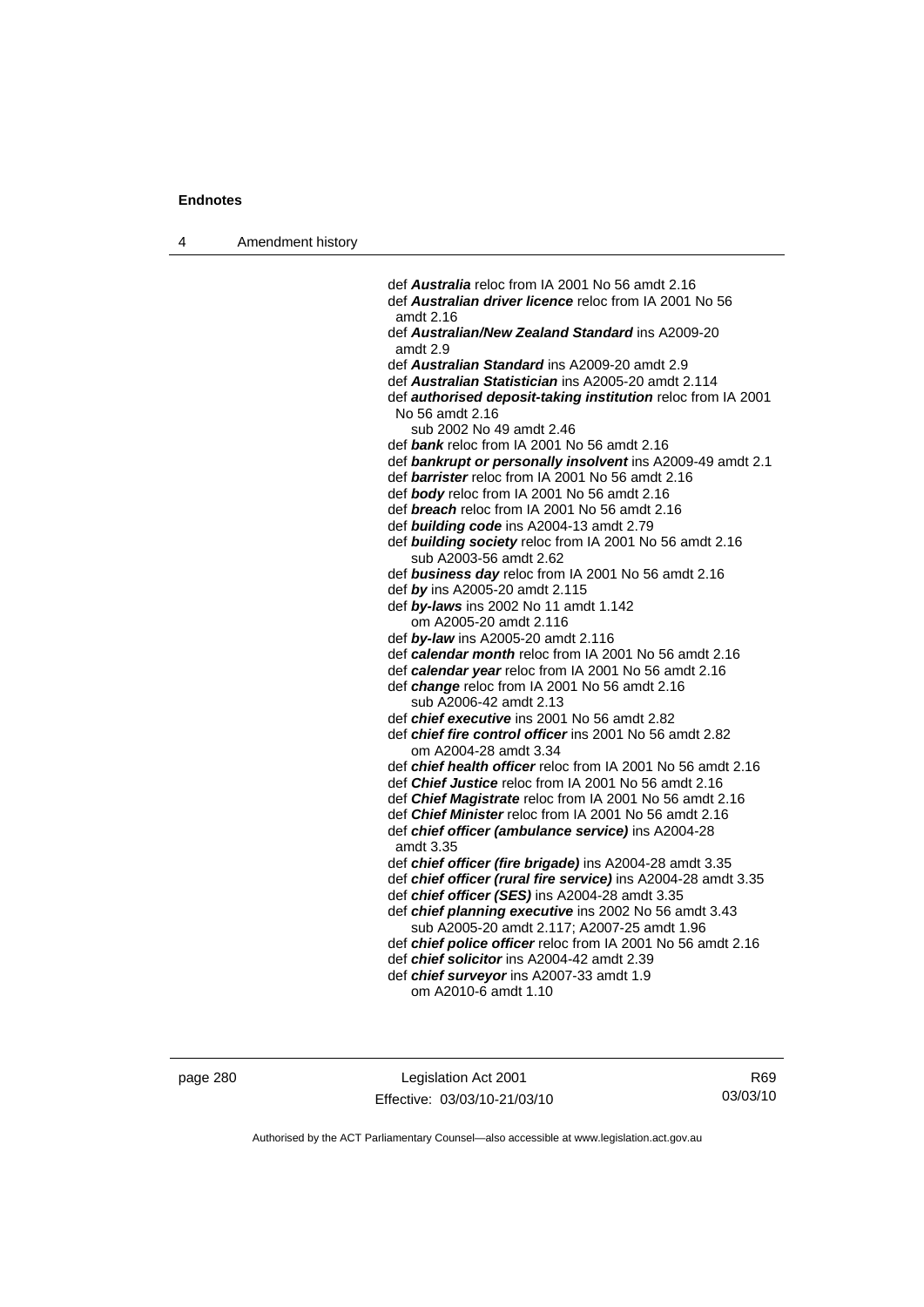def ***Australia*** reloc from IA 2001 No 56 amdt 2.16

def ***Australian driver licence*** reloc from IA 2001 No 56 amdt 2.16

def ***Australian/New Zealand Standard*** ins A2009-20 amdt 2.9

def ***Australian Standard*** ins A2009-20 amdt 2.9

def ***Australian Statistician*** ins A2005-20 amdt 2.114

def ***authorised deposit-taking institution*** reloc from IA 2001 No 56 amdt 2.16
  sub 2002 No 49 amdt 2.46

def ***bank*** reloc from IA 2001 No 56 amdt 2.16

def ***bankrupt or personally insolvent*** ins A2009-49 amdt 2.1

def ***barrister*** reloc from IA 2001 No 56 amdt 2.16

def ***body*** reloc from IA 2001 No 56 amdt 2.16

def ***breach*** reloc from IA 2001 No 56 amdt 2.16

def ***building code*** ins A2004-13 amdt 2.79

def ***building society*** reloc from IA 2001 No 56 amdt 2.16
  sub A2003-56 amdt 2.62

def ***business day*** reloc from IA 2001 No 56 amdt 2.16

def ***by*** ins A2005-20 amdt 2.115

def ***by-laws*** ins 2002 No 11 amdt 1.142
  om A2005-20 amdt 2.116

def ***by-law*** ins A2005-20 amdt 2.116

def ***calendar month*** reloc from IA 2001 No 56 amdt 2.16

def ***calendar year*** reloc from IA 2001 No 56 amdt 2.16

def ***change*** reloc from IA 2001 No 56 amdt 2.16
  sub A2006-42 amdt 2.13

def ***chief executive*** ins 2001 No 56 amdt 2.82

def ***chief fire control officer*** ins 2001 No 56 amdt 2.82
  om A2004-28 amdt 3.34

def ***chief health officer*** reloc from IA 2001 No 56 amdt 2.16

def ***Chief Justice*** reloc from IA 2001 No 56 amdt 2.16

def ***Chief Magistrate*** reloc from IA 2001 No 56 amdt 2.16

def ***Chief Minister*** reloc from IA 2001 No 56 amdt 2.16

def ***chief officer (ambulance service)*** ins A2004-28 amdt 3.35

def ***chief officer (fire brigade)*** ins A2004-28 amdt 3.35

def ***chief officer (rural fire service)*** ins A2004-28 amdt 3.35

def ***chief officer (SES)*** ins A2004-28 amdt 3.35

def ***chief planning executive*** ins 2002 No 56 amdt 3.43
  sub A2005-20 amdt 2.117; A2007-25 amdt 1.96

def ***chief police officer*** reloc from IA 2001 No 56 amdt 2.16

def ***chief solicitor*** ins A2004-42 amdt 2.39

def ***chief surveyor*** ins A2007-33 amdt 1.9
  om A2010-6 amdt 1.10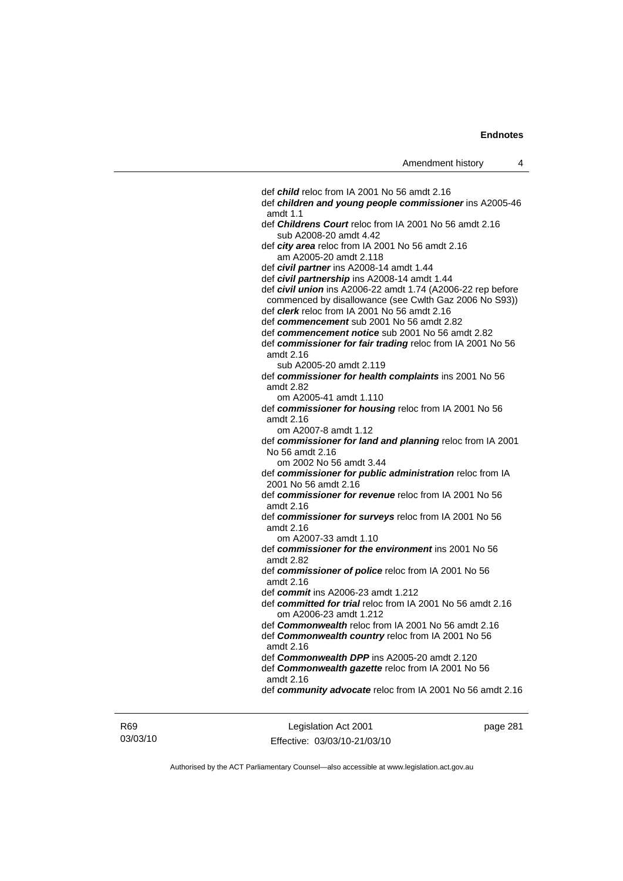def ***child*** reloc from IA 2001 No 56 amdt 2.16

def ***children and young people commissioner*** ins A2005-46 amdt 1.1

def ***Childrens Court*** reloc from IA 2001 No 56 amdt 2.16
  sub A2008-20 amdt 4.42

def ***city area*** reloc from IA 2001 No 56 amdt 2.16
  am A2005-20 amdt 2.118

def ***civil partner*** ins A2008-14 amdt 1.44

def ***civil partnership*** ins A2008-14 amdt 1.44

def ***civil union*** ins A2006-22 amdt 1.74 (A2006-22 rep before commenced by disallowance (see Cwlth Gaz 2006 No S93))

def ***clerk*** reloc from IA 2001 No 56 amdt 2.16

def ***commencement*** sub 2001 No 56 amdt 2.82

def ***commencement notice*** sub 2001 No 56 amdt 2.82

def ***commissioner for fair trading*** reloc from IA 2001 No 56 amdt 2.16
  sub A2005-20 amdt 2.119

def ***commissioner for health complaints*** ins 2001 No 56 amdt 2.82
  om A2005-41 amdt 1.110

def ***commissioner for housing*** reloc from IA 2001 No 56 amdt 2.16
  om A2007-8 amdt 1.12

def ***commissioner for land and planning*** reloc from IA 2001 No 56 amdt 2.16
  om 2002 No 56 amdt 3.44

def ***commissioner for public administration*** reloc from IA 2001 No 56 amdt 2.16

def ***commissioner for revenue*** reloc from IA 2001 No 56 amdt 2.16

def ***commissioner for surveys*** reloc from IA 2001 No 56 amdt 2.16
  om A2007-33 amdt 1.10

def ***commissioner for the environment*** ins 2001 No 56 amdt 2.82

def ***commissioner of police*** reloc from IA 2001 No 56 amdt 2.16

def ***commit*** ins A2006-23 amdt 1.212

def ***committed for trial*** reloc from IA 2001 No 56 amdt 2.16
  om A2006-23 amdt 1.212

def ***Commonwealth*** reloc from IA 2001 No 56 amdt 2.16

def ***Commonwealth country*** reloc from IA 2001 No 56 amdt 2.16

def ***Commonwealth DPP*** ins A2005-20 amdt 2.120

def ***Commonwealth gazette*** reloc from IA 2001 No 56 amdt 2.16

def ***community advocate*** reloc from IA 2001 No 56 amdt 2.16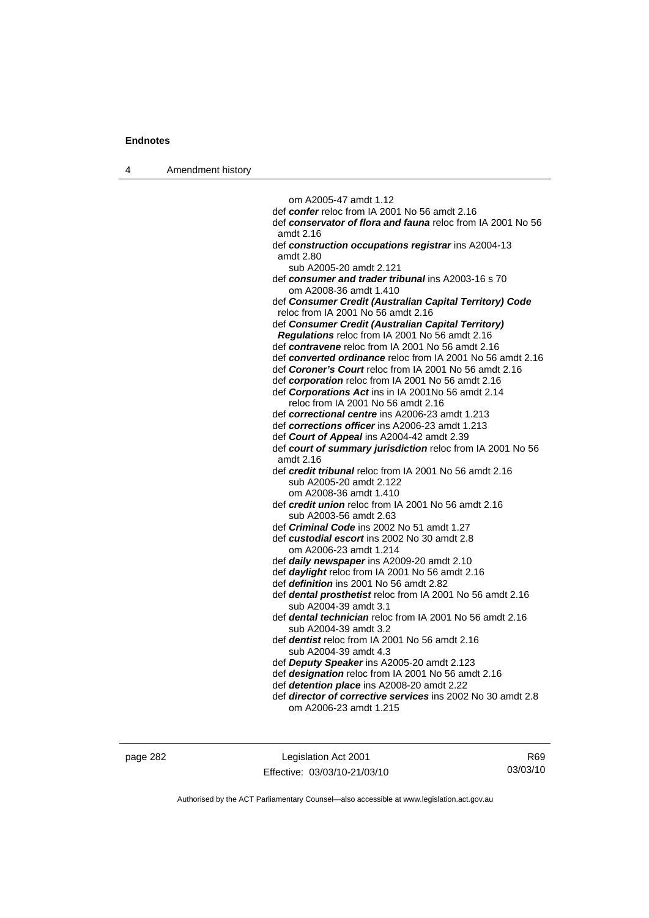om A2005-47 amdt 1.12
def ***confer*** reloc from IA 2001 No 56 amdt 2.16
def ***conservator of flora and fauna*** reloc from IA 2001 No 56 amdt 2.16
def ***construction occupations registrar*** ins A2004-13 amdt 2.80
sub A2005-20 amdt 2.121
def ***consumer and trader tribunal*** ins A2003-16 s 70
om A2008-36 amdt 1.410
def ***Consumer Credit (Australian Capital Territory) Code*** reloc from IA 2001 No 56 amdt 2.16
def ***Consumer Credit (Australian Capital Territory) Regulations*** reloc from IA 2001 No 56 amdt 2.16
def ***contravene*** reloc from IA 2001 No 56 amdt 2.16
def ***converted ordinance*** reloc from IA 2001 No 56 amdt 2.16
def ***Coroner's Court*** reloc from IA 2001 No 56 amdt 2.16
def ***corporation*** reloc from IA 2001 No 56 amdt 2.16
def ***Corporations Act*** ins in IA 2001No 56 amdt 2.14
reloc from IA 2001 No 56 amdt 2.16
def ***correctional centre*** ins A2006-23 amdt 1.213
def ***corrections officer*** ins A2006-23 amdt 1.213
def ***Court of Appeal*** ins A2004-42 amdt 2.39
def ***court of summary jurisdiction*** reloc from IA 2001 No 56 amdt 2.16
def ***credit tribunal*** reloc from IA 2001 No 56 amdt 2.16
sub A2005-20 amdt 2.122
om A2008-36 amdt 1.410
def ***credit union*** reloc from IA 2001 No 56 amdt 2.16
sub A2003-56 amdt 2.63
def ***Criminal Code*** ins 2002 No 51 amdt 1.27
def ***custodial escort*** ins 2002 No 30 amdt 2.8
om A2006-23 amdt 1.214
def ***daily newspaper*** ins A2009-20 amdt 2.10
def ***daylight*** reloc from IA 2001 No 56 amdt 2.16
def ***definition*** ins 2001 No 56 amdt 2.82
def ***dental prosthetist*** reloc from IA 2001 No 56 amdt 2.16
sub A2004-39 amdt 3.1
def ***dental technician*** reloc from IA 2001 No 56 amdt 2.16
sub A2004-39 amdt 3.2
def ***dentist*** reloc from IA 2001 No 56 amdt 2.16
sub A2004-39 amdt 4.3
def ***Deputy Speaker*** ins A2005-20 amdt 2.123
def ***designation*** reloc from IA 2001 No 56 amdt 2.16
def ***detention place*** ins A2008-20 amdt 2.22
def ***director of corrective services*** ins 2002 No 30 amdt 2.8
om A2006-23 amdt 1.215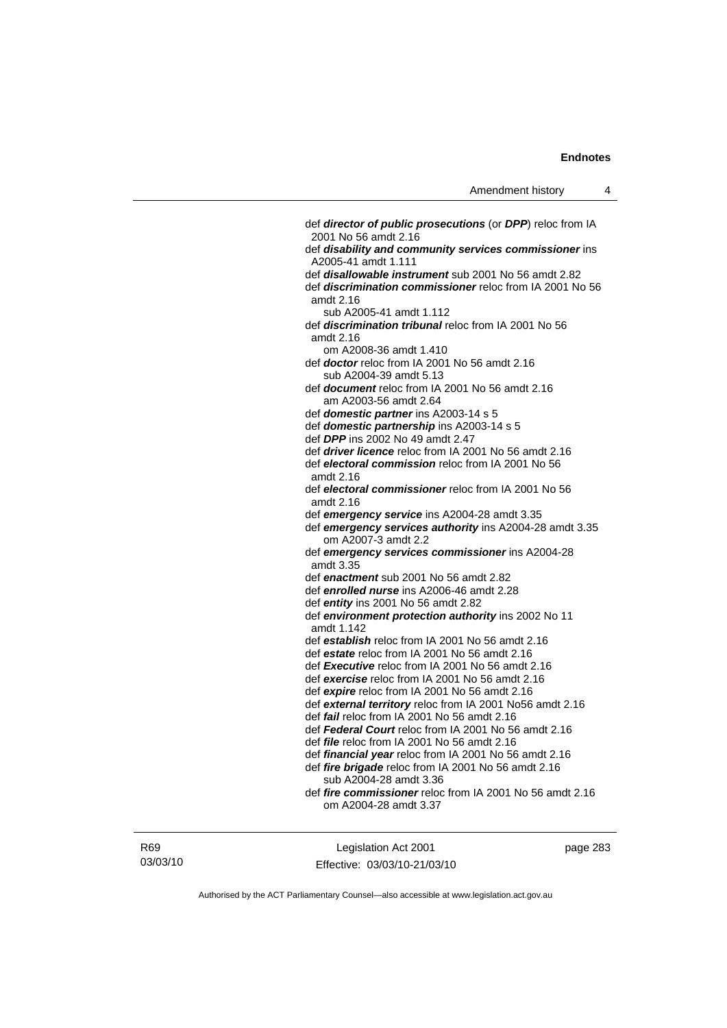def ***director of public prosecutions*** (or ***DPP***) reloc from IA 2001 No 56 amdt 2.16

def ***disability and community services commissioner*** ins A2005-41 amdt 1.111

def ***disallowable instrument*** sub 2001 No 56 amdt 2.82

def ***discrimination commissioner*** reloc from IA 2001 No 56 amdt 2.16
    sub A2005-41 amdt 1.112

def ***discrimination tribunal*** reloc from IA 2001 No 56 amdt 2.16
    om A2008-36 amdt 1.410

def ***doctor*** reloc from IA 2001 No 56 amdt 2.16
    sub A2004-39 amdt 5.13

def ***document*** reloc from IA 2001 No 56 amdt 2.16
    am A2003-56 amdt 2.64

def ***domestic partner*** ins A2003-14 s 5

def ***domestic partnership*** ins A2003-14 s 5

def ***DPP*** ins 2002 No 49 amdt 2.47

def ***driver licence*** reloc from IA 2001 No 56 amdt 2.16

def ***electoral commission*** reloc from IA 2001 No 56 amdt 2.16

def ***electoral commissioner*** reloc from IA 2001 No 56 amdt 2.16

def ***emergency service*** ins A2004-28 amdt 3.35

def ***emergency services authority*** ins A2004-28 amdt 3.35
    om A2007-3 amdt 2.2

def ***emergency services commissioner*** ins A2004-28 amdt 3.35

def ***enactment*** sub 2001 No 56 amdt 2.82

def ***enrolled nurse*** ins A2006-46 amdt 2.28

def ***entity*** ins 2001 No 56 amdt 2.82

def ***environment protection authority*** ins 2002 No 11 amdt 1.142

def ***establish*** reloc from IA 2001 No 56 amdt 2.16

def ***estate*** reloc from IA 2001 No 56 amdt 2.16

def ***Executive*** reloc from IA 2001 No 56 amdt 2.16

def ***exercise*** reloc from IA 2001 No 56 amdt 2.16

def ***expire*** reloc from IA 2001 No 56 amdt 2.16

def ***external territory*** reloc from IA 2001 No56 amdt 2.16

def ***fail*** reloc from IA 2001 No 56 amdt 2.16

def ***Federal Court*** reloc from IA 2001 No 56 amdt 2.16

def ***file*** reloc from IA 2001 No 56 amdt 2.16

def ***financial year*** reloc from IA 2001 No 56 amdt 2.16

def ***fire brigade*** reloc from IA 2001 No 56 amdt 2.16
    sub A2004-28 amdt 3.36

def ***fire commissioner*** reloc from IA 2001 No 56 amdt 2.16
    om A2004-28 amdt 3.37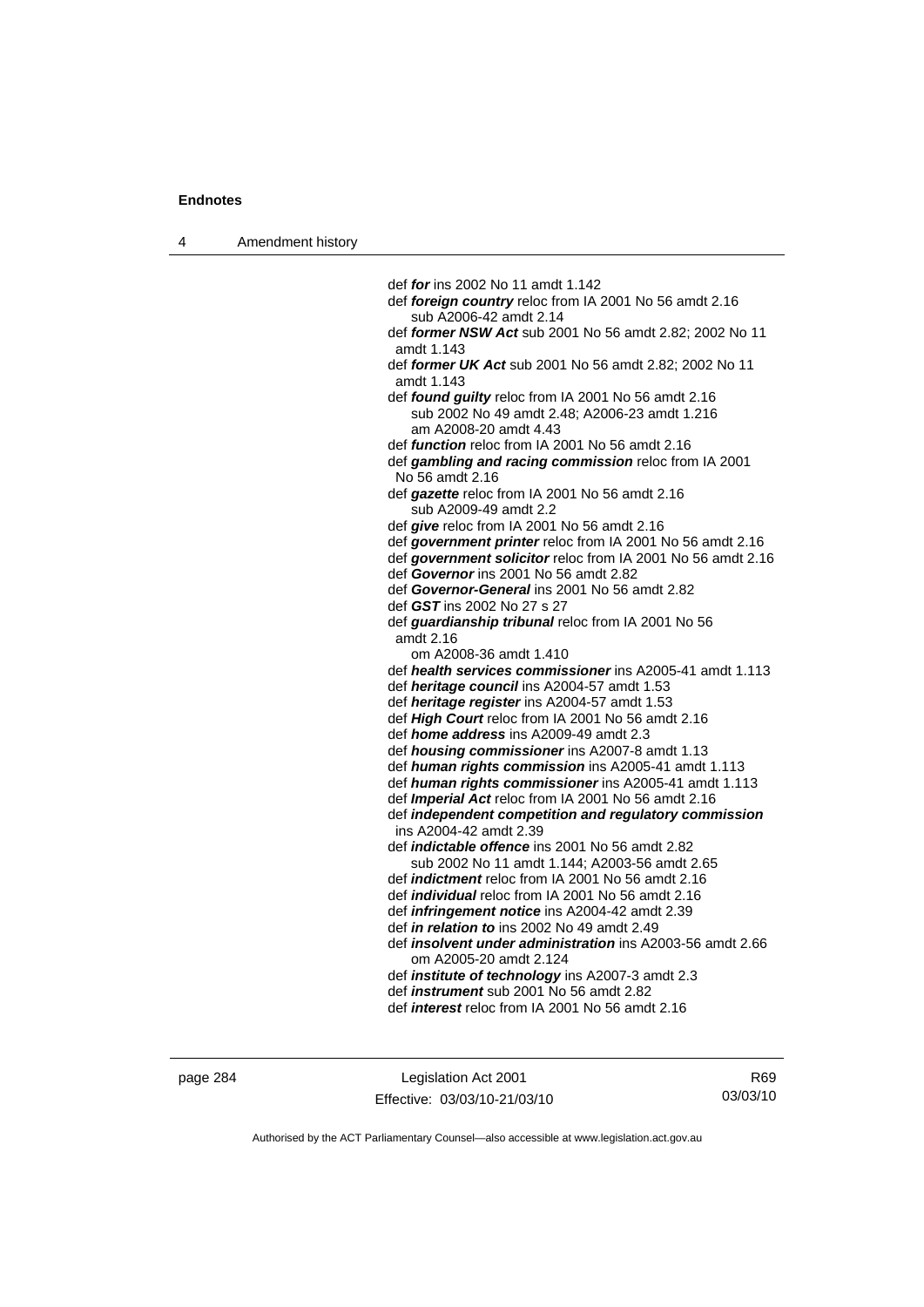def ***for*** ins 2002 No 11 amdt 1.142
def ***foreign country*** reloc from IA 2001 No 56 amdt 2.16
  sub A2006-42 amdt 2.14
def ***former NSW Act*** sub 2001 No 56 amdt 2.82; 2002 No 11 amdt 1.143
def ***former UK Act*** sub 2001 No 56 amdt 2.82; 2002 No 11 amdt 1.143
def ***found guilty*** reloc from IA 2001 No 56 amdt 2.16
  sub 2002 No 49 amdt 2.48; A2006-23 amdt 1.216
  am A2008-20 amdt 4.43
def ***function*** reloc from IA 2001 No 56 amdt 2.16
def ***gambling and racing commission*** reloc from IA 2001 No 56 amdt 2.16
def ***gazette*** reloc from IA 2001 No 56 amdt 2.16
  sub A2009-49 amdt 2.2
def ***give*** reloc from IA 2001 No 56 amdt 2.16
def ***government printer*** reloc from IA 2001 No 56 amdt 2.16
def ***government solicitor*** reloc from IA 2001 No 56 amdt 2.16
def ***Governor*** ins 2001 No 56 amdt 2.82
def ***Governor-General*** ins 2001 No 56 amdt 2.82
def ***GST*** ins 2002 No 27 s 27
def ***guardianship tribunal*** reloc from IA 2001 No 56 amdt 2.16
  om A2008-36 amdt 1.410
def ***health services commissioner*** ins A2005-41 amdt 1.113
def ***heritage council*** ins A2004-57 amdt 1.53
def ***heritage register*** ins A2004-57 amdt 1.53
def ***High Court*** reloc from IA 2001 No 56 amdt 2.16
def ***home address*** ins A2009-49 amdt 2.3
def ***housing commissioner*** ins A2007-8 amdt 1.13
def ***human rights commission*** ins A2005-41 amdt 1.113
def ***human rights commissioner*** ins A2005-41 amdt 1.113
def ***Imperial Act*** reloc from IA 2001 No 56 amdt 2.16
def ***independent competition and regulatory commission*** ins A2004-42 amdt 2.39
def ***indictable offence*** ins 2001 No 56 amdt 2.82
  sub 2002 No 11 amdt 1.144; A2003-56 amdt 2.65
def ***indictment*** reloc from IA 2001 No 56 amdt 2.16
def ***individual*** reloc from IA 2001 No 56 amdt 2.16
def ***infringement notice*** ins A2004-42 amdt 2.39
def ***in relation to*** ins 2002 No 49 amdt 2.49
def ***insolvent under administration*** ins A2003-56 amdt 2.66
  om A2005-20 amdt 2.124
def ***institute of technology*** ins A2007-3 amdt 2.3
def ***instrument*** sub 2001 No 56 amdt 2.82
def ***interest*** reloc from IA 2001 No 56 amdt 2.16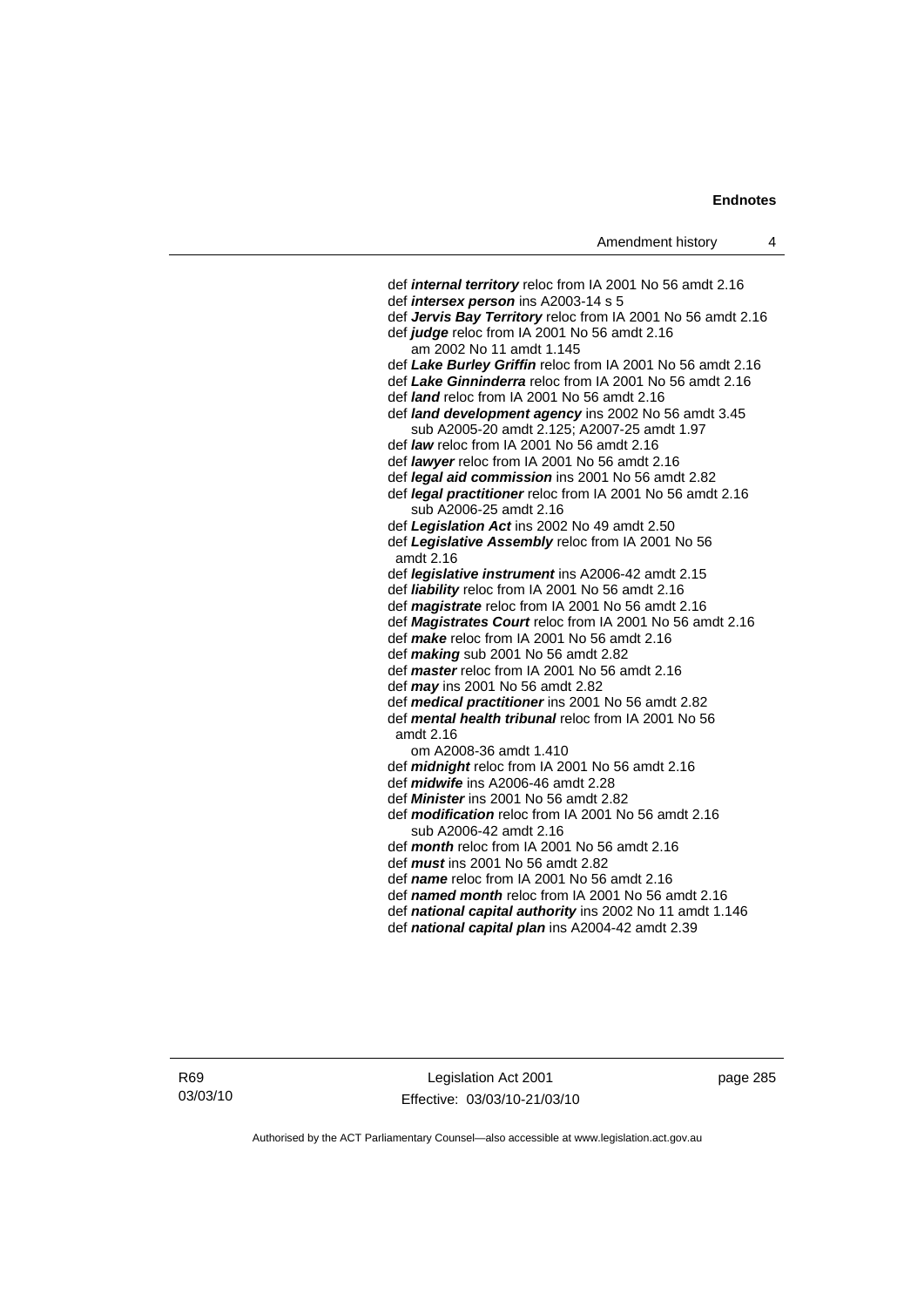def ***internal territory*** reloc from IA 2001 No 56 amdt 2.16
def ***intersex person*** ins A2003-14 s 5
def ***Jervis Bay Territory*** reloc from IA 2001 No 56 amdt 2.16
def ***judge*** reloc from IA 2001 No 56 amdt 2.16
am 2002 No 11 amdt 1.145
def ***Lake Burley Griffin*** reloc from IA 2001 No 56 amdt 2.16
def ***Lake Ginninderra*** reloc from IA 2001 No 56 amdt 2.16
def ***land*** reloc from IA 2001 No 56 amdt 2.16
def ***land development agency*** ins 2002 No 56 amdt 3.45
sub A2005-20 amdt 2.125; A2007-25 amdt 1.97
def ***law*** reloc from IA 2001 No 56 amdt 2.16
def ***lawyer*** reloc from IA 2001 No 56 amdt 2.16
def ***legal aid commission*** ins 2001 No 56 amdt 2.82
def ***legal practitioner*** reloc from IA 2001 No 56 amdt 2.16
sub A2006-25 amdt 2.16
def ***Legislation Act*** ins 2002 No 49 amdt 2.50
def ***Legislative Assembly*** reloc from IA 2001 No 56 amdt 2.16
def ***legislative instrument*** ins A2006-42 amdt 2.15
def ***liability*** reloc from IA 2001 No 56 amdt 2.16
def ***magistrate*** reloc from IA 2001 No 56 amdt 2.16
def ***Magistrates Court*** reloc from IA 2001 No 56 amdt 2.16
def ***make*** reloc from IA 2001 No 56 amdt 2.16
def ***making*** sub 2001 No 56 amdt 2.82
def ***master*** reloc from IA 2001 No 56 amdt 2.16
def ***may*** ins 2001 No 56 amdt 2.82
def ***medical practitioner*** ins 2001 No 56 amdt 2.82
def ***mental health tribunal*** reloc from IA 2001 No 56 amdt 2.16
om A2008-36 amdt 1.410
def ***midnight*** reloc from IA 2001 No 56 amdt 2.16
def ***midwife*** ins A2006-46 amdt 2.28
def ***Minister*** ins 2001 No 56 amdt 2.82
def ***modification*** reloc from IA 2001 No 56 amdt 2.16
sub A2006-42 amdt 2.16
def ***month*** reloc from IA 2001 No 56 amdt 2.16
def ***must*** ins 2001 No 56 amdt 2.82
def ***name*** reloc from IA 2001 No 56 amdt 2.16
def ***named month*** reloc from IA 2001 No 56 amdt 2.16
def ***national capital authority*** ins 2002 No 11 amdt 1.146
def ***national capital plan*** ins A2004-42 amdt 2.39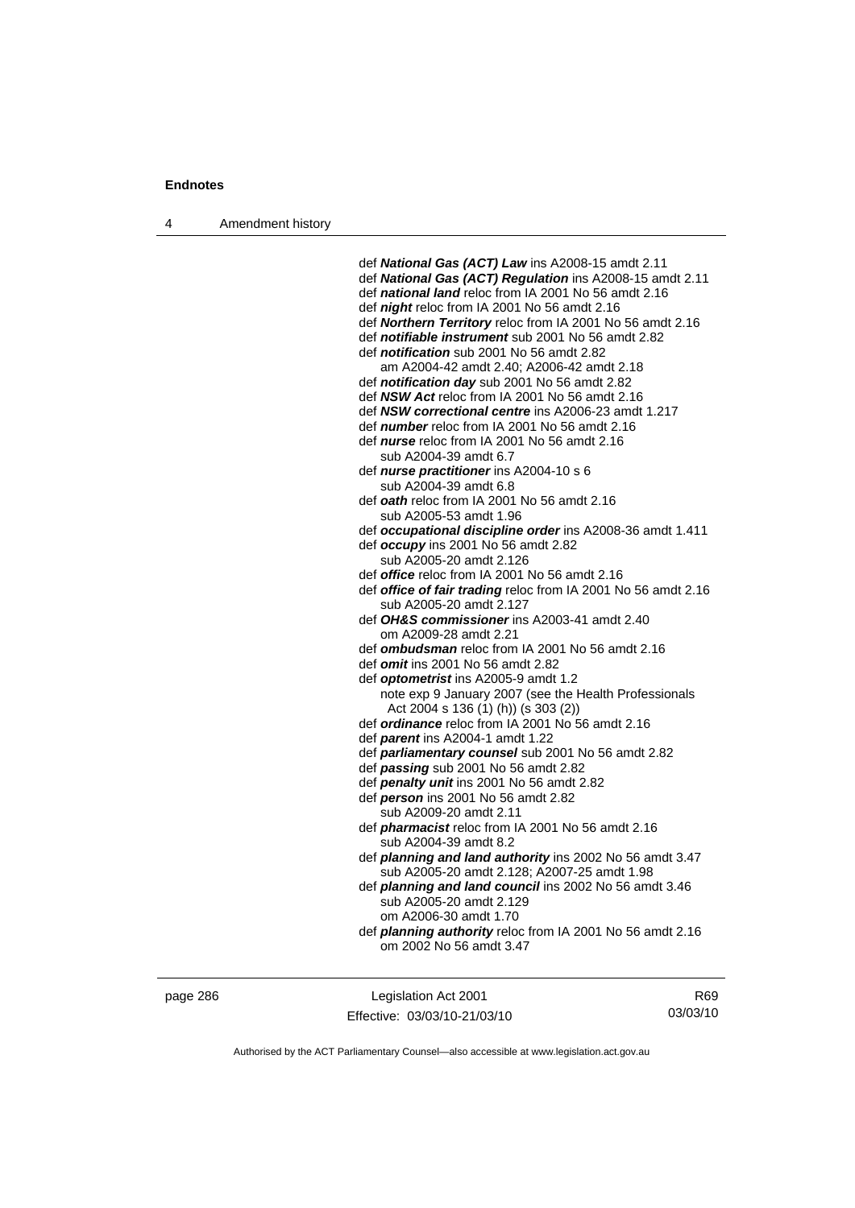def ***National Gas (ACT) Law*** ins A2008-15 amdt 2.11
def ***National Gas (ACT) Regulation*** ins A2008-15 amdt 2.11
def ***national land*** reloc from IA 2001 No 56 amdt 2.16
def ***night*** reloc from IA 2001 No 56 amdt 2.16
def ***Northern Territory*** reloc from IA 2001 No 56 amdt 2.16
def ***notifiable instrument*** sub 2001 No 56 amdt 2.82
def ***notification*** sub 2001 No 56 amdt 2.82
  am A2004-42 amdt 2.40; A2006-42 amdt 2.18
def ***notification day*** sub 2001 No 56 amdt 2.82
def ***NSW Act*** reloc from IA 2001 No 56 amdt 2.16
def ***NSW correctional centre*** ins A2006-23 amdt 1.217
def ***number*** reloc from IA 2001 No 56 amdt 2.16
def ***nurse*** reloc from IA 2001 No 56 amdt 2.16
  sub A2004-39 amdt 6.7
def ***nurse practitioner*** ins A2004-10 s 6
  sub A2004-39 amdt 6.8
def ***oath*** reloc from IA 2001 No 56 amdt 2.16
  sub A2005-53 amdt 1.96
def ***occupational discipline order*** ins A2008-36 amdt 1.411
def ***occupy*** ins 2001 No 56 amdt 2.82
  sub A2005-20 amdt 2.126
def ***office*** reloc from IA 2001 No 56 amdt 2.16
def ***office of fair trading*** reloc from IA 2001 No 56 amdt 2.16
  sub A2005-20 amdt 2.127
def ***OH&S commissioner*** ins A2003-41 amdt 2.40
  om A2009-28 amdt 2.21
def ***ombudsman*** reloc from IA 2001 No 56 amdt 2.16
def ***omit*** ins 2001 No 56 amdt 2.82
def ***optometrist*** ins A2005-9 amdt 1.2
  note exp 9 January 2007 (see the Health Professionals Act 2004 s 136 (1) (h)) (s 303 (2))
def ***ordinance*** reloc from IA 2001 No 56 amdt 2.16
def ***parent*** ins A2004-1 amdt 1.22
def ***parliamentary counsel*** sub 2001 No 56 amdt 2.82
def ***passing*** sub 2001 No 56 amdt 2.82
def ***penalty unit*** ins 2001 No 56 amdt 2.82
def ***person*** ins 2001 No 56 amdt 2.82
  sub A2009-20 amdt 2.11
def ***pharmacist*** reloc from IA 2001 No 56 amdt 2.16
  sub A2004-39 amdt 8.2
def ***planning and land authority*** ins 2002 No 56 amdt 3.47
  sub A2005-20 amdt 2.128; A2007-25 amdt 1.98
def ***planning and land council*** ins 2002 No 56 amdt 3.46
  sub A2005-20 amdt 2.129
  om A2006-30 amdt 1.70
def ***planning authority*** reloc from IA 2001 No 56 amdt 2.16
  om 2002 No 56 amdt 3.47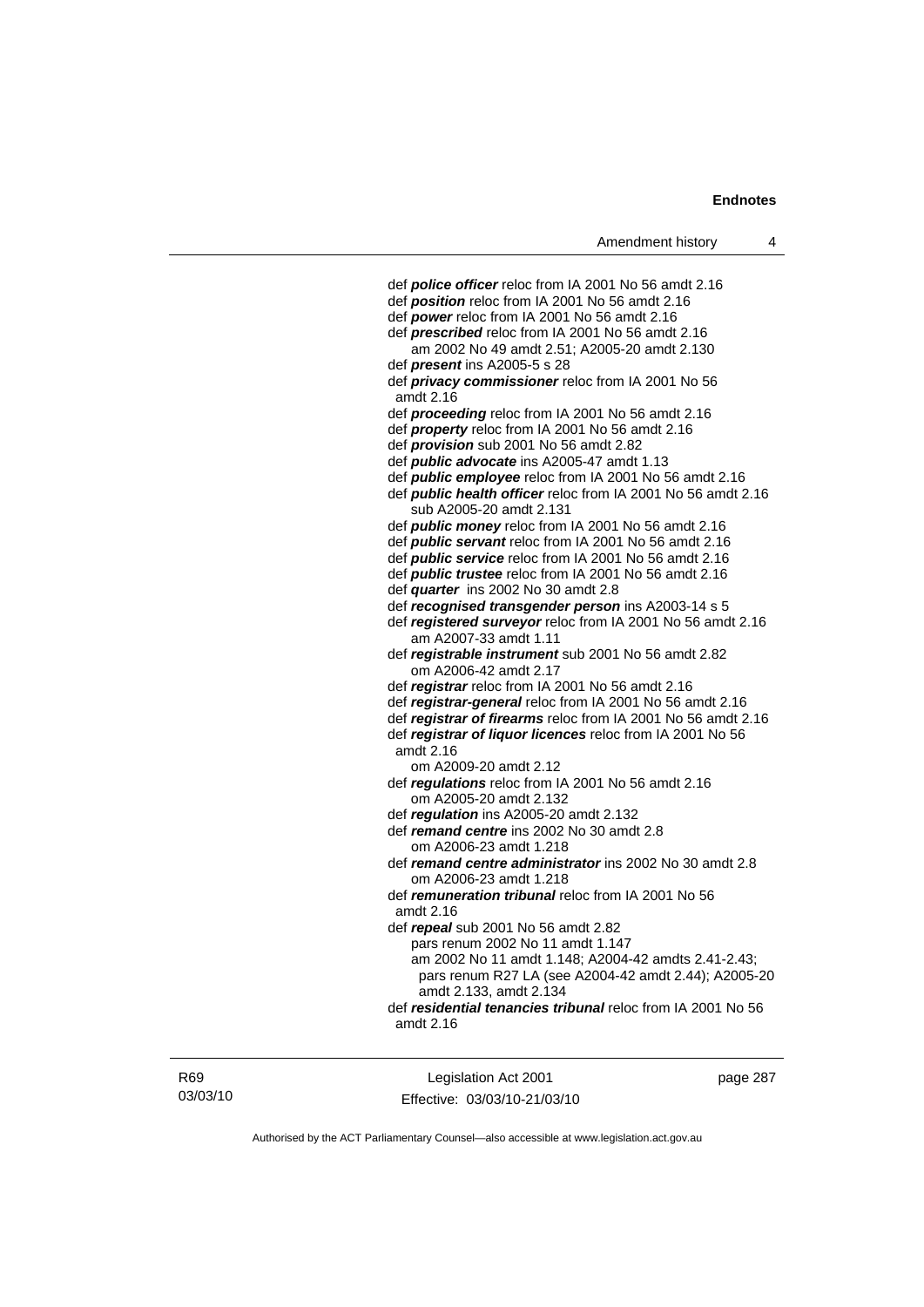def ***police officer*** reloc from IA 2001 No 56 amdt 2.16
def ***position*** reloc from IA 2001 No 56 amdt 2.16
def ***power*** reloc from IA 2001 No 56 amdt 2.16
def ***prescribed*** reloc from IA 2001 No 56 amdt 2.16
am 2002 No 49 amdt 2.51; A2005-20 amdt 2.130
def ***present*** ins A2005-5 s 28
def ***privacy commissioner*** reloc from IA 2001 No 56 amdt 2.16
def ***proceeding*** reloc from IA 2001 No 56 amdt 2.16
def ***property*** reloc from IA 2001 No 56 amdt 2.16
def ***provision*** sub 2001 No 56 amdt 2.82
def ***public advocate*** ins A2005-47 amdt 1.13
def ***public employee*** reloc from IA 2001 No 56 amdt 2.16
def ***public health officer*** reloc from IA 2001 No 56 amdt 2.16
sub A2005-20 amdt 2.131
def ***public money*** reloc from IA 2001 No 56 amdt 2.16
def ***public servant*** reloc from IA 2001 No 56 amdt 2.16
def ***public service*** reloc from IA 2001 No 56 amdt 2.16
def ***public trustee*** reloc from IA 2001 No 56 amdt 2.16
def ***quarter*** ins 2002 No 30 amdt 2.8
def ***recognised transgender person*** ins A2003-14 s 5
def ***registered surveyor*** reloc from IA 2001 No 56 amdt 2.16
am A2007-33 amdt 1.11
def ***registrable instrument*** sub 2001 No 56 amdt 2.82
om A2006-42 amdt 2.17
def ***registrar*** reloc from IA 2001 No 56 amdt 2.16
def ***registrar-general*** reloc from IA 2001 No 56 amdt 2.16
def ***registrar of firearms*** reloc from IA 2001 No 56 amdt 2.16
def ***registrar of liquor licences*** reloc from IA 2001 No 56 amdt 2.16
om A2009-20 amdt 2.12
def ***regulations*** reloc from IA 2001 No 56 amdt 2.16
om A2005-20 amdt 2.132
def ***regulation*** ins A2005-20 amdt 2.132
def ***remand centre*** ins 2002 No 30 amdt 2.8
om A2006-23 amdt 1.218
def ***remand centre administrator*** ins 2002 No 30 amdt 2.8
om A2006-23 amdt 1.218
def ***remuneration tribunal*** reloc from IA 2001 No 56 amdt 2.16
def ***repeal*** sub 2001 No 56 amdt 2.82
pars renum 2002 No 11 amdt 1.147
am 2002 No 11 amdt 1.148; A2004-42 amdts 2.41-2.43; pars renum R27 LA (see A2004-42 amdt 2.44); A2005-20 amdt 2.133, amdt 2.134
def ***residential tenancies tribunal*** reloc from IA 2001 No 56 amdt 2.16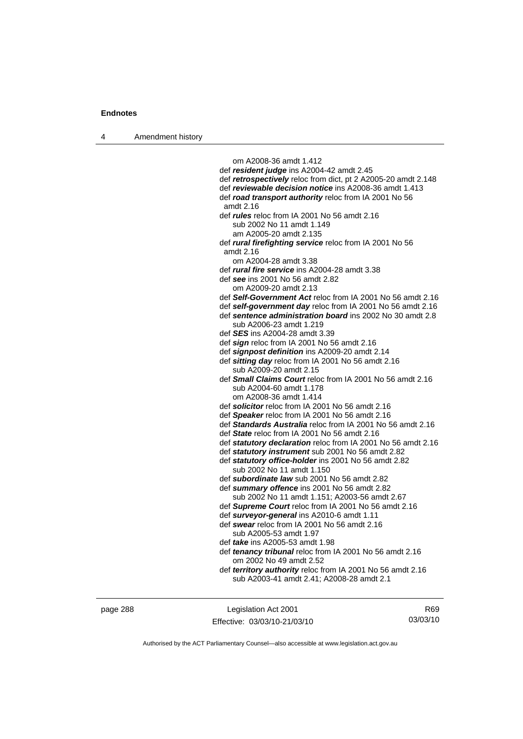om A2008-36 amdt 1.412

def ***resident judge*** ins A2004-42 amdt 2.45

def ***retrospectively*** reloc from dict, pt 2 A2005-20 amdt 2.148

def ***reviewable decision notice*** ins A2008-36 amdt 1.413

def ***road transport authority*** reloc from IA 2001 No 56 amdt 2.16

def ***rules*** reloc from IA 2001 No 56 amdt 2.16
sub 2002 No 11 amdt 1.149
am A2005-20 amdt 2.135

def ***rural firefighting service*** reloc from IA 2001 No 56 amdt 2.16
om A2004-28 amdt 3.38

def ***rural fire service*** ins A2004-28 amdt 3.38

def ***see*** ins 2001 No 56 amdt 2.82
om A2009-20 amdt 2.13

def ***Self-Government Act*** reloc from IA 2001 No 56 amdt 2.16

def ***self-government day*** reloc from IA 2001 No 56 amdt 2.16

def ***sentence administration board*** ins 2002 No 30 amdt 2.8
sub A2006-23 amdt 1.219

def ***SES*** ins A2004-28 amdt 3.39

def ***sign*** reloc from IA 2001 No 56 amdt 2.16

def ***signpost definition*** ins A2009-20 amdt 2.14

def ***sitting day*** reloc from IA 2001 No 56 amdt 2.16
sub A2009-20 amdt 2.15

def ***Small Claims Court*** reloc from IA 2001 No 56 amdt 2.16
sub A2004-60 amdt 1.178
om A2008-36 amdt 1.414

def ***solicitor*** reloc from IA 2001 No 56 amdt 2.16

def ***Speaker*** reloc from IA 2001 No 56 amdt 2.16

def ***Standards Australia*** reloc from IA 2001 No 56 amdt 2.16

def ***State*** reloc from IA 2001 No 56 amdt 2.16

def ***statutory declaration*** reloc from IA 2001 No 56 amdt 2.16

def ***statutory instrument*** sub 2001 No 56 amdt 2.82

def ***statutory office-holder*** ins 2001 No 56 amdt 2.82
sub 2002 No 11 amdt 1.150

def ***subordinate law*** sub 2001 No 56 amdt 2.82

def ***summary offence*** ins 2001 No 56 amdt 2.82
sub 2002 No 11 amdt 1.151; A2003-56 amdt 2.67

def ***Supreme Court*** reloc from IA 2001 No 56 amdt 2.16

def ***surveyor-general*** ins A2010-6 amdt 1.11

def ***swear*** reloc from IA 2001 No 56 amdt 2.16
sub A2005-53 amdt 1.97

def ***take*** ins A2005-53 amdt 1.98

def ***tenancy tribunal*** reloc from IA 2001 No 56 amdt 2.16
om 2002 No 49 amdt 2.52

def ***territory authority*** reloc from IA 2001 No 56 amdt 2.16
sub A2003-41 amdt 2.41; A2008-28 amdt 2.1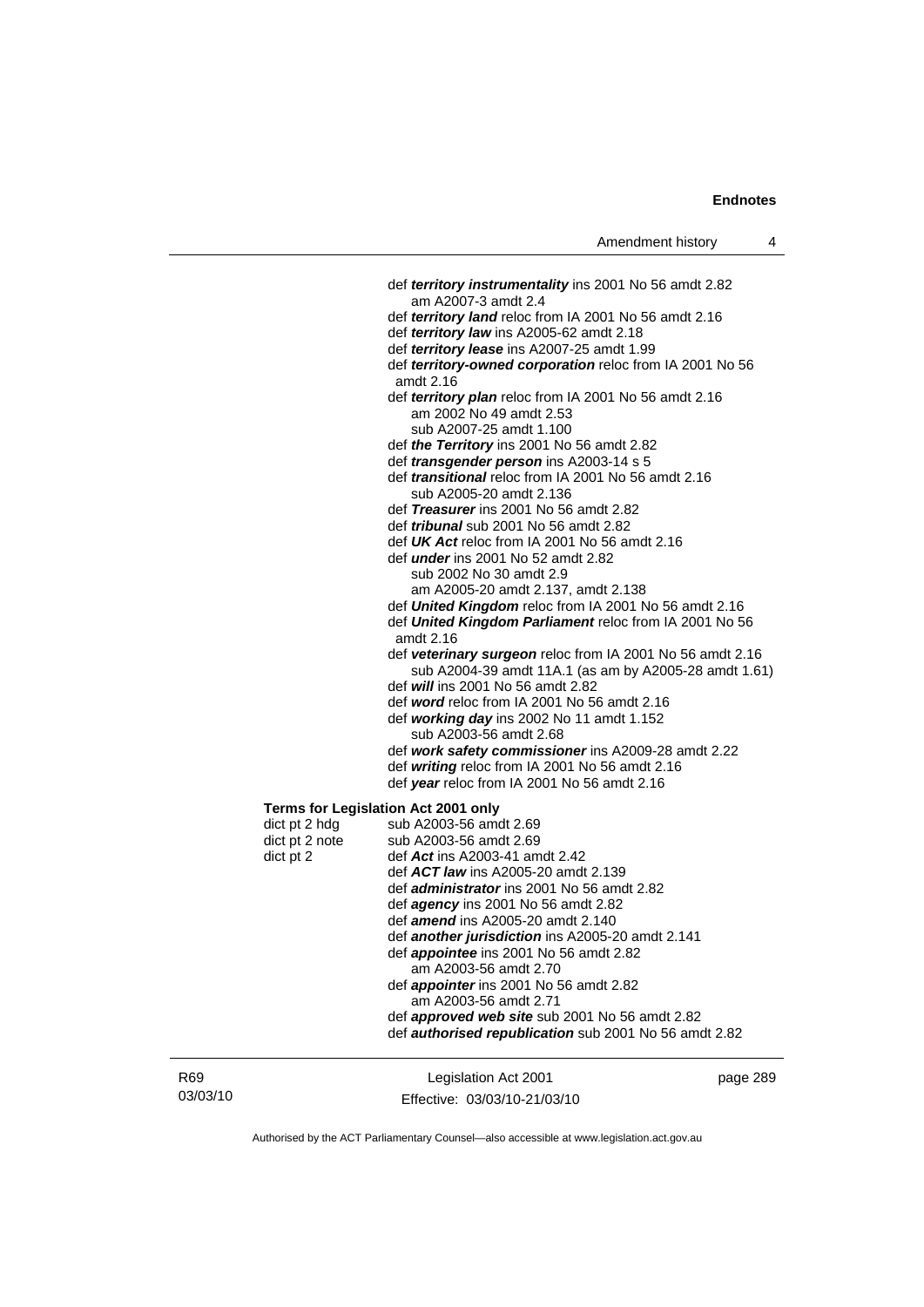def ***territory instrumentality*** ins 2001 No 56 amdt 2.82
am A2007-3 amdt 2.4

def ***territory land*** reloc from IA 2001 No 56 amdt 2.16

def ***territory law*** ins A2005-62 amdt 2.18

def ***territory lease*** ins A2007-25 amdt 1.99

def ***territory-owned corporation*** reloc from IA 2001 No 56 amdt 2.16

def ***territory plan*** reloc from IA 2001 No 56 amdt 2.16
am 2002 No 49 amdt 2.53
sub A2007-25 amdt 1.100

def ***the Territory*** ins 2001 No 56 amdt 2.82

def ***transgender person*** ins A2003-14 s 5

def ***transitional*** reloc from IA 2001 No 56 amdt 2.16
sub A2005-20 amdt 2.136

def ***Treasurer*** ins 2001 No 56 amdt 2.82

def ***tribunal*** sub 2001 No 56 amdt 2.82

def ***UK Act*** reloc from IA 2001 No 56 amdt 2.16

def ***under*** ins 2001 No 52 amdt 2.82
sub 2002 No 30 amdt 2.9
am A2005-20 amdt 2.137, amdt 2.138

def ***United Kingdom*** reloc from IA 2001 No 56 amdt 2.16

def ***United Kingdom Parliament*** reloc from IA 2001 No 56 amdt 2.16

def ***veterinary surgeon*** reloc from IA 2001 No 56 amdt 2.16
sub A2004-39 amdt 11A.1 (as am by A2005-28 amdt 1.61)

def ***will*** ins 2001 No 56 amdt 2.82

def ***word*** reloc from IA 2001 No 56 amdt 2.16

def ***working day*** ins 2002 No 11 amdt 1.152
sub A2003-56 amdt 2.68

def ***work safety commissioner*** ins A2009-28 amdt 2.22

def ***writing*** reloc from IA 2001 No 56 amdt 2.16

def ***year*** reloc from IA 2001 No 56 amdt 2.16

**Terms for Legislation Act 2001 only**

dict pt 2 hdg — sub A2003-56 amdt 2.69

dict pt 2 note — sub A2003-56 amdt 2.69

dict pt 2 — def ***Act*** ins A2003-41 amdt 2.42

def ***ACT law*** ins A2005-20 amdt 2.139

def ***administrator*** ins 2001 No 56 amdt 2.82

def ***agency*** ins 2001 No 56 amdt 2.82

def ***amend*** ins A2005-20 amdt 2.140

def ***another jurisdiction*** ins A2005-20 amdt 2.141

def ***appointee*** ins 2001 No 56 amdt 2.82
am A2003-56 amdt 2.70

def ***appointer*** ins 2001 No 56 amdt 2.82
am A2003-56 amdt 2.71

def ***approved web site*** sub 2001 No 56 amdt 2.82

def ***authorised republication*** sub 2001 No 56 amdt 2.82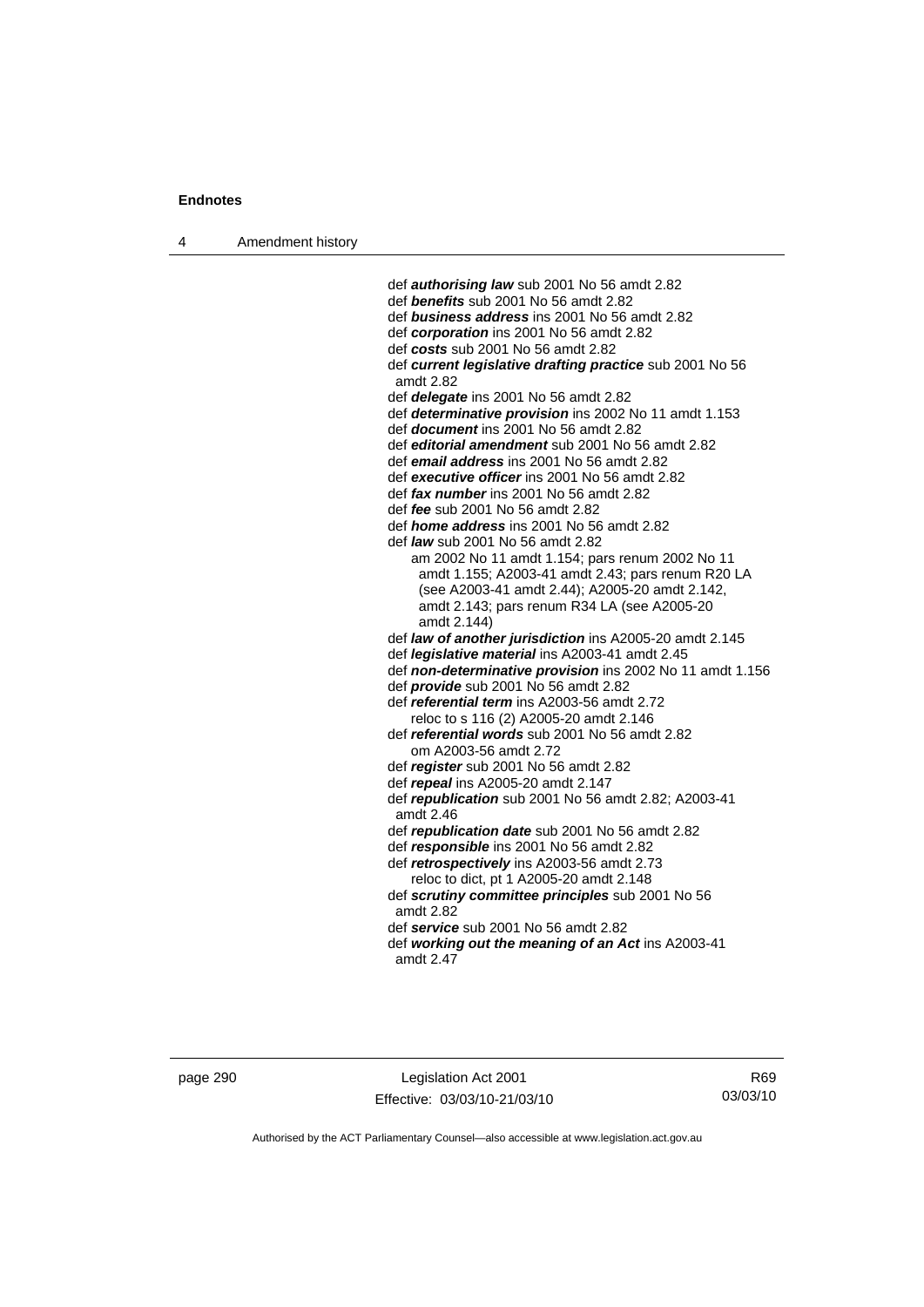def ***authorising law*** sub 2001 No 56 amdt 2.82
def ***benefits*** sub 2001 No 56 amdt 2.82
def ***business address*** ins 2001 No 56 amdt 2.82
def ***corporation*** ins 2001 No 56 amdt 2.82
def ***costs*** sub 2001 No 56 amdt 2.82
def ***current legislative drafting practice*** sub 2001 No 56 amdt 2.82
def ***delegate*** ins 2001 No 56 amdt 2.82
def ***determinative provision*** ins 2002 No 11 amdt 1.153
def ***document*** ins 2001 No 56 amdt 2.82
def ***editorial amendment*** sub 2001 No 56 amdt 2.82
def ***email address*** ins 2001 No 56 amdt 2.82
def ***executive officer*** ins 2001 No 56 amdt 2.82
def ***fax number*** ins 2001 No 56 amdt 2.82
def ***fee*** sub 2001 No 56 amdt 2.82
def ***home address*** ins 2001 No 56 amdt 2.82
def ***law*** sub 2001 No 56 amdt 2.82
am 2002 No 11 amdt 1.154; pars renum 2002 No 11 amdt 1.155; A2003-41 amdt 2.43; pars renum R20 LA (see A2003-41 amdt 2.44); A2005-20 amdt 2.142, amdt 2.143; pars renum R34 LA (see A2005-20 amdt 2.144)
def ***law of another jurisdiction*** ins A2005-20 amdt 2.145
def ***legislative material*** ins A2003-41 amdt 2.45
def ***non-determinative provision*** ins 2002 No 11 amdt 1.156
def ***provide*** sub 2001 No 56 amdt 2.82
def ***referential term*** ins A2003-56 amdt 2.72
reloc to s 116 (2) A2005-20 amdt 2.146
def ***referential words*** sub 2001 No 56 amdt 2.82
om A2003-56 amdt 2.72
def ***register*** sub 2001 No 56 amdt 2.82
def ***repeal*** ins A2005-20 amdt 2.147
def ***republication*** sub 2001 No 56 amdt 2.82; A2003-41 amdt 2.46
def ***republication date*** sub 2001 No 56 amdt 2.82
def ***responsible*** ins 2001 No 56 amdt 2.82
def ***retrospectively*** ins A2003-56 amdt 2.73
reloc to dict, pt 1 A2005-20 amdt 2.148
def ***scrutiny committee principles*** sub 2001 No 56 amdt 2.82
def ***service*** sub 2001 No 56 amdt 2.82
def ***working out the meaning of an Act*** ins A2003-41 amdt 2.47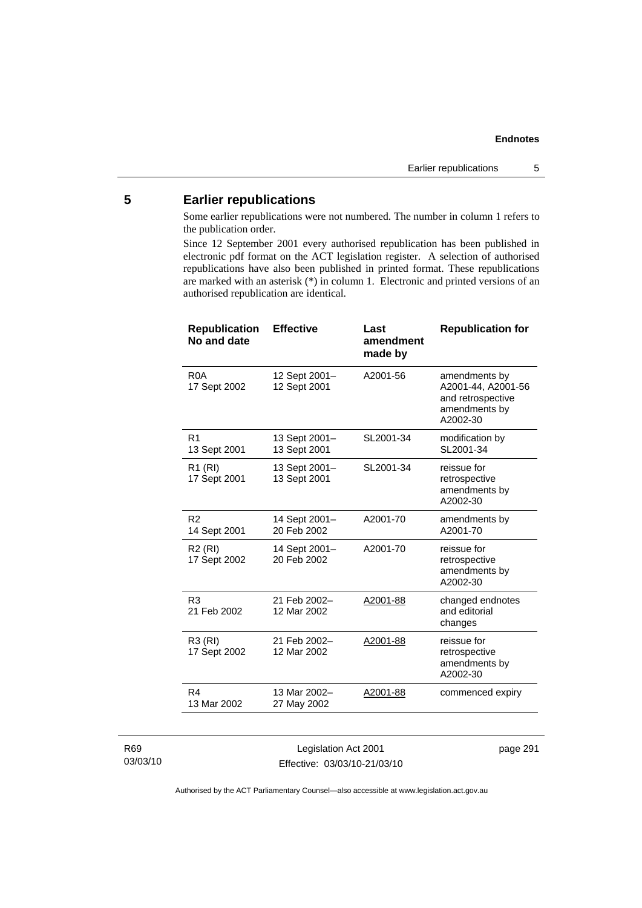## 5 Earlier republications

Some earlier republications were not numbered. The number in column 1 refers to the publication order.

Since 12 September 2001 every authorised republication has been published in electronic pdf format on the ACT legislation register. A selection of authorised republications have also been published in printed format. These republications are marked with an asterisk (*) in column 1. Electronic and printed versions of an authorised republication are identical.

| Republication No and date | Effective | Last amendment made by | Republication for |
|---|---|---|---|
| R0A 17 Sept 2002 | 12 Sept 2001– 12 Sept 2001 | A2001-56 | amendments by A2001-44, A2001-56 and retrospective amendments by A2002-30 |
| R1 13 Sept 2001 | 13 Sept 2001– 13 Sept 2001 | SL2001-34 | modification by SL2001-34 |
| R1 (RI) 17 Sept 2001 | 13 Sept 2001– 13 Sept 2001 | SL2001-34 | reissue for retrospective amendments by A2002-30 |
| R2 14 Sept 2001 | 14 Sept 2001– 20 Feb 2002 | A2001-70 | amendments by A2001-70 |
| R2 (RI) 17 Sept 2002 | 14 Sept 2001– 20 Feb 2002 | A2001-70 | reissue for retrospective amendments by A2002-30 |
| R3 21 Feb 2002 | 21 Feb 2002– 12 Mar 2002 | A2001-88 | changed endnotes and editorial changes |
| R3 (RI) 17 Sept 2002 | 21 Feb 2002– 12 Mar 2002 | A2001-88 | reissue for retrospective amendments by A2002-30 |
| R4 13 Mar 2002 | 13 Mar 2002– 27 May 2002 | A2001-88 | commenced expiry |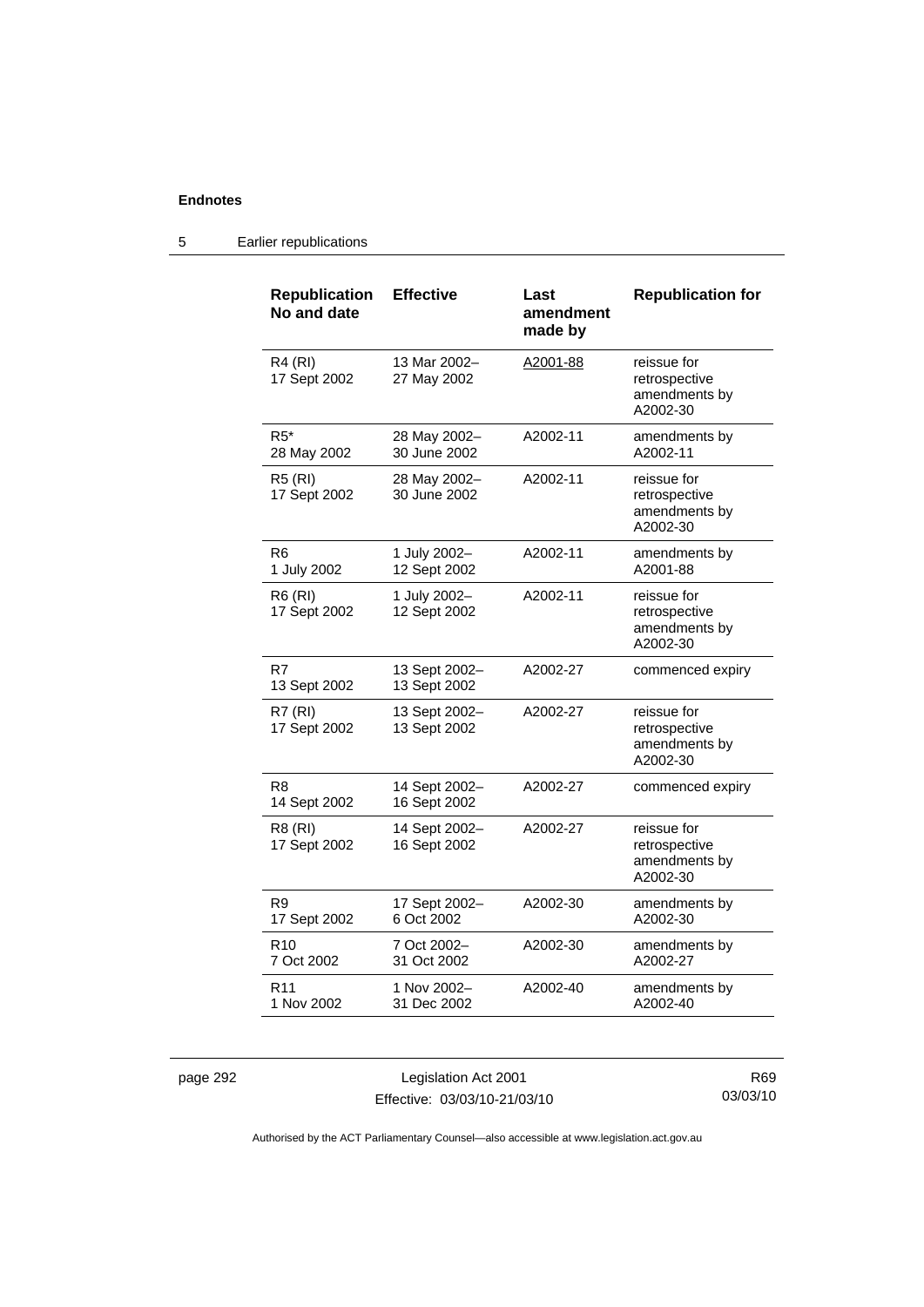## 5 Earlier republications

| Republication No and date | Effective | Last amendment made by | Republication for |
|---|---|---|---|
| R4 (RI) 17 Sept 2002 | 13 Mar 2002– 27 May 2002 | A2001-88 | reissue for retrospective amendments by A2002-30 |
| R5* 28 May 2002 | 28 May 2002– 30 June 2002 | A2002-11 | amendments by A2002-11 |
| R5 (RI) 17 Sept 2002 | 28 May 2002– 30 June 2002 | A2002-11 | reissue for retrospective amendments by A2002-30 |
| R6 1 July 2002 | 1 July 2002– 12 Sept 2002 | A2002-11 | amendments by A2001-88 |
| R6 (RI) 17 Sept 2002 | 1 July 2002– 12 Sept 2002 | A2002-11 | reissue for retrospective amendments by A2002-30 |
| R7 13 Sept 2002 | 13 Sept 2002– 13 Sept 2002 | A2002-27 | commenced expiry |
| R7 (RI) 17 Sept 2002 | 13 Sept 2002– 13 Sept 2002 | A2002-27 | reissue for retrospective amendments by A2002-30 |
| R8 14 Sept 2002 | 14 Sept 2002– 16 Sept 2002 | A2002-27 | commenced expiry |
| R8 (RI) 17 Sept 2002 | 14 Sept 2002– 16 Sept 2002 | A2002-27 | reissue for retrospective amendments by A2002-30 |
| R9 17 Sept 2002 | 17 Sept 2002– 6 Oct 2002 | A2002-30 | amendments by A2002-30 |
| R10 7 Oct 2002 | 7 Oct 2002– 31 Oct 2002 | A2002-30 | amendments by A2002-27 |
| R11 1 Nov 2002 | 1 Nov 2002– 31 Dec 2002 | A2002-40 | amendments by A2002-40 |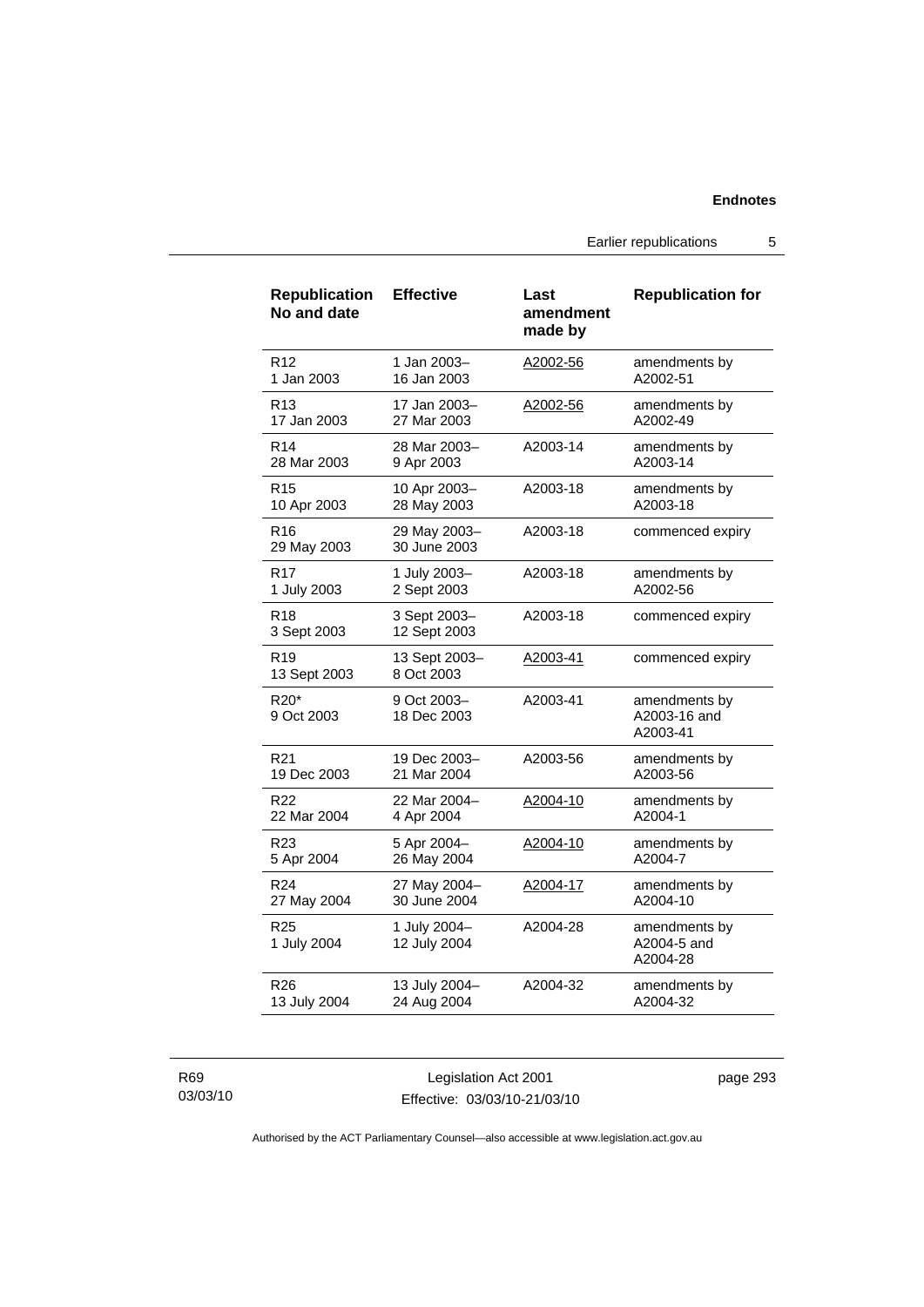| Republication No and date | Effective | Last amendment made by | Republication for |
|---|---|---|---|
| R12<br>1 Jan 2003 | 1 Jan 2003–<br>16 Jan 2003 | A2002-56 | amendments by<br>A2002-51 |
| R13<br>17 Jan 2003 | 17 Jan 2003–<br>27 Mar 2003 | A2002-56 | amendments by<br>A2002-49 |
| R14<br>28 Mar 2003 | 28 Mar 2003–<br>9 Apr 2003 | A2003-14 | amendments by<br>A2003-14 |
| R15<br>10 Apr 2003 | 10 Apr 2003–<br>28 May 2003 | A2003-18 | amendments by<br>A2003-18 |
| R16<br>29 May 2003 | 29 May 2003–<br>30 June 2003 | A2003-18 | commenced expiry |
| R17<br>1 July 2003 | 1 July 2003–<br>2 Sept 2003 | A2003-18 | amendments by<br>A2002-56 |
| R18<br>3 Sept 2003 | 3 Sept 2003–<br>12 Sept 2003 | A2003-18 | commenced expiry |
| R19<br>13 Sept 2003 | 13 Sept 2003–<br>8 Oct 2003 | A2003-41 | commenced expiry |
| R20*<br>9 Oct 2003 | 9 Oct 2003–<br>18 Dec 2003 | A2003-41 | amendments by<br>A2003-16 and<br>A2003-41 |
| R21<br>19 Dec 2003 | 19 Dec 2003–<br>21 Mar 2004 | A2003-56 | amendments by<br>A2003-56 |
| R22<br>22 Mar 2004 | 22 Mar 2004–<br>4 Apr 2004 | A2004-10 | amendments by<br>A2004-1 |
| R23<br>5 Apr 2004 | 5 Apr 2004–<br>26 May 2004 | A2004-10 | amendments by<br>A2004-7 |
| R24<br>27 May 2004 | 27 May 2004–<br>30 June 2004 | A2004-17 | amendments by<br>A2004-10 |
| R25<br>1 July 2004 | 1 July 2004–<br>12 July 2004 | A2004-28 | amendments by<br>A2004-5 and<br>A2004-28 |
| R26<br>13 July 2004 | 13 July 2004–<br>24 Aug 2004 | A2004-32 | amendments by<br>A2004-32 |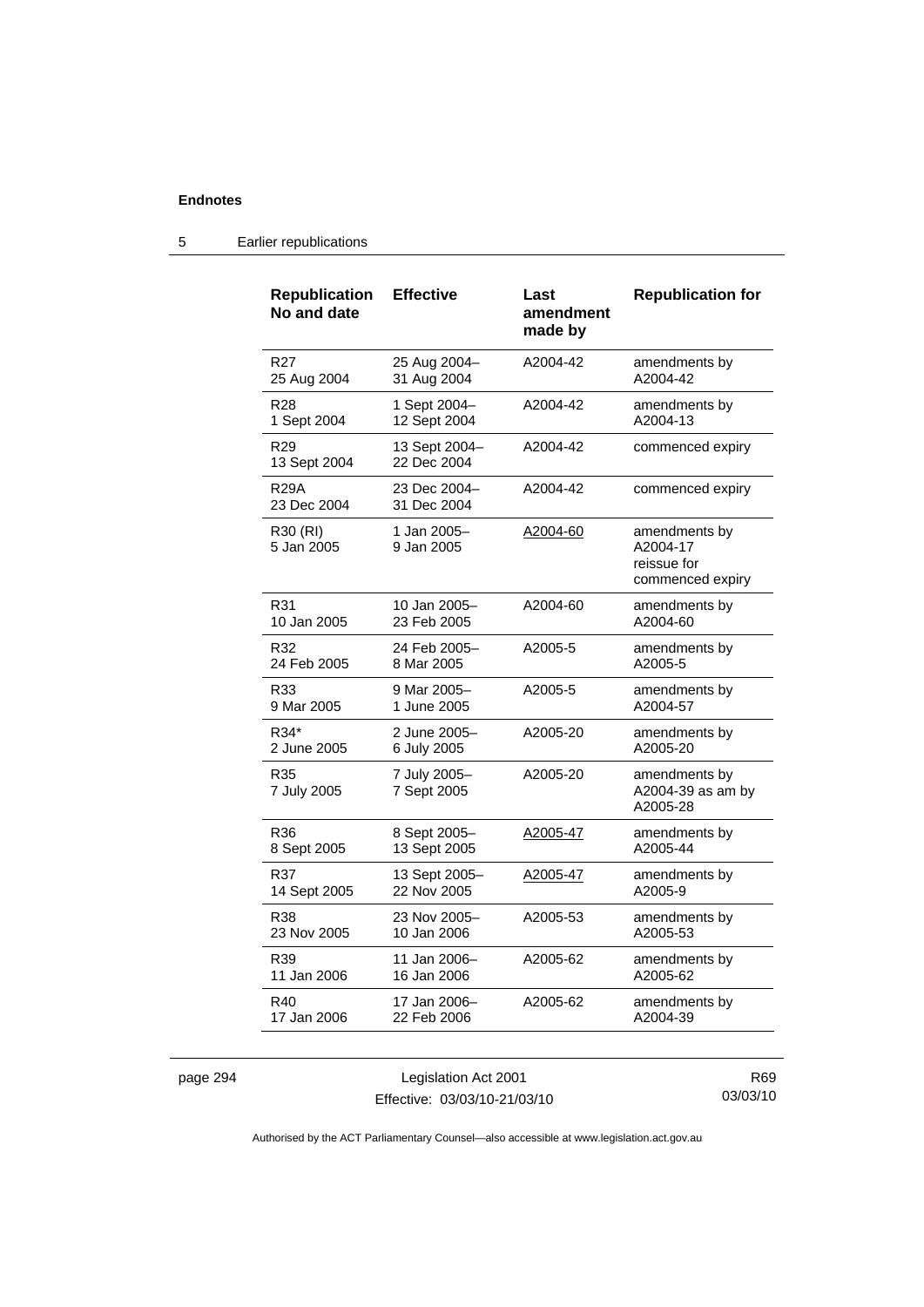## 5 Earlier republications

| Republication No and date | Effective | Last amendment made by | Republication for |
|---|---|---|---|
| R27<br>25 Aug 2004 | 25 Aug 2004–<br>31 Aug 2004 | A2004-42 | amendments by A2004-42 |
| R28<br>1 Sept 2004 | 1 Sept 2004–<br>12 Sept 2004 | A2004-42 | amendments by A2004-13 |
| R29<br>13 Sept 2004 | 13 Sept 2004–<br>22 Dec 2004 | A2004-42 | commenced expiry |
| R29A<br>23 Dec 2004 | 23 Dec 2004–<br>31 Dec 2004 | A2004-42 | commenced expiry |
| R30 (RI)<br>5 Jan 2005 | 1 Jan 2005–<br>9 Jan 2005 | A2004-60 | amendments by A2004-17<br>reissue for commenced expiry |
| R31<br>10 Jan 2005 | 10 Jan 2005–<br>23 Feb 2005 | A2004-60 | amendments by A2004-60 |
| R32<br>24 Feb 2005 | 24 Feb 2005–<br>8 Mar 2005 | A2005-5 | amendments by A2005-5 |
| R33<br>9 Mar 2005 | 9 Mar 2005–<br>1 June 2005 | A2005-5 | amendments by A2004-57 |
| R34*<br>2 June 2005 | 2 June 2005–<br>6 July 2005 | A2005-20 | amendments by A2005-20 |
| R35<br>7 July 2005 | 7 July 2005–<br>7 Sept 2005 | A2005-20 | amendments by A2004-39 as am by A2005-28 |
| R36<br>8 Sept 2005 | 8 Sept 2005–<br>13 Sept 2005 | A2005-47 | amendments by A2005-44 |
| R37<br>14 Sept 2005 | 13 Sept 2005–<br>22 Nov 2005 | A2005-47 | amendments by A2005-9 |
| R38<br>23 Nov 2005 | 23 Nov 2005–<br>10 Jan 2006 | A2005-53 | amendments by A2005-53 |
| R39<br>11 Jan 2006 | 11 Jan 2006–<br>16 Jan 2006 | A2005-62 | amendments by A2005-62 |
| R40<br>17 Jan 2006 | 17 Jan 2006–<br>22 Feb 2006 | A2005-62 | amendments by A2004-39 |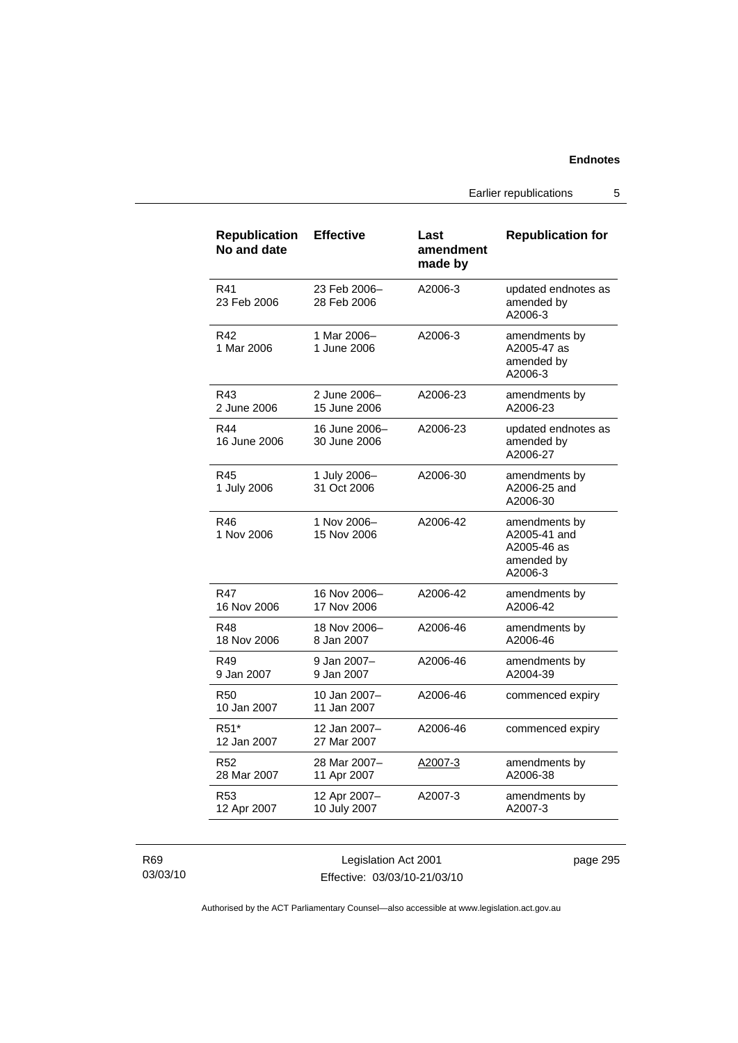| Republication No and date | Effective | Last amendment made by | Republication for |
|---|---|---|---|
| R41<br>23 Feb 2006 | 23 Feb 2006–<br>28 Feb 2006 | A2006-3 | updated endnotes as amended by A2006-3 |
| R42<br>1 Mar 2006 | 1 Mar 2006–<br>1 June 2006 | A2006-3 | amendments by A2005-47 as amended by A2006-3 |
| R43<br>2 June 2006 | 2 June 2006–<br>15 June 2006 | A2006-23 | amendments by A2006-23 |
| R44<br>16 June 2006 | 16 June 2006–<br>30 June 2006 | A2006-23 | updated endnotes as amended by A2006-27 |
| R45<br>1 July 2006 | 1 July 2006–<br>31 Oct 2006 | A2006-30 | amendments by A2006-25 and A2006-30 |
| R46<br>1 Nov 2006 | 1 Nov 2006–<br>15 Nov 2006 | A2006-42 | amendments by A2005-41 and A2005-46 as amended by A2006-3 |
| R47<br>16 Nov 2006 | 16 Nov 2006–<br>17 Nov 2006 | A2006-42 | amendments by A2006-42 |
| R48<br>18 Nov 2006 | 18 Nov 2006–<br>8 Jan 2007 | A2006-46 | amendments by A2006-46 |
| R49<br>9 Jan 2007 | 9 Jan 2007–<br>9 Jan 2007 | A2006-46 | amendments by A2004-39 |
| R50<br>10 Jan 2007 | 10 Jan 2007–<br>11 Jan 2007 | A2006-46 | commenced expiry |
| R51*<br>12 Jan 2007 | 12 Jan 2007–<br>27 Mar 2007 | A2006-46 | commenced expiry |
| R52<br>28 Mar 2007 | 28 Mar 2007–<br>11 Apr 2007 | A2007-3 | amendments by A2006-38 |
| R53<br>12 Apr 2007 | 12 Apr 2007–<br>10 July 2007 | A2007-3 | amendments by A2007-3 |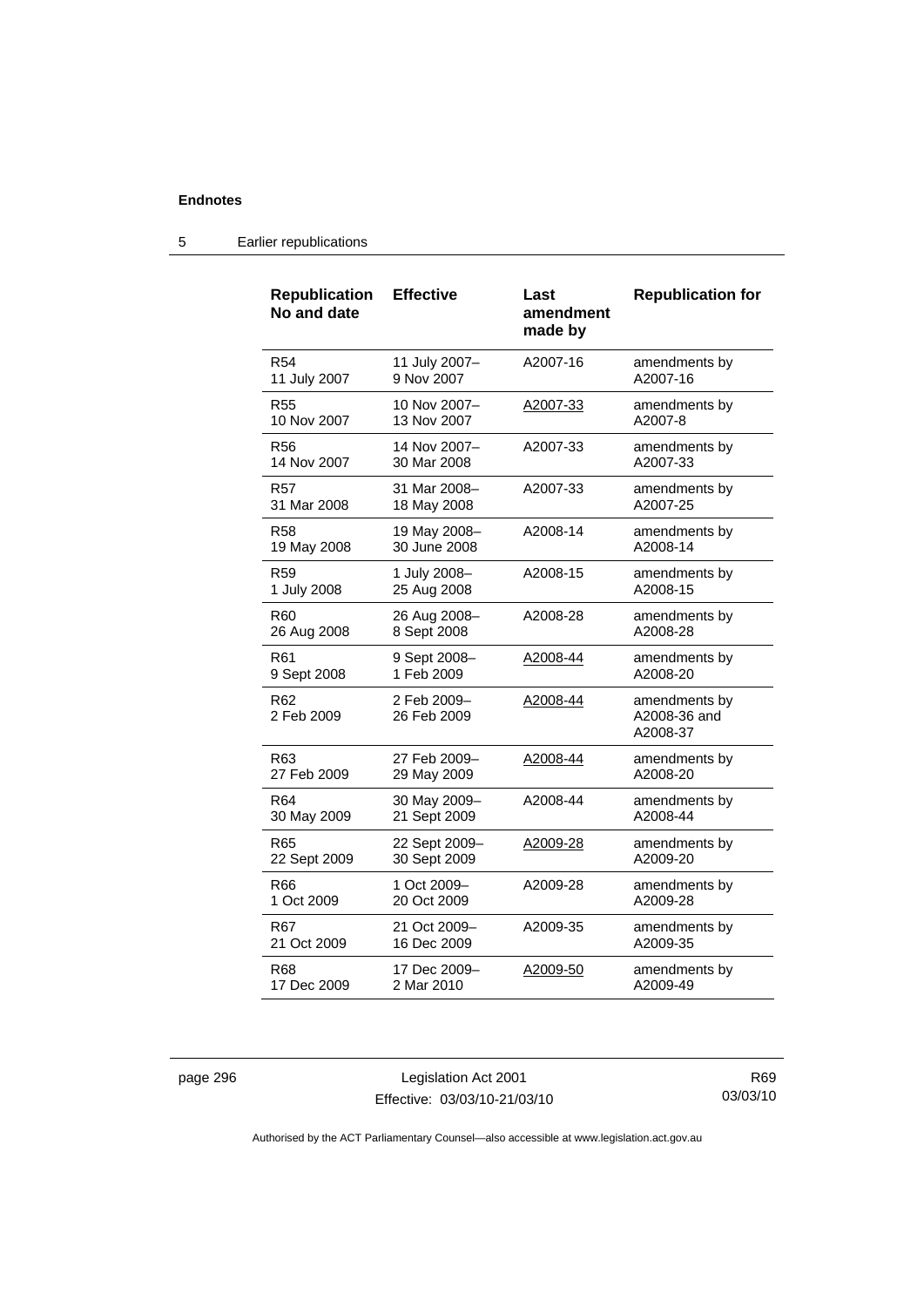## 5 Earlier republications

| Republication No and date | Effective | Last amendment made by | Republication for |
|---|---|---|---|
| R54 11 July 2007 | 11 July 2007– 9 Nov 2007 | A2007-16 | amendments by A2007-16 |
| R55 10 Nov 2007 | 10 Nov 2007– 13 Nov 2007 | A2007-33 | amendments by A2007-8 |
| R56 14 Nov 2007 | 14 Nov 2007– 30 Mar 2008 | A2007-33 | amendments by A2007-33 |
| R57 31 Mar 2008 | 31 Mar 2008– 18 May 2008 | A2007-33 | amendments by A2007-25 |
| R58 19 May 2008 | 19 May 2008– 30 June 2008 | A2008-14 | amendments by A2008-14 |
| R59 1 July 2008 | 1 July 2008– 25 Aug 2008 | A2008-15 | amendments by A2008-15 |
| R60 26 Aug 2008 | 26 Aug 2008– 8 Sept 2008 | A2008-28 | amendments by A2008-28 |
| R61 9 Sept 2008 | 9 Sept 2008– 1 Feb 2009 | A2008-44 | amendments by A2008-20 |
| R62 2 Feb 2009 | 2 Feb 2009– 26 Feb 2009 | A2008-44 | amendments by A2008-36 and A2008-37 |
| R63 27 Feb 2009 | 27 Feb 2009– 29 May 2009 | A2008-44 | amendments by A2008-20 |
| R64 30 May 2009 | 30 May 2009– 21 Sept 2009 | A2008-44 | amendments by A2008-44 |
| R65 22 Sept 2009 | 22 Sept 2009– 30 Sept 2009 | A2009-28 | amendments by A2009-20 |
| R66 1 Oct 2009 | 1 Oct 2009– 20 Oct 2009 | A2009-28 | amendments by A2009-28 |
| R67 21 Oct 2009 | 21 Oct 2009– 16 Dec 2009 | A2009-35 | amendments by A2009-35 |
| R68 17 Dec 2009 | 17 Dec 2009– 2 Mar 2010 | A2009-50 | amendments by A2009-49 |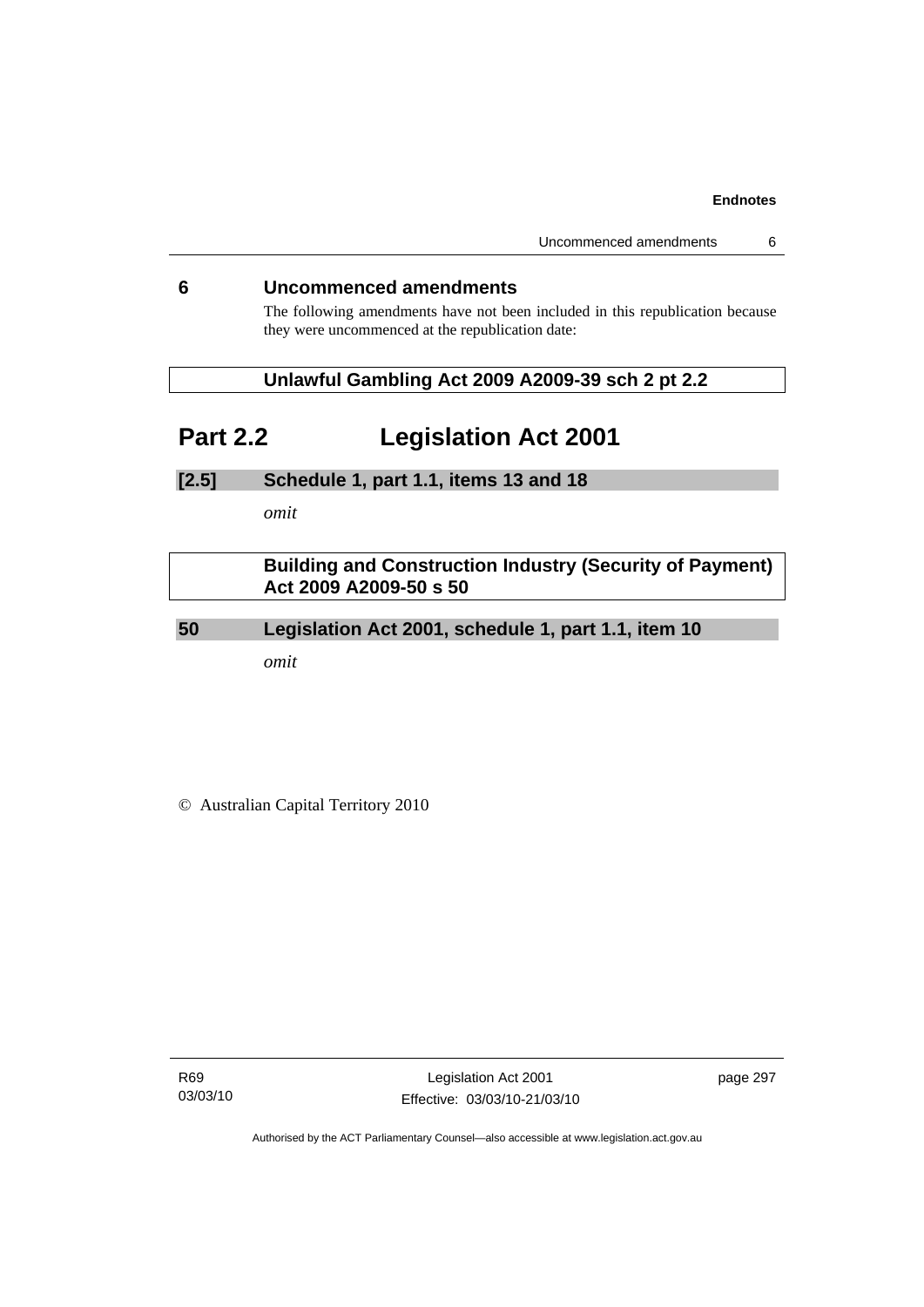## 6 Uncommenced amendments

The following amendments have not been included in this republication because they were uncommenced at the republication date:

**Unlawful Gambling Act 2009 A2009-39 sch 2 pt 2.2**

# Part 2.2 Legislation Act 2001

**[2.5] Schedule 1, part 1.1, items 13 and 18**

*omit*

**Building and Construction Industry (Security of Payment) Act 2009 A2009-50 s 50**

**50 Legislation Act 2001, schedule 1, part 1.1, item 10**

*omit*

© Australian Capital Territory 2010